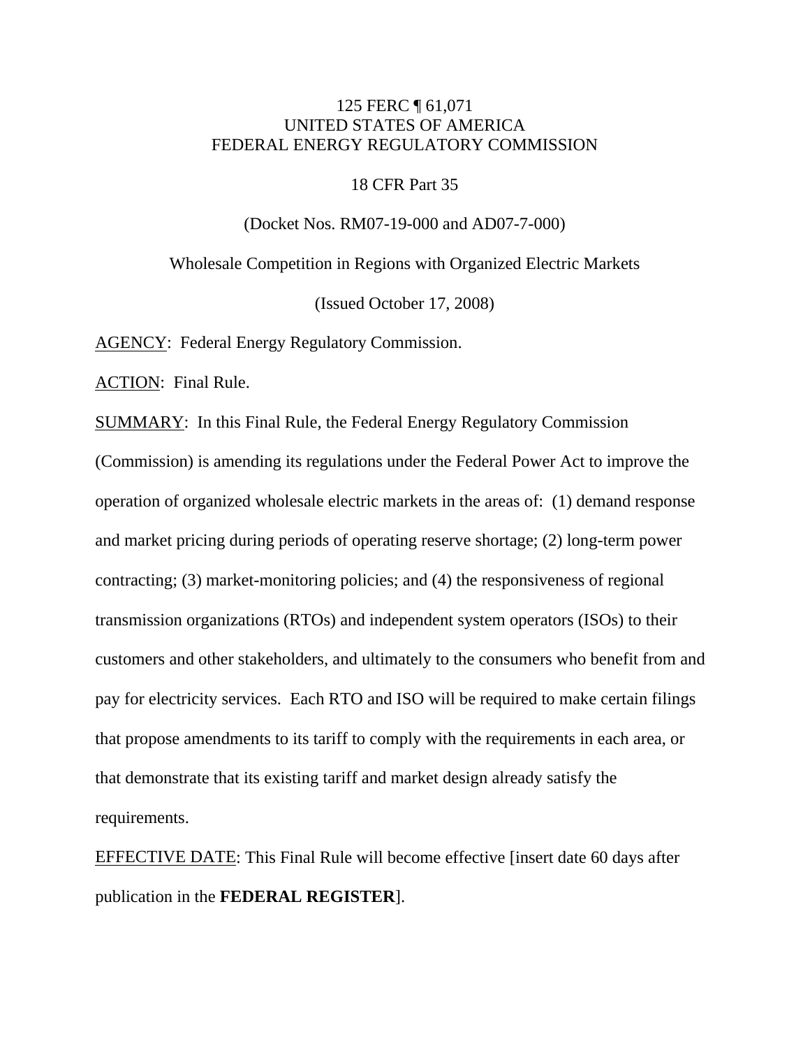125 FERC ¶ 61,071
UNITED STATES OF AMERICA
FEDERAL ENERGY REGULATORY COMMISSION

18 CFR Part 35

(Docket Nos. RM07-19-000 and AD07-7-000)

Wholesale Competition in Regions with Organized Electric Markets

(Issued October 17, 2008)

AGENCY: Federal Energy Regulatory Commission.

ACTION: Final Rule.

SUMMARY: In this Final Rule, the Federal Energy Regulatory Commission (Commission) is amending its regulations under the Federal Power Act to improve the operation of organized wholesale electric markets in the areas of: (1) demand response and market pricing during periods of operating reserve shortage; (2) long-term power contracting; (3) market-monitoring policies; and (4) the responsiveness of regional transmission organizations (RTOs) and independent system operators (ISOs) to their customers and other stakeholders, and ultimately to the consumers who benefit from and pay for electricity services. Each RTO and ISO will be required to make certain filings that propose amendments to its tariff to comply with the requirements in each area, or that demonstrate that its existing tariff and market design already satisfy the requirements.

EFFECTIVE DATE: This Final Rule will become effective [insert date 60 days after publication in the **FEDERAL REGISTER**].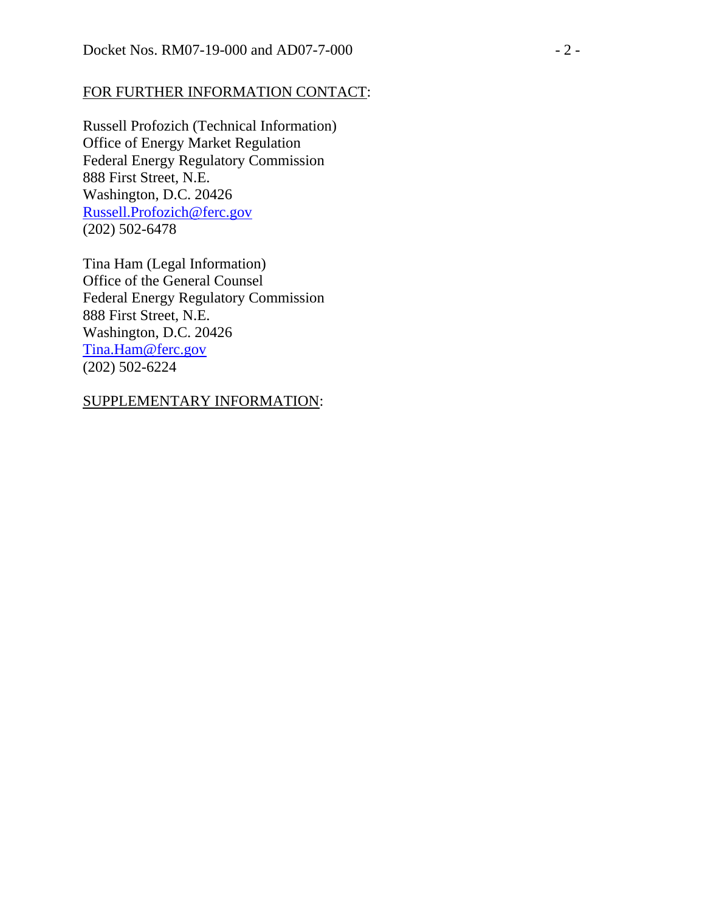FOR FURTHER INFORMATION CONTACT:

Russell Profozich (Technical Information)
Office of Energy Market Regulation
Federal Energy Regulatory Commission
888 First Street, N.E.
Washington, D.C. 20426
Russell.Profozich@ferc.gov
(202) 502-6478

Tina Ham (Legal Information)
Office of the General Counsel
Federal Energy Regulatory Commission
888 First Street, N.E.
Washington, D.C. 20426
Tina.Ham@ferc.gov
(202) 502-6224

SUPPLEMENTARY INFORMATION: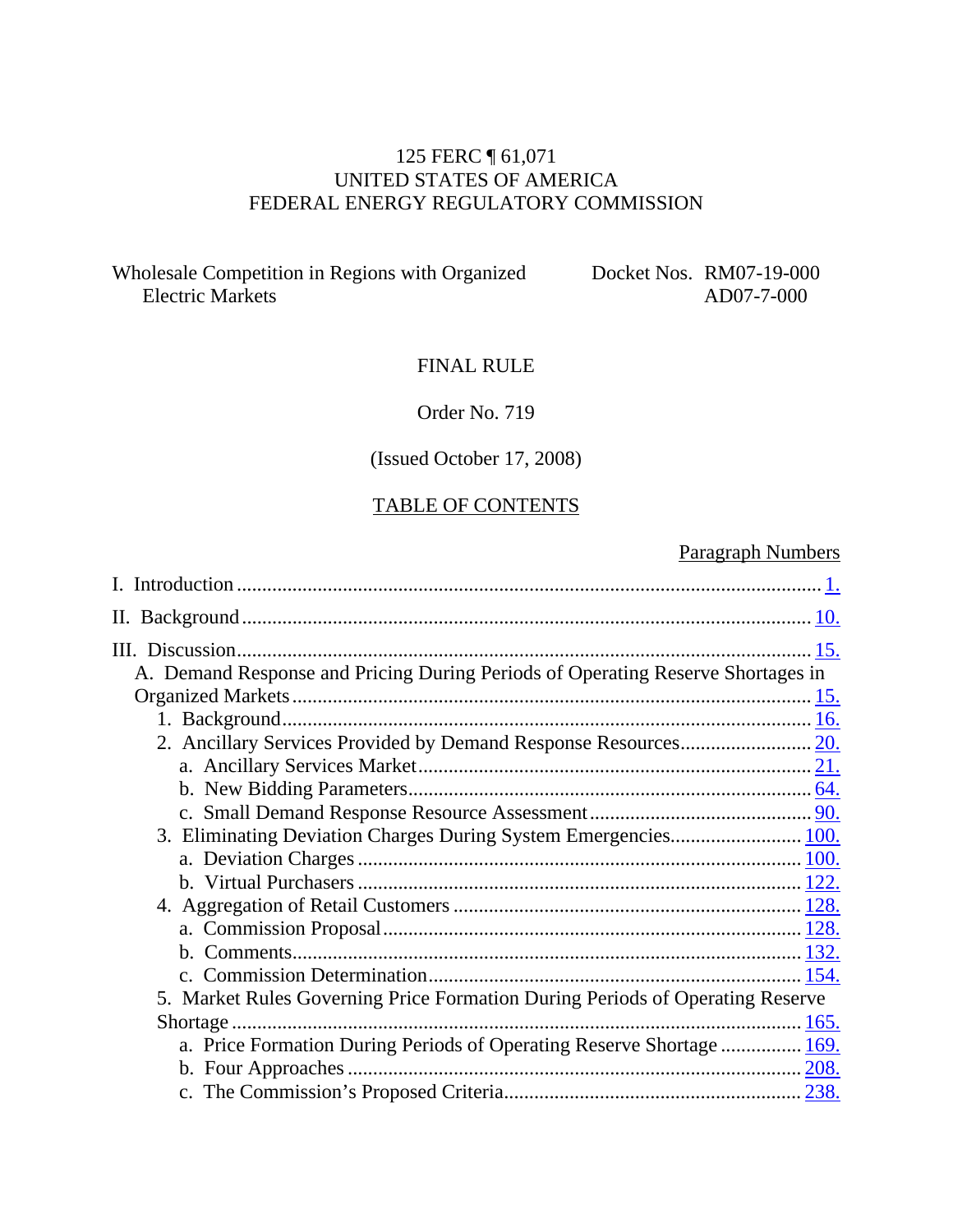125 FERC ¶ 61,071
UNITED STATES OF AMERICA
FEDERAL ENERGY REGULATORY COMMISSION

Wholesale Competition in Regions with Organized Electric Markets — Docket Nos. RM07-19-000, AD07-7-000

FINAL RULE

Order No. 719

(Issued October 17, 2008)

TABLE OF CONTENTS

| | Paragraph Numbers |
|---|---|
| I. Introduction | 1. |
| II. Background | 10. |
| III. Discussion | 15. |
| A. Demand Response and Pricing During Periods of Operating Reserve Shortages in Organized Markets | 15. |
| 1. Background | 16. |
| 2. Ancillary Services Provided by Demand Response Resources | 20. |
| a. Ancillary Services Market | 21. |
| b. New Bidding Parameters | 64. |
| c. Small Demand Response Resource Assessment | 90. |
| 3. Eliminating Deviation Charges During System Emergencies | 100. |
| a. Deviation Charges | 100. |
| b. Virtual Purchasers | 122. |
| 4. Aggregation of Retail Customers | 128. |
| a. Commission Proposal | 128. |
| b. Comments | 132. |
| c. Commission Determination | 154. |
| 5. Market Rules Governing Price Formation During Periods of Operating Reserve Shortage | 165. |
| a. Price Formation During Periods of Operating Reserve Shortage | 169. |
| b. Four Approaches | 208. |
| c. The Commission's Proposed Criteria | 238. |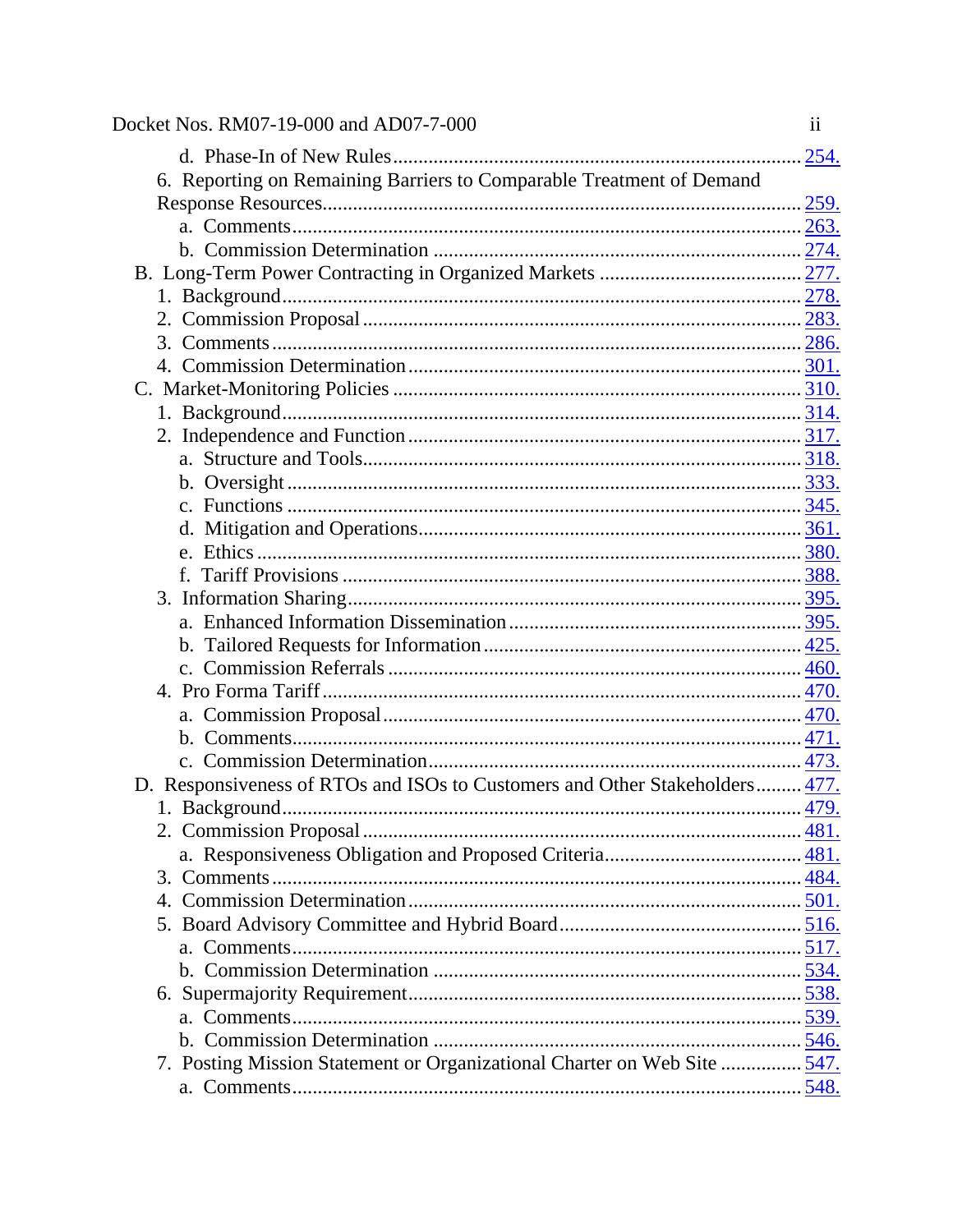d. Phase-In of New Rules ........................................................................ 254.

6. Reporting on Remaining Barriers to Comparable Treatment of Demand Response Resources ........................................................................ 259.

a. Comments ........................................................................ 263.

b. Commission Determination ........................................................................ 274.

B. Long-Term Power Contracting in Organized Markets ........................................ 277.

1. Background ........................................................................ 278.

2. Commission Proposal ........................................................................ 283.

3. Comments ........................................................................ 286.

4. Commission Determination ........................................................................ 301.

C. Market-Monitoring Policies ........................................................................ 310.

1. Background ........................................................................ 314.

2. Independence and Function ........................................................................ 317.

a. Structure and Tools ........................................................................ 318.

b. Oversight ........................................................................ 333.

c. Functions ........................................................................ 345.

d. Mitigation and Operations ........................................................................ 361.

e. Ethics ........................................................................ 380.

f. Tariff Provisions ........................................................................ 388.

3. Information Sharing ........................................................................ 395.

a. Enhanced Information Dissemination ........................................................ 395.

b. Tailored Requests for Information ........................................................ 425.

c. Commission Referrals ........................................................................ 460.

4. Pro Forma Tariff ........................................................................ 470.

a. Commission Proposal ........................................................................ 470.

b. Comments ........................................................................ 471.

c. Commission Determination ........................................................................ 473.

D. Responsiveness of RTOs and ISOs to Customers and Other Stakeholders ......... 477.

1. Background ........................................................................ 479.

2. Commission Proposal ........................................................................ 481.

a. Responsiveness Obligation and Proposed Criteria ...................................... 481.

3. Comments ........................................................................ 484.

4. Commission Determination ........................................................................ 501.

5. Board Advisory Committee and Hybrid Board ............................................... 516.

a. Comments ........................................................................ 517.

b. Commission Determination ........................................................................ 534.

6. Supermajority Requirement ........................................................................ 538.

a. Comments ........................................................................ 539.

b. Commission Determination ........................................................................ 546.

7. Posting Mission Statement or Organizational Charter on Web Site ................ 547.

a. Comments ........................................................................ 548.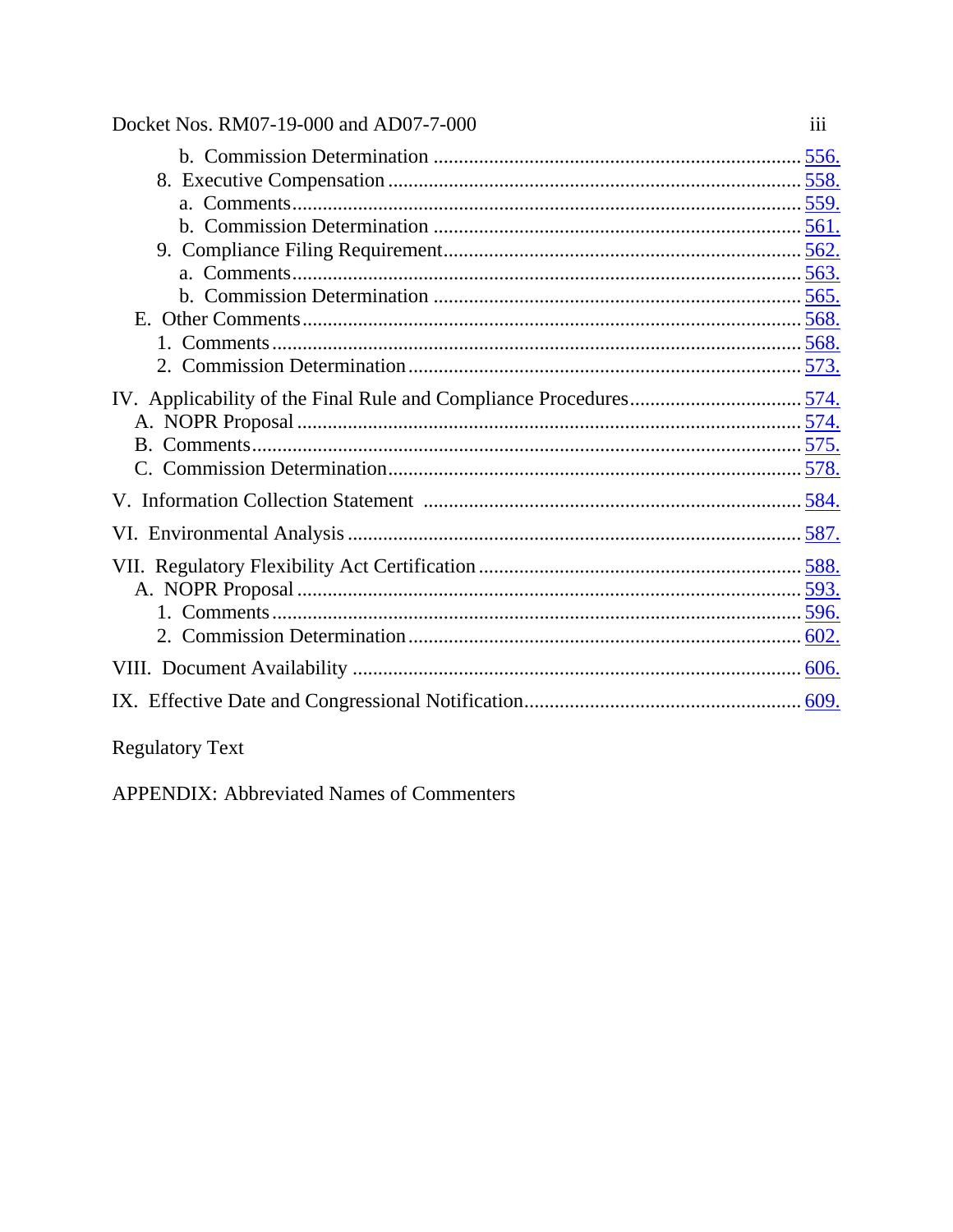- b. Commission Determination ........................................................................ 556.
- 8. Executive Compensation ................................................................................ 558.
  - a. Comments................................................................................................... 559.
  - b. Commission Determination ........................................................................ 561.
- 9. Compliance Filing Requirement...................................................................... 562.
  - a. Comments................................................................................................... 563.
  - b. Commission Determination ........................................................................ 565.
- E. Other Comments................................................................................................. 568.
  - 1. Comments....................................................................................................... 568.
  - 2. Commission Determination ............................................................................ 573.

IV. Applicability of the Final Rule and Compliance Procedures................................. 574.
- A. NOPR Proposal .................................................................................................. 574.
- B. Comments........................................................................................................... 575.
- C. Commission Determination................................................................................ 578.

V. Information Collection Statement .......................................................................... 584.

VI. Environmental Analysis ......................................................................................... 587.

VII. Regulatory Flexibility Act Certification............................................................... 588.
- A. NOPR Proposal .................................................................................................. 593.
  - 1. Comments....................................................................................................... 596.
  - 2. Commission Determination ............................................................................ 602.

VIII. Document Availability ....................................................................................... 606.

IX. Effective Date and Congressional Notification..................................................... 609.

Regulatory Text

APPENDIX: Abbreviated Names of Commenters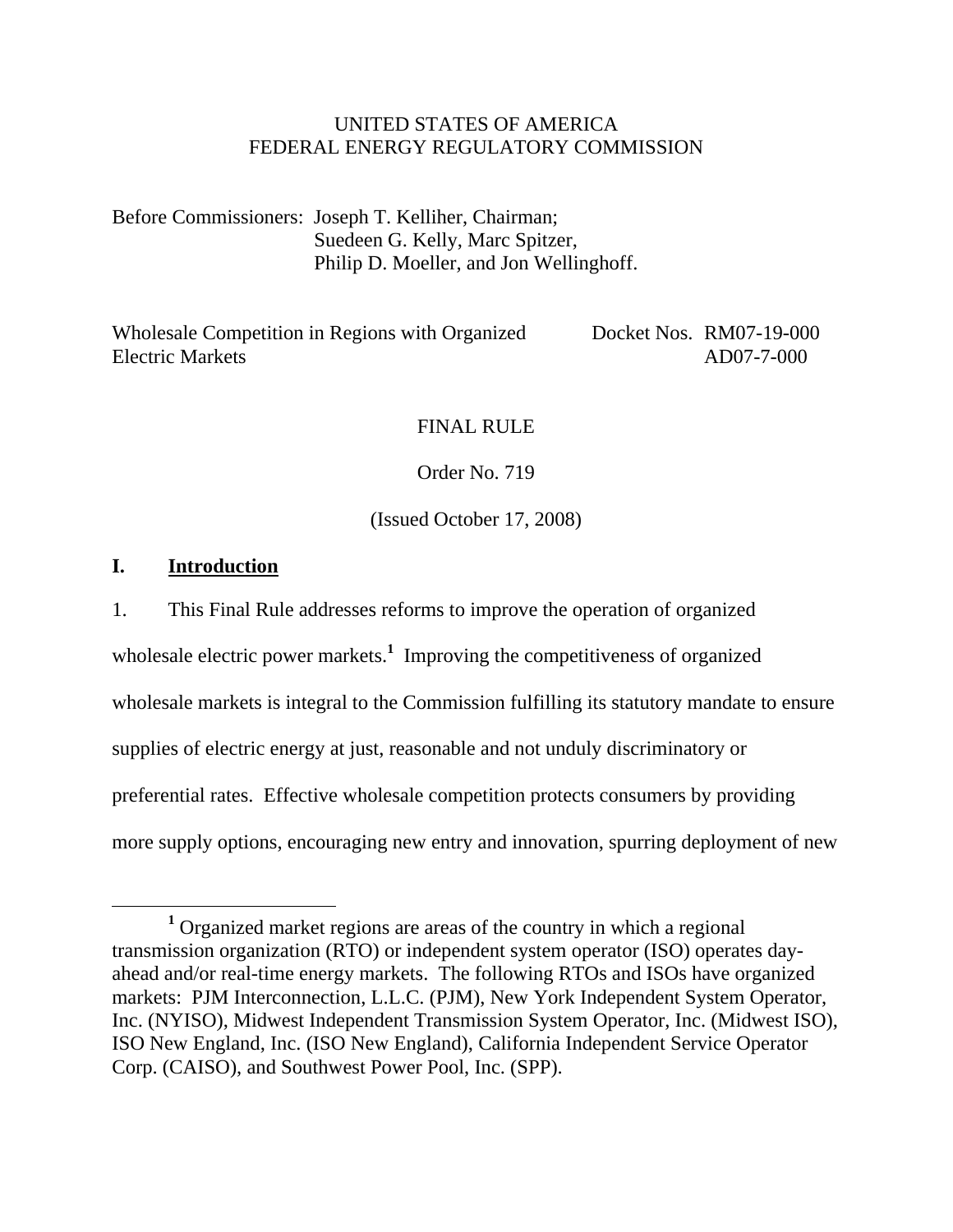UNITED STATES OF AMERICA
FEDERAL ENERGY REGULATORY COMMISSION

Before Commissioners: Joseph T. Kelliher, Chairman;
Suedeen G. Kelly, Marc Spitzer,
Philip D. Moeller, and Jon Wellinghoff.

Wholesale Competition in Regions with Organized Electric Markets — Docket Nos. RM07-19-000, AD07-7-000

FINAL RULE

Order No. 719

(Issued October 17, 2008)

## I. Introduction

1. This Final Rule addresses reforms to improve the operation of organized wholesale electric power markets.[1] Improving the competitiveness of organized wholesale markets is integral to the Commission fulfilling its statutory mandate to ensure supplies of electric energy at just, reasonable and not unduly discriminatory or preferential rates. Effective wholesale competition protects consumers by providing more supply options, encouraging new entry and innovation, spurring deployment of new

[1] Organized market regions are areas of the country in which a regional transmission organization (RTO) or independent system operator (ISO) operates day-ahead and/or real-time energy markets. The following RTOs and ISOs have organized markets: PJM Interconnection, L.L.C. (PJM), New York Independent System Operator, Inc. (NYISO), Midwest Independent Transmission System Operator, Inc. (Midwest ISO), ISO New England, Inc. (ISO New England), California Independent Service Operator Corp. (CAISO), and Southwest Power Pool, Inc. (SPP).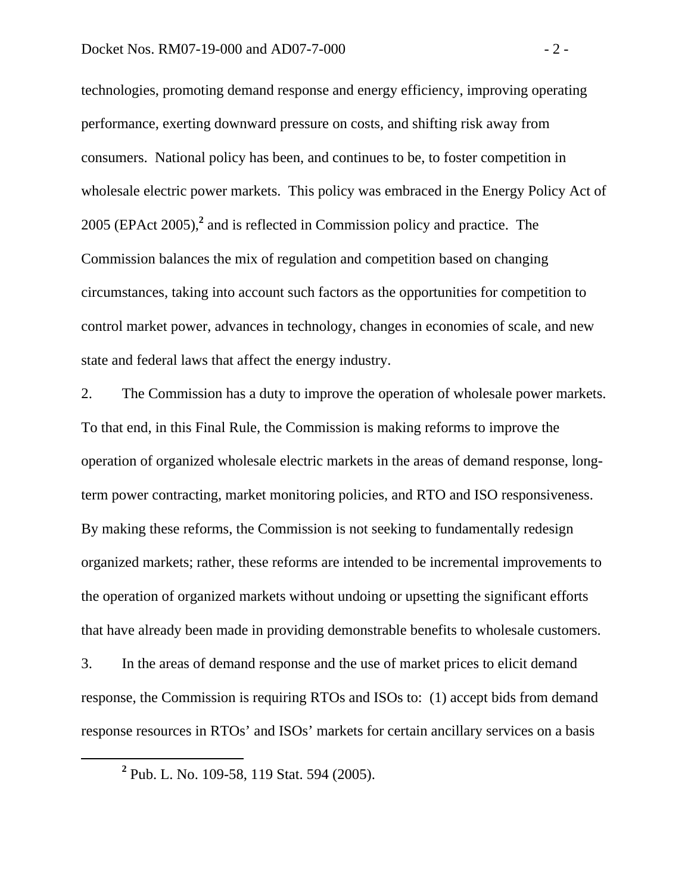technologies, promoting demand response and energy efficiency, improving operating performance, exerting downward pressure on costs, and shifting risk away from consumers. National policy has been, and continues to be, to foster competition in wholesale electric power markets. This policy was embraced in the Energy Policy Act of 2005 (EPAct 2005),[2] and is reflected in Commission policy and practice. The Commission balances the mix of regulation and competition based on changing circumstances, taking into account such factors as the opportunities for competition to control market power, advances in technology, changes in economies of scale, and new state and federal laws that affect the energy industry.

2. The Commission has a duty to improve the operation of wholesale power markets. To that end, in this Final Rule, the Commission is making reforms to improve the operation of organized wholesale electric markets in the areas of demand response, long-term power contracting, market monitoring policies, and RTO and ISO responsiveness. By making these reforms, the Commission is not seeking to fundamentally redesign organized markets; rather, these reforms are intended to be incremental improvements to the operation of organized markets without undoing or upsetting the significant efforts that have already been made in providing demonstrable benefits to wholesale customers.

3. In the areas of demand response and the use of market prices to elicit demand response, the Commission is requiring RTOs and ISOs to: (1) accept bids from demand response resources in RTOs' and ISOs' markets for certain ancillary services on a basis

[2] Pub. L. No. 109-58, 119 Stat. 594 (2005).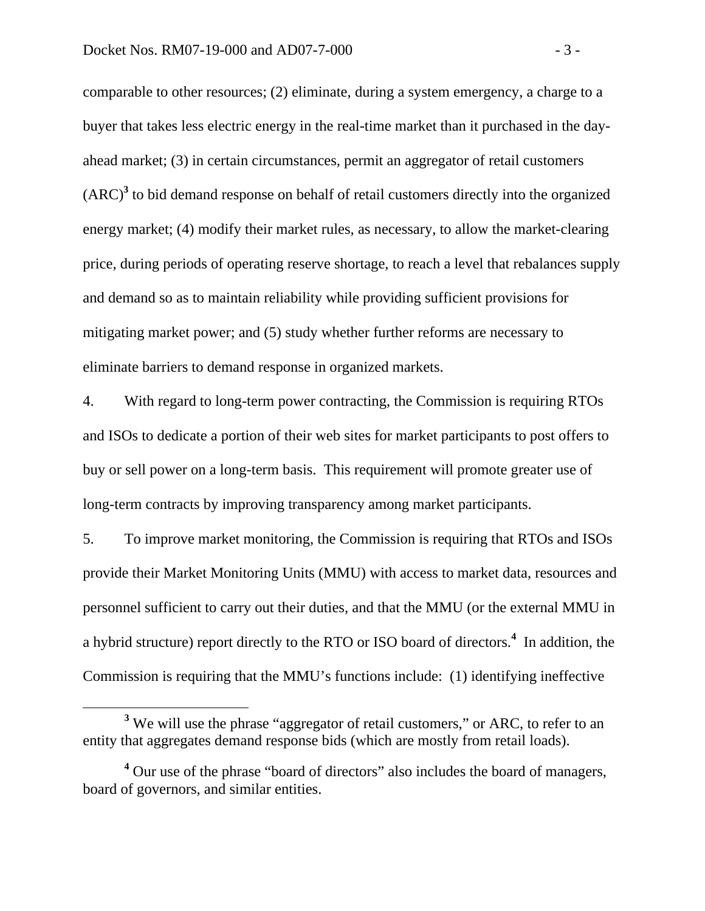comparable to other resources; (2) eliminate, during a system emergency, a charge to a buyer that takes less electric energy in the real-time market than it purchased in the day-ahead market; (3) in certain circumstances, permit an aggregator of retail customers (ARC)[3] to bid demand response on behalf of retail customers directly into the organized energy market; (4) modify their market rules, as necessary, to allow the market-clearing price, during periods of operating reserve shortage, to reach a level that rebalances supply and demand so as to maintain reliability while providing sufficient provisions for mitigating market power; and (5) study whether further reforms are necessary to eliminate barriers to demand response in organized markets.

4. With regard to long-term power contracting, the Commission is requiring RTOs and ISOs to dedicate a portion of their web sites for market participants to post offers to buy or sell power on a long-term basis. This requirement will promote greater use of long-term contracts by improving transparency among market participants.

5. To improve market monitoring, the Commission is requiring that RTOs and ISOs provide their Market Monitoring Units (MMU) with access to market data, resources and personnel sufficient to carry out their duties, and that the MMU (or the external MMU in a hybrid structure) report directly to the RTO or ISO board of directors.[4] In addition, the Commission is requiring that the MMU's functions include: (1) identifying ineffective

[3] We will use the phrase "aggregator of retail customers," or ARC, to refer to an entity that aggregates demand response bids (which are mostly from retail loads).

[4] Our use of the phrase "board of directors" also includes the board of managers, board of governors, and similar entities.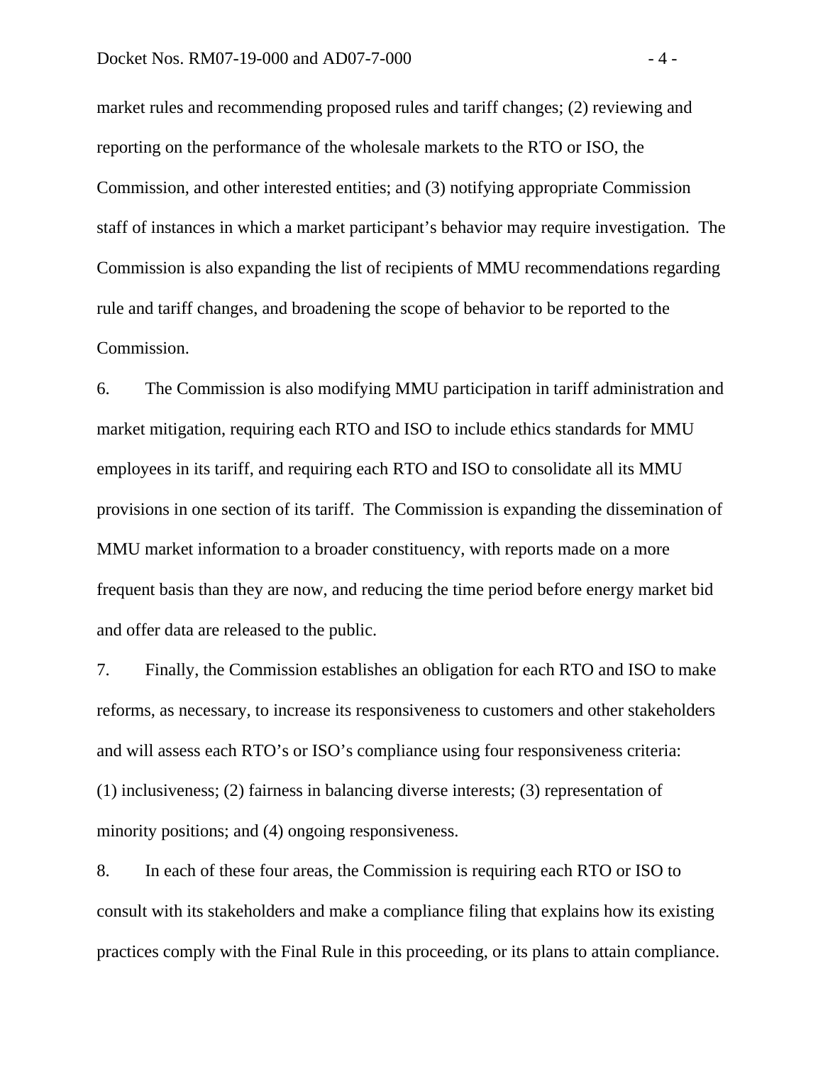market rules and recommending proposed rules and tariff changes; (2) reviewing and reporting on the performance of the wholesale markets to the RTO or ISO, the Commission, and other interested entities; and (3) notifying appropriate Commission staff of instances in which a market participant's behavior may require investigation. The Commission is also expanding the list of recipients of MMU recommendations regarding rule and tariff changes, and broadening the scope of behavior to be reported to the Commission.

6. The Commission is also modifying MMU participation in tariff administration and market mitigation, requiring each RTO and ISO to include ethics standards for MMU employees in its tariff, and requiring each RTO and ISO to consolidate all its MMU provisions in one section of its tariff. The Commission is expanding the dissemination of MMU market information to a broader constituency, with reports made on a more frequent basis than they are now, and reducing the time period before energy market bid and offer data are released to the public.

7. Finally, the Commission establishes an obligation for each RTO and ISO to make reforms, as necessary, to increase its responsiveness to customers and other stakeholders and will assess each RTO's or ISO's compliance using four responsiveness criteria: (1) inclusiveness; (2) fairness in balancing diverse interests; (3) representation of minority positions; and (4) ongoing responsiveness.

8. In each of these four areas, the Commission is requiring each RTO or ISO to consult with its stakeholders and make a compliance filing that explains how its existing practices comply with the Final Rule in this proceeding, or its plans to attain compliance.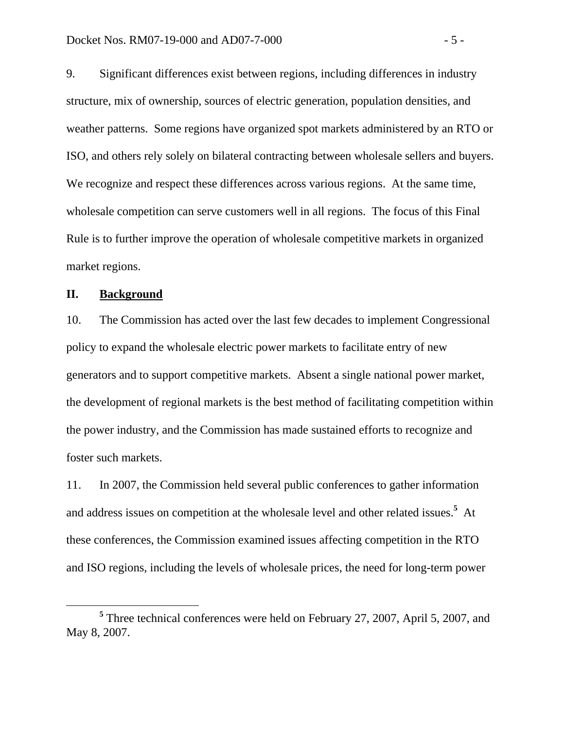9. Significant differences exist between regions, including differences in industry structure, mix of ownership, sources of electric generation, population densities, and weather patterns. Some regions have organized spot markets administered by an RTO or ISO, and others rely solely on bilateral contracting between wholesale sellers and buyers. We recognize and respect these differences across various regions. At the same time, wholesale competition can serve customers well in all regions. The focus of this Final Rule is to further improve the operation of wholesale competitive markets in organized market regions.

## II. Background

10. The Commission has acted over the last few decades to implement Congressional policy to expand the wholesale electric power markets to facilitate entry of new generators and to support competitive markets. Absent a single national power market, the development of regional markets is the best method of facilitating competition within the power industry, and the Commission has made sustained efforts to recognize and foster such markets.

11. In 2007, the Commission held several public conferences to gather information and address issues on competition at the wholesale level and other related issues.[5] At these conferences, the Commission examined issues affecting competition in the RTO and ISO regions, including the levels of wholesale prices, the need for long-term power

[5] Three technical conferences were held on February 27, 2007, April 5, 2007, and May 8, 2007.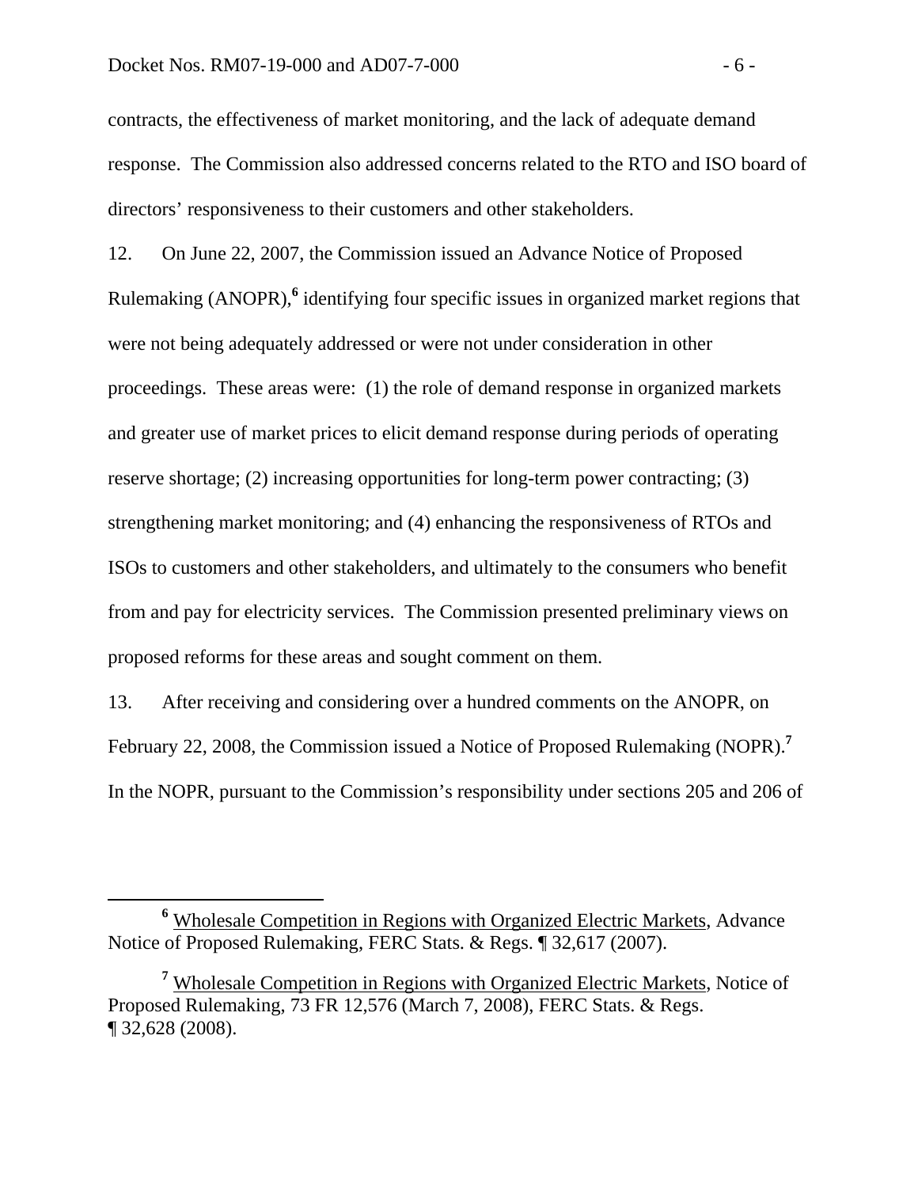contracts, the effectiveness of market monitoring, and the lack of adequate demand response. The Commission also addressed concerns related to the RTO and ISO board of directors' responsiveness to their customers and other stakeholders.

12. On June 22, 2007, the Commission issued an Advance Notice of Proposed Rulemaking (ANOPR),[6] identifying four specific issues in organized market regions that were not being adequately addressed or were not under consideration in other proceedings. These areas were: (1) the role of demand response in organized markets and greater use of market prices to elicit demand response during periods of operating reserve shortage; (2) increasing opportunities for long-term power contracting; (3) strengthening market monitoring; and (4) enhancing the responsiveness of RTOs and ISOs to customers and other stakeholders, and ultimately to the consumers who benefit from and pay for electricity services. The Commission presented preliminary views on proposed reforms for these areas and sought comment on them.

13. After receiving and considering over a hundred comments on the ANOPR, on February 22, 2008, the Commission issued a Notice of Proposed Rulemaking (NOPR).[7] In the NOPR, pursuant to the Commission's responsibility under sections 205 and 206 of

---

[6] Wholesale Competition in Regions with Organized Electric Markets, Advance Notice of Proposed Rulemaking, FERC Stats. & Regs. ¶ 32,617 (2007).

[7] Wholesale Competition in Regions with Organized Electric Markets, Notice of Proposed Rulemaking, 73 FR 12,576 (March 7, 2008), FERC Stats. & Regs. ¶ 32,628 (2008).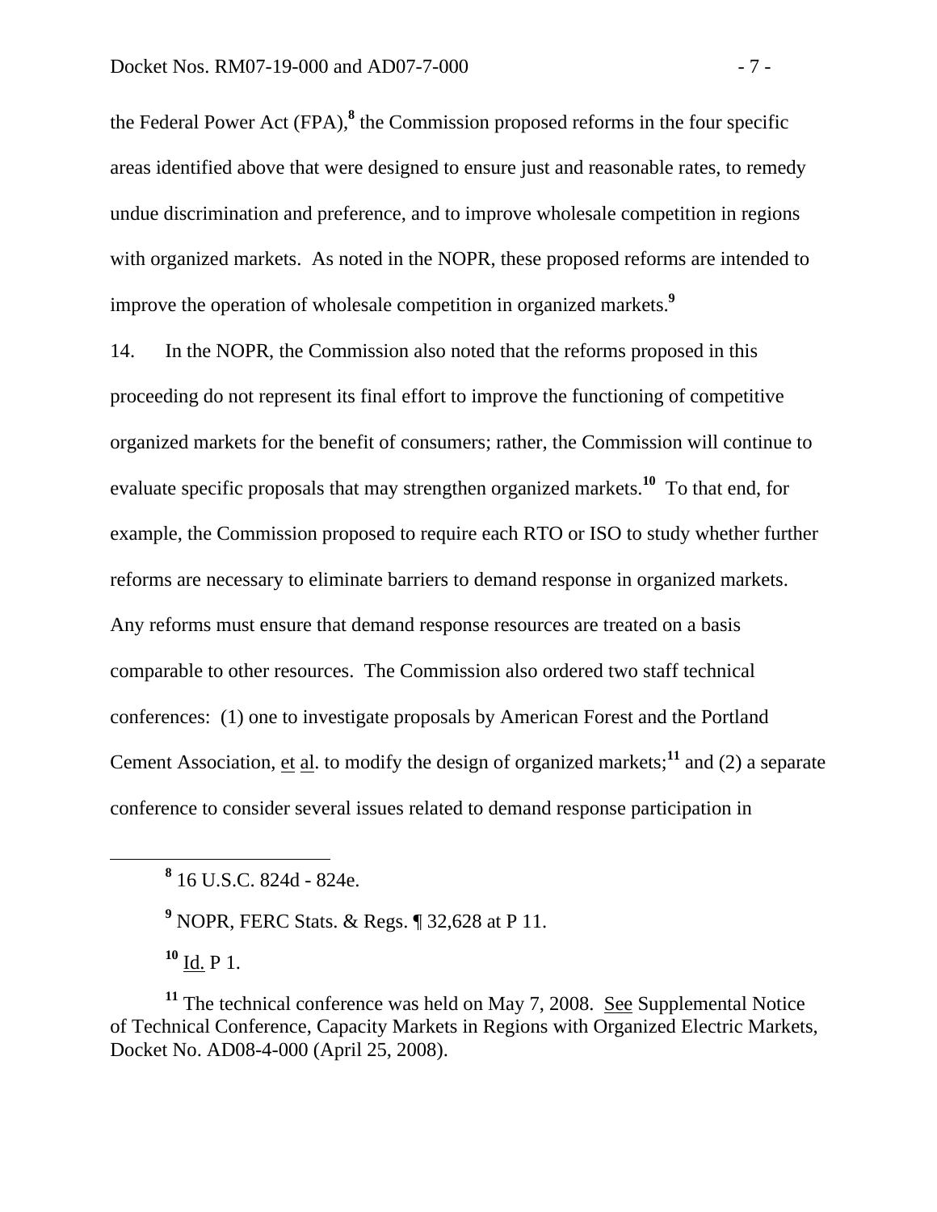the Federal Power Act (FPA),[8] the Commission proposed reforms in the four specific areas identified above that were designed to ensure just and reasonable rates, to remedy undue discrimination and preference, and to improve wholesale competition in regions with organized markets. As noted in the NOPR, these proposed reforms are intended to improve the operation of wholesale competition in organized markets.[9]

14. In the NOPR, the Commission also noted that the reforms proposed in this proceeding do not represent its final effort to improve the functioning of competitive organized markets for the benefit of consumers; rather, the Commission will continue to evaluate specific proposals that may strengthen organized markets.[10] To that end, for example, the Commission proposed to require each RTO or ISO to study whether further reforms are necessary to eliminate barriers to demand response in organized markets. Any reforms must ensure that demand response resources are treated on a basis comparable to other resources. The Commission also ordered two staff technical conferences: (1) one to investigate proposals by American Forest and the Portland Cement Association, et al. to modify the design of organized markets;[11] and (2) a separate conference to consider several issues related to demand response participation in

---

[8] 16 U.S.C. 824d - 824e.

[9] NOPR, FERC Stats. & Regs. ¶ 32,628 at P 11.

[10] Id. P 1.

[11] The technical conference was held on May 7, 2008. See Supplemental Notice of Technical Conference, Capacity Markets in Regions with Organized Electric Markets, Docket No. AD08-4-000 (April 25, 2008).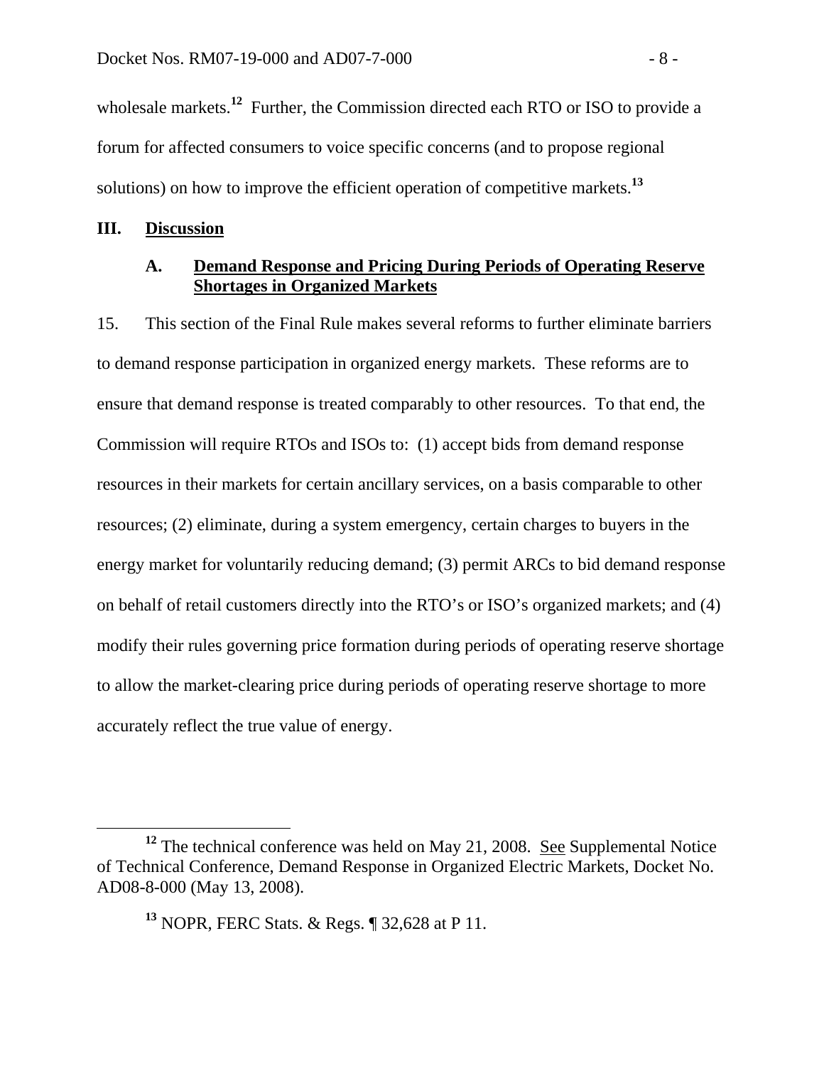wholesale markets.[12] Further, the Commission directed each RTO or ISO to provide a forum for affected consumers to voice specific concerns (and to propose regional solutions) on how to improve the efficient operation of competitive markets.[13]

## III. Discussion

### A. Demand Response and Pricing During Periods of Operating Reserve Shortages in Organized Markets

15. This section of the Final Rule makes several reforms to further eliminate barriers to demand response participation in organized energy markets. These reforms are to ensure that demand response is treated comparably to other resources. To that end, the Commission will require RTOs and ISOs to: (1) accept bids from demand response resources in their markets for certain ancillary services, on a basis comparable to other resources; (2) eliminate, during a system emergency, certain charges to buyers in the energy market for voluntarily reducing demand; (3) permit ARCs to bid demand response on behalf of retail customers directly into the RTO's or ISO's organized markets; and (4) modify their rules governing price formation during periods of operating reserve shortage to allow the market-clearing price during periods of operating reserve shortage to more accurately reflect the true value of energy.

---

[12] The technical conference was held on May 21, 2008. See Supplemental Notice of Technical Conference, Demand Response in Organized Electric Markets, Docket No. AD08-8-000 (May 13, 2008).

[13] NOPR, FERC Stats. & Regs. ¶ 32,628 at P 11.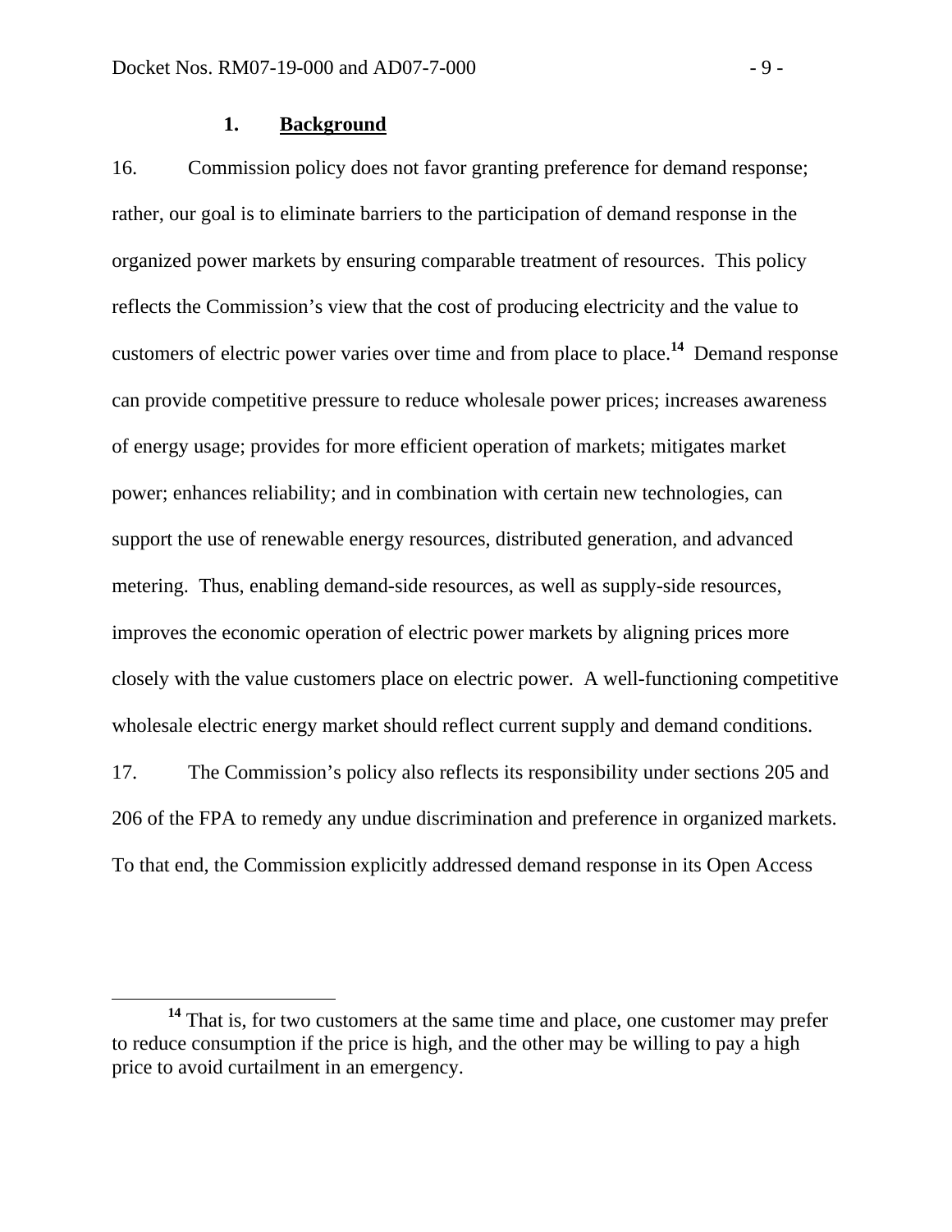### 1. **Background**

16. Commission policy does not favor granting preference for demand response; rather, our goal is to eliminate barriers to the participation of demand response in the organized power markets by ensuring comparable treatment of resources. This policy reflects the Commission's view that the cost of producing electricity and the value to customers of electric power varies over time and from place to place.[14] Demand response can provide competitive pressure to reduce wholesale power prices; increases awareness of energy usage; provides for more efficient operation of markets; mitigates market power; enhances reliability; and in combination with certain new technologies, can support the use of renewable energy resources, distributed generation, and advanced metering. Thus, enabling demand-side resources, as well as supply-side resources, improves the economic operation of electric power markets by aligning prices more closely with the value customers place on electric power. A well-functioning competitive wholesale electric energy market should reflect current supply and demand conditions.

17. The Commission's policy also reflects its responsibility under sections 205 and 206 of the FPA to remedy any undue discrimination and preference in organized markets. To that end, the Commission explicitly addressed demand response in its Open Access

---

[14] That is, for two customers at the same time and place, one customer may prefer to reduce consumption if the price is high, and the other may be willing to pay a high price to avoid curtailment in an emergency.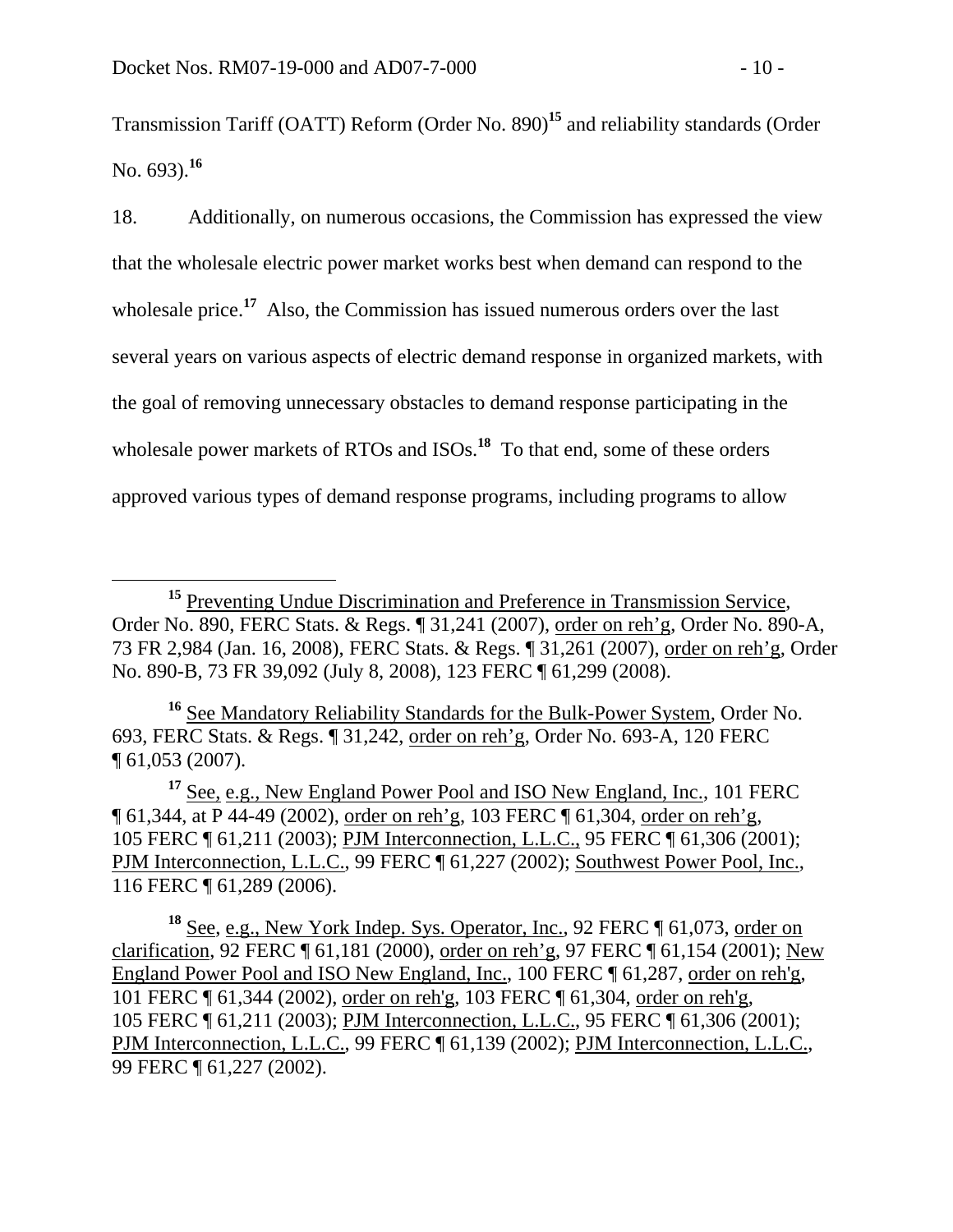Transmission Tariff (OATT) Reform (Order No. 890)[15] and reliability standards (Order No. 693).[16]

18. Additionally, on numerous occasions, the Commission has expressed the view that the wholesale electric power market works best when demand can respond to the wholesale price.[17] Also, the Commission has issued numerous orders over the last several years on various aspects of electric demand response in organized markets, with the goal of removing unnecessary obstacles to demand response participating in the wholesale power markets of RTOs and ISOs.[18] To that end, some of these orders approved various types of demand response programs, including programs to allow

---

[15] Preventing Undue Discrimination and Preference in Transmission Service, Order No. 890, FERC Stats. & Regs. ¶ 31,241 (2007), order on reh'g, Order No. 890-A, 73 FR 2,984 (Jan. 16, 2008), FERC Stats. & Regs. ¶ 31,261 (2007), order on reh'g, Order No. 890-B, 73 FR 39,092 (July 8, 2008), 123 FERC ¶ 61,299 (2008).

[16] See Mandatory Reliability Standards for the Bulk-Power System, Order No. 693, FERC Stats. & Regs. ¶ 31,242, order on reh'g, Order No. 693-A, 120 FERC ¶ 61,053 (2007).

[17] See, e.g., New England Power Pool and ISO New England, Inc., 101 FERC ¶ 61,344, at P 44-49 (2002), order on reh'g, 103 FERC ¶ 61,304, order on reh'g, 105 FERC ¶ 61,211 (2003); PJM Interconnection, L.L.C., 95 FERC ¶ 61,306 (2001); PJM Interconnection, L.L.C., 99 FERC ¶ 61,227 (2002); Southwest Power Pool, Inc., 116 FERC ¶ 61,289 (2006).

[18] See, e.g., New York Indep. Sys. Operator, Inc., 92 FERC ¶ 61,073, order on clarification, 92 FERC ¶ 61,181 (2000), order on reh'g, 97 FERC ¶ 61,154 (2001); New England Power Pool and ISO New England, Inc., 100 FERC ¶ 61,287, order on reh'g, 101 FERC ¶ 61,344 (2002), order on reh'g, 103 FERC ¶ 61,304, order on reh'g, 105 FERC ¶ 61,211 (2003); PJM Interconnection, L.L.C., 95 FERC ¶ 61,306 (2001); PJM Interconnection, L.L.C., 99 FERC ¶ 61,139 (2002); PJM Interconnection, L.L.C., 99 FERC ¶ 61,227 (2002).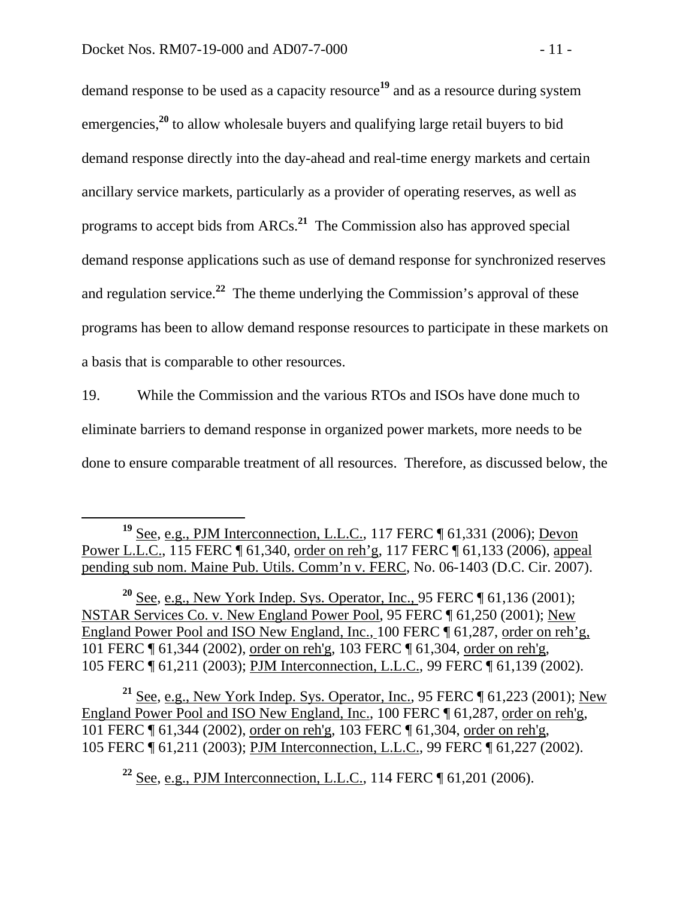demand response to be used as a capacity resource[19] and as a resource during system emergencies,[20] to allow wholesale buyers and qualifying large retail buyers to bid demand response directly into the day-ahead and real-time energy markets and certain ancillary service markets, particularly as a provider of operating reserves, as well as programs to accept bids from ARCs.[21] The Commission also has approved special demand response applications such as use of demand response for synchronized reserves and regulation service.[22] The theme underlying the Commission's approval of these programs has been to allow demand response resources to participate in these markets on a basis that is comparable to other resources.

19. While the Commission and the various RTOs and ISOs have done much to eliminate barriers to demand response in organized power markets, more needs to be done to ensure comparable treatment of all resources. Therefore, as discussed below, the

---

[19] See, e.g., PJM Interconnection, L.L.C., 117 FERC ¶ 61,331 (2006); Devon Power L.L.C., 115 FERC ¶ 61,340, order on reh'g, 117 FERC ¶ 61,133 (2006), appeal pending sub nom. Maine Pub. Utils. Comm'n v. FERC, No. 06-1403 (D.C. Cir. 2007).

[20] See, e.g., New York Indep. Sys. Operator, Inc., 95 FERC ¶ 61,136 (2001); NSTAR Services Co. v. New England Power Pool, 95 FERC ¶ 61,250 (2001); New England Power Pool and ISO New England, Inc., 100 FERC ¶ 61,287, order on reh'g, 101 FERC ¶ 61,344 (2002), order on reh'g, 103 FERC ¶ 61,304, order on reh'g, 105 FERC ¶ 61,211 (2003); PJM Interconnection, L.L.C., 99 FERC ¶ 61,139 (2002).

[21] See, e.g., New York Indep. Sys. Operator, Inc., 95 FERC ¶ 61,223 (2001); New England Power Pool and ISO New England, Inc., 100 FERC ¶ 61,287, order on reh'g, 101 FERC ¶ 61,344 (2002), order on reh'g, 103 FERC ¶ 61,304, order on reh'g, 105 FERC ¶ 61,211 (2003); PJM Interconnection, L.L.C., 99 FERC ¶ 61,227 (2002).

[22] See, e.g., PJM Interconnection, L.L.C., 114 FERC ¶ 61,201 (2006).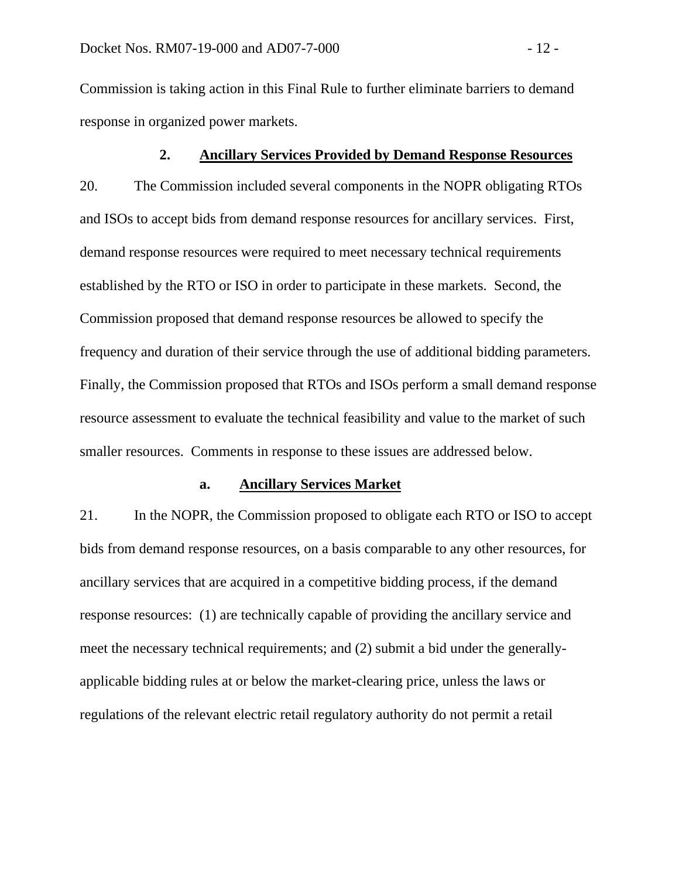Commission is taking action in this Final Rule to further eliminate barriers to demand response in organized power markets.

### 2. Ancillary Services Provided by Demand Response Resources

20. The Commission included several components in the NOPR obligating RTOs and ISOs to accept bids from demand response resources for ancillary services. First, demand response resources were required to meet necessary technical requirements established by the RTO or ISO in order to participate in these markets. Second, the Commission proposed that demand response resources be allowed to specify the frequency and duration of their service through the use of additional bidding parameters. Finally, the Commission proposed that RTOs and ISOs perform a small demand response resource assessment to evaluate the technical feasibility and value to the market of such smaller resources. Comments in response to these issues are addressed below.

#### a. Ancillary Services Market

21. In the NOPR, the Commission proposed to obligate each RTO or ISO to accept bids from demand response resources, on a basis comparable to any other resources, for ancillary services that are acquired in a competitive bidding process, if the demand response resources: (1) are technically capable of providing the ancillary service and meet the necessary technical requirements; and (2) submit a bid under the generally-applicable bidding rules at or below the market-clearing price, unless the laws or regulations of the relevant electric retail regulatory authority do not permit a retail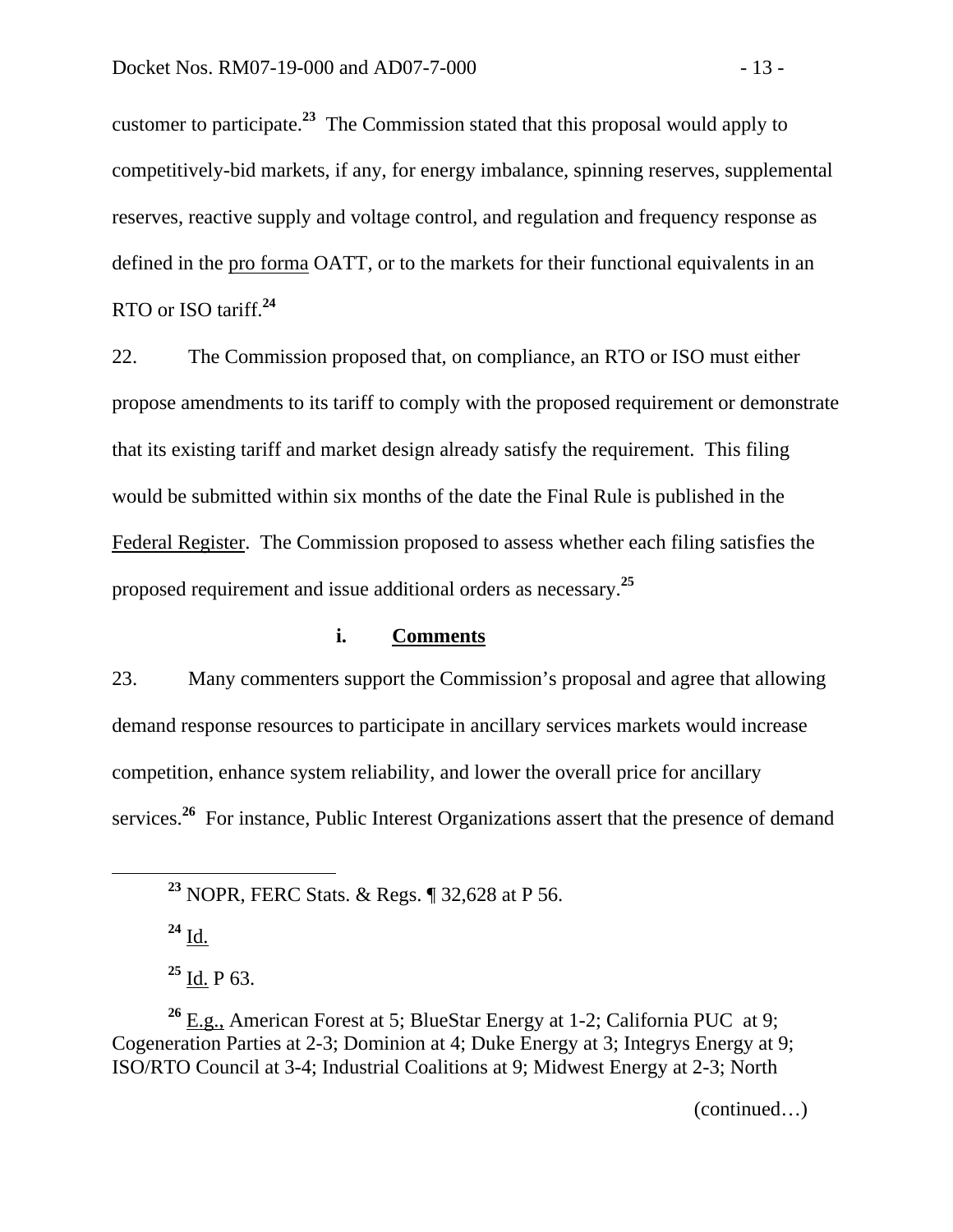customer to participate.[23] The Commission stated that this proposal would apply to competitively-bid markets, if any, for energy imbalance, spinning reserves, supplemental reserves, reactive supply and voltage control, and regulation and frequency response as defined in the pro forma OATT, or to the markets for their functional equivalents in an RTO or ISO tariff.[24]

22. The Commission proposed that, on compliance, an RTO or ISO must either propose amendments to its tariff to comply with the proposed requirement or demonstrate that its existing tariff and market design already satisfy the requirement. This filing would be submitted within six months of the date the Final Rule is published in the Federal Register. The Commission proposed to assess whether each filing satisfies the proposed requirement and issue additional orders as necessary.[25]

### i. Comments

23. Many commenters support the Commission's proposal and agree that allowing demand response resources to participate in ancillary services markets would increase competition, enhance system reliability, and lower the overall price for ancillary services.[26] For instance, Public Interest Organizations assert that the presence of demand

---

[23] NOPR, FERC Stats. & Regs. ¶ 32,628 at P 56.

[24] Id.

[25] Id. P 63.

[26] E.g., American Forest at 5; BlueStar Energy at 1-2; California PUC at 9; Cogeneration Parties at 2-3; Dominion at 4; Duke Energy at 3; Integrys Energy at 9; ISO/RTO Council at 3-4; Industrial Coalitions at 9; Midwest Energy at 2-3; North

(continued…)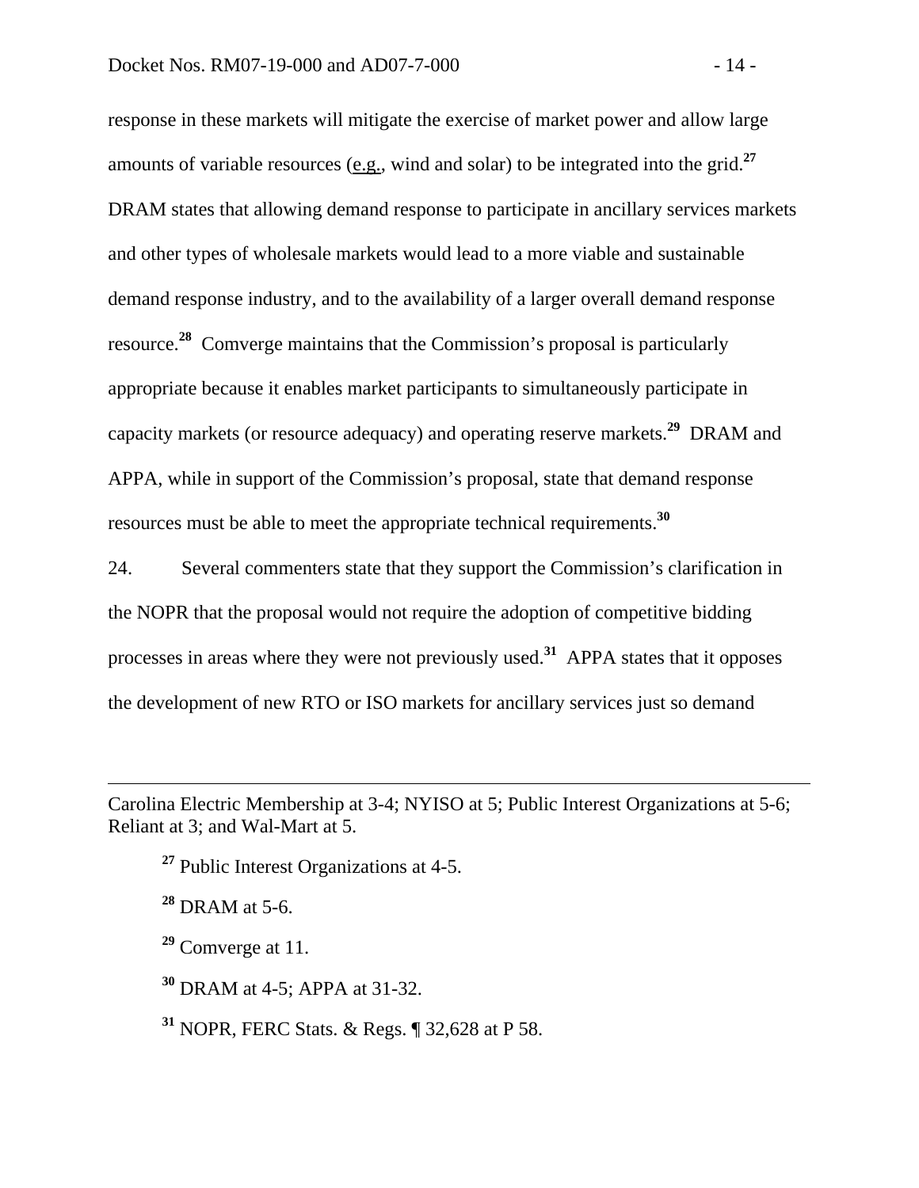response in these markets will mitigate the exercise of market power and allow large amounts of variable resources (e.g., wind and solar) to be integrated into the grid.[27] DRAM states that allowing demand response to participate in ancillary services markets and other types of wholesale markets would lead to a more viable and sustainable demand response industry, and to the availability of a larger overall demand response resource.[28] Comverge maintains that the Commission's proposal is particularly appropriate because it enables market participants to simultaneously participate in capacity markets (or resource adequacy) and operating reserve markets.[29] DRAM and APPA, while in support of the Commission's proposal, state that demand response resources must be able to meet the appropriate technical requirements.[30]

24. Several commenters state that they support the Commission's clarification in the NOPR that the proposal would not require the adoption of competitive bidding processes in areas where they were not previously used.[31] APPA states that it opposes the development of new RTO or ISO markets for ancillary services just so demand

---

Carolina Electric Membership at 3-4; NYISO at 5; Public Interest Organizations at 5-6; Reliant at 3; and Wal-Mart at 5.

[27] Public Interest Organizations at 4-5.

[28] DRAM at 5-6.

[29] Comverge at 11.

[30] DRAM at 4-5; APPA at 31-32.

[31] NOPR, FERC Stats. & Regs. ¶ 32,628 at P 58.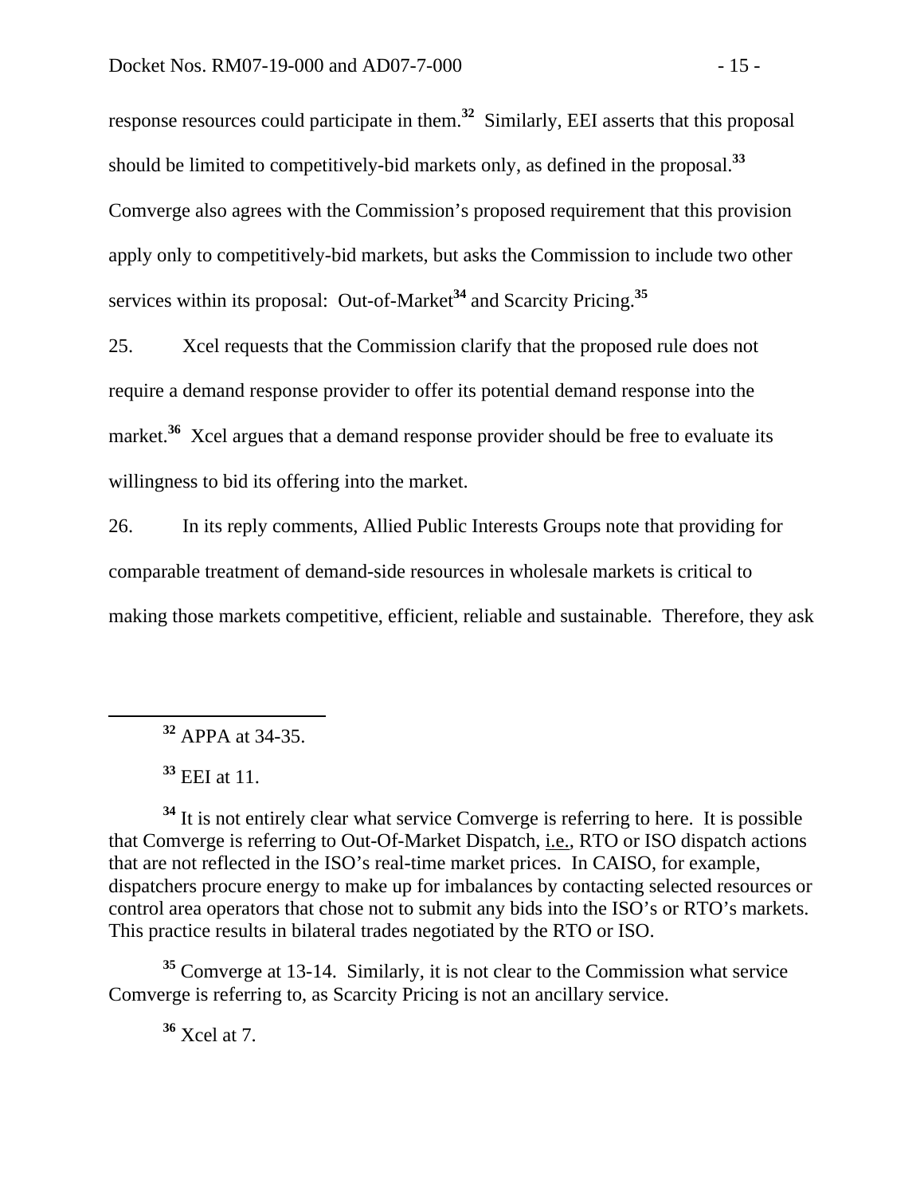response resources could participate in them.[32] Similarly, EEI asserts that this proposal should be limited to competitively-bid markets only, as defined in the proposal.[33] Comverge also agrees with the Commission's proposed requirement that this provision apply only to competitively-bid markets, but asks the Commission to include two other services within its proposal: Out-of-Market[34] and Scarcity Pricing.[35]

25. Xcel requests that the Commission clarify that the proposed rule does not require a demand response provider to offer its potential demand response into the market.[36] Xcel argues that a demand response provider should be free to evaluate its willingness to bid its offering into the market.

26. In its reply comments, Allied Public Interests Groups note that providing for comparable treatment of demand-side resources in wholesale markets is critical to making those markets competitive, efficient, reliable and sustainable. Therefore, they ask

---

[32] APPA at 34-35.

[33] EEI at 11.

[34] It is not entirely clear what service Comverge is referring to here. It is possible that Comverge is referring to Out-Of-Market Dispatch, i.e., RTO or ISO dispatch actions that are not reflected in the ISO's real-time market prices. In CAISO, for example, dispatchers procure energy to make up for imbalances by contacting selected resources or control area operators that chose not to submit any bids into the ISO's or RTO's markets. This practice results in bilateral trades negotiated by the RTO or ISO.

[35] Comverge at 13-14. Similarly, it is not clear to the Commission what service Comverge is referring to, as Scarcity Pricing is not an ancillary service.

[36] Xcel at 7.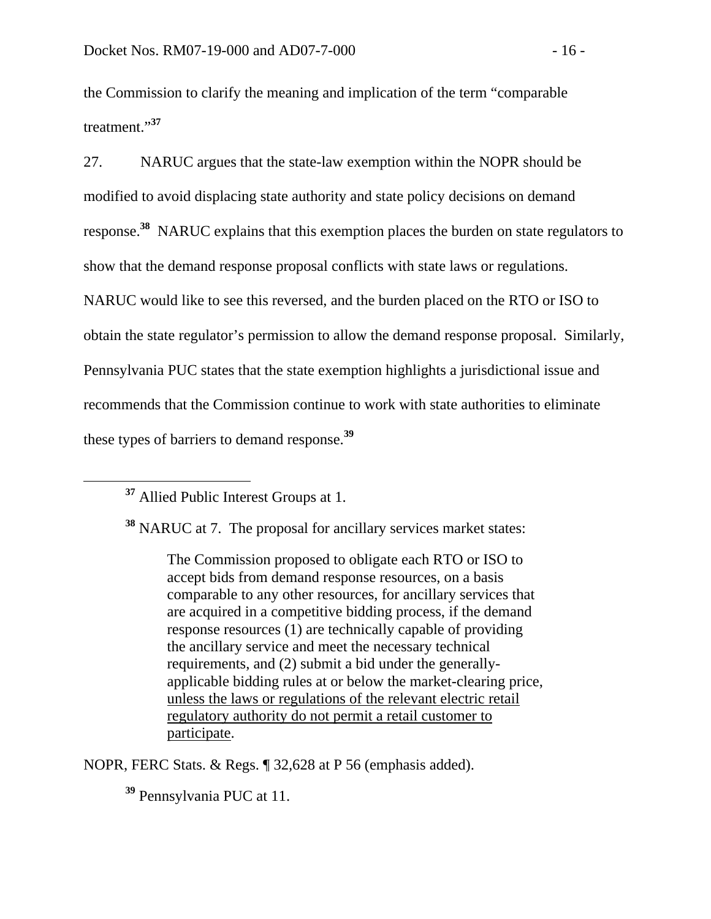the Commission to clarify the meaning and implication of the term "comparable treatment."[37]

27. NARUC argues that the state-law exemption within the NOPR should be modified to avoid displacing state authority and state policy decisions on demand response.[38] NARUC explains that this exemption places the burden on state regulators to show that the demand response proposal conflicts with state laws or regulations. NARUC would like to see this reversed, and the burden placed on the RTO or ISO to obtain the state regulator's permission to allow the demand response proposal. Similarly, Pennsylvania PUC states that the state exemption highlights a jurisdictional issue and recommends that the Commission continue to work with state authorities to eliminate these types of barriers to demand response.[39]

---

[37] Allied Public Interest Groups at 1.

[38] NARUC at 7. The proposal for ancillary services market states:

> The Commission proposed to obligate each RTO or ISO to accept bids from demand response resources, on a basis comparable to any other resources, for ancillary services that are acquired in a competitive bidding process, if the demand response resources (1) are technically capable of providing the ancillary service and meet the necessary technical requirements, and (2) submit a bid under the generally-applicable bidding rules at or below the market-clearing price, <u>unless the laws or regulations of the relevant electric retail regulatory authority do not permit a retail customer to participate</u>.

NOPR, FERC Stats. & Regs. ¶ 32,628 at P 56 (emphasis added).

[39] Pennsylvania PUC at 11.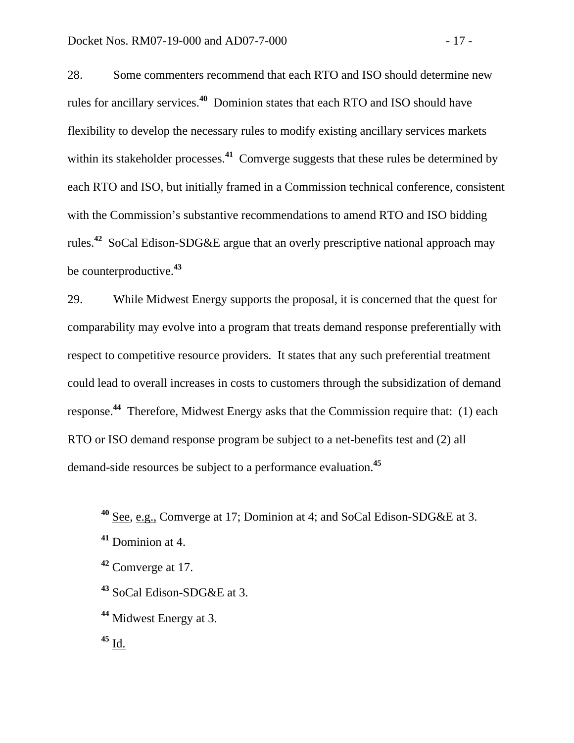28. Some commenters recommend that each RTO and ISO should determine new rules for ancillary services.[40] Dominion states that each RTO and ISO should have flexibility to develop the necessary rules to modify existing ancillary services markets within its stakeholder processes.[41] Comverge suggests that these rules be determined by each RTO and ISO, but initially framed in a Commission technical conference, consistent with the Commission's substantive recommendations to amend RTO and ISO bidding rules.[42] SoCal Edison-SDG&E argue that an overly prescriptive national approach may be counterproductive.[43]

29. While Midwest Energy supports the proposal, it is concerned that the quest for comparability may evolve into a program that treats demand response preferentially with respect to competitive resource providers. It states that any such preferential treatment could lead to overall increases in costs to customers through the subsidization of demand response.[44] Therefore, Midwest Energy asks that the Commission require that: (1) each RTO or ISO demand response program be subject to a net-benefits test and (2) all demand-side resources be subject to a performance evaluation.[45]

---

[40] See, e.g., Comverge at 17; Dominion at 4; and SoCal Edison-SDG&E at 3.

[41] Dominion at 4.

[42] Comverge at 17.

[43] SoCal Edison-SDG&E at 3.

[44] Midwest Energy at 3.

[45] Id.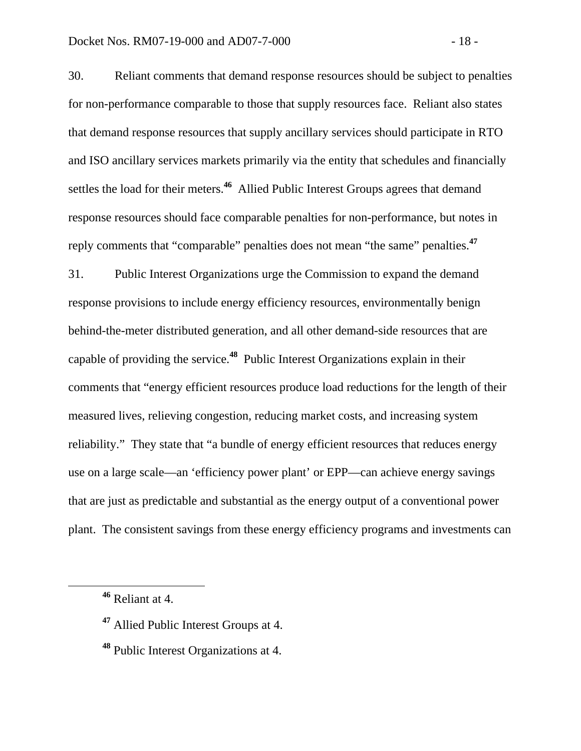30. Reliant comments that demand response resources should be subject to penalties for non-performance comparable to those that supply resources face. Reliant also states that demand response resources that supply ancillary services should participate in RTO and ISO ancillary services markets primarily via the entity that schedules and financially settles the load for their meters.[46] Allied Public Interest Groups agrees that demand response resources should face comparable penalties for non-performance, but notes in reply comments that "comparable" penalties does not mean "the same" penalties.[47]

31. Public Interest Organizations urge the Commission to expand the demand response provisions to include energy efficiency resources, environmentally benign behind-the-meter distributed generation, and all other demand-side resources that are capable of providing the service.[48] Public Interest Organizations explain in their comments that "energy efficient resources produce load reductions for the length of their measured lives, relieving congestion, reducing market costs, and increasing system reliability." They state that "a bundle of energy efficient resources that reduces energy use on a large scale—an 'efficiency power plant' or EPP—can achieve energy savings that are just as predictable and substantial as the energy output of a conventional power plant. The consistent savings from these energy efficiency programs and investments can

---

[46] Reliant at 4.

[47] Allied Public Interest Groups at 4.

[48] Public Interest Organizations at 4.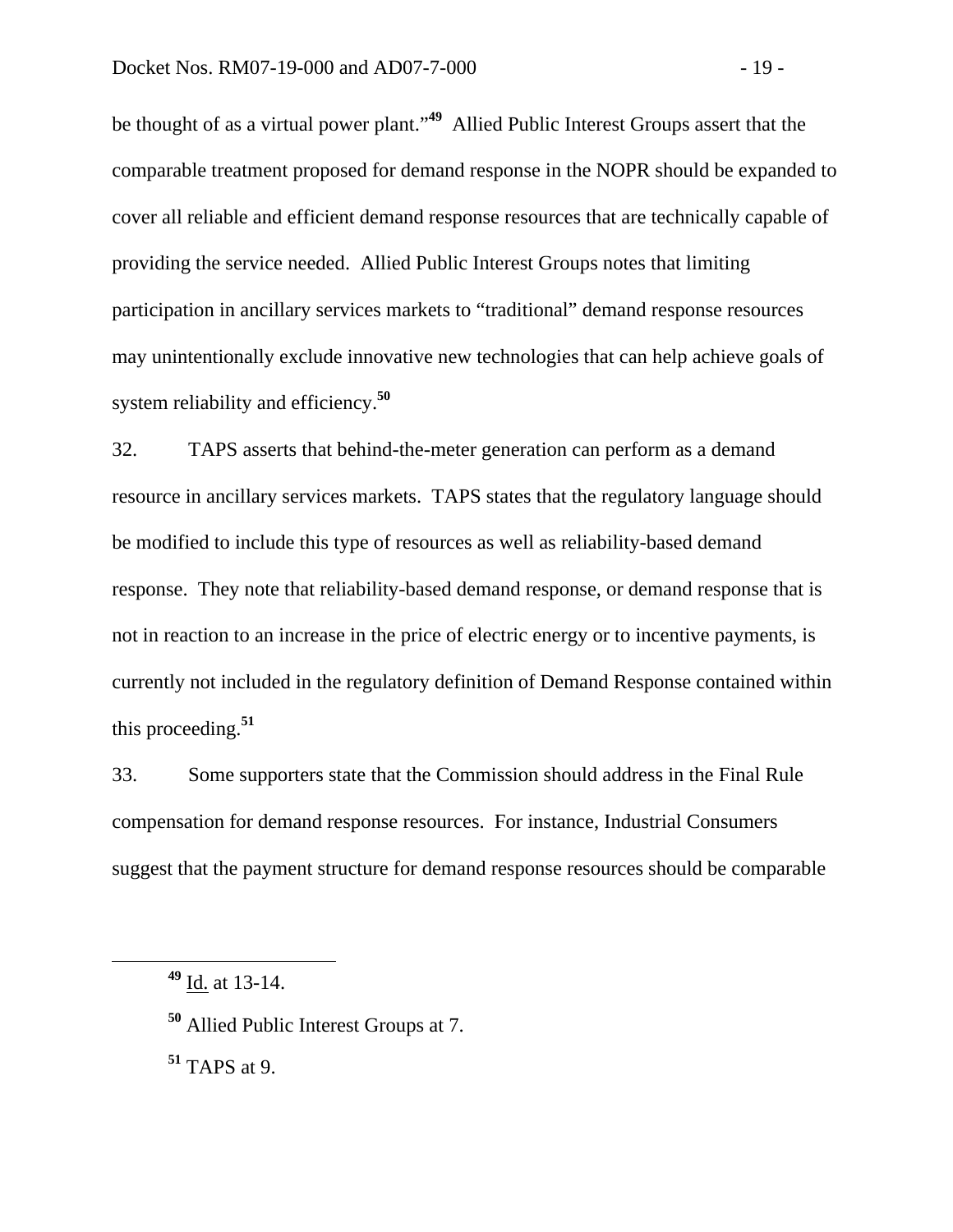be thought of as a virtual power plant."[49] Allied Public Interest Groups assert that the comparable treatment proposed for demand response in the NOPR should be expanded to cover all reliable and efficient demand response resources that are technically capable of providing the service needed. Allied Public Interest Groups notes that limiting participation in ancillary services markets to "traditional" demand response resources may unintentionally exclude innovative new technologies that can help achieve goals of system reliability and efficiency.[50]

32. TAPS asserts that behind-the-meter generation can perform as a demand resource in ancillary services markets. TAPS states that the regulatory language should be modified to include this type of resources as well as reliability-based demand response. They note that reliability-based demand response, or demand response that is not in reaction to an increase in the price of electric energy or to incentive payments, is currently not included in the regulatory definition of Demand Response contained within this proceeding.[51]

33. Some supporters state that the Commission should address in the Final Rule compensation for demand response resources. For instance, Industrial Consumers suggest that the payment structure for demand response resources should be comparable

---

[49] Id. at 13-14.

[50] Allied Public Interest Groups at 7.

[51] TAPS at 9.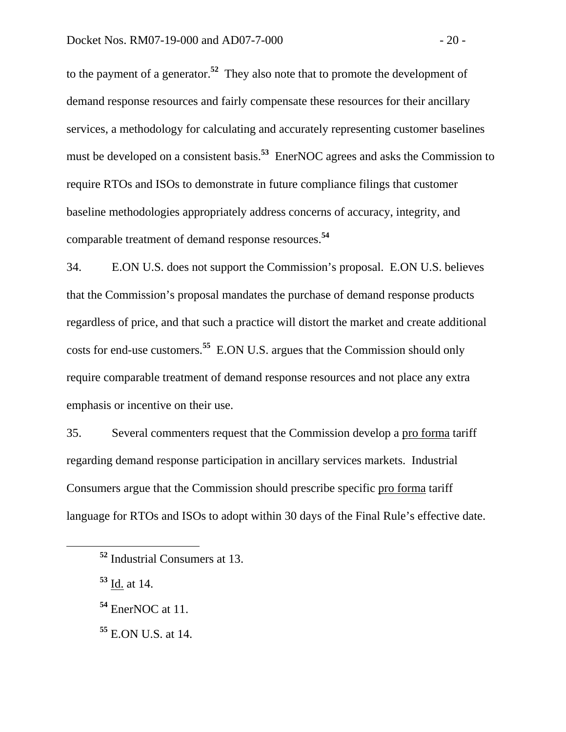to the payment of a generator.[52] They also note that to promote the development of demand response resources and fairly compensate these resources for their ancillary services, a methodology for calculating and accurately representing customer baselines must be developed on a consistent basis.[53] EnerNOC agrees and asks the Commission to require RTOs and ISOs to demonstrate in future compliance filings that customer baseline methodologies appropriately address concerns of accuracy, integrity, and comparable treatment of demand response resources.[54]

34. E.ON U.S. does not support the Commission's proposal. E.ON U.S. believes that the Commission's proposal mandates the purchase of demand response products regardless of price, and that such a practice will distort the market and create additional costs for end-use customers.[55] E.ON U.S. argues that the Commission should only require comparable treatment of demand response resources and not place any extra emphasis or incentive on their use.

35. Several commenters request that the Commission develop a pro forma tariff regarding demand response participation in ancillary services markets. Industrial Consumers argue that the Commission should prescribe specific pro forma tariff language for RTOs and ISOs to adopt within 30 days of the Final Rule's effective date.

---

[52] Industrial Consumers at 13.

[53] Id. at 14.

[54] EnerNOC at 11.

[55] E.ON U.S. at 14.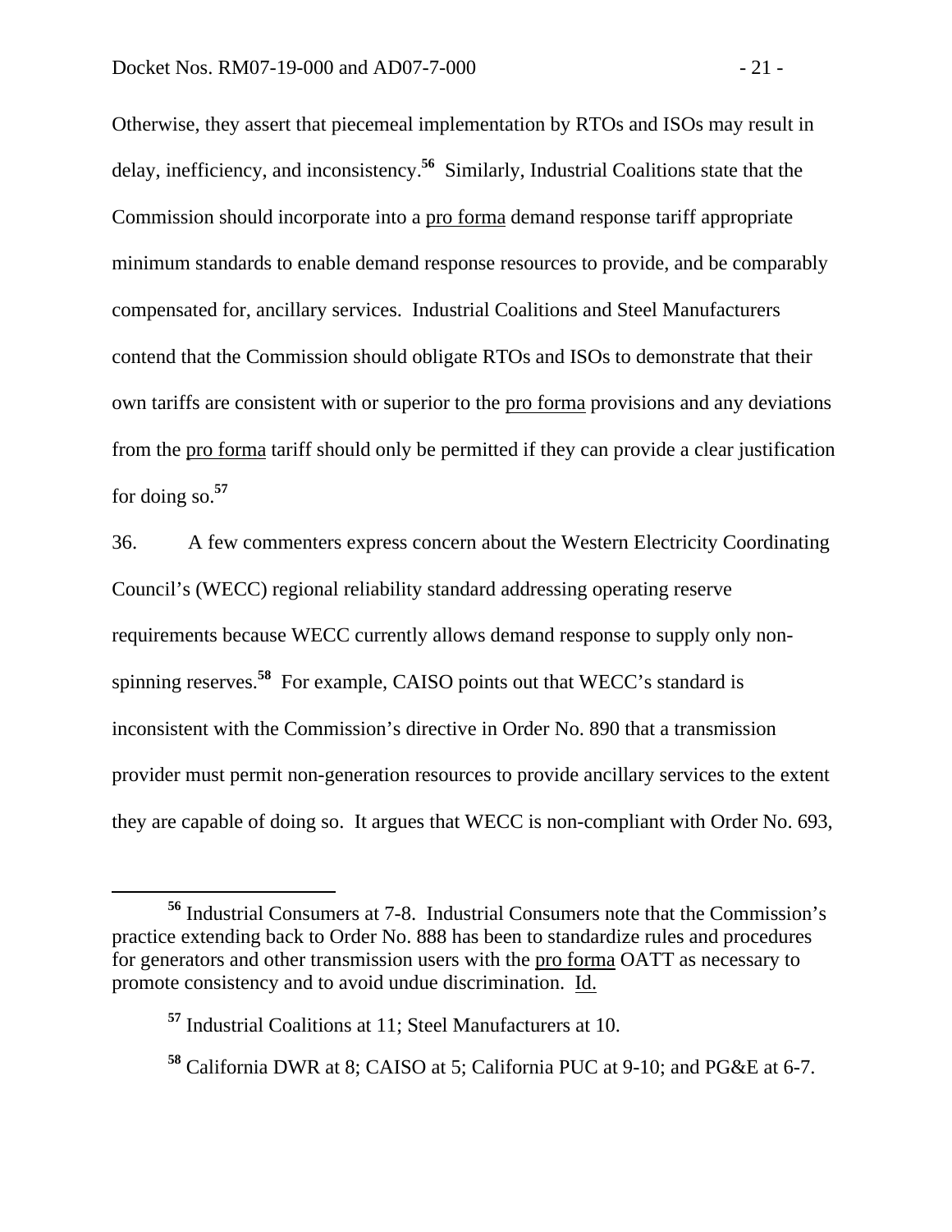Otherwise, they assert that piecemeal implementation by RTOs and ISOs may result in delay, inefficiency, and inconsistency.[56] Similarly, Industrial Coalitions state that the Commission should incorporate into a pro forma demand response tariff appropriate minimum standards to enable demand response resources to provide, and be comparably compensated for, ancillary services. Industrial Coalitions and Steel Manufacturers contend that the Commission should obligate RTOs and ISOs to demonstrate that their own tariffs are consistent with or superior to the pro forma provisions and any deviations from the pro forma tariff should only be permitted if they can provide a clear justification for doing so.[57]

36. A few commenters express concern about the Western Electricity Coordinating Council's (WECC) regional reliability standard addressing operating reserve requirements because WECC currently allows demand response to supply only non-spinning reserves.[58] For example, CAISO points out that WECC's standard is inconsistent with the Commission's directive in Order No. 890 that a transmission provider must permit non-generation resources to provide ancillary services to the extent they are capable of doing so. It argues that WECC is non-compliant with Order No. 693,

---

[56] Industrial Consumers at 7-8. Industrial Consumers note that the Commission's practice extending back to Order No. 888 has been to standardize rules and procedures for generators and other transmission users with the pro forma OATT as necessary to promote consistency and to avoid undue discrimination. Id.

[57] Industrial Coalitions at 11; Steel Manufacturers at 10.

[58] California DWR at 8; CAISO at 5; California PUC at 9-10; and PG&E at 6-7.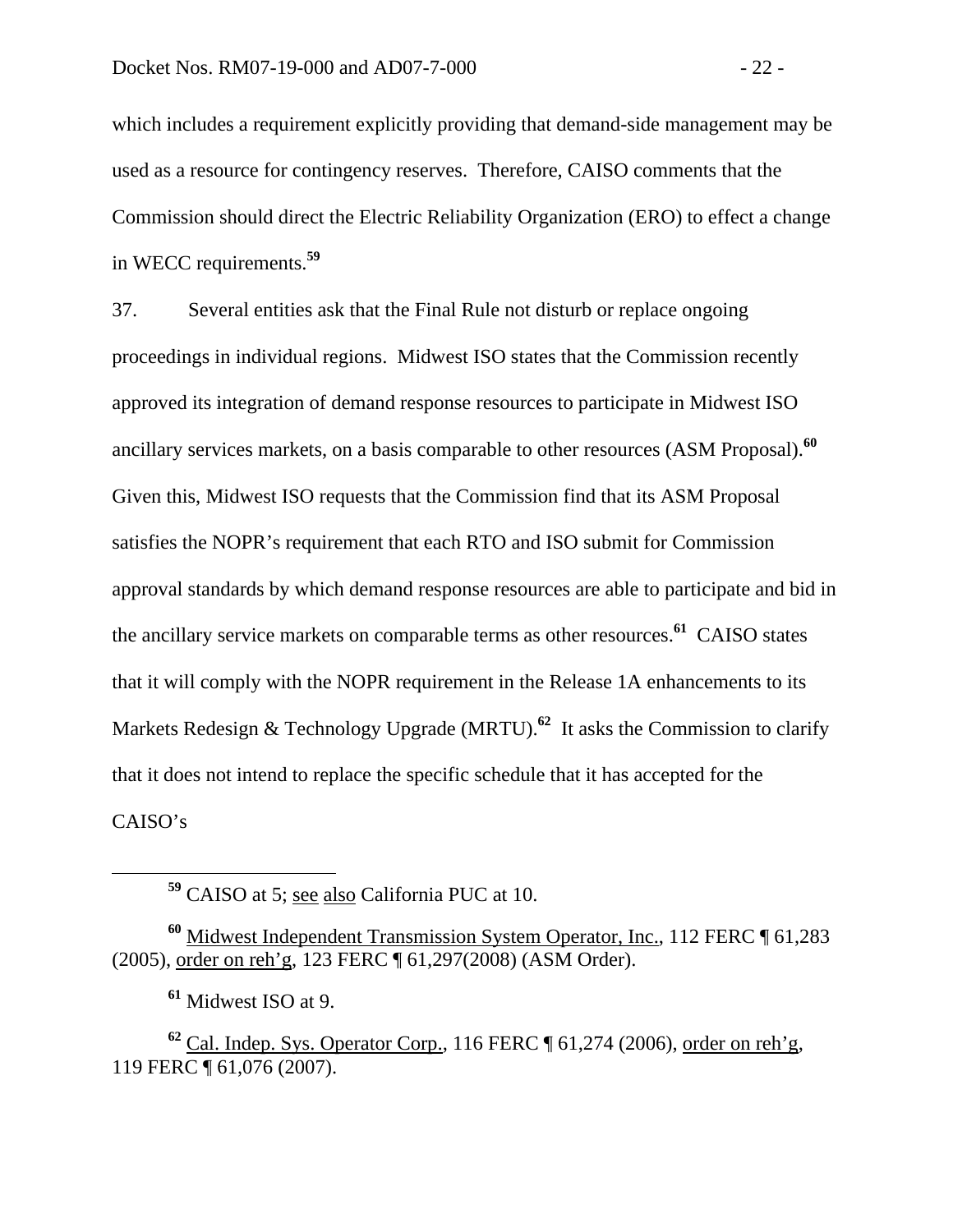which includes a requirement explicitly providing that demand-side management may be used as a resource for contingency reserves. Therefore, CAISO comments that the Commission should direct the Electric Reliability Organization (ERO) to effect a change in WECC requirements.[59]

37. Several entities ask that the Final Rule not disturb or replace ongoing proceedings in individual regions. Midwest ISO states that the Commission recently approved its integration of demand response resources to participate in Midwest ISO ancillary services markets, on a basis comparable to other resources (ASM Proposal).[60] Given this, Midwest ISO requests that the Commission find that its ASM Proposal satisfies the NOPR's requirement that each RTO and ISO submit for Commission approval standards by which demand response resources are able to participate and bid in the ancillary service markets on comparable terms as other resources.[61] CAISO states that it will comply with the NOPR requirement in the Release 1A enhancements to its Markets Redesign & Technology Upgrade (MRTU).[62] It asks the Commission to clarify that it does not intend to replace the specific schedule that it has accepted for the CAISO's

---

[59] CAISO at 5; see also California PUC at 10.

[60] Midwest Independent Transmission System Operator, Inc., 112 FERC ¶ 61,283 (2005), order on reh'g, 123 FERC ¶ 61,297(2008) (ASM Order).

[61] Midwest ISO at 9.

[62] Cal. Indep. Sys. Operator Corp., 116 FERC ¶ 61,274 (2006), order on reh'g, 119 FERC ¶ 61,076 (2007).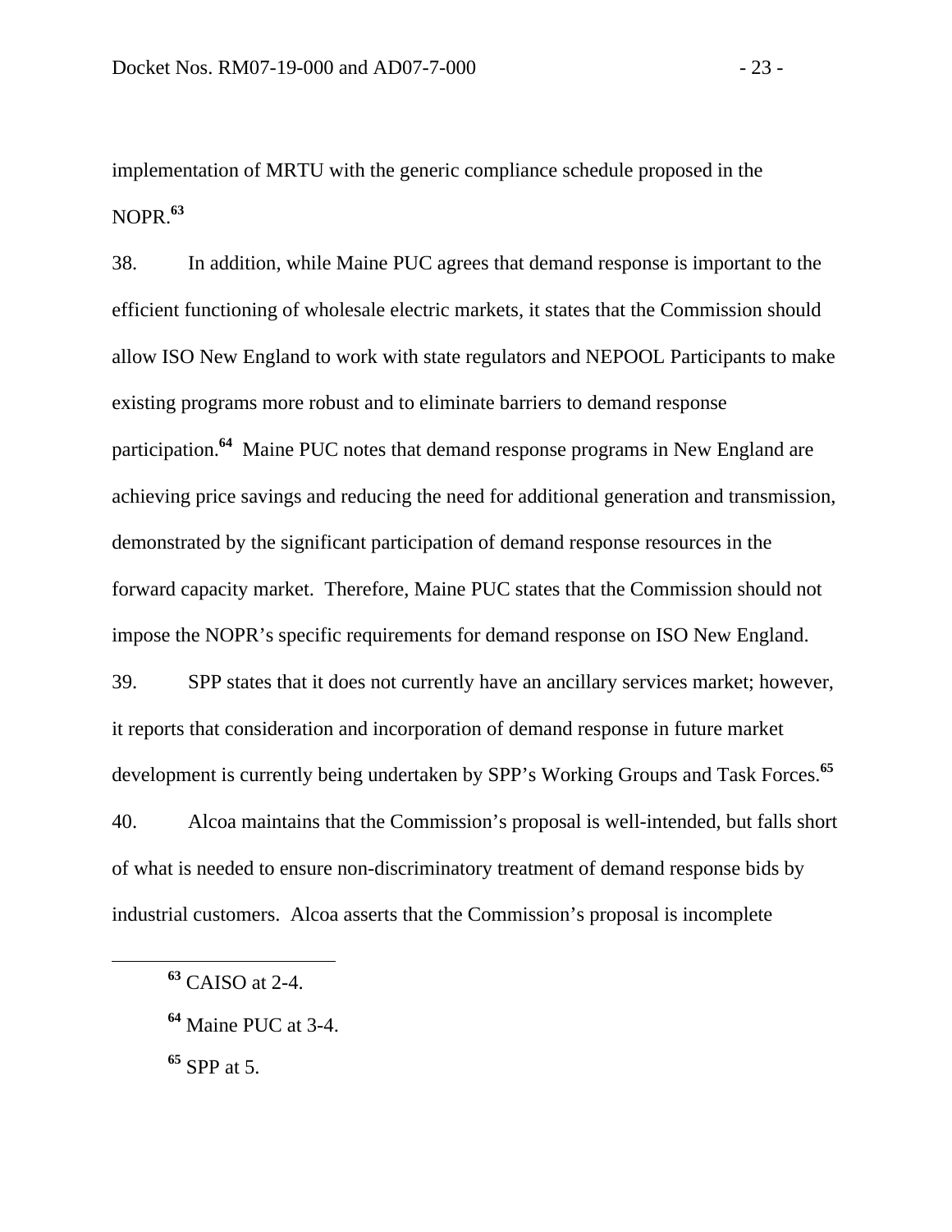implementation of MRTU with the generic compliance schedule proposed in the NOPR.[63]

38. In addition, while Maine PUC agrees that demand response is important to the efficient functioning of wholesale electric markets, it states that the Commission should allow ISO New England to work with state regulators and NEPOOL Participants to make existing programs more robust and to eliminate barriers to demand response participation.[64] Maine PUC notes that demand response programs in New England are achieving price savings and reducing the need for additional generation and transmission, demonstrated by the significant participation of demand response resources in the forward capacity market. Therefore, Maine PUC states that the Commission should not impose the NOPR's specific requirements for demand response on ISO New England.

39. SPP states that it does not currently have an ancillary services market; however, it reports that consideration and incorporation of demand response in future market development is currently being undertaken by SPP's Working Groups and Task Forces.[65]

40. Alcoa maintains that the Commission's proposal is well-intended, but falls short of what is needed to ensure non-discriminatory treatment of demand response bids by industrial customers. Alcoa asserts that the Commission's proposal is incomplete

---

[63] CAISO at 2-4.

[64] Maine PUC at 3-4.

[65] SPP at 5.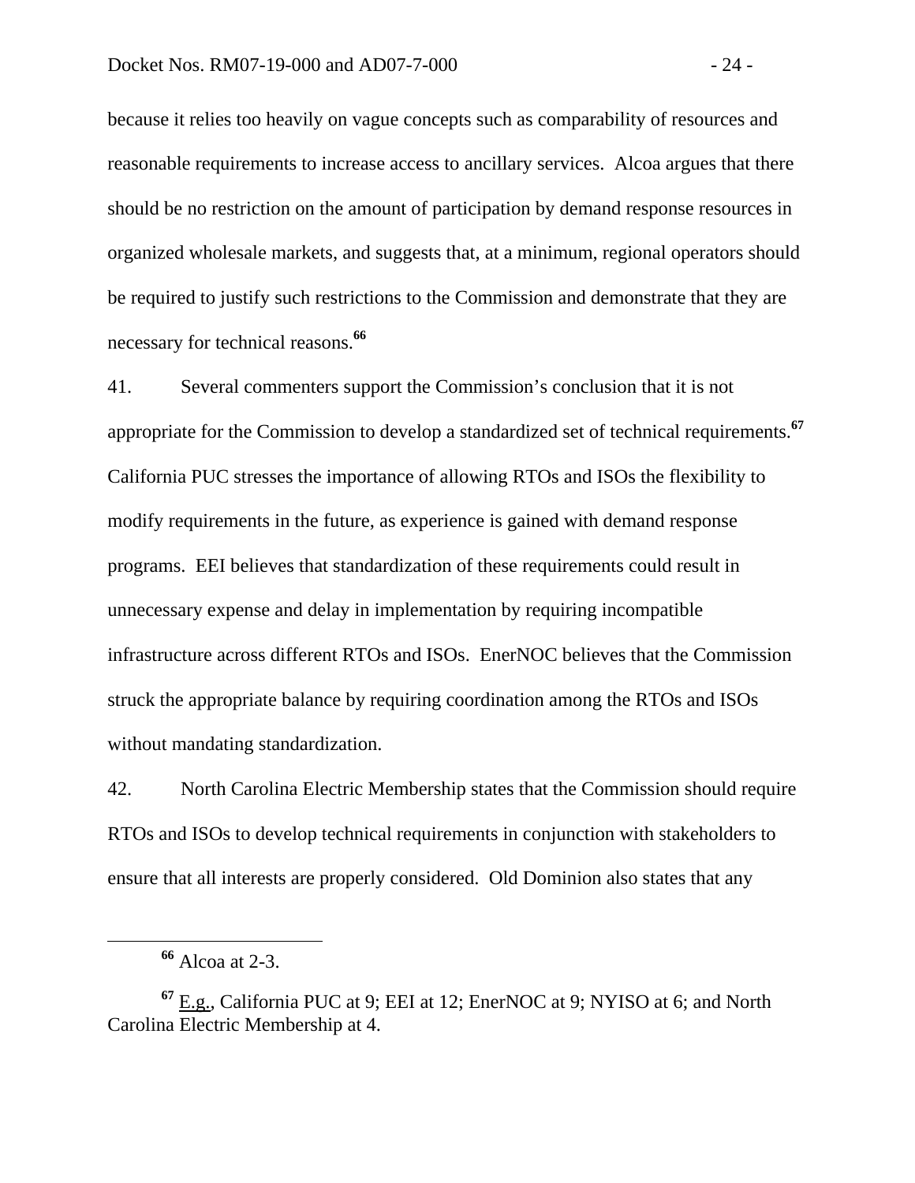because it relies too heavily on vague concepts such as comparability of resources and reasonable requirements to increase access to ancillary services. Alcoa argues that there should be no restriction on the amount of participation by demand response resources in organized wholesale markets, and suggests that, at a minimum, regional operators should be required to justify such restrictions to the Commission and demonstrate that they are necessary for technical reasons.[66]

41. Several commenters support the Commission's conclusion that it is not appropriate for the Commission to develop a standardized set of technical requirements.[67] California PUC stresses the importance of allowing RTOs and ISOs the flexibility to modify requirements in the future, as experience is gained with demand response programs. EEI believes that standardization of these requirements could result in unnecessary expense and delay in implementation by requiring incompatible infrastructure across different RTOs and ISOs. EnerNOC believes that the Commission struck the appropriate balance by requiring coordination among the RTOs and ISOs without mandating standardization.

42. North Carolina Electric Membership states that the Commission should require RTOs and ISOs to develop technical requirements in conjunction with stakeholders to ensure that all interests are properly considered. Old Dominion also states that any

---

[66] Alcoa at 2-3.

[67] E.g., California PUC at 9; EEI at 12; EnerNOC at 9; NYISO at 6; and North Carolina Electric Membership at 4.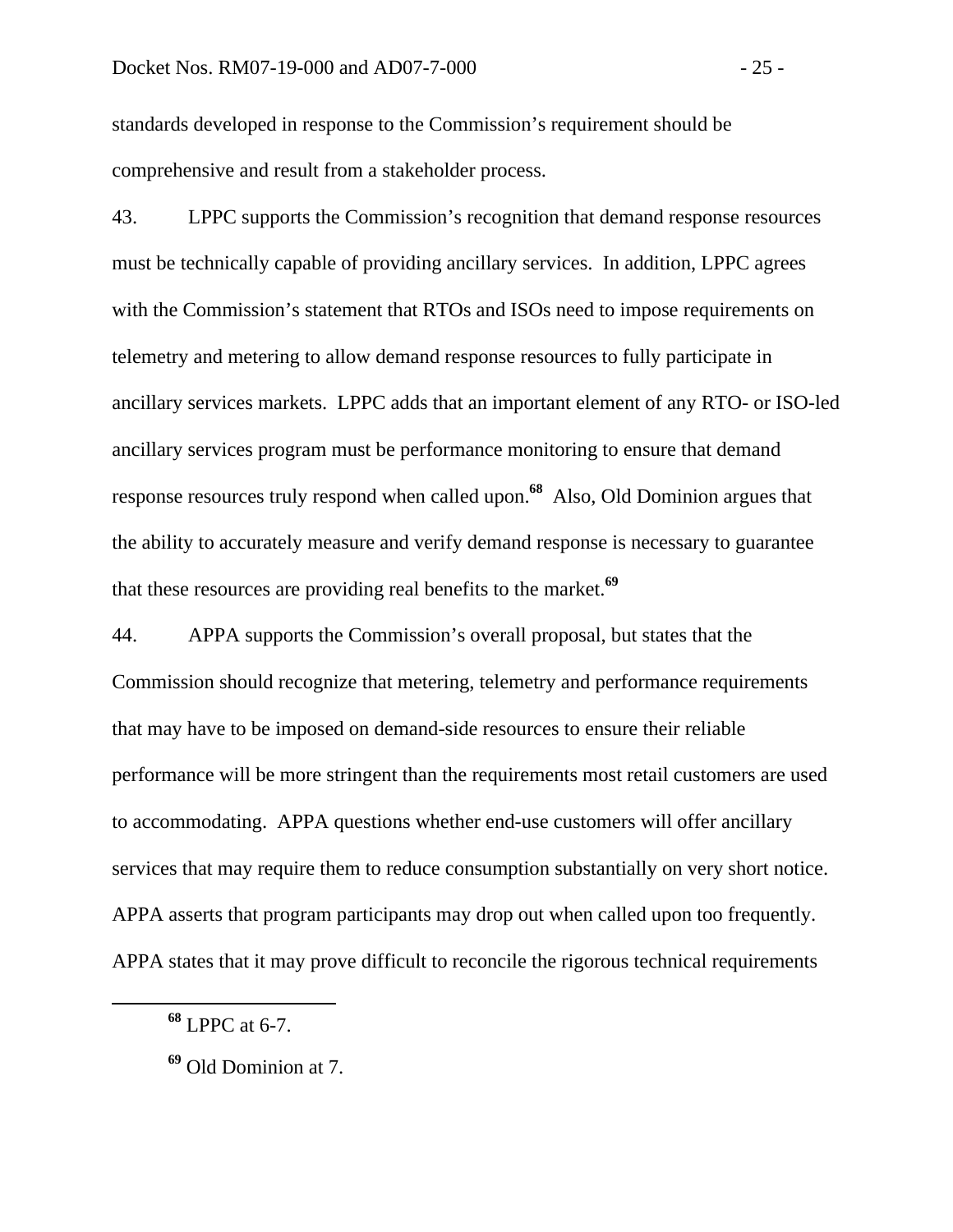standards developed in response to the Commission's requirement should be comprehensive and result from a stakeholder process.

43. LPPC supports the Commission's recognition that demand response resources must be technically capable of providing ancillary services. In addition, LPPC agrees with the Commission's statement that RTOs and ISOs need to impose requirements on telemetry and metering to allow demand response resources to fully participate in ancillary services markets. LPPC adds that an important element of any RTO- or ISO-led ancillary services program must be performance monitoring to ensure that demand response resources truly respond when called upon.[68] Also, Old Dominion argues that the ability to accurately measure and verify demand response is necessary to guarantee that these resources are providing real benefits to the market.[69]

44. APPA supports the Commission's overall proposal, but states that the Commission should recognize that metering, telemetry and performance requirements that may have to be imposed on demand-side resources to ensure their reliable performance will be more stringent than the requirements most retail customers are used to accommodating. APPA questions whether end-use customers will offer ancillary services that may require them to reduce consumption substantially on very short notice. APPA asserts that program participants may drop out when called upon too frequently. APPA states that it may prove difficult to reconcile the rigorous technical requirements

---

[68] LPPC at 6-7.

[69] Old Dominion at 7.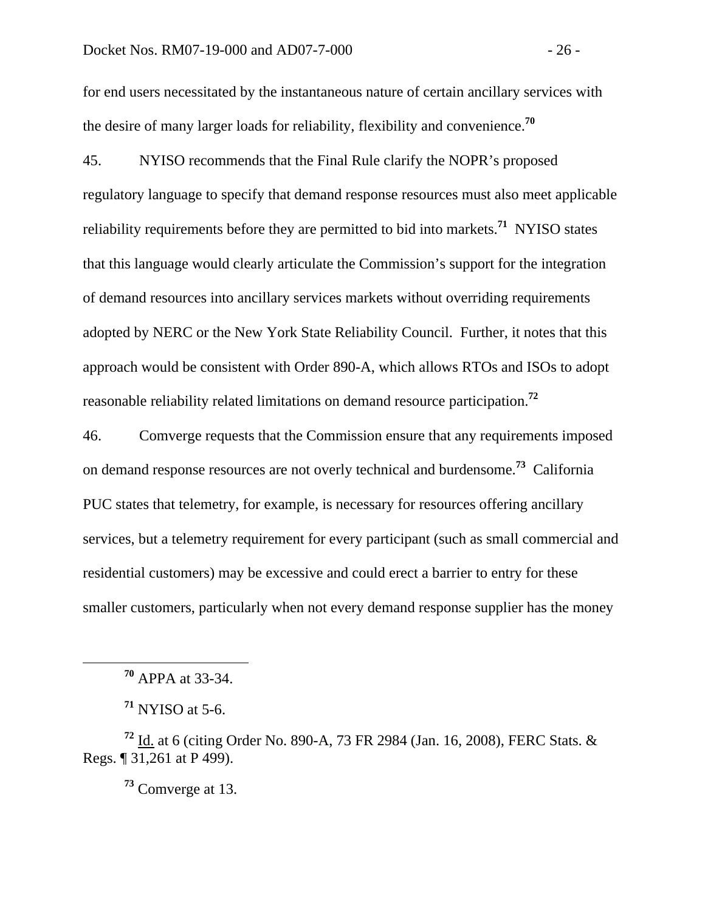for end users necessitated by the instantaneous nature of certain ancillary services with the desire of many larger loads for reliability, flexibility and convenience.[70]

45. NYISO recommends that the Final Rule clarify the NOPR's proposed regulatory language to specify that demand response resources must also meet applicable reliability requirements before they are permitted to bid into markets.[71] NYISO states that this language would clearly articulate the Commission's support for the integration of demand resources into ancillary services markets without overriding requirements adopted by NERC or the New York State Reliability Council. Further, it notes that this approach would be consistent with Order 890-A, which allows RTOs and ISOs to adopt reasonable reliability related limitations on demand resource participation.[72]

46. Comverge requests that the Commission ensure that any requirements imposed on demand response resources are not overly technical and burdensome.[73] California PUC states that telemetry, for example, is necessary for resources offering ancillary services, but a telemetry requirement for every participant (such as small commercial and residential customers) may be excessive and could erect a barrier to entry for these smaller customers, particularly when not every demand response supplier has the money

---

[70] APPA at 33-34.

[71] NYISO at 5-6.

[72] Id. at 6 (citing Order No. 890-A, 73 FR 2984 (Jan. 16, 2008), FERC Stats. & Regs. ¶ 31,261 at P 499).

[73] Comverge at 13.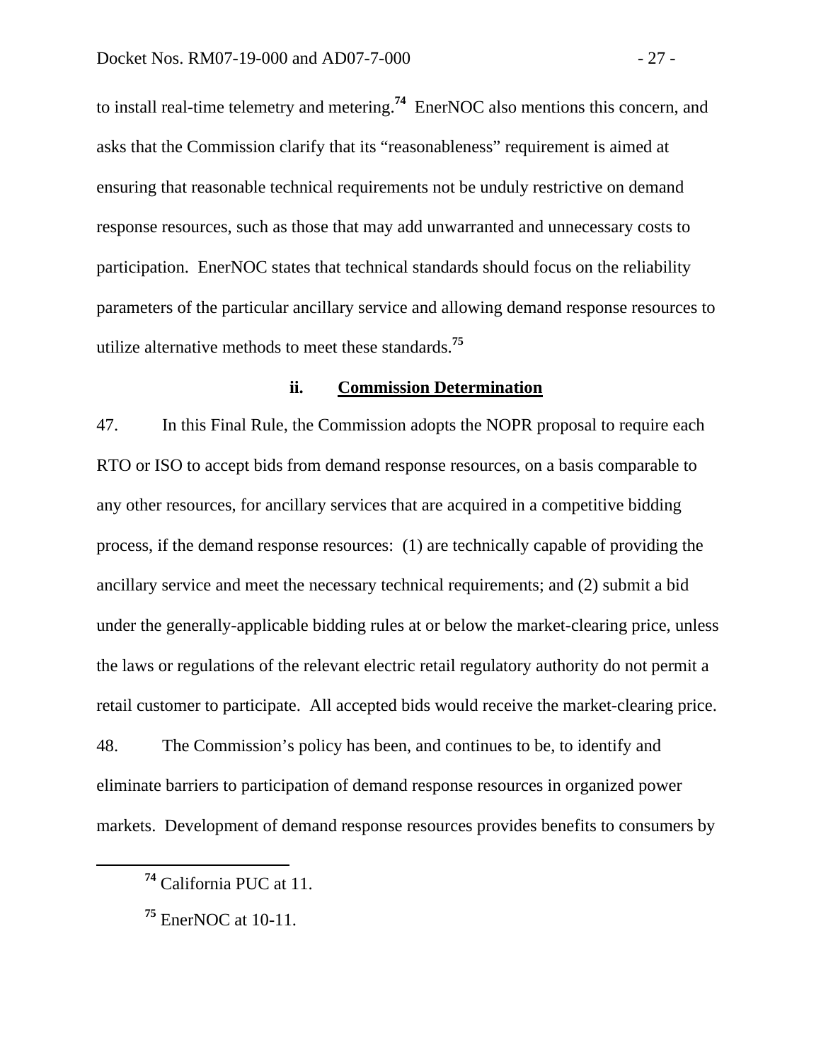to install real-time telemetry and metering.[74] EnerNOC also mentions this concern, and asks that the Commission clarify that its "reasonableness" requirement is aimed at ensuring that reasonable technical requirements not be unduly restrictive on demand response resources, such as those that may add unwarranted and unnecessary costs to participation. EnerNOC states that technical standards should focus on the reliability parameters of the particular ancillary service and allowing demand response resources to utilize alternative methods to meet these standards.[75]

#### ii. Commission Determination

47. In this Final Rule, the Commission adopts the NOPR proposal to require each RTO or ISO to accept bids from demand response resources, on a basis comparable to any other resources, for ancillary services that are acquired in a competitive bidding process, if the demand response resources: (1) are technically capable of providing the ancillary service and meet the necessary technical requirements; and (2) submit a bid under the generally-applicable bidding rules at or below the market-clearing price, unless the laws or regulations of the relevant electric retail regulatory authority do not permit a retail customer to participate. All accepted bids would receive the market-clearing price.

48. The Commission's policy has been, and continues to be, to identify and eliminate barriers to participation of demand response resources in organized power markets. Development of demand response resources provides benefits to consumers by

[74] California PUC at 11.

[75] EnerNOC at 10-11.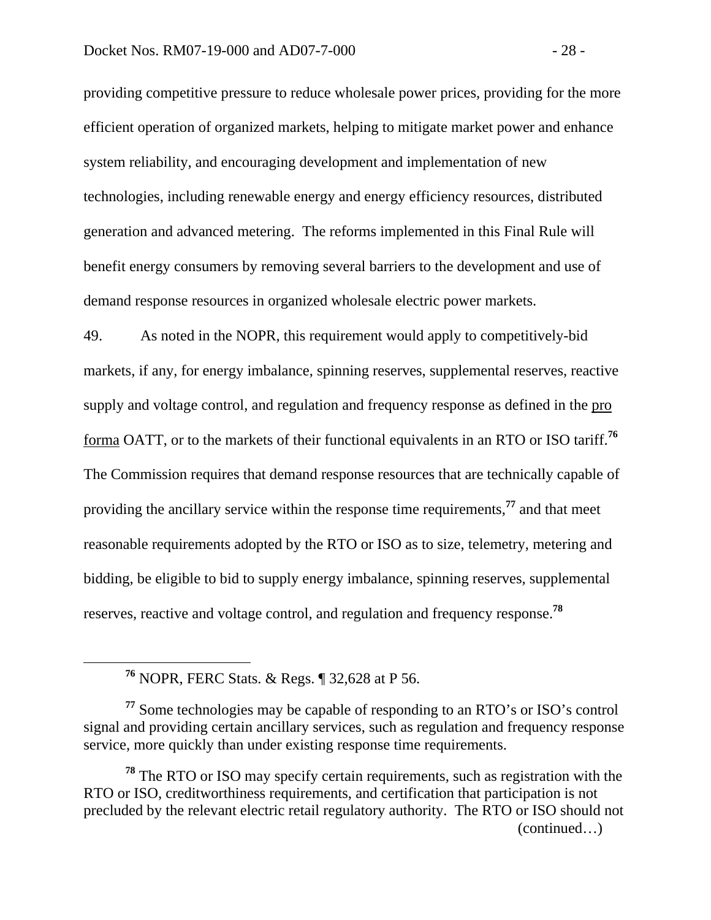providing competitive pressure to reduce wholesale power prices, providing for the more efficient operation of organized markets, helping to mitigate market power and enhance system reliability, and encouraging development and implementation of new technologies, including renewable energy and energy efficiency resources, distributed generation and advanced metering. The reforms implemented in this Final Rule will benefit energy consumers by removing several barriers to the development and use of demand response resources in organized wholesale electric power markets.

49. As noted in the NOPR, this requirement would apply to competitively-bid markets, if any, for energy imbalance, spinning reserves, supplemental reserves, reactive supply and voltage control, and regulation and frequency response as defined in the pro forma OATT, or to the markets of their functional equivalents in an RTO or ISO tariff.[76] The Commission requires that demand response resources that are technically capable of providing the ancillary service within the response time requirements,[77] and that meet reasonable requirements adopted by the RTO or ISO as to size, telemetry, metering and bidding, be eligible to bid to supply energy imbalance, spinning reserves, supplemental reserves, reactive and voltage control, and regulation and frequency response.[78]

---

[76] NOPR, FERC Stats. & Regs. ¶ 32,628 at P 56.

[77] Some technologies may be capable of responding to an RTO's or ISO's control signal and providing certain ancillary services, such as regulation and frequency response service, more quickly than under existing response time requirements.

[78] The RTO or ISO may specify certain requirements, such as registration with the RTO or ISO, creditworthiness requirements, and certification that participation is not precluded by the relevant electric retail regulatory authority. The RTO or ISO should not (continued…)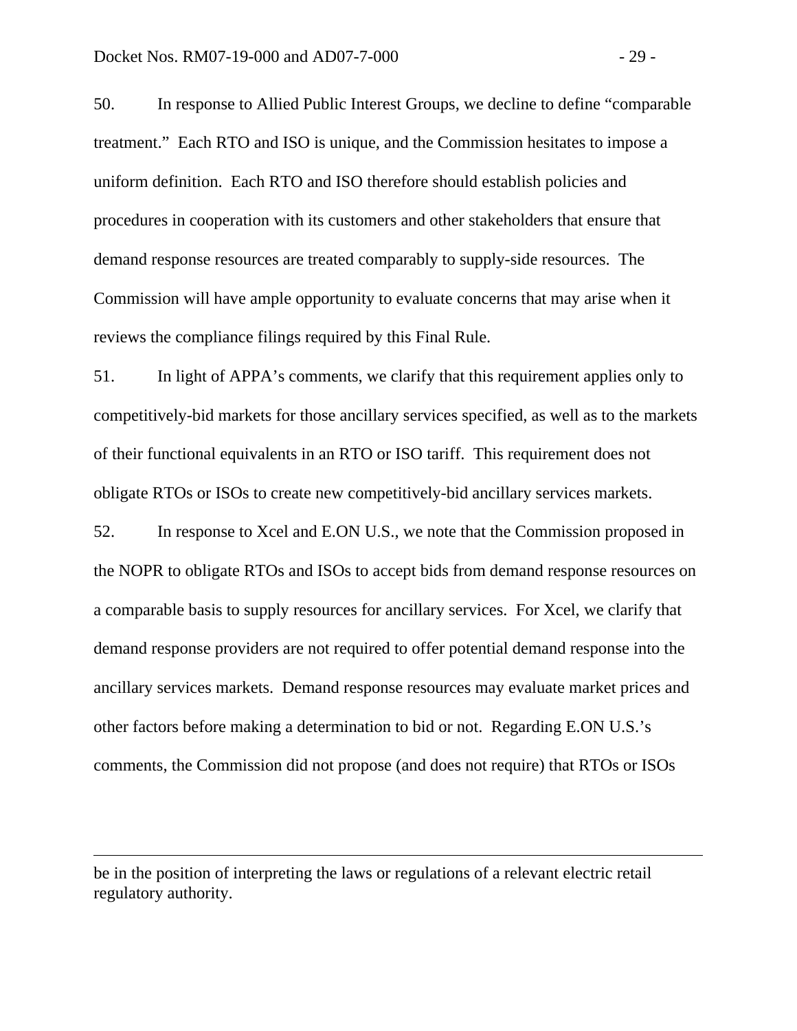50. In response to Allied Public Interest Groups, we decline to define "comparable treatment." Each RTO and ISO is unique, and the Commission hesitates to impose a uniform definition. Each RTO and ISO therefore should establish policies and procedures in cooperation with its customers and other stakeholders that ensure that demand response resources are treated comparably to supply-side resources. The Commission will have ample opportunity to evaluate concerns that may arise when it reviews the compliance filings required by this Final Rule.

51. In light of APPA's comments, we clarify that this requirement applies only to competitively-bid markets for those ancillary services specified, as well as to the markets of their functional equivalents in an RTO or ISO tariff. This requirement does not obligate RTOs or ISOs to create new competitively-bid ancillary services markets.

52. In response to Xcel and E.ON U.S., we note that the Commission proposed in the NOPR to obligate RTOs and ISOs to accept bids from demand response resources on a comparable basis to supply resources for ancillary services. For Xcel, we clarify that demand response providers are not required to offer potential demand response into the ancillary services markets. Demand response resources may evaluate market prices and other factors before making a determination to bid or not. Regarding E.ON U.S.'s comments, the Commission did not propose (and does not require) that RTOs or ISOs

---

be in the position of interpreting the laws or regulations of a relevant electric retail regulatory authority.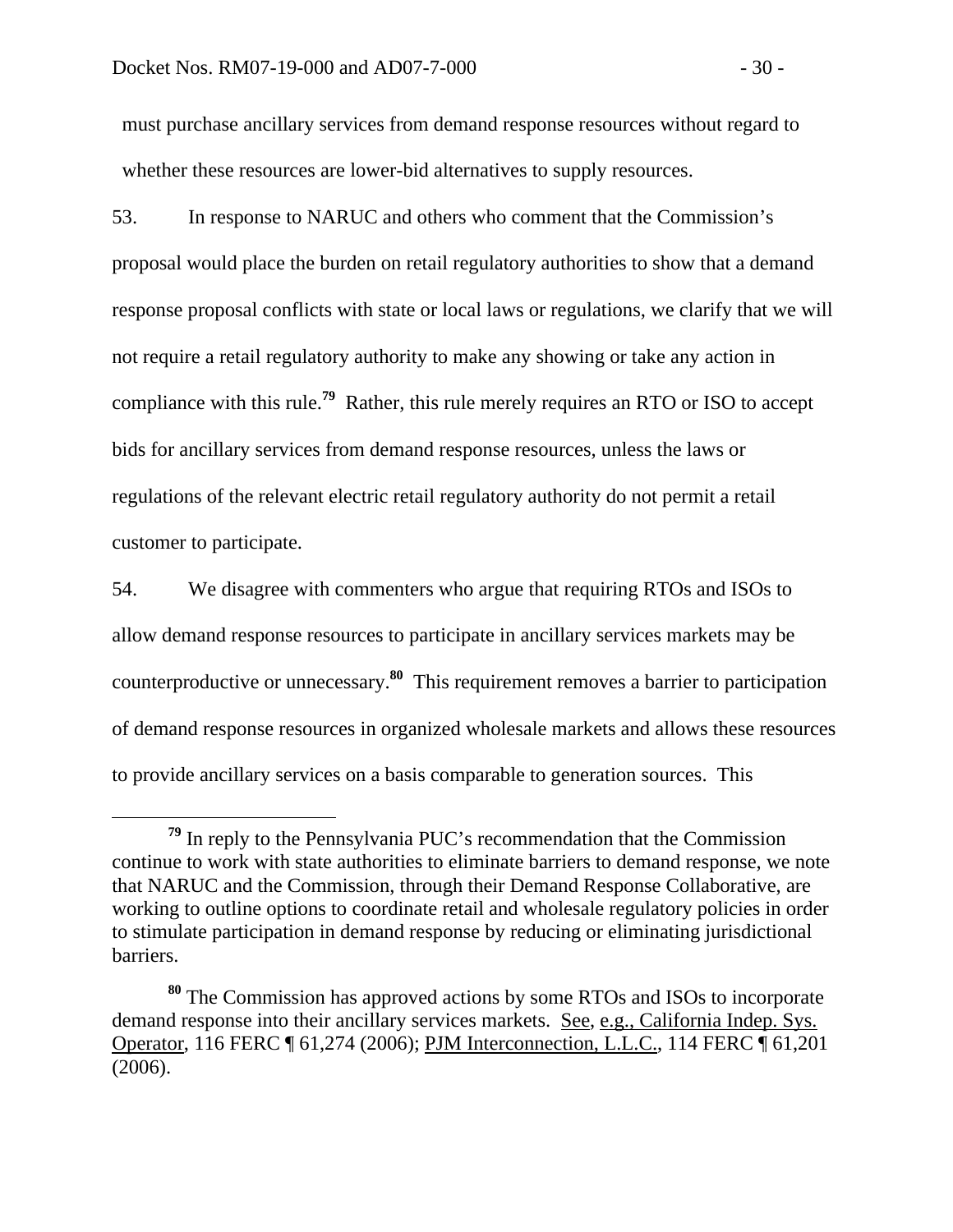must purchase ancillary services from demand response resources without regard to whether these resources are lower-bid alternatives to supply resources.

53. In response to NARUC and others who comment that the Commission's proposal would place the burden on retail regulatory authorities to show that a demand response proposal conflicts with state or local laws or regulations, we clarify that we will not require a retail regulatory authority to make any showing or take any action in compliance with this rule.[79] Rather, this rule merely requires an RTO or ISO to accept bids for ancillary services from demand response resources, unless the laws or regulations of the relevant electric retail regulatory authority do not permit a retail customer to participate.

54. We disagree with commenters who argue that requiring RTOs and ISOs to allow demand response resources to participate in ancillary services markets may be counterproductive or unnecessary.[80] This requirement removes a barrier to participation of demand response resources in organized wholesale markets and allows these resources to provide ancillary services on a basis comparable to generation sources. This

---

[79] In reply to the Pennsylvania PUC's recommendation that the Commission continue to work with state authorities to eliminate barriers to demand response, we note that NARUC and the Commission, through their Demand Response Collaborative, are working to outline options to coordinate retail and wholesale regulatory policies in order to stimulate participation in demand response by reducing or eliminating jurisdictional barriers.

[80] The Commission has approved actions by some RTOs and ISOs to incorporate demand response into their ancillary services markets. See, e.g., California Indep. Sys. Operator, 116 FERC ¶ 61,274 (2006); PJM Interconnection, L.L.C., 114 FERC ¶ 61,201 (2006).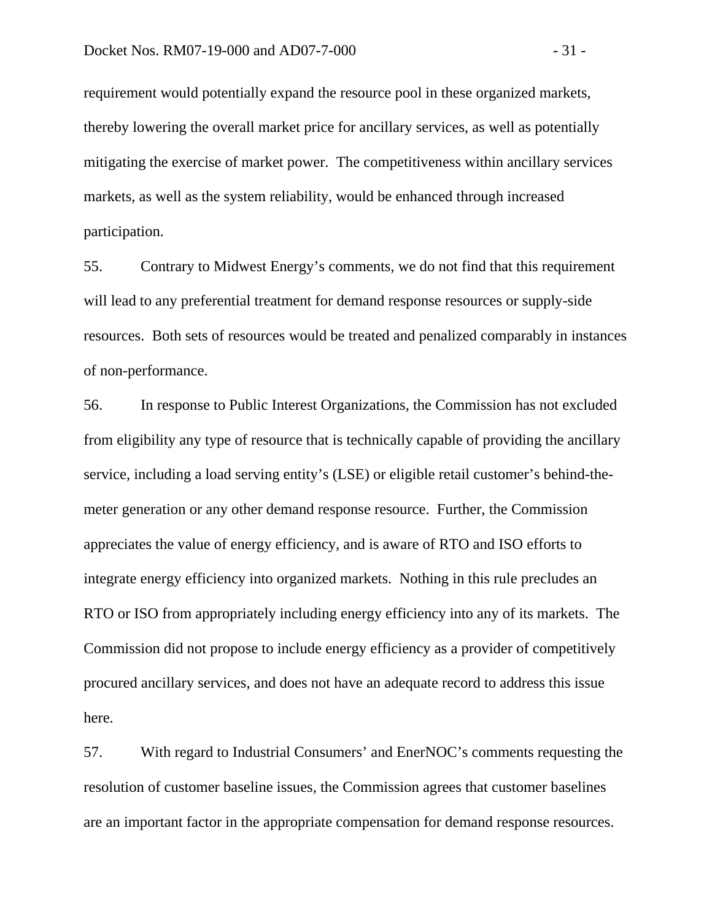requirement would potentially expand the resource pool in these organized markets, thereby lowering the overall market price for ancillary services, as well as potentially mitigating the exercise of market power. The competitiveness within ancillary services markets, as well as the system reliability, would be enhanced through increased participation.

55. Contrary to Midwest Energy's comments, we do not find that this requirement will lead to any preferential treatment for demand response resources or supply-side resources. Both sets of resources would be treated and penalized comparably in instances of non-performance.

56. In response to Public Interest Organizations, the Commission has not excluded from eligibility any type of resource that is technically capable of providing the ancillary service, including a load serving entity's (LSE) or eligible retail customer's behind-the-meter generation or any other demand response resource. Further, the Commission appreciates the value of energy efficiency, and is aware of RTO and ISO efforts to integrate energy efficiency into organized markets. Nothing in this rule precludes an RTO or ISO from appropriately including energy efficiency into any of its markets. The Commission did not propose to include energy efficiency as a provider of competitively procured ancillary services, and does not have an adequate record to address this issue here.

57. With regard to Industrial Consumers' and EnerNOC's comments requesting the resolution of customer baseline issues, the Commission agrees that customer baselines are an important factor in the appropriate compensation for demand response resources.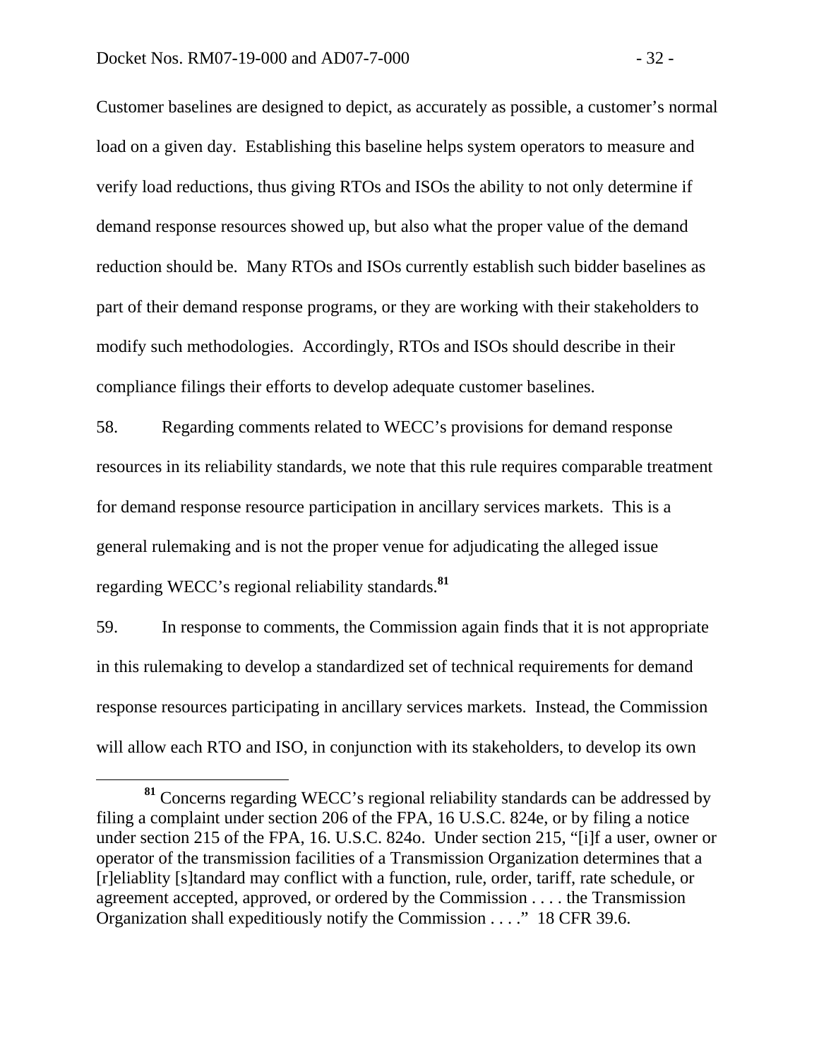Customer baselines are designed to depict, as accurately as possible, a customer's normal load on a given day. Establishing this baseline helps system operators to measure and verify load reductions, thus giving RTOs and ISOs the ability to not only determine if demand response resources showed up, but also what the proper value of the demand reduction should be. Many RTOs and ISOs currently establish such bidder baselines as part of their demand response programs, or they are working with their stakeholders to modify such methodologies. Accordingly, RTOs and ISOs should describe in their compliance filings their efforts to develop adequate customer baselines.

58. Regarding comments related to WECC's provisions for demand response resources in its reliability standards, we note that this rule requires comparable treatment for demand response resource participation in ancillary services markets. This is a general rulemaking and is not the proper venue for adjudicating the alleged issue regarding WECC's regional reliability standards.[81]

59. In response to comments, the Commission again finds that it is not appropriate in this rulemaking to develop a standardized set of technical requirements for demand response resources participating in ancillary services markets. Instead, the Commission will allow each RTO and ISO, in conjunction with its stakeholders, to develop its own

[81] Concerns regarding WECC's regional reliability standards can be addressed by filing a complaint under section 206 of the FPA, 16 U.S.C. 824e, or by filing a notice under section 215 of the FPA, 16. U.S.C. 824o. Under section 215, "[i]f a user, owner or operator of the transmission facilities of a Transmission Organization determines that a [r]eliablity [s]tandard may conflict with a function, rule, order, tariff, rate schedule, or agreement accepted, approved, or ordered by the Commission . . . . the Transmission Organization shall expeditiously notify the Commission . . . ." 18 CFR 39.6.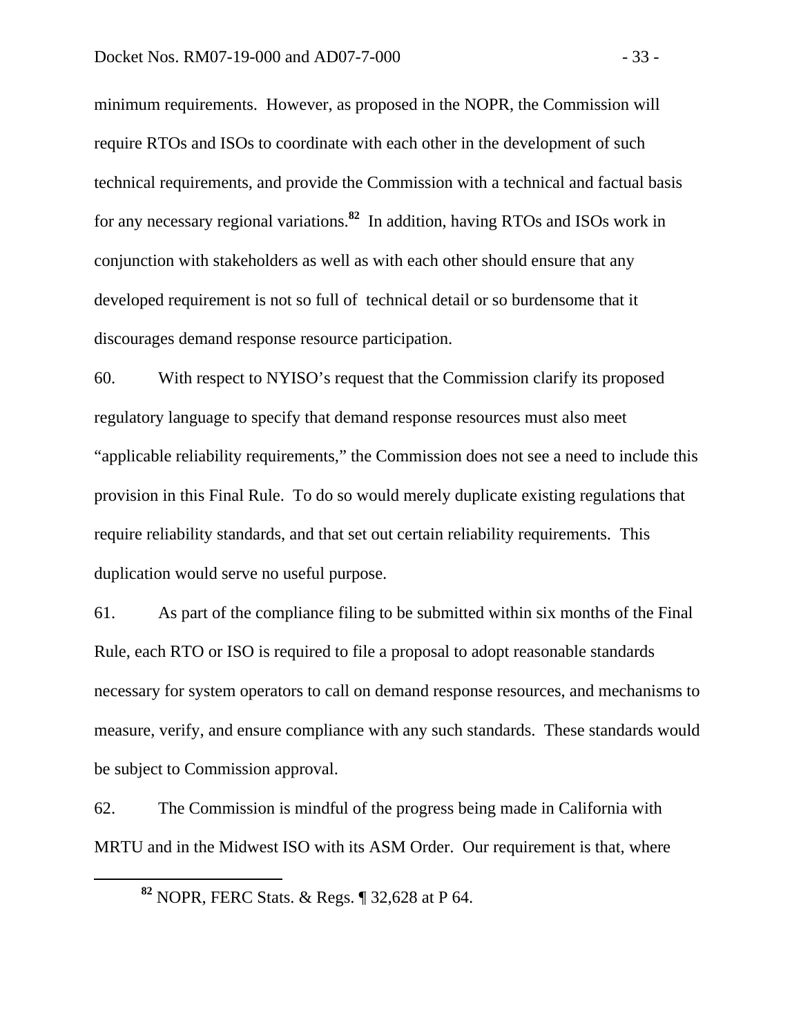minimum requirements. However, as proposed in the NOPR, the Commission will require RTOs and ISOs to coordinate with each other in the development of such technical requirements, and provide the Commission with a technical and factual basis for any necessary regional variations.[82] In addition, having RTOs and ISOs work in conjunction with stakeholders as well as with each other should ensure that any developed requirement is not so full of technical detail or so burdensome that it discourages demand response resource participation.

60. With respect to NYISO's request that the Commission clarify its proposed regulatory language to specify that demand response resources must also meet "applicable reliability requirements," the Commission does not see a need to include this provision in this Final Rule. To do so would merely duplicate existing regulations that require reliability standards, and that set out certain reliability requirements. This duplication would serve no useful purpose.

61. As part of the compliance filing to be submitted within six months of the Final Rule, each RTO or ISO is required to file a proposal to adopt reasonable standards necessary for system operators to call on demand response resources, and mechanisms to measure, verify, and ensure compliance with any such standards. These standards would be subject to Commission approval.

62. The Commission is mindful of the progress being made in California with MRTU and in the Midwest ISO with its ASM Order. Our requirement is that, where

[82] NOPR, FERC Stats. & Regs. ¶ 32,628 at P 64.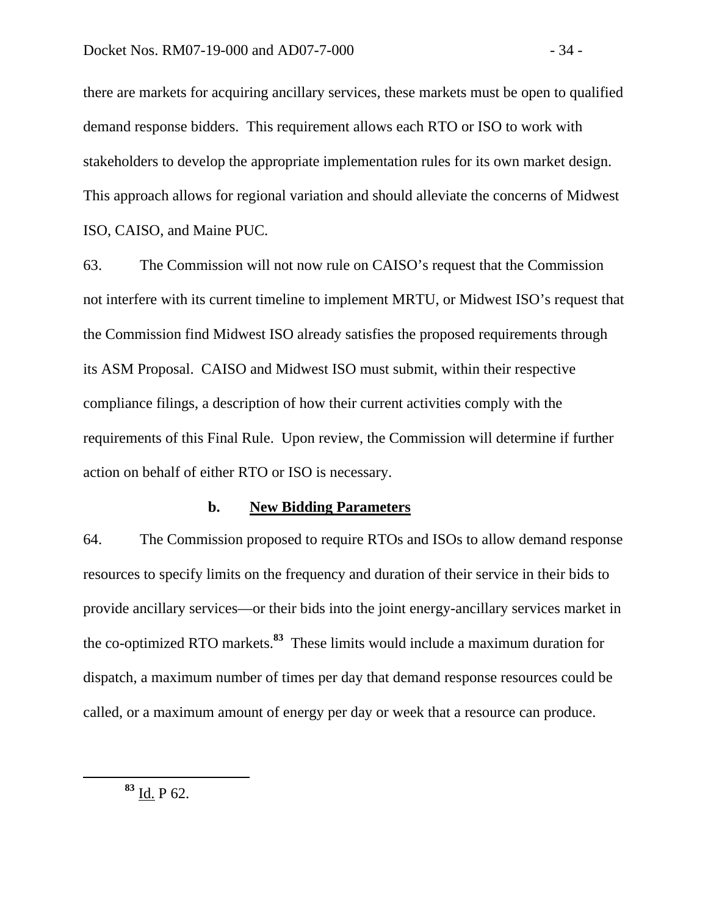there are markets for acquiring ancillary services, these markets must be open to qualified demand response bidders. This requirement allows each RTO or ISO to work with stakeholders to develop the appropriate implementation rules for its own market design. This approach allows for regional variation and should alleviate the concerns of Midwest ISO, CAISO, and Maine PUC.

63. The Commission will not now rule on CAISO's request that the Commission not interfere with its current timeline to implement MRTU, or Midwest ISO's request that the Commission find Midwest ISO already satisfies the proposed requirements through its ASM Proposal. CAISO and Midwest ISO must submit, within their respective compliance filings, a description of how their current activities comply with the requirements of this Final Rule. Upon review, the Commission will determine if further action on behalf of either RTO or ISO is necessary.

### b. New Bidding Parameters

64. The Commission proposed to require RTOs and ISOs to allow demand response resources to specify limits on the frequency and duration of their service in their bids to provide ancillary services—or their bids into the joint energy-ancillary services market in the co-optimized RTO markets.[83] These limits would include a maximum duration for dispatch, a maximum number of times per day that demand response resources could be called, or a maximum amount of energy per day or week that a resource can produce.

[83] Id. P 62.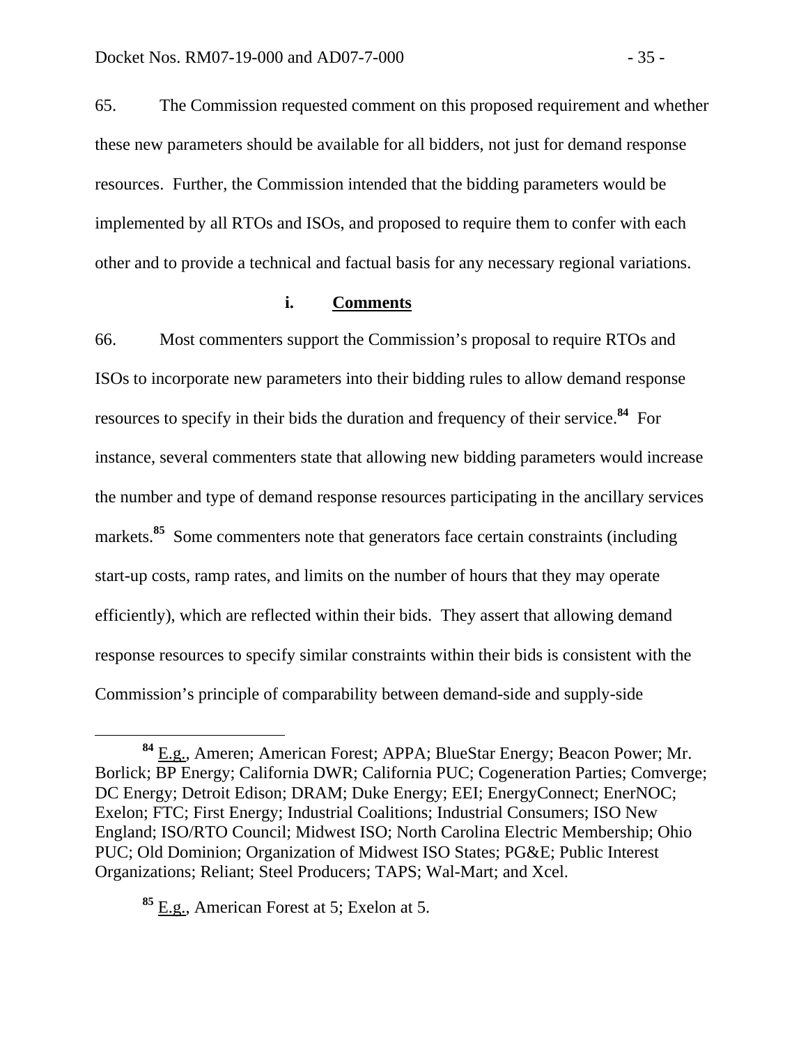65. The Commission requested comment on this proposed requirement and whether these new parameters should be available for all bidders, not just for demand response resources. Further, the Commission intended that the bidding parameters would be implemented by all RTOs and ISOs, and proposed to require them to confer with each other and to provide a technical and factual basis for any necessary regional variations.

#### i. Comments

66. Most commenters support the Commission's proposal to require RTOs and ISOs to incorporate new parameters into their bidding rules to allow demand response resources to specify in their bids the duration and frequency of their service.[84] For instance, several commenters state that allowing new bidding parameters would increase the number and type of demand response resources participating in the ancillary services markets.[85] Some commenters note that generators face certain constraints (including start-up costs, ramp rates, and limits on the number of hours that they may operate efficiently), which are reflected within their bids. They assert that allowing demand response resources to specify similar constraints within their bids is consistent with the Commission's principle of comparability between demand-side and supply-side

---

[84] E.g., Ameren; American Forest; APPA; BlueStar Energy; Beacon Power; Mr. Borlick; BP Energy; California DWR; California PUC; Cogeneration Parties; Comverge; DC Energy; Detroit Edison; DRAM; Duke Energy; EEI; EnergyConnect; EnerNOC; Exelon; FTC; First Energy; Industrial Coalitions; Industrial Consumers; ISO New England; ISO/RTO Council; Midwest ISO; North Carolina Electric Membership; Ohio PUC; Old Dominion; Organization of Midwest ISO States; PG&E; Public Interest Organizations; Reliant; Steel Producers; TAPS; Wal-Mart; and Xcel.

[85] E.g., American Forest at 5; Exelon at 5.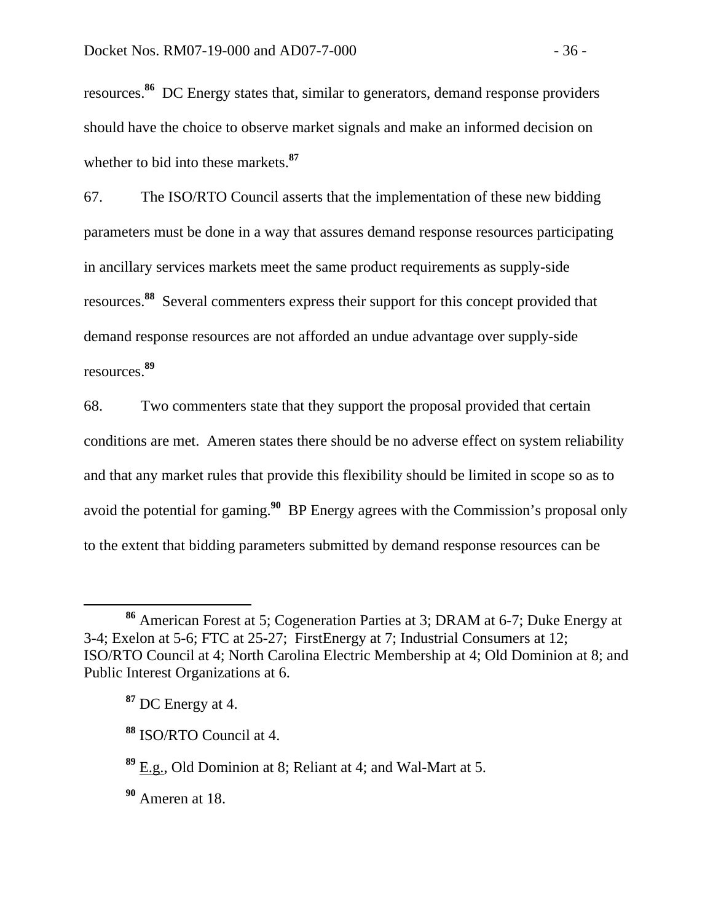resources.[86] DC Energy states that, similar to generators, demand response providers should have the choice to observe market signals and make an informed decision on whether to bid into these markets.[87]

67. The ISO/RTO Council asserts that the implementation of these new bidding parameters must be done in a way that assures demand response resources participating in ancillary services markets meet the same product requirements as supply-side resources.[88] Several commenters express their support for this concept provided that demand response resources are not afforded an undue advantage over supply-side resources.[89]

68. Two commenters state that they support the proposal provided that certain conditions are met. Ameren states there should be no adverse effect on system reliability and that any market rules that provide this flexibility should be limited in scope so as to avoid the potential for gaming.[90] BP Energy agrees with the Commission's proposal only to the extent that bidding parameters submitted by demand response resources can be

---

[86] American Forest at 5; Cogeneration Parties at 3; DRAM at 6-7; Duke Energy at 3-4; Exelon at 5-6; FTC at 25-27; FirstEnergy at 7; Industrial Consumers at 12; ISO/RTO Council at 4; North Carolina Electric Membership at 4; Old Dominion at 8; and Public Interest Organizations at 6.

[87] DC Energy at 4.

[88] ISO/RTO Council at 4.

[89] E.g., Old Dominion at 8; Reliant at 4; and Wal-Mart at 5.

[90] Ameren at 18.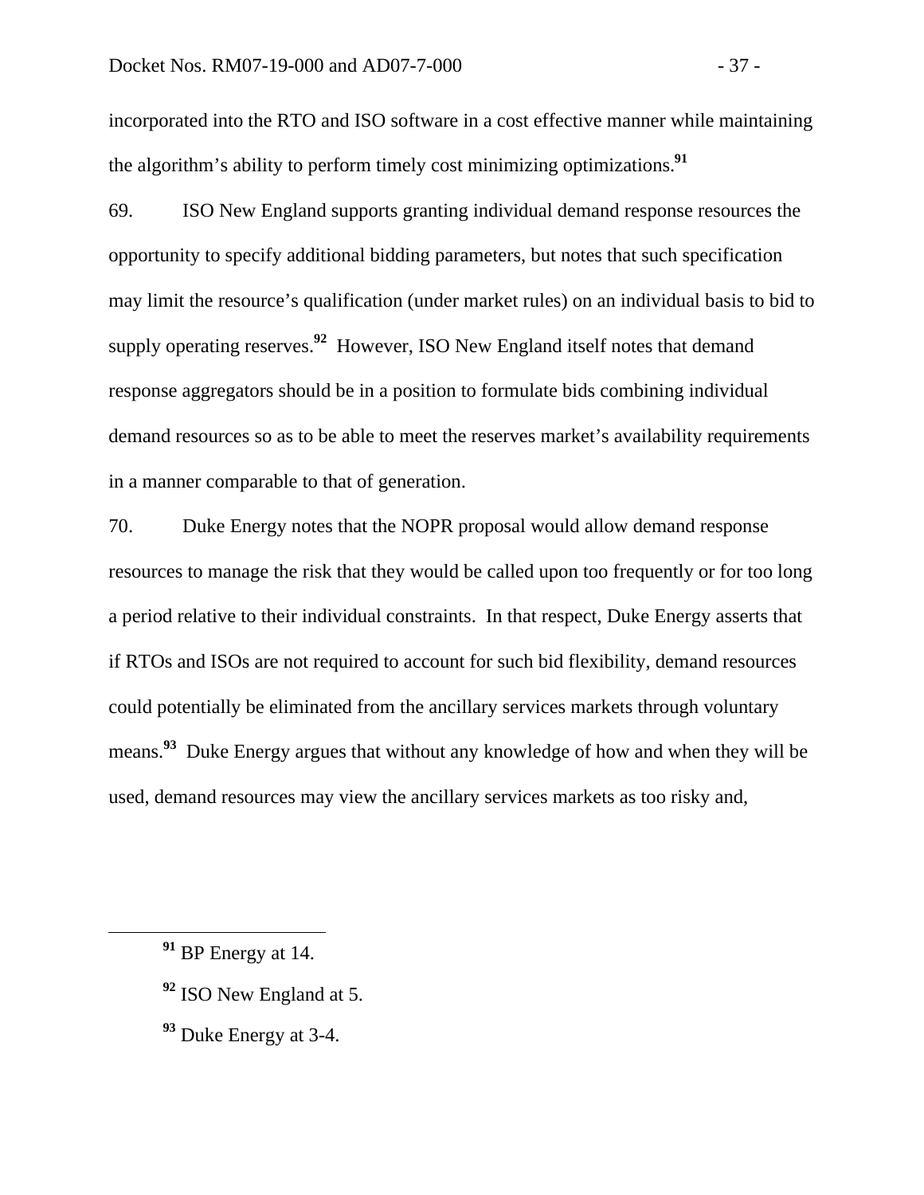incorporated into the RTO and ISO software in a cost effective manner while maintaining the algorithm's ability to perform timely cost minimizing optimizations.[91]

69. ISO New England supports granting individual demand response resources the opportunity to specify additional bidding parameters, but notes that such specification may limit the resource's qualification (under market rules) on an individual basis to bid to supply operating reserves.[92] However, ISO New England itself notes that demand response aggregators should be in a position to formulate bids combining individual demand resources so as to be able to meet the reserves market's availability requirements in a manner comparable to that of generation.

70. Duke Energy notes that the NOPR proposal would allow demand response resources to manage the risk that they would be called upon too frequently or for too long a period relative to their individual constraints. In that respect, Duke Energy asserts that if RTOs and ISOs are not required to account for such bid flexibility, demand resources could potentially be eliminated from the ancillary services markets through voluntary means.[93] Duke Energy argues that without any knowledge of how and when they will be used, demand resources may view the ancillary services markets as too risky and,

---

[91] BP Energy at 14.

[92] ISO New England at 5.

[93] Duke Energy at 3-4.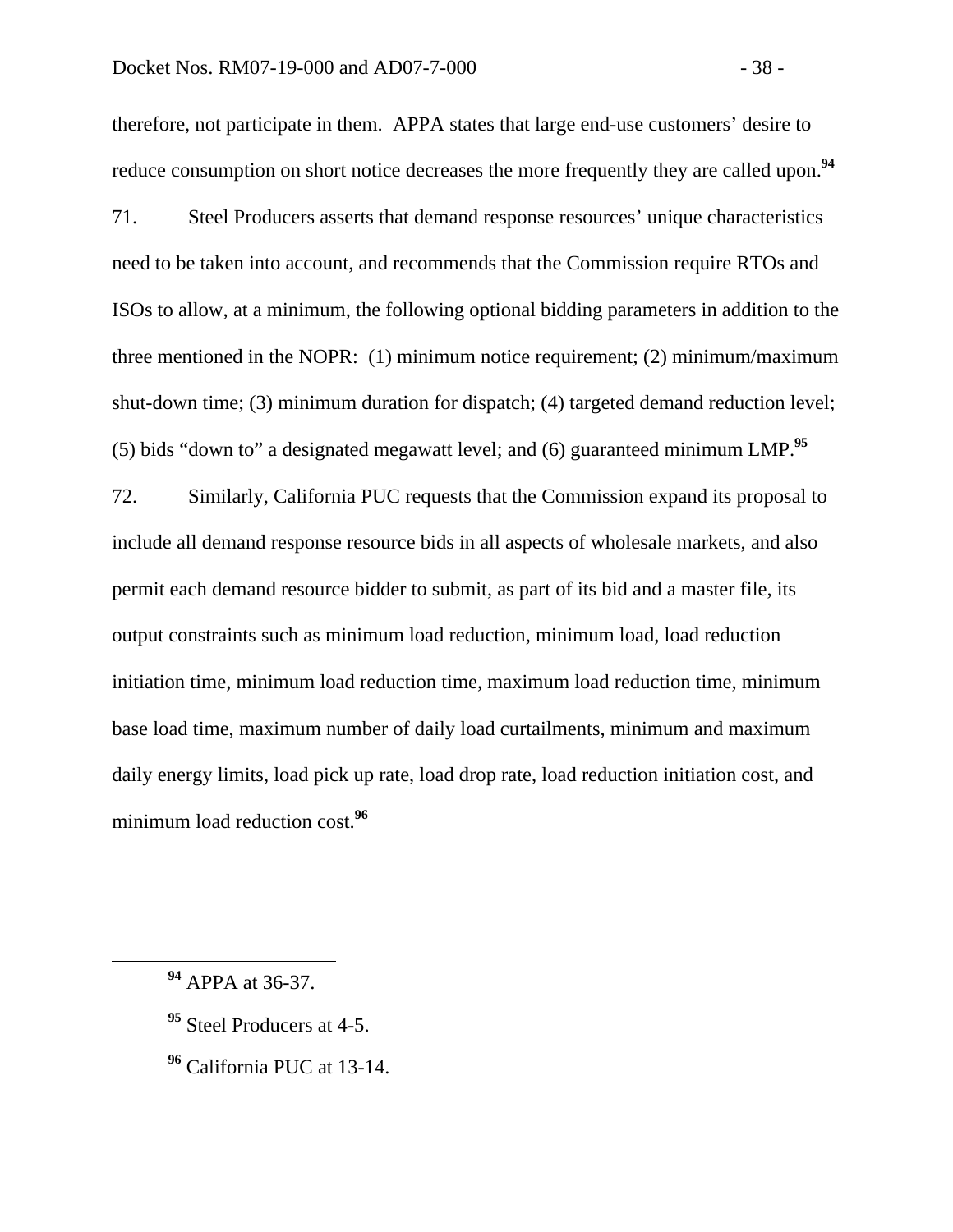therefore, not participate in them. APPA states that large end-use customers' desire to reduce consumption on short notice decreases the more frequently they are called upon.[94]

71. Steel Producers asserts that demand response resources' unique characteristics need to be taken into account, and recommends that the Commission require RTOs and ISOs to allow, at a minimum, the following optional bidding parameters in addition to the three mentioned in the NOPR: (1) minimum notice requirement; (2) minimum/maximum shut-down time; (3) minimum duration for dispatch; (4) targeted demand reduction level; (5) bids "down to" a designated megawatt level; and (6) guaranteed minimum LMP.[95]

72. Similarly, California PUC requests that the Commission expand its proposal to include all demand response resource bids in all aspects of wholesale markets, and also permit each demand resource bidder to submit, as part of its bid and a master file, its output constraints such as minimum load reduction, minimum load, load reduction initiation time, minimum load reduction time, maximum load reduction time, minimum base load time, maximum number of daily load curtailments, minimum and maximum daily energy limits, load pick up rate, load drop rate, load reduction initiation cost, and minimum load reduction cost.[96]

---

[94] APPA at 36-37.

[95] Steel Producers at 4-5.

[96] California PUC at 13-14.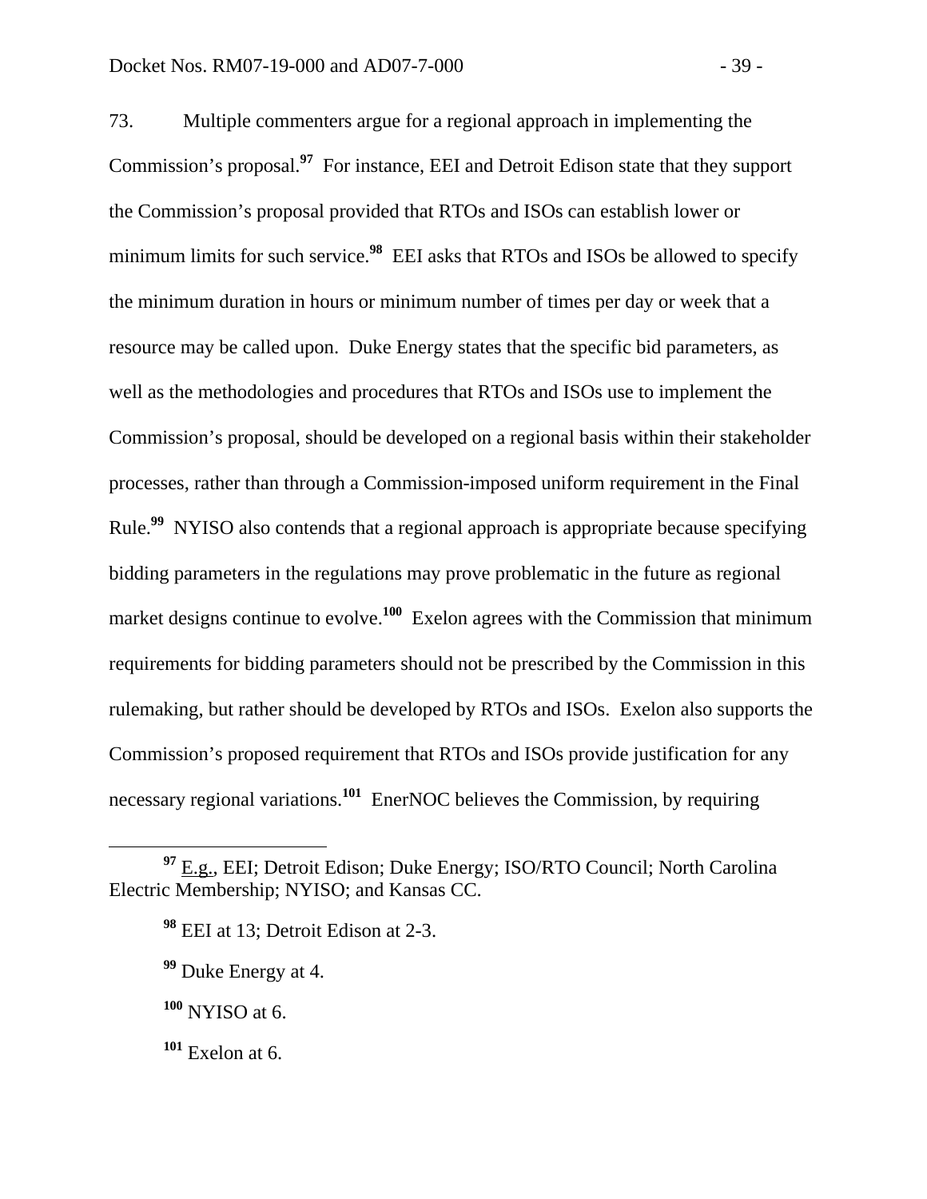73. Multiple commenters argue for a regional approach in implementing the Commission's proposal.[97] For instance, EEI and Detroit Edison state that they support the Commission's proposal provided that RTOs and ISOs can establish lower or minimum limits for such service.[98] EEI asks that RTOs and ISOs be allowed to specify the minimum duration in hours or minimum number of times per day or week that a resource may be called upon. Duke Energy states that the specific bid parameters, as well as the methodologies and procedures that RTOs and ISOs use to implement the Commission's proposal, should be developed on a regional basis within their stakeholder processes, rather than through a Commission-imposed uniform requirement in the Final Rule.[99] NYISO also contends that a regional approach is appropriate because specifying bidding parameters in the regulations may prove problematic in the future as regional market designs continue to evolve.[100] Exelon agrees with the Commission that minimum requirements for bidding parameters should not be prescribed by the Commission in this rulemaking, but rather should be developed by RTOs and ISOs. Exelon also supports the Commission's proposed requirement that RTOs and ISOs provide justification for any necessary regional variations.[101] EnerNOC believes the Commission, by requiring

[97] E.g., EEI; Detroit Edison; Duke Energy; ISO/RTO Council; North Carolina Electric Membership; NYISO; and Kansas CC.

[98] EEI at 13; Detroit Edison at 2-3.

[99] Duke Energy at 4.

[100] NYISO at 6.

[101] Exelon at 6.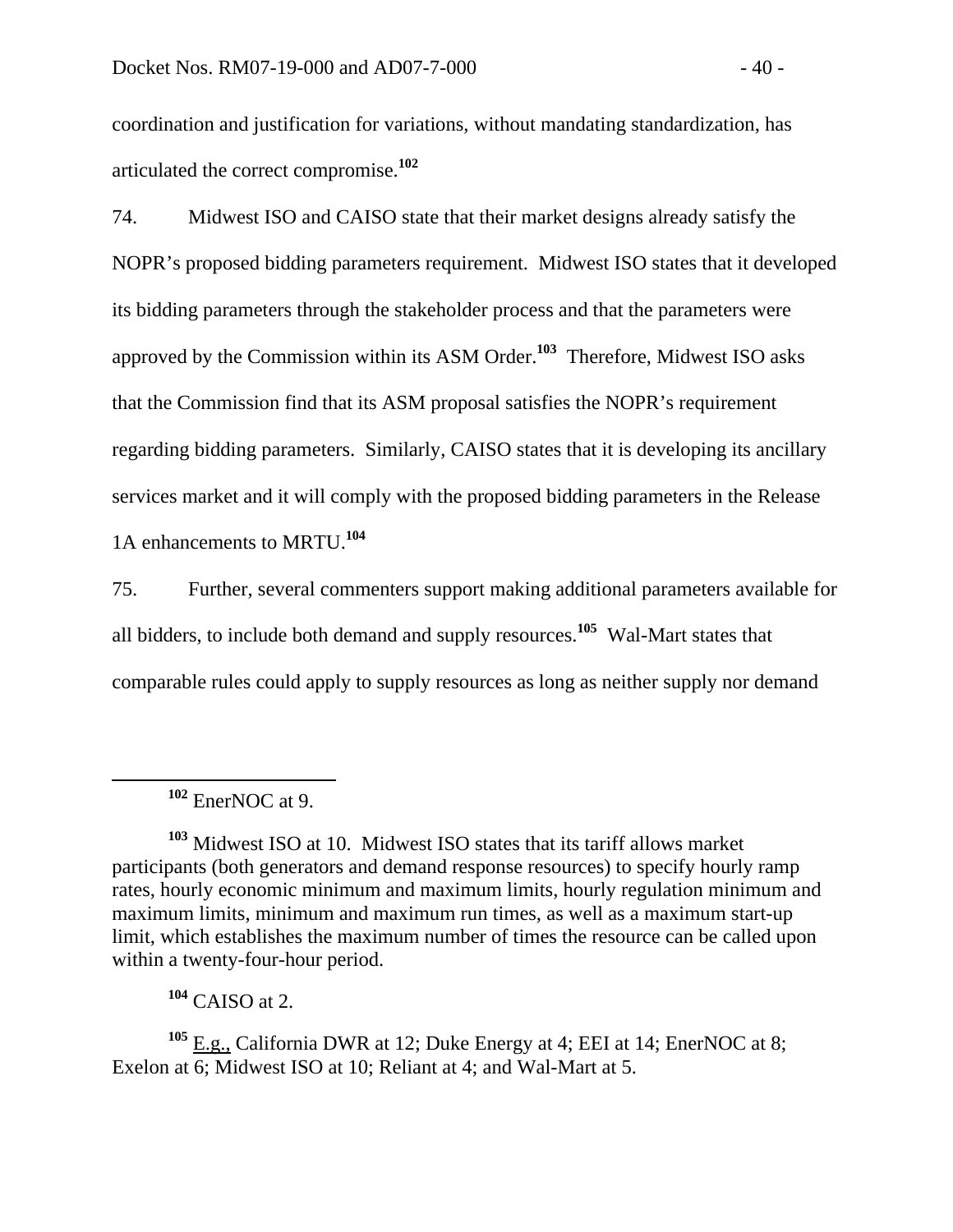coordination and justification for variations, without mandating standardization, has articulated the correct compromise.[102]

74. Midwest ISO and CAISO state that their market designs already satisfy the NOPR's proposed bidding parameters requirement. Midwest ISO states that it developed its bidding parameters through the stakeholder process and that the parameters were approved by the Commission within its ASM Order.[103] Therefore, Midwest ISO asks that the Commission find that its ASM proposal satisfies the NOPR's requirement regarding bidding parameters. Similarly, CAISO states that it is developing its ancillary services market and it will comply with the proposed bidding parameters in the Release 1A enhancements to MRTU.[104]

75. Further, several commenters support making additional parameters available for all bidders, to include both demand and supply resources.[105] Wal-Mart states that comparable rules could apply to supply resources as long as neither supply nor demand

---

[102] EnerNOC at 9.

[103] Midwest ISO at 10. Midwest ISO states that its tariff allows market participants (both generators and demand response resources) to specify hourly ramp rates, hourly economic minimum and maximum limits, hourly regulation minimum and maximum limits, minimum and maximum run times, as well as a maximum start-up limit, which establishes the maximum number of times the resource can be called upon within a twenty-four-hour period.

[104] CAISO at 2.

[105] E.g., California DWR at 12; Duke Energy at 4; EEI at 14; EnerNOC at 8; Exelon at 6; Midwest ISO at 10; Reliant at 4; and Wal-Mart at 5.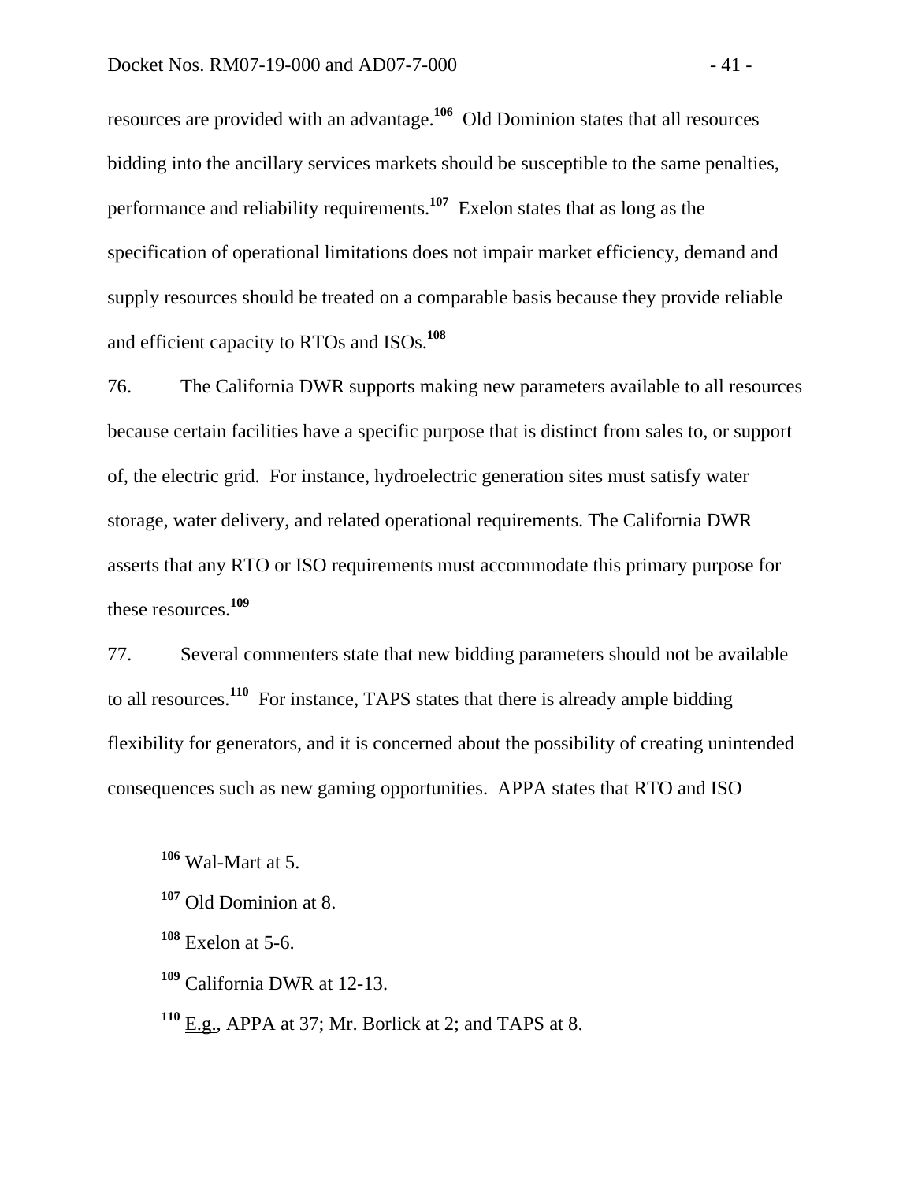resources are provided with an advantage.[106] Old Dominion states that all resources bidding into the ancillary services markets should be susceptible to the same penalties, performance and reliability requirements.[107] Exelon states that as long as the specification of operational limitations does not impair market efficiency, demand and supply resources should be treated on a comparable basis because they provide reliable and efficient capacity to RTOs and ISOs.[108]

76. The California DWR supports making new parameters available to all resources because certain facilities have a specific purpose that is distinct from sales to, or support of, the electric grid. For instance, hydroelectric generation sites must satisfy water storage, water delivery, and related operational requirements. The California DWR asserts that any RTO or ISO requirements must accommodate this primary purpose for these resources.[109]

77. Several commenters state that new bidding parameters should not be available to all resources.[110] For instance, TAPS states that there is already ample bidding flexibility for generators, and it is concerned about the possibility of creating unintended consequences such as new gaming opportunities. APPA states that RTO and ISO

---

[106] Wal-Mart at 5.

[107] Old Dominion at 8.

[108] Exelon at 5-6.

[109] California DWR at 12-13.

[110] E.g., APPA at 37; Mr. Borlick at 2; and TAPS at 8.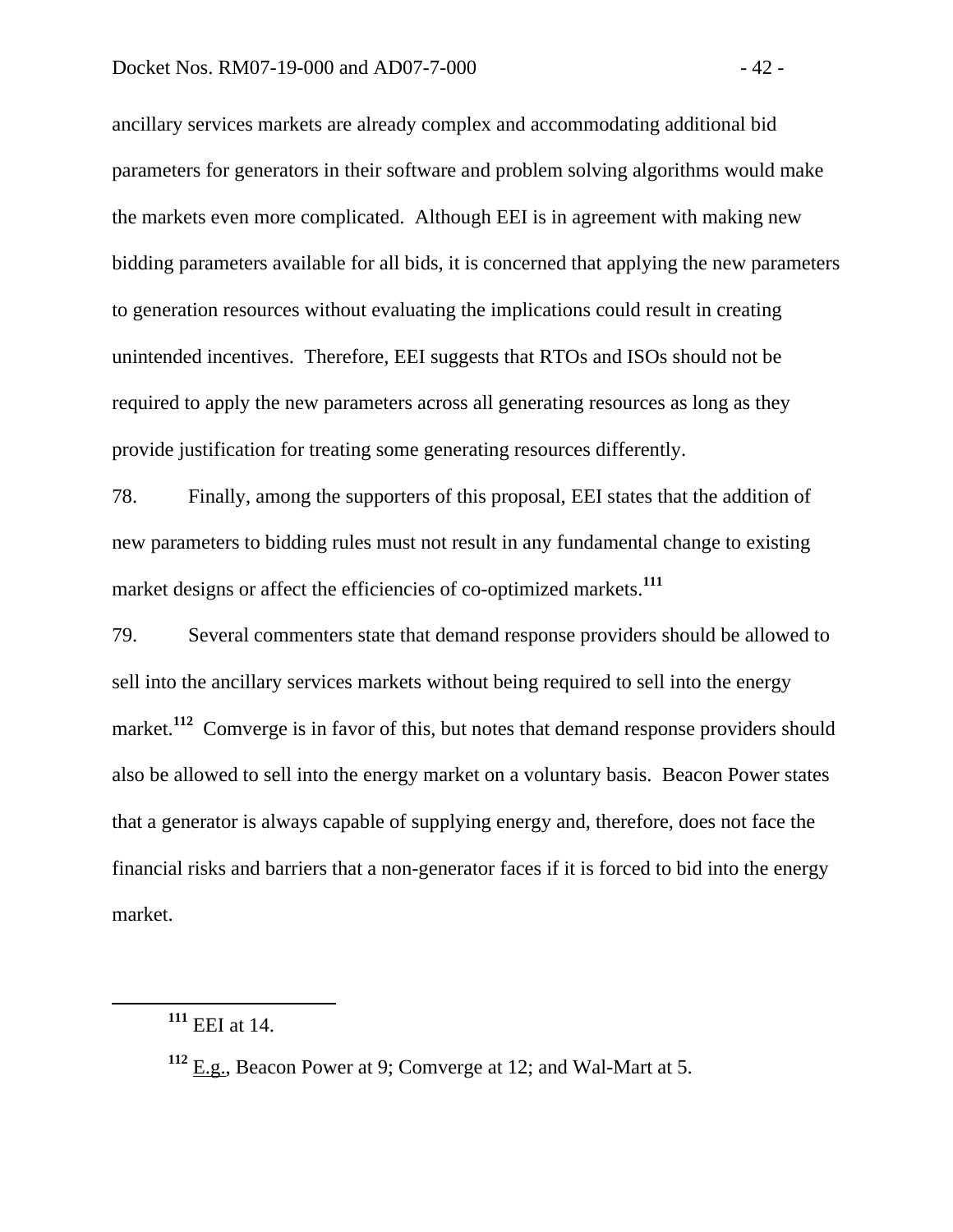ancillary services markets are already complex and accommodating additional bid parameters for generators in their software and problem solving algorithms would make the markets even more complicated. Although EEI is in agreement with making new bidding parameters available for all bids, it is concerned that applying the new parameters to generation resources without evaluating the implications could result in creating unintended incentives. Therefore, EEI suggests that RTOs and ISOs should not be required to apply the new parameters across all generating resources as long as they provide justification for treating some generating resources differently.

78. Finally, among the supporters of this proposal, EEI states that the addition of new parameters to bidding rules must not result in any fundamental change to existing market designs or affect the efficiencies of co-optimized markets.[111]

79. Several commenters state that demand response providers should be allowed to sell into the ancillary services markets without being required to sell into the energy market.[112] Comverge is in favor of this, but notes that demand response providers should also be allowed to sell into the energy market on a voluntary basis. Beacon Power states that a generator is always capable of supplying energy and, therefore, does not face the financial risks and barriers that a non-generator faces if it is forced to bid into the energy market.

---

[111] EEI at 14.

[112] E.g., Beacon Power at 9; Comverge at 12; and Wal-Mart at 5.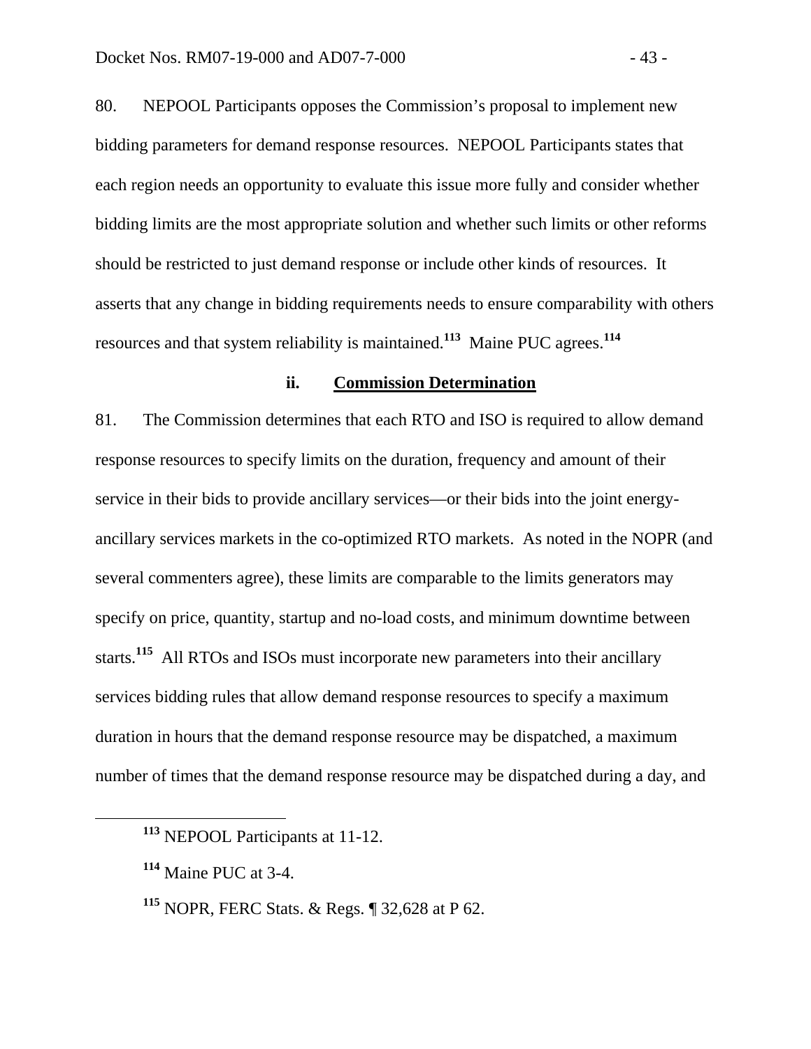80. NEPOOL Participants opposes the Commission's proposal to implement new bidding parameters for demand response resources. NEPOOL Participants states that each region needs an opportunity to evaluate this issue more fully and consider whether bidding limits are the most appropriate solution and whether such limits or other reforms should be restricted to just demand response or include other kinds of resources. It asserts that any change in bidding requirements needs to ensure comparability with others resources and that system reliability is maintained.[113] Maine PUC agrees.[114]

#### ii. **Commission Determination**

81. The Commission determines that each RTO and ISO is required to allow demand response resources to specify limits on the duration, frequency and amount of their service in their bids to provide ancillary services—or their bids into the joint energy-ancillary services markets in the co-optimized RTO markets. As noted in the NOPR (and several commenters agree), these limits are comparable to the limits generators may specify on price, quantity, startup and no-load costs, and minimum downtime between starts.[115] All RTOs and ISOs must incorporate new parameters into their ancillary services bidding rules that allow demand response resources to specify a maximum duration in hours that the demand response resource may be dispatched, a maximum number of times that the demand response resource may be dispatched during a day, and

---

[113] NEPOOL Participants at 11-12.

[114] Maine PUC at 3-4.

[115] NOPR, FERC Stats. & Regs. ¶ 32,628 at P 62.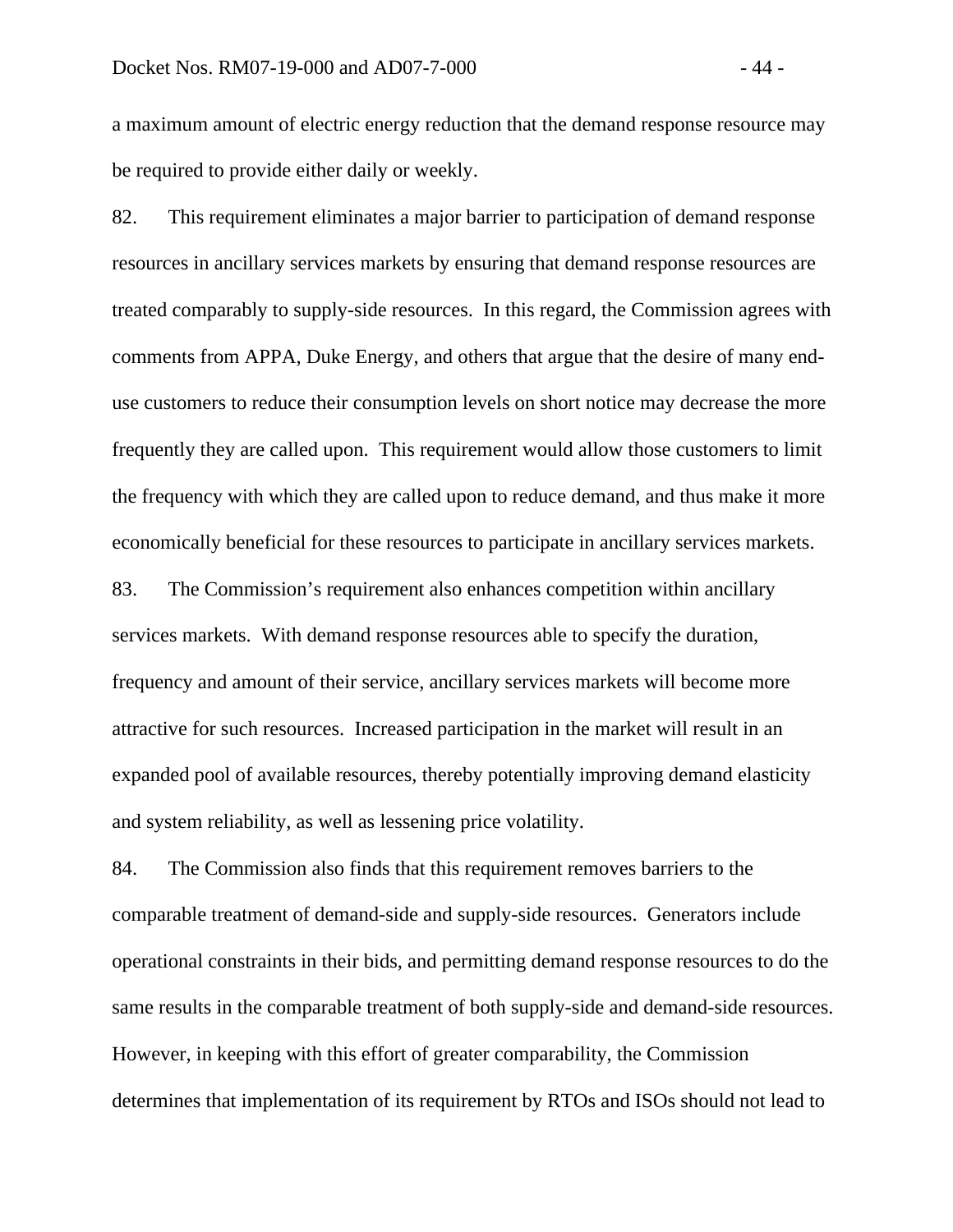a maximum amount of electric energy reduction that the demand response resource may be required to provide either daily or weekly.

82. This requirement eliminates a major barrier to participation of demand response resources in ancillary services markets by ensuring that demand response resources are treated comparably to supply-side resources. In this regard, the Commission agrees with comments from APPA, Duke Energy, and others that argue that the desire of many end-use customers to reduce their consumption levels on short notice may decrease the more frequently they are called upon. This requirement would allow those customers to limit the frequency with which they are called upon to reduce demand, and thus make it more economically beneficial for these resources to participate in ancillary services markets.

83. The Commission's requirement also enhances competition within ancillary services markets. With demand response resources able to specify the duration, frequency and amount of their service, ancillary services markets will become more attractive for such resources. Increased participation in the market will result in an expanded pool of available resources, thereby potentially improving demand elasticity and system reliability, as well as lessening price volatility.

84. The Commission also finds that this requirement removes barriers to the comparable treatment of demand-side and supply-side resources. Generators include operational constraints in their bids, and permitting demand response resources to do the same results in the comparable treatment of both supply-side and demand-side resources. However, in keeping with this effort of greater comparability, the Commission determines that implementation of its requirement by RTOs and ISOs should not lead to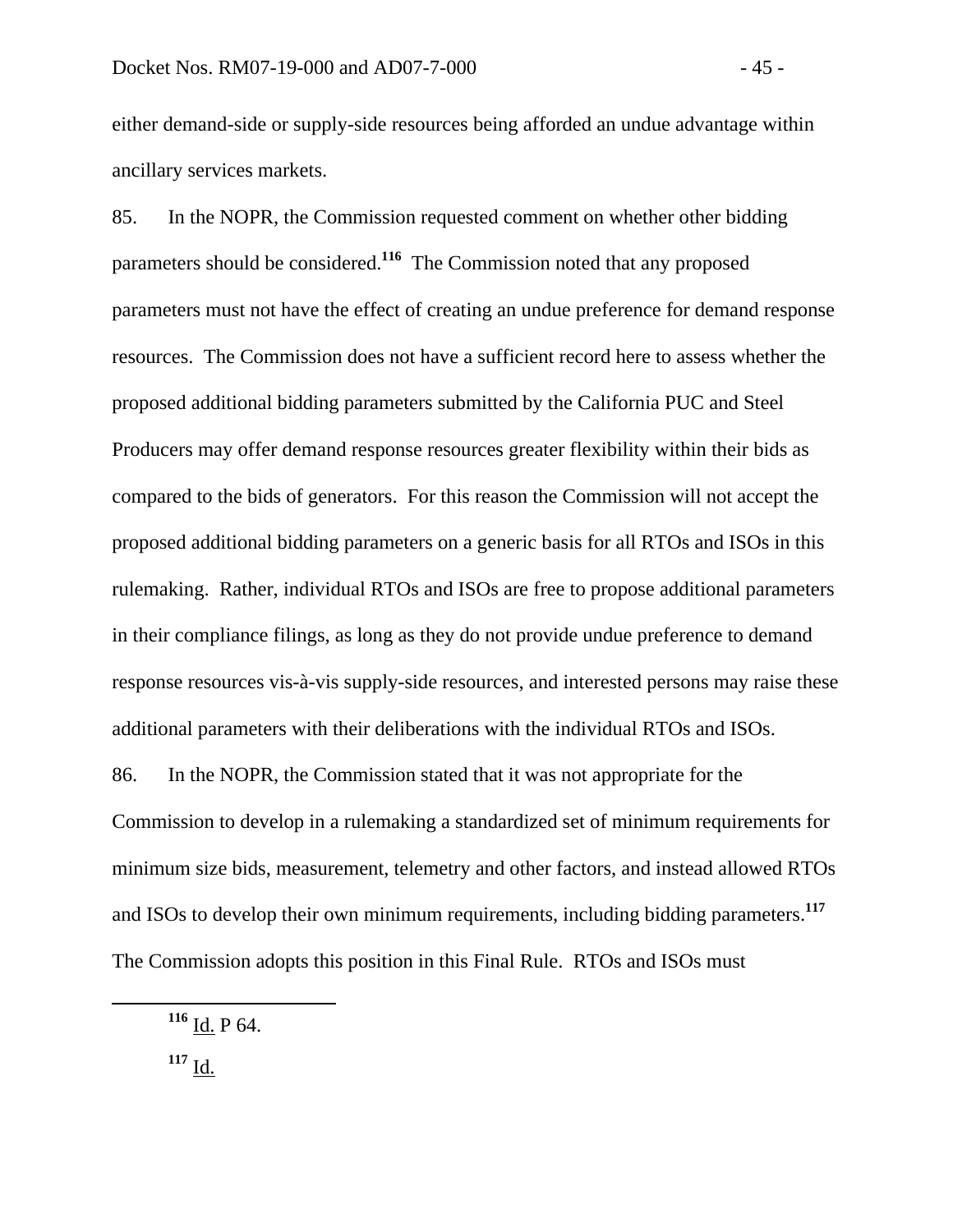either demand-side or supply-side resources being afforded an undue advantage within ancillary services markets.

85. In the NOPR, the Commission requested comment on whether other bidding parameters should be considered.[116] The Commission noted that any proposed parameters must not have the effect of creating an undue preference for demand response resources. The Commission does not have a sufficient record here to assess whether the proposed additional bidding parameters submitted by the California PUC and Steel Producers may offer demand response resources greater flexibility within their bids as compared to the bids of generators. For this reason the Commission will not accept the proposed additional bidding parameters on a generic basis for all RTOs and ISOs in this rulemaking. Rather, individual RTOs and ISOs are free to propose additional parameters in their compliance filings, as long as they do not provide undue preference to demand response resources vis-à-vis supply-side resources, and interested persons may raise these additional parameters with their deliberations with the individual RTOs and ISOs.

86. In the NOPR, the Commission stated that it was not appropriate for the Commission to develop in a rulemaking a standardized set of minimum requirements for minimum size bids, measurement, telemetry and other factors, and instead allowed RTOs and ISOs to develop their own minimum requirements, including bidding parameters.[117] The Commission adopts this position in this Final Rule. RTOs and ISOs must

---

[116] Id. P 64.

[117] Id.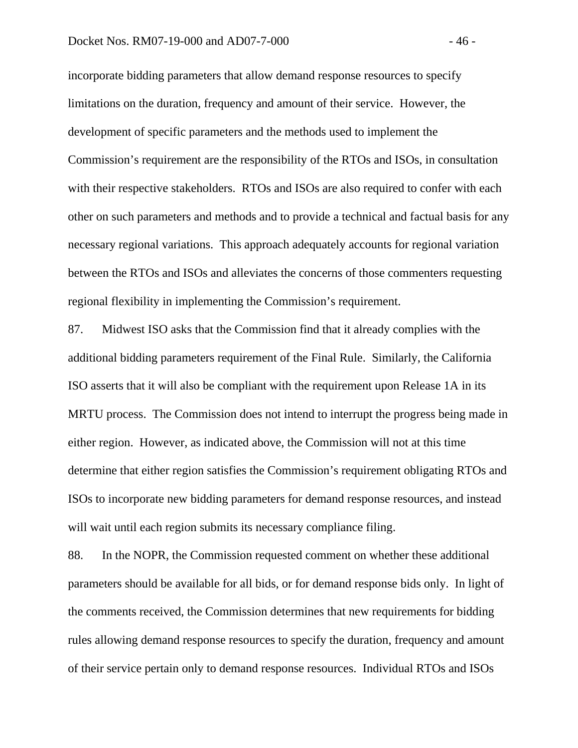incorporate bidding parameters that allow demand response resources to specify limitations on the duration, frequency and amount of their service. However, the development of specific parameters and the methods used to implement the Commission's requirement are the responsibility of the RTOs and ISOs, in consultation with their respective stakeholders. RTOs and ISOs are also required to confer with each other on such parameters and methods and to provide a technical and factual basis for any necessary regional variations. This approach adequately accounts for regional variation between the RTOs and ISOs and alleviates the concerns of those commenters requesting regional flexibility in implementing the Commission's requirement.

87. Midwest ISO asks that the Commission find that it already complies with the additional bidding parameters requirement of the Final Rule. Similarly, the California ISO asserts that it will also be compliant with the requirement upon Release 1A in its MRTU process. The Commission does not intend to interrupt the progress being made in either region. However, as indicated above, the Commission will not at this time determine that either region satisfies the Commission's requirement obligating RTOs and ISOs to incorporate new bidding parameters for demand response resources, and instead will wait until each region submits its necessary compliance filing.

88. In the NOPR, the Commission requested comment on whether these additional parameters should be available for all bids, or for demand response bids only. In light of the comments received, the Commission determines that new requirements for bidding rules allowing demand response resources to specify the duration, frequency and amount of their service pertain only to demand response resources. Individual RTOs and ISOs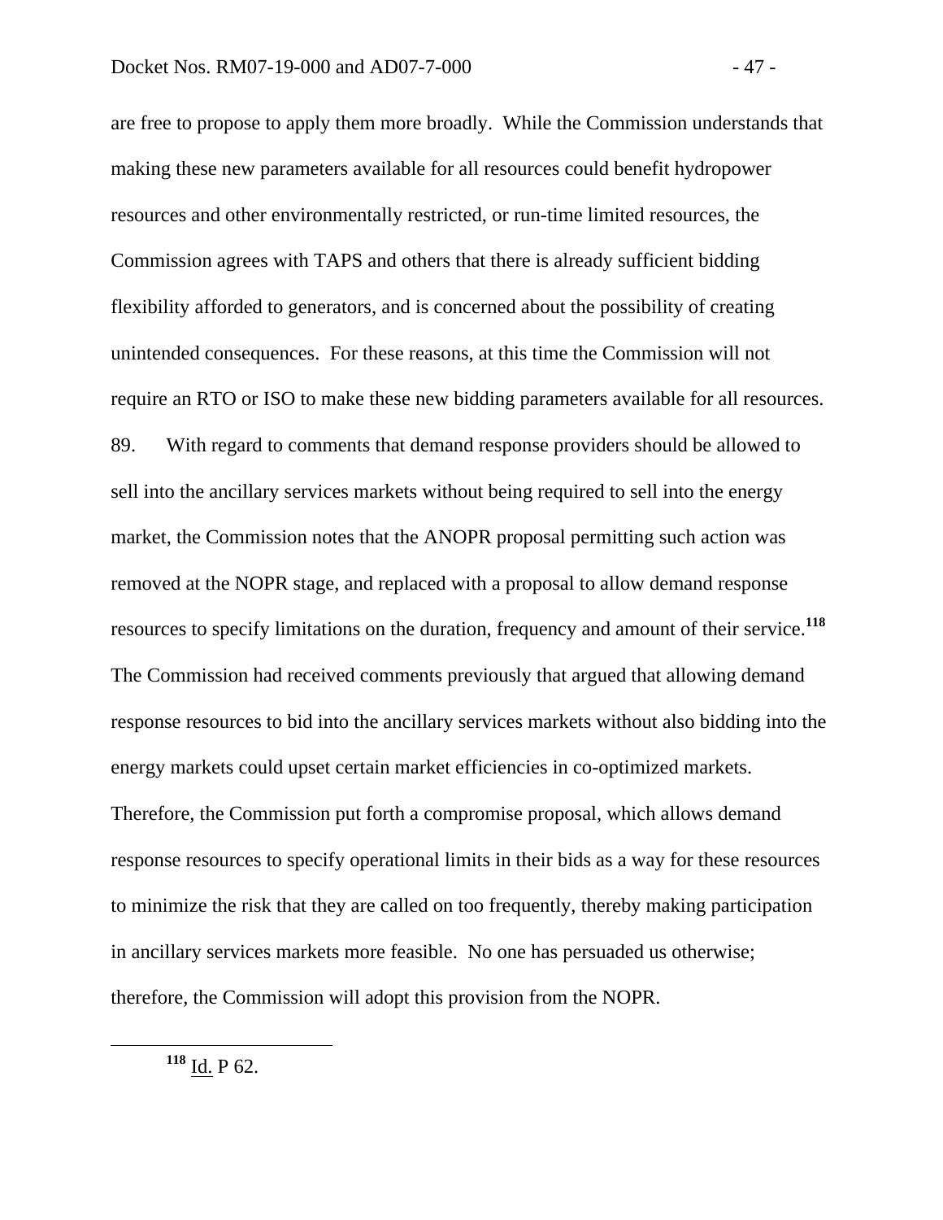are free to propose to apply them more broadly. While the Commission understands that making these new parameters available for all resources could benefit hydropower resources and other environmentally restricted, or run-time limited resources, the Commission agrees with TAPS and others that there is already sufficient bidding flexibility afforded to generators, and is concerned about the possibility of creating unintended consequences. For these reasons, at this time the Commission will not require an RTO or ISO to make these new bidding parameters available for all resources.

89. With regard to comments that demand response providers should be allowed to sell into the ancillary services markets without being required to sell into the energy market, the Commission notes that the ANOPR proposal permitting such action was removed at the NOPR stage, and replaced with a proposal to allow demand response resources to specify limitations on the duration, frequency and amount of their service.[118] The Commission had received comments previously that argued that allowing demand response resources to bid into the ancillary services markets without also bidding into the energy markets could upset certain market efficiencies in co-optimized markets. Therefore, the Commission put forth a compromise proposal, which allows demand response resources to specify operational limits in their bids as a way for these resources to minimize the risk that they are called on too frequently, thereby making participation in ancillary services markets more feasible. No one has persuaded us otherwise; therefore, the Commission will adopt this provision from the NOPR.

[118] Id. P 62.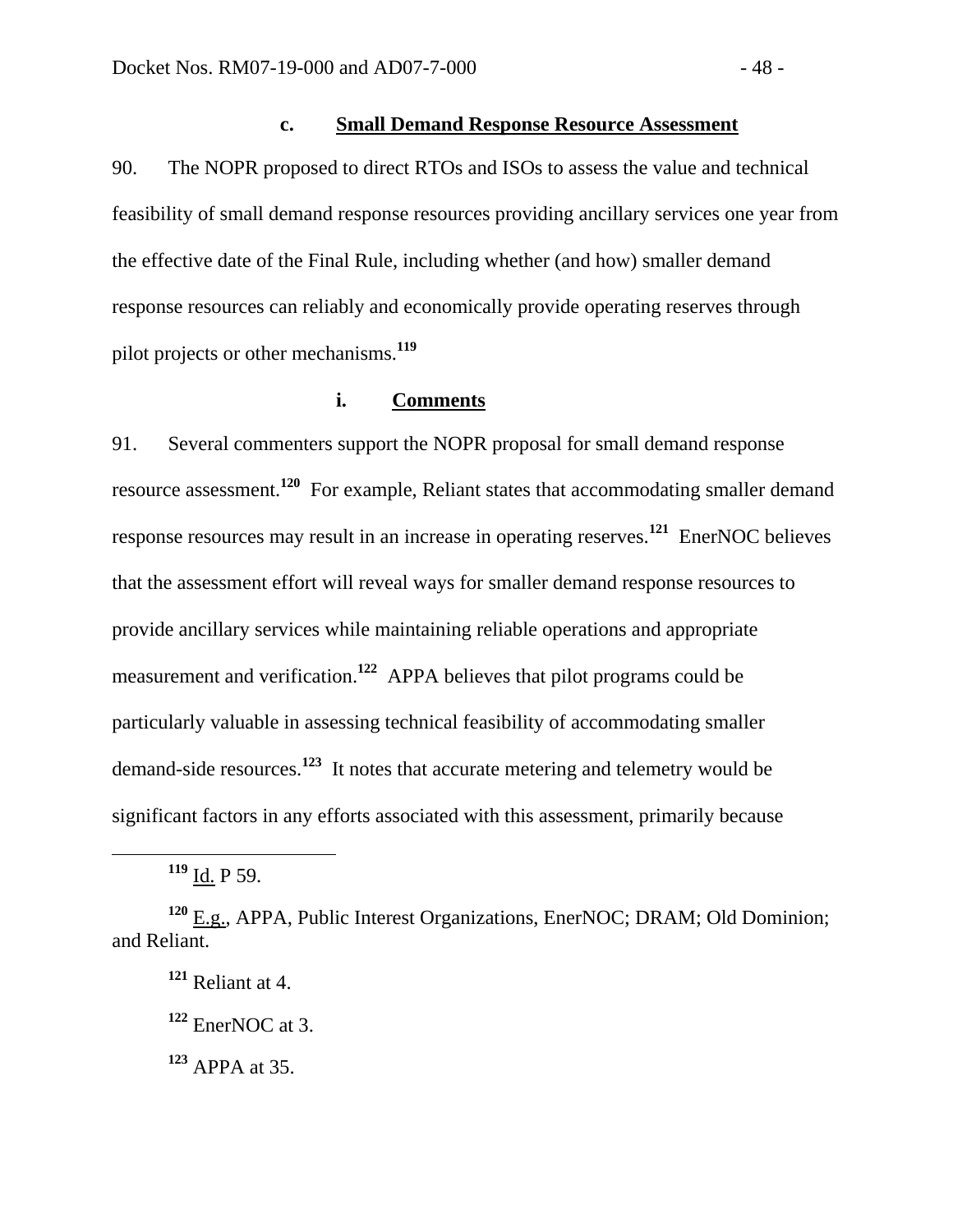### c. Small Demand Response Resource Assessment

90. The NOPR proposed to direct RTOs and ISOs to assess the value and technical feasibility of small demand response resources providing ancillary services one year from the effective date of the Final Rule, including whether (and how) smaller demand response resources can reliably and economically provide operating reserves through pilot projects or other mechanisms.[119]

#### i. Comments

91. Several commenters support the NOPR proposal for small demand response resource assessment.[120] For example, Reliant states that accommodating smaller demand response resources may result in an increase in operating reserves.[121] EnerNOC believes that the assessment effort will reveal ways for smaller demand response resources to provide ancillary services while maintaining reliable operations and appropriate measurement and verification.[122] APPA believes that pilot programs could be particularly valuable in assessing technical feasibility of accommodating smaller demand-side resources.[123] It notes that accurate metering and telemetry would be significant factors in any efforts associated with this assessment, primarily because

---

[119] Id. P 59.

[120] E.g., APPA, Public Interest Organizations, EnerNOC; DRAM; Old Dominion; and Reliant.

[121] Reliant at 4.

[122] EnerNOC at 3.

[123] APPA at 35.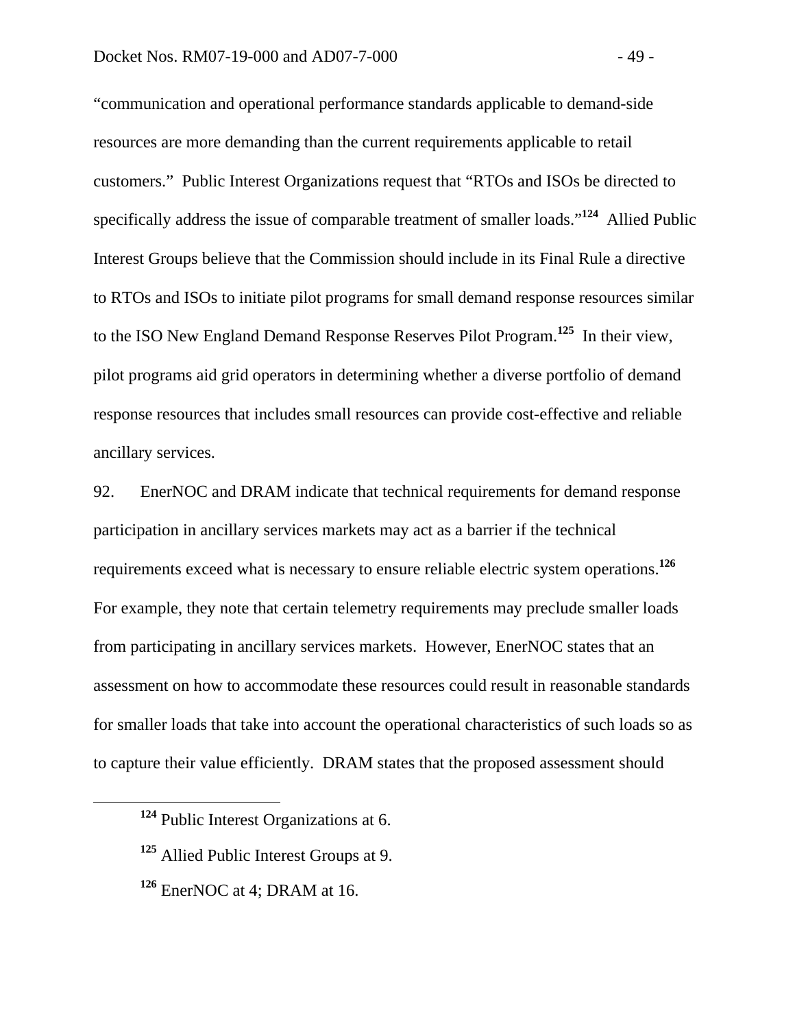"communication and operational performance standards applicable to demand-side resources are more demanding than the current requirements applicable to retail customers." Public Interest Organizations request that "RTOs and ISOs be directed to specifically address the issue of comparable treatment of smaller loads."[124] Allied Public Interest Groups believe that the Commission should include in its Final Rule a directive to RTOs and ISOs to initiate pilot programs for small demand response resources similar to the ISO New England Demand Response Reserves Pilot Program.[125] In their view, pilot programs aid grid operators in determining whether a diverse portfolio of demand response resources that includes small resources can provide cost-effective and reliable ancillary services.

92. EnerNOC and DRAM indicate that technical requirements for demand response participation in ancillary services markets may act as a barrier if the technical requirements exceed what is necessary to ensure reliable electric system operations.[126] For example, they note that certain telemetry requirements may preclude smaller loads from participating in ancillary services markets. However, EnerNOC states that an assessment on how to accommodate these resources could result in reasonable standards for smaller loads that take into account the operational characteristics of such loads so as to capture their value efficiently. DRAM states that the proposed assessment should

[124] Public Interest Organizations at 6.

[125] Allied Public Interest Groups at 9.

[126] EnerNOC at 4; DRAM at 16.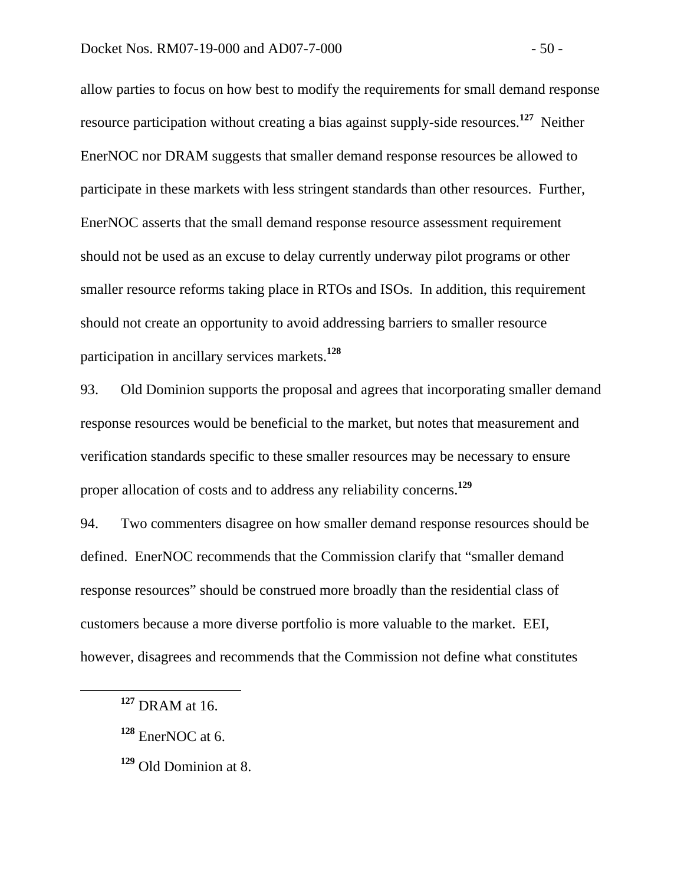allow parties to focus on how best to modify the requirements for small demand response resource participation without creating a bias against supply-side resources.[127] Neither EnerNOC nor DRAM suggests that smaller demand response resources be allowed to participate in these markets with less stringent standards than other resources. Further, EnerNOC asserts that the small demand response resource assessment requirement should not be used as an excuse to delay currently underway pilot programs or other smaller resource reforms taking place in RTOs and ISOs. In addition, this requirement should not create an opportunity to avoid addressing barriers to smaller resource participation in ancillary services markets.[128]

93. Old Dominion supports the proposal and agrees that incorporating smaller demand response resources would be beneficial to the market, but notes that measurement and verification standards specific to these smaller resources may be necessary to ensure proper allocation of costs and to address any reliability concerns.[129]

94. Two commenters disagree on how smaller demand response resources should be defined. EnerNOC recommends that the Commission clarify that "smaller demand response resources" should be construed more broadly than the residential class of customers because a more diverse portfolio is more valuable to the market. EEI, however, disagrees and recommends that the Commission not define what constitutes

---

[127] DRAM at 16.

[128] EnerNOC at 6.

[129] Old Dominion at 8.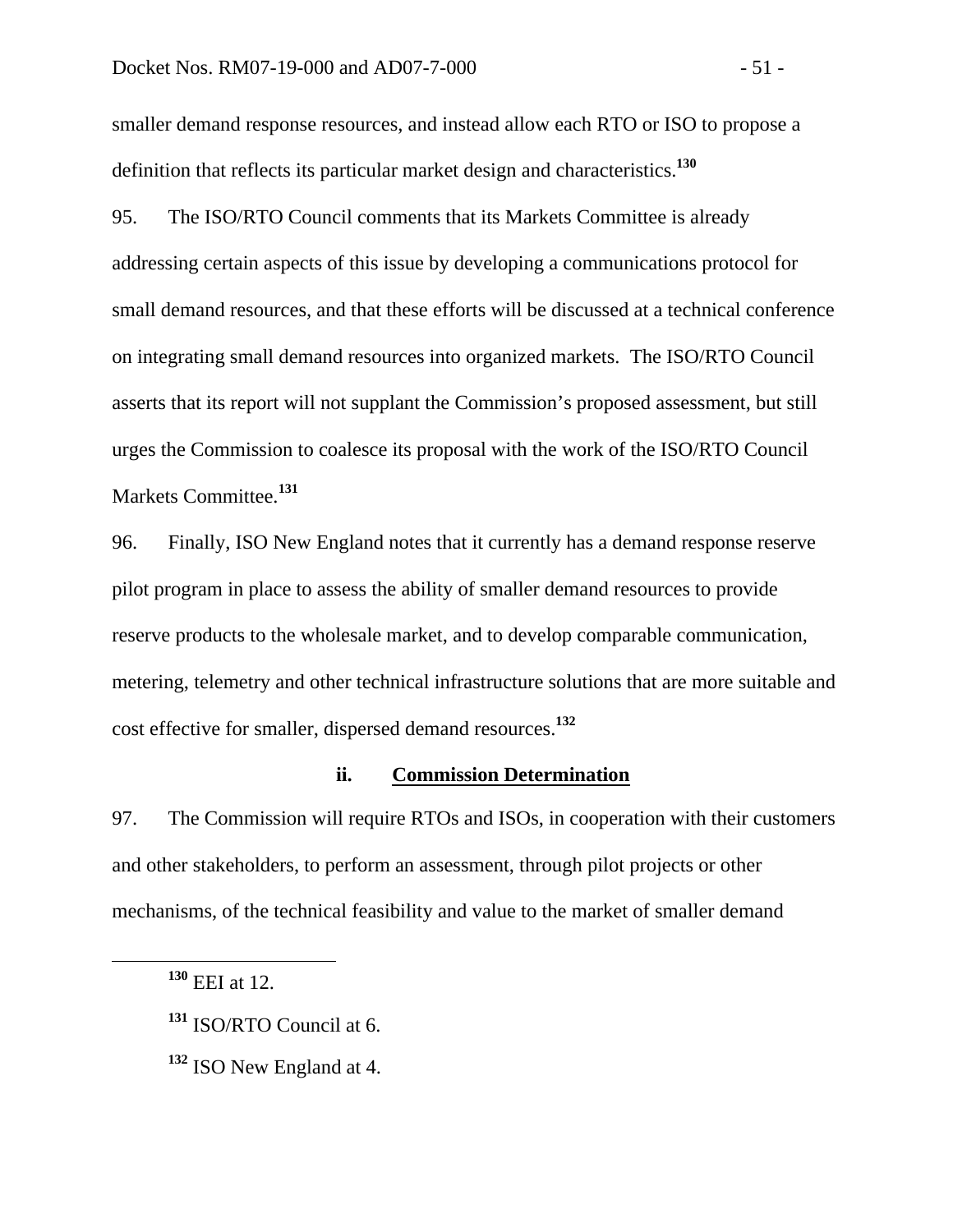smaller demand response resources, and instead allow each RTO or ISO to propose a definition that reflects its particular market design and characteristics.[130]

95. The ISO/RTO Council comments that its Markets Committee is already addressing certain aspects of this issue by developing a communications protocol for small demand resources, and that these efforts will be discussed at a technical conference on integrating small demand resources into organized markets. The ISO/RTO Council asserts that its report will not supplant the Commission's proposed assessment, but still urges the Commission to coalesce its proposal with the work of the ISO/RTO Council Markets Committee.[131]

96. Finally, ISO New England notes that it currently has a demand response reserve pilot program in place to assess the ability of smaller demand resources to provide reserve products to the wholesale market, and to develop comparable communication, metering, telemetry and other technical infrastructure solutions that are more suitable and cost effective for smaller, dispersed demand resources.[132]

#### ii. Commission Determination

97. The Commission will require RTOs and ISOs, in cooperation with their customers and other stakeholders, to perform an assessment, through pilot projects or other mechanisms, of the technical feasibility and value to the market of smaller demand

---

[130] EEI at 12.

[131] ISO/RTO Council at 6.

[132] ISO New England at 4.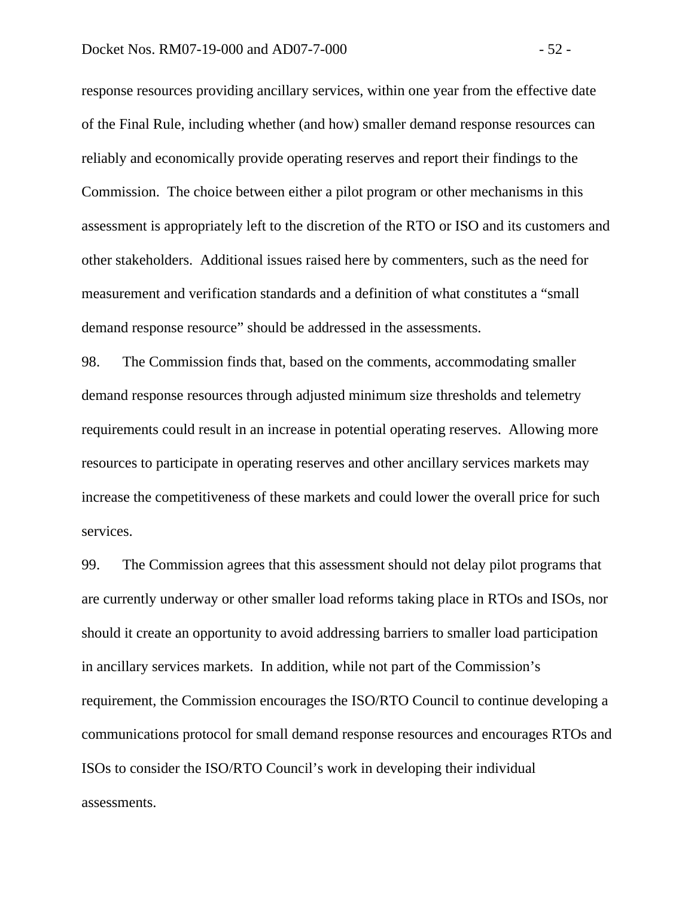response resources providing ancillary services, within one year from the effective date of the Final Rule, including whether (and how) smaller demand response resources can reliably and economically provide operating reserves and report their findings to the Commission. The choice between either a pilot program or other mechanisms in this assessment is appropriately left to the discretion of the RTO or ISO and its customers and other stakeholders. Additional issues raised here by commenters, such as the need for measurement and verification standards and a definition of what constitutes a "small demand response resource" should be addressed in the assessments.

98. The Commission finds that, based on the comments, accommodating smaller demand response resources through adjusted minimum size thresholds and telemetry requirements could result in an increase in potential operating reserves. Allowing more resources to participate in operating reserves and other ancillary services markets may increase the competitiveness of these markets and could lower the overall price for such services.

99. The Commission agrees that this assessment should not delay pilot programs that are currently underway or other smaller load reforms taking place in RTOs and ISOs, nor should it create an opportunity to avoid addressing barriers to smaller load participation in ancillary services markets. In addition, while not part of the Commission's requirement, the Commission encourages the ISO/RTO Council to continue developing a communications protocol for small demand response resources and encourages RTOs and ISOs to consider the ISO/RTO Council's work in developing their individual assessments.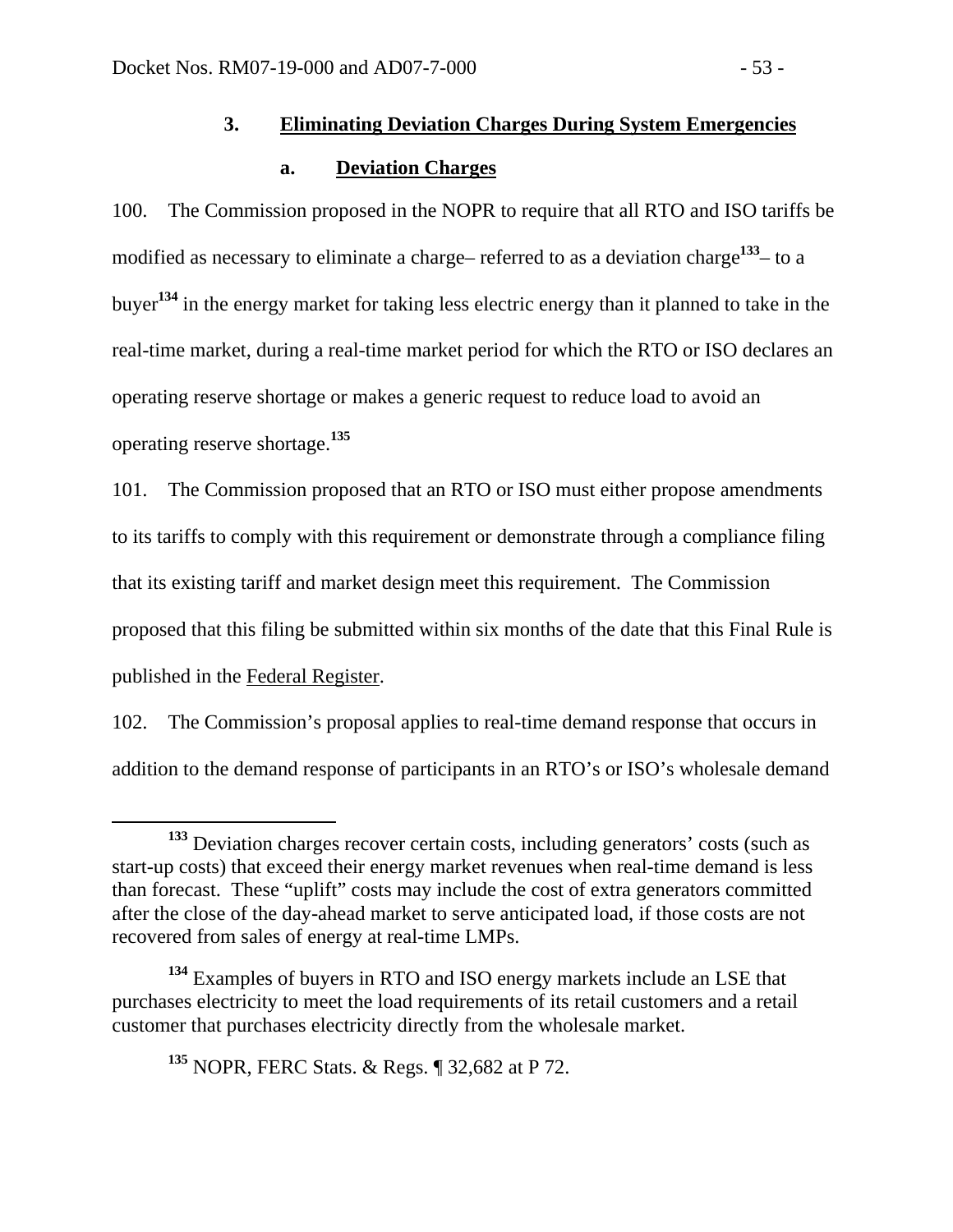### 3. Eliminating Deviation Charges During System Emergencies

#### a. Deviation Charges

100. The Commission proposed in the NOPR to require that all RTO and ISO tariffs be modified as necessary to eliminate a charge– referred to as a deviation charge[133]– to a buyer[134] in the energy market for taking less electric energy than it planned to take in the real-time market, during a real-time market period for which the RTO or ISO declares an operating reserve shortage or makes a generic request to reduce load to avoid an operating reserve shortage.[135]

101. The Commission proposed that an RTO or ISO must either propose amendments to its tariffs to comply with this requirement or demonstrate through a compliance filing that its existing tariff and market design meet this requirement. The Commission proposed that this filing be submitted within six months of the date that this Final Rule is published in the Federal Register.

102. The Commission's proposal applies to real-time demand response that occurs in addition to the demand response of participants in an RTO's or ISO's wholesale demand

---

[133] Deviation charges recover certain costs, including generators' costs (such as start-up costs) that exceed their energy market revenues when real-time demand is less than forecast. These "uplift" costs may include the cost of extra generators committed after the close of the day-ahead market to serve anticipated load, if those costs are not recovered from sales of energy at real-time LMPs.

[134] Examples of buyers in RTO and ISO energy markets include an LSE that purchases electricity to meet the load requirements of its retail customers and a retail customer that purchases electricity directly from the wholesale market.

[135] NOPR, FERC Stats. & Regs. ¶ 32,682 at P 72.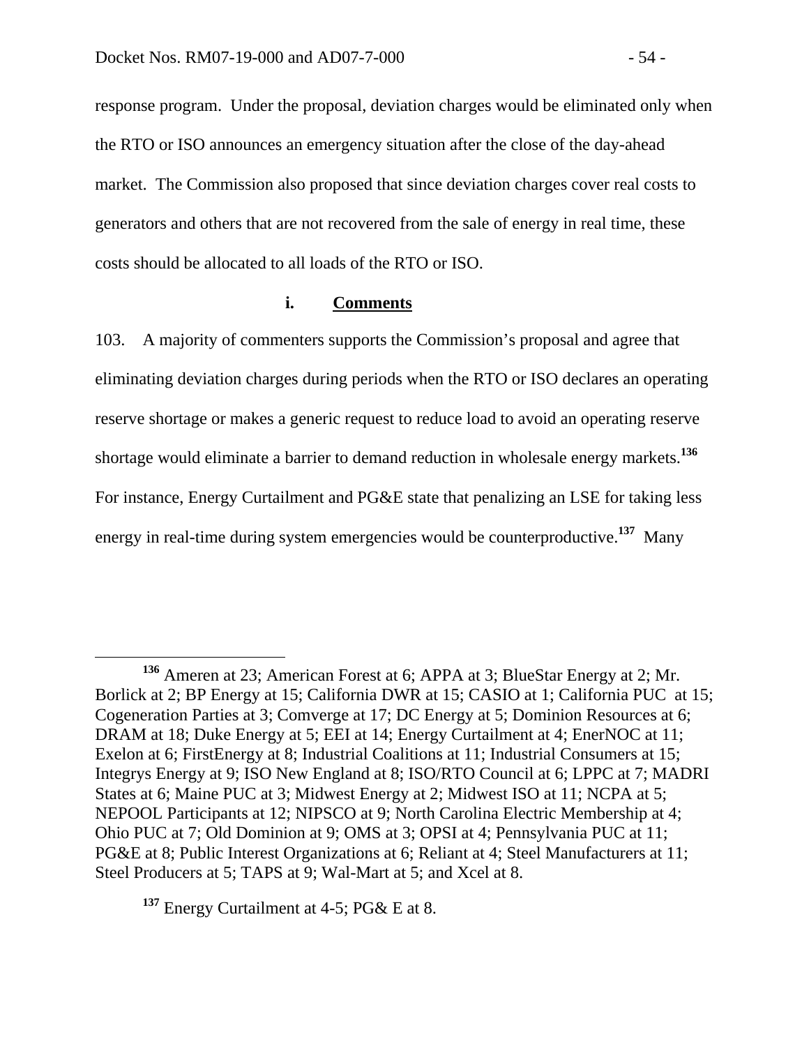response program. Under the proposal, deviation charges would be eliminated only when the RTO or ISO announces an emergency situation after the close of the day-ahead market. The Commission also proposed that since deviation charges cover real costs to generators and others that are not recovered from the sale of energy in real time, these costs should be allocated to all loads of the RTO or ISO.

#### i. Comments

103. A majority of commenters supports the Commission's proposal and agree that eliminating deviation charges during periods when the RTO or ISO declares an operating reserve shortage or makes a generic request to reduce load to avoid an operating reserve shortage would eliminate a barrier to demand reduction in wholesale energy markets.[136] For instance, Energy Curtailment and PG&E state that penalizing an LSE for taking less energy in real-time during system emergencies would be counterproductive.[137] Many

---

[136] Ameren at 23; American Forest at 6; APPA at 3; BlueStar Energy at 2; Mr. Borlick at 2; BP Energy at 15; California DWR at 15; CASIO at 1; California PUC at 15; Cogeneration Parties at 3; Comverge at 17; DC Energy at 5; Dominion Resources at 6; DRAM at 18; Duke Energy at 5; EEI at 14; Energy Curtailment at 4; EnerNOC at 11; Exelon at 6; FirstEnergy at 8; Industrial Coalitions at 11; Industrial Consumers at 15; Integrys Energy at 9; ISO New England at 8; ISO/RTO Council at 6; LPPC at 7; MADRI States at 6; Maine PUC at 3; Midwest Energy at 2; Midwest ISO at 11; NCPA at 5; NEPOOL Participants at 12; NIPSCO at 9; North Carolina Electric Membership at 4; Ohio PUC at 7; Old Dominion at 9; OMS at 3; OPSI at 4; Pennsylvania PUC at 11; PG&E at 8; Public Interest Organizations at 6; Reliant at 4; Steel Manufacturers at 11; Steel Producers at 5; TAPS at 9; Wal-Mart at 5; and Xcel at 8.

[137] Energy Curtailment at 4-5; PG& E at 8.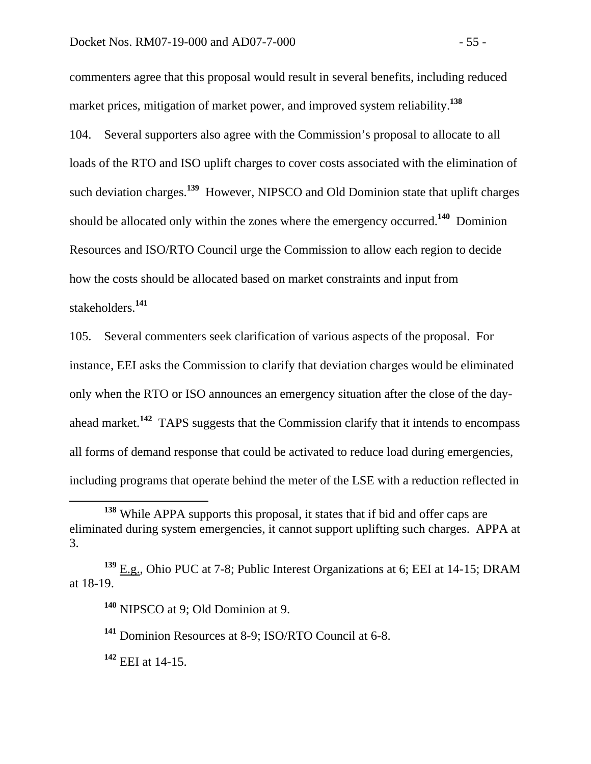commenters agree that this proposal would result in several benefits, including reduced market prices, mitigation of market power, and improved system reliability.[138]

104. Several supporters also agree with the Commission's proposal to allocate to all loads of the RTO and ISO uplift charges to cover costs associated with the elimination of such deviation charges.[139] However, NIPSCO and Old Dominion state that uplift charges should be allocated only within the zones where the emergency occurred.[140] Dominion Resources and ISO/RTO Council urge the Commission to allow each region to decide how the costs should be allocated based on market constraints and input from stakeholders.[141]

105. Several commenters seek clarification of various aspects of the proposal. For instance, EEI asks the Commission to clarify that deviation charges would be eliminated only when the RTO or ISO announces an emergency situation after the close of the day-ahead market.[142] TAPS suggests that the Commission clarify that it intends to encompass all forms of demand response that could be activated to reduce load during emergencies, including programs that operate behind the meter of the LSE with a reduction reflected in

---

[138] While APPA supports this proposal, it states that if bid and offer caps are eliminated during system emergencies, it cannot support uplifting such charges. APPA at 3.

[139] E.g., Ohio PUC at 7-8; Public Interest Organizations at 6; EEI at 14-15; DRAM at 18-19.

[140] NIPSCO at 9; Old Dominion at 9.

[141] Dominion Resources at 8-9; ISO/RTO Council at 6-8.

[142] EEI at 14-15.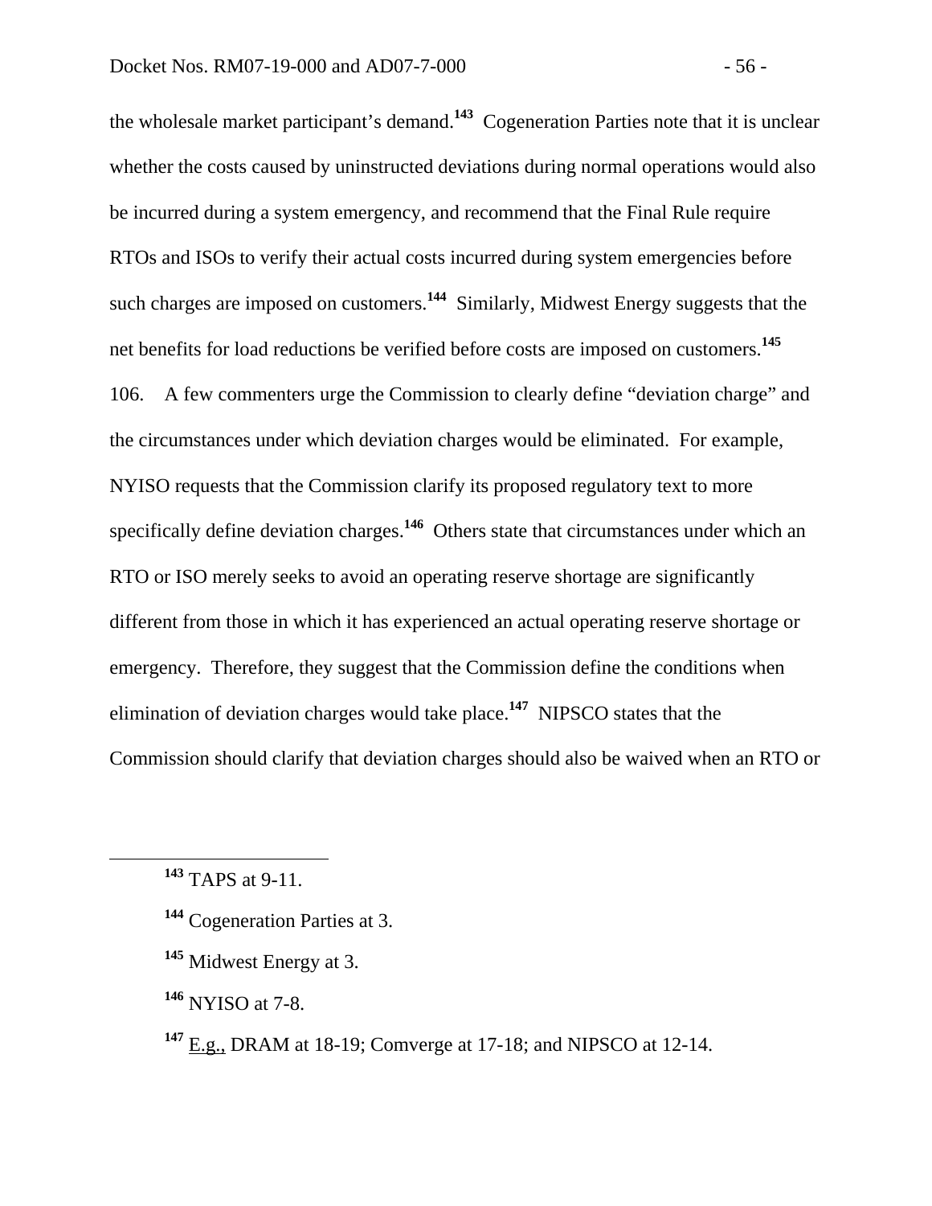the wholesale market participant's demand.[143] Cogeneration Parties note that it is unclear whether the costs caused by uninstructed deviations during normal operations would also be incurred during a system emergency, and recommend that the Final Rule require RTOs and ISOs to verify their actual costs incurred during system emergencies before such charges are imposed on customers.[144] Similarly, Midwest Energy suggests that the net benefits for load reductions be verified before costs are imposed on customers.[145]

106. A few commenters urge the Commission to clearly define "deviation charge" and the circumstances under which deviation charges would be eliminated. For example, NYISO requests that the Commission clarify its proposed regulatory text to more specifically define deviation charges.[146] Others state that circumstances under which an RTO or ISO merely seeks to avoid an operating reserve shortage are significantly different from those in which it has experienced an actual operating reserve shortage or emergency. Therefore, they suggest that the Commission define the conditions when elimination of deviation charges would take place.[147] NIPSCO states that the Commission should clarify that deviation charges should also be waived when an RTO or

---

[143] TAPS at 9-11.

[144] Cogeneration Parties at 3.

[145] Midwest Energy at 3.

[146] NYISO at 7-8.

[147] E.g., DRAM at 18-19; Comverge at 17-18; and NIPSCO at 12-14.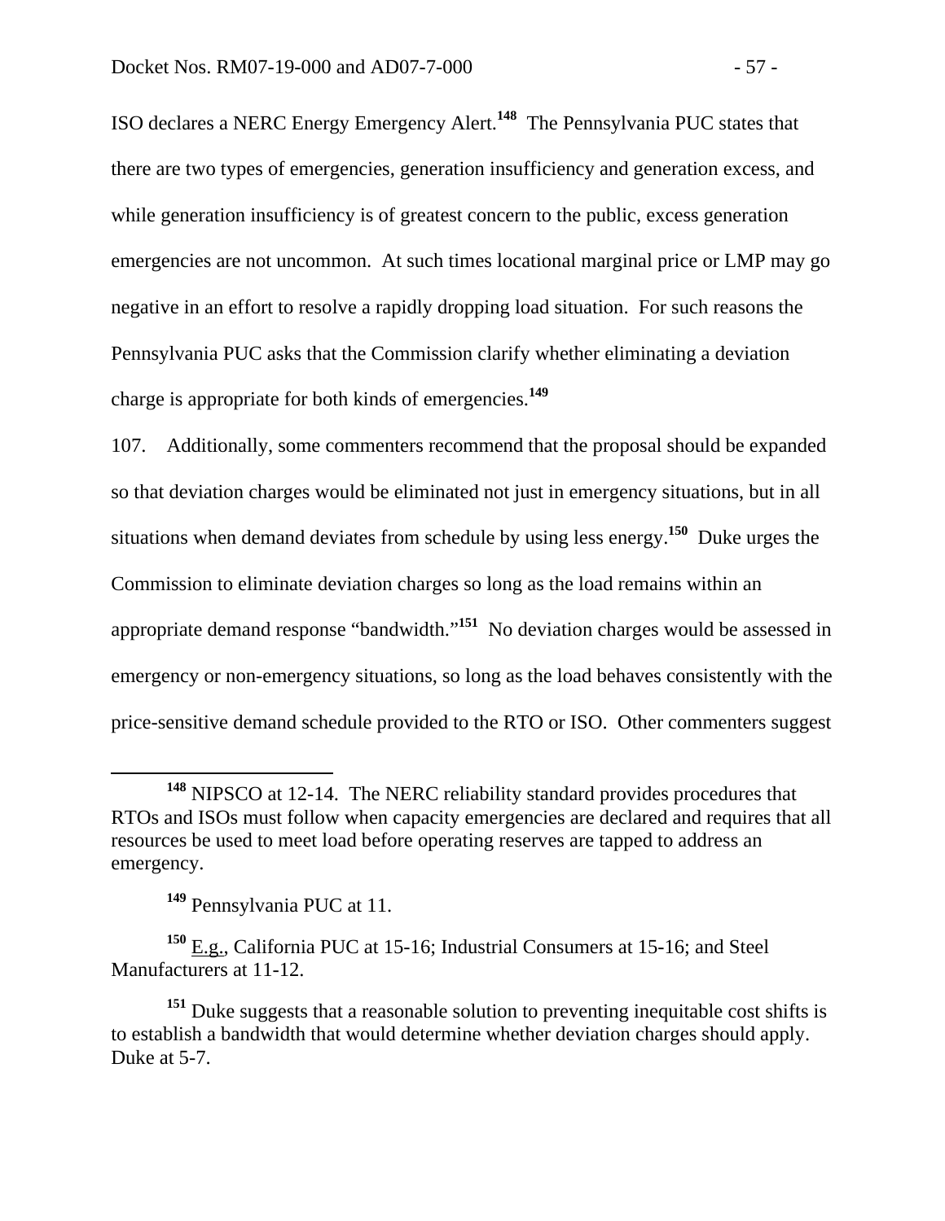ISO declares a NERC Energy Emergency Alert.[148] The Pennsylvania PUC states that there are two types of emergencies, generation insufficiency and generation excess, and while generation insufficiency is of greatest concern to the public, excess generation emergencies are not uncommon. At such times locational marginal price or LMP may go negative in an effort to resolve a rapidly dropping load situation. For such reasons the Pennsylvania PUC asks that the Commission clarify whether eliminating a deviation charge is appropriate for both kinds of emergencies.[149]

107. Additionally, some commenters recommend that the proposal should be expanded so that deviation charges would be eliminated not just in emergency situations, but in all situations when demand deviates from schedule by using less energy.[150] Duke urges the Commission to eliminate deviation charges so long as the load remains within an appropriate demand response "bandwidth."[151] No deviation charges would be assessed in emergency or non-emergency situations, so long as the load behaves consistently with the price-sensitive demand schedule provided to the RTO or ISO. Other commenters suggest

---

[148] NIPSCO at 12-14. The NERC reliability standard provides procedures that RTOs and ISOs must follow when capacity emergencies are declared and requires that all resources be used to meet load before operating reserves are tapped to address an emergency.

[149] Pennsylvania PUC at 11.

[150] E.g., California PUC at 15-16; Industrial Consumers at 15-16; and Steel Manufacturers at 11-12.

[151] Duke suggests that a reasonable solution to preventing inequitable cost shifts is to establish a bandwidth that would determine whether deviation charges should apply. Duke at 5-7.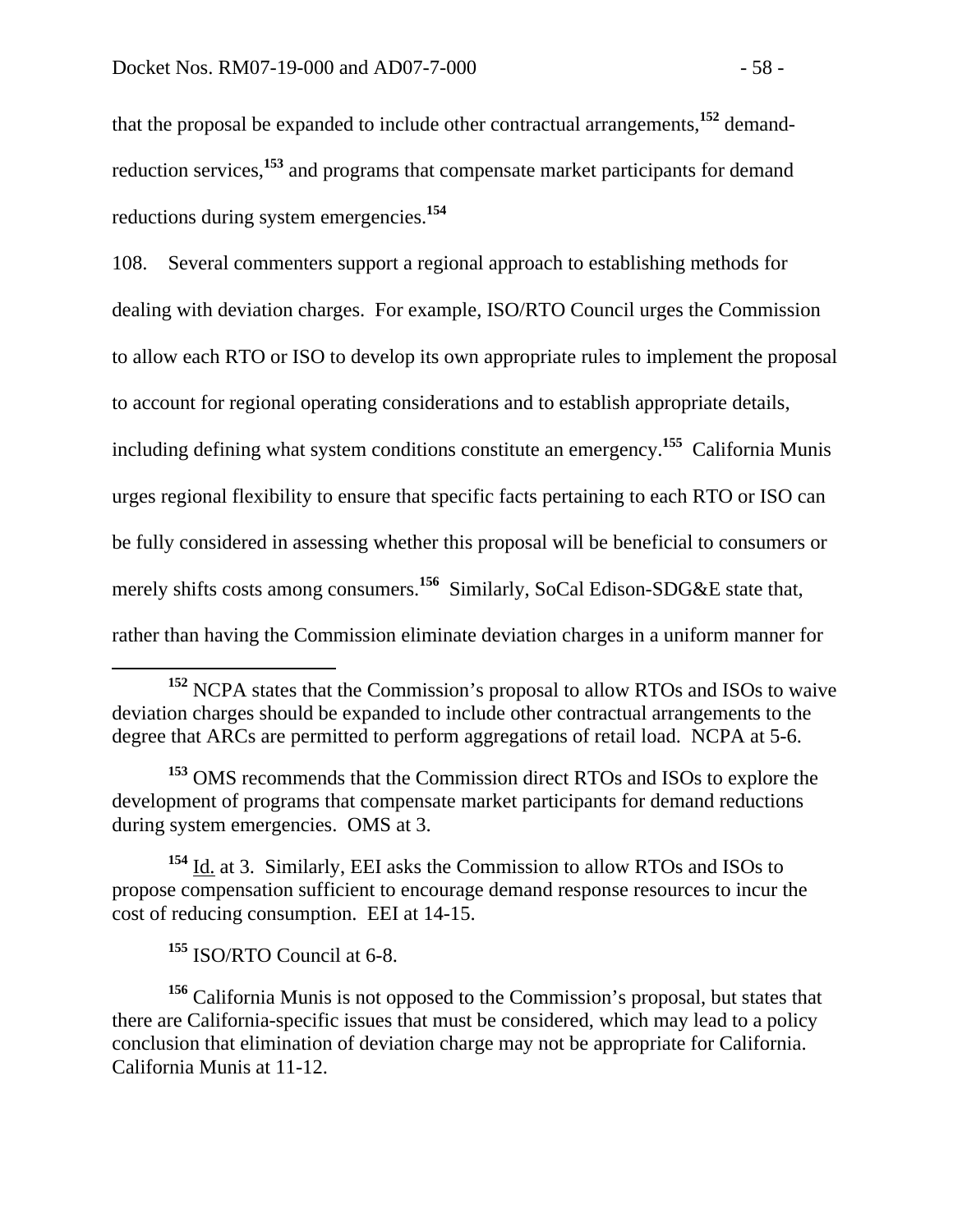that the proposal be expanded to include other contractual arrangements,[152] demand-reduction services,[153] and programs that compensate market participants for demand reductions during system emergencies.[154]

108. Several commenters support a regional approach to establishing methods for dealing with deviation charges. For example, ISO/RTO Council urges the Commission to allow each RTO or ISO to develop its own appropriate rules to implement the proposal to account for regional operating considerations and to establish appropriate details, including defining what system conditions constitute an emergency.[155] California Munis urges regional flexibility to ensure that specific facts pertaining to each RTO or ISO can be fully considered in assessing whether this proposal will be beneficial to consumers or merely shifts costs among consumers.[156] Similarly, SoCal Edison-SDG&E state that, rather than having the Commission eliminate deviation charges in a uniform manner for

[152] NCPA states that the Commission's proposal to allow RTOs and ISOs to waive deviation charges should be expanded to include other contractual arrangements to the degree that ARCs are permitted to perform aggregations of retail load. NCPA at 5-6.

[153] OMS recommends that the Commission direct RTOs and ISOs to explore the development of programs that compensate market participants for demand reductions during system emergencies. OMS at 3.

[154] Id. at 3. Similarly, EEI asks the Commission to allow RTOs and ISOs to propose compensation sufficient to encourage demand response resources to incur the cost of reducing consumption. EEI at 14-15.

[155] ISO/RTO Council at 6-8.

[156] California Munis is not opposed to the Commission's proposal, but states that there are California-specific issues that must be considered, which may lead to a policy conclusion that elimination of deviation charge may not be appropriate for California. California Munis at 11-12.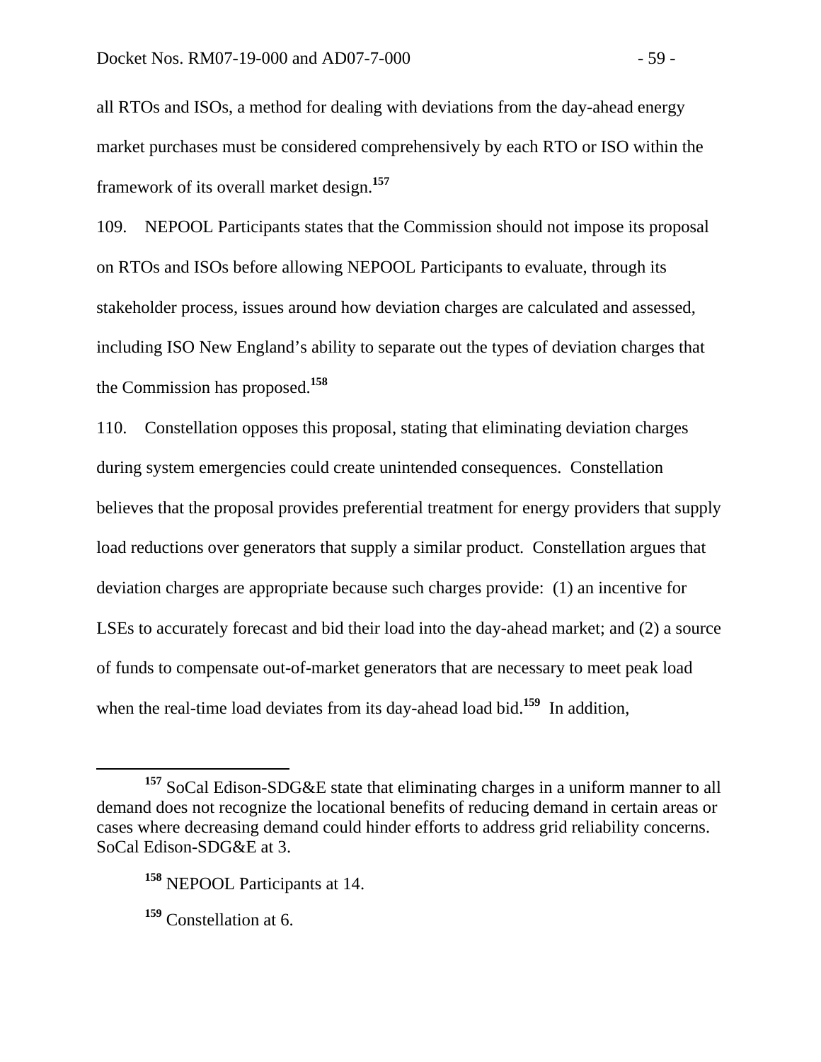all RTOs and ISOs, a method for dealing with deviations from the day-ahead energy market purchases must be considered comprehensively by each RTO or ISO within the framework of its overall market design.[157]

109. NEPOOL Participants states that the Commission should not impose its proposal on RTOs and ISOs before allowing NEPOOL Participants to evaluate, through its stakeholder process, issues around how deviation charges are calculated and assessed, including ISO New England's ability to separate out the types of deviation charges that the Commission has proposed.[158]

110. Constellation opposes this proposal, stating that eliminating deviation charges during system emergencies could create unintended consequences. Constellation believes that the proposal provides preferential treatment for energy providers that supply load reductions over generators that supply a similar product. Constellation argues that deviation charges are appropriate because such charges provide: (1) an incentive for LSEs to accurately forecast and bid their load into the day-ahead market; and (2) a source of funds to compensate out-of-market generators that are necessary to meet peak load when the real-time load deviates from its day-ahead load bid.[159] In addition,

---

[157] SoCal Edison-SDG&E state that eliminating charges in a uniform manner to all demand does not recognize the locational benefits of reducing demand in certain areas or cases where decreasing demand could hinder efforts to address grid reliability concerns. SoCal Edison-SDG&E at 3.

[158] NEPOOL Participants at 14.

[159] Constellation at 6.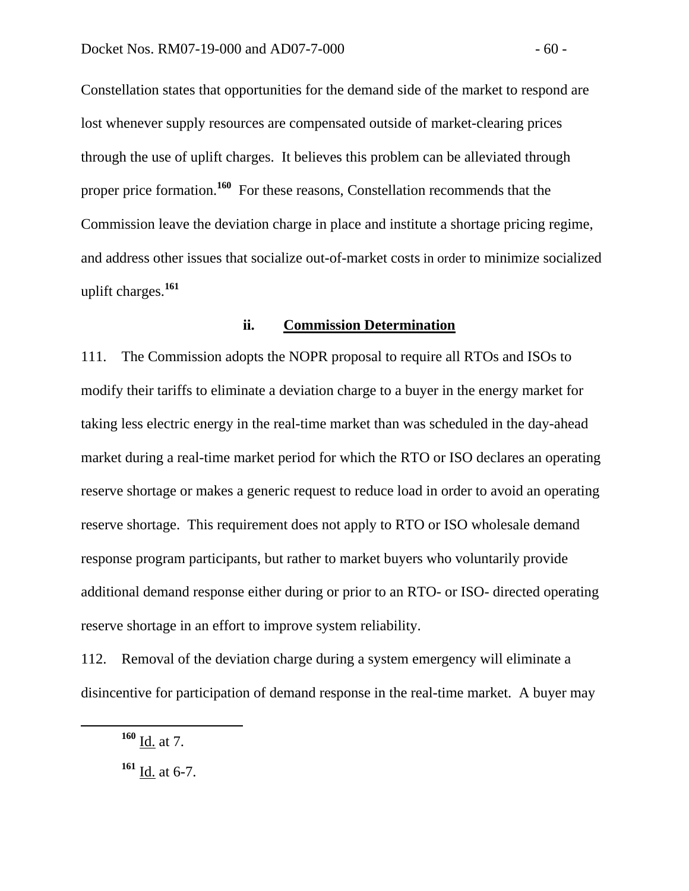Constellation states that opportunities for the demand side of the market to respond are lost whenever supply resources are compensated outside of market-clearing prices through the use of uplift charges. It believes this problem can be alleviated through proper price formation.[160] For these reasons, Constellation recommends that the Commission leave the deviation charge in place and institute a shortage pricing regime, and address other issues that socialize out-of-market costs in order to minimize socialized uplift charges.[161]

#### ii. Commission Determination

111. The Commission adopts the NOPR proposal to require all RTOs and ISOs to modify their tariffs to eliminate a deviation charge to a buyer in the energy market for taking less electric energy in the real-time market than was scheduled in the day-ahead market during a real-time market period for which the RTO or ISO declares an operating reserve shortage or makes a generic request to reduce load in order to avoid an operating reserve shortage. This requirement does not apply to RTO or ISO wholesale demand response program participants, but rather to market buyers who voluntarily provide additional demand response either during or prior to an RTO- or ISO- directed operating reserve shortage in an effort to improve system reliability.

112. Removal of the deviation charge during a system emergency will eliminate a disincentive for participation of demand response in the real-time market. A buyer may

---

[160] Id. at 7.

[161] Id. at 6-7.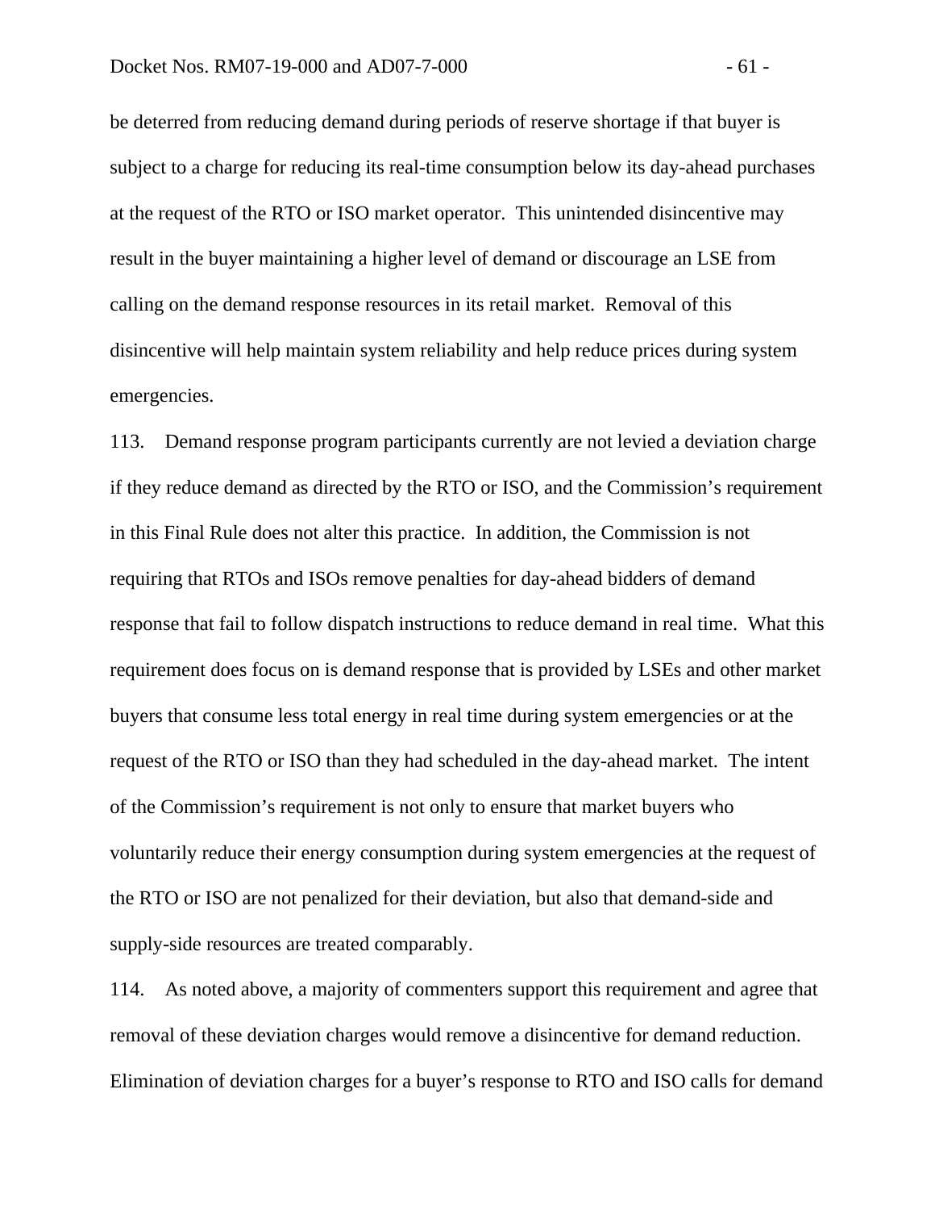be deterred from reducing demand during periods of reserve shortage if that buyer is subject to a charge for reducing its real-time consumption below its day-ahead purchases at the request of the RTO or ISO market operator. This unintended disincentive may result in the buyer maintaining a higher level of demand or discourage an LSE from calling on the demand response resources in its retail market. Removal of this disincentive will help maintain system reliability and help reduce prices during system emergencies.

113. Demand response program participants currently are not levied a deviation charge if they reduce demand as directed by the RTO or ISO, and the Commission's requirement in this Final Rule does not alter this practice. In addition, the Commission is not requiring that RTOs and ISOs remove penalties for day-ahead bidders of demand response that fail to follow dispatch instructions to reduce demand in real time. What this requirement does focus on is demand response that is provided by LSEs and other market buyers that consume less total energy in real time during system emergencies or at the request of the RTO or ISO than they had scheduled in the day-ahead market. The intent of the Commission's requirement is not only to ensure that market buyers who voluntarily reduce their energy consumption during system emergencies at the request of the RTO or ISO are not penalized for their deviation, but also that demand-side and supply-side resources are treated comparably.

114. As noted above, a majority of commenters support this requirement and agree that removal of these deviation charges would remove a disincentive for demand reduction. Elimination of deviation charges for a buyer's response to RTO and ISO calls for demand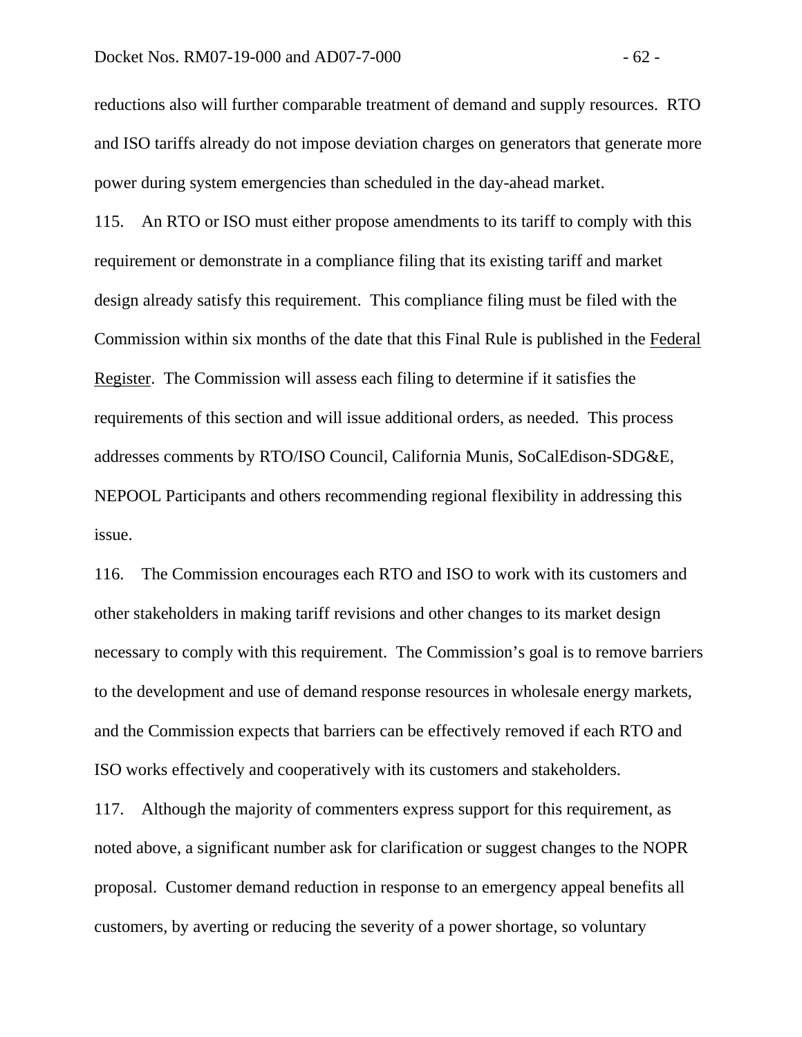reductions also will further comparable treatment of demand and supply resources. RTO and ISO tariffs already do not impose deviation charges on generators that generate more power during system emergencies than scheduled in the day-ahead market.

115. An RTO or ISO must either propose amendments to its tariff to comply with this requirement or demonstrate in a compliance filing that its existing tariff and market design already satisfy this requirement. This compliance filing must be filed with the Commission within six months of the date that this Final Rule is published in the Federal Register. The Commission will assess each filing to determine if it satisfies the requirements of this section and will issue additional orders, as needed. This process addresses comments by RTO/ISO Council, California Munis, SoCalEdison-SDG&E, NEPOOL Participants and others recommending regional flexibility in addressing this issue.

116. The Commission encourages each RTO and ISO to work with its customers and other stakeholders in making tariff revisions and other changes to its market design necessary to comply with this requirement. The Commission's goal is to remove barriers to the development and use of demand response resources in wholesale energy markets, and the Commission expects that barriers can be effectively removed if each RTO and ISO works effectively and cooperatively with its customers and stakeholders.

117. Although the majority of commenters express support for this requirement, as noted above, a significant number ask for clarification or suggest changes to the NOPR proposal. Customer demand reduction in response to an emergency appeal benefits all customers, by averting or reducing the severity of a power shortage, so voluntary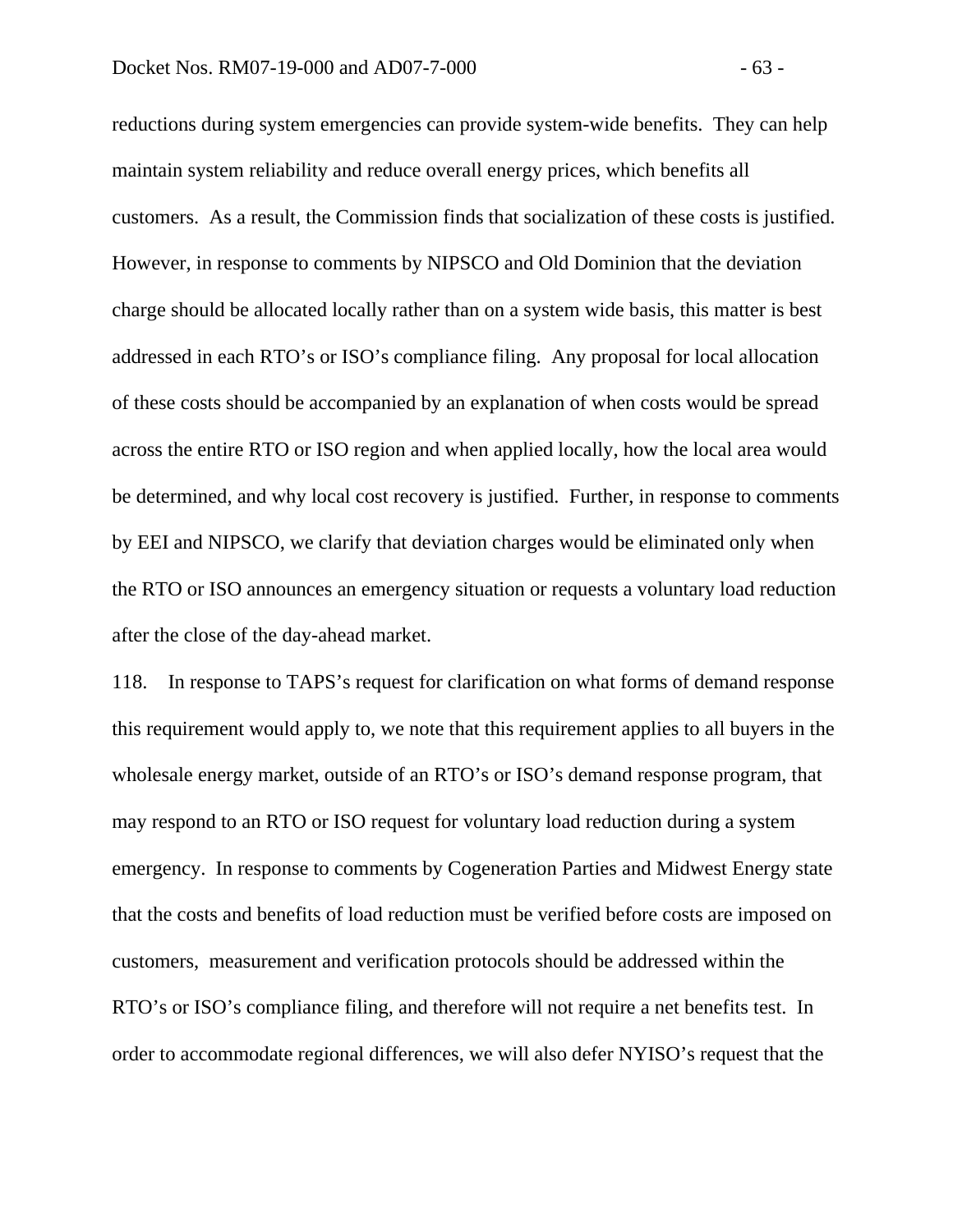reductions during system emergencies can provide system-wide benefits. They can help maintain system reliability and reduce overall energy prices, which benefits all customers. As a result, the Commission finds that socialization of these costs is justified. However, in response to comments by NIPSCO and Old Dominion that the deviation charge should be allocated locally rather than on a system wide basis, this matter is best addressed in each RTO's or ISO's compliance filing. Any proposal for local allocation of these costs should be accompanied by an explanation of when costs would be spread across the entire RTO or ISO region and when applied locally, how the local area would be determined, and why local cost recovery is justified. Further, in response to comments by EEI and NIPSCO, we clarify that deviation charges would be eliminated only when the RTO or ISO announces an emergency situation or requests a voluntary load reduction after the close of the day-ahead market.

118. In response to TAPS's request for clarification on what forms of demand response this requirement would apply to, we note that this requirement applies to all buyers in the wholesale energy market, outside of an RTO's or ISO's demand response program, that may respond to an RTO or ISO request for voluntary load reduction during a system emergency. In response to comments by Cogeneration Parties and Midwest Energy state that the costs and benefits of load reduction must be verified before costs are imposed on customers, measurement and verification protocols should be addressed within the RTO's or ISO's compliance filing, and therefore will not require a net benefits test. In order to accommodate regional differences, we will also defer NYISO's request that the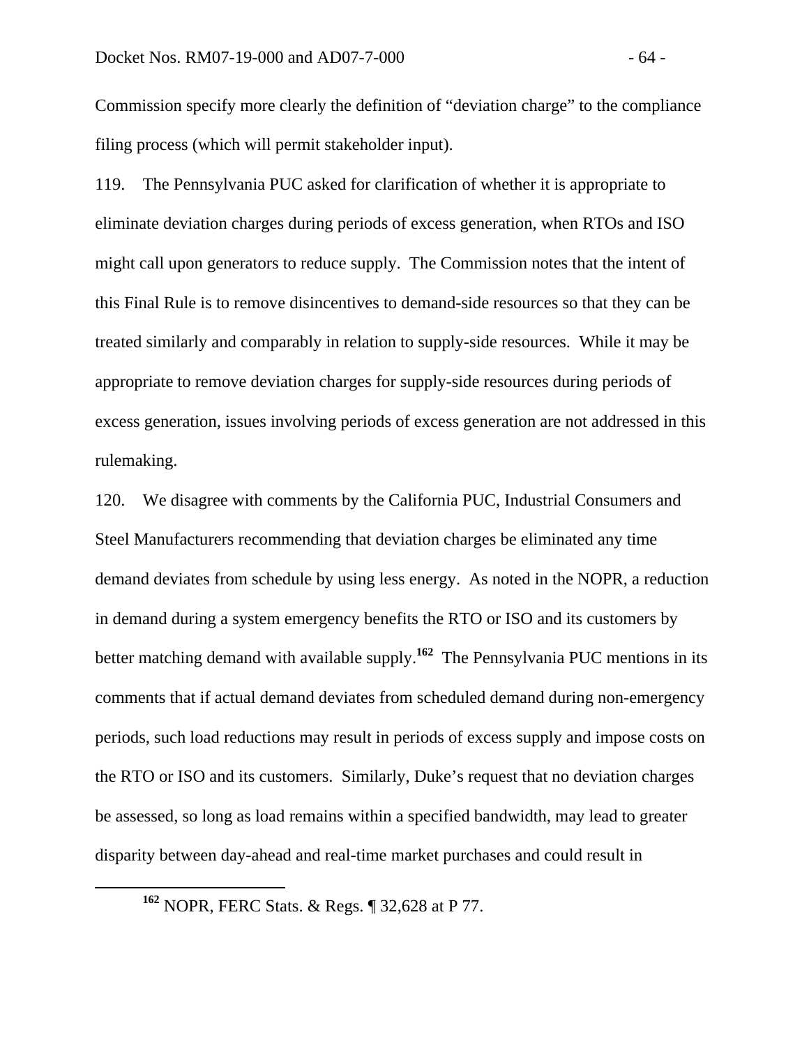Commission specify more clearly the definition of "deviation charge" to the compliance filing process (which will permit stakeholder input).

119. The Pennsylvania PUC asked for clarification of whether it is appropriate to eliminate deviation charges during periods of excess generation, when RTOs and ISO might call upon generators to reduce supply. The Commission notes that the intent of this Final Rule is to remove disincentives to demand-side resources so that they can be treated similarly and comparably in relation to supply-side resources. While it may be appropriate to remove deviation charges for supply-side resources during periods of excess generation, issues involving periods of excess generation are not addressed in this rulemaking.

120. We disagree with comments by the California PUC, Industrial Consumers and Steel Manufacturers recommending that deviation charges be eliminated any time demand deviates from schedule by using less energy. As noted in the NOPR, a reduction in demand during a system emergency benefits the RTO or ISO and its customers by better matching demand with available supply.[162] The Pennsylvania PUC mentions in its comments that if actual demand deviates from scheduled demand during non-emergency periods, such load reductions may result in periods of excess supply and impose costs on the RTO or ISO and its customers. Similarly, Duke's request that no deviation charges be assessed, so long as load remains within a specified bandwidth, may lead to greater disparity between day-ahead and real-time market purchases and could result in

[162] NOPR, FERC Stats. & Regs. ¶ 32,628 at P 77.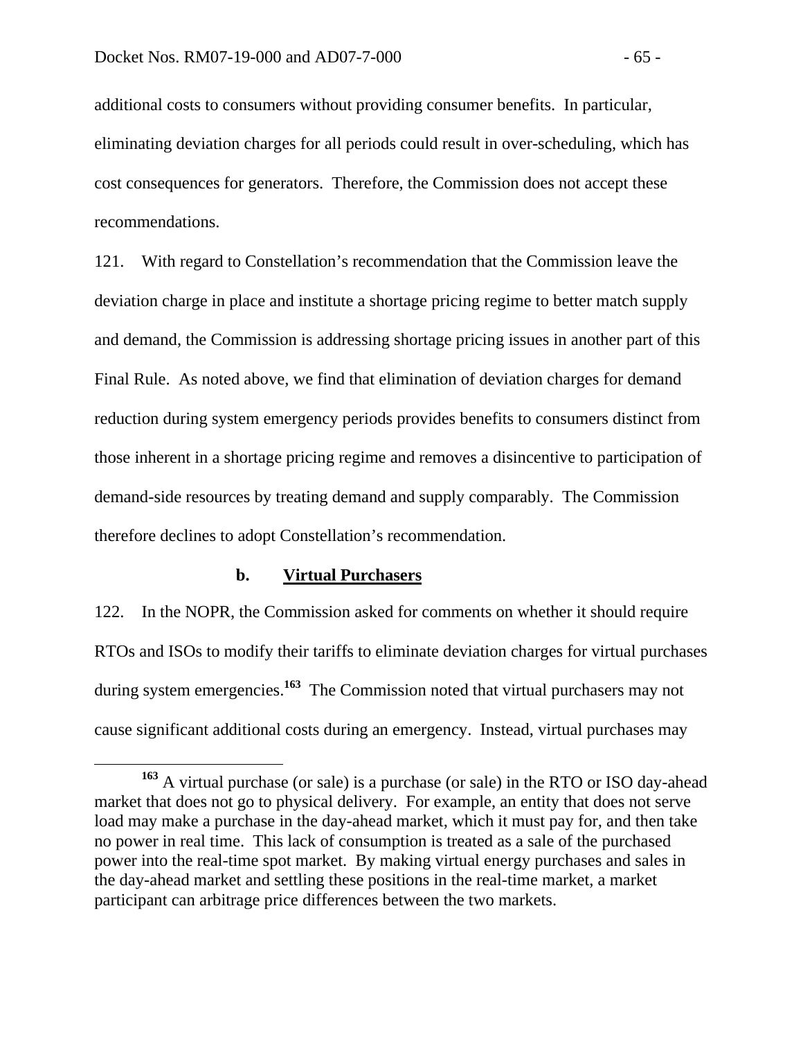additional costs to consumers without providing consumer benefits. In particular, eliminating deviation charges for all periods could result in over-scheduling, which has cost consequences for generators. Therefore, the Commission does not accept these recommendations.

121. With regard to Constellation's recommendation that the Commission leave the deviation charge in place and institute a shortage pricing regime to better match supply and demand, the Commission is addressing shortage pricing issues in another part of this Final Rule. As noted above, we find that elimination of deviation charges for demand reduction during system emergency periods provides benefits to consumers distinct from those inherent in a shortage pricing regime and removes a disincentive to participation of demand-side resources by treating demand and supply comparably. The Commission therefore declines to adopt Constellation's recommendation.

### b. Virtual Purchasers

122. In the NOPR, the Commission asked for comments on whether it should require RTOs and ISOs to modify their tariffs to eliminate deviation charges for virtual purchases during system emergencies.[163] The Commission noted that virtual purchasers may not cause significant additional costs during an emergency. Instead, virtual purchases may

[163] A virtual purchase (or sale) is a purchase (or sale) in the RTO or ISO day-ahead market that does not go to physical delivery. For example, an entity that does not serve load may make a purchase in the day-ahead market, which it must pay for, and then take no power in real time. This lack of consumption is treated as a sale of the purchased power into the real-time spot market. By making virtual energy purchases and sales in the day-ahead market and settling these positions in the real-time market, a market participant can arbitrage price differences between the two markets.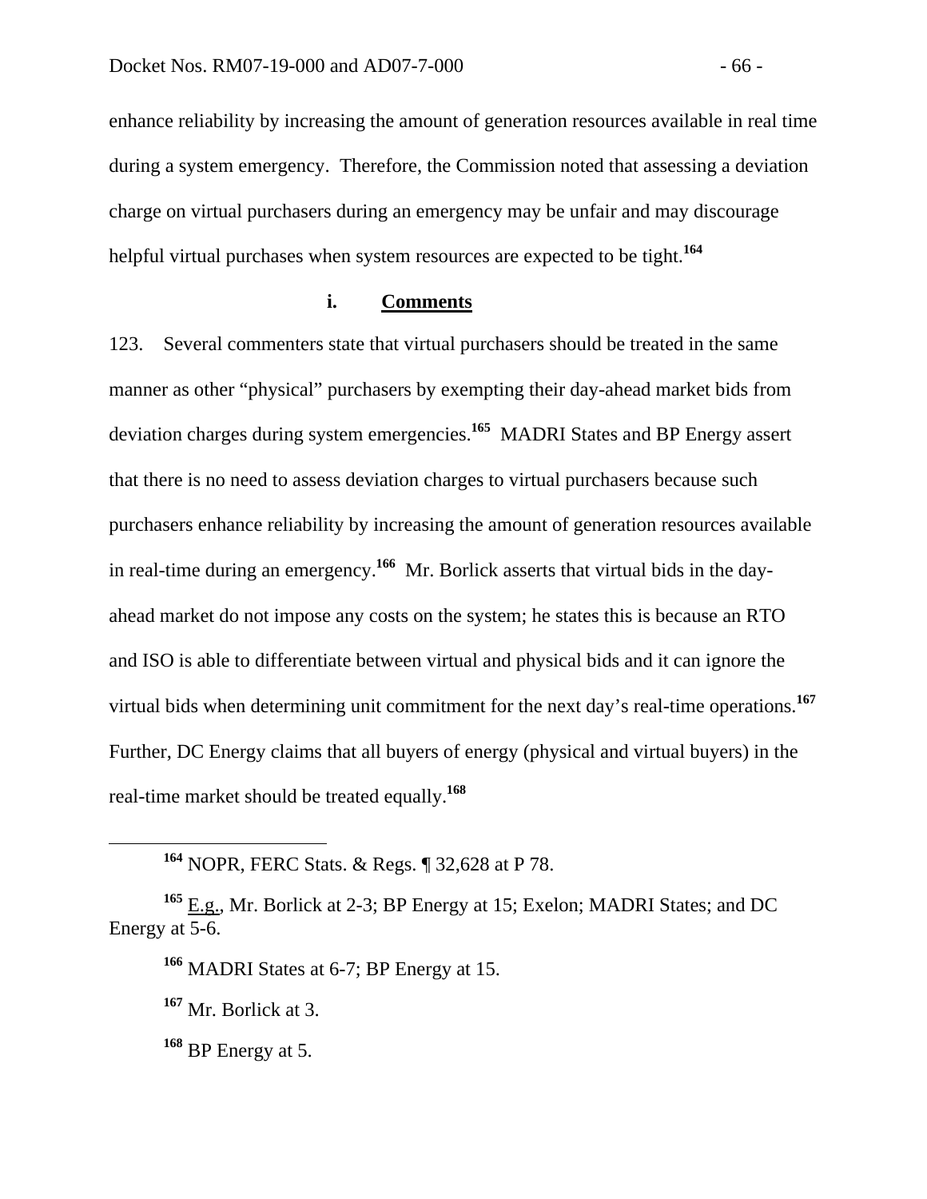enhance reliability by increasing the amount of generation resources available in real time during a system emergency. Therefore, the Commission noted that assessing a deviation charge on virtual purchasers during an emergency may be unfair and may discourage helpful virtual purchases when system resources are expected to be tight.[164]

#### i. Comments

123. Several commenters state that virtual purchasers should be treated in the same manner as other "physical" purchasers by exempting their day-ahead market bids from deviation charges during system emergencies.[165] MADRI States and BP Energy assert that there is no need to assess deviation charges to virtual purchasers because such purchasers enhance reliability by increasing the amount of generation resources available in real-time during an emergency.[166] Mr. Borlick asserts that virtual bids in the day-ahead market do not impose any costs on the system; he states this is because an RTO and ISO is able to differentiate between virtual and physical bids and it can ignore the virtual bids when determining unit commitment for the next day's real-time operations.[167] Further, DC Energy claims that all buyers of energy (physical and virtual buyers) in the real-time market should be treated equally.[168]

---

[164] NOPR, FERC Stats. & Regs. ¶ 32,628 at P 78.

[165] E.g., Mr. Borlick at 2-3; BP Energy at 15; Exelon; MADRI States; and DC Energy at 5-6.

[166] MADRI States at 6-7; BP Energy at 15.

[167] Mr. Borlick at 3.

[168] BP Energy at 5.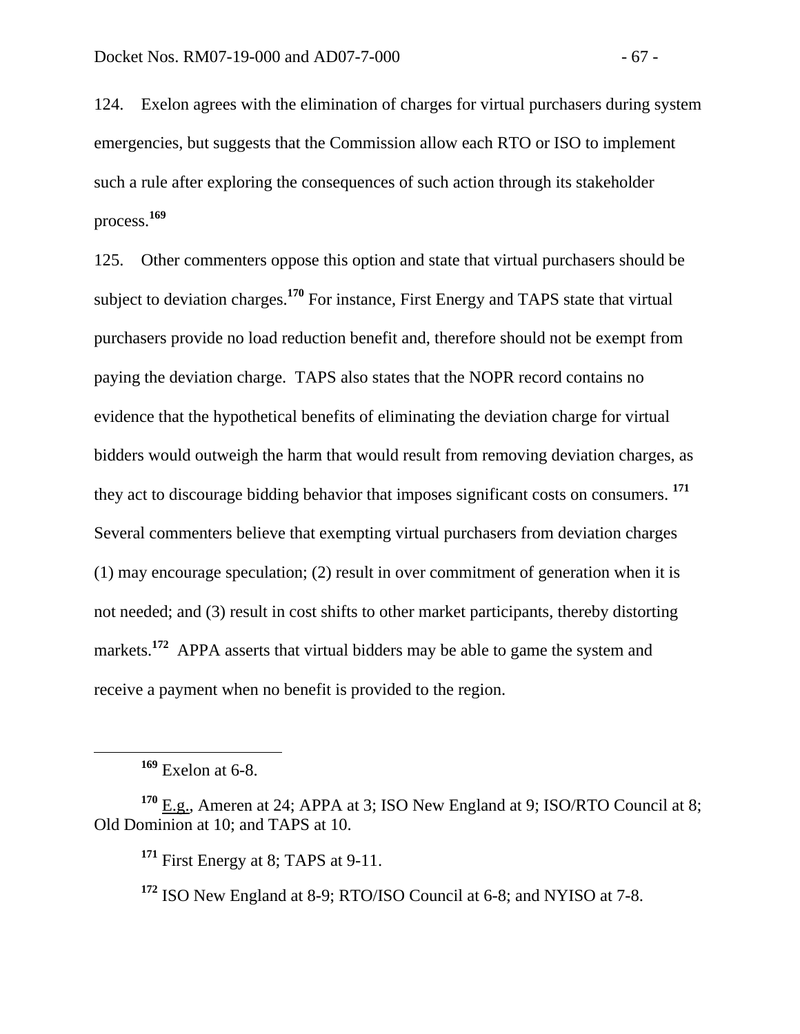124. Exelon agrees with the elimination of charges for virtual purchasers during system emergencies, but suggests that the Commission allow each RTO or ISO to implement such a rule after exploring the consequences of such action through its stakeholder process.[169]

125. Other commenters oppose this option and state that virtual purchasers should be subject to deviation charges.[170] For instance, First Energy and TAPS state that virtual purchasers provide no load reduction benefit and, therefore should not be exempt from paying the deviation charge. TAPS also states that the NOPR record contains no evidence that the hypothetical benefits of eliminating the deviation charge for virtual bidders would outweigh the harm that would result from removing deviation charges, as they act to discourage bidding behavior that imposes significant costs on consumers.[171] Several commenters believe that exempting virtual purchasers from deviation charges (1) may encourage speculation; (2) result in over commitment of generation when it is not needed; and (3) result in cost shifts to other market participants, thereby distorting markets.[172] APPA asserts that virtual bidders may be able to game the system and receive a payment when no benefit is provided to the region.

---

[169] Exelon at 6-8.

[170] E.g., Ameren at 24; APPA at 3; ISO New England at 9; ISO/RTO Council at 8; Old Dominion at 10; and TAPS at 10.

[171] First Energy at 8; TAPS at 9-11.

[172] ISO New England at 8-9; RTO/ISO Council at 6-8; and NYISO at 7-8.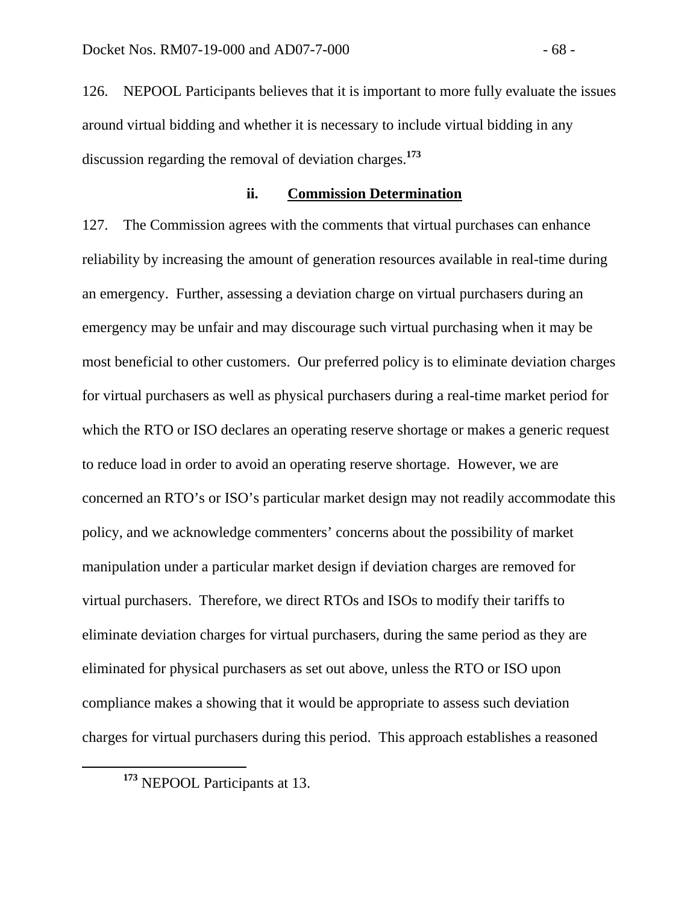126. NEPOOL Participants believes that it is important to more fully evaluate the issues around virtual bidding and whether it is necessary to include virtual bidding in any discussion regarding the removal of deviation charges.[173]

#### ii. Commission Determination

127. The Commission agrees with the comments that virtual purchases can enhance reliability by increasing the amount of generation resources available in real-time during an emergency. Further, assessing a deviation charge on virtual purchasers during an emergency may be unfair and may discourage such virtual purchasing when it may be most beneficial to other customers. Our preferred policy is to eliminate deviation charges for virtual purchasers as well as physical purchasers during a real-time market period for which the RTO or ISO declares an operating reserve shortage or makes a generic request to reduce load in order to avoid an operating reserve shortage. However, we are concerned an RTO's or ISO's particular market design may not readily accommodate this policy, and we acknowledge commenters' concerns about the possibility of market manipulation under a particular market design if deviation charges are removed for virtual purchasers. Therefore, we direct RTOs and ISOs to modify their tariffs to eliminate deviation charges for virtual purchasers, during the same period as they are eliminated for physical purchasers as set out above, unless the RTO or ISO upon compliance makes a showing that it would be appropriate to assess such deviation charges for virtual purchasers during this period. This approach establishes a reasoned

[173] NEPOOL Participants at 13.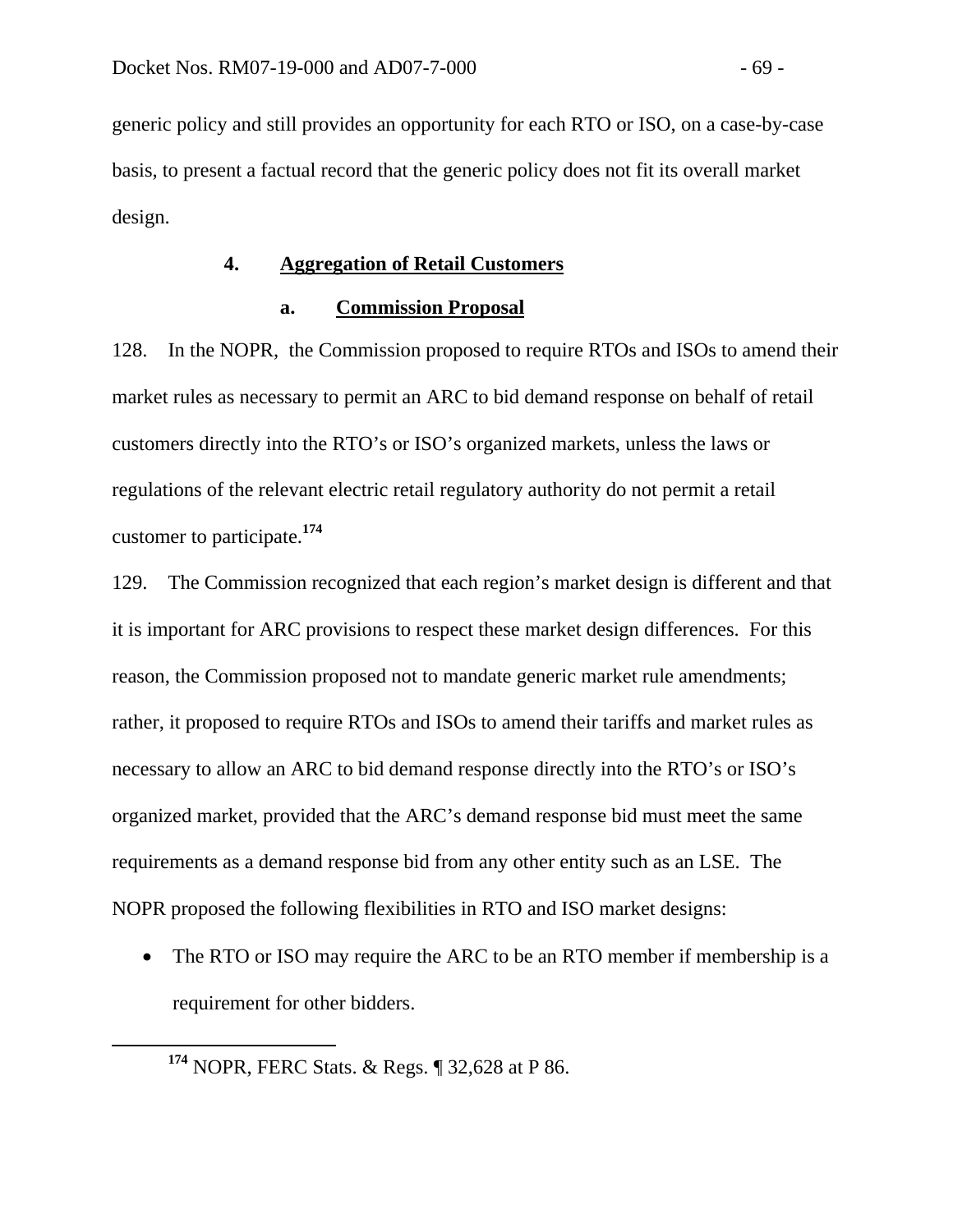generic policy and still provides an opportunity for each RTO or ISO, on a case-by-case basis, to present a factual record that the generic policy does not fit its overall market design.

### 4. Aggregation of Retail Customers

#### a. Commission Proposal

128. In the NOPR, the Commission proposed to require RTOs and ISOs to amend their market rules as necessary to permit an ARC to bid demand response on behalf of retail customers directly into the RTO's or ISO's organized markets, unless the laws or regulations of the relevant electric retail regulatory authority do not permit a retail customer to participate.[174]

129. The Commission recognized that each region's market design is different and that it is important for ARC provisions to respect these market design differences. For this reason, the Commission proposed not to mandate generic market rule amendments; rather, it proposed to require RTOs and ISOs to amend their tariffs and market rules as necessary to allow an ARC to bid demand response directly into the RTO's or ISO's organized market, provided that the ARC's demand response bid must meet the same requirements as a demand response bid from any other entity such as an LSE. The NOPR proposed the following flexibilities in RTO and ISO market designs:

- The RTO or ISO may require the ARC to be an RTO member if membership is a requirement for other bidders.

[174] NOPR, FERC Stats. & Regs. ¶ 32,628 at P 86.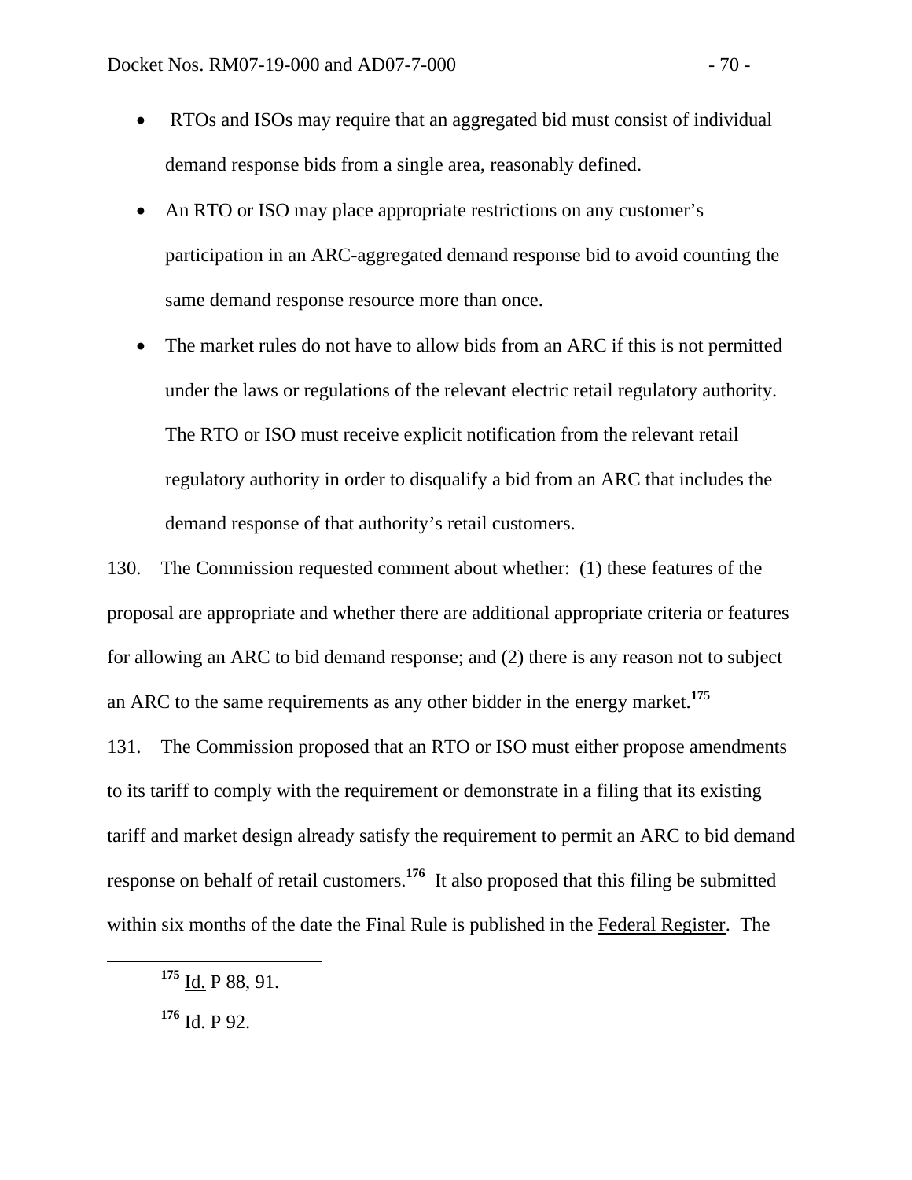- RTOs and ISOs may require that an aggregated bid must consist of individual demand response bids from a single area, reasonably defined.
- An RTO or ISO may place appropriate restrictions on any customer's participation in an ARC-aggregated demand response bid to avoid counting the same demand response resource more than once.
- The market rules do not have to allow bids from an ARC if this is not permitted under the laws or regulations of the relevant electric retail regulatory authority. The RTO or ISO must receive explicit notification from the relevant retail regulatory authority in order to disqualify a bid from an ARC that includes the demand response of that authority's retail customers.

130. The Commission requested comment about whether: (1) these features of the proposal are appropriate and whether there are additional appropriate criteria or features for allowing an ARC to bid demand response; and (2) there is any reason not to subject an ARC to the same requirements as any other bidder in the energy market.[175]

131. The Commission proposed that an RTO or ISO must either propose amendments to its tariff to comply with the requirement or demonstrate in a filing that its existing tariff and market design already satisfy the requirement to permit an ARC to bid demand response on behalf of retail customers.[176] It also proposed that this filing be submitted within six months of the date the Final Rule is published in the Federal Register. The

---

[175] Id. P 88, 91.

[176] Id. P 92.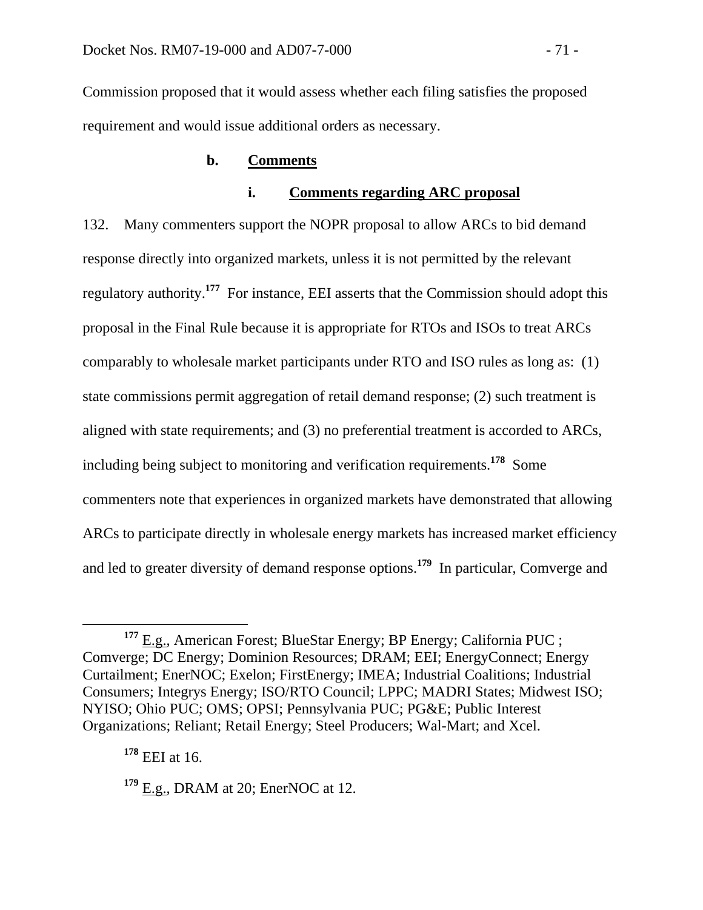Commission proposed that it would assess whether each filing satisfies the proposed requirement and would issue additional orders as necessary.

### b. Comments

#### i. Comments regarding ARC proposal

132. Many commenters support the NOPR proposal to allow ARCs to bid demand response directly into organized markets, unless it is not permitted by the relevant regulatory authority.[177] For instance, EEI asserts that the Commission should adopt this proposal in the Final Rule because it is appropriate for RTOs and ISOs to treat ARCs comparably to wholesale market participants under RTO and ISO rules as long as: (1) state commissions permit aggregation of retail demand response; (2) such treatment is aligned with state requirements; and (3) no preferential treatment is accorded to ARCs, including being subject to monitoring and verification requirements.[178] Some commenters note that experiences in organized markets have demonstrated that allowing ARCs to participate directly in wholesale energy markets has increased market efficiency and led to greater diversity of demand response options.[179] In particular, Comverge and

---

[177] E.g., American Forest; BlueStar Energy; BP Energy; California PUC ; Comverge; DC Energy; Dominion Resources; DRAM; EEI; EnergyConnect; Energy Curtailment; EnerNOC; Exelon; FirstEnergy; IMEA; Industrial Coalitions; Industrial Consumers; Integrys Energy; ISO/RTO Council; LPPC; MADRI States; Midwest ISO; NYISO; Ohio PUC; OMS; OPSI; Pennsylvania PUC; PG&E; Public Interest Organizations; Reliant; Retail Energy; Steel Producers; Wal-Mart; and Xcel.

[178] EEI at 16.

[179] E.g., DRAM at 20; EnerNOC at 12.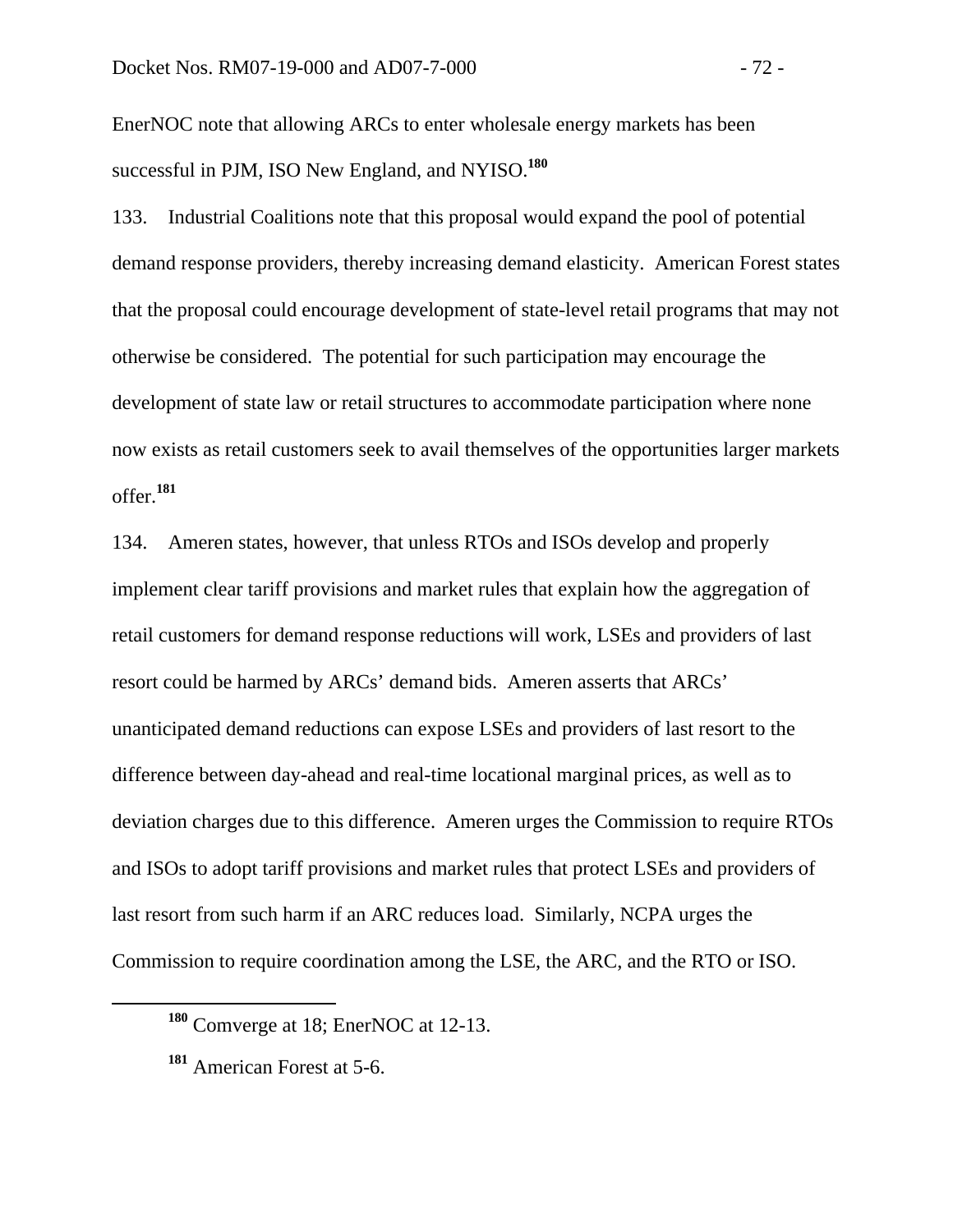EnerNOC note that allowing ARCs to enter wholesale energy markets has been successful in PJM, ISO New England, and NYISO.[180]

133. Industrial Coalitions note that this proposal would expand the pool of potential demand response providers, thereby increasing demand elasticity. American Forest states that the proposal could encourage development of state-level retail programs that may not otherwise be considered. The potential for such participation may encourage the development of state law or retail structures to accommodate participation where none now exists as retail customers seek to avail themselves of the opportunities larger markets offer.[181]

134. Ameren states, however, that unless RTOs and ISOs develop and properly implement clear tariff provisions and market rules that explain how the aggregation of retail customers for demand response reductions will work, LSEs and providers of last resort could be harmed by ARCs' demand bids. Ameren asserts that ARCs' unanticipated demand reductions can expose LSEs and providers of last resort to the difference between day-ahead and real-time locational marginal prices, as well as to deviation charges due to this difference. Ameren urges the Commission to require RTOs and ISOs to adopt tariff provisions and market rules that protect LSEs and providers of last resort from such harm if an ARC reduces load. Similarly, NCPA urges the Commission to require coordination among the LSE, the ARC, and the RTO or ISO.

---

[180] Comverge at 18; EnerNOC at 12-13.

[181] American Forest at 5-6.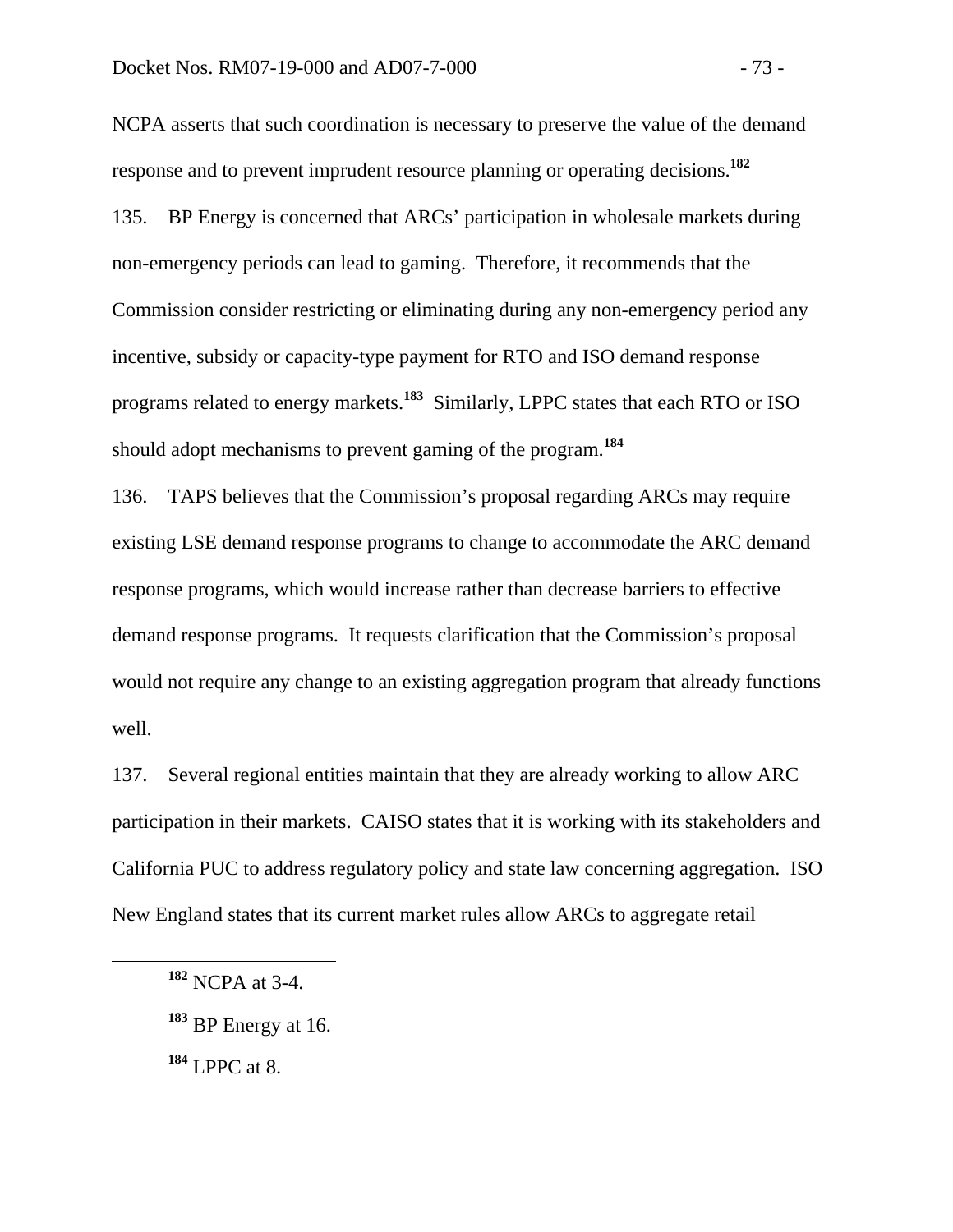NCPA asserts that such coordination is necessary to preserve the value of the demand response and to prevent imprudent resource planning or operating decisions.[182]

135. BP Energy is concerned that ARCs' participation in wholesale markets during non-emergency periods can lead to gaming. Therefore, it recommends that the Commission consider restricting or eliminating during any non-emergency period any incentive, subsidy or capacity-type payment for RTO and ISO demand response programs related to energy markets.[183] Similarly, LPPC states that each RTO or ISO should adopt mechanisms to prevent gaming of the program.[184]

136. TAPS believes that the Commission's proposal regarding ARCs may require existing LSE demand response programs to change to accommodate the ARC demand response programs, which would increase rather than decrease barriers to effective demand response programs. It requests clarification that the Commission's proposal would not require any change to an existing aggregation program that already functions well.

137. Several regional entities maintain that they are already working to allow ARC participation in their markets. CAISO states that it is working with its stakeholders and California PUC to address regulatory policy and state law concerning aggregation. ISO New England states that its current market rules allow ARCs to aggregate retail

[182] NCPA at 3-4.

[183] BP Energy at 16.

[184] LPPC at 8.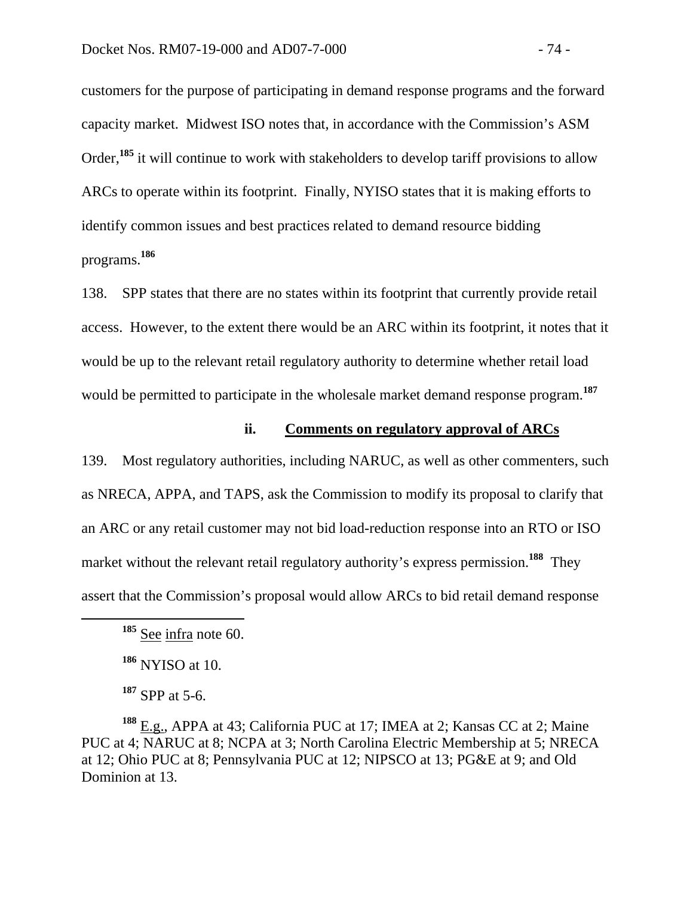customers for the purpose of participating in demand response programs and the forward capacity market. Midwest ISO notes that, in accordance with the Commission's ASM Order,[185] it will continue to work with stakeholders to develop tariff provisions to allow ARCs to operate within its footprint. Finally, NYISO states that it is making efforts to identify common issues and best practices related to demand resource bidding programs.[186]

138. SPP states that there are no states within its footprint that currently provide retail access. However, to the extent there would be an ARC within its footprint, it notes that it would be up to the relevant retail regulatory authority to determine whether retail load would be permitted to participate in the wholesale market demand response program.[187]

#### ii. Comments on regulatory approval of ARCs

139. Most regulatory authorities, including NARUC, as well as other commenters, such as NRECA, APPA, and TAPS, ask the Commission to modify its proposal to clarify that an ARC or any retail customer may not bid load-reduction response into an RTO or ISO market without the relevant retail regulatory authority's express permission.[188] They assert that the Commission's proposal would allow ARCs to bid retail demand response

---

[185] See infra note 60.

[186] NYISO at 10.

[187] SPP at 5-6.

[188] E.g., APPA at 43; California PUC at 17; IMEA at 2; Kansas CC at 2; Maine PUC at 4; NARUC at 8; NCPA at 3; North Carolina Electric Membership at 5; NRECA at 12; Ohio PUC at 8; Pennsylvania PUC at 12; NIPSCO at 13; PG&E at 9; and Old Dominion at 13.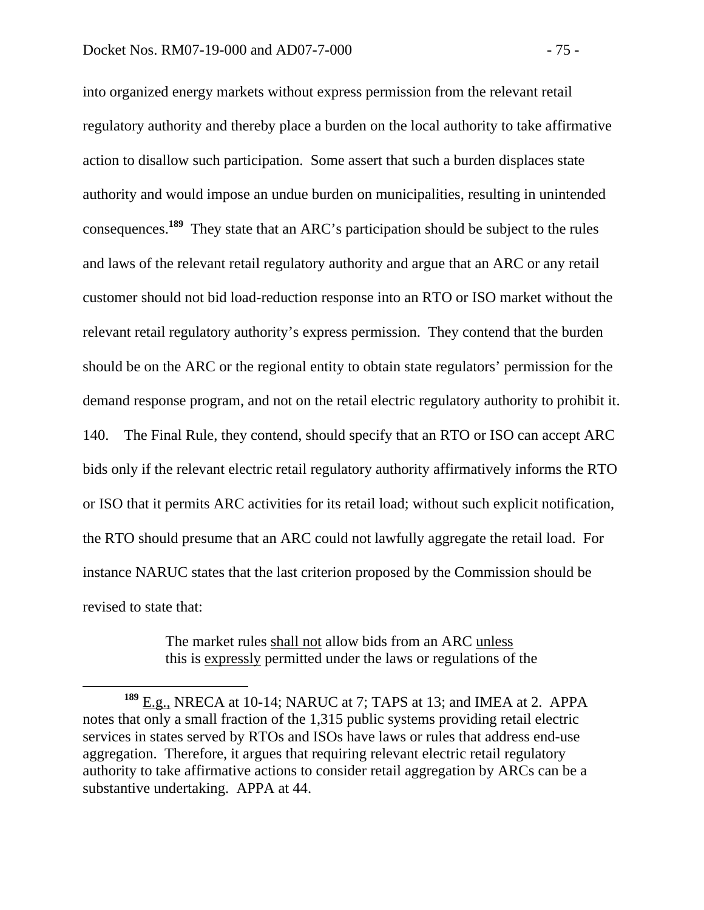into organized energy markets without express permission from the relevant retail regulatory authority and thereby place a burden on the local authority to take affirmative action to disallow such participation. Some assert that such a burden displaces state authority and would impose an undue burden on municipalities, resulting in unintended consequences.[189] They state that an ARC's participation should be subject to the rules and laws of the relevant retail regulatory authority and argue that an ARC or any retail customer should not bid load-reduction response into an RTO or ISO market without the relevant retail regulatory authority's express permission. They contend that the burden should be on the ARC or the regional entity to obtain state regulators' permission for the demand response program, and not on the retail electric regulatory authority to prohibit it.

140. The Final Rule, they contend, should specify that an RTO or ISO can accept ARC bids only if the relevant electric retail regulatory authority affirmatively informs the RTO or ISO that it permits ARC activities for its retail load; without such explicit notification, the RTO should presume that an ARC could not lawfully aggregate the retail load. For instance NARUC states that the last criterion proposed by the Commission should be revised to state that:

> The market rules <u>shall not</u> allow bids from an ARC <u>unless</u> this is <u>expressly</u> permitted under the laws or regulations of the

[189] <u>E.g.,</u> NRECA at 10-14; NARUC at 7; TAPS at 13; and IMEA at 2. APPA notes that only a small fraction of the 1,315 public systems providing retail electric services in states served by RTOs and ISOs have laws or rules that address end-use aggregation. Therefore, it argues that requiring relevant electric retail regulatory authority to take affirmative actions to consider retail aggregation by ARCs can be a substantive undertaking. APPA at 44.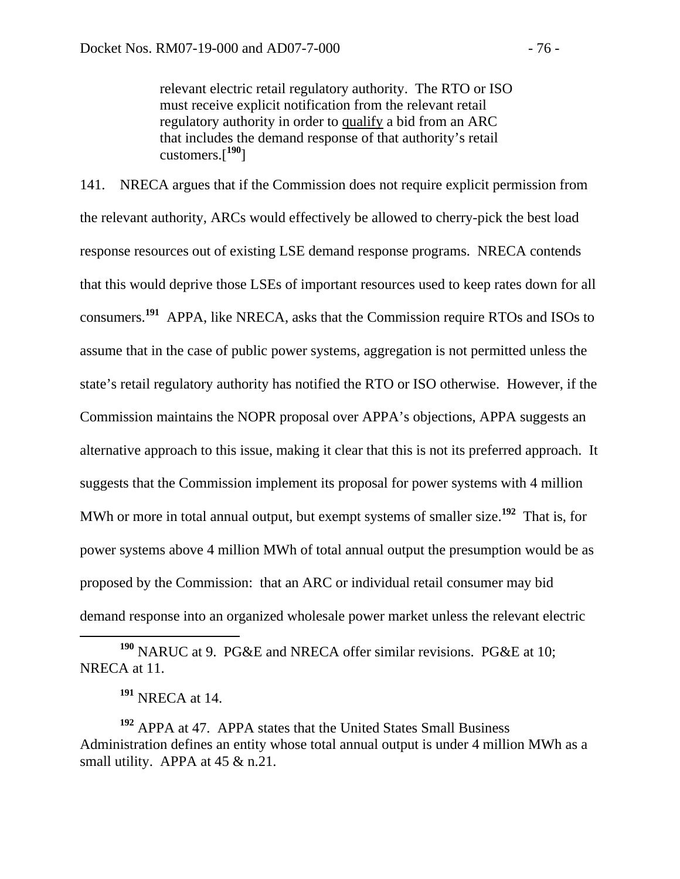> relevant electric retail regulatory authority. The RTO or ISO must receive explicit notification from the relevant retail regulatory authority in order to qualify a bid from an ARC that includes the demand response of that authority's retail customers.[190]

141. NRECA argues that if the Commission does not require explicit permission from the relevant authority, ARCs would effectively be allowed to cherry-pick the best load response resources out of existing LSE demand response programs. NRECA contends that this would deprive those LSEs of important resources used to keep rates down for all consumers.[191] APPA, like NRECA, asks that the Commission require RTOs and ISOs to assume that in the case of public power systems, aggregation is not permitted unless the state's retail regulatory authority has notified the RTO or ISO otherwise. However, if the Commission maintains the NOPR proposal over APPA's objections, APPA suggests an alternative approach to this issue, making it clear that this is not its preferred approach. It suggests that the Commission implement its proposal for power systems with 4 million MWh or more in total annual output, but exempt systems of smaller size.[192] That is, for power systems above 4 million MWh of total annual output the presumption would be as proposed by the Commission: that an ARC or individual retail consumer may bid demand response into an organized wholesale power market unless the relevant electric

---

[190] NARUC at 9. PG&E and NRECA offer similar revisions. PG&E at 10; NRECA at 11.

[191] NRECA at 14.

[192] APPA at 47. APPA states that the United States Small Business Administration defines an entity whose total annual output is under 4 million MWh as a small utility. APPA at 45 & n.21.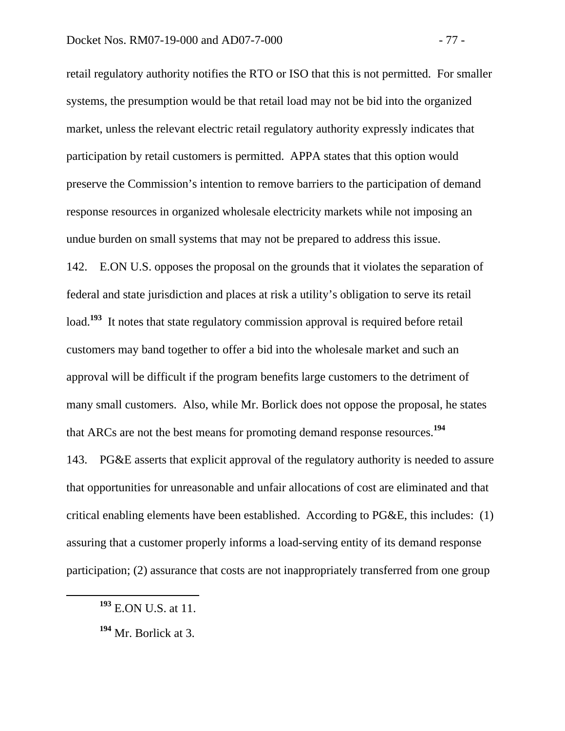retail regulatory authority notifies the RTO or ISO that this is not permitted. For smaller systems, the presumption would be that retail load may not be bid into the organized market, unless the relevant electric retail regulatory authority expressly indicates that participation by retail customers is permitted. APPA states that this option would preserve the Commission's intention to remove barriers to the participation of demand response resources in organized wholesale electricity markets while not imposing an undue burden on small systems that may not be prepared to address this issue.

142. E.ON U.S. opposes the proposal on the grounds that it violates the separation of federal and state jurisdiction and places at risk a utility's obligation to serve its retail load.[193] It notes that state regulatory commission approval is required before retail customers may band together to offer a bid into the wholesale market and such an approval will be difficult if the program benefits large customers to the detriment of many small customers. Also, while Mr. Borlick does not oppose the proposal, he states that ARCs are not the best means for promoting demand response resources.[194]

143. PG&E asserts that explicit approval of the regulatory authority is needed to assure that opportunities for unreasonable and unfair allocations of cost are eliminated and that critical enabling elements have been established. According to PG&E, this includes: (1) assuring that a customer properly informs a load-serving entity of its demand response participation; (2) assurance that costs are not inappropriately transferred from one group

---

[193] E.ON U.S. at 11.

[194] Mr. Borlick at 3.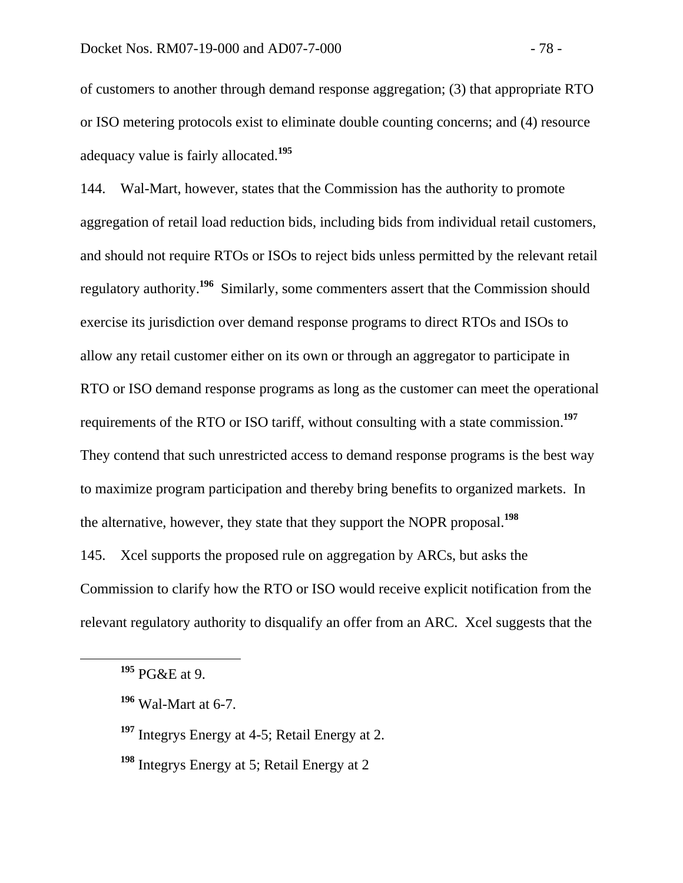of customers to another through demand response aggregation; (3) that appropriate RTO or ISO metering protocols exist to eliminate double counting concerns; and (4) resource adequacy value is fairly allocated.[195]

144. Wal-Mart, however, states that the Commission has the authority to promote aggregation of retail load reduction bids, including bids from individual retail customers, and should not require RTOs or ISOs to reject bids unless permitted by the relevant retail regulatory authority.[196] Similarly, some commenters assert that the Commission should exercise its jurisdiction over demand response programs to direct RTOs and ISOs to allow any retail customer either on its own or through an aggregator to participate in RTO or ISO demand response programs as long as the customer can meet the operational requirements of the RTO or ISO tariff, without consulting with a state commission.[197] They contend that such unrestricted access to demand response programs is the best way to maximize program participation and thereby bring benefits to organized markets. In the alternative, however, they state that they support the NOPR proposal.[198]

145. Xcel supports the proposed rule on aggregation by ARCs, but asks the Commission to clarify how the RTO or ISO would receive explicit notification from the relevant regulatory authority to disqualify an offer from an ARC. Xcel suggests that the

---

[195] PG&E at 9.

[196] Wal-Mart at 6-7.

[197] Integrys Energy at 4-5; Retail Energy at 2.

[198] Integrys Energy at 5; Retail Energy at 2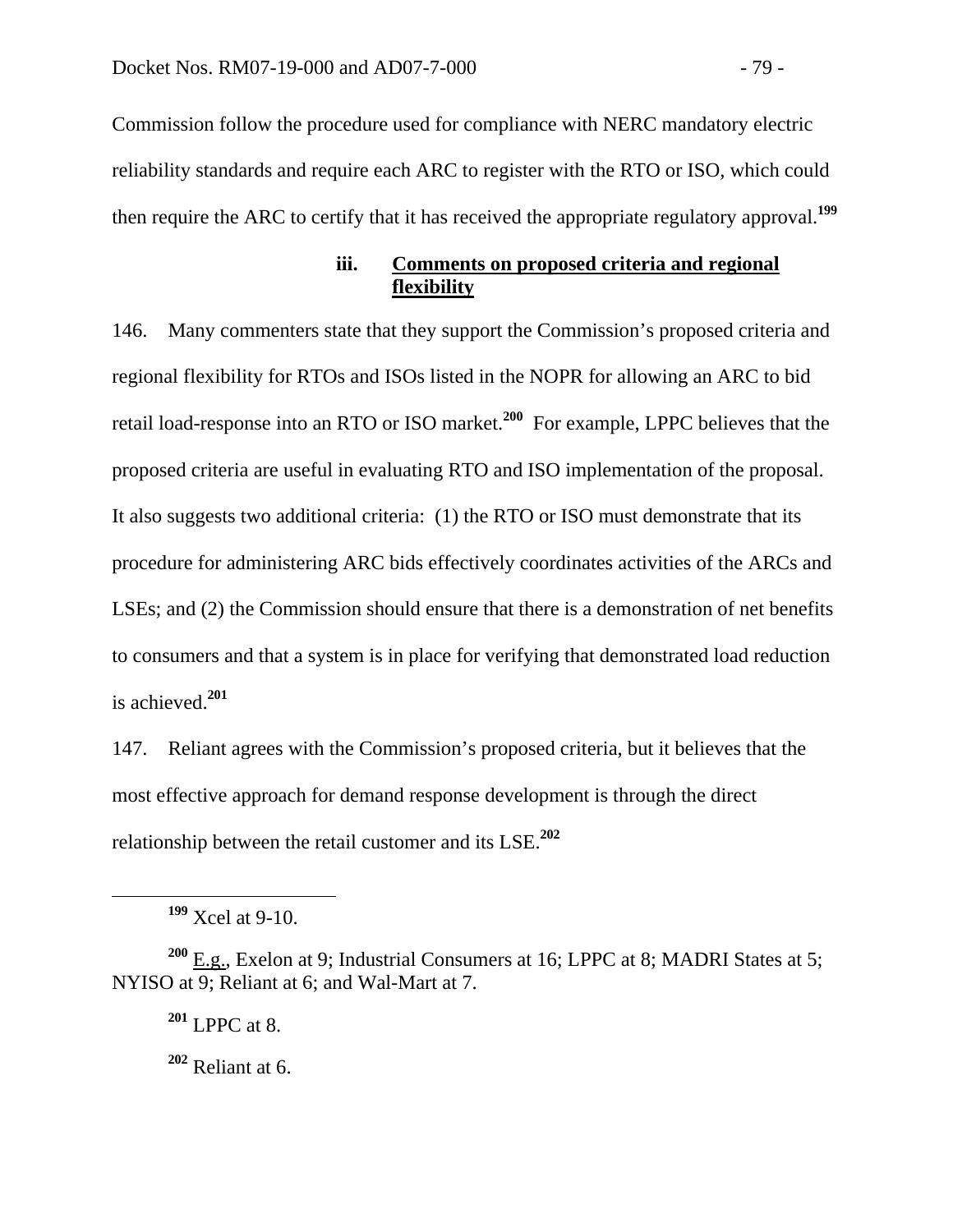Commission follow the procedure used for compliance with NERC mandatory electric reliability standards and require each ARC to register with the RTO or ISO, which could then require the ARC to certify that it has received the appropriate regulatory approval.[199]

#### iii. Comments on proposed criteria and regional flexibility

146. Many commenters state that they support the Commission's proposed criteria and regional flexibility for RTOs and ISOs listed in the NOPR for allowing an ARC to bid retail load-response into an RTO or ISO market.[200] For example, LPPC believes that the proposed criteria are useful in evaluating RTO and ISO implementation of the proposal. It also suggests two additional criteria: (1) the RTO or ISO must demonstrate that its procedure for administering ARC bids effectively coordinates activities of the ARCs and LSEs; and (2) the Commission should ensure that there is a demonstration of net benefits to consumers and that a system is in place for verifying that demonstrated load reduction is achieved.[201]

147. Reliant agrees with the Commission's proposed criteria, but it believes that the most effective approach for demand response development is through the direct relationship between the retail customer and its LSE.[202]

---

[199] Xcel at 9-10.

[200] E.g., Exelon at 9; Industrial Consumers at 16; LPPC at 8; MADRI States at 5; NYISO at 9; Reliant at 6; and Wal-Mart at 7.

[201] LPPC at 8.

[202] Reliant at 6.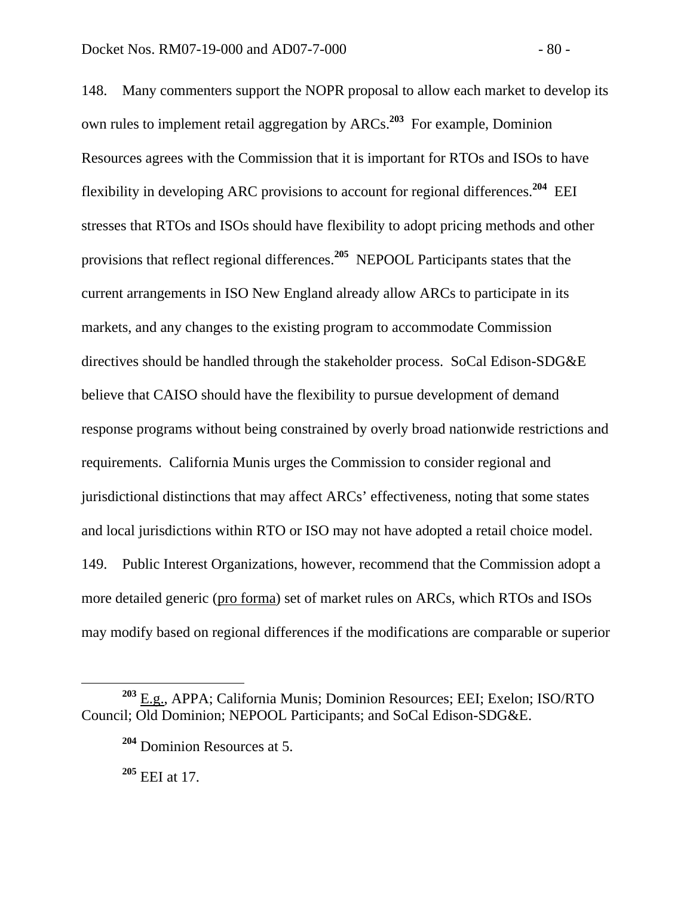148. Many commenters support the NOPR proposal to allow each market to develop its own rules to implement retail aggregation by ARCs.[203] For example, Dominion Resources agrees with the Commission that it is important for RTOs and ISOs to have flexibility in developing ARC provisions to account for regional differences.[204] EEI stresses that RTOs and ISOs should have flexibility to adopt pricing methods and other provisions that reflect regional differences.[205] NEPOOL Participants states that the current arrangements in ISO New England already allow ARCs to participate in its markets, and any changes to the existing program to accommodate Commission directives should be handled through the stakeholder process. SoCal Edison-SDG&E believe that CAISO should have the flexibility to pursue development of demand response programs without being constrained by overly broad nationwide restrictions and requirements. California Munis urges the Commission to consider regional and jurisdictional distinctions that may affect ARCs' effectiveness, noting that some states and local jurisdictions within RTO or ISO may not have adopted a retail choice model.

149. Public Interest Organizations, however, recommend that the Commission adopt a more detailed generic (pro forma) set of market rules on ARCs, which RTOs and ISOs may modify based on regional differences if the modifications are comparable or superior

---

[203] E.g., APPA; California Munis; Dominion Resources; EEI; Exelon; ISO/RTO Council; Old Dominion; NEPOOL Participants; and SoCal Edison-SDG&E.

[204] Dominion Resources at 5.

[205] EEI at 17.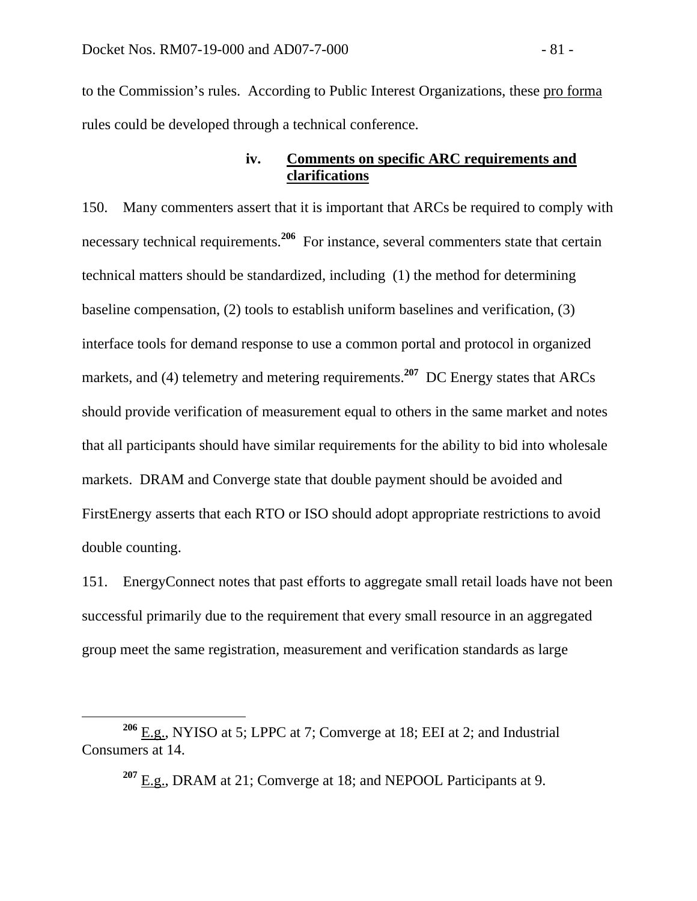to the Commission's rules. According to Public Interest Organizations, these pro forma rules could be developed through a technical conference.

#### iv. Comments on specific ARC requirements and clarifications

150. Many commenters assert that it is important that ARCs be required to comply with necessary technical requirements.[206] For instance, several commenters state that certain technical matters should be standardized, including (1) the method for determining baseline compensation, (2) tools to establish uniform baselines and verification, (3) interface tools for demand response to use a common portal and protocol in organized markets, and (4) telemetry and metering requirements.[207] DC Energy states that ARCs should provide verification of measurement equal to others in the same market and notes that all participants should have similar requirements for the ability to bid into wholesale markets. DRAM and Converge state that double payment should be avoided and FirstEnergy asserts that each RTO or ISO should adopt appropriate restrictions to avoid double counting.

151. EnergyConnect notes that past efforts to aggregate small retail loads have not been successful primarily due to the requirement that every small resource in an aggregated group meet the same registration, measurement and verification standards as large

---

[206] E.g., NYISO at 5; LPPC at 7; Comverge at 18; EEI at 2; and Industrial Consumers at 14.

[207] E.g., DRAM at 21; Comverge at 18; and NEPOOL Participants at 9.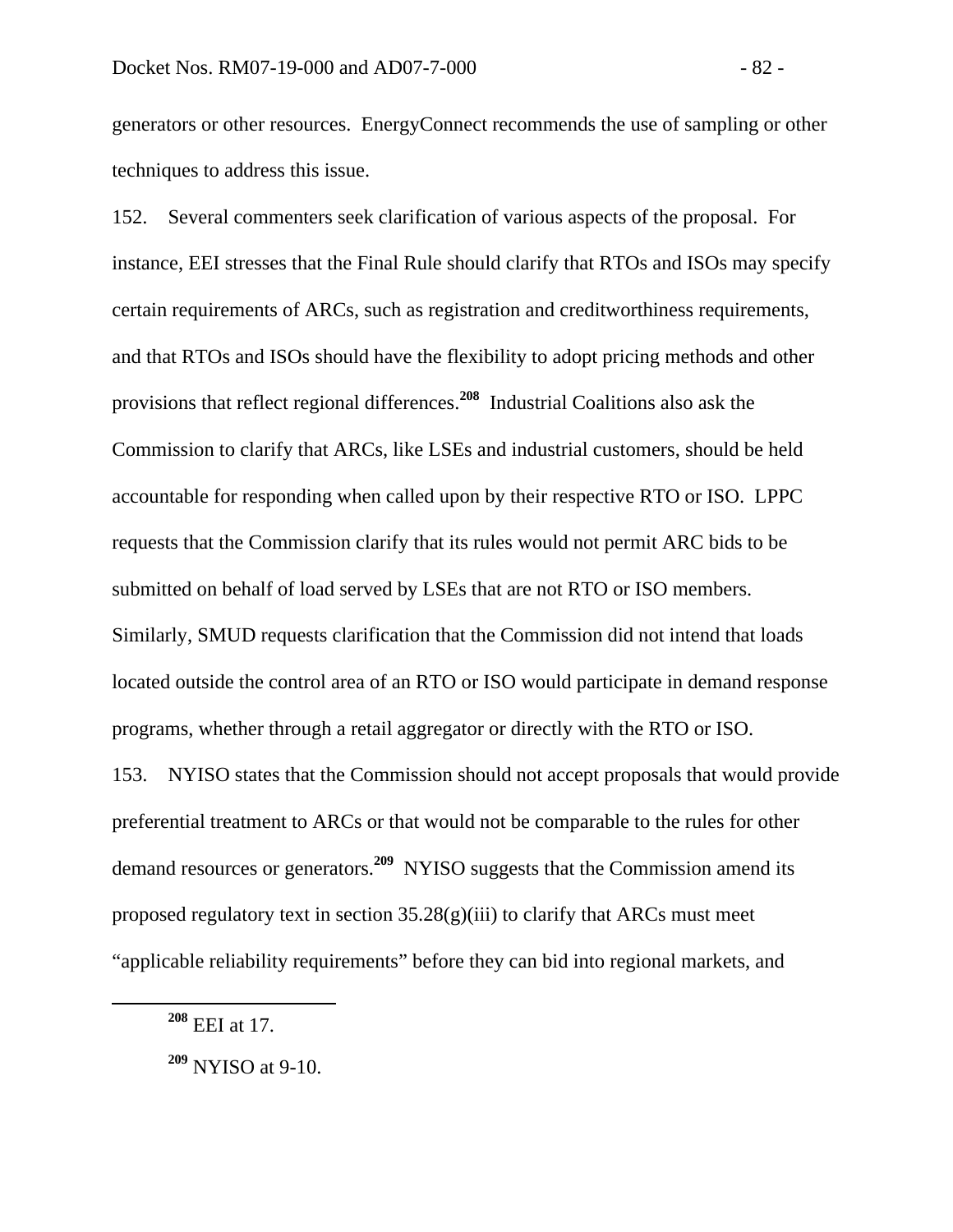generators or other resources. EnergyConnect recommends the use of sampling or other techniques to address this issue.

152. Several commenters seek clarification of various aspects of the proposal. For instance, EEI stresses that the Final Rule should clarify that RTOs and ISOs may specify certain requirements of ARCs, such as registration and creditworthiness requirements, and that RTOs and ISOs should have the flexibility to adopt pricing methods and other provisions that reflect regional differences.[208] Industrial Coalitions also ask the Commission to clarify that ARCs, like LSEs and industrial customers, should be held accountable for responding when called upon by their respective RTO or ISO. LPPC requests that the Commission clarify that its rules would not permit ARC bids to be submitted on behalf of load served by LSEs that are not RTO or ISO members. Similarly, SMUD requests clarification that the Commission did not intend that loads located outside the control area of an RTO or ISO would participate in demand response programs, whether through a retail aggregator or directly with the RTO or ISO.

153. NYISO states that the Commission should not accept proposals that would provide preferential treatment to ARCs or that would not be comparable to the rules for other demand resources or generators.[209] NYISO suggests that the Commission amend its proposed regulatory text in section 35.28(g)(iii) to clarify that ARCs must meet "applicable reliability requirements" before they can bid into regional markets, and

[208] EEI at 17.

[209] NYISO at 9-10.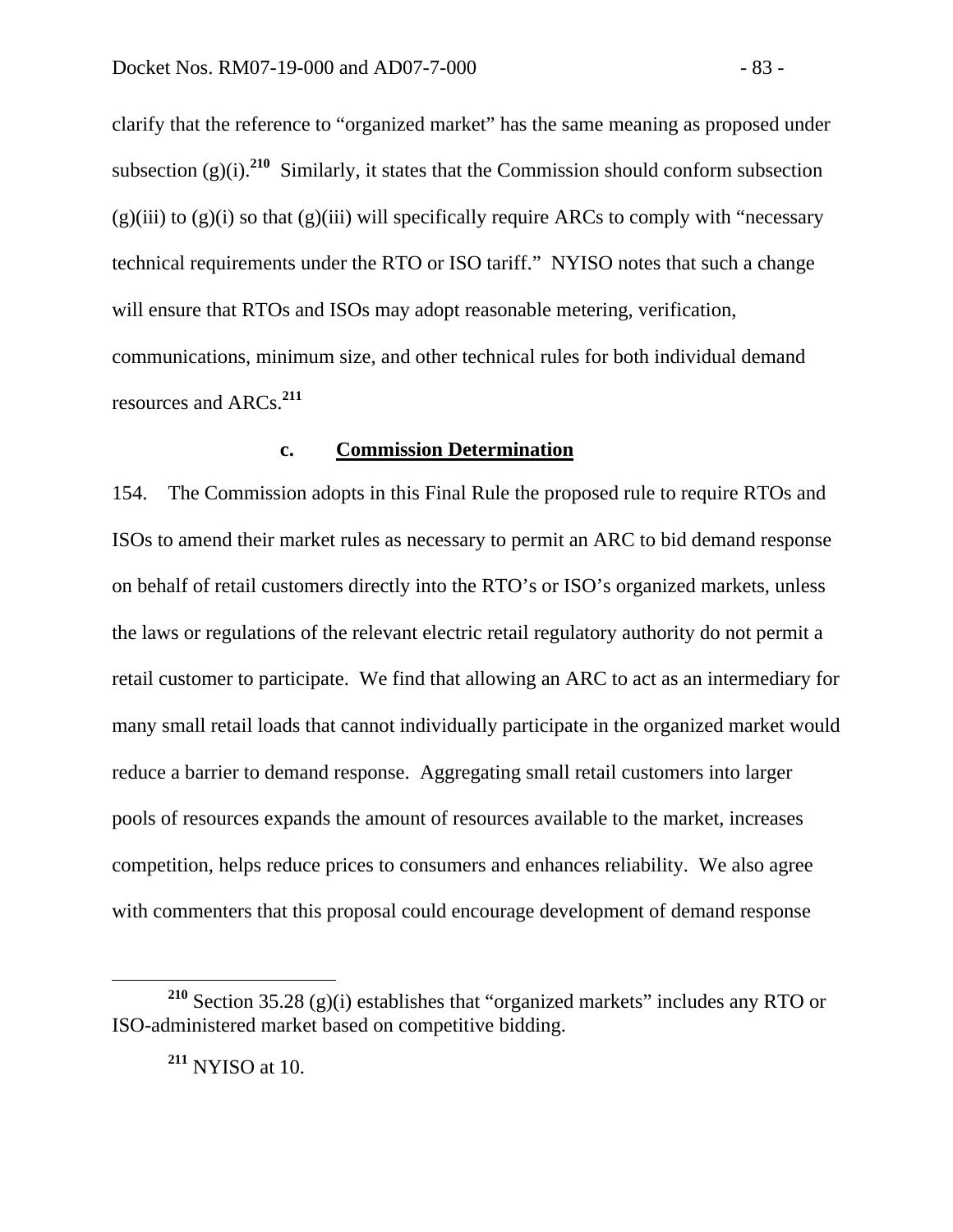clarify that the reference to "organized market" has the same meaning as proposed under subsection (g)(i).[210] Similarly, it states that the Commission should conform subsection (g)(iii) to (g)(i) so that (g)(iii) will specifically require ARCs to comply with "necessary technical requirements under the RTO or ISO tariff." NYISO notes that such a change will ensure that RTOs and ISOs may adopt reasonable metering, verification, communications, minimum size, and other technical rules for both individual demand resources and ARCs.[211]

### c. Commission Determination

154. The Commission adopts in this Final Rule the proposed rule to require RTOs and ISOs to amend their market rules as necessary to permit an ARC to bid demand response on behalf of retail customers directly into the RTO's or ISO's organized markets, unless the laws or regulations of the relevant electric retail regulatory authority do not permit a retail customer to participate. We find that allowing an ARC to act as an intermediary for many small retail loads that cannot individually participate in the organized market would reduce a barrier to demand response. Aggregating small retail customers into larger pools of resources expands the amount of resources available to the market, increases competition, helps reduce prices to consumers and enhances reliability. We also agree with commenters that this proposal could encourage development of demand response

---

[210] Section 35.28 (g)(i) establishes that "organized markets" includes any RTO or ISO-administered market based on competitive bidding.

[211] NYISO at 10.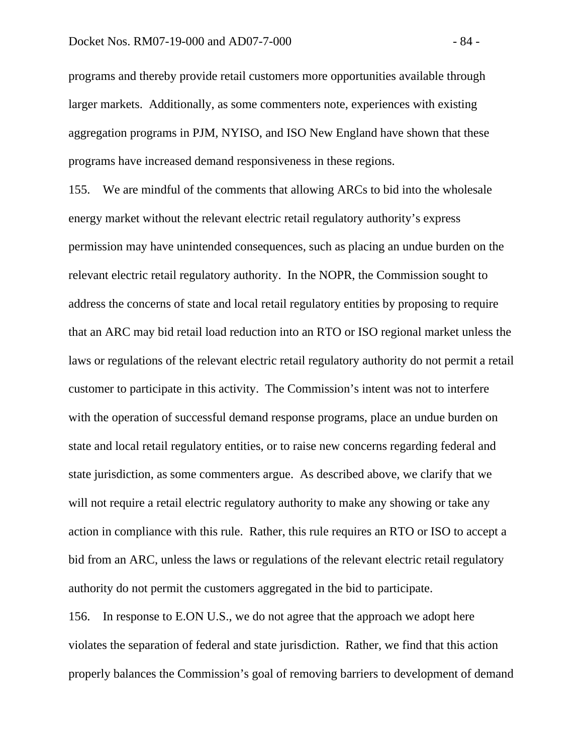programs and thereby provide retail customers more opportunities available through larger markets. Additionally, as some commenters note, experiences with existing aggregation programs in PJM, NYISO, and ISO New England have shown that these programs have increased demand responsiveness in these regions.

155. We are mindful of the comments that allowing ARCs to bid into the wholesale energy market without the relevant electric retail regulatory authority's express permission may have unintended consequences, such as placing an undue burden on the relevant electric retail regulatory authority. In the NOPR, the Commission sought to address the concerns of state and local retail regulatory entities by proposing to require that an ARC may bid retail load reduction into an RTO or ISO regional market unless the laws or regulations of the relevant electric retail regulatory authority do not permit a retail customer to participate in this activity. The Commission's intent was not to interfere with the operation of successful demand response programs, place an undue burden on state and local retail regulatory entities, or to raise new concerns regarding federal and state jurisdiction, as some commenters argue. As described above, we clarify that we will not require a retail electric regulatory authority to make any showing or take any action in compliance with this rule. Rather, this rule requires an RTO or ISO to accept a bid from an ARC, unless the laws or regulations of the relevant electric retail regulatory authority do not permit the customers aggregated in the bid to participate.

156. In response to E.ON U.S., we do not agree that the approach we adopt here violates the separation of federal and state jurisdiction. Rather, we find that this action properly balances the Commission's goal of removing barriers to development of demand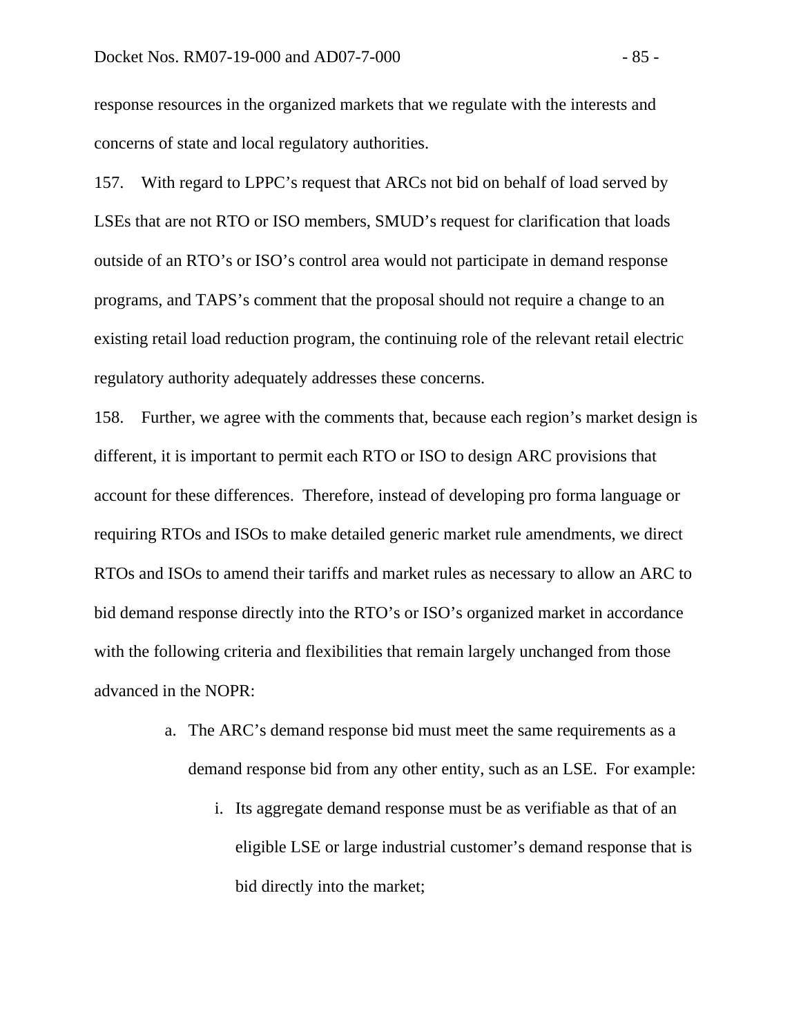response resources in the organized markets that we regulate with the interests and concerns of state and local regulatory authorities.

157. With regard to LPPC's request that ARCs not bid on behalf of load served by LSEs that are not RTO or ISO members, SMUD's request for clarification that loads outside of an RTO's or ISO's control area would not participate in demand response programs, and TAPS's comment that the proposal should not require a change to an existing retail load reduction program, the continuing role of the relevant retail electric regulatory authority adequately addresses these concerns.

158. Further, we agree with the comments that, because each region's market design is different, it is important to permit each RTO or ISO to design ARC provisions that account for these differences. Therefore, instead of developing pro forma language or requiring RTOs and ISOs to make detailed generic market rule amendments, we direct RTOs and ISOs to amend their tariffs and market rules as necessary to allow an ARC to bid demand response directly into the RTO's or ISO's organized market in accordance with the following criteria and flexibilities that remain largely unchanged from those advanced in the NOPR:

a. The ARC's demand response bid must meet the same requirements as a demand response bid from any other entity, such as an LSE. For example:

   i. Its aggregate demand response must be as verifiable as that of an eligible LSE or large industrial customer's demand response that is bid directly into the market;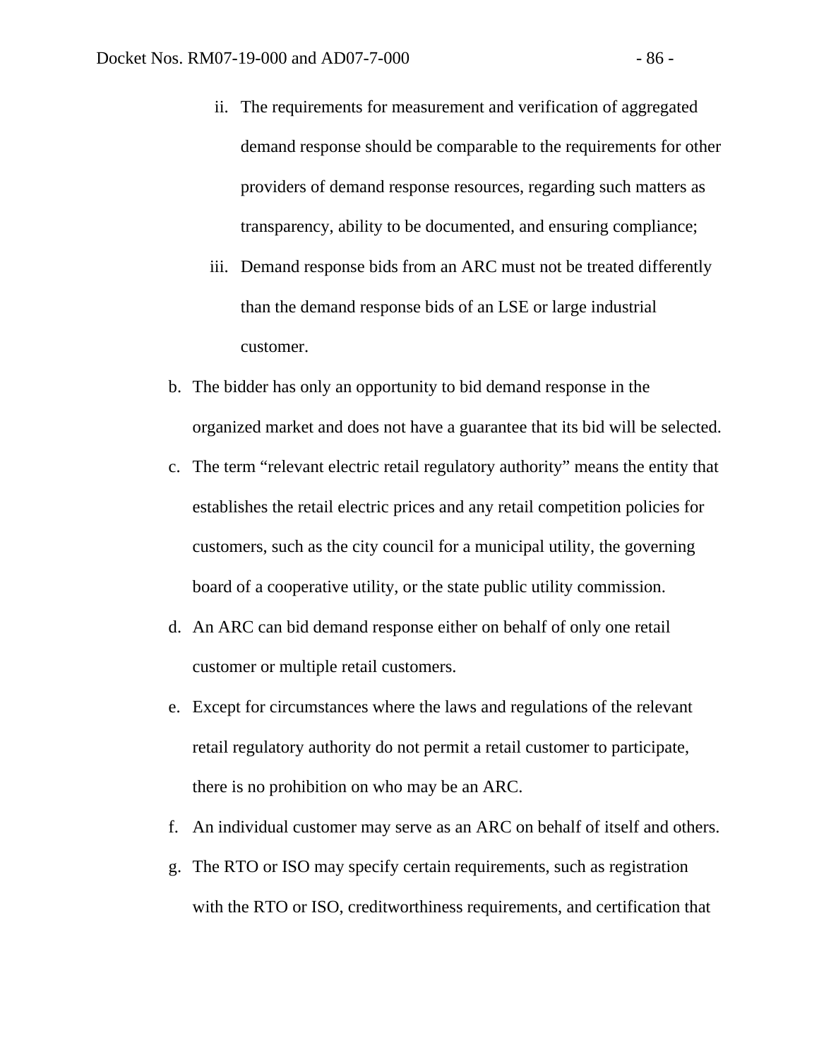ii. The requirements for measurement and verification of aggregated demand response should be comparable to the requirements for other providers of demand response resources, regarding such matters as transparency, ability to be documented, and ensuring compliance;

   iii. Demand response bids from an ARC must not be treated differently than the demand response bids of an LSE or large industrial customer.

b. The bidder has only an opportunity to bid demand response in the organized market and does not have a guarantee that its bid will be selected.

c. The term "relevant electric retail regulatory authority" means the entity that establishes the retail electric prices and any retail competition policies for customers, such as the city council for a municipal utility, the governing board of a cooperative utility, or the state public utility commission.

d. An ARC can bid demand response either on behalf of only one retail customer or multiple retail customers.

e. Except for circumstances where the laws and regulations of the relevant retail regulatory authority do not permit a retail customer to participate, there is no prohibition on who may be an ARC.

f. An individual customer may serve as an ARC on behalf of itself and others.

g. The RTO or ISO may specify certain requirements, such as registration with the RTO or ISO, creditworthiness requirements, and certification that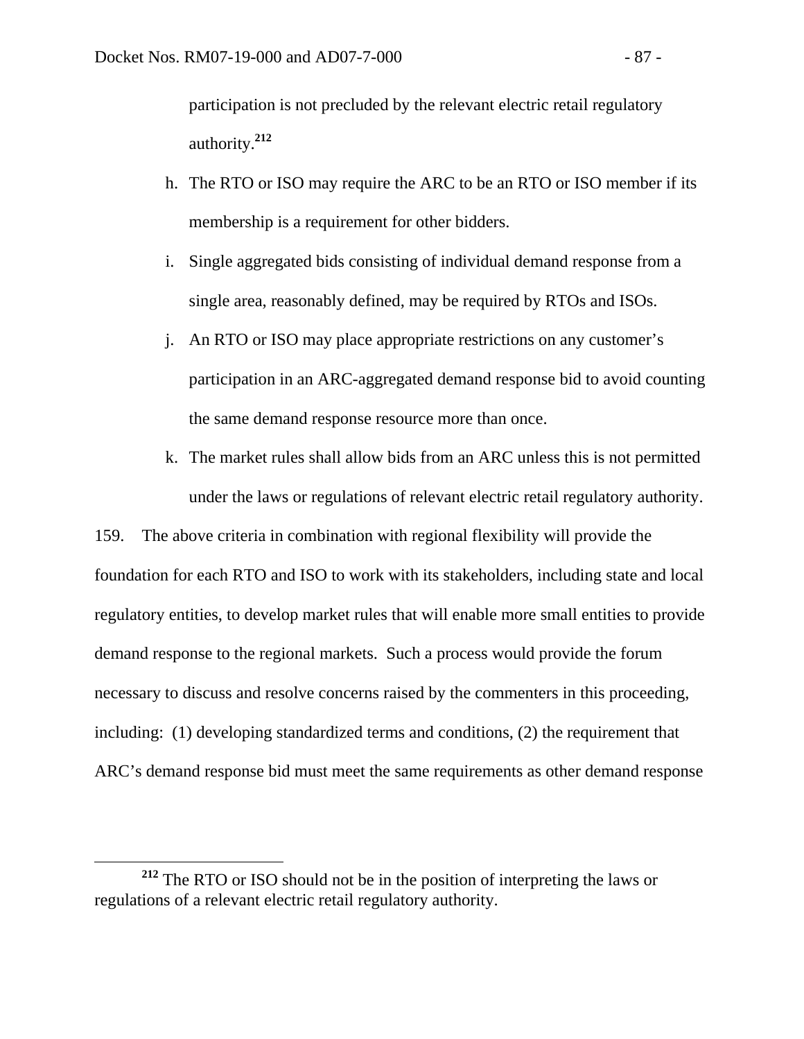participation is not precluded by the relevant electric retail regulatory authority.[212]

h. The RTO or ISO may require the ARC to be an RTO or ISO member if its membership is a requirement for other bidders.

i. Single aggregated bids consisting of individual demand response from a single area, reasonably defined, may be required by RTOs and ISOs.

j. An RTO or ISO may place appropriate restrictions on any customer's participation in an ARC-aggregated demand response bid to avoid counting the same demand response resource more than once.

k. The market rules shall allow bids from an ARC unless this is not permitted under the laws or regulations of relevant electric retail regulatory authority.

159. The above criteria in combination with regional flexibility will provide the foundation for each RTO and ISO to work with its stakeholders, including state and local regulatory entities, to develop market rules that will enable more small entities to provide demand response to the regional markets. Such a process would provide the forum necessary to discuss and resolve concerns raised by the commenters in this proceeding, including: (1) developing standardized terms and conditions, (2) the requirement that ARC's demand response bid must meet the same requirements as other demand response

[212] The RTO or ISO should not be in the position of interpreting the laws or regulations of a relevant electric retail regulatory authority.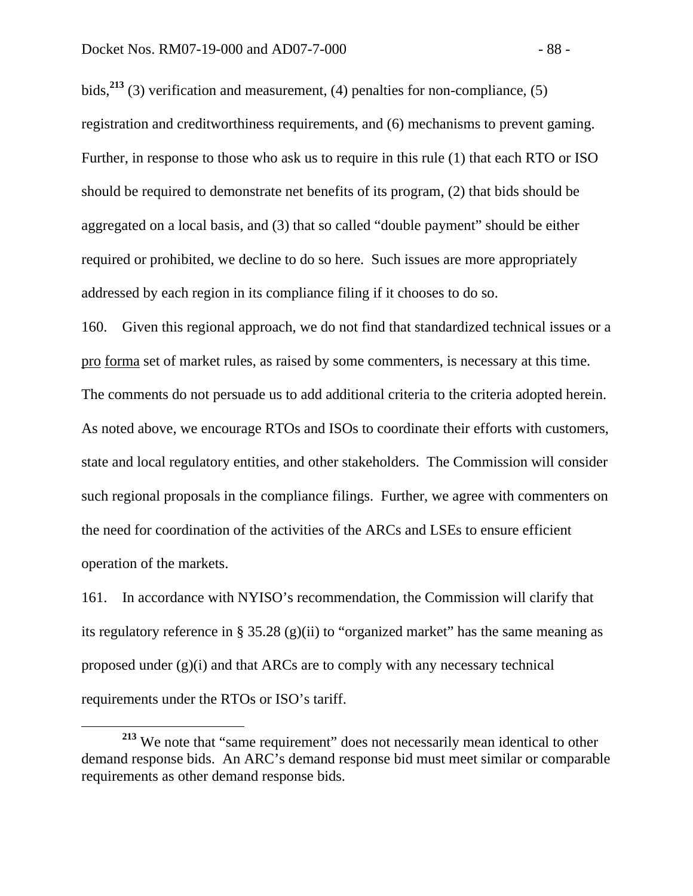bids,[213] (3) verification and measurement, (4) penalties for non-compliance, (5) registration and creditworthiness requirements, and (6) mechanisms to prevent gaming. Further, in response to those who ask us to require in this rule (1) that each RTO or ISO should be required to demonstrate net benefits of its program, (2) that bids should be aggregated on a local basis, and (3) that so called "double payment" should be either required or prohibited, we decline to do so here. Such issues are more appropriately addressed by each region in its compliance filing if it chooses to do so.

160. Given this regional approach, we do not find that standardized technical issues or a pro forma set of market rules, as raised by some commenters, is necessary at this time. The comments do not persuade us to add additional criteria to the criteria adopted herein. As noted above, we encourage RTOs and ISOs to coordinate their efforts with customers, state and local regulatory entities, and other stakeholders. The Commission will consider such regional proposals in the compliance filings. Further, we agree with commenters on the need for coordination of the activities of the ARCs and LSEs to ensure efficient operation of the markets.

161. In accordance with NYISO's recommendation, the Commission will clarify that its regulatory reference in § 35.28 (g)(ii) to "organized market" has the same meaning as proposed under (g)(i) and that ARCs are to comply with any necessary technical requirements under the RTOs or ISO's tariff.

[213] We note that "same requirement" does not necessarily mean identical to other demand response bids. An ARC's demand response bid must meet similar or comparable requirements as other demand response bids.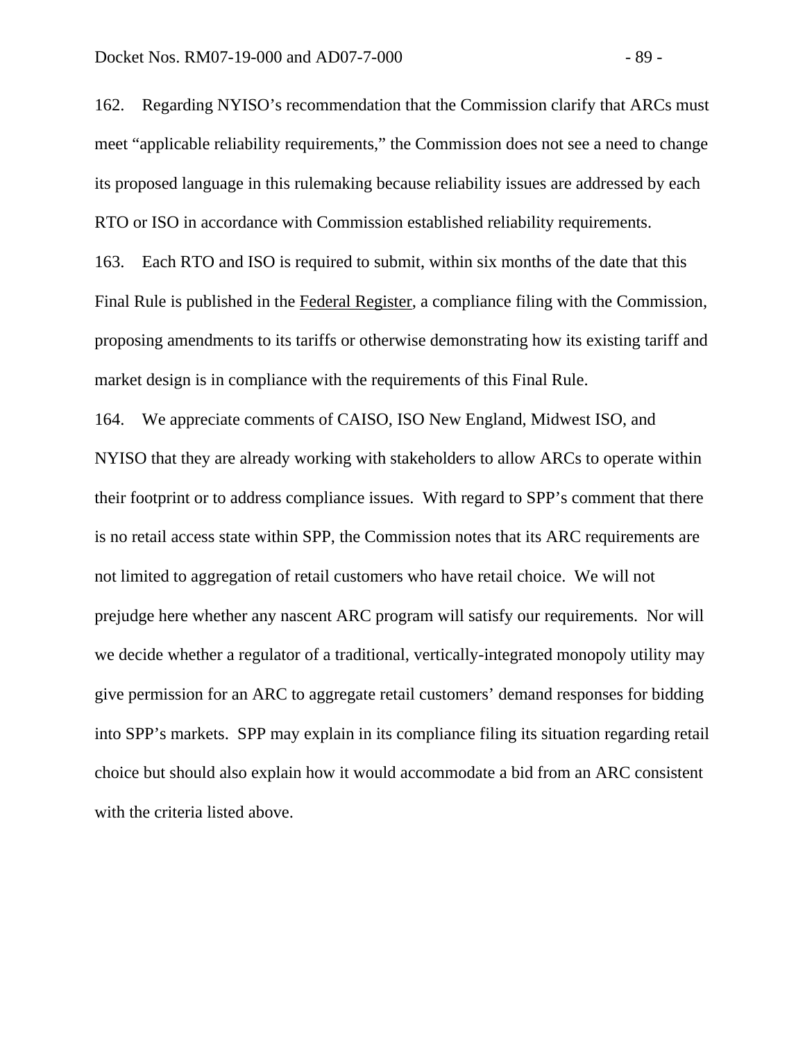162. Regarding NYISO's recommendation that the Commission clarify that ARCs must meet "applicable reliability requirements," the Commission does not see a need to change its proposed language in this rulemaking because reliability issues are addressed by each RTO or ISO in accordance with Commission established reliability requirements.

163. Each RTO and ISO is required to submit, within six months of the date that this Final Rule is published in the Federal Register, a compliance filing with the Commission, proposing amendments to its tariffs or otherwise demonstrating how its existing tariff and market design is in compliance with the requirements of this Final Rule.

164. We appreciate comments of CAISO, ISO New England, Midwest ISO, and NYISO that they are already working with stakeholders to allow ARCs to operate within their footprint or to address compliance issues. With regard to SPP's comment that there is no retail access state within SPP, the Commission notes that its ARC requirements are not limited to aggregation of retail customers who have retail choice. We will not prejudge here whether any nascent ARC program will satisfy our requirements. Nor will we decide whether a regulator of a traditional, vertically-integrated monopoly utility may give permission for an ARC to aggregate retail customers' demand responses for bidding into SPP's markets. SPP may explain in its compliance filing its situation regarding retail choice but should also explain how it would accommodate a bid from an ARC consistent with the criteria listed above.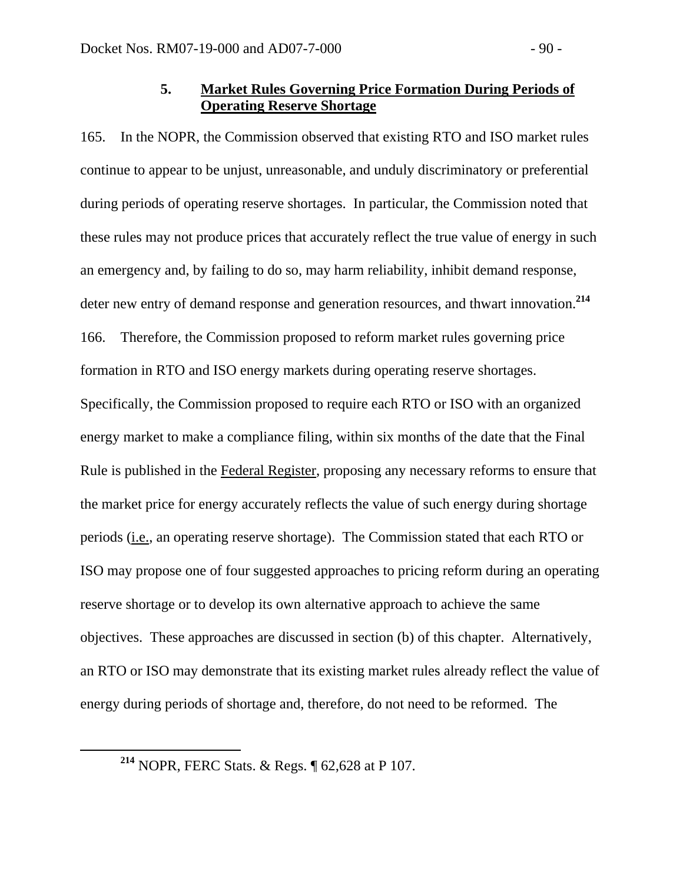### 5. Market Rules Governing Price Formation During Periods of Operating Reserve Shortage

165. In the NOPR, the Commission observed that existing RTO and ISO market rules continue to appear to be unjust, unreasonable, and unduly discriminatory or preferential during periods of operating reserve shortages. In particular, the Commission noted that these rules may not produce prices that accurately reflect the true value of energy in such an emergency and, by failing to do so, may harm reliability, inhibit demand response, deter new entry of demand response and generation resources, and thwart innovation.[214]

166. Therefore, the Commission proposed to reform market rules governing price formation in RTO and ISO energy markets during operating reserve shortages. Specifically, the Commission proposed to require each RTO or ISO with an organized energy market to make a compliance filing, within six months of the date that the Final Rule is published in the Federal Register, proposing any necessary reforms to ensure that the market price for energy accurately reflects the value of such energy during shortage periods (i.e., an operating reserve shortage). The Commission stated that each RTO or ISO may propose one of four suggested approaches to pricing reform during an operating reserve shortage or to develop its own alternative approach to achieve the same objectives. These approaches are discussed in section (b) of this chapter. Alternatively, an RTO or ISO may demonstrate that its existing market rules already reflect the value of energy during periods of shortage and, therefore, do not need to be reformed. The

[214] NOPR, FERC Stats. & Regs. ¶ 62,628 at P 107.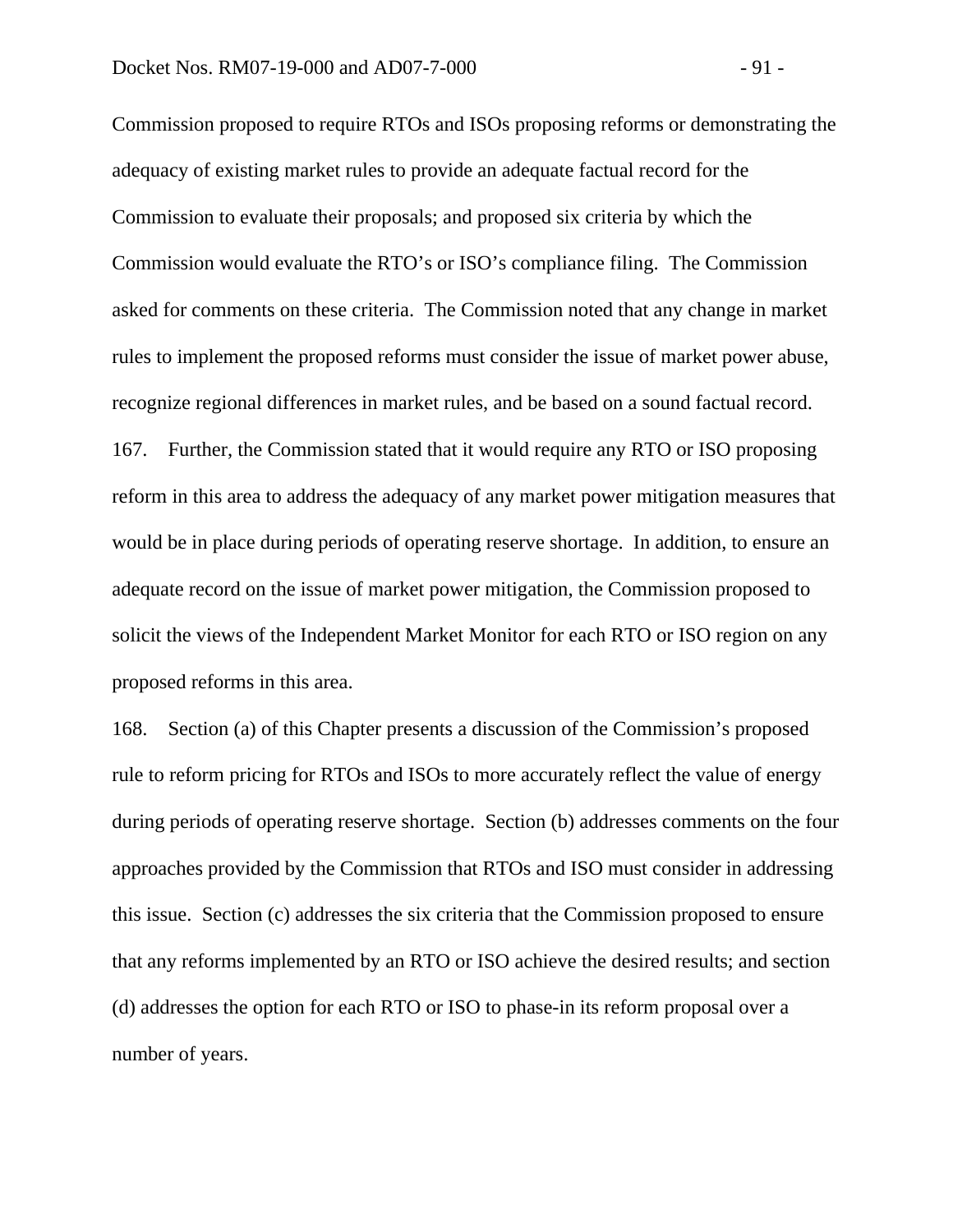Commission proposed to require RTOs and ISOs proposing reforms or demonstrating the adequacy of existing market rules to provide an adequate factual record for the Commission to evaluate their proposals; and proposed six criteria by which the Commission would evaluate the RTO's or ISO's compliance filing. The Commission asked for comments on these criteria. The Commission noted that any change in market rules to implement the proposed reforms must consider the issue of market power abuse, recognize regional differences in market rules, and be based on a sound factual record.

167. Further, the Commission stated that it would require any RTO or ISO proposing reform in this area to address the adequacy of any market power mitigation measures that would be in place during periods of operating reserve shortage. In addition, to ensure an adequate record on the issue of market power mitigation, the Commission proposed to solicit the views of the Independent Market Monitor for each RTO or ISO region on any proposed reforms in this area.

168. Section (a) of this Chapter presents a discussion of the Commission's proposed rule to reform pricing for RTOs and ISOs to more accurately reflect the value of energy during periods of operating reserve shortage. Section (b) addresses comments on the four approaches provided by the Commission that RTOs and ISO must consider in addressing this issue. Section (c) addresses the six criteria that the Commission proposed to ensure that any reforms implemented by an RTO or ISO achieve the desired results; and section (d) addresses the option for each RTO or ISO to phase-in its reform proposal over a number of years.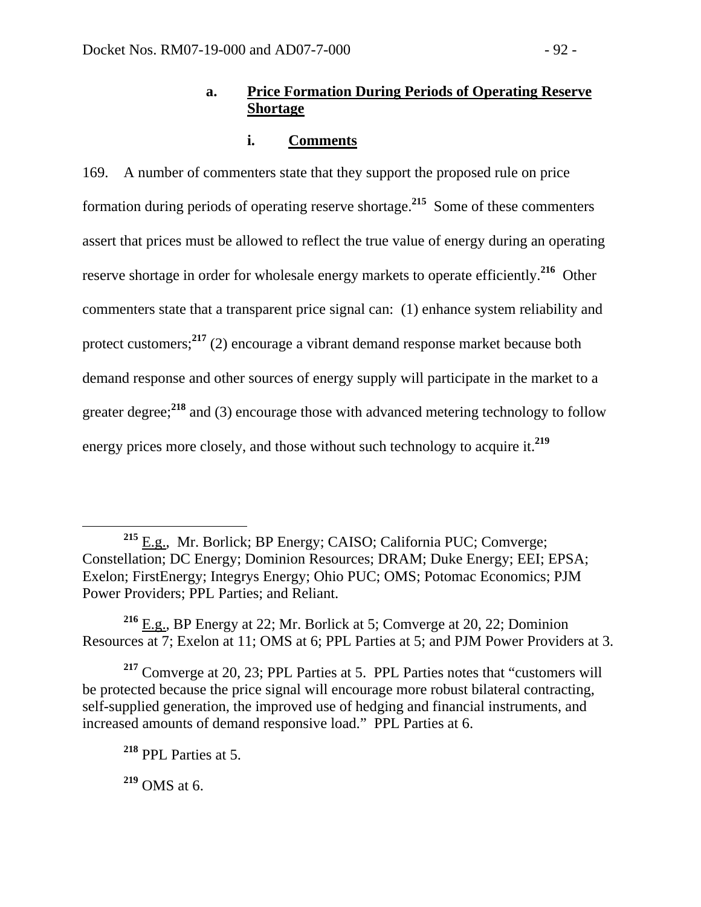#### a. Price Formation During Periods of Operating Reserve Shortage

##### i. Comments

169. A number of commenters state that they support the proposed rule on price formation during periods of operating reserve shortage.[215] Some of these commenters assert that prices must be allowed to reflect the true value of energy during an operating reserve shortage in order for wholesale energy markets to operate efficiently.[216] Other commenters state that a transparent price signal can: (1) enhance system reliability and protect customers;[217] (2) encourage a vibrant demand response market because both demand response and other sources of energy supply will participate in the market to a greater degree;[218] and (3) encourage those with advanced metering technology to follow energy prices more closely, and those without such technology to acquire it.[219]

---

[215] E.g., Mr. Borlick; BP Energy; CAISO; California PUC; Comverge; Constellation; DC Energy; Dominion Resources; DRAM; Duke Energy; EEI; EPSA; Exelon; FirstEnergy; Integrys Energy; Ohio PUC; OMS; Potomac Economics; PJM Power Providers; PPL Parties; and Reliant.

[216] E.g., BP Energy at 22; Mr. Borlick at 5; Comverge at 20, 22; Dominion Resources at 7; Exelon at 11; OMS at 6; PPL Parties at 5; and PJM Power Providers at 3.

[217] Comverge at 20, 23; PPL Parties at 5. PPL Parties notes that "customers will be protected because the price signal will encourage more robust bilateral contracting, self-supplied generation, the improved use of hedging and financial instruments, and increased amounts of demand responsive load." PPL Parties at 6.

[218] PPL Parties at 5.

[219] OMS at 6.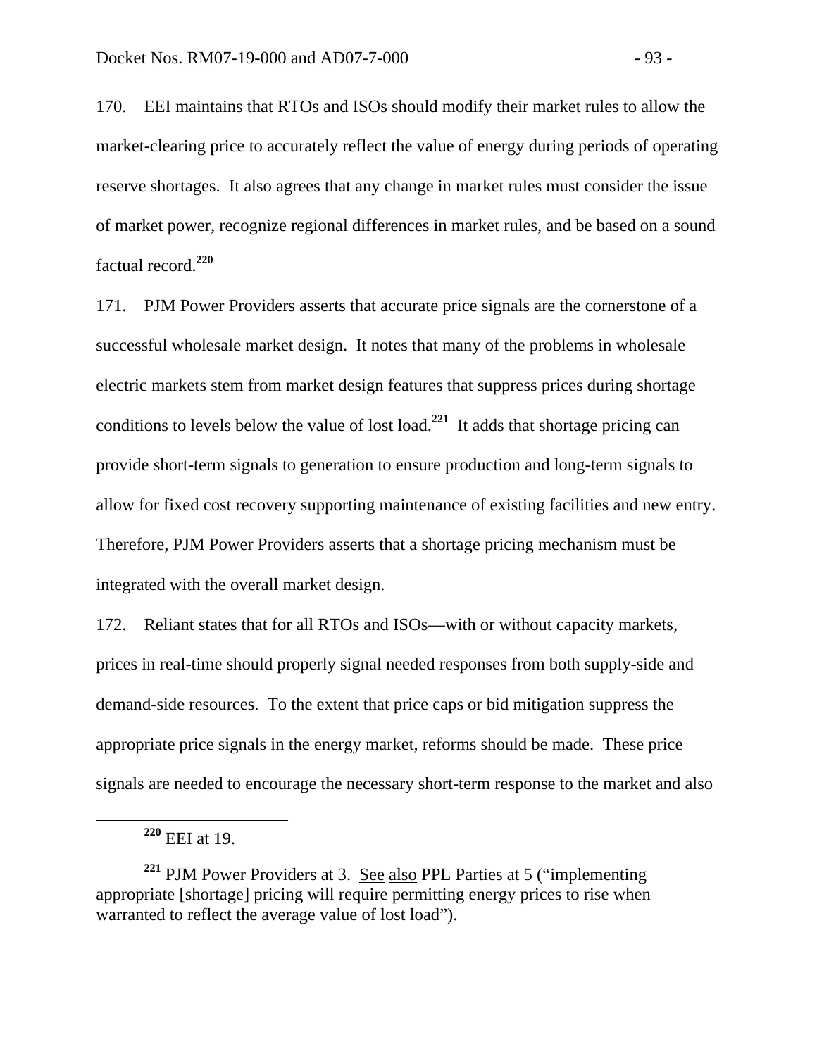170. EEI maintains that RTOs and ISOs should modify their market rules to allow the market-clearing price to accurately reflect the value of energy during periods of operating reserve shortages. It also agrees that any change in market rules must consider the issue of market power, recognize regional differences in market rules, and be based on a sound factual record.[220]

171. PJM Power Providers asserts that accurate price signals are the cornerstone of a successful wholesale market design. It notes that many of the problems in wholesale electric markets stem from market design features that suppress prices during shortage conditions to levels below the value of lost load.[221] It adds that shortage pricing can provide short-term signals to generation to ensure production and long-term signals to allow for fixed cost recovery supporting maintenance of existing facilities and new entry. Therefore, PJM Power Providers asserts that a shortage pricing mechanism must be integrated with the overall market design.

172. Reliant states that for all RTOs and ISOs—with or without capacity markets, prices in real-time should properly signal needed responses from both supply-side and demand-side resources. To the extent that price caps or bid mitigation suppress the appropriate price signals in the energy market, reforms should be made. These price signals are needed to encourage the necessary short-term response to the market and also

---

[220] EEI at 19.

[221] PJM Power Providers at 3. See also PPL Parties at 5 ("implementing appropriate [shortage] pricing will require permitting energy prices to rise when warranted to reflect the average value of lost load").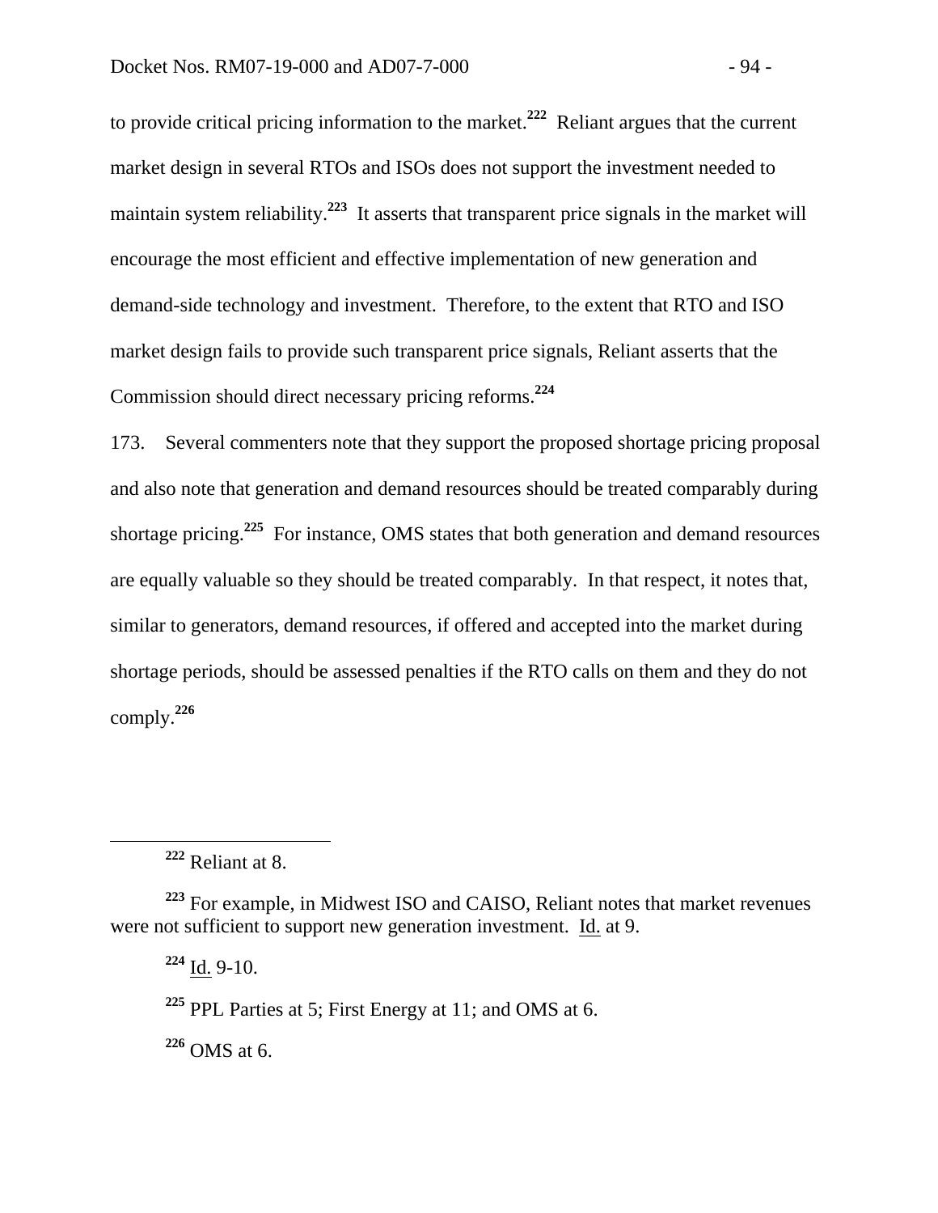to provide critical pricing information to the market.[222] Reliant argues that the current market design in several RTOs and ISOs does not support the investment needed to maintain system reliability.[223] It asserts that transparent price signals in the market will encourage the most efficient and effective implementation of new generation and demand-side technology and investment. Therefore, to the extent that RTO and ISO market design fails to provide such transparent price signals, Reliant asserts that the Commission should direct necessary pricing reforms.[224]

173. Several commenters note that they support the proposed shortage pricing proposal and also note that generation and demand resources should be treated comparably during shortage pricing.[225] For instance, OMS states that both generation and demand resources are equally valuable so they should be treated comparably. In that respect, it notes that, similar to generators, demand resources, if offered and accepted into the market during shortage periods, should be assessed penalties if the RTO calls on them and they do not comply.[226]

---

[222] Reliant at 8.

[223] For example, in Midwest ISO and CAISO, Reliant notes that market revenues were not sufficient to support new generation investment. Id. at 9.

[224] Id. 9-10.

[225] PPL Parties at 5; First Energy at 11; and OMS at 6.

[226] OMS at 6.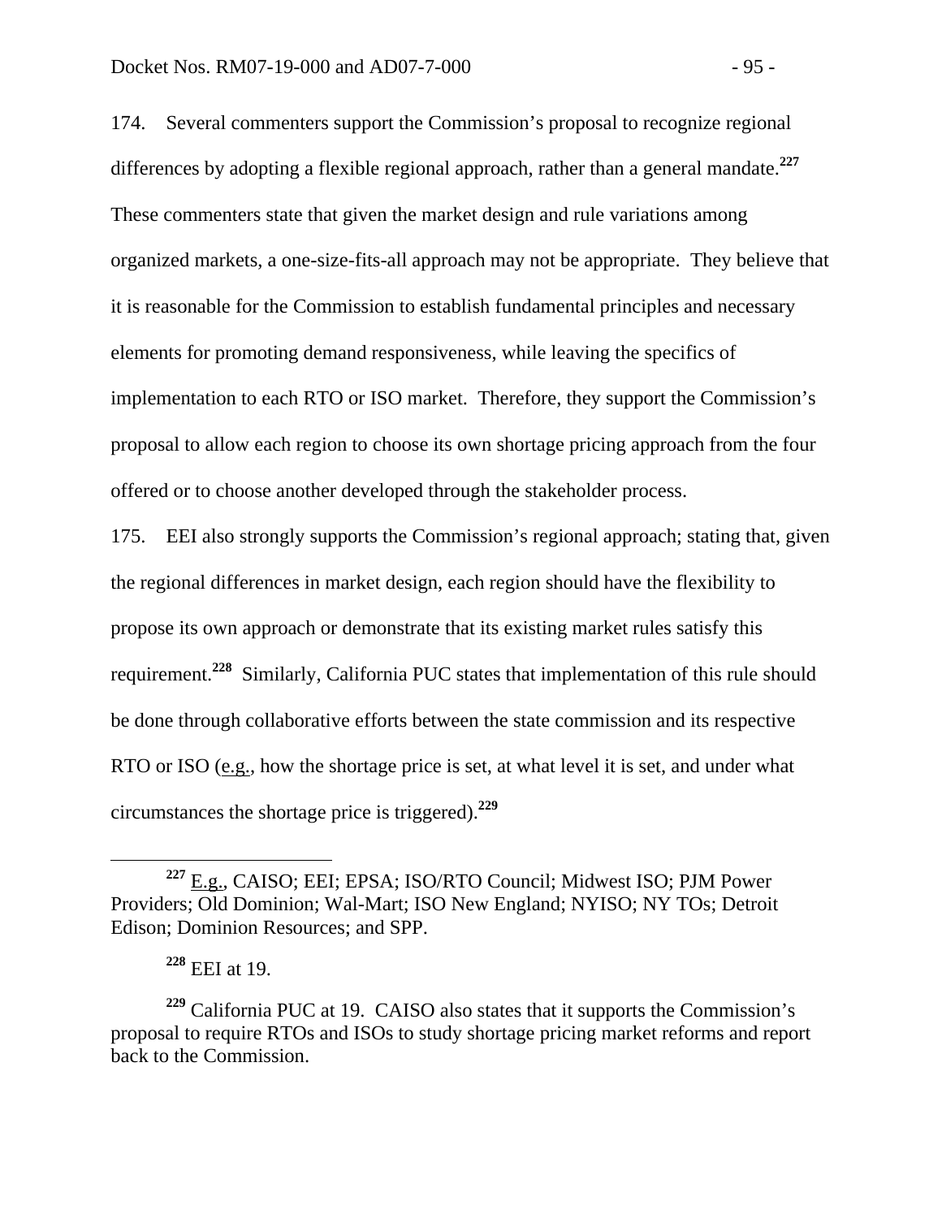174. Several commenters support the Commission's proposal to recognize regional differences by adopting a flexible regional approach, rather than a general mandate.[227] These commenters state that given the market design and rule variations among organized markets, a one-size-fits-all approach may not be appropriate. They believe that it is reasonable for the Commission to establish fundamental principles and necessary elements for promoting demand responsiveness, while leaving the specifics of implementation to each RTO or ISO market. Therefore, they support the Commission's proposal to allow each region to choose its own shortage pricing approach from the four offered or to choose another developed through the stakeholder process.

175. EEI also strongly supports the Commission's regional approach; stating that, given the regional differences in market design, each region should have the flexibility to propose its own approach or demonstrate that its existing market rules satisfy this requirement.[228] Similarly, California PUC states that implementation of this rule should be done through collaborative efforts between the state commission and its respective RTO or ISO (e.g., how the shortage price is set, at what level it is set, and under what circumstances the shortage price is triggered).[229]

---

[227] E.g., CAISO; EEI; EPSA; ISO/RTO Council; Midwest ISO; PJM Power Providers; Old Dominion; Wal-Mart; ISO New England; NYISO; NY TOs; Detroit Edison; Dominion Resources; and SPP.

[228] EEI at 19.

[229] California PUC at 19. CAISO also states that it supports the Commission's proposal to require RTOs and ISOs to study shortage pricing market reforms and report back to the Commission.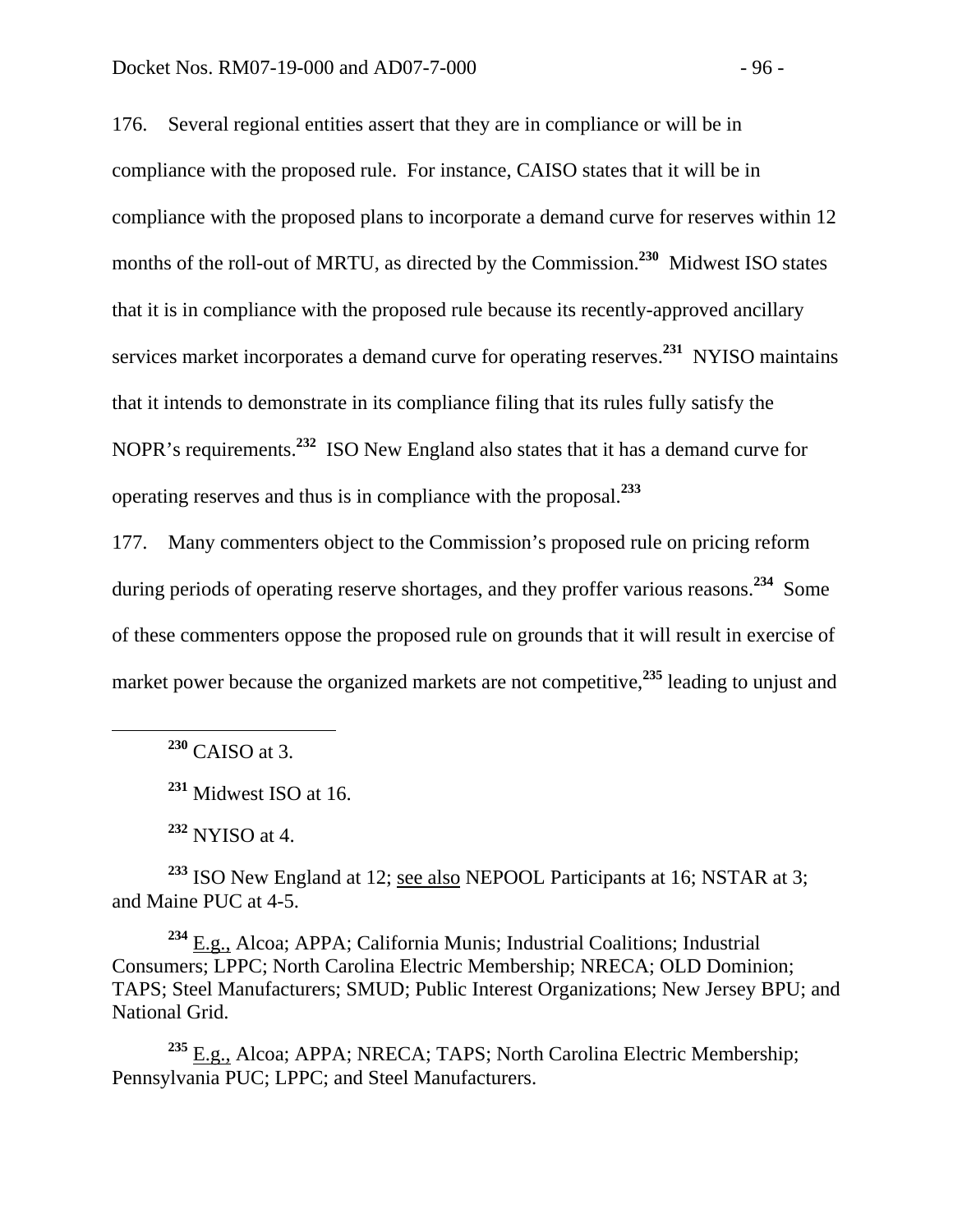176. Several regional entities assert that they are in compliance or will be in compliance with the proposed rule. For instance, CAISO states that it will be in compliance with the proposed plans to incorporate a demand curve for reserves within 12 months of the roll-out of MRTU, as directed by the Commission.[230] Midwest ISO states that it is in compliance with the proposed rule because its recently-approved ancillary services market incorporates a demand curve for operating reserves.[231] NYISO maintains that it intends to demonstrate in its compliance filing that its rules fully satisfy the NOPR's requirements.[232] ISO New England also states that it has a demand curve for operating reserves and thus is in compliance with the proposal.[233]

177. Many commenters object to the Commission's proposed rule on pricing reform during periods of operating reserve shortages, and they proffer various reasons.[234] Some of these commenters oppose the proposed rule on grounds that it will result in exercise of market power because the organized markets are not competitive,[235] leading to unjust and

---

[230] CAISO at 3.

[231] Midwest ISO at 16.

[232] NYISO at 4.

[233] ISO New England at 12; see also NEPOOL Participants at 16; NSTAR at 3; and Maine PUC at 4-5.

[234] E.g., Alcoa; APPA; California Munis; Industrial Coalitions; Industrial Consumers; LPPC; North Carolina Electric Membership; NRECA; OLD Dominion; TAPS; Steel Manufacturers; SMUD; Public Interest Organizations; New Jersey BPU; and National Grid.

[235] E.g., Alcoa; APPA; NRECA; TAPS; North Carolina Electric Membership; Pennsylvania PUC; LPPC; and Steel Manufacturers.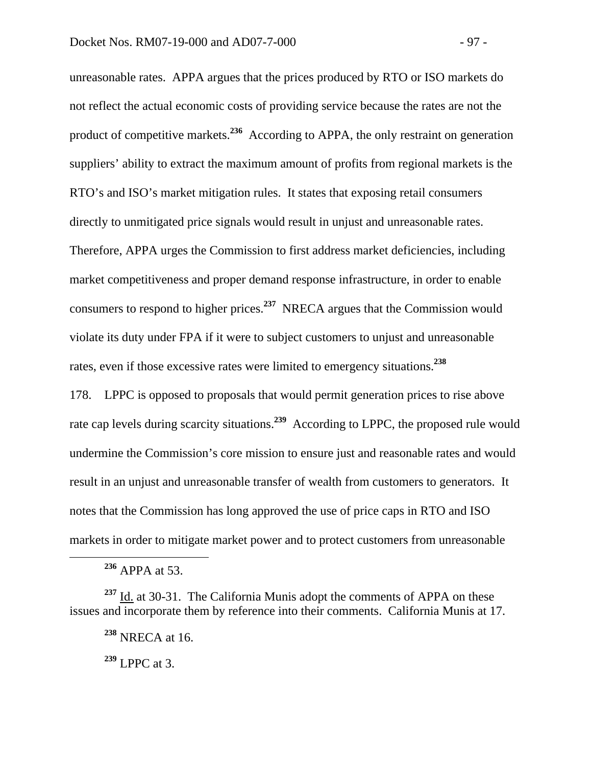unreasonable rates. APPA argues that the prices produced by RTO or ISO markets do not reflect the actual economic costs of providing service because the rates are not the product of competitive markets.[236] According to APPA, the only restraint on generation suppliers' ability to extract the maximum amount of profits from regional markets is the RTO's and ISO's market mitigation rules. It states that exposing retail consumers directly to unmitigated price signals would result in unjust and unreasonable rates. Therefore, APPA urges the Commission to first address market deficiencies, including market competitiveness and proper demand response infrastructure, in order to enable consumers to respond to higher prices.[237] NRECA argues that the Commission would violate its duty under FPA if it were to subject customers to unjust and unreasonable rates, even if those excessive rates were limited to emergency situations.[238]

178. LPPC is opposed to proposals that would permit generation prices to rise above rate cap levels during scarcity situations.[239] According to LPPC, the proposed rule would undermine the Commission's core mission to ensure just and reasonable rates and would result in an unjust and unreasonable transfer of wealth from customers to generators. It notes that the Commission has long approved the use of price caps in RTO and ISO markets in order to mitigate market power and to protect customers from unreasonable

---

[236] APPA at 53.

[237] Id. at 30-31. The California Munis adopt the comments of APPA on these issues and incorporate them by reference into their comments. California Munis at 17.

[238] NRECA at 16.

[239] LPPC at 3.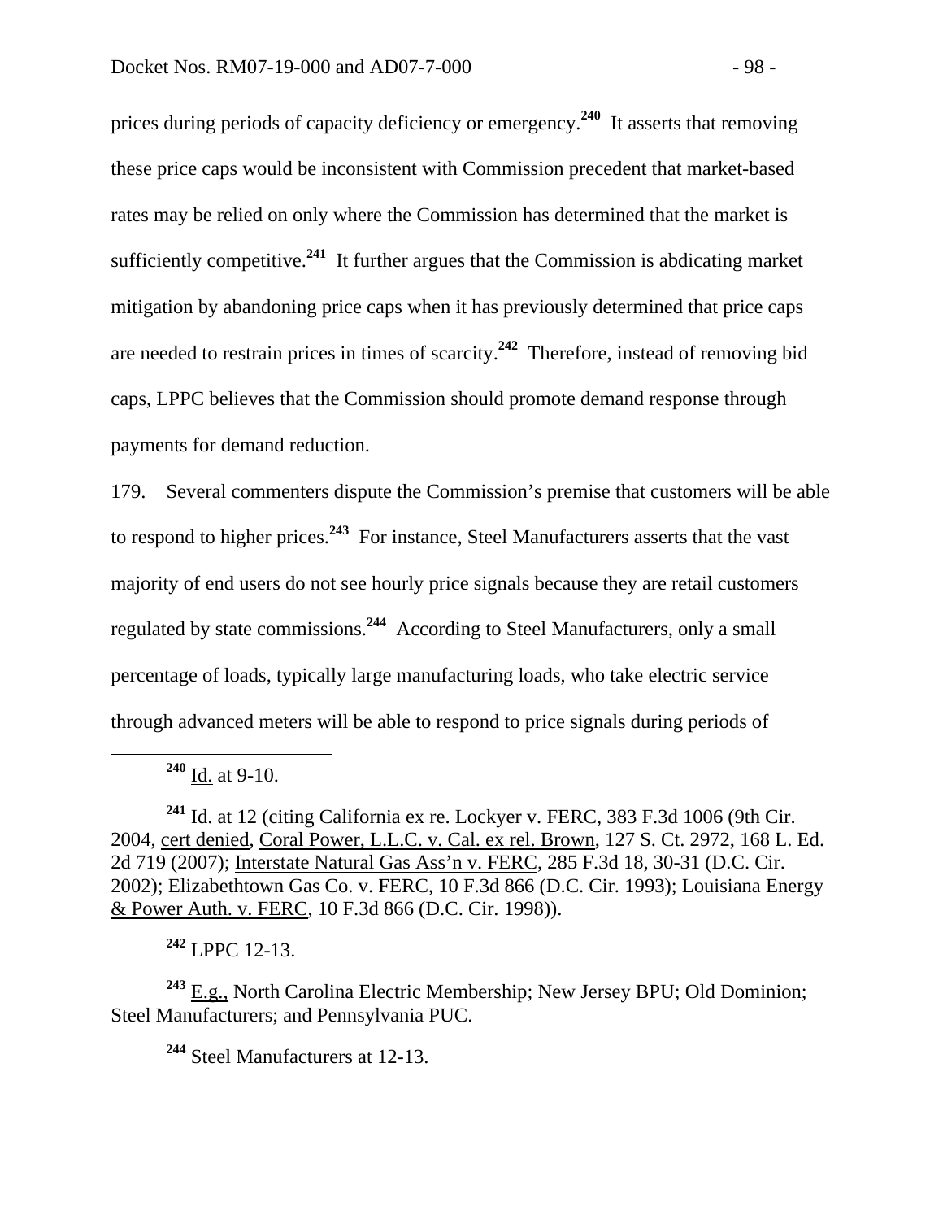prices during periods of capacity deficiency or emergency.[240] It asserts that removing these price caps would be inconsistent with Commission precedent that market-based rates may be relied on only where the Commission has determined that the market is sufficiently competitive.[241] It further argues that the Commission is abdicating market mitigation by abandoning price caps when it has previously determined that price caps are needed to restrain prices in times of scarcity.[242] Therefore, instead of removing bid caps, LPPC believes that the Commission should promote demand response through payments for demand reduction.

179. Several commenters dispute the Commission's premise that customers will be able to respond to higher prices.[243] For instance, Steel Manufacturers asserts that the vast majority of end users do not see hourly price signals because they are retail customers regulated by state commissions.[244] According to Steel Manufacturers, only a small percentage of loads, typically large manufacturing loads, who take electric service through advanced meters will be able to respond to price signals during periods of

---

[240] Id. at 9-10.

[241] Id. at 12 (citing California ex re. Lockyer v. FERC, 383 F.3d 1006 (9th Cir. 2004, cert denied, Coral Power, L.L.C. v. Cal. ex rel. Brown, 127 S. Ct. 2972, 168 L. Ed. 2d 719 (2007); Interstate Natural Gas Ass'n v. FERC, 285 F.3d 18, 30-31 (D.C. Cir. 2002); Elizabethtown Gas Co. v. FERC, 10 F.3d 866 (D.C. Cir. 1993); Louisiana Energy & Power Auth. v. FERC, 10 F.3d 866 (D.C. Cir. 1998)).

[242] LPPC 12-13.

[243] E.g., North Carolina Electric Membership; New Jersey BPU; Old Dominion; Steel Manufacturers; and Pennsylvania PUC.

[244] Steel Manufacturers at 12-13.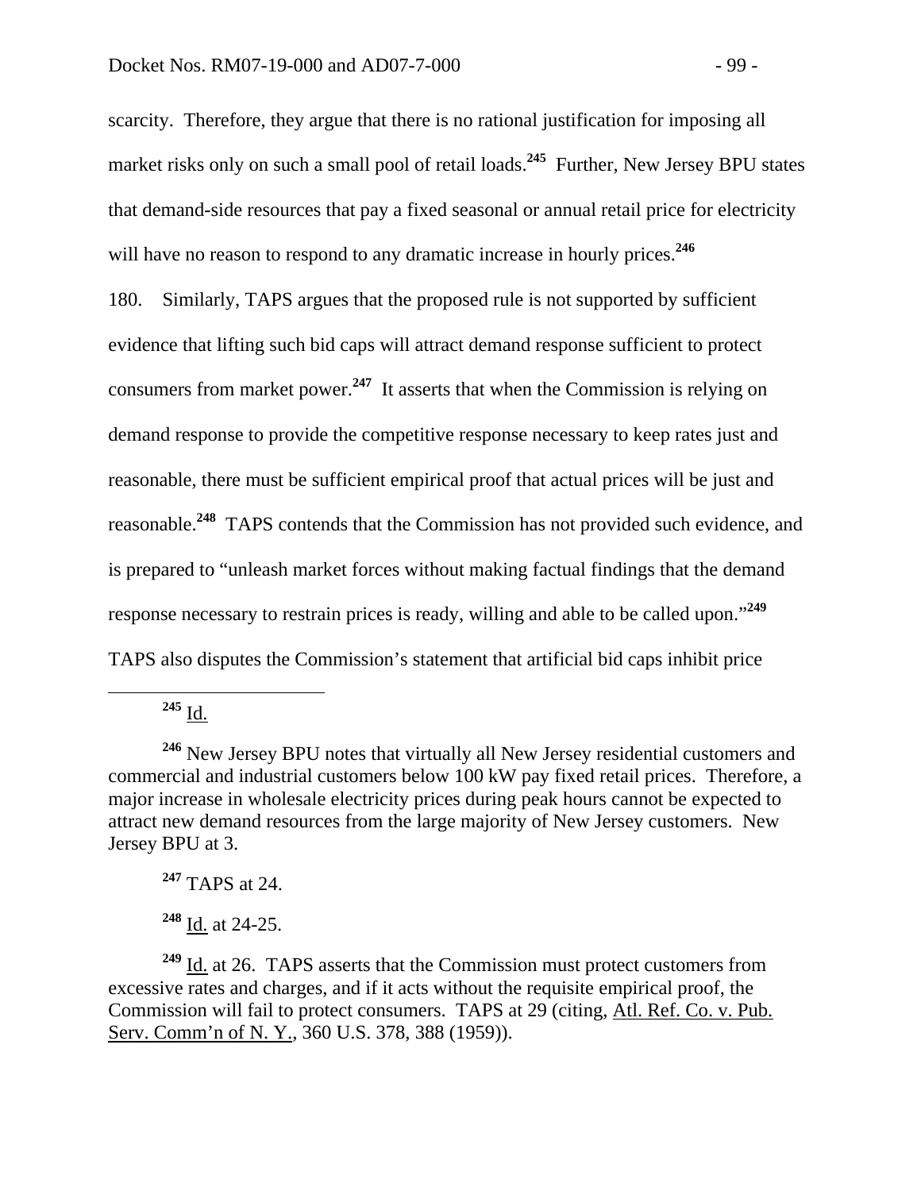scarcity. Therefore, they argue that there is no rational justification for imposing all market risks only on such a small pool of retail loads.[245] Further, New Jersey BPU states that demand-side resources that pay a fixed seasonal or annual retail price for electricity will have no reason to respond to any dramatic increase in hourly prices.[246]

180. Similarly, TAPS argues that the proposed rule is not supported by sufficient evidence that lifting such bid caps will attract demand response sufficient to protect consumers from market power.[247] It asserts that when the Commission is relying on demand response to provide the competitive response necessary to keep rates just and reasonable, there must be sufficient empirical proof that actual prices will be just and reasonable.[248] TAPS contends that the Commission has not provided such evidence, and is prepared to "unleash market forces without making factual findings that the demand response necessary to restrain prices is ready, willing and able to be called upon."[249] TAPS also disputes the Commission's statement that artificial bid caps inhibit price

---

[245] Id.

[246] New Jersey BPU notes that virtually all New Jersey residential customers and commercial and industrial customers below 100 kW pay fixed retail prices. Therefore, a major increase in wholesale electricity prices during peak hours cannot be expected to attract new demand resources from the large majority of New Jersey customers. New Jersey BPU at 3.

[247] TAPS at 24.

[248] Id. at 24-25.

[249] Id. at 26. TAPS asserts that the Commission must protect customers from excessive rates and charges, and if it acts without the requisite empirical proof, the Commission will fail to protect consumers. TAPS at 29 (citing, Atl. Ref. Co. v. Pub. Serv. Comm'n of N. Y., 360 U.S. 378, 388 (1959)).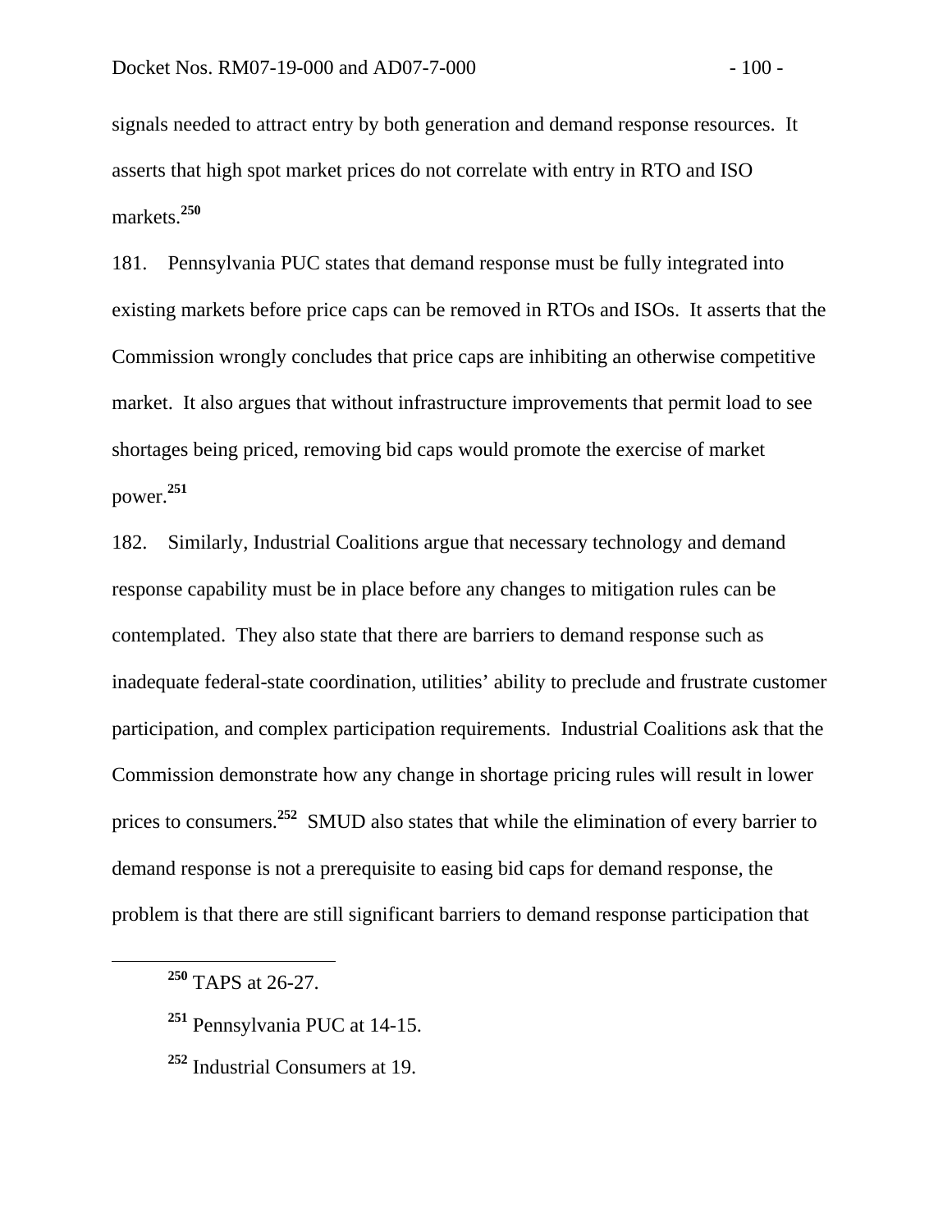signals needed to attract entry by both generation and demand response resources. It asserts that high spot market prices do not correlate with entry in RTO and ISO markets.[250]

181. Pennsylvania PUC states that demand response must be fully integrated into existing markets before price caps can be removed in RTOs and ISOs. It asserts that the Commission wrongly concludes that price caps are inhibiting an otherwise competitive market. It also argues that without infrastructure improvements that permit load to see shortages being priced, removing bid caps would promote the exercise of market power.[251]

182. Similarly, Industrial Coalitions argue that necessary technology and demand response capability must be in place before any changes to mitigation rules can be contemplated. They also state that there are barriers to demand response such as inadequate federal-state coordination, utilities' ability to preclude and frustrate customer participation, and complex participation requirements. Industrial Coalitions ask that the Commission demonstrate how any change in shortage pricing rules will result in lower prices to consumers.[252] SMUD also states that while the elimination of every barrier to demand response is not a prerequisite to easing bid caps for demand response, the problem is that there are still significant barriers to demand response participation that

---

[250] TAPS at 26-27.

[251] Pennsylvania PUC at 14-15.

[252] Industrial Consumers at 19.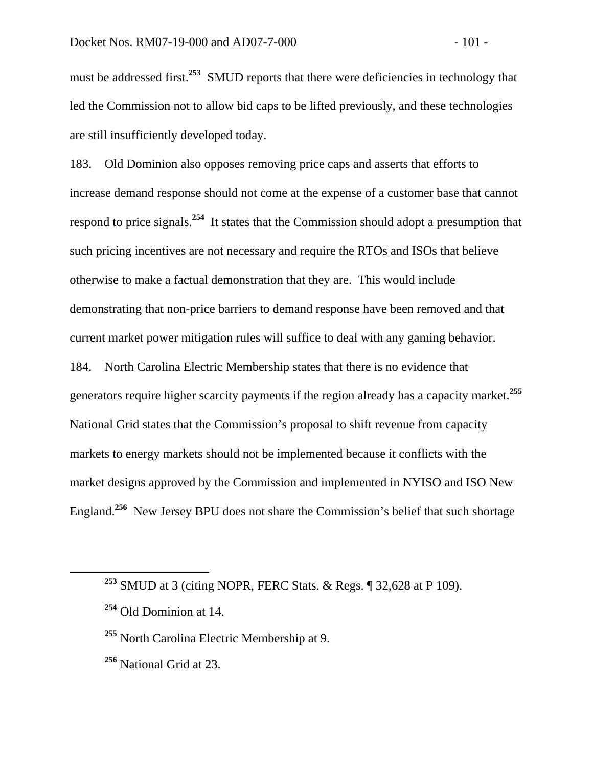must be addressed first.[253] SMUD reports that there were deficiencies in technology that led the Commission not to allow bid caps to be lifted previously, and these technologies are still insufficiently developed today.

183. Old Dominion also opposes removing price caps and asserts that efforts to increase demand response should not come at the expense of a customer base that cannot respond to price signals.[254] It states that the Commission should adopt a presumption that such pricing incentives are not necessary and require the RTOs and ISOs that believe otherwise to make a factual demonstration that they are. This would include demonstrating that non-price barriers to demand response have been removed and that current market power mitigation rules will suffice to deal with any gaming behavior.

184. North Carolina Electric Membership states that there is no evidence that generators require higher scarcity payments if the region already has a capacity market.[255] National Grid states that the Commission's proposal to shift revenue from capacity markets to energy markets should not be implemented because it conflicts with the market designs approved by the Commission and implemented in NYISO and ISO New England.[256] New Jersey BPU does not share the Commission's belief that such shortage

---

[253] SMUD at 3 (citing NOPR, FERC Stats. & Regs. ¶ 32,628 at P 109).

[254] Old Dominion at 14.

[255] North Carolina Electric Membership at 9.

[256] National Grid at 23.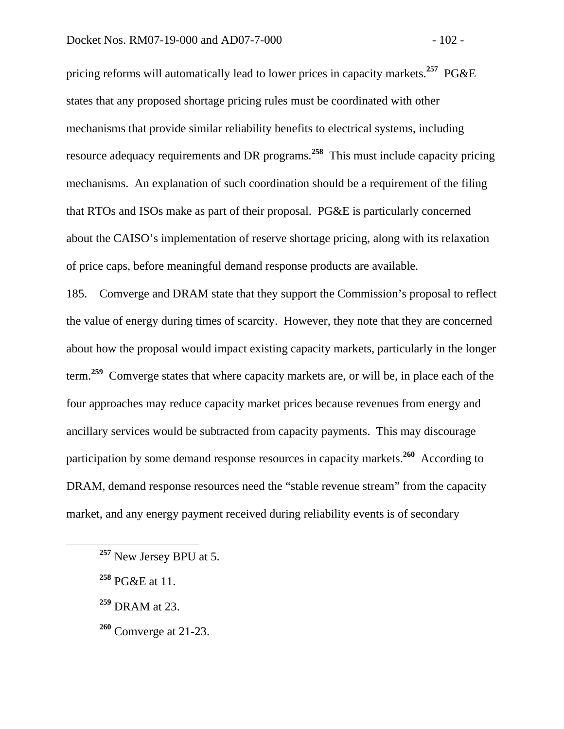pricing reforms will automatically lead to lower prices in capacity markets.[257] PG&E states that any proposed shortage pricing rules must be coordinated with other mechanisms that provide similar reliability benefits to electrical systems, including resource adequacy requirements and DR programs.[258] This must include capacity pricing mechanisms. An explanation of such coordination should be a requirement of the filing that RTOs and ISOs make as part of their proposal. PG&E is particularly concerned about the CAISO's implementation of reserve shortage pricing, along with its relaxation of price caps, before meaningful demand response products are available.

185. Comverge and DRAM state that they support the Commission's proposal to reflect the value of energy during times of scarcity. However, they note that they are concerned about how the proposal would impact existing capacity markets, particularly in the longer term.[259] Comverge states that where capacity markets are, or will be, in place each of the four approaches may reduce capacity market prices because revenues from energy and ancillary services would be subtracted from capacity payments. This may discourage participation by some demand response resources in capacity markets.[260] According to DRAM, demand response resources need the "stable revenue stream" from the capacity market, and any energy payment received during reliability events is of secondary

---

[257] New Jersey BPU at 5.

[258] PG&E at 11.

[259] DRAM at 23.

[260] Comverge at 21-23.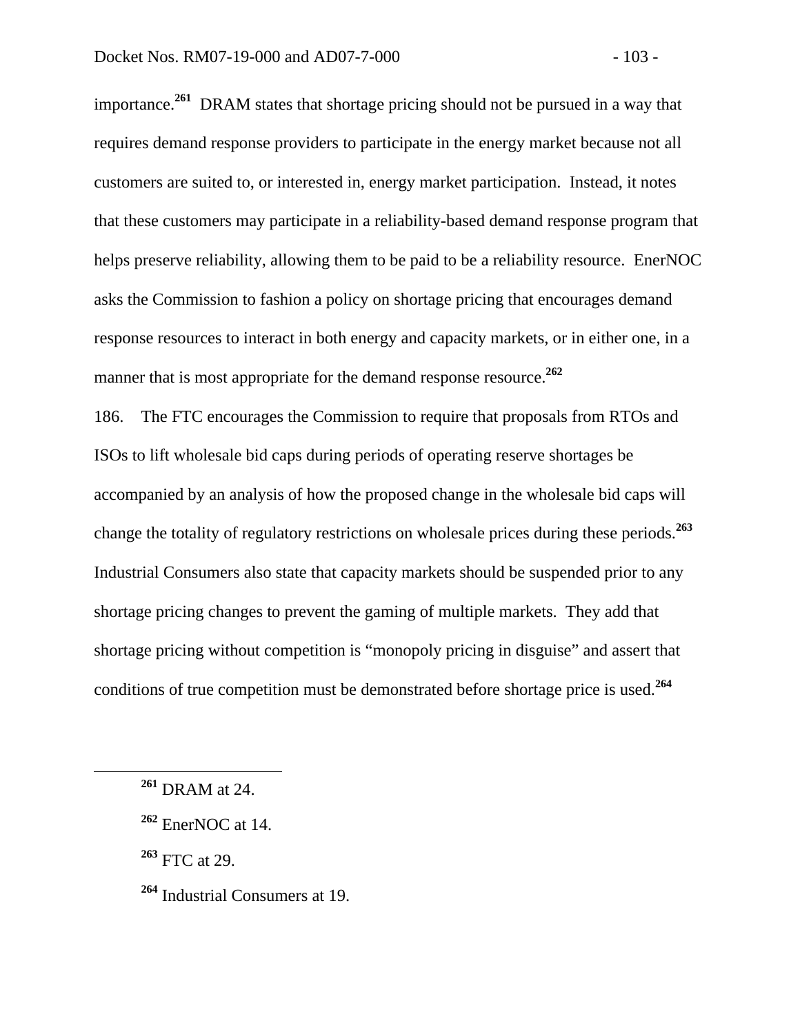importance.[261] DRAM states that shortage pricing should not be pursued in a way that requires demand response providers to participate in the energy market because not all customers are suited to, or interested in, energy market participation. Instead, it notes that these customers may participate in a reliability-based demand response program that helps preserve reliability, allowing them to be paid to be a reliability resource. EnerNOC asks the Commission to fashion a policy on shortage pricing that encourages demand response resources to interact in both energy and capacity markets, or in either one, in a manner that is most appropriate for the demand response resource.[262]

186. The FTC encourages the Commission to require that proposals from RTOs and ISOs to lift wholesale bid caps during periods of operating reserve shortages be accompanied by an analysis of how the proposed change in the wholesale bid caps will change the totality of regulatory restrictions on wholesale prices during these periods.[263] Industrial Consumers also state that capacity markets should be suspended prior to any shortage pricing changes to prevent the gaming of multiple markets. They add that shortage pricing without competition is "monopoly pricing in disguise" and assert that conditions of true competition must be demonstrated before shortage price is used.[264]

---

[261] DRAM at 24.

[262] EnerNOC at 14.

[263] FTC at 29.

[264] Industrial Consumers at 19.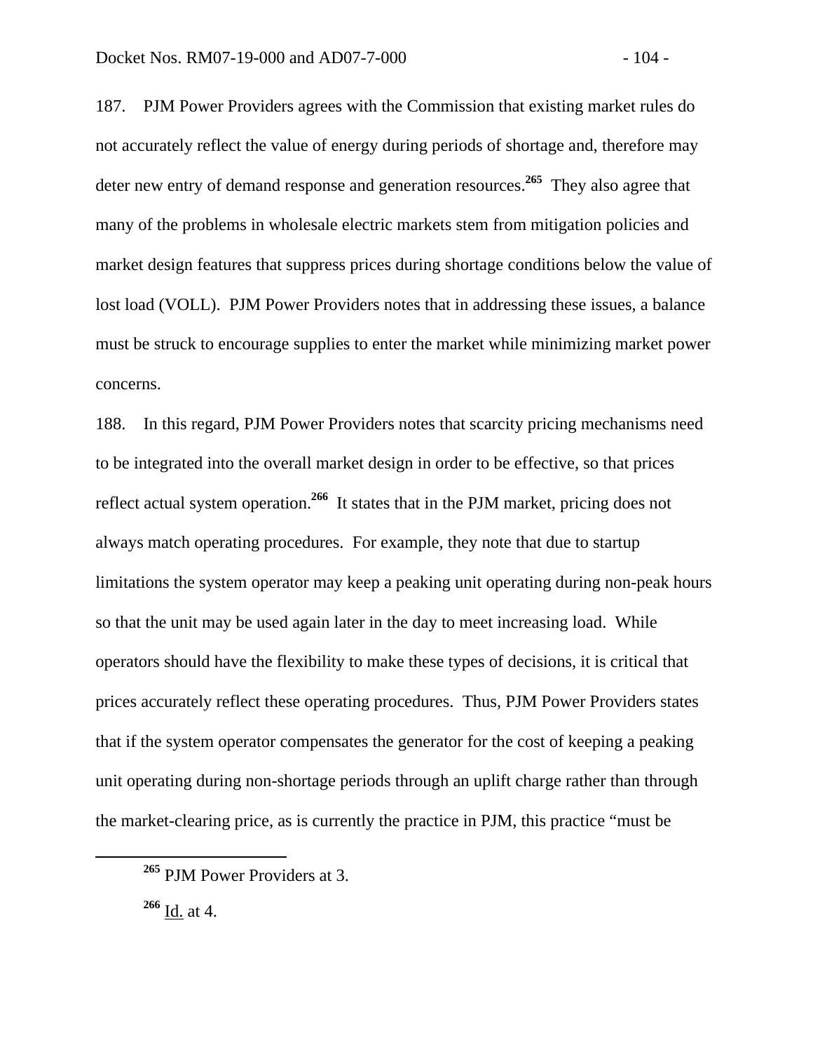187. PJM Power Providers agrees with the Commission that existing market rules do not accurately reflect the value of energy during periods of shortage and, therefore may deter new entry of demand response and generation resources.[265] They also agree that many of the problems in wholesale electric markets stem from mitigation policies and market design features that suppress prices during shortage conditions below the value of lost load (VOLL). PJM Power Providers notes that in addressing these issues, a balance must be struck to encourage supplies to enter the market while minimizing market power concerns.

188. In this regard, PJM Power Providers notes that scarcity pricing mechanisms need to be integrated into the overall market design in order to be effective, so that prices reflect actual system operation.[266] It states that in the PJM market, pricing does not always match operating procedures. For example, they note that due to startup limitations the system operator may keep a peaking unit operating during non-peak hours so that the unit may be used again later in the day to meet increasing load. While operators should have the flexibility to make these types of decisions, it is critical that prices accurately reflect these operating procedures. Thus, PJM Power Providers states that if the system operator compensates the generator for the cost of keeping a peaking unit operating during non-shortage periods through an uplift charge rather than through the market-clearing price, as is currently the practice in PJM, this practice "must be

---

[265] PJM Power Providers at 3.

[266] Id. at 4.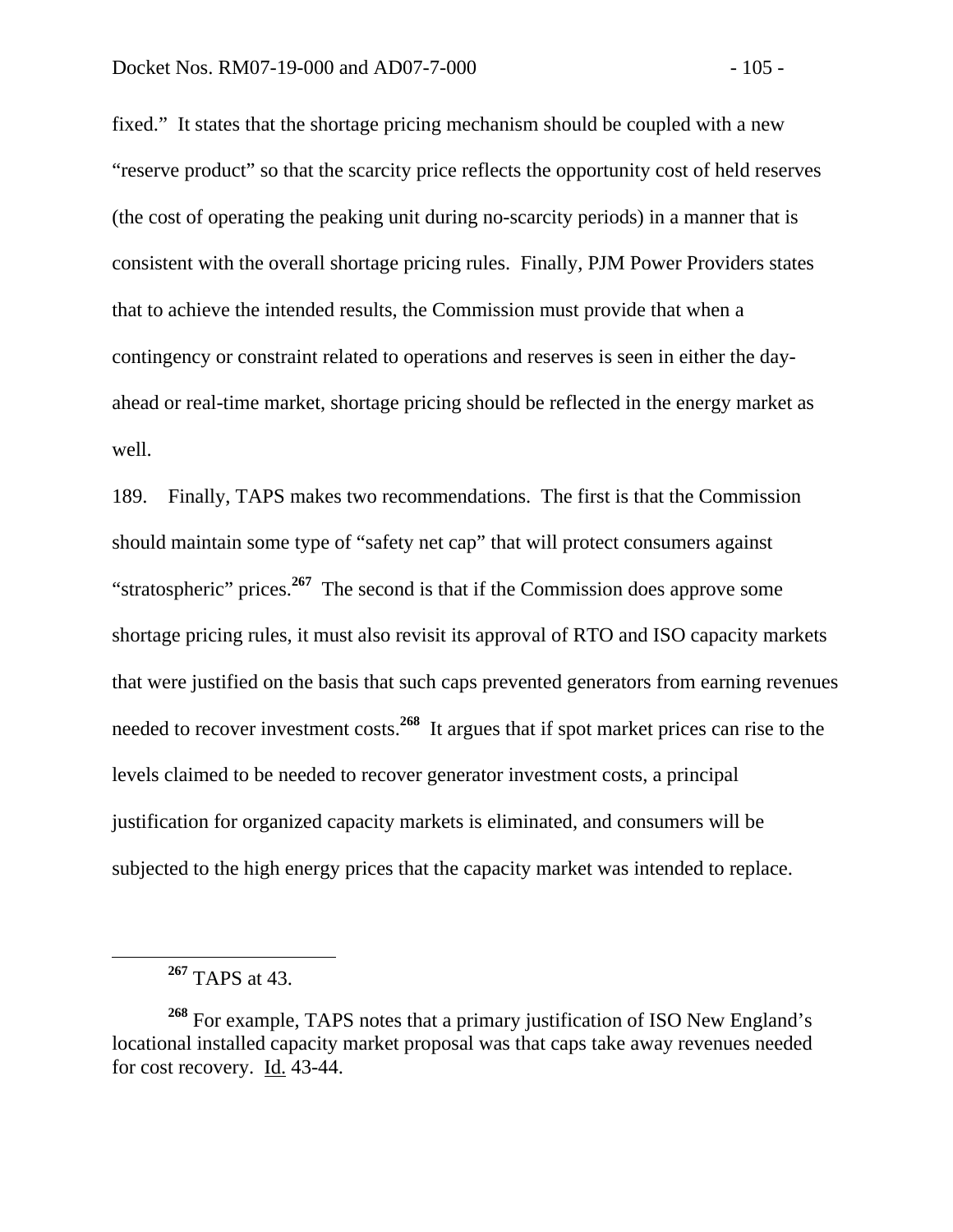fixed." It states that the shortage pricing mechanism should be coupled with a new "reserve product" so that the scarcity price reflects the opportunity cost of held reserves (the cost of operating the peaking unit during no-scarcity periods) in a manner that is consistent with the overall shortage pricing rules. Finally, PJM Power Providers states that to achieve the intended results, the Commission must provide that when a contingency or constraint related to operations and reserves is seen in either the day-ahead or real-time market, shortage pricing should be reflected in the energy market as well.

189. Finally, TAPS makes two recommendations. The first is that the Commission should maintain some type of "safety net cap" that will protect consumers against "stratospheric" prices.[267] The second is that if the Commission does approve some shortage pricing rules, it must also revisit its approval of RTO and ISO capacity markets that were justified on the basis that such caps prevented generators from earning revenues needed to recover investment costs.[268] It argues that if spot market prices can rise to the levels claimed to be needed to recover generator investment costs, a principal justification for organized capacity markets is eliminated, and consumers will be subjected to the high energy prices that the capacity market was intended to replace.

---

[267] TAPS at 43.

[268] For example, TAPS notes that a primary justification of ISO New England's locational installed capacity market proposal was that caps take away revenues needed for cost recovery. Id. 43-44.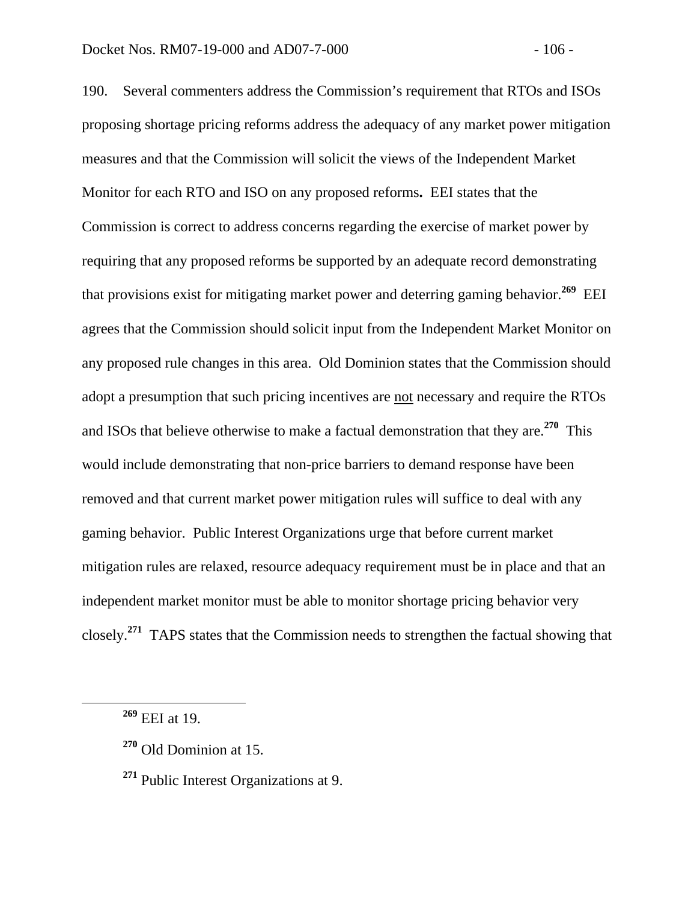190. Several commenters address the Commission's requirement that RTOs and ISOs proposing shortage pricing reforms address the adequacy of any market power mitigation measures and that the Commission will solicit the views of the Independent Market Monitor for each RTO and ISO on any proposed reforms**.** EEI states that the Commission is correct to address concerns regarding the exercise of market power by requiring that any proposed reforms be supported by an adequate record demonstrating that provisions exist for mitigating market power and deterring gaming behavior.[269] EEI agrees that the Commission should solicit input from the Independent Market Monitor on any proposed rule changes in this area. Old Dominion states that the Commission should adopt a presumption that such pricing incentives are not necessary and require the RTOs and ISOs that believe otherwise to make a factual demonstration that they are.[270] This would include demonstrating that non-price barriers to demand response have been removed and that current market power mitigation rules will suffice to deal with any gaming behavior. Public Interest Organizations urge that before current market mitigation rules are relaxed, resource adequacy requirement must be in place and that an independent market monitor must be able to monitor shortage pricing behavior very closely.[271] TAPS states that the Commission needs to strengthen the factual showing that

---

[269] EEI at 19.

[270] Old Dominion at 15.

[271] Public Interest Organizations at 9.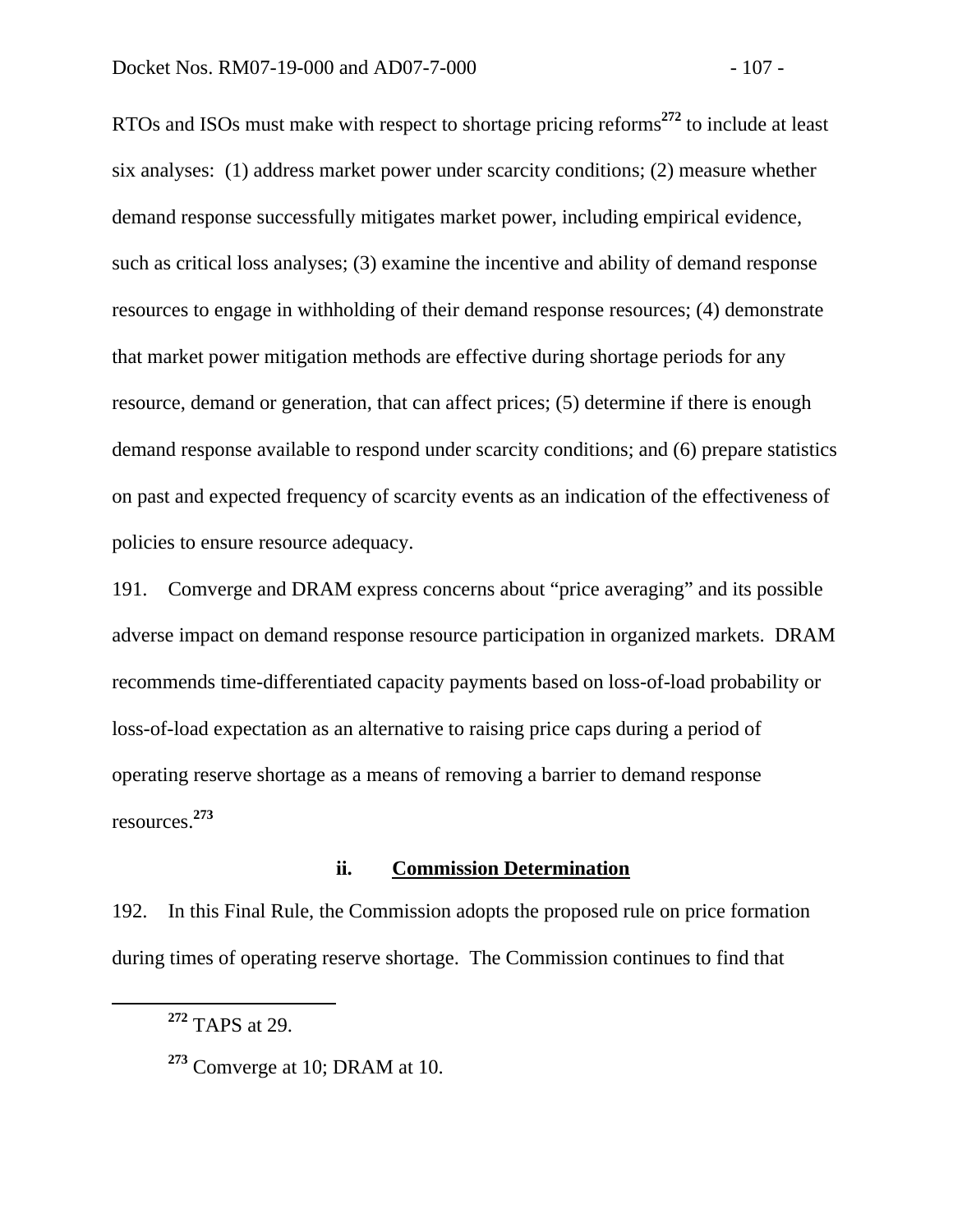RTOs and ISOs must make with respect to shortage pricing reforms[272] to include at least six analyses: (1) address market power under scarcity conditions; (2) measure whether demand response successfully mitigates market power, including empirical evidence, such as critical loss analyses; (3) examine the incentive and ability of demand response resources to engage in withholding of their demand response resources; (4) demonstrate that market power mitigation methods are effective during shortage periods for any resource, demand or generation, that can affect prices; (5) determine if there is enough demand response available to respond under scarcity conditions; and (6) prepare statistics on past and expected frequency of scarcity events as an indication of the effectiveness of policies to ensure resource adequacy.

191. Comverge and DRAM express concerns about "price averaging" and its possible adverse impact on demand response resource participation in organized markets. DRAM recommends time-differentiated capacity payments based on loss-of-load probability or loss-of-load expectation as an alternative to raising price caps during a period of operating reserve shortage as a means of removing a barrier to demand response resources.[273]

#### ii. Commission Determination

192. In this Final Rule, the Commission adopts the proposed rule on price formation during times of operating reserve shortage. The Commission continues to find that

---

[272] TAPS at 29.

[273] Comverge at 10; DRAM at 10.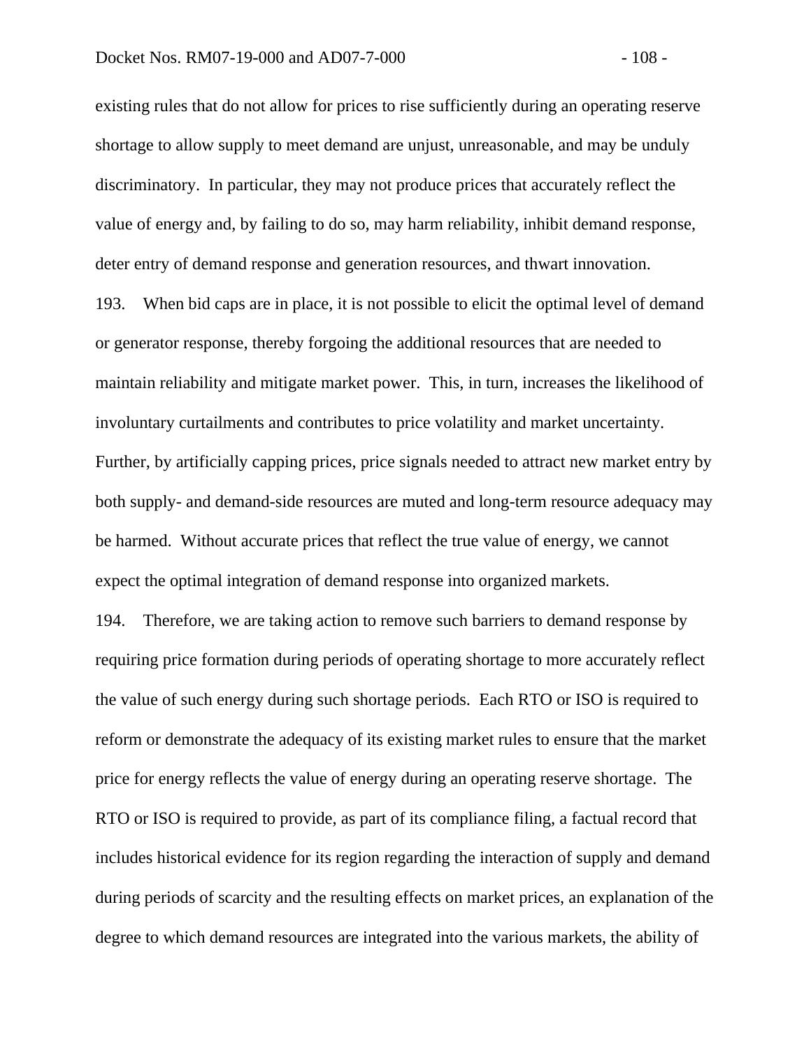existing rules that do not allow for prices to rise sufficiently during an operating reserve shortage to allow supply to meet demand are unjust, unreasonable, and may be unduly discriminatory. In particular, they may not produce prices that accurately reflect the value of energy and, by failing to do so, may harm reliability, inhibit demand response, deter entry of demand response and generation resources, and thwart innovation.

193. When bid caps are in place, it is not possible to elicit the optimal level of demand or generator response, thereby forgoing the additional resources that are needed to maintain reliability and mitigate market power. This, in turn, increases the likelihood of involuntary curtailments and contributes to price volatility and market uncertainty. Further, by artificially capping prices, price signals needed to attract new market entry by both supply- and demand-side resources are muted and long-term resource adequacy may be harmed. Without accurate prices that reflect the true value of energy, we cannot expect the optimal integration of demand response into organized markets.

194. Therefore, we are taking action to remove such barriers to demand response by requiring price formation during periods of operating shortage to more accurately reflect the value of such energy during such shortage periods. Each RTO or ISO is required to reform or demonstrate the adequacy of its existing market rules to ensure that the market price for energy reflects the value of energy during an operating reserve shortage. The RTO or ISO is required to provide, as part of its compliance filing, a factual record that includes historical evidence for its region regarding the interaction of supply and demand during periods of scarcity and the resulting effects on market prices, an explanation of the degree to which demand resources are integrated into the various markets, the ability of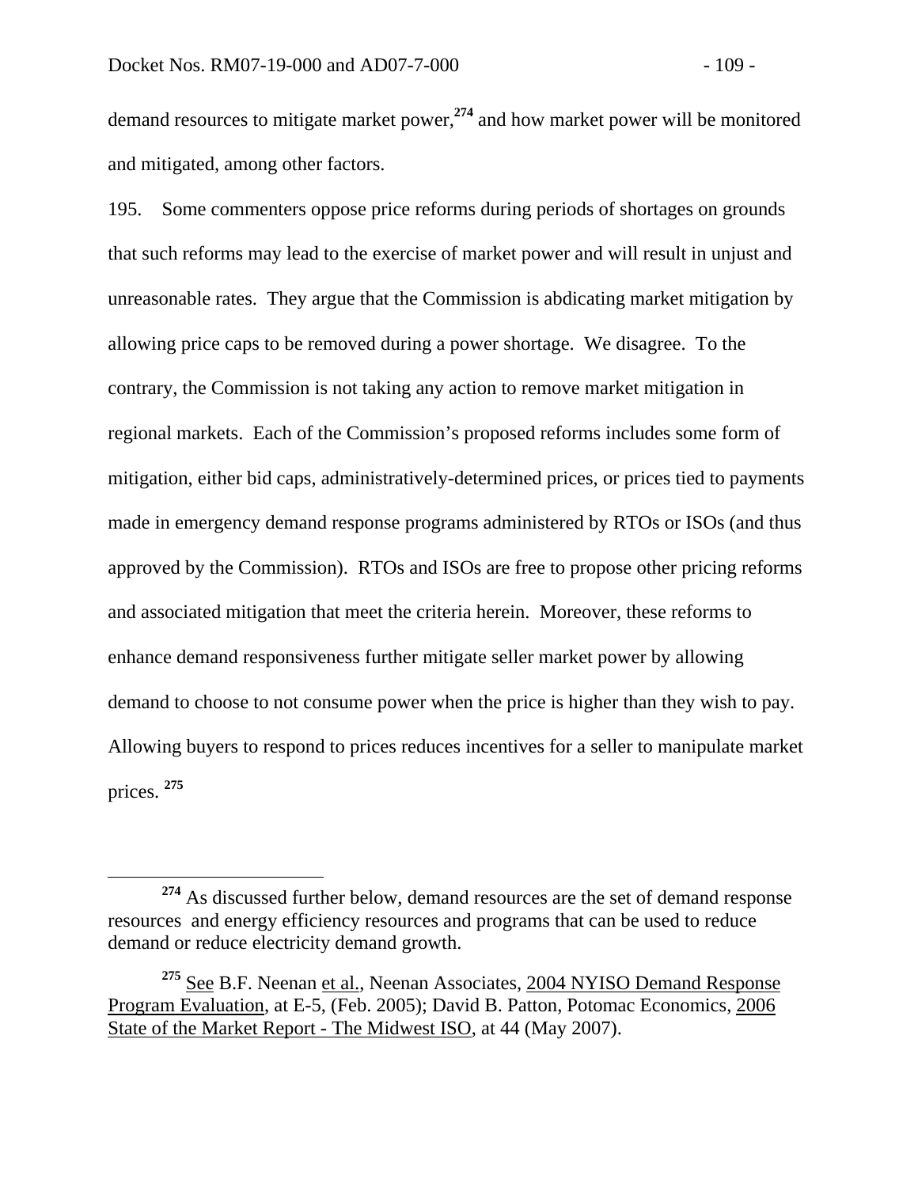demand resources to mitigate market power,[274] and how market power will be monitored and mitigated, among other factors.

195. Some commenters oppose price reforms during periods of shortages on grounds that such reforms may lead to the exercise of market power and will result in unjust and unreasonable rates. They argue that the Commission is abdicating market mitigation by allowing price caps to be removed during a power shortage. We disagree. To the contrary, the Commission is not taking any action to remove market mitigation in regional markets. Each of the Commission's proposed reforms includes some form of mitigation, either bid caps, administratively-determined prices, or prices tied to payments made in emergency demand response programs administered by RTOs or ISOs (and thus approved by the Commission). RTOs and ISOs are free to propose other pricing reforms and associated mitigation that meet the criteria herein. Moreover, these reforms to enhance demand responsiveness further mitigate seller market power by allowing demand to choose to not consume power when the price is higher than they wish to pay. Allowing buyers to respond to prices reduces incentives for a seller to manipulate market prices. [275]

---

[274] As discussed further below, demand resources are the set of demand response resources and energy efficiency resources and programs that can be used to reduce demand or reduce electricity demand growth.

[275] See B.F. Neenan et al., Neenan Associates, 2004 NYISO Demand Response Program Evaluation, at E-5, (Feb. 2005); David B. Patton, Potomac Economics, 2006 State of the Market Report - The Midwest ISO, at 44 (May 2007).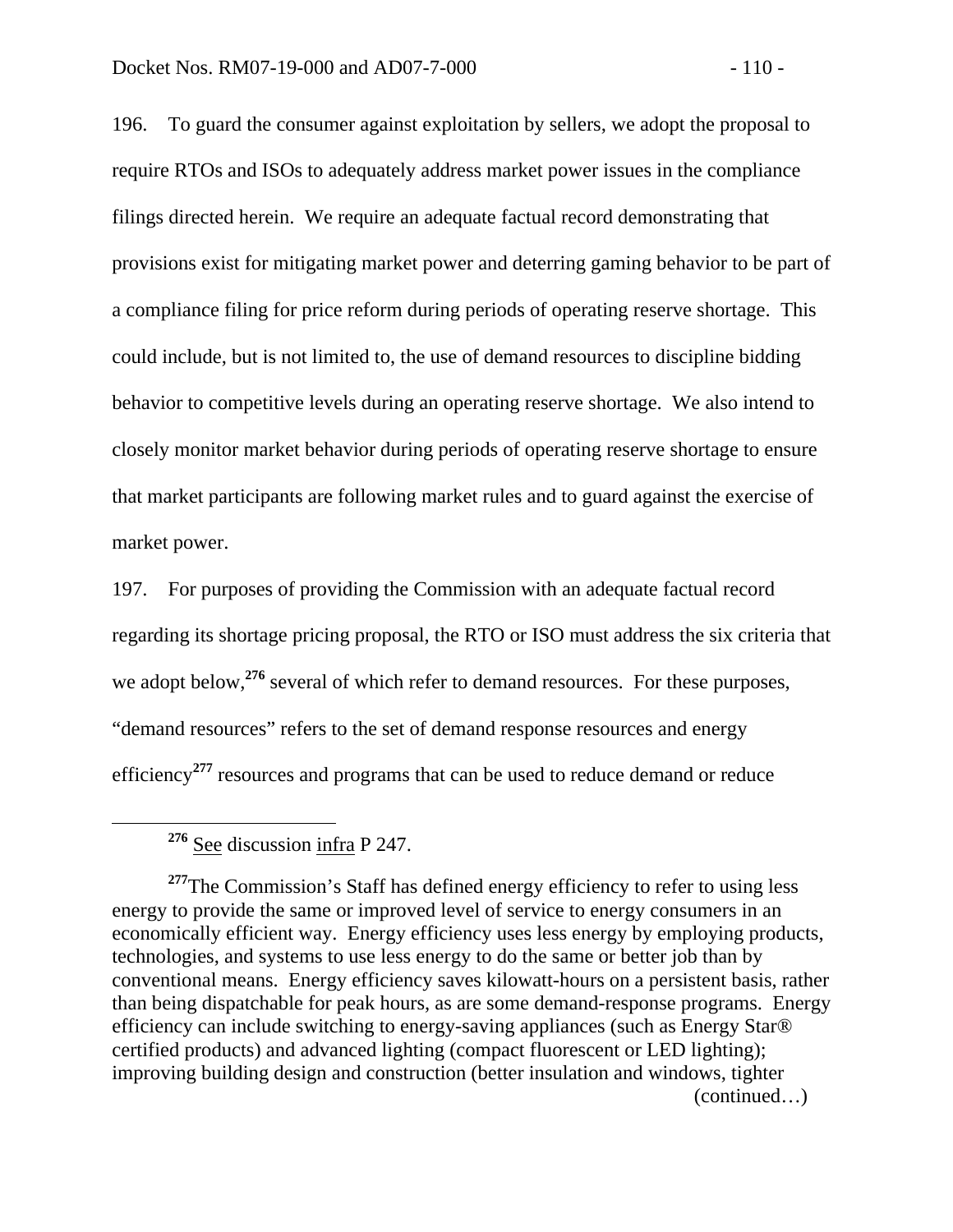196. To guard the consumer against exploitation by sellers, we adopt the proposal to require RTOs and ISOs to adequately address market power issues in the compliance filings directed herein. We require an adequate factual record demonstrating that provisions exist for mitigating market power and deterring gaming behavior to be part of a compliance filing for price reform during periods of operating reserve shortage. This could include, but is not limited to, the use of demand resources to discipline bidding behavior to competitive levels during an operating reserve shortage. We also intend to closely monitor market behavior during periods of operating reserve shortage to ensure that market participants are following market rules and to guard against the exercise of market power.

197. For purposes of providing the Commission with an adequate factual record regarding its shortage pricing proposal, the RTO or ISO must address the six criteria that we adopt below,[276] several of which refer to demand resources. For these purposes, "demand resources" refers to the set of demand response resources and energy efficiency[277] resources and programs that can be used to reduce demand or reduce

---

[276] See discussion infra P 247.

[277] The Commission's Staff has defined energy efficiency to refer to using less energy to provide the same or improved level of service to energy consumers in an economically efficient way. Energy efficiency uses less energy by employing products, technologies, and systems to use less energy to do the same or better job than by conventional means. Energy efficiency saves kilowatt-hours on a persistent basis, rather than being dispatchable for peak hours, as are some demand-response programs. Energy efficiency can include switching to energy-saving appliances (such as Energy Star® certified products) and advanced lighting (compact fluorescent or LED lighting); improving building design and construction (better insulation and windows, tighter

(continued…)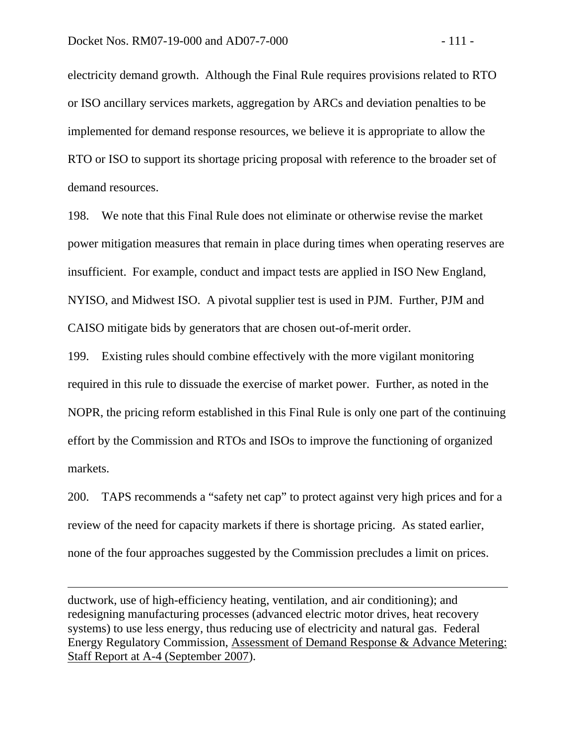electricity demand growth. Although the Final Rule requires provisions related to RTO or ISO ancillary services markets, aggregation by ARCs and deviation penalties to be implemented for demand response resources, we believe it is appropriate to allow the RTO or ISO to support its shortage pricing proposal with reference to the broader set of demand resources.

198. We note that this Final Rule does not eliminate or otherwise revise the market power mitigation measures that remain in place during times when operating reserves are insufficient. For example, conduct and impact tests are applied in ISO New England, NYISO, and Midwest ISO. A pivotal supplier test is used in PJM. Further, PJM and CAISO mitigate bids by generators that are chosen out-of-merit order.

199. Existing rules should combine effectively with the more vigilant monitoring required in this rule to dissuade the exercise of market power. Further, as noted in the NOPR, the pricing reform established in this Final Rule is only one part of the continuing effort by the Commission and RTOs and ISOs to improve the functioning of organized markets.

200. TAPS recommends a "safety net cap" to protect against very high prices and for a review of the need for capacity markets if there is shortage pricing. As stated earlier, none of the four approaches suggested by the Commission precludes a limit on prices.

---

ductwork, use of high-efficiency heating, ventilation, and air conditioning); and redesigning manufacturing processes (advanced electric motor drives, heat recovery systems) to use less energy, thus reducing use of electricity and natural gas. Federal Energy Regulatory Commission, Assessment of Demand Response & Advance Metering: Staff Report at A-4 (September 2007).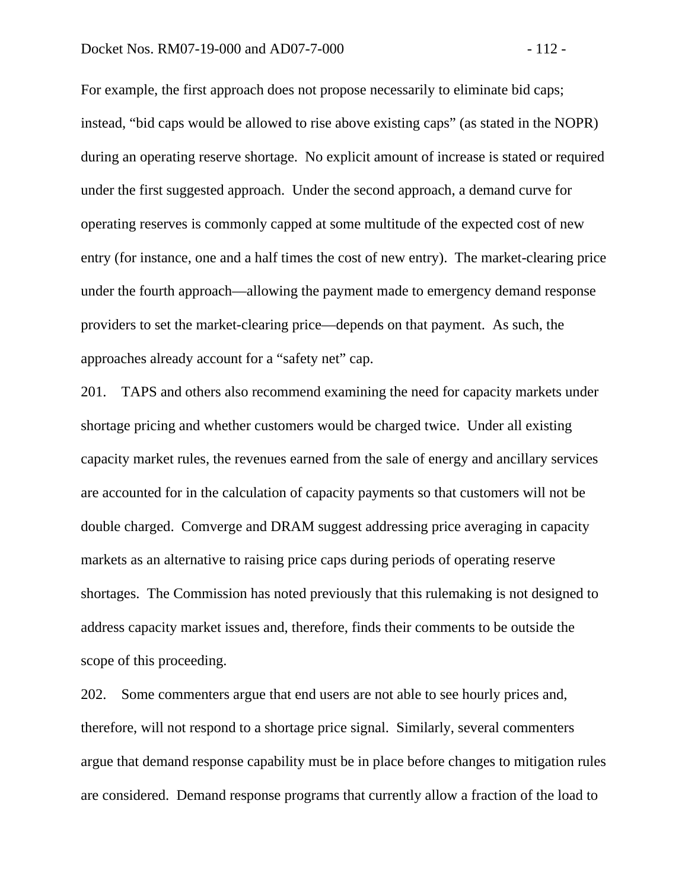For example, the first approach does not propose necessarily to eliminate bid caps; instead, "bid caps would be allowed to rise above existing caps" (as stated in the NOPR) during an operating reserve shortage. No explicit amount of increase is stated or required under the first suggested approach. Under the second approach, a demand curve for operating reserves is commonly capped at some multitude of the expected cost of new entry (for instance, one and a half times the cost of new entry). The market-clearing price under the fourth approach—allowing the payment made to emergency demand response providers to set the market-clearing price—depends on that payment. As such, the approaches already account for a "safety net" cap.

201. TAPS and others also recommend examining the need for capacity markets under shortage pricing and whether customers would be charged twice. Under all existing capacity market rules, the revenues earned from the sale of energy and ancillary services are accounted for in the calculation of capacity payments so that customers will not be double charged. Comverge and DRAM suggest addressing price averaging in capacity markets as an alternative to raising price caps during periods of operating reserve shortages. The Commission has noted previously that this rulemaking is not designed to address capacity market issues and, therefore, finds their comments to be outside the scope of this proceeding.

202. Some commenters argue that end users are not able to see hourly prices and, therefore, will not respond to a shortage price signal. Similarly, several commenters argue that demand response capability must be in place before changes to mitigation rules are considered. Demand response programs that currently allow a fraction of the load to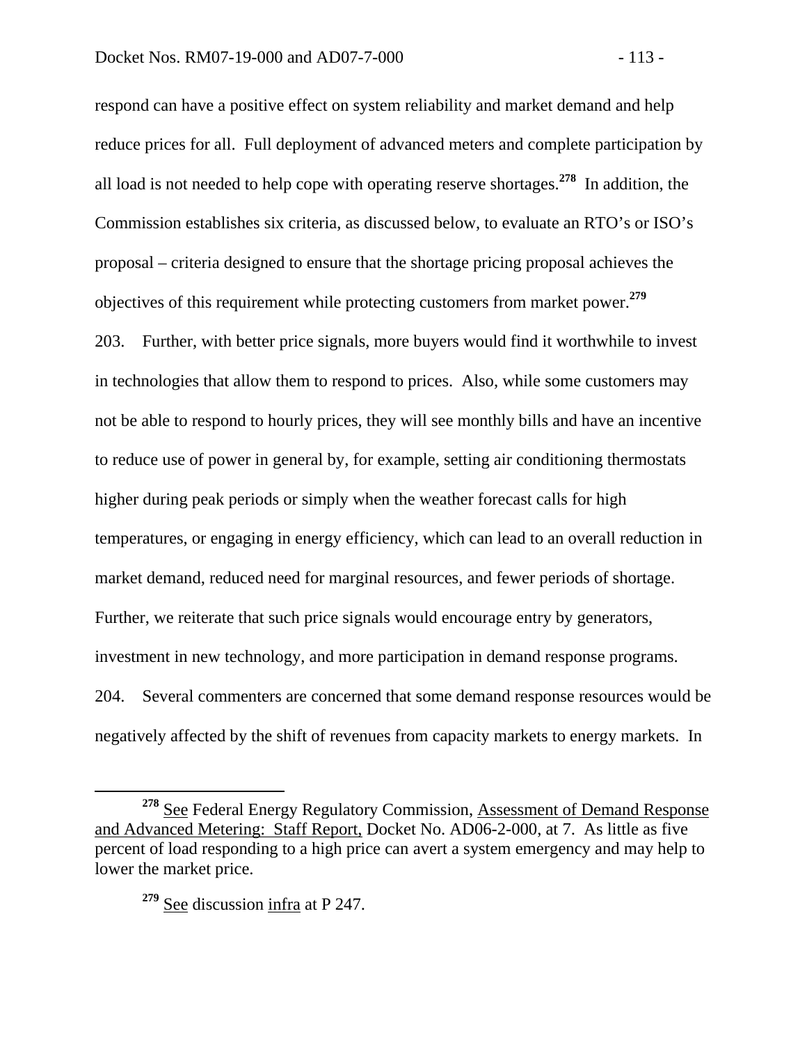respond can have a positive effect on system reliability and market demand and help reduce prices for all. Full deployment of advanced meters and complete participation by all load is not needed to help cope with operating reserve shortages.[278] In addition, the Commission establishes six criteria, as discussed below, to evaluate an RTO's or ISO's proposal – criteria designed to ensure that the shortage pricing proposal achieves the objectives of this requirement while protecting customers from market power.[279]

203. Further, with better price signals, more buyers would find it worthwhile to invest in technologies that allow them to respond to prices. Also, while some customers may not be able to respond to hourly prices, they will see monthly bills and have an incentive to reduce use of power in general by, for example, setting air conditioning thermostats higher during peak periods or simply when the weather forecast calls for high temperatures, or engaging in energy efficiency, which can lead to an overall reduction in market demand, reduced need for marginal resources, and fewer periods of shortage. Further, we reiterate that such price signals would encourage entry by generators, investment in new technology, and more participation in demand response programs.

204. Several commenters are concerned that some demand response resources would be negatively affected by the shift of revenues from capacity markets to energy markets. In

---

[278] See Federal Energy Regulatory Commission, Assessment of Demand Response and Advanced Metering: Staff Report, Docket No. AD06-2-000, at 7. As little as five percent of load responding to a high price can avert a system emergency and may help to lower the market price.

[279] See discussion infra at P 247.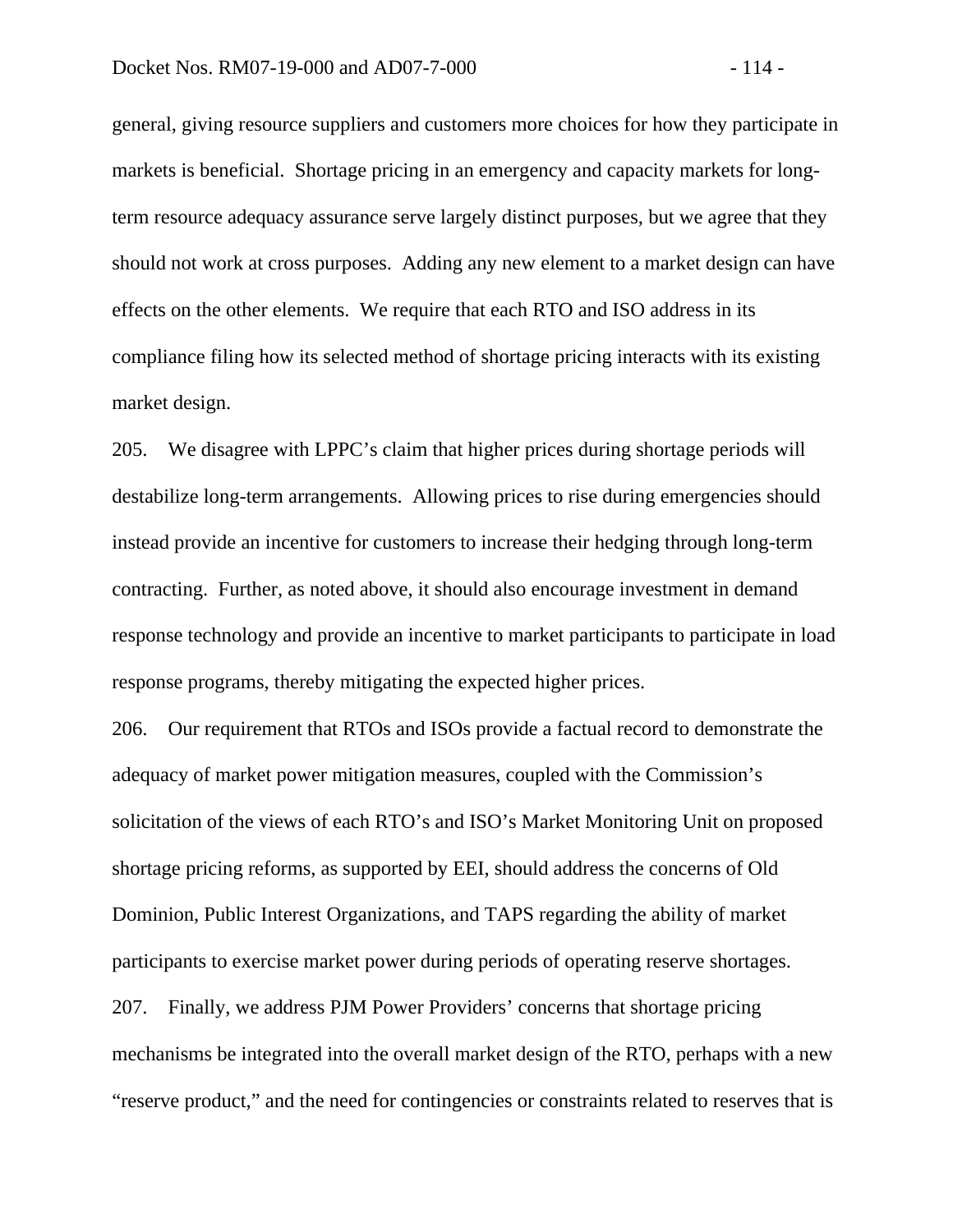general, giving resource suppliers and customers more choices for how they participate in markets is beneficial. Shortage pricing in an emergency and capacity markets for long-term resource adequacy assurance serve largely distinct purposes, but we agree that they should not work at cross purposes. Adding any new element to a market design can have effects on the other elements. We require that each RTO and ISO address in its compliance filing how its selected method of shortage pricing interacts with its existing market design.

205. We disagree with LPPC's claim that higher prices during shortage periods will destabilize long-term arrangements. Allowing prices to rise during emergencies should instead provide an incentive for customers to increase their hedging through long-term contracting. Further, as noted above, it should also encourage investment in demand response technology and provide an incentive to market participants to participate in load response programs, thereby mitigating the expected higher prices.

206. Our requirement that RTOs and ISOs provide a factual record to demonstrate the adequacy of market power mitigation measures, coupled with the Commission's solicitation of the views of each RTO's and ISO's Market Monitoring Unit on proposed shortage pricing reforms, as supported by EEI, should address the concerns of Old Dominion, Public Interest Organizations, and TAPS regarding the ability of market participants to exercise market power during periods of operating reserve shortages.

207. Finally, we address PJM Power Providers' concerns that shortage pricing mechanisms be integrated into the overall market design of the RTO, perhaps with a new "reserve product," and the need for contingencies or constraints related to reserves that is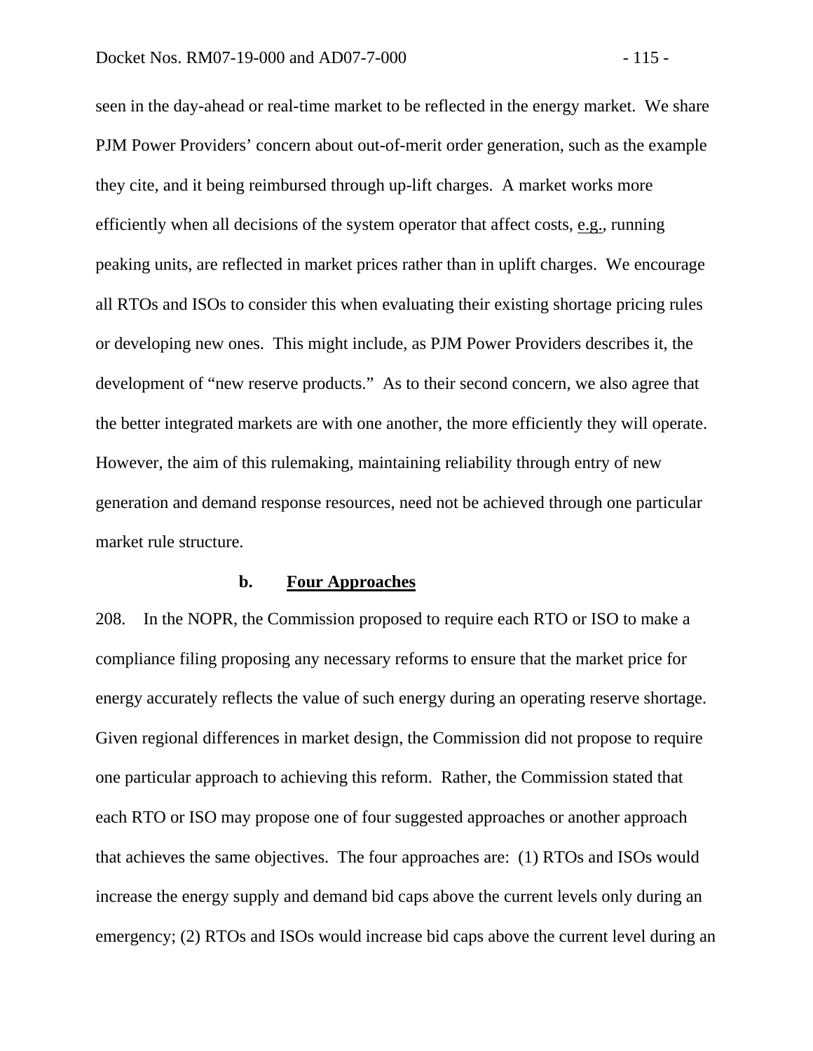seen in the day-ahead or real-time market to be reflected in the energy market. We share PJM Power Providers' concern about out-of-merit order generation, such as the example they cite, and it being reimbursed through up-lift charges. A market works more efficiently when all decisions of the system operator that affect costs, e.g., running peaking units, are reflected in market prices rather than in uplift charges. We encourage all RTOs and ISOs to consider this when evaluating their existing shortage pricing rules or developing new ones. This might include, as PJM Power Providers describes it, the development of "new reserve products." As to their second concern, we also agree that the better integrated markets are with one another, the more efficiently they will operate. However, the aim of this rulemaking, maintaining reliability through entry of new generation and demand response resources, need not be achieved through one particular market rule structure.

### b. Four Approaches

208. In the NOPR, the Commission proposed to require each RTO or ISO to make a compliance filing proposing any necessary reforms to ensure that the market price for energy accurately reflects the value of such energy during an operating reserve shortage. Given regional differences in market design, the Commission did not propose to require one particular approach to achieving this reform. Rather, the Commission stated that each RTO or ISO may propose one of four suggested approaches or another approach that achieves the same objectives. The four approaches are: (1) RTOs and ISOs would increase the energy supply and demand bid caps above the current levels only during an emergency; (2) RTOs and ISOs would increase bid caps above the current level during an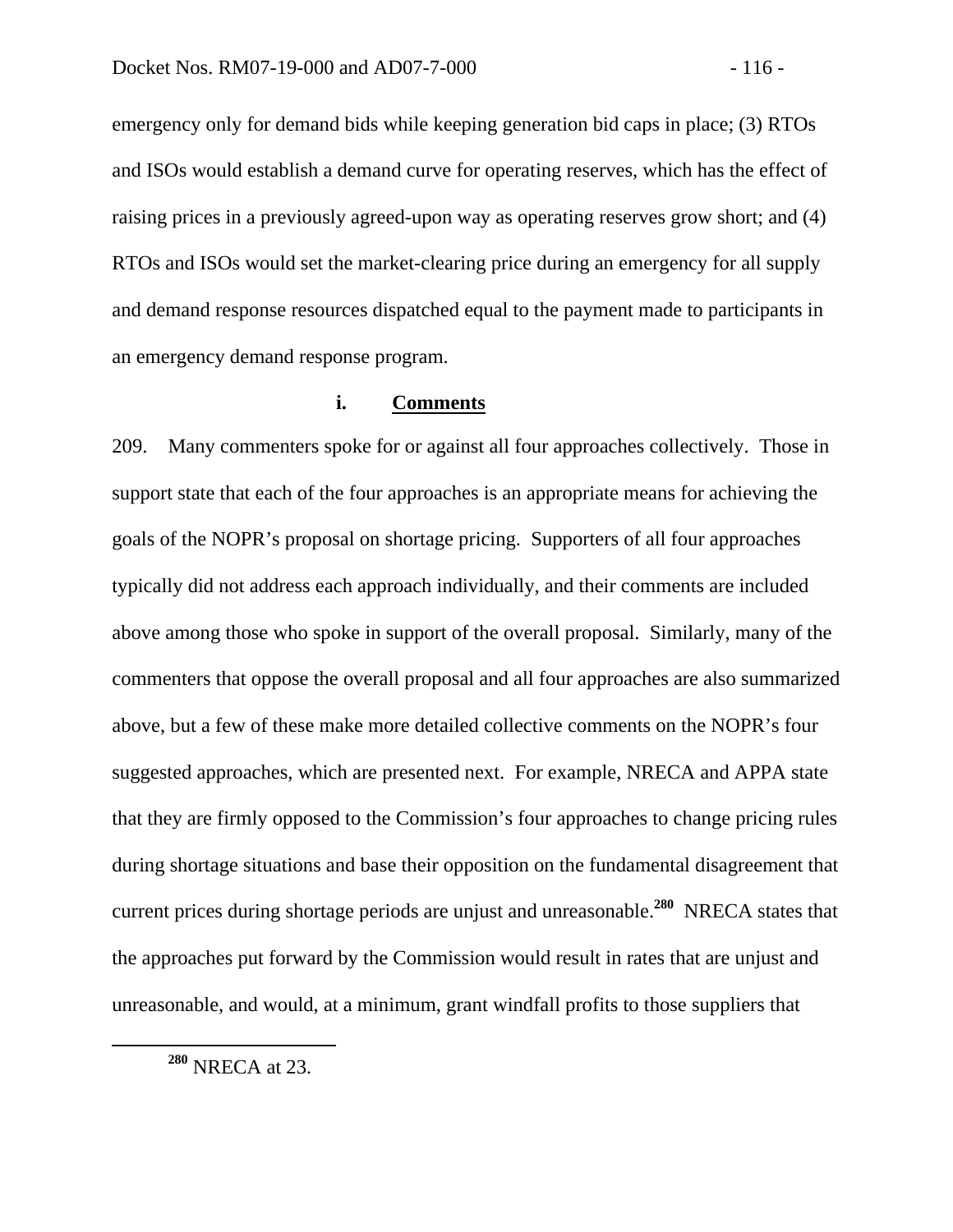emergency only for demand bids while keeping generation bid caps in place; (3) RTOs and ISOs would establish a demand curve for operating reserves, which has the effect of raising prices in a previously agreed-upon way as operating reserves grow short; and (4) RTOs and ISOs would set the market-clearing price during an emergency for all supply and demand response resources dispatched equal to the payment made to participants in an emergency demand response program.

#### i. Comments

209. Many commenters spoke for or against all four approaches collectively. Those in support state that each of the four approaches is an appropriate means for achieving the goals of the NOPR's proposal on shortage pricing. Supporters of all four approaches typically did not address each approach individually, and their comments are included above among those who spoke in support of the overall proposal. Similarly, many of the commenters that oppose the overall proposal and all four approaches are also summarized above, but a few of these make more detailed collective comments on the NOPR's four suggested approaches, which are presented next. For example, NRECA and APPA state that they are firmly opposed to the Commission's four approaches to change pricing rules during shortage situations and base their opposition on the fundamental disagreement that current prices during shortage periods are unjust and unreasonable.[280] NRECA states that the approaches put forward by the Commission would result in rates that are unjust and unreasonable, and would, at a minimum, grant windfall profits to those suppliers that

[280] NRECA at 23.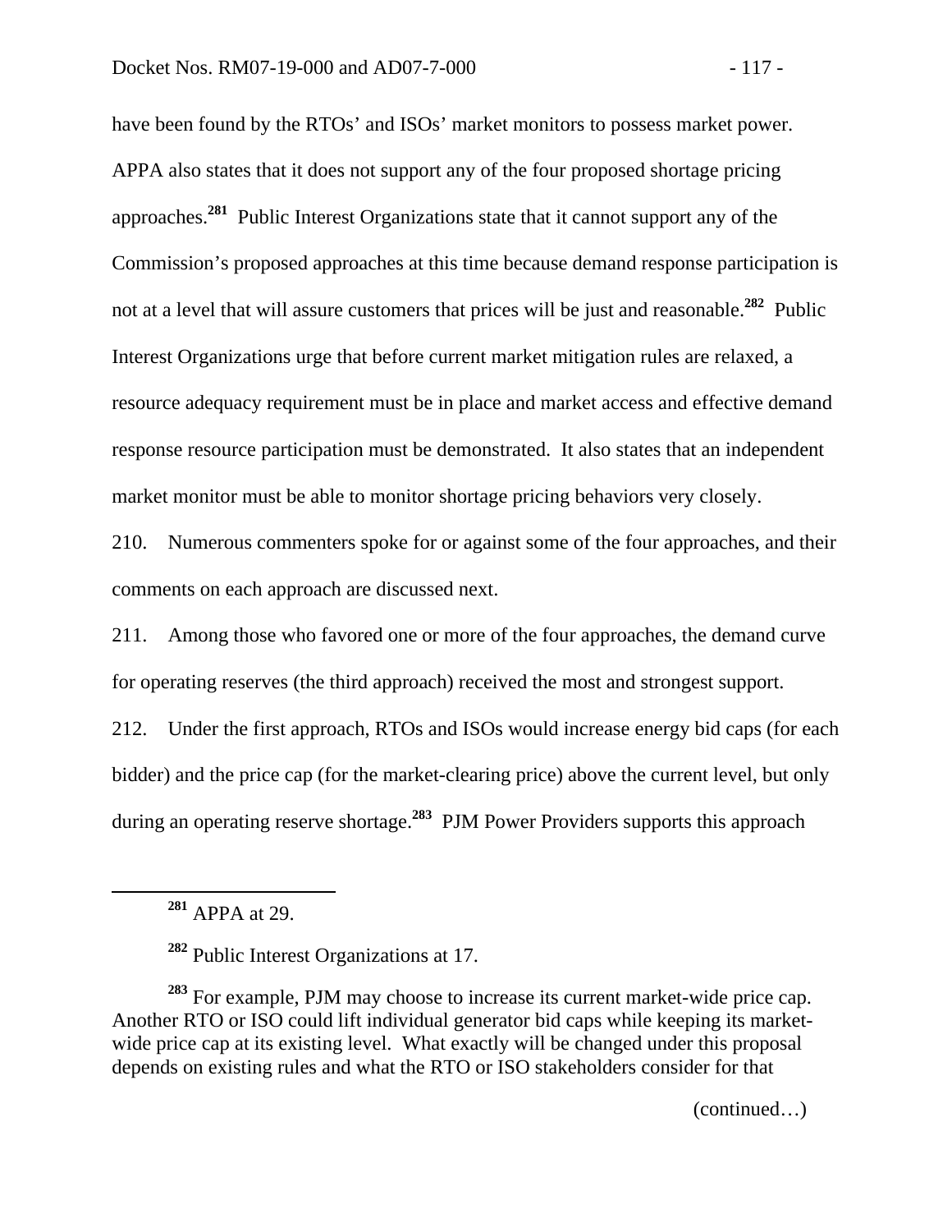have been found by the RTOs' and ISOs' market monitors to possess market power. APPA also states that it does not support any of the four proposed shortage pricing approaches.[281] Public Interest Organizations state that it cannot support any of the Commission's proposed approaches at this time because demand response participation is not at a level that will assure customers that prices will be just and reasonable.[282] Public Interest Organizations urge that before current market mitigation rules are relaxed, a resource adequacy requirement must be in place and market access and effective demand response resource participation must be demonstrated. It also states that an independent market monitor must be able to monitor shortage pricing behaviors very closely.

210. Numerous commenters spoke for or against some of the four approaches, and their comments on each approach are discussed next.

211. Among those who favored one or more of the four approaches, the demand curve for operating reserves (the third approach) received the most and strongest support.

212. Under the first approach, RTOs and ISOs would increase energy bid caps (for each bidder) and the price cap (for the market-clearing price) above the current level, but only during an operating reserve shortage.[283] PJM Power Providers supports this approach

---

[281] APPA at 29.

[282] Public Interest Organizations at 17.

[283] For example, PJM may choose to increase its current market-wide price cap. Another RTO or ISO could lift individual generator bid caps while keeping its market-wide price cap at its existing level. What exactly will be changed under this proposal depends on existing rules and what the RTO or ISO stakeholders consider for that

(continued…)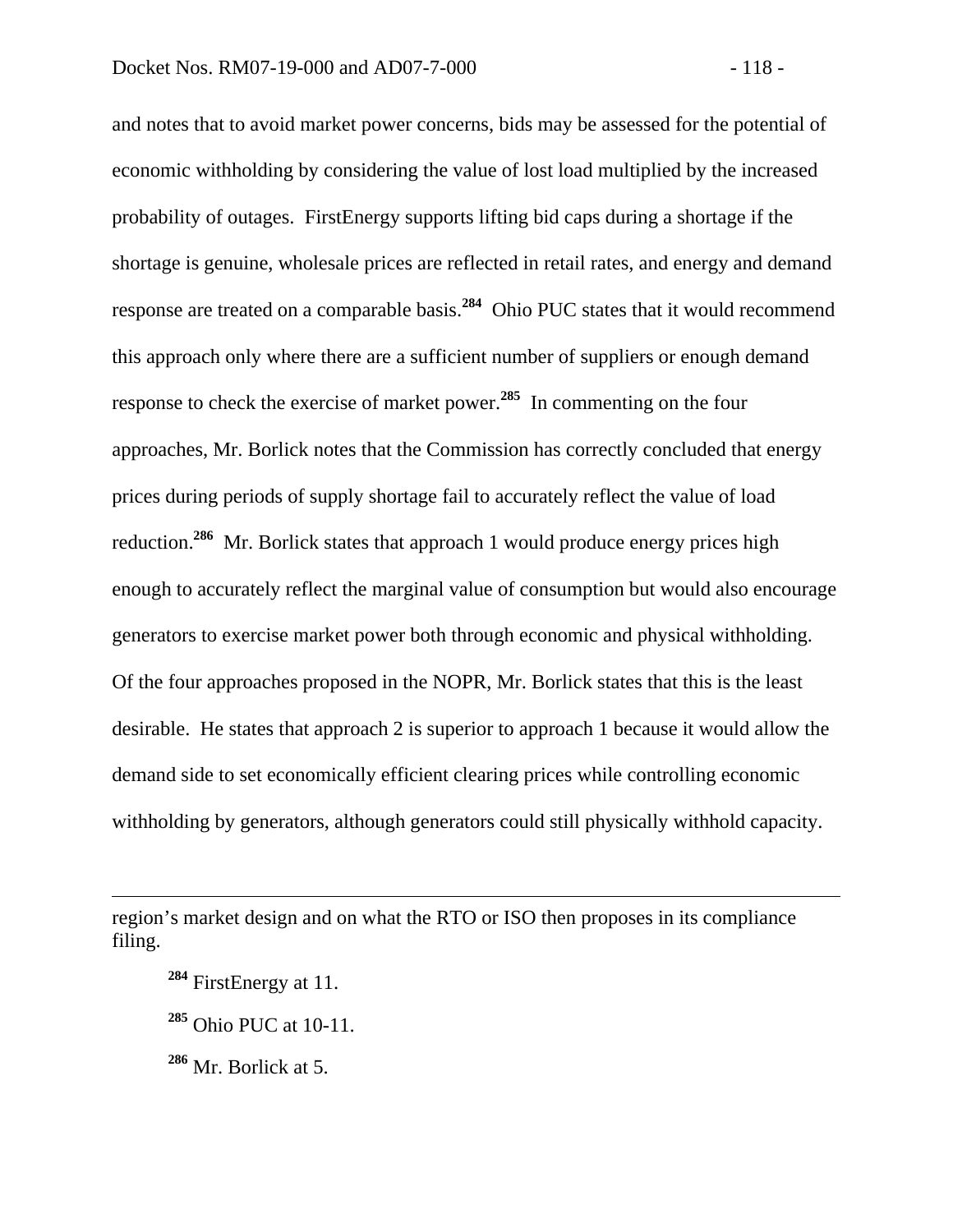and notes that to avoid market power concerns, bids may be assessed for the potential of economic withholding by considering the value of lost load multiplied by the increased probability of outages. FirstEnergy supports lifting bid caps during a shortage if the shortage is genuine, wholesale prices are reflected in retail rates, and energy and demand response are treated on a comparable basis.[284] Ohio PUC states that it would recommend this approach only where there are a sufficient number of suppliers or enough demand response to check the exercise of market power.[285] In commenting on the four approaches, Mr. Borlick notes that the Commission has correctly concluded that energy prices during periods of supply shortage fail to accurately reflect the value of load reduction.[286] Mr. Borlick states that approach 1 would produce energy prices high enough to accurately reflect the marginal value of consumption but would also encourage generators to exercise market power both through economic and physical withholding. Of the four approaches proposed in the NOPR, Mr. Borlick states that this is the least desirable. He states that approach 2 is superior to approach 1 because it would allow the demand side to set economically efficient clearing prices while controlling economic withholding by generators, although generators could still physically withhold capacity.

---

region's market design and on what the RTO or ISO then proposes in its compliance filing.

[284] FirstEnergy at 11.

[285] Ohio PUC at 10-11.

[286] Mr. Borlick at 5.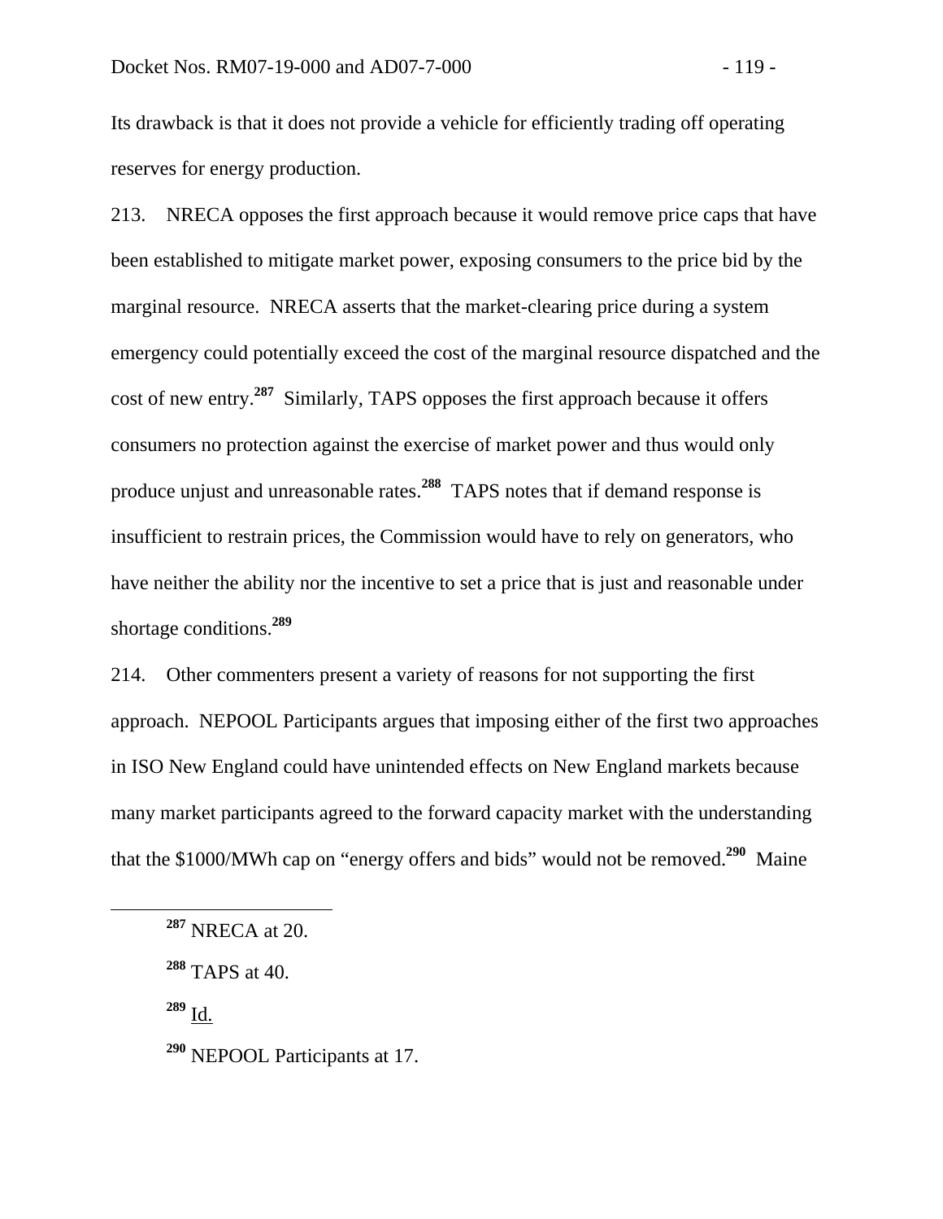Its drawback is that it does not provide a vehicle for efficiently trading off operating reserves for energy production.

213. NRECA opposes the first approach because it would remove price caps that have been established to mitigate market power, exposing consumers to the price bid by the marginal resource. NRECA asserts that the market-clearing price during a system emergency could potentially exceed the cost of the marginal resource dispatched and the cost of new entry.[287] Similarly, TAPS opposes the first approach because it offers consumers no protection against the exercise of market power and thus would only produce unjust and unreasonable rates.[288] TAPS notes that if demand response is insufficient to restrain prices, the Commission would have to rely on generators, who have neither the ability nor the incentive to set a price that is just and reasonable under shortage conditions.[289]

214. Other commenters present a variety of reasons for not supporting the first approach. NEPOOL Participants argues that imposing either of the first two approaches in ISO New England could have unintended effects on New England markets because many market participants agreed to the forward capacity market with the understanding that the $1000/MWh cap on "energy offers and bids" would not be removed.[290] Maine

---

[287] NRECA at 20.

[288] TAPS at 40.

[289] Id.

[290] NEPOOL Participants at 17.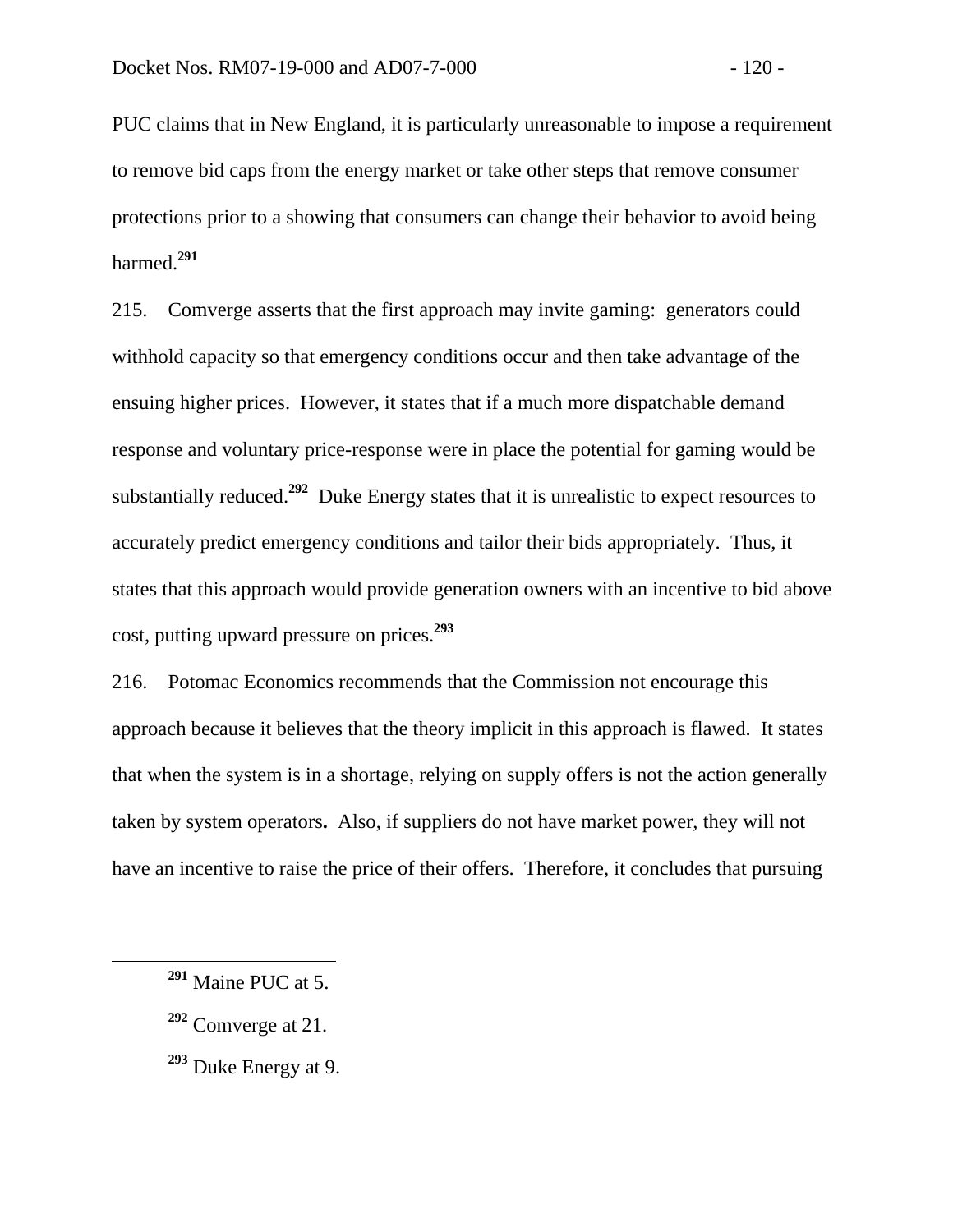PUC claims that in New England, it is particularly unreasonable to impose a requirement to remove bid caps from the energy market or take other steps that remove consumer protections prior to a showing that consumers can change their behavior to avoid being harmed.[291]

215. Comverge asserts that the first approach may invite gaming: generators could withhold capacity so that emergency conditions occur and then take advantage of the ensuing higher prices. However, it states that if a much more dispatchable demand response and voluntary price-response were in place the potential for gaming would be substantially reduced.[292] Duke Energy states that it is unrealistic to expect resources to accurately predict emergency conditions and tailor their bids appropriately. Thus, it states that this approach would provide generation owners with an incentive to bid above cost, putting upward pressure on prices.[293]

216. Potomac Economics recommends that the Commission not encourage this approach because it believes that the theory implicit in this approach is flawed. It states that when the system is in a shortage, relying on supply offers is not the action generally taken by system operators**.** Also, if suppliers do not have market power, they will not have an incentive to raise the price of their offers. Therefore, it concludes that pursuing

---

[291] Maine PUC at 5.

[292] Comverge at 21.

[293] Duke Energy at 9.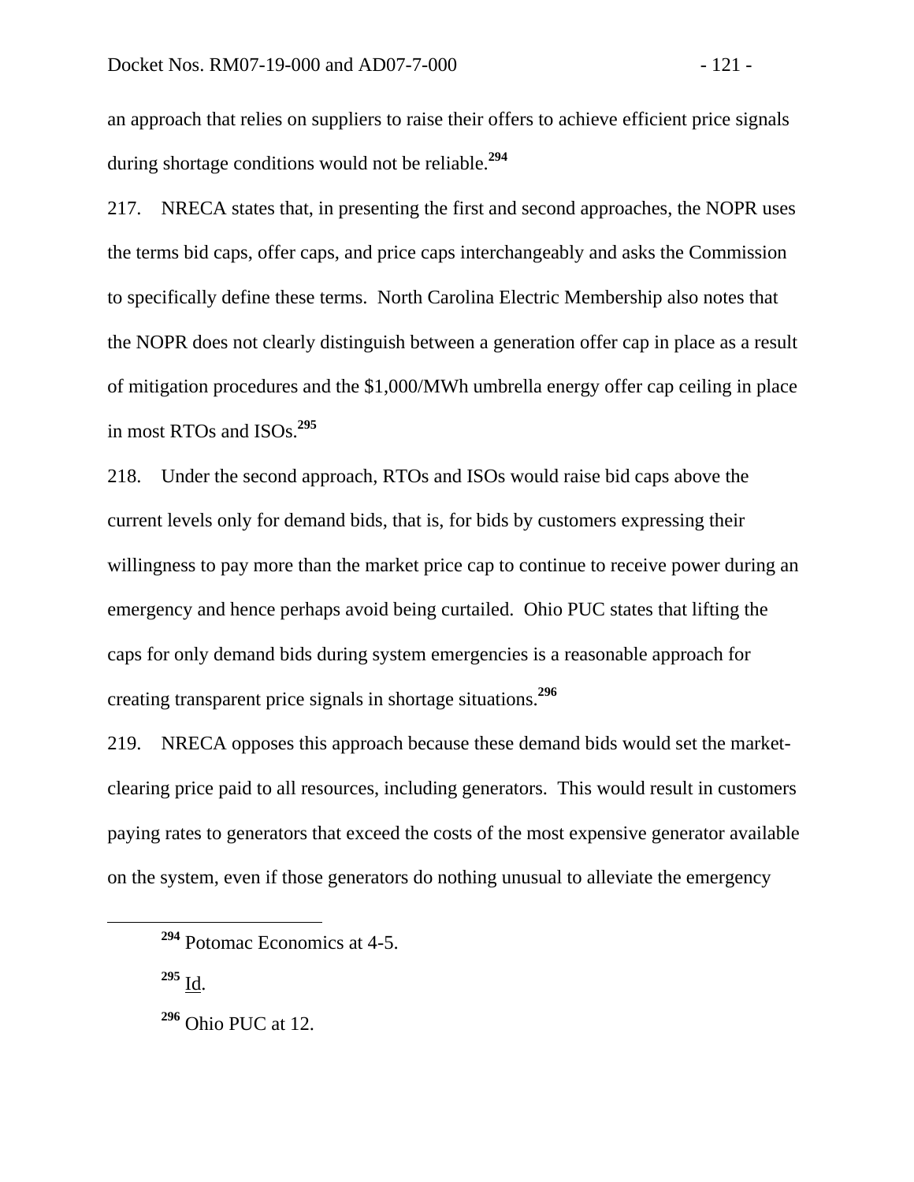an approach that relies on suppliers to raise their offers to achieve efficient price signals during shortage conditions would not be reliable.[294]

217. NRECA states that, in presenting the first and second approaches, the NOPR uses the terms bid caps, offer caps, and price caps interchangeably and asks the Commission to specifically define these terms. North Carolina Electric Membership also notes that the NOPR does not clearly distinguish between a generation offer cap in place as a result of mitigation procedures and the $1,000/MWh umbrella energy offer cap ceiling in place in most RTOs and ISOs.[295]

218. Under the second approach, RTOs and ISOs would raise bid caps above the current levels only for demand bids, that is, for bids by customers expressing their willingness to pay more than the market price cap to continue to receive power during an emergency and hence perhaps avoid being curtailed. Ohio PUC states that lifting the caps for only demand bids during system emergencies is a reasonable approach for creating transparent price signals in shortage situations.[296]

219. NRECA opposes this approach because these demand bids would set the market-clearing price paid to all resources, including generators. This would result in customers paying rates to generators that exceed the costs of the most expensive generator available on the system, even if those generators do nothing unusual to alleviate the emergency

---

[294] Potomac Economics at 4-5.

[295] Id.

[296] Ohio PUC at 12.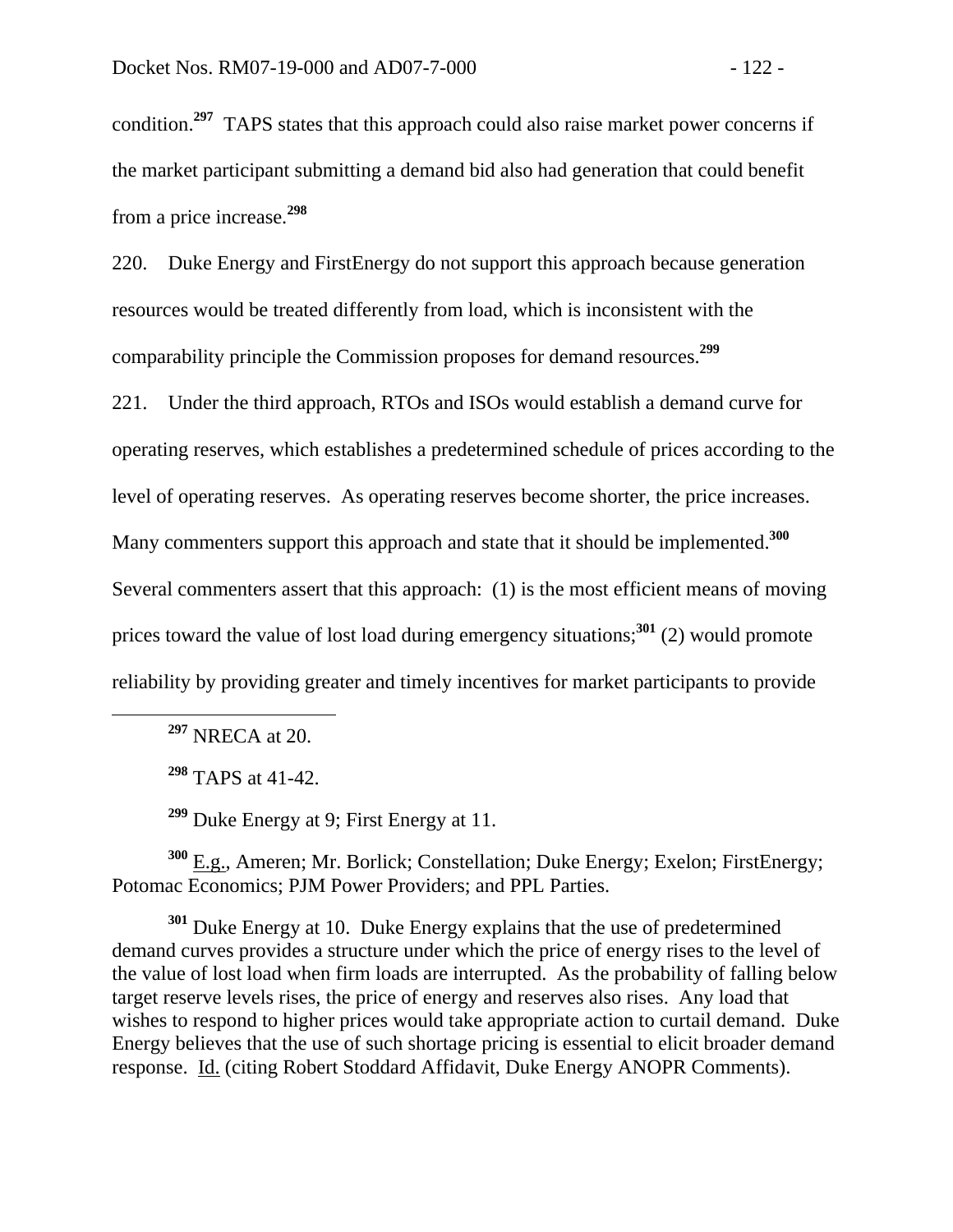condition.[297] TAPS states that this approach could also raise market power concerns if the market participant submitting a demand bid also had generation that could benefit from a price increase.[298]

220. Duke Energy and FirstEnergy do not support this approach because generation resources would be treated differently from load, which is inconsistent with the comparability principle the Commission proposes for demand resources.[299]

221. Under the third approach, RTOs and ISOs would establish a demand curve for operating reserves, which establishes a predetermined schedule of prices according to the level of operating reserves. As operating reserves become shorter, the price increases. Many commenters support this approach and state that it should be implemented.[300] Several commenters assert that this approach: (1) is the most efficient means of moving prices toward the value of lost load during emergency situations;[301] (2) would promote reliability by providing greater and timely incentives for market participants to provide

---

[297] NRECA at 20.

[298] TAPS at 41-42.

[299] Duke Energy at 9; First Energy at 11.

[300] E.g., Ameren; Mr. Borlick; Constellation; Duke Energy; Exelon; FirstEnergy; Potomac Economics; PJM Power Providers; and PPL Parties.

[301] Duke Energy at 10. Duke Energy explains that the use of predetermined demand curves provides a structure under which the price of energy rises to the level of the value of lost load when firm loads are interrupted. As the probability of falling below target reserve levels rises, the price of energy and reserves also rises. Any load that wishes to respond to higher prices would take appropriate action to curtail demand. Duke Energy believes that the use of such shortage pricing is essential to elicit broader demand response. Id. (citing Robert Stoddard Affidavit, Duke Energy ANOPR Comments).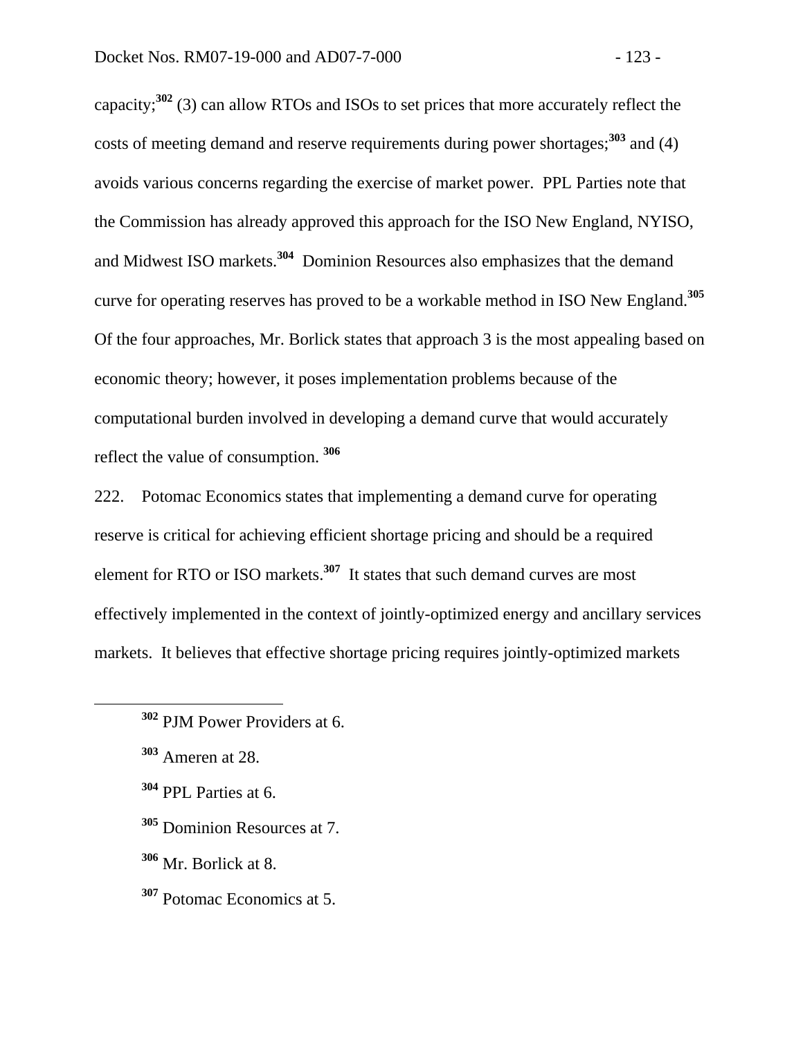capacity;[302] (3) can allow RTOs and ISOs to set prices that more accurately reflect the costs of meeting demand and reserve requirements during power shortages;[303] and (4) avoids various concerns regarding the exercise of market power. PPL Parties note that the Commission has already approved this approach for the ISO New England, NYISO, and Midwest ISO markets.[304] Dominion Resources also emphasizes that the demand curve for operating reserves has proved to be a workable method in ISO New England.[305] Of the four approaches, Mr. Borlick states that approach 3 is the most appealing based on economic theory; however, it poses implementation problems because of the computational burden involved in developing a demand curve that would accurately reflect the value of consumption.[306]

222. Potomac Economics states that implementing a demand curve for operating reserve is critical for achieving efficient shortage pricing and should be a required element for RTO or ISO markets.[307] It states that such demand curves are most effectively implemented in the context of jointly-optimized energy and ancillary services markets. It believes that effective shortage pricing requires jointly-optimized markets

---

[302] PJM Power Providers at 6.

[303] Ameren at 28.

[304] PPL Parties at 6.

[305] Dominion Resources at 7.

[306] Mr. Borlick at 8.

[307] Potomac Economics at 5.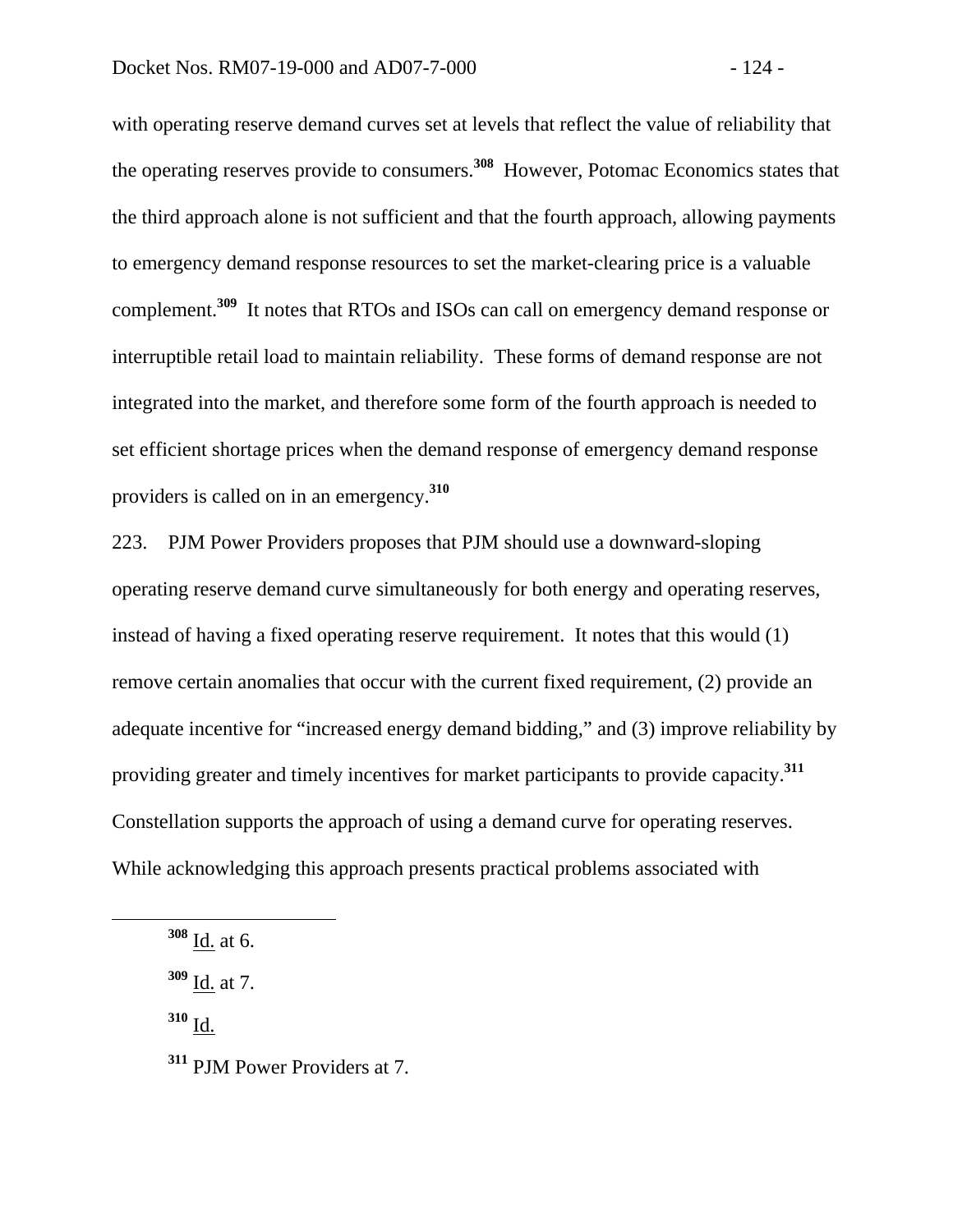with operating reserve demand curves set at levels that reflect the value of reliability that the operating reserves provide to consumers.[308] However, Potomac Economics states that the third approach alone is not sufficient and that the fourth approach, allowing payments to emergency demand response resources to set the market-clearing price is a valuable complement.[309] It notes that RTOs and ISOs can call on emergency demand response or interruptible retail load to maintain reliability. These forms of demand response are not integrated into the market, and therefore some form of the fourth approach is needed to set efficient shortage prices when the demand response of emergency demand response providers is called on in an emergency.[310]

223. PJM Power Providers proposes that PJM should use a downward-sloping operating reserve demand curve simultaneously for both energy and operating reserves, instead of having a fixed operating reserve requirement. It notes that this would (1) remove certain anomalies that occur with the current fixed requirement, (2) provide an adequate incentive for "increased energy demand bidding," and (3) improve reliability by providing greater and timely incentives for market participants to provide capacity.[311] Constellation supports the approach of using a demand curve for operating reserves. While acknowledging this approach presents practical problems associated with

---

[308] Id. at 6.

[309] Id. at 7.

[310] Id.

[311] PJM Power Providers at 7.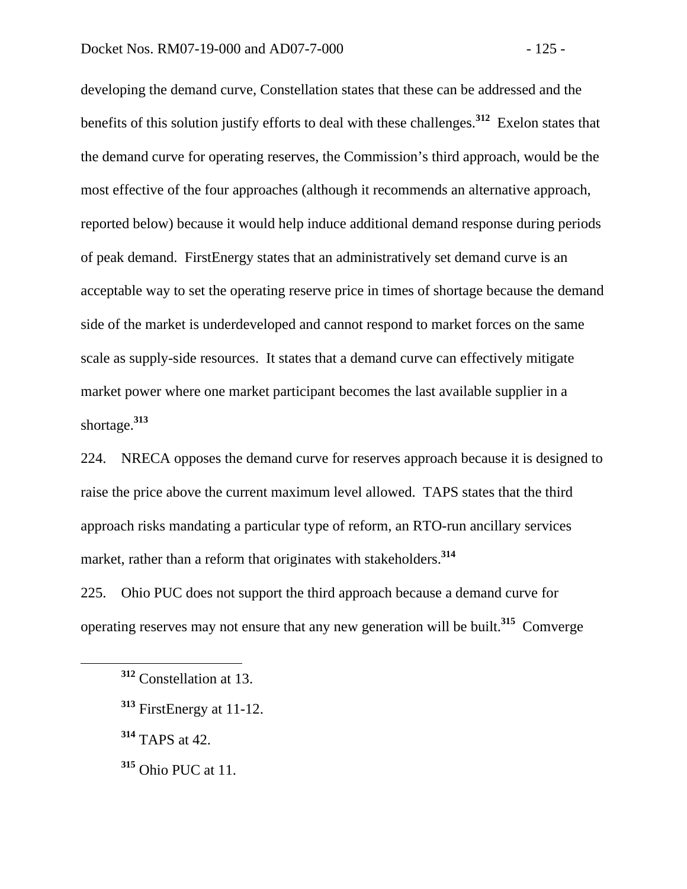developing the demand curve, Constellation states that these can be addressed and the benefits of this solution justify efforts to deal with these challenges.[312] Exelon states that the demand curve for operating reserves, the Commission's third approach, would be the most effective of the four approaches (although it recommends an alternative approach, reported below) because it would help induce additional demand response during periods of peak demand. FirstEnergy states that an administratively set demand curve is an acceptable way to set the operating reserve price in times of shortage because the demand side of the market is underdeveloped and cannot respond to market forces on the same scale as supply-side resources. It states that a demand curve can effectively mitigate market power where one market participant becomes the last available supplier in a shortage.[313]

224. NRECA opposes the demand curve for reserves approach because it is designed to raise the price above the current maximum level allowed. TAPS states that the third approach risks mandating a particular type of reform, an RTO-run ancillary services market, rather than a reform that originates with stakeholders.[314]

225. Ohio PUC does not support the third approach because a demand curve for operating reserves may not ensure that any new generation will be built.[315] Comverge

---

[312] Constellation at 13.

[313] FirstEnergy at 11-12.

[314] TAPS at 42.

[315] Ohio PUC at 11.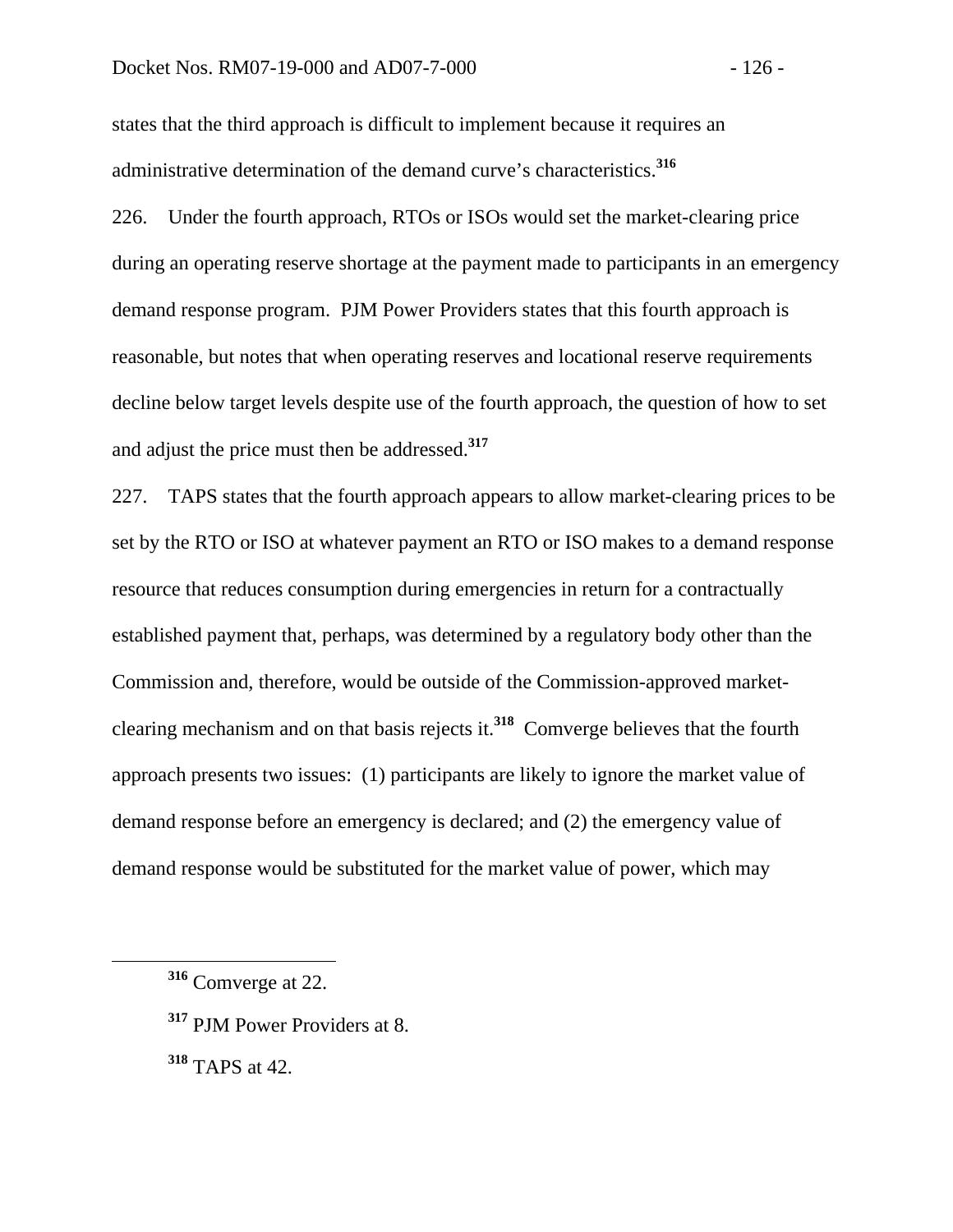states that the third approach is difficult to implement because it requires an administrative determination of the demand curve's characteristics.[316]

226. Under the fourth approach, RTOs or ISOs would set the market-clearing price during an operating reserve shortage at the payment made to participants in an emergency demand response program. PJM Power Providers states that this fourth approach is reasonable, but notes that when operating reserves and locational reserve requirements decline below target levels despite use of the fourth approach, the question of how to set and adjust the price must then be addressed.[317]

227. TAPS states that the fourth approach appears to allow market-clearing prices to be set by the RTO or ISO at whatever payment an RTO or ISO makes to a demand response resource that reduces consumption during emergencies in return for a contractually established payment that, perhaps, was determined by a regulatory body other than the Commission and, therefore, would be outside of the Commission-approved market-clearing mechanism and on that basis rejects it.[318] Comverge believes that the fourth approach presents two issues: (1) participants are likely to ignore the market value of demand response before an emergency is declared; and (2) the emergency value of demand response would be substituted for the market value of power, which may

---

[316] Comverge at 22.

[317] PJM Power Providers at 8.

[318] TAPS at 42.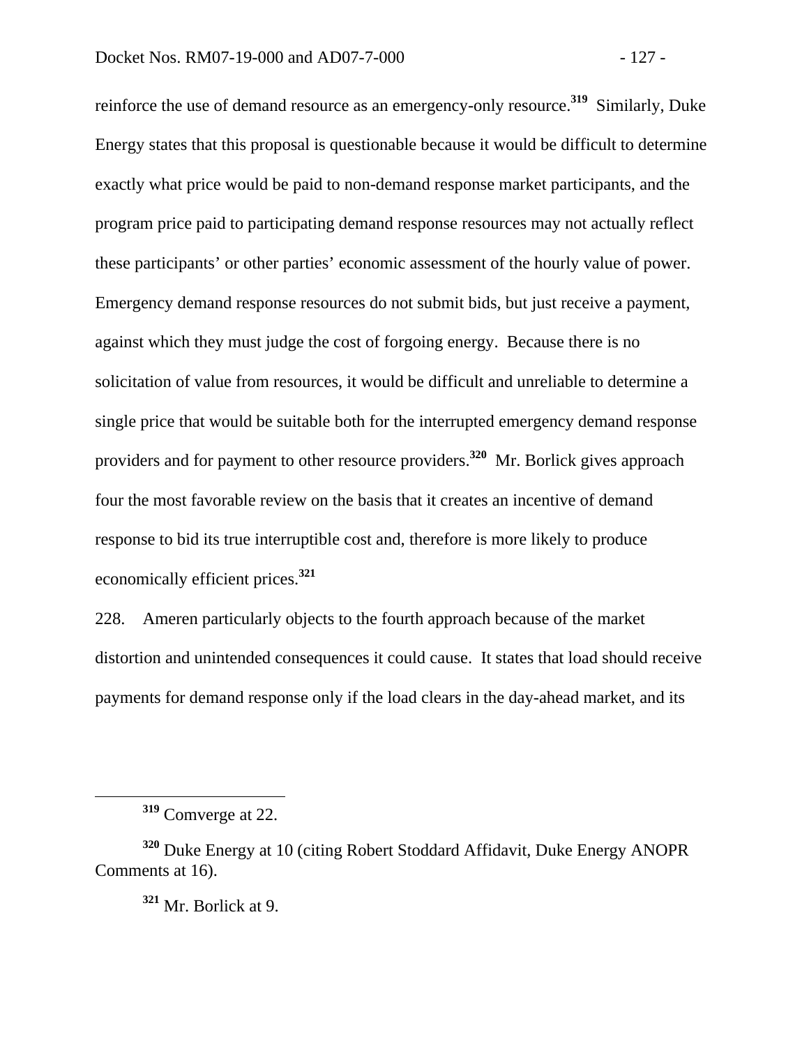reinforce the use of demand resource as an emergency-only resource.[319] Similarly, Duke Energy states that this proposal is questionable because it would be difficult to determine exactly what price would be paid to non-demand response market participants, and the program price paid to participating demand response resources may not actually reflect these participants' or other parties' economic assessment of the hourly value of power. Emergency demand response resources do not submit bids, but just receive a payment, against which they must judge the cost of forgoing energy. Because there is no solicitation of value from resources, it would be difficult and unreliable to determine a single price that would be suitable both for the interrupted emergency demand response providers and for payment to other resource providers.[320] Mr. Borlick gives approach four the most favorable review on the basis that it creates an incentive of demand response to bid its true interruptible cost and, therefore is more likely to produce economically efficient prices.[321]

228. Ameren particularly objects to the fourth approach because of the market distortion and unintended consequences it could cause. It states that load should receive payments for demand response only if the load clears in the day-ahead market, and its

---

[319] Comverge at 22.

[320] Duke Energy at 10 (citing Robert Stoddard Affidavit, Duke Energy ANOPR Comments at 16).

[321] Mr. Borlick at 9.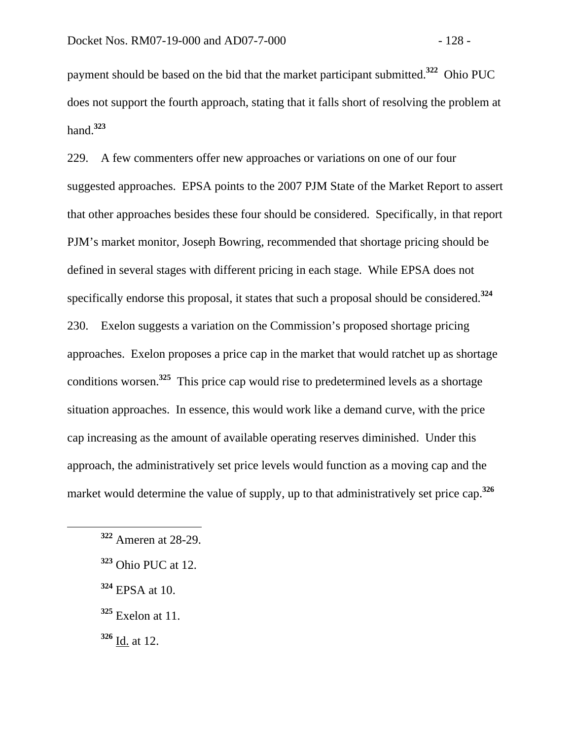payment should be based on the bid that the market participant submitted.[322] Ohio PUC does not support the fourth approach, stating that it falls short of resolving the problem at hand.[323]

229. A few commenters offer new approaches or variations on one of our four suggested approaches. EPSA points to the 2007 PJM State of the Market Report to assert that other approaches besides these four should be considered. Specifically, in that report PJM's market monitor, Joseph Bowring, recommended that shortage pricing should be defined in several stages with different pricing in each stage. While EPSA does not specifically endorse this proposal, it states that such a proposal should be considered.[324]

230. Exelon suggests a variation on the Commission's proposed shortage pricing approaches. Exelon proposes a price cap in the market that would ratchet up as shortage conditions worsen.[325] This price cap would rise to predetermined levels as a shortage situation approaches. In essence, this would work like a demand curve, with the price cap increasing as the amount of available operating reserves diminished. Under this approach, the administratively set price levels would function as a moving cap and the market would determine the value of supply, up to that administratively set price cap.[326]

---

[322] Ameren at 28-29.

[323] Ohio PUC at 12.

[324] EPSA at 10.

[325] Exelon at 11.

[326] Id. at 12.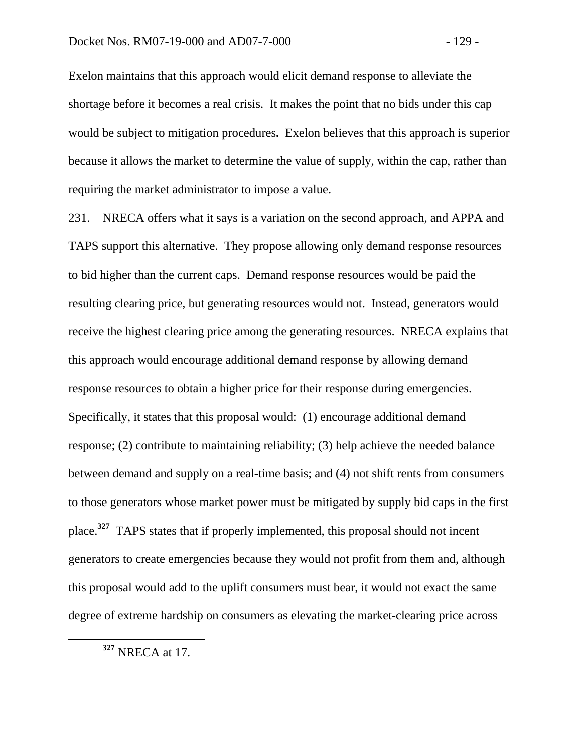Exelon maintains that this approach would elicit demand response to alleviate the shortage before it becomes a real crisis. It makes the point that no bids under this cap would be subject to mitigation procedures**.** Exelon believes that this approach is superior because it allows the market to determine the value of supply, within the cap, rather than requiring the market administrator to impose a value.

231. NRECA offers what it says is a variation on the second approach, and APPA and TAPS support this alternative. They propose allowing only demand response resources to bid higher than the current caps. Demand response resources would be paid the resulting clearing price, but generating resources would not. Instead, generators would receive the highest clearing price among the generating resources. NRECA explains that this approach would encourage additional demand response by allowing demand response resources to obtain a higher price for their response during emergencies. Specifically, it states that this proposal would: (1) encourage additional demand response; (2) contribute to maintaining reliability; (3) help achieve the needed balance between demand and supply on a real-time basis; and (4) not shift rents from consumers to those generators whose market power must be mitigated by supply bid caps in the first place.[327] TAPS states that if properly implemented, this proposal should not incent generators to create emergencies because they would not profit from them and, although this proposal would add to the uplift consumers must bear, it would not exact the same degree of extreme hardship on consumers as elevating the market-clearing price across

[327] NRECA at 17.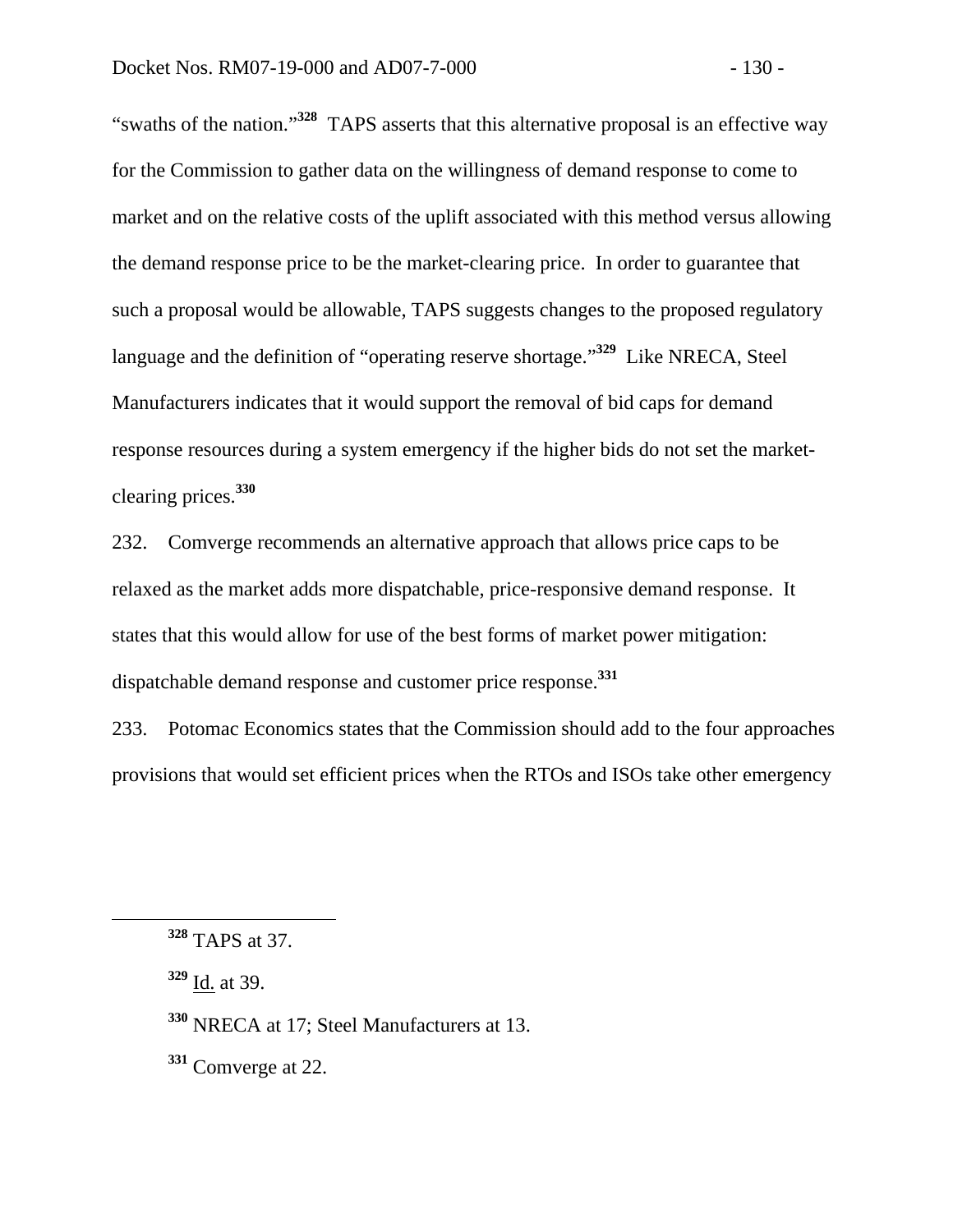"swaths of the nation."[328] TAPS asserts that this alternative proposal is an effective way for the Commission to gather data on the willingness of demand response to come to market and on the relative costs of the uplift associated with this method versus allowing the demand response price to be the market-clearing price. In order to guarantee that such a proposal would be allowable, TAPS suggests changes to the proposed regulatory language and the definition of "operating reserve shortage."[329] Like NRECA, Steel Manufacturers indicates that it would support the removal of bid caps for demand response resources during a system emergency if the higher bids do not set the market-clearing prices.[330]

232. Comverge recommends an alternative approach that allows price caps to be relaxed as the market adds more dispatchable, price-responsive demand response. It states that this would allow for use of the best forms of market power mitigation: dispatchable demand response and customer price response.[331]

233. Potomac Economics states that the Commission should add to the four approaches provisions that would set efficient prices when the RTOs and ISOs take other emergency

---

[328] TAPS at 37.

[329] Id. at 39.

[330] NRECA at 17; Steel Manufacturers at 13.

[331] Comverge at 22.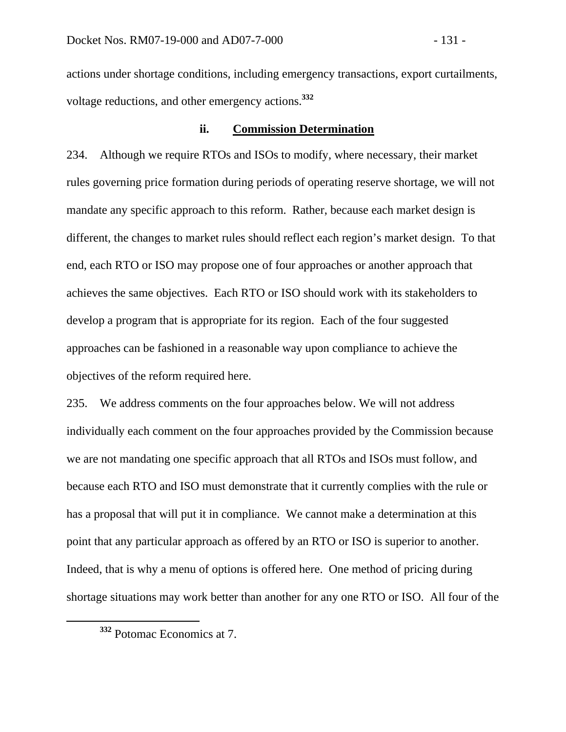actions under shortage conditions, including emergency transactions, export curtailments, voltage reductions, and other emergency actions.[332]

#### ii. Commission Determination

234. Although we require RTOs and ISOs to modify, where necessary, their market rules governing price formation during periods of operating reserve shortage, we will not mandate any specific approach to this reform. Rather, because each market design is different, the changes to market rules should reflect each region's market design. To that end, each RTO or ISO may propose one of four approaches or another approach that achieves the same objectives. Each RTO or ISO should work with its stakeholders to develop a program that is appropriate for its region. Each of the four suggested approaches can be fashioned in a reasonable way upon compliance to achieve the objectives of the reform required here.

235. We address comments on the four approaches below. We will not address individually each comment on the four approaches provided by the Commission because we are not mandating one specific approach that all RTOs and ISOs must follow, and because each RTO and ISO must demonstrate that it currently complies with the rule or has a proposal that will put it in compliance. We cannot make a determination at this point that any particular approach as offered by an RTO or ISO is superior to another. Indeed, that is why a menu of options is offered here. One method of pricing during shortage situations may work better than another for any one RTO or ISO. All four of the

---

[332] Potomac Economics at 7.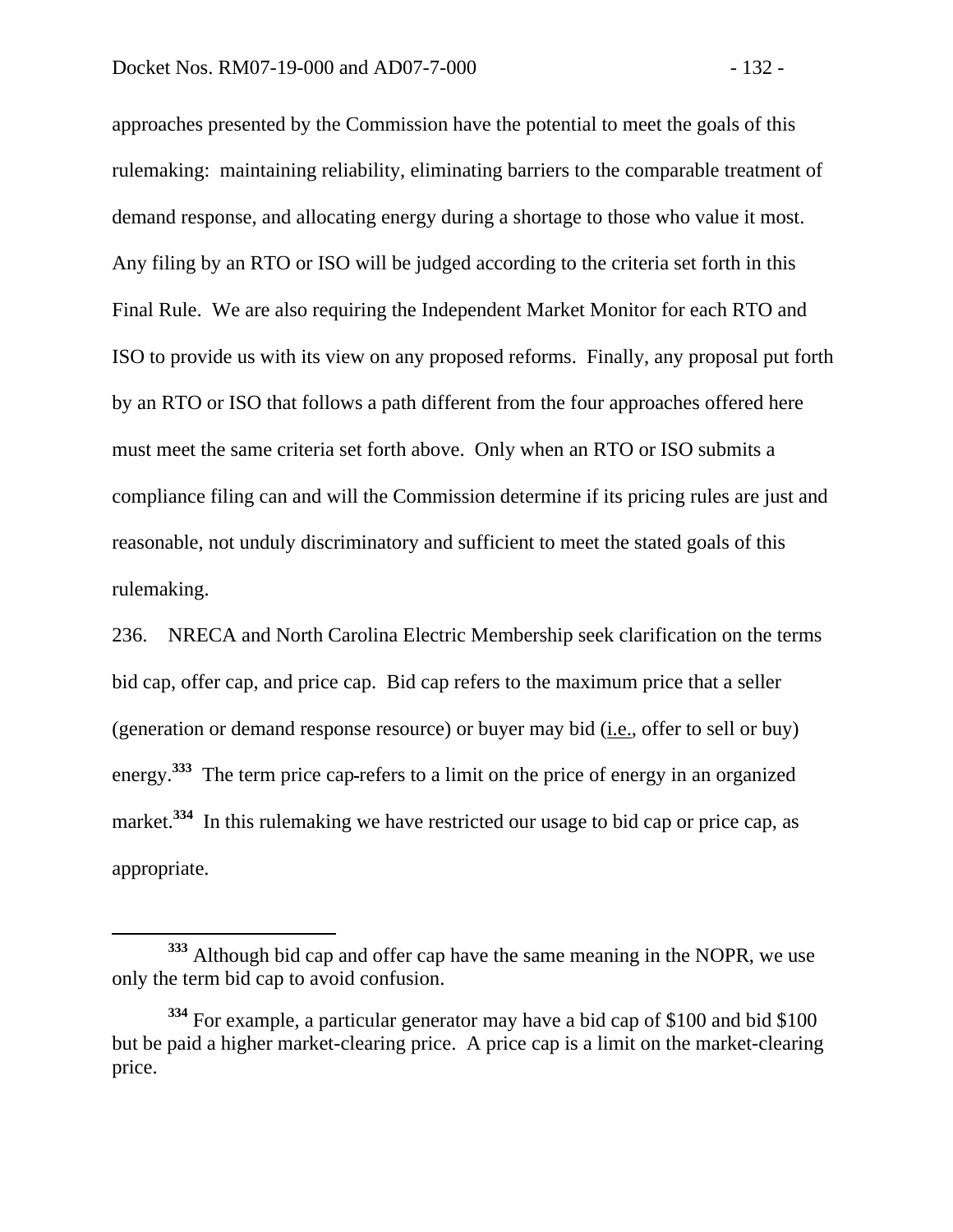approaches presented by the Commission have the potential to meet the goals of this rulemaking: maintaining reliability, eliminating barriers to the comparable treatment of demand response, and allocating energy during a shortage to those who value it most. Any filing by an RTO or ISO will be judged according to the criteria set forth in this Final Rule. We are also requiring the Independent Market Monitor for each RTO and ISO to provide us with its view on any proposed reforms. Finally, any proposal put forth by an RTO or ISO that follows a path different from the four approaches offered here must meet the same criteria set forth above. Only when an RTO or ISO submits a compliance filing can and will the Commission determine if its pricing rules are just and reasonable, not unduly discriminatory and sufficient to meet the stated goals of this rulemaking.

236. NRECA and North Carolina Electric Membership seek clarification on the terms bid cap, offer cap, and price cap. Bid cap refers to the maximum price that a seller (generation or demand response resource) or buyer may bid (i.e., offer to sell or buy) energy.[333] The term price cap refers to a limit on the price of energy in an organized market.[334] In this rulemaking we have restricted our usage to bid cap or price cap, as appropriate.

[333] Although bid cap and offer cap have the same meaning in the NOPR, we use only the term bid cap to avoid confusion.

[334] For example, a particular generator may have a bid cap of $100 and bid $100 but be paid a higher market-clearing price. A price cap is a limit on the market-clearing price.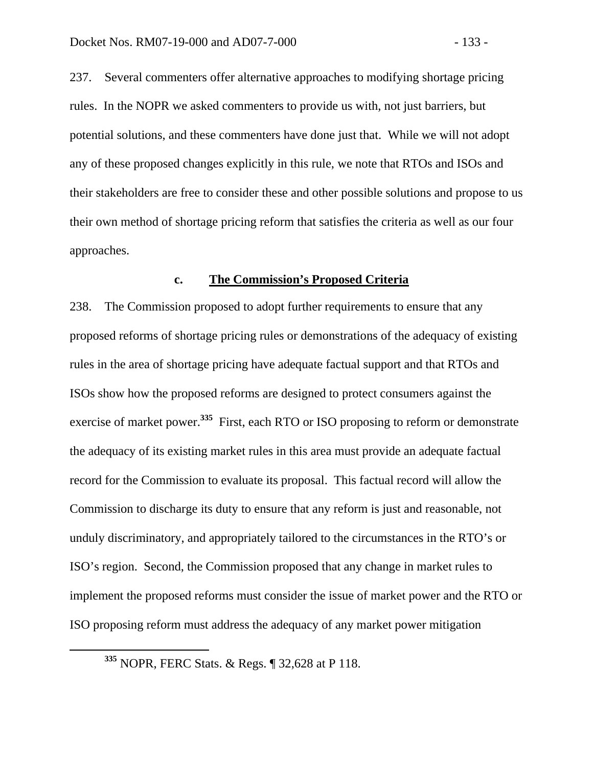237. Several commenters offer alternative approaches to modifying shortage pricing rules. In the NOPR we asked commenters to provide us with, not just barriers, but potential solutions, and these commenters have done just that. While we will not adopt any of these proposed changes explicitly in this rule, we note that RTOs and ISOs and their stakeholders are free to consider these and other possible solutions and propose to us their own method of shortage pricing reform that satisfies the criteria as well as our four approaches.

### c. The Commission's Proposed Criteria

238. The Commission proposed to adopt further requirements to ensure that any proposed reforms of shortage pricing rules or demonstrations of the adequacy of existing rules in the area of shortage pricing have adequate factual support and that RTOs and ISOs show how the proposed reforms are designed to protect consumers against the exercise of market power.[335] First, each RTO or ISO proposing to reform or demonstrate the adequacy of its existing market rules in this area must provide an adequate factual record for the Commission to evaluate its proposal. This factual record will allow the Commission to discharge its duty to ensure that any reform is just and reasonable, not unduly discriminatory, and appropriately tailored to the circumstances in the RTO's or ISO's region. Second, the Commission proposed that any change in market rules to implement the proposed reforms must consider the issue of market power and the RTO or ISO proposing reform must address the adequacy of any market power mitigation

[335] NOPR, FERC Stats. & Regs. ¶ 32,628 at P 118.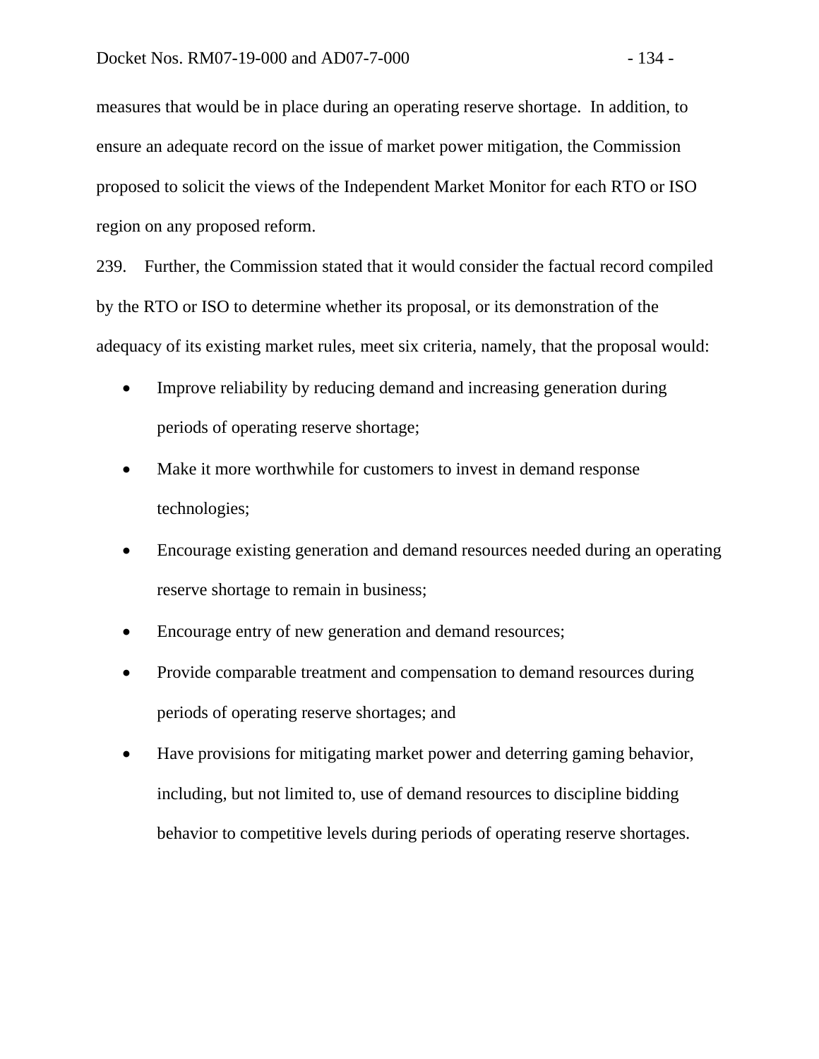measures that would be in place during an operating reserve shortage. In addition, to ensure an adequate record on the issue of market power mitigation, the Commission proposed to solicit the views of the Independent Market Monitor for each RTO or ISO region on any proposed reform.

239. Further, the Commission stated that it would consider the factual record compiled by the RTO or ISO to determine whether its proposal, or its demonstration of the adequacy of its existing market rules, meet six criteria, namely, that the proposal would:

- Improve reliability by reducing demand and increasing generation during periods of operating reserve shortage;
- Make it more worthwhile for customers to invest in demand response technologies;
- Encourage existing generation and demand resources needed during an operating reserve shortage to remain in business;
- Encourage entry of new generation and demand resources;
- Provide comparable treatment and compensation to demand resources during periods of operating reserve shortages; and
- Have provisions for mitigating market power and deterring gaming behavior, including, but not limited to, use of demand resources to discipline bidding behavior to competitive levels during periods of operating reserve shortages.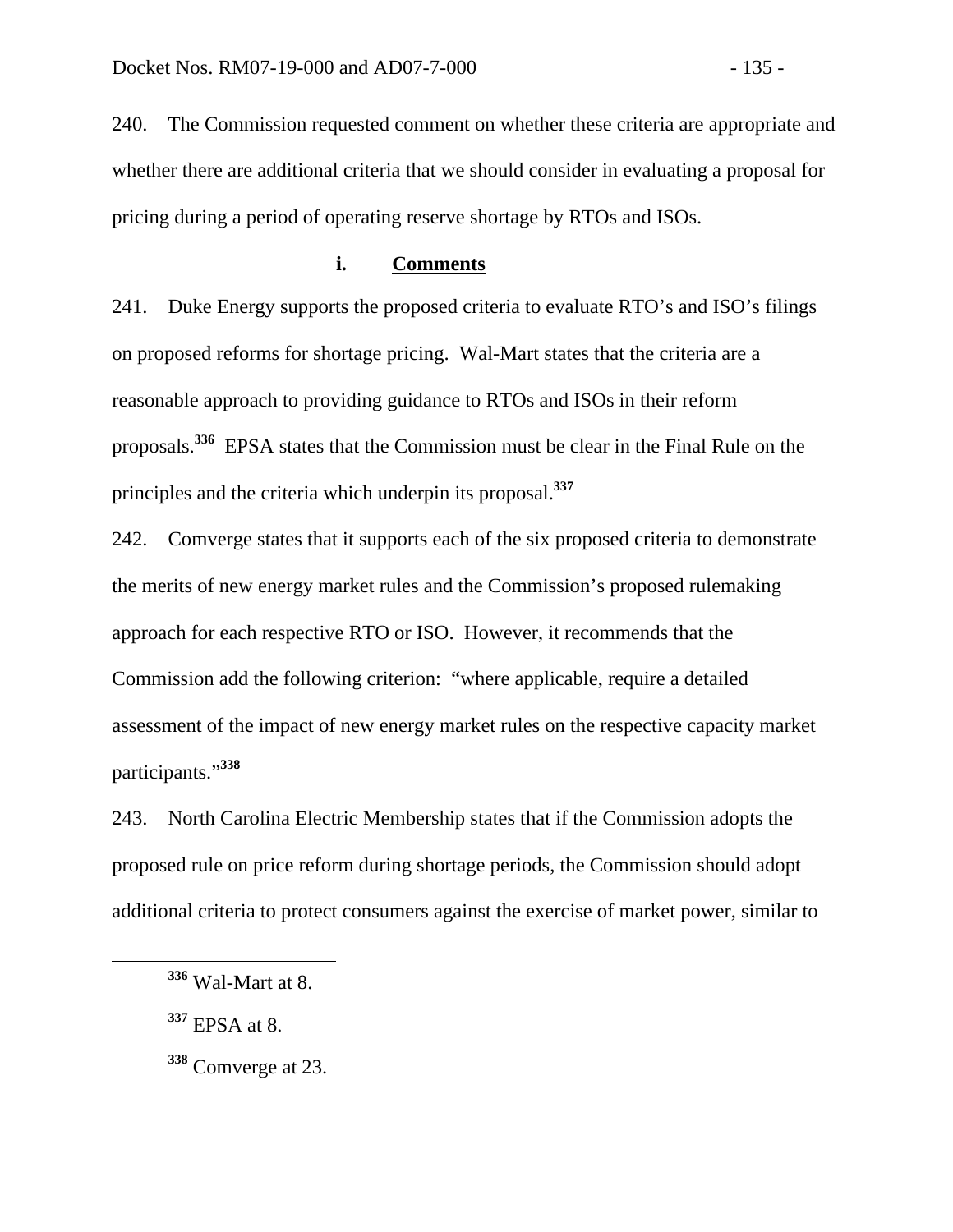240. The Commission requested comment on whether these criteria are appropriate and whether there are additional criteria that we should consider in evaluating a proposal for pricing during a period of operating reserve shortage by RTOs and ISOs.

### i. Comments

241. Duke Energy supports the proposed criteria to evaluate RTO's and ISO's filings on proposed reforms for shortage pricing. Wal-Mart states that the criteria are a reasonable approach to providing guidance to RTOs and ISOs in their reform proposals.[336] EPSA states that the Commission must be clear in the Final Rule on the principles and the criteria which underpin its proposal.[337]

242. Comverge states that it supports each of the six proposed criteria to demonstrate the merits of new energy market rules and the Commission's proposed rulemaking approach for each respective RTO or ISO. However, it recommends that the Commission add the following criterion: "where applicable, require a detailed assessment of the impact of new energy market rules on the respective capacity market participants."[338]

243. North Carolina Electric Membership states that if the Commission adopts the proposed rule on price reform during shortage periods, the Commission should adopt additional criteria to protect consumers against the exercise of market power, similar to

---

[336] Wal-Mart at 8.

[337] EPSA at 8.

[338] Comverge at 23.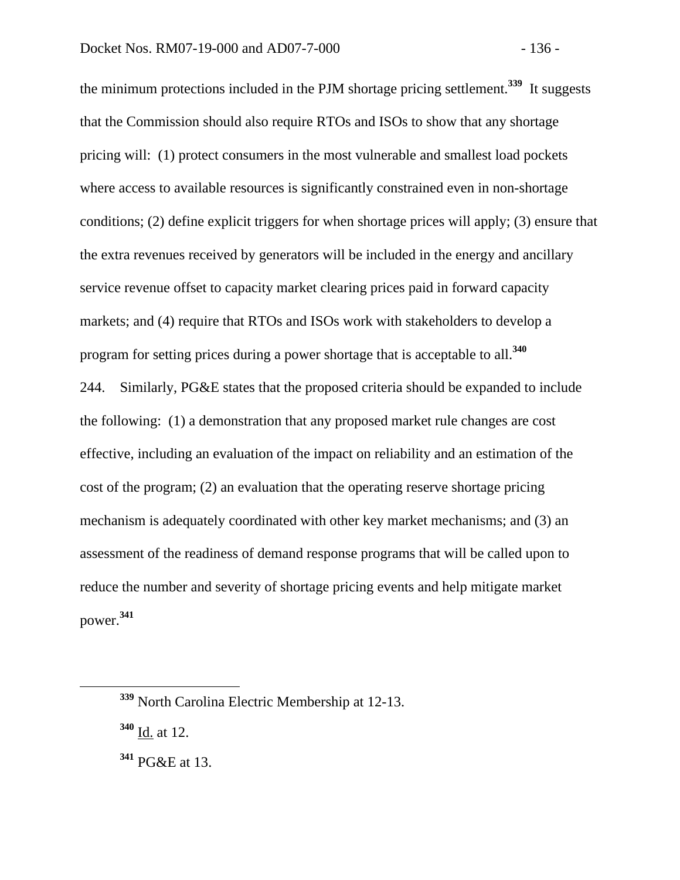the minimum protections included in the PJM shortage pricing settlement.[339] It suggests that the Commission should also require RTOs and ISOs to show that any shortage pricing will: (1) protect consumers in the most vulnerable and smallest load pockets where access to available resources is significantly constrained even in non-shortage conditions; (2) define explicit triggers for when shortage prices will apply; (3) ensure that the extra revenues received by generators will be included in the energy and ancillary service revenue offset to capacity market clearing prices paid in forward capacity markets; and (4) require that RTOs and ISOs work with stakeholders to develop a program for setting prices during a power shortage that is acceptable to all.[340]

244. Similarly, PG&E states that the proposed criteria should be expanded to include the following: (1) a demonstration that any proposed market rule changes are cost effective, including an evaluation of the impact on reliability and an estimation of the cost of the program; (2) an evaluation that the operating reserve shortage pricing mechanism is adequately coordinated with other key market mechanisms; and (3) an assessment of the readiness of demand response programs that will be called upon to reduce the number and severity of shortage pricing events and help mitigate market power.[341]

---

[339] North Carolina Electric Membership at 12-13.

[340] Id. at 12.

[341] PG&E at 13.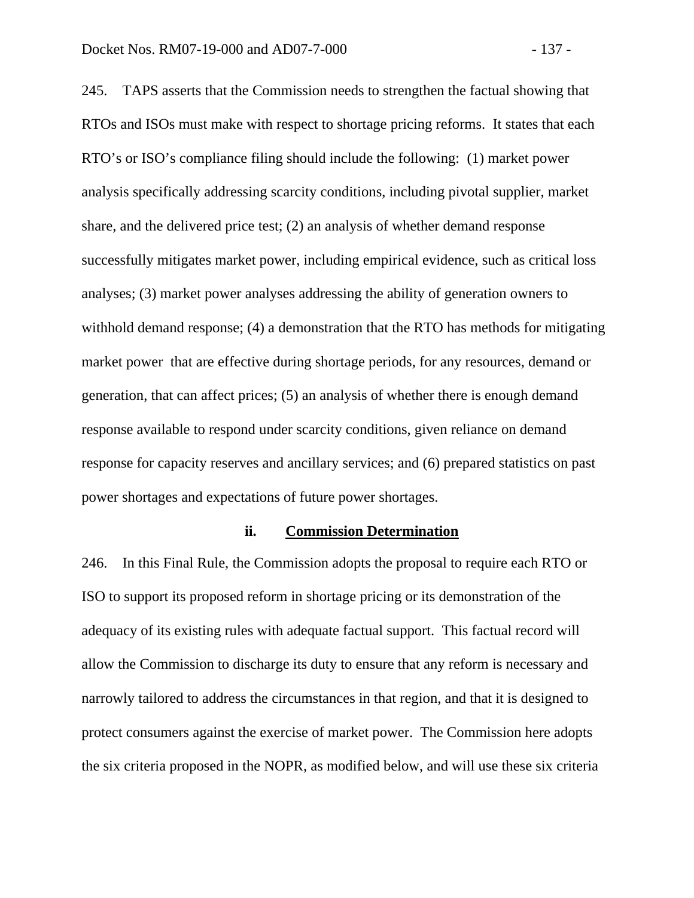245. TAPS asserts that the Commission needs to strengthen the factual showing that RTOs and ISOs must make with respect to shortage pricing reforms. It states that each RTO's or ISO's compliance filing should include the following: (1) market power analysis specifically addressing scarcity conditions, including pivotal supplier, market share, and the delivered price test; (2) an analysis of whether demand response successfully mitigates market power, including empirical evidence, such as critical loss analyses; (3) market power analyses addressing the ability of generation owners to withhold demand response; (4) a demonstration that the RTO has methods for mitigating market power that are effective during shortage periods, for any resources, demand or generation, that can affect prices; (5) an analysis of whether there is enough demand response available to respond under scarcity conditions, given reliance on demand response for capacity reserves and ancillary services; and (6) prepared statistics on past power shortages and expectations of future power shortages.

#### ii. Commission Determination

246. In this Final Rule, the Commission adopts the proposal to require each RTO or ISO to support its proposed reform in shortage pricing or its demonstration of the adequacy of its existing rules with adequate factual support. This factual record will allow the Commission to discharge its duty to ensure that any reform is necessary and narrowly tailored to address the circumstances in that region, and that it is designed to protect consumers against the exercise of market power. The Commission here adopts the six criteria proposed in the NOPR, as modified below, and will use these six criteria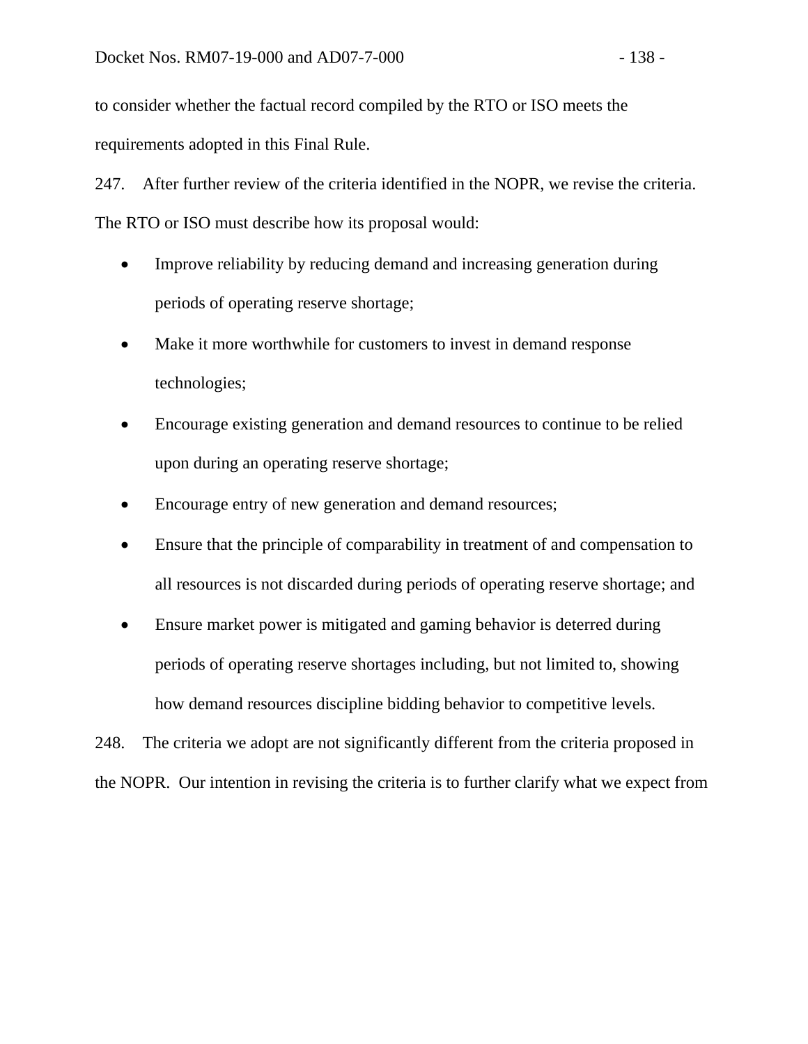to consider whether the factual record compiled by the RTO or ISO meets the requirements adopted in this Final Rule.

247. After further review of the criteria identified in the NOPR, we revise the criteria. The RTO or ISO must describe how its proposal would:

- Improve reliability by reducing demand and increasing generation during periods of operating reserve shortage;
- Make it more worthwhile for customers to invest in demand response technologies;
- Encourage existing generation and demand resources to continue to be relied upon during an operating reserve shortage;
- Encourage entry of new generation and demand resources;
- Ensure that the principle of comparability in treatment of and compensation to all resources is not discarded during periods of operating reserve shortage; and
- Ensure market power is mitigated and gaming behavior is deterred during periods of operating reserve shortages including, but not limited to, showing how demand resources discipline bidding behavior to competitive levels.

248. The criteria we adopt are not significantly different from the criteria proposed in the NOPR. Our intention in revising the criteria is to further clarify what we expect from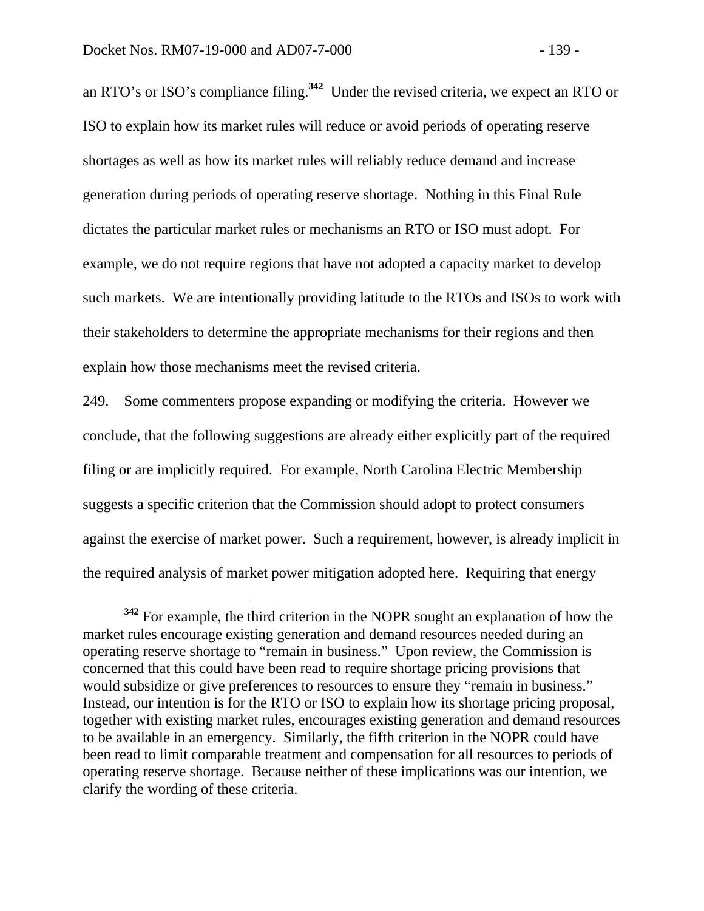an RTO's or ISO's compliance filing.[342] Under the revised criteria, we expect an RTO or ISO to explain how its market rules will reduce or avoid periods of operating reserve shortages as well as how its market rules will reliably reduce demand and increase generation during periods of operating reserve shortage. Nothing in this Final Rule dictates the particular market rules or mechanisms an RTO or ISO must adopt. For example, we do not require regions that have not adopted a capacity market to develop such markets. We are intentionally providing latitude to the RTOs and ISOs to work with their stakeholders to determine the appropriate mechanisms for their regions and then explain how those mechanisms meet the revised criteria.

249. Some commenters propose expanding or modifying the criteria. However we conclude, that the following suggestions are already either explicitly part of the required filing or are implicitly required. For example, North Carolina Electric Membership suggests a specific criterion that the Commission should adopt to protect consumers against the exercise of market power. Such a requirement, however, is already implicit in the required analysis of market power mitigation adopted here. Requiring that energy

---

[342] For example, the third criterion in the NOPR sought an explanation of how the market rules encourage existing generation and demand resources needed during an operating reserve shortage to "remain in business." Upon review, the Commission is concerned that this could have been read to require shortage pricing provisions that would subsidize or give preferences to resources to ensure they "remain in business." Instead, our intention is for the RTO or ISO to explain how its shortage pricing proposal, together with existing market rules, encourages existing generation and demand resources to be available in an emergency. Similarly, the fifth criterion in the NOPR could have been read to limit comparable treatment and compensation for all resources to periods of operating reserve shortage. Because neither of these implications was our intention, we clarify the wording of these criteria.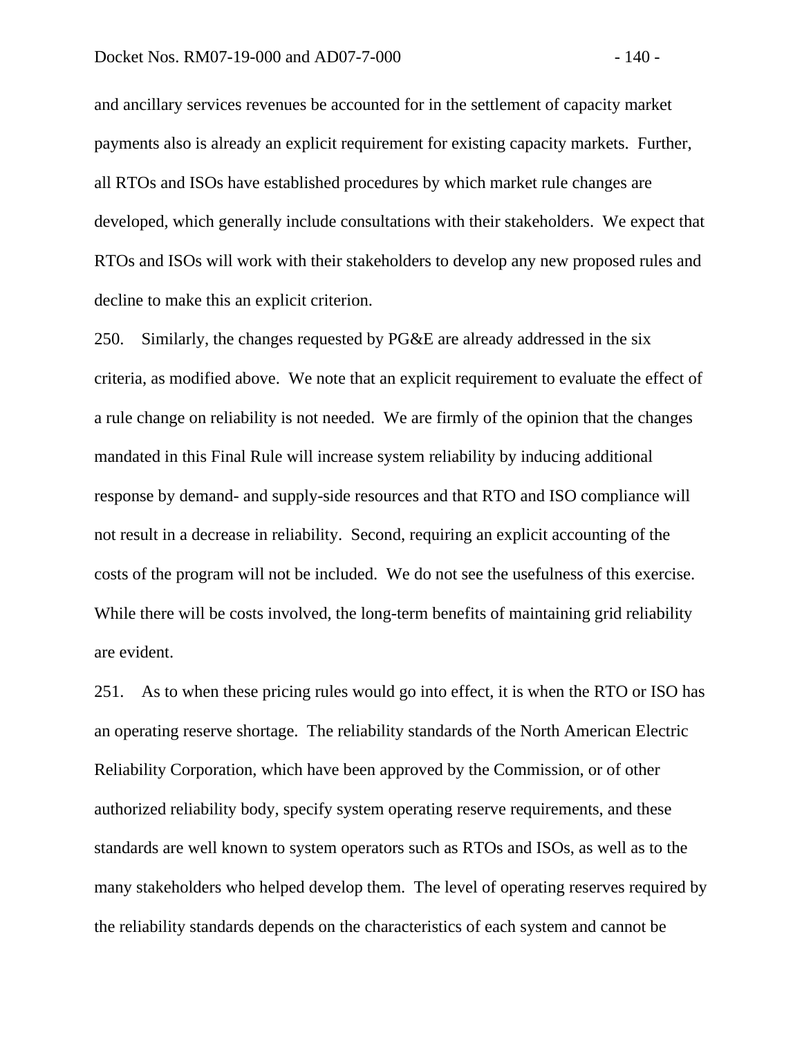and ancillary services revenues be accounted for in the settlement of capacity market payments also is already an explicit requirement for existing capacity markets. Further, all RTOs and ISOs have established procedures by which market rule changes are developed, which generally include consultations with their stakeholders. We expect that RTOs and ISOs will work with their stakeholders to develop any new proposed rules and decline to make this an explicit criterion.

250. Similarly, the changes requested by PG&E are already addressed in the six criteria, as modified above. We note that an explicit requirement to evaluate the effect of a rule change on reliability is not needed. We are firmly of the opinion that the changes mandated in this Final Rule will increase system reliability by inducing additional response by demand- and supply-side resources and that RTO and ISO compliance will not result in a decrease in reliability. Second, requiring an explicit accounting of the costs of the program will not be included. We do not see the usefulness of this exercise. While there will be costs involved, the long-term benefits of maintaining grid reliability are evident.

251. As to when these pricing rules would go into effect, it is when the RTO or ISO has an operating reserve shortage. The reliability standards of the North American Electric Reliability Corporation, which have been approved by the Commission, or of other authorized reliability body, specify system operating reserve requirements, and these standards are well known to system operators such as RTOs and ISOs, as well as to the many stakeholders who helped develop them. The level of operating reserves required by the reliability standards depends on the characteristics of each system and cannot be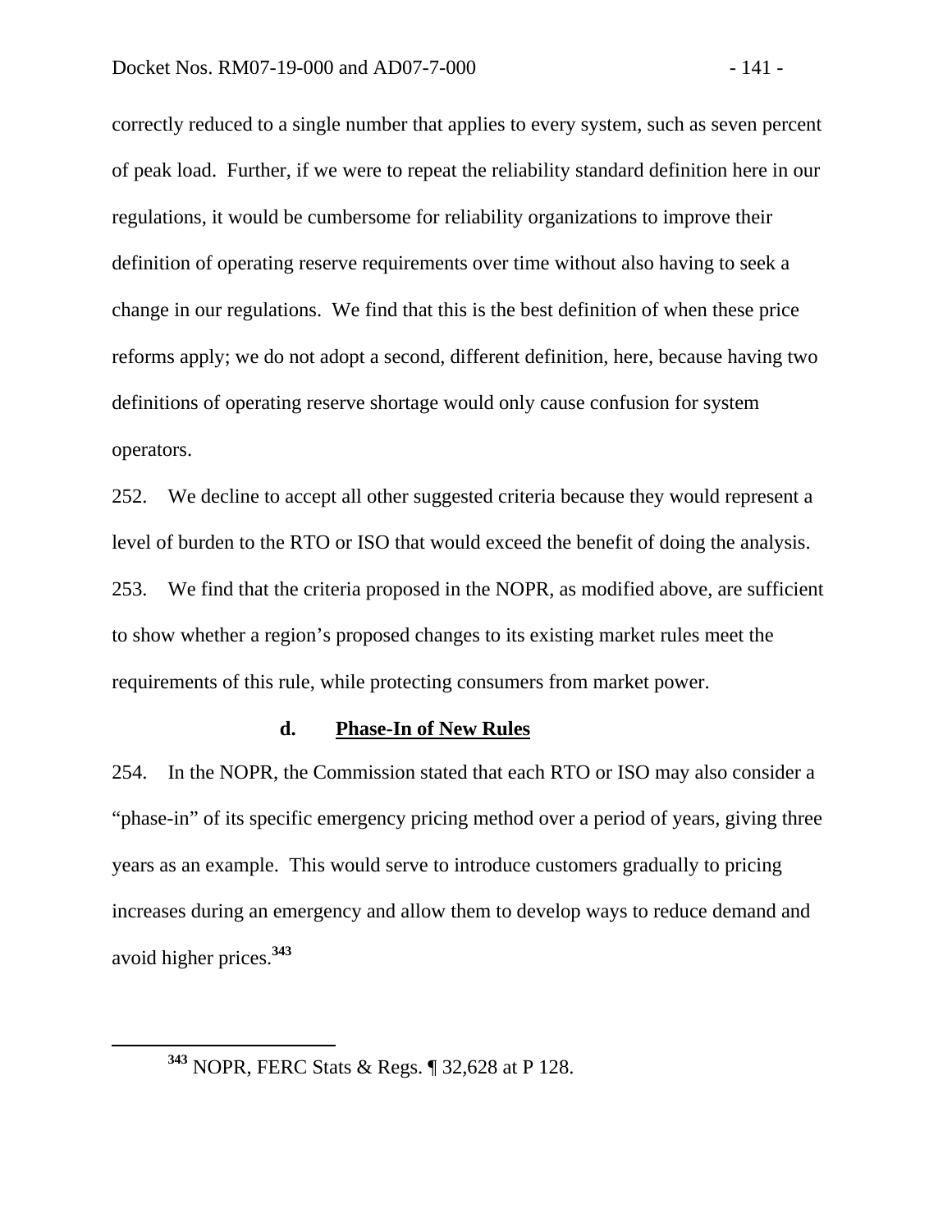correctly reduced to a single number that applies to every system, such as seven percent of peak load. Further, if we were to repeat the reliability standard definition here in our regulations, it would be cumbersome for reliability organizations to improve their definition of operating reserve requirements over time without also having to seek a change in our regulations. We find that this is the best definition of when these price reforms apply; we do not adopt a second, different definition, here, because having two definitions of operating reserve shortage would only cause confusion for system operators.

252. We decline to accept all other suggested criteria because they would represent a level of burden to the RTO or ISO that would exceed the benefit of doing the analysis.

253. We find that the criteria proposed in the NOPR, as modified above, are sufficient to show whether a region's proposed changes to its existing market rules meet the requirements of this rule, while protecting consumers from market power.

#### d. Phase-In of New Rules

254. In the NOPR, the Commission stated that each RTO or ISO may also consider a "phase-in" of its specific emergency pricing method over a period of years, giving three years as an example. This would serve to introduce customers gradually to pricing increases during an emergency and allow them to develop ways to reduce demand and avoid higher prices.[343]

---

[343] NOPR, FERC Stats & Regs. ¶ 32,628 at P 128.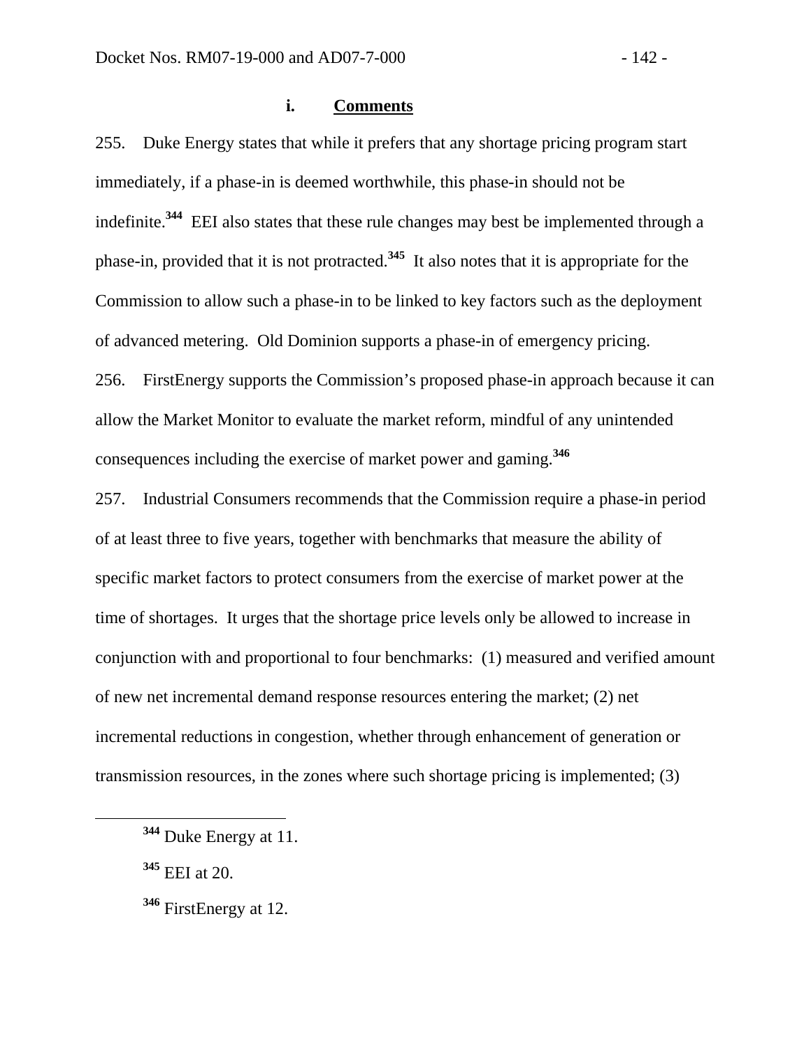### i. Comments

255. Duke Energy states that while it prefers that any shortage pricing program start immediately, if a phase-in is deemed worthwhile, this phase-in should not be indefinite.[344] EEI also states that these rule changes may best be implemented through a phase-in, provided that it is not protracted.[345] It also notes that it is appropriate for the Commission to allow such a phase-in to be linked to key factors such as the deployment of advanced metering. Old Dominion supports a phase-in of emergency pricing.

256. FirstEnergy supports the Commission's proposed phase-in approach because it can allow the Market Monitor to evaluate the market reform, mindful of any unintended consequences including the exercise of market power and gaming.[346]

257. Industrial Consumers recommends that the Commission require a phase-in period of at least three to five years, together with benchmarks that measure the ability of specific market factors to protect consumers from the exercise of market power at the time of shortages. It urges that the shortage price levels only be allowed to increase in conjunction with and proportional to four benchmarks: (1) measured and verified amount of new net incremental demand response resources entering the market; (2) net incremental reductions in congestion, whether through enhancement of generation or transmission resources, in the zones where such shortage pricing is implemented; (3)

---

[344] Duke Energy at 11.

[345] EEI at 20.

[346] FirstEnergy at 12.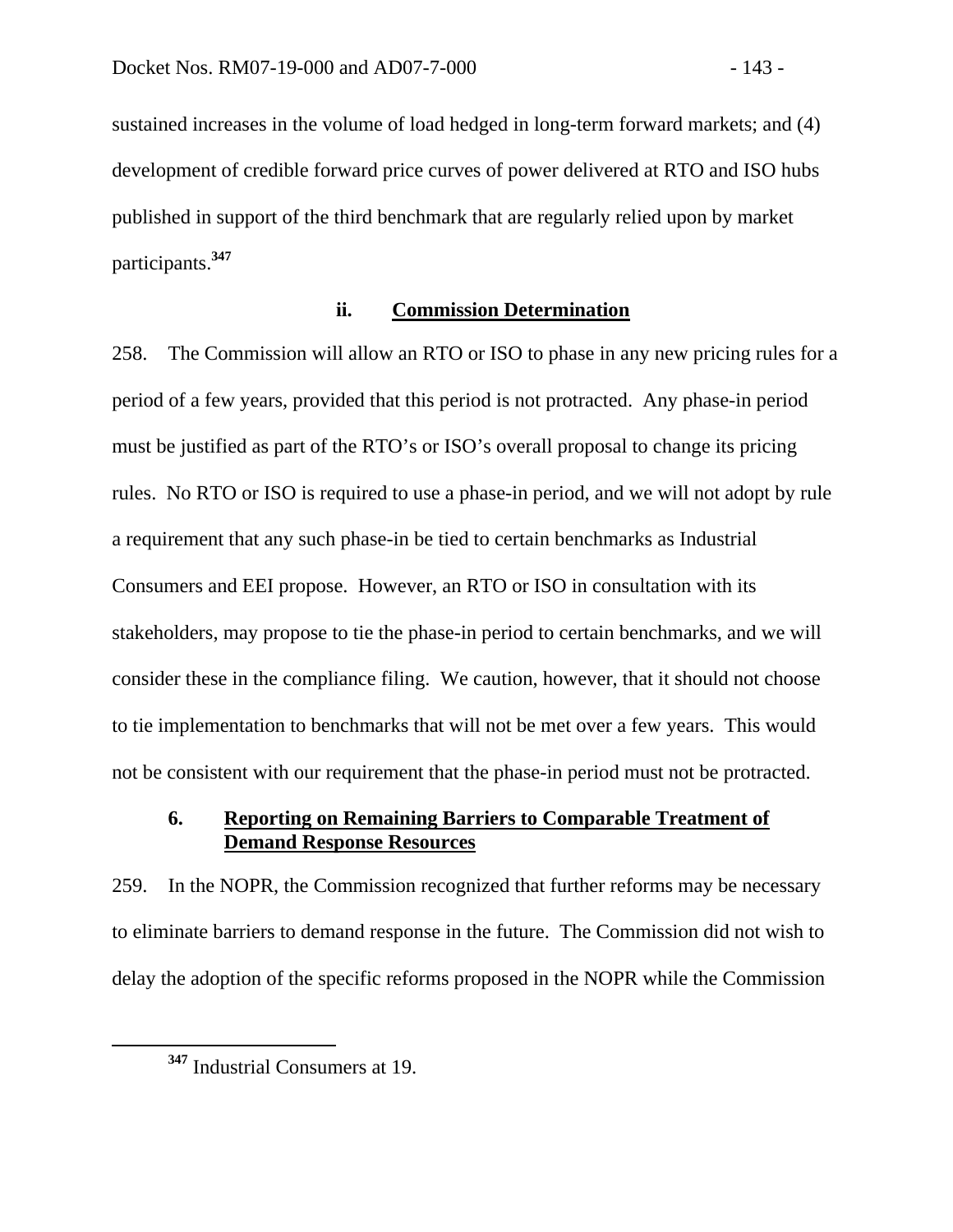sustained increases in the volume of load hedged in long-term forward markets; and (4) development of credible forward price curves of power delivered at RTO and ISO hubs published in support of the third benchmark that are regularly relied upon by market participants.[347]

#### ii. Commission Determination

258. The Commission will allow an RTO or ISO to phase in any new pricing rules for a period of a few years, provided that this period is not protracted. Any phase-in period must be justified as part of the RTO's or ISO's overall proposal to change its pricing rules. No RTO or ISO is required to use a phase-in period, and we will not adopt by rule a requirement that any such phase-in be tied to certain benchmarks as Industrial Consumers and EEI propose. However, an RTO or ISO in consultation with its stakeholders, may propose to tie the phase-in period to certain benchmarks, and we will consider these in the compliance filing. We caution, however, that it should not choose to tie implementation to benchmarks that will not be met over a few years. This would not be consistent with our requirement that the phase-in period must not be protracted.

### 6. Reporting on Remaining Barriers to Comparable Treatment of Demand Response Resources

259. In the NOPR, the Commission recognized that further reforms may be necessary to eliminate barriers to demand response in the future. The Commission did not wish to delay the adoption of the specific reforms proposed in the NOPR while the Commission

---

[347] Industrial Consumers at 19.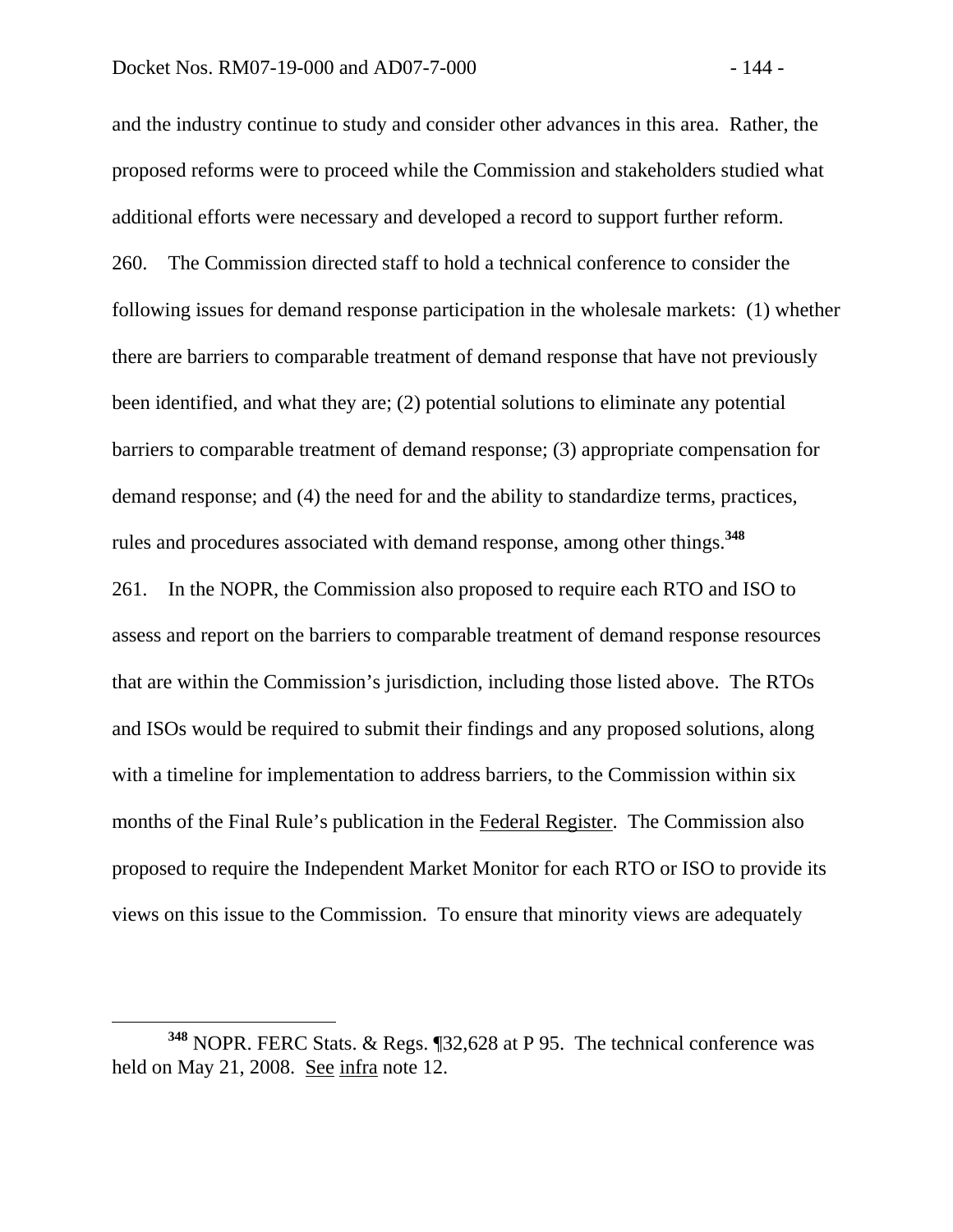and the industry continue to study and consider other advances in this area. Rather, the proposed reforms were to proceed while the Commission and stakeholders studied what additional efforts were necessary and developed a record to support further reform.

260. The Commission directed staff to hold a technical conference to consider the following issues for demand response participation in the wholesale markets: (1) whether there are barriers to comparable treatment of demand response that have not previously been identified, and what they are; (2) potential solutions to eliminate any potential barriers to comparable treatment of demand response; (3) appropriate compensation for demand response; and (4) the need for and the ability to standardize terms, practices, rules and procedures associated with demand response, among other things.[348]

261. In the NOPR, the Commission also proposed to require each RTO and ISO to assess and report on the barriers to comparable treatment of demand response resources that are within the Commission's jurisdiction, including those listed above. The RTOs and ISOs would be required to submit their findings and any proposed solutions, along with a timeline for implementation to address barriers, to the Commission within six months of the Final Rule's publication in the Federal Register. The Commission also proposed to require the Independent Market Monitor for each RTO or ISO to provide its views on this issue to the Commission. To ensure that minority views are adequately

---

[348] NOPR. FERC Stats. & Regs. ¶32,628 at P 95. The technical conference was held on May 21, 2008. See infra note 12.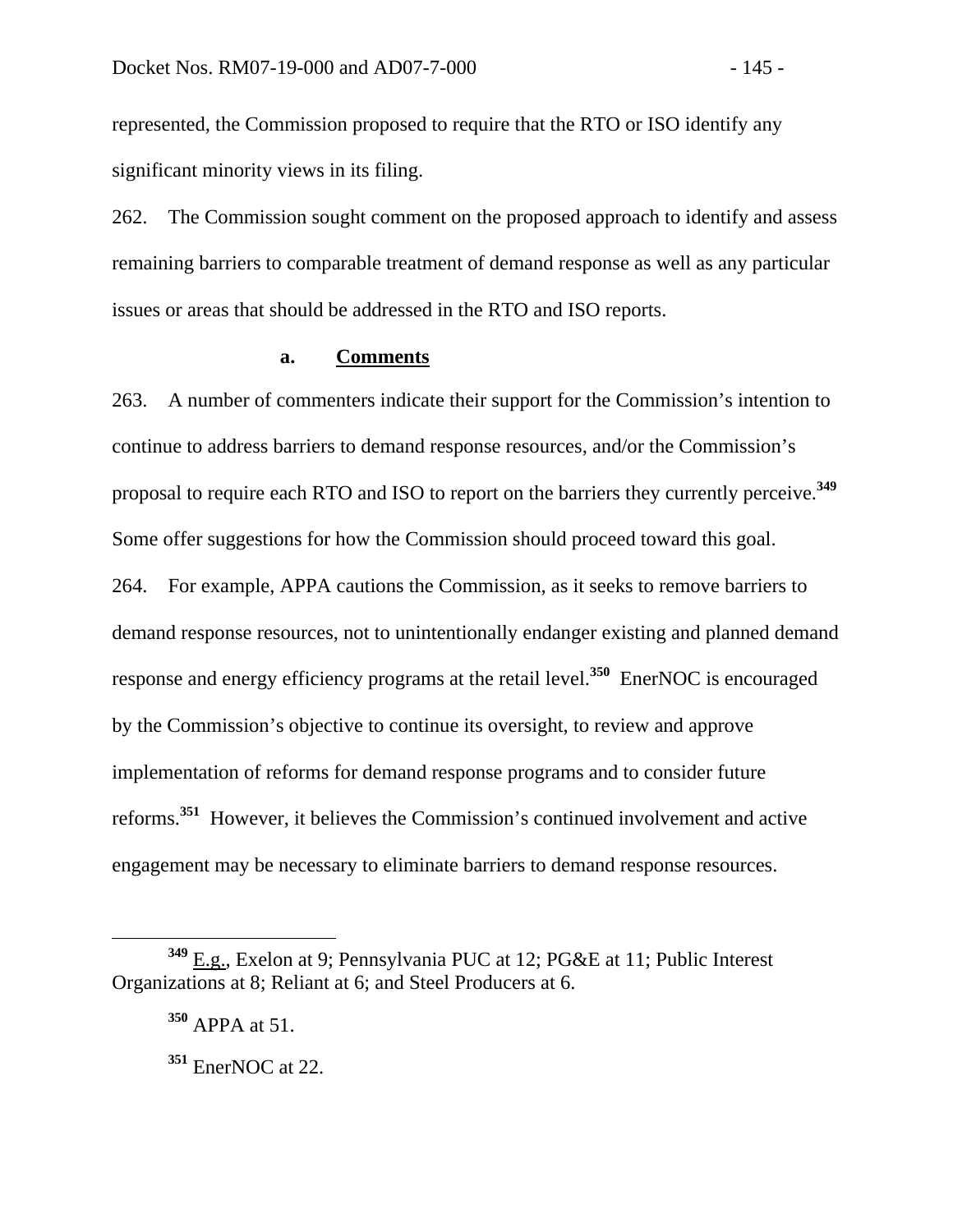represented, the Commission proposed to require that the RTO or ISO identify any significant minority views in its filing.

262. The Commission sought comment on the proposed approach to identify and assess remaining barriers to comparable treatment of demand response as well as any particular issues or areas that should be addressed in the RTO and ISO reports.

### a. Comments

263. A number of commenters indicate their support for the Commission's intention to continue to address barriers to demand response resources, and/or the Commission's proposal to require each RTO and ISO to report on the barriers they currently perceive.[349] Some offer suggestions for how the Commission should proceed toward this goal.

264. For example, APPA cautions the Commission, as it seeks to remove barriers to demand response resources, not to unintentionally endanger existing and planned demand response and energy efficiency programs at the retail level.[350] EnerNOC is encouraged by the Commission's objective to continue its oversight, to review and approve implementation of reforms for demand response programs and to consider future reforms.[351] However, it believes the Commission's continued involvement and active engagement may be necessary to eliminate barriers to demand response resources.

---

[349] E.g., Exelon at 9; Pennsylvania PUC at 12; PG&E at 11; Public Interest Organizations at 8; Reliant at 6; and Steel Producers at 6.

[350] APPA at 51.

[351] EnerNOC at 22.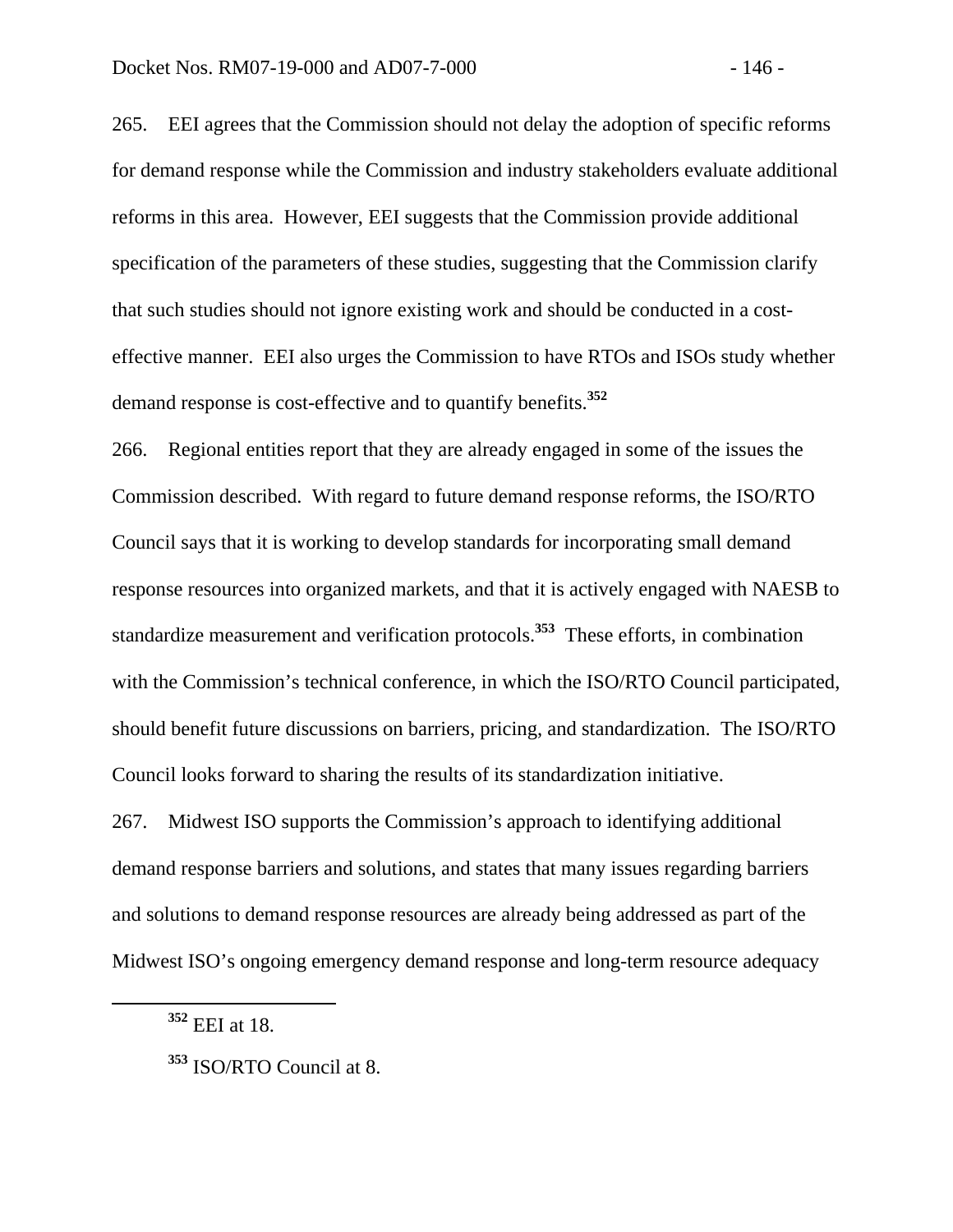265. EEI agrees that the Commission should not delay the adoption of specific reforms for demand response while the Commission and industry stakeholders evaluate additional reforms in this area. However, EEI suggests that the Commission provide additional specification of the parameters of these studies, suggesting that the Commission clarify that such studies should not ignore existing work and should be conducted in a cost-effective manner. EEI also urges the Commission to have RTOs and ISOs study whether demand response is cost-effective and to quantify benefits.[352]

266. Regional entities report that they are already engaged in some of the issues the Commission described. With regard to future demand response reforms, the ISO/RTO Council says that it is working to develop standards for incorporating small demand response resources into organized markets, and that it is actively engaged with NAESB to standardize measurement and verification protocols.[353] These efforts, in combination with the Commission's technical conference, in which the ISO/RTO Council participated, should benefit future discussions on barriers, pricing, and standardization. The ISO/RTO Council looks forward to sharing the results of its standardization initiative.

267. Midwest ISO supports the Commission's approach to identifying additional demand response barriers and solutions, and states that many issues regarding barriers and solutions to demand response resources are already being addressed as part of the Midwest ISO's ongoing emergency demand response and long-term resource adequacy

---

[352] EEI at 18.

[353] ISO/RTO Council at 8.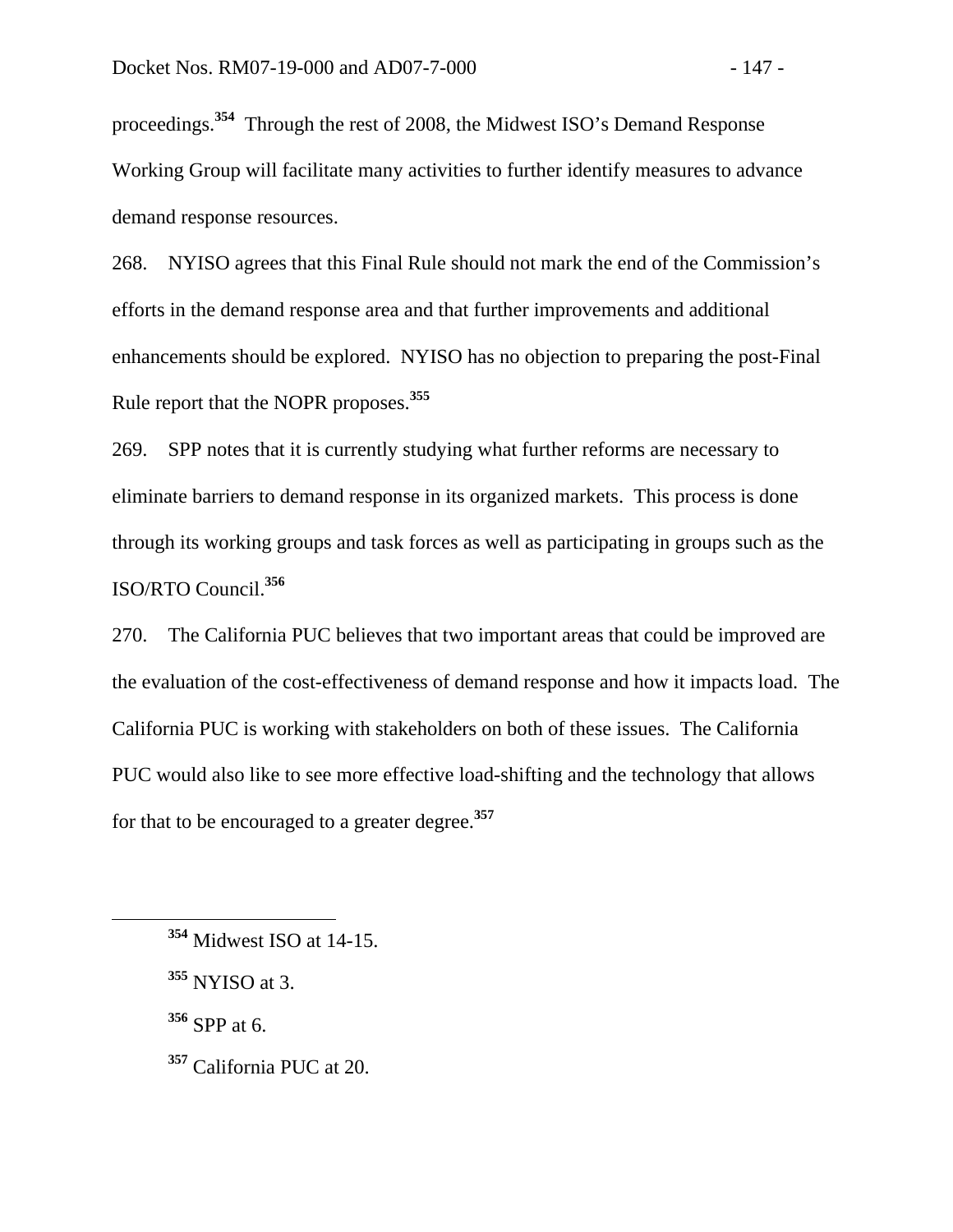proceedings.[354] Through the rest of 2008, the Midwest ISO's Demand Response Working Group will facilitate many activities to further identify measures to advance demand response resources.

268. NYISO agrees that this Final Rule should not mark the end of the Commission's efforts in the demand response area and that further improvements and additional enhancements should be explored. NYISO has no objection to preparing the post-Final Rule report that the NOPR proposes.[355]

269. SPP notes that it is currently studying what further reforms are necessary to eliminate barriers to demand response in its organized markets. This process is done through its working groups and task forces as well as participating in groups such as the ISO/RTO Council.[356]

270. The California PUC believes that two important areas that could be improved are the evaluation of the cost-effectiveness of demand response and how it impacts load. The California PUC is working with stakeholders on both of these issues. The California PUC would also like to see more effective load-shifting and the technology that allows for that to be encouraged to a greater degree.[357]

---

[354] Midwest ISO at 14-15.

[355] NYISO at 3.

[356] SPP at 6.

[357] California PUC at 20.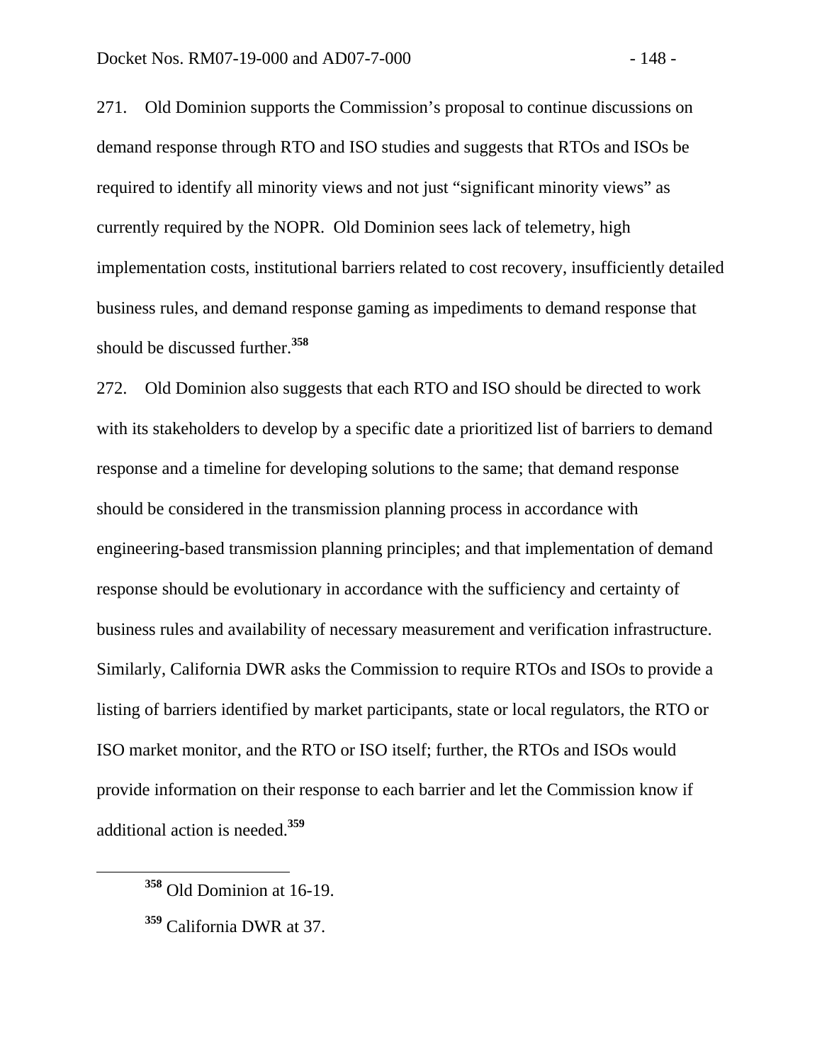271. Old Dominion supports the Commission's proposal to continue discussions on demand response through RTO and ISO studies and suggests that RTOs and ISOs be required to identify all minority views and not just "significant minority views" as currently required by the NOPR. Old Dominion sees lack of telemetry, high implementation costs, institutional barriers related to cost recovery, insufficiently detailed business rules, and demand response gaming as impediments to demand response that should be discussed further.[358]

272. Old Dominion also suggests that each RTO and ISO should be directed to work with its stakeholders to develop by a specific date a prioritized list of barriers to demand response and a timeline for developing solutions to the same; that demand response should be considered in the transmission planning process in accordance with engineering-based transmission planning principles; and that implementation of demand response should be evolutionary in accordance with the sufficiency and certainty of business rules and availability of necessary measurement and verification infrastructure. Similarly, California DWR asks the Commission to require RTOs and ISOs to provide a listing of barriers identified by market participants, state or local regulators, the RTO or ISO market monitor, and the RTO or ISO itself; further, the RTOs and ISOs would provide information on their response to each barrier and let the Commission know if additional action is needed.[359]

---

[358] Old Dominion at 16-19.

[359] California DWR at 37.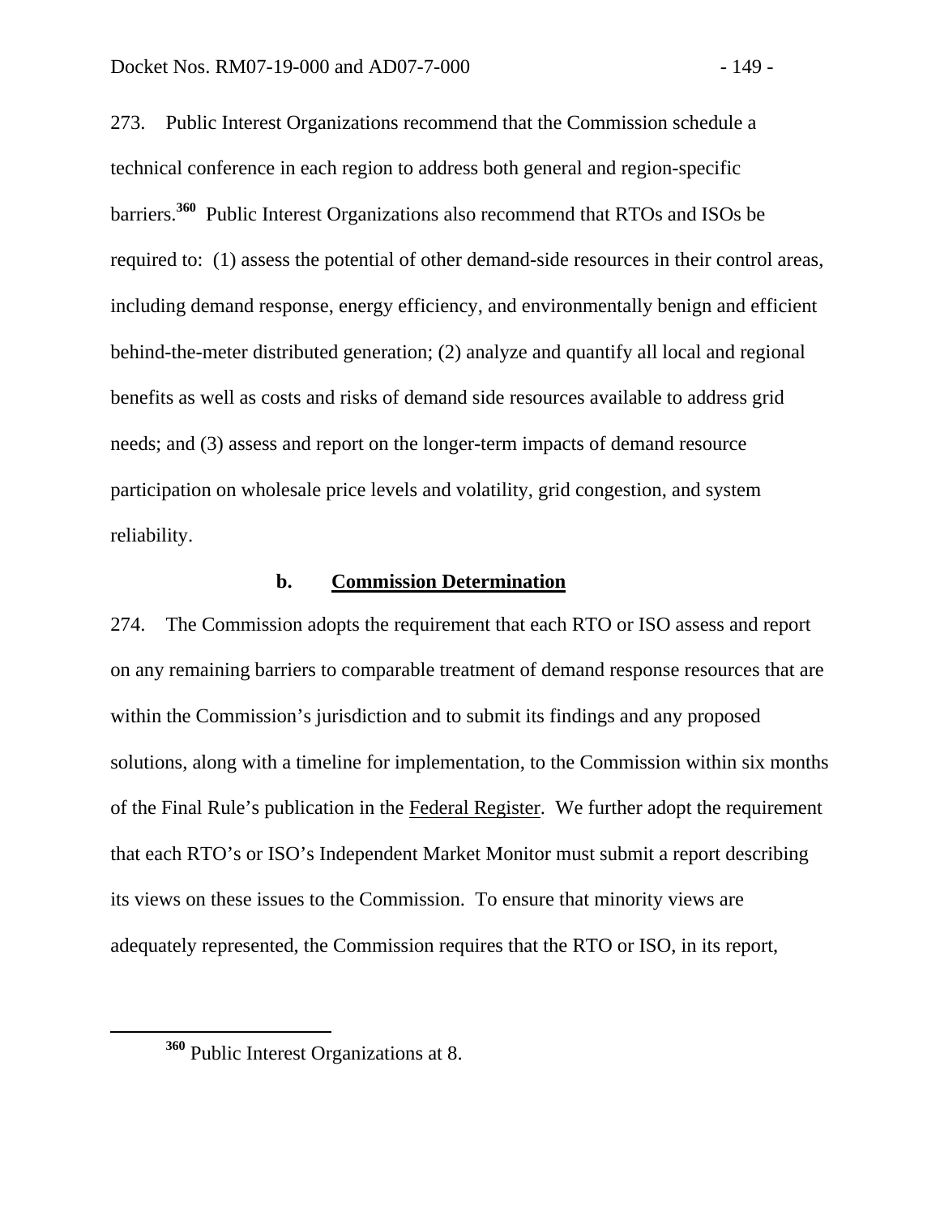273. Public Interest Organizations recommend that the Commission schedule a technical conference in each region to address both general and region-specific barriers.[360] Public Interest Organizations also recommend that RTOs and ISOs be required to: (1) assess the potential of other demand-side resources in their control areas, including demand response, energy efficiency, and environmentally benign and efficient behind-the-meter distributed generation; (2) analyze and quantify all local and regional benefits as well as costs and risks of demand side resources available to address grid needs; and (3) assess and report on the longer-term impacts of demand resource participation on wholesale price levels and volatility, grid congestion, and system reliability.

### b. Commission Determination

274. The Commission adopts the requirement that each RTO or ISO assess and report on any remaining barriers to comparable treatment of demand response resources that are within the Commission's jurisdiction and to submit its findings and any proposed solutions, along with a timeline for implementation, to the Commission within six months of the Final Rule's publication in the Federal Register. We further adopt the requirement that each RTO's or ISO's Independent Market Monitor must submit a report describing its views on these issues to the Commission. To ensure that minority views are adequately represented, the Commission requires that the RTO or ISO, in its report,

[360] Public Interest Organizations at 8.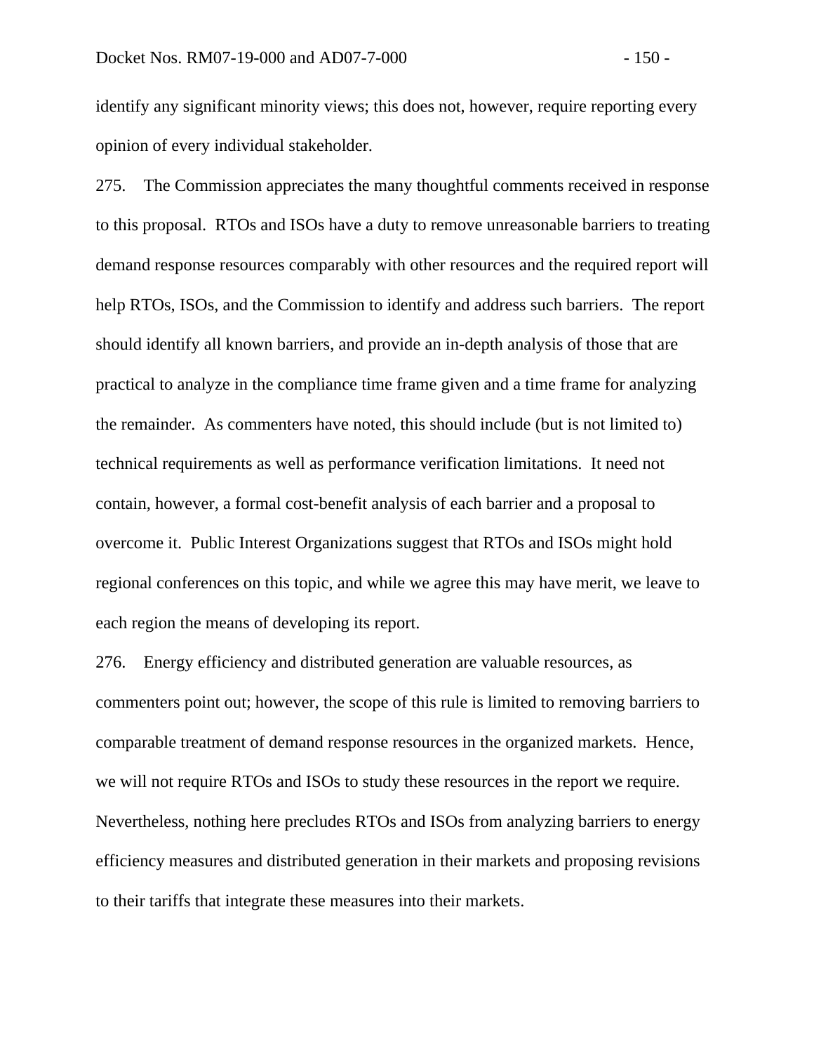identify any significant minority views; this does not, however, require reporting every opinion of every individual stakeholder.

275. The Commission appreciates the many thoughtful comments received in response to this proposal. RTOs and ISOs have a duty to remove unreasonable barriers to treating demand response resources comparably with other resources and the required report will help RTOs, ISOs, and the Commission to identify and address such barriers. The report should identify all known barriers, and provide an in-depth analysis of those that are practical to analyze in the compliance time frame given and a time frame for analyzing the remainder. As commenters have noted, this should include (but is not limited to) technical requirements as well as performance verification limitations. It need not contain, however, a formal cost-benefit analysis of each barrier and a proposal to overcome it. Public Interest Organizations suggest that RTOs and ISOs might hold regional conferences on this topic, and while we agree this may have merit, we leave to each region the means of developing its report.

276. Energy efficiency and distributed generation are valuable resources, as commenters point out; however, the scope of this rule is limited to removing barriers to comparable treatment of demand response resources in the organized markets. Hence, we will not require RTOs and ISOs to study these resources in the report we require. Nevertheless, nothing here precludes RTOs and ISOs from analyzing barriers to energy efficiency measures and distributed generation in their markets and proposing revisions to their tariffs that integrate these measures into their markets.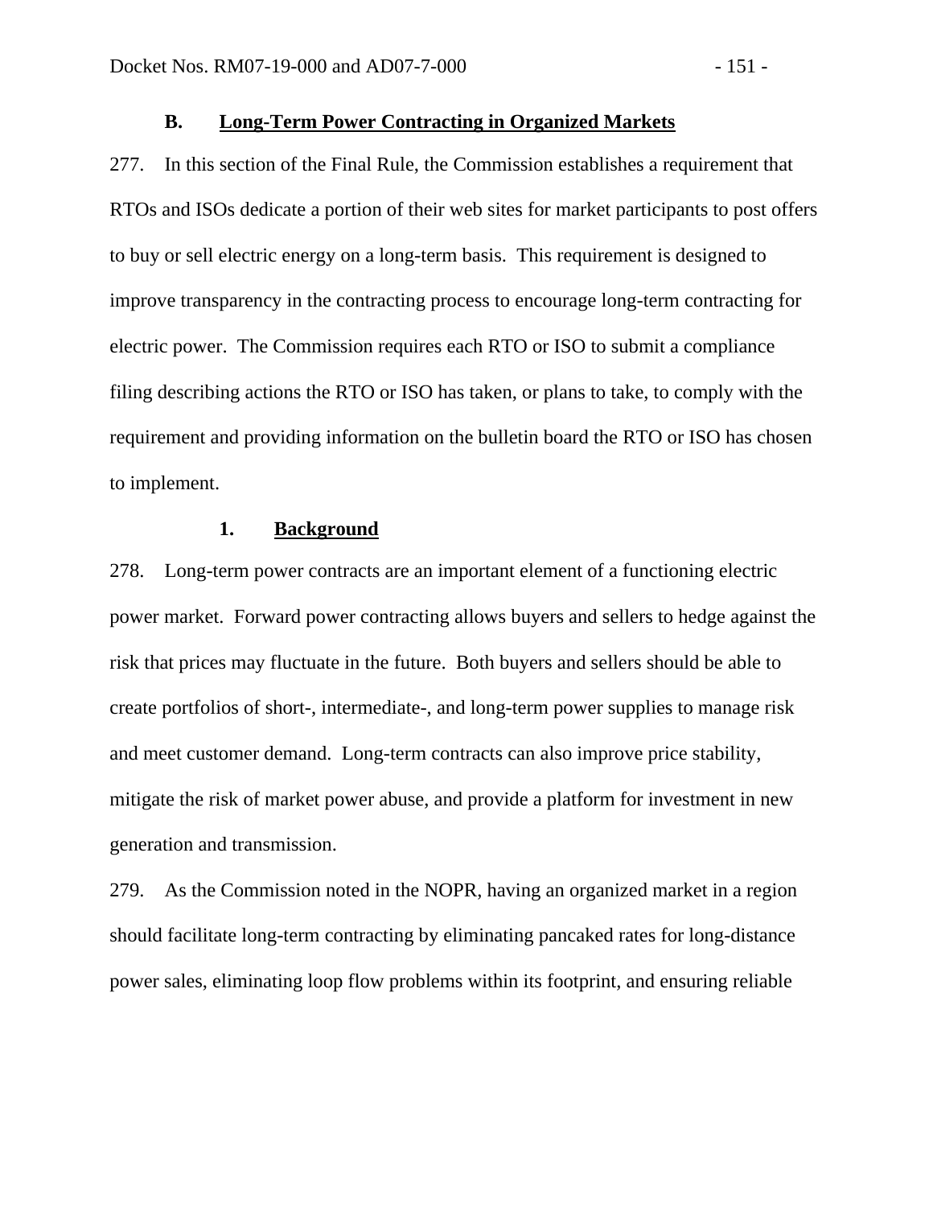## B. Long-Term Power Contracting in Organized Markets

277. In this section of the Final Rule, the Commission establishes a requirement that RTOs and ISOs dedicate a portion of their web sites for market participants to post offers to buy or sell electric energy on a long-term basis. This requirement is designed to improve transparency in the contracting process to encourage long-term contracting for electric power. The Commission requires each RTO or ISO to submit a compliance filing describing actions the RTO or ISO has taken, or plans to take, to comply with the requirement and providing information on the bulletin board the RTO or ISO has chosen to implement.

### 1. Background

278. Long-term power contracts are an important element of a functioning electric power market. Forward power contracting allows buyers and sellers to hedge against the risk that prices may fluctuate in the future. Both buyers and sellers should be able to create portfolios of short-, intermediate-, and long-term power supplies to manage risk and meet customer demand. Long-term contracts can also improve price stability, mitigate the risk of market power abuse, and provide a platform for investment in new generation and transmission.

279. As the Commission noted in the NOPR, having an organized market in a region should facilitate long-term contracting by eliminating pancaked rates for long-distance power sales, eliminating loop flow problems within its footprint, and ensuring reliable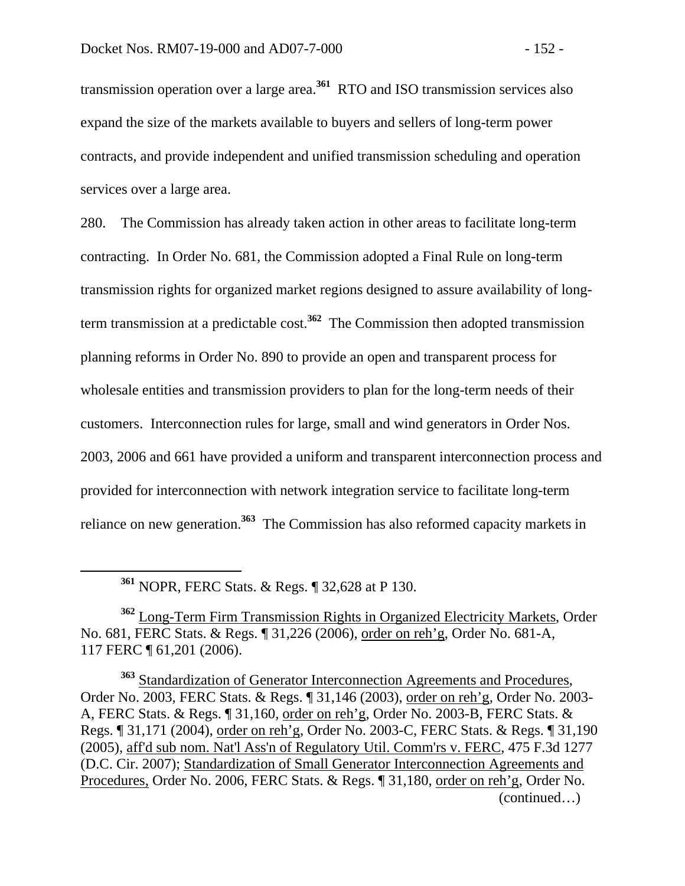transmission operation over a large area.[361] RTO and ISO transmission services also expand the size of the markets available to buyers and sellers of long-term power contracts, and provide independent and unified transmission scheduling and operation services over a large area.

280. The Commission has already taken action in other areas to facilitate long-term contracting. In Order No. 681, the Commission adopted a Final Rule on long-term transmission rights for organized market regions designed to assure availability of long-term transmission at a predictable cost.[362] The Commission then adopted transmission planning reforms in Order No. 890 to provide an open and transparent process for wholesale entities and transmission providers to plan for the long-term needs of their customers. Interconnection rules for large, small and wind generators in Order Nos. 2003, 2006 and 661 have provided a uniform and transparent interconnection process and provided for interconnection with network integration service to facilitate long-term reliance on new generation.[363] The Commission has also reformed capacity markets in

---

[361] NOPR, FERC Stats. & Regs. ¶ 32,628 at P 130.

[362] Long-Term Firm Transmission Rights in Organized Electricity Markets, Order No. 681, FERC Stats. & Regs. ¶ 31,226 (2006), order on reh'g, Order No. 681-A, 117 FERC ¶ 61,201 (2006).

[363] Standardization of Generator Interconnection Agreements and Procedures, Order No. 2003, FERC Stats. & Regs. ¶ 31,146 (2003), order on reh'g, Order No. 2003-A, FERC Stats. & Regs. ¶ 31,160, order on reh'g, Order No. 2003-B, FERC Stats. & Regs. ¶ 31,171 (2004), order on reh'g, Order No. 2003-C, FERC Stats. & Regs. ¶ 31,190 (2005), aff'd sub nom. Nat'l Ass'n of Regulatory Util. Comm'rs v. FERC, 475 F.3d 1277 (D.C. Cir. 2007); Standardization of Small Generator Interconnection Agreements and Procedures, Order No. 2006, FERC Stats. & Regs. ¶ 31,180, order on reh'g, Order No. (continued…)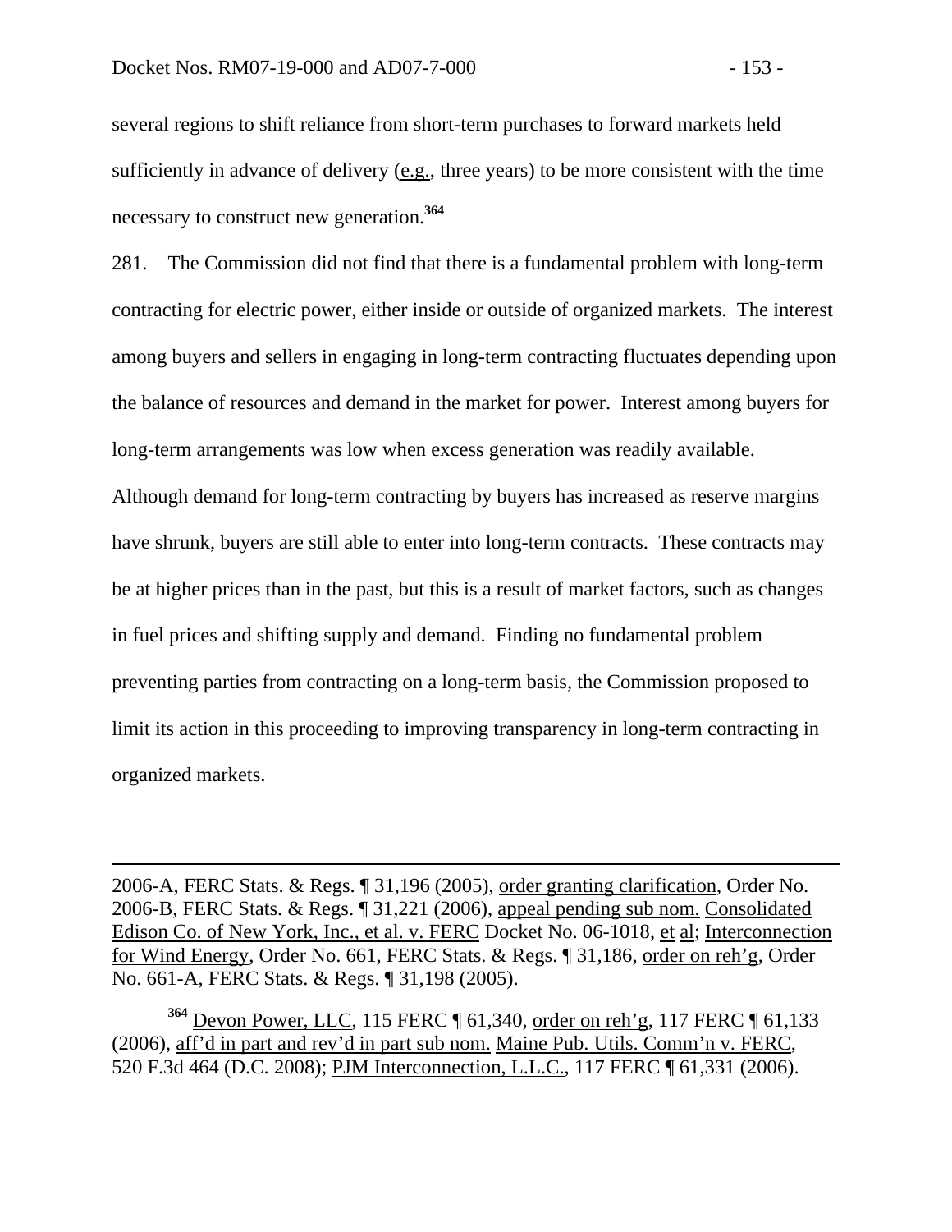several regions to shift reliance from short-term purchases to forward markets held sufficiently in advance of delivery (e.g., three years) to be more consistent with the time necessary to construct new generation.[364]

281. The Commission did not find that there is a fundamental problem with long-term contracting for electric power, either inside or outside of organized markets. The interest among buyers and sellers in engaging in long-term contracting fluctuates depending upon the balance of resources and demand in the market for power. Interest among buyers for long-term arrangements was low when excess generation was readily available. Although demand for long-term contracting by buyers has increased as reserve margins have shrunk, buyers are still able to enter into long-term contracts. These contracts may be at higher prices than in the past, but this is a result of market factors, such as changes in fuel prices and shifting supply and demand. Finding no fundamental problem preventing parties from contracting on a long-term basis, the Commission proposed to limit its action in this proceeding to improving transparency in long-term contracting in organized markets.

---

2006-A, FERC Stats. & Regs. ¶ 31,196 (2005), order granting clarification, Order No. 2006-B, FERC Stats. & Regs. ¶ 31,221 (2006), appeal pending sub nom. Consolidated Edison Co. of New York, Inc., et al. v. FERC Docket No. 06-1018, et al; Interconnection for Wind Energy, Order No. 661, FERC Stats. & Regs. ¶ 31,186, order on reh'g, Order No. 661-A, FERC Stats. & Regs. ¶ 31,198 (2005).

[364] Devon Power, LLC, 115 FERC ¶ 61,340, order on reh'g, 117 FERC ¶ 61,133 (2006), aff'd in part and rev'd in part sub nom. Maine Pub. Utils. Comm'n v. FERC, 520 F.3d 464 (D.C. 2008); PJM Interconnection, L.L.C., 117 FERC ¶ 61,331 (2006).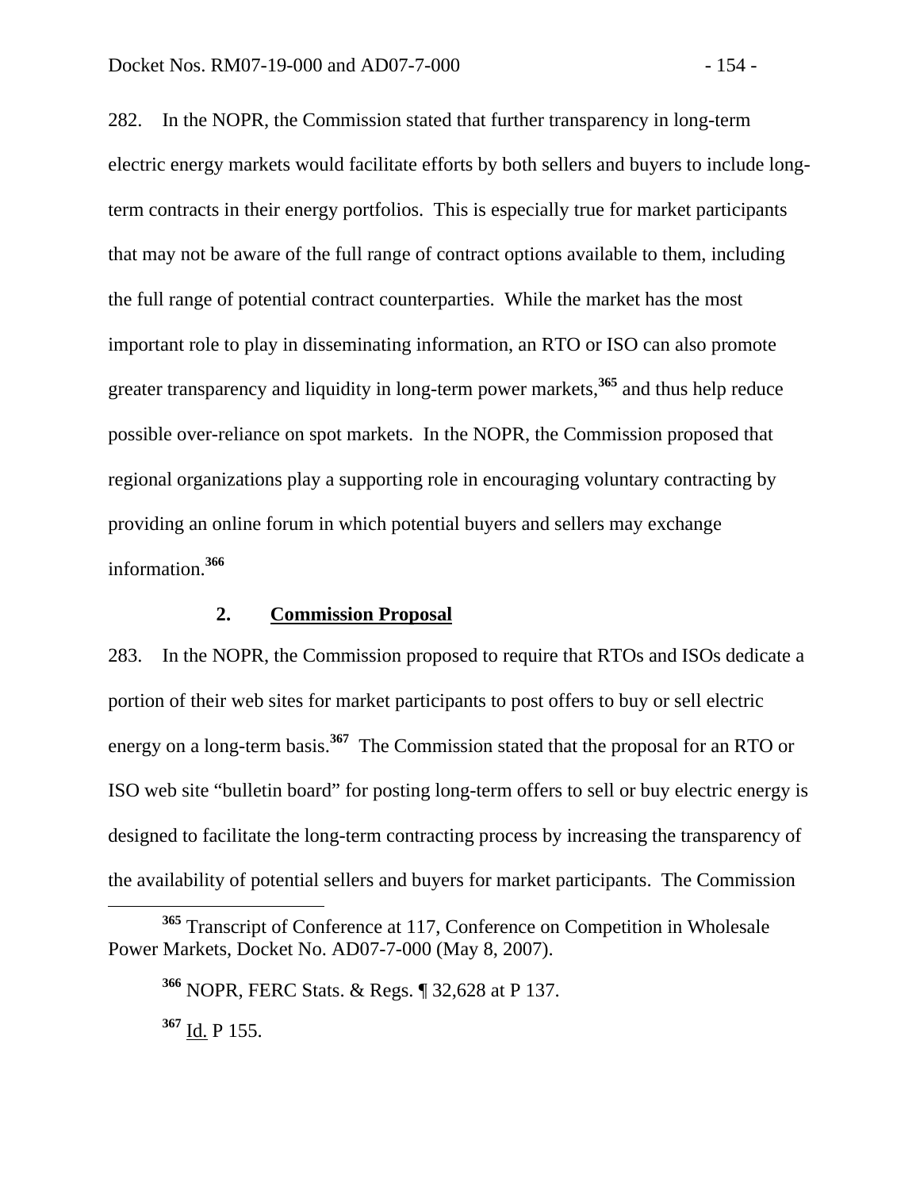282. In the NOPR, the Commission stated that further transparency in long-term electric energy markets would facilitate efforts by both sellers and buyers to include long-term contracts in their energy portfolios. This is especially true for market participants that may not be aware of the full range of contract options available to them, including the full range of potential contract counterparties. While the market has the most important role to play in disseminating information, an RTO or ISO can also promote greater transparency and liquidity in long-term power markets,[365] and thus help reduce possible over-reliance on spot markets. In the NOPR, the Commission proposed that regional organizations play a supporting role in encouraging voluntary contracting by providing an online forum in which potential buyers and sellers may exchange information.[366]

### 2. Commission Proposal

283. In the NOPR, the Commission proposed to require that RTOs and ISOs dedicate a portion of their web sites for market participants to post offers to buy or sell electric energy on a long-term basis.[367] The Commission stated that the proposal for an RTO or ISO web site "bulletin board" for posting long-term offers to sell or buy electric energy is designed to facilitate the long-term contracting process by increasing the transparency of the availability of potential sellers and buyers for market participants. The Commission

---

[365] Transcript of Conference at 117, Conference on Competition in Wholesale Power Markets, Docket No. AD07-7-000 (May 8, 2007).

[366] NOPR, FERC Stats. & Regs. ¶ 32,628 at P 137.

[367] Id. P 155.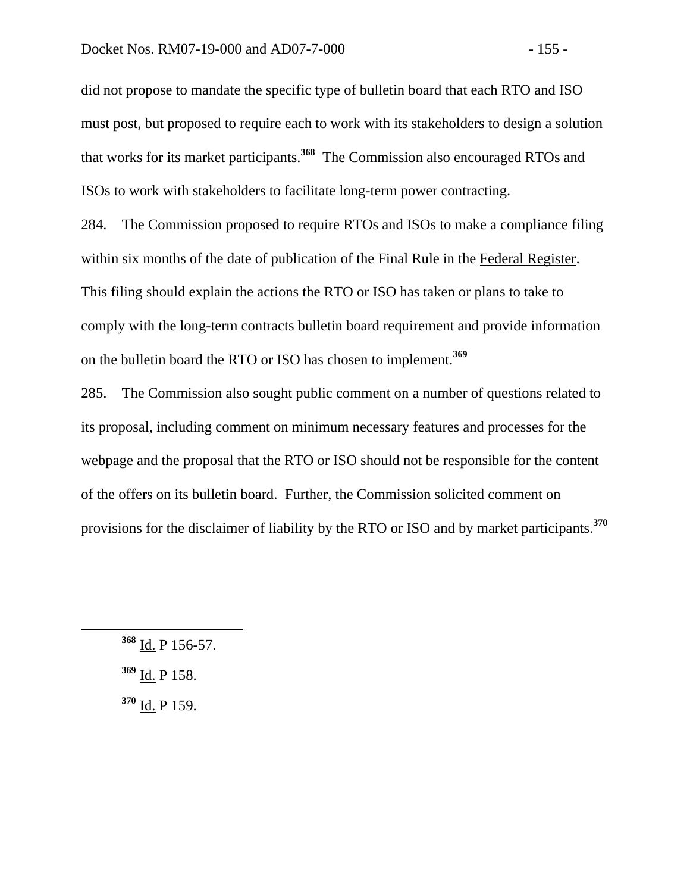did not propose to mandate the specific type of bulletin board that each RTO and ISO must post, but proposed to require each to work with its stakeholders to design a solution that works for its market participants.[368] The Commission also encouraged RTOs and ISOs to work with stakeholders to facilitate long-term power contracting.

284. The Commission proposed to require RTOs and ISOs to make a compliance filing within six months of the date of publication of the Final Rule in the Federal Register. This filing should explain the actions the RTO or ISO has taken or plans to take to comply with the long-term contracts bulletin board requirement and provide information on the bulletin board the RTO or ISO has chosen to implement.[369]

285. The Commission also sought public comment on a number of questions related to its proposal, including comment on minimum necessary features and processes for the webpage and the proposal that the RTO or ISO should not be responsible for the content of the offers on its bulletin board. Further, the Commission solicited comment on provisions for the disclaimer of liability by the RTO or ISO and by market participants.[370]

---

[368] Id. P 156-57.

[369] Id. P 158.

[370] Id. P 159.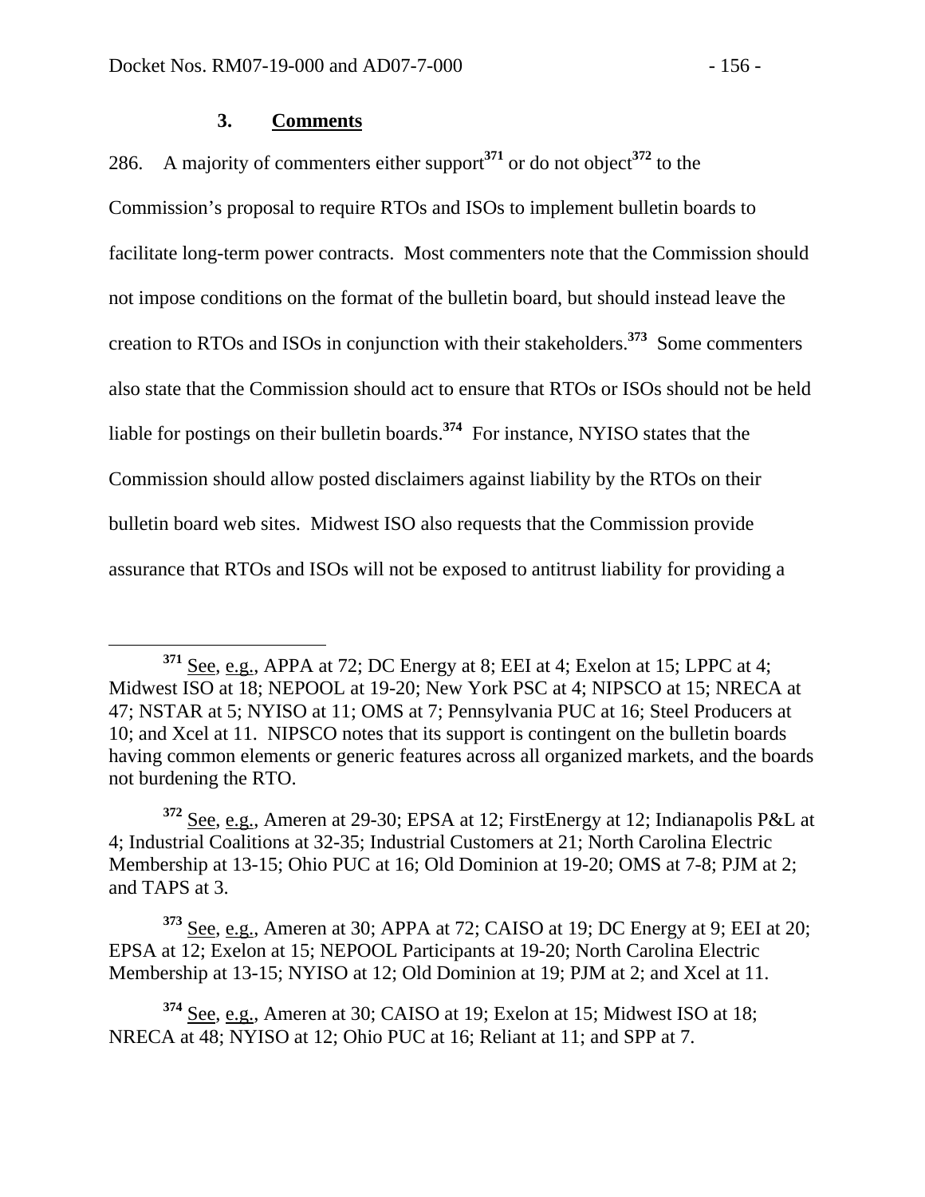### 3. Comments

286. A majority of commenters either support[371] or do not object[372] to the Commission's proposal to require RTOs and ISOs to implement bulletin boards to facilitate long-term power contracts. Most commenters note that the Commission should not impose conditions on the format of the bulletin board, but should instead leave the creation to RTOs and ISOs in conjunction with their stakeholders.[373] Some commenters also state that the Commission should act to ensure that RTOs or ISOs should not be held liable for postings on their bulletin boards.[374] For instance, NYISO states that the Commission should allow posted disclaimers against liability by the RTOs on their bulletin board web sites. Midwest ISO also requests that the Commission provide assurance that RTOs and ISOs will not be exposed to antitrust liability for providing a

---

[371] See, e.g., APPA at 72; DC Energy at 8; EEI at 4; Exelon at 15; LPPC at 4; Midwest ISO at 18; NEPOOL at 19-20; New York PSC at 4; NIPSCO at 15; NRECA at 47; NSTAR at 5; NYISO at 11; OMS at 7; Pennsylvania PUC at 16; Steel Producers at 10; and Xcel at 11. NIPSCO notes that its support is contingent on the bulletin boards having common elements or generic features across all organized markets, and the boards not burdening the RTO.

[372] See, e.g., Ameren at 29-30; EPSA at 12; FirstEnergy at 12; Indianapolis P&L at 4; Industrial Coalitions at 32-35; Industrial Customers at 21; North Carolina Electric Membership at 13-15; Ohio PUC at 16; Old Dominion at 19-20; OMS at 7-8; PJM at 2; and TAPS at 3.

[373] See, e.g., Ameren at 30; APPA at 72; CAISO at 19; DC Energy at 9; EEI at 20; EPSA at 12; Exelon at 15; NEPOOL Participants at 19-20; North Carolina Electric Membership at 13-15; NYISO at 12; Old Dominion at 19; PJM at 2; and Xcel at 11.

[374] See, e.g., Ameren at 30; CAISO at 19; Exelon at 15; Midwest ISO at 18; NRECA at 48; NYISO at 12; Ohio PUC at 16; Reliant at 11; and SPP at 7.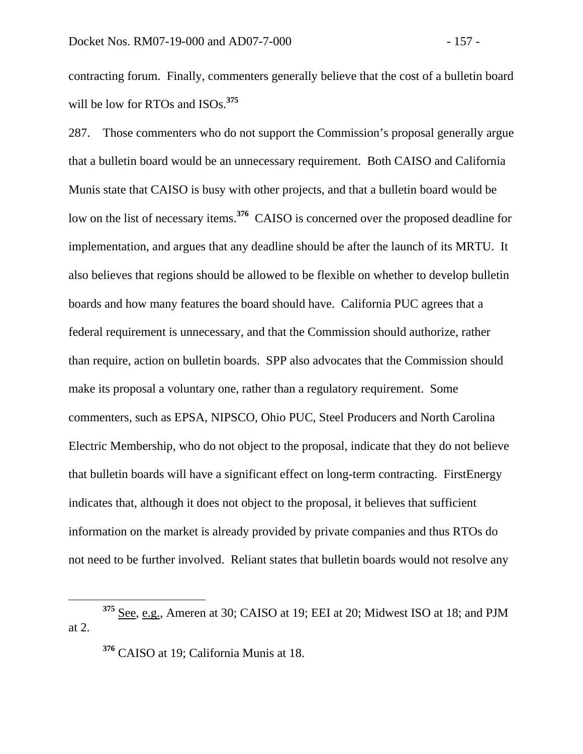contracting forum. Finally, commenters generally believe that the cost of a bulletin board will be low for RTOs and ISOs.[375]

287. Those commenters who do not support the Commission's proposal generally argue that a bulletin board would be an unnecessary requirement. Both CAISO and California Munis state that CAISO is busy with other projects, and that a bulletin board would be low on the list of necessary items.[376] CAISO is concerned over the proposed deadline for implementation, and argues that any deadline should be after the launch of its MRTU. It also believes that regions should be allowed to be flexible on whether to develop bulletin boards and how many features the board should have. California PUC agrees that a federal requirement is unnecessary, and that the Commission should authorize, rather than require, action on bulletin boards. SPP also advocates that the Commission should make its proposal a voluntary one, rather than a regulatory requirement. Some commenters, such as EPSA, NIPSCO, Ohio PUC, Steel Producers and North Carolina Electric Membership, who do not object to the proposal, indicate that they do not believe that bulletin boards will have a significant effect on long-term contracting. FirstEnergy indicates that, although it does not object to the proposal, it believes that sufficient information on the market is already provided by private companies and thus RTOs do not need to be further involved. Reliant states that bulletin boards would not resolve any

---

[375] See, e.g., Ameren at 30; CAISO at 19; EEI at 20; Midwest ISO at 18; and PJM at 2.

[376] CAISO at 19; California Munis at 18.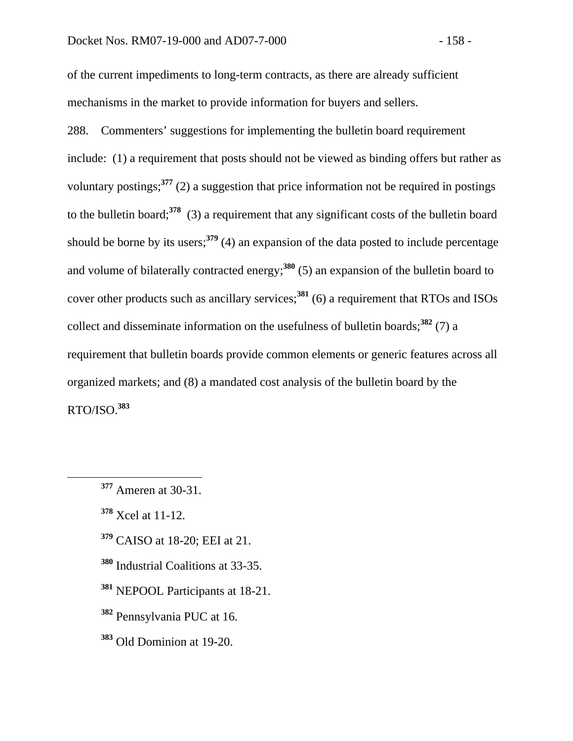of the current impediments to long-term contracts, as there are already sufficient mechanisms in the market to provide information for buyers and sellers.

288. Commenters' suggestions for implementing the bulletin board requirement include: (1) a requirement that posts should not be viewed as binding offers but rather as voluntary postings;[377] (2) a suggestion that price information not be required in postings to the bulletin board;[378] (3) a requirement that any significant costs of the bulletin board should be borne by its users;[379] (4) an expansion of the data posted to include percentage and volume of bilaterally contracted energy;[380] (5) an expansion of the bulletin board to cover other products such as ancillary services;[381] (6) a requirement that RTOs and ISOs collect and disseminate information on the usefulness of bulletin boards;[382] (7) a requirement that bulletin boards provide common elements or generic features across all organized markets; and (8) a mandated cost analysis of the bulletin board by the RTO/ISO.[383]

---

[377] Ameren at 30-31.

[378] Xcel at 11-12.

[379] CAISO at 18-20; EEI at 21.

[380] Industrial Coalitions at 33-35.

[381] NEPOOL Participants at 18-21.

[382] Pennsylvania PUC at 16.

[383] Old Dominion at 19-20.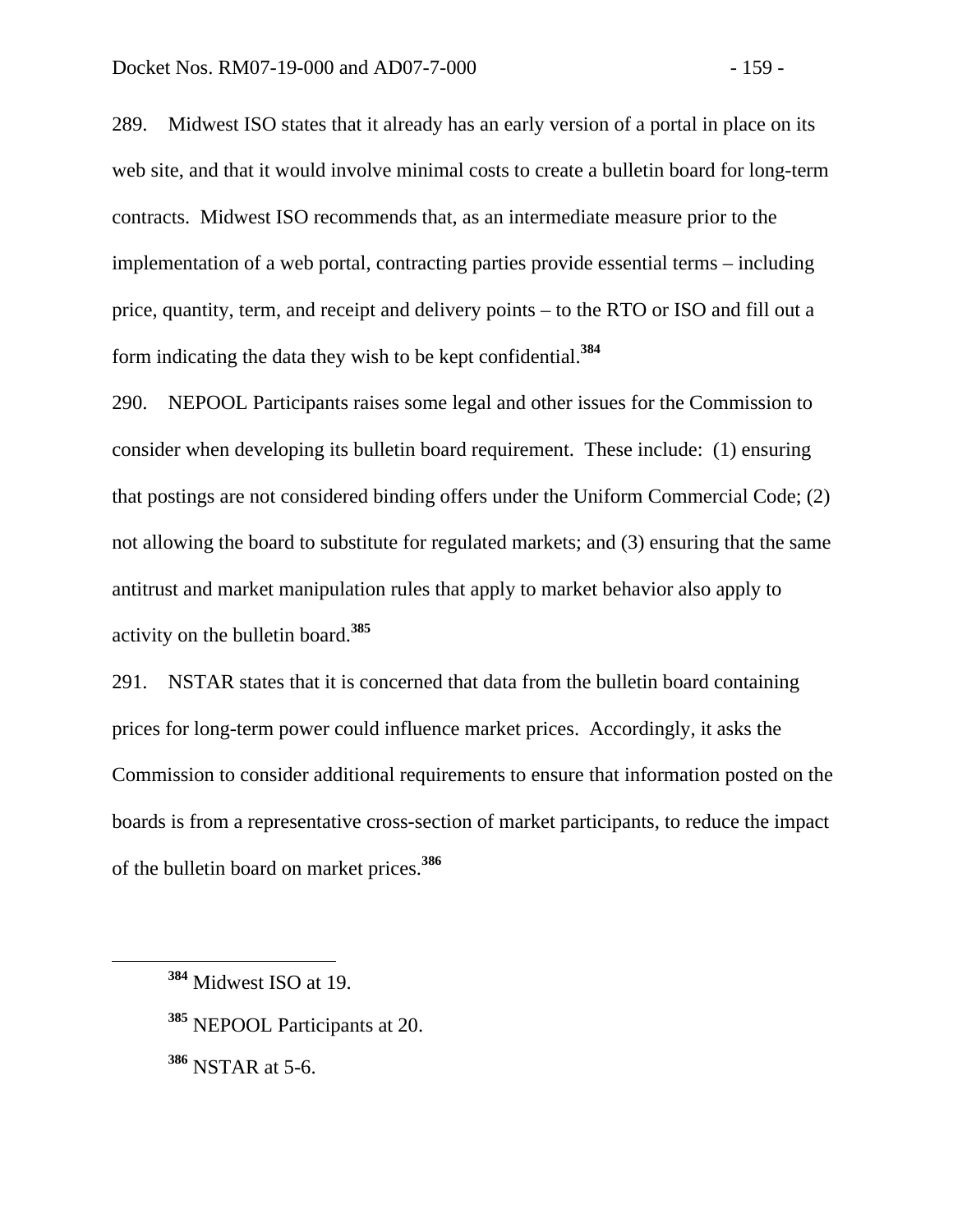289. Midwest ISO states that it already has an early version of a portal in place on its web site, and that it would involve minimal costs to create a bulletin board for long-term contracts. Midwest ISO recommends that, as an intermediate measure prior to the implementation of a web portal, contracting parties provide essential terms – including price, quantity, term, and receipt and delivery points – to the RTO or ISO and fill out a form indicating the data they wish to be kept confidential.[384]

290. NEPOOL Participants raises some legal and other issues for the Commission to consider when developing its bulletin board requirement. These include: (1) ensuring that postings are not considered binding offers under the Uniform Commercial Code; (2) not allowing the board to substitute for regulated markets; and (3) ensuring that the same antitrust and market manipulation rules that apply to market behavior also apply to activity on the bulletin board.[385]

291. NSTAR states that it is concerned that data from the bulletin board containing prices for long-term power could influence market prices. Accordingly, it asks the Commission to consider additional requirements to ensure that information posted on the boards is from a representative cross-section of market participants, to reduce the impact of the bulletin board on market prices.[386]

---

[384] Midwest ISO at 19.

[385] NEPOOL Participants at 20.

[386] NSTAR at 5-6.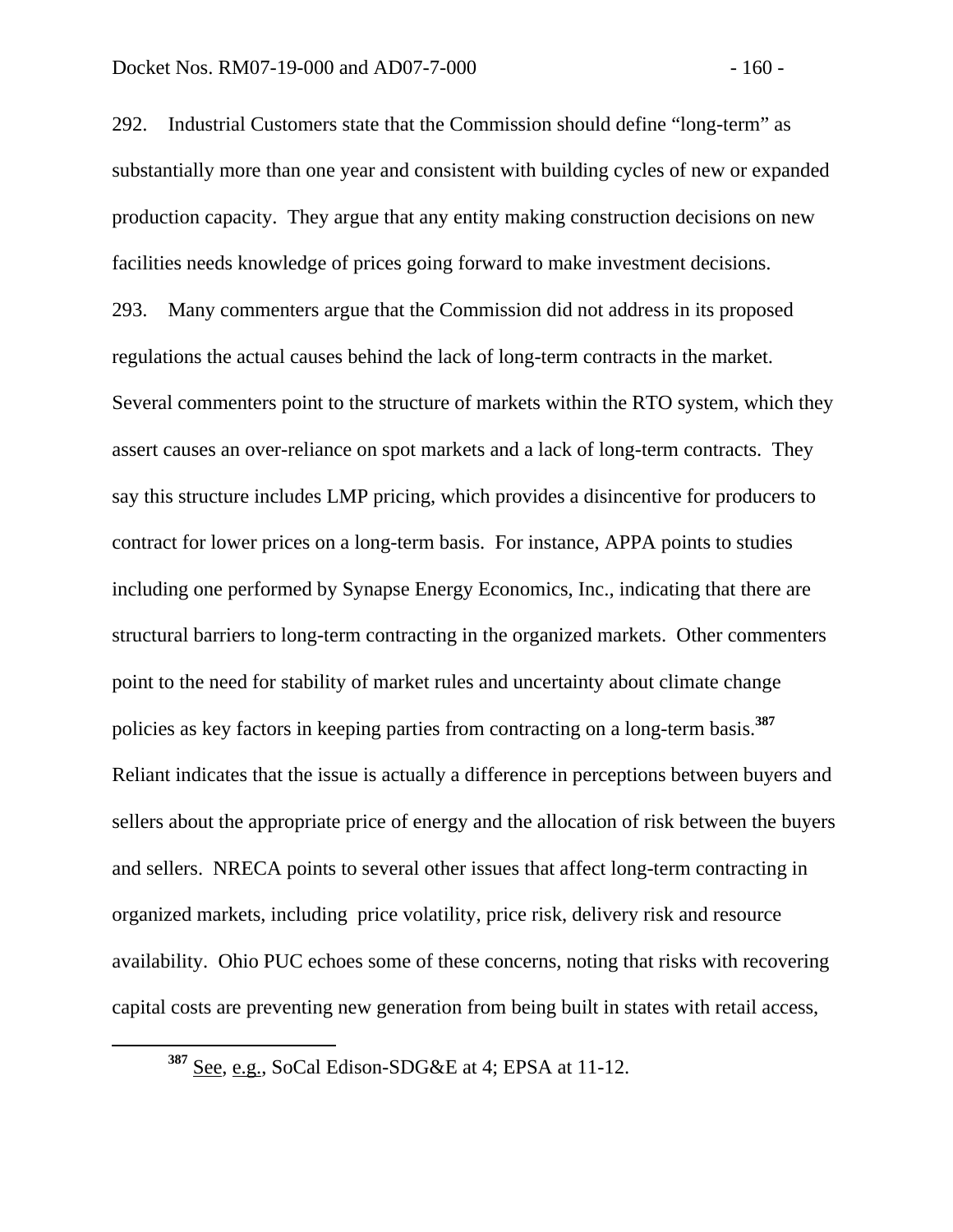292. Industrial Customers state that the Commission should define "long-term" as substantially more than one year and consistent with building cycles of new or expanded production capacity. They argue that any entity making construction decisions on new facilities needs knowledge of prices going forward to make investment decisions.

293. Many commenters argue that the Commission did not address in its proposed regulations the actual causes behind the lack of long-term contracts in the market. Several commenters point to the structure of markets within the RTO system, which they assert causes an over-reliance on spot markets and a lack of long-term contracts. They say this structure includes LMP pricing, which provides a disincentive for producers to contract for lower prices on a long-term basis. For instance, APPA points to studies including one performed by Synapse Energy Economics, Inc., indicating that there are structural barriers to long-term contracting in the organized markets. Other commenters point to the need for stability of market rules and uncertainty about climate change policies as key factors in keeping parties from contracting on a long-term basis.[387] Reliant indicates that the issue is actually a difference in perceptions between buyers and sellers about the appropriate price of energy and the allocation of risk between the buyers and sellers. NRECA points to several other issues that affect long-term contracting in organized markets, including price volatility, price risk, delivery risk and resource availability. Ohio PUC echoes some of these concerns, noting that risks with recovering capital costs are preventing new generation from being built in states with retail access,

[387] See, e.g., SoCal Edison-SDG&E at 4; EPSA at 11-12.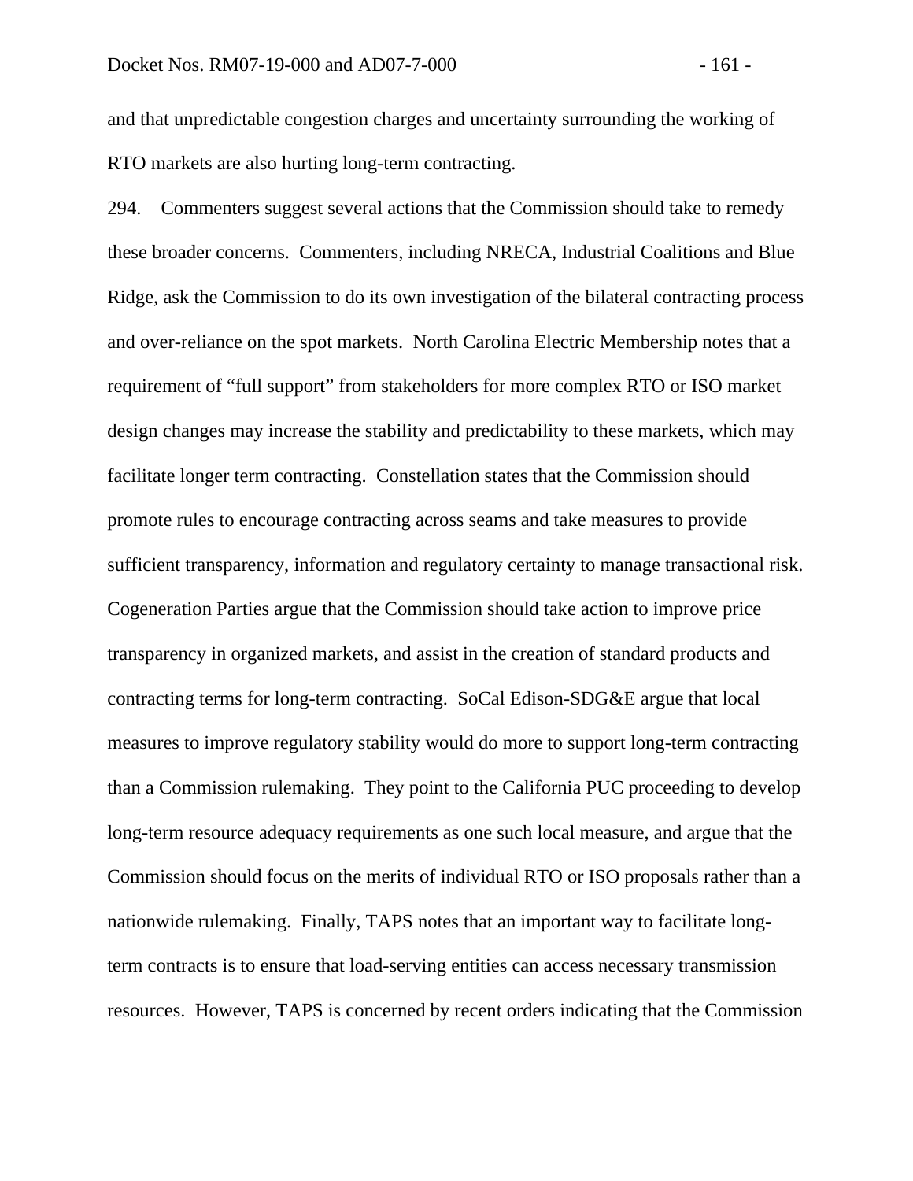and that unpredictable congestion charges and uncertainty surrounding the working of RTO markets are also hurting long-term contracting.

294. Commenters suggest several actions that the Commission should take to remedy these broader concerns. Commenters, including NRECA, Industrial Coalitions and Blue Ridge, ask the Commission to do its own investigation of the bilateral contracting process and over-reliance on the spot markets. North Carolina Electric Membership notes that a requirement of "full support" from stakeholders for more complex RTO or ISO market design changes may increase the stability and predictability to these markets, which may facilitate longer term contracting. Constellation states that the Commission should promote rules to encourage contracting across seams and take measures to provide sufficient transparency, information and regulatory certainty to manage transactional risk. Cogeneration Parties argue that the Commission should take action to improve price transparency in organized markets, and assist in the creation of standard products and contracting terms for long-term contracting. SoCal Edison-SDG&E argue that local measures to improve regulatory stability would do more to support long-term contracting than a Commission rulemaking. They point to the California PUC proceeding to develop long-term resource adequacy requirements as one such local measure, and argue that the Commission should focus on the merits of individual RTO or ISO proposals rather than a nationwide rulemaking. Finally, TAPS notes that an important way to facilitate long-term contracts is to ensure that load-serving entities can access necessary transmission resources. However, TAPS is concerned by recent orders indicating that the Commission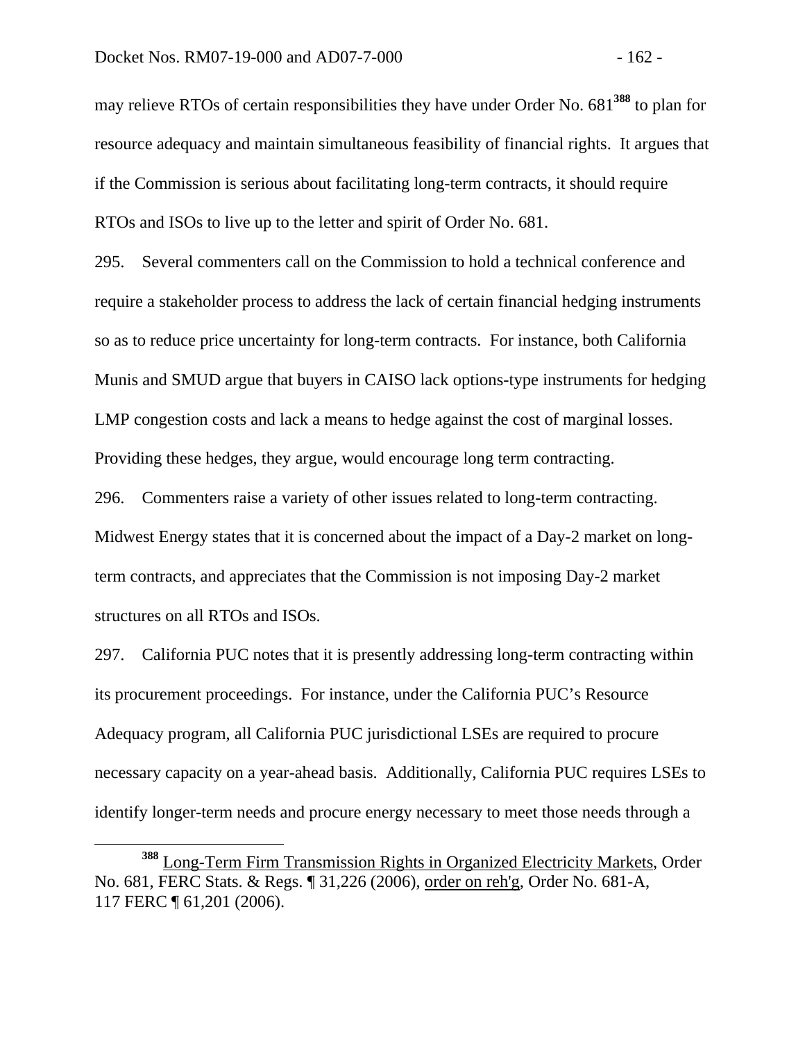may relieve RTOs of certain responsibilities they have under Order No. 681[388] to plan for resource adequacy and maintain simultaneous feasibility of financial rights. It argues that if the Commission is serious about facilitating long-term contracts, it should require RTOs and ISOs to live up to the letter and spirit of Order No. 681.

295. Several commenters call on the Commission to hold a technical conference and require a stakeholder process to address the lack of certain financial hedging instruments so as to reduce price uncertainty for long-term contracts. For instance, both California Munis and SMUD argue that buyers in CAISO lack options-type instruments for hedging LMP congestion costs and lack a means to hedge against the cost of marginal losses. Providing these hedges, they argue, would encourage long term contracting.

296. Commenters raise a variety of other issues related to long-term contracting. Midwest Energy states that it is concerned about the impact of a Day-2 market on long-term contracts, and appreciates that the Commission is not imposing Day-2 market structures on all RTOs and ISOs.

297. California PUC notes that it is presently addressing long-term contracting within its procurement proceedings. For instance, under the California PUC's Resource Adequacy program, all California PUC jurisdictional LSEs are required to procure necessary capacity on a year-ahead basis. Additionally, California PUC requires LSEs to identify longer-term needs and procure energy necessary to meet those needs through a

---

[388] Long-Term Firm Transmission Rights in Organized Electricity Markets, Order No. 681, FERC Stats. & Regs. ¶ 31,226 (2006), order on reh'g, Order No. 681-A, 117 FERC ¶ 61,201 (2006).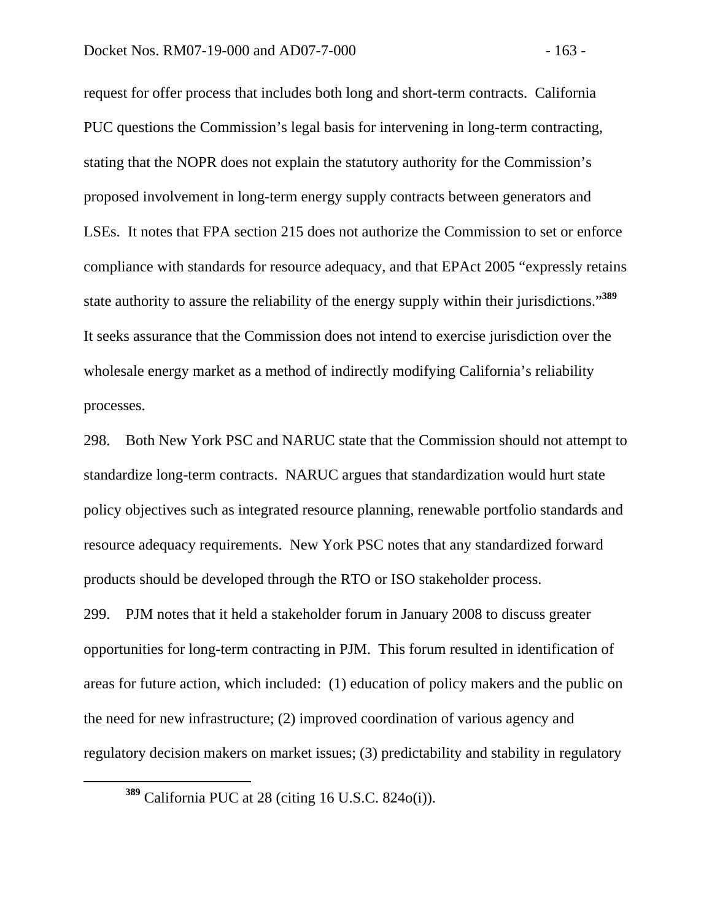request for offer process that includes both long and short-term contracts. California PUC questions the Commission's legal basis for intervening in long-term contracting, stating that the NOPR does not explain the statutory authority for the Commission's proposed involvement in long-term energy supply contracts between generators and LSEs. It notes that FPA section 215 does not authorize the Commission to set or enforce compliance with standards for resource adequacy, and that EPAct 2005 "expressly retains state authority to assure the reliability of the energy supply within their jurisdictions."[389] It seeks assurance that the Commission does not intend to exercise jurisdiction over the wholesale energy market as a method of indirectly modifying California's reliability processes.

298. Both New York PSC and NARUC state that the Commission should not attempt to standardize long-term contracts. NARUC argues that standardization would hurt state policy objectives such as integrated resource planning, renewable portfolio standards and resource adequacy requirements. New York PSC notes that any standardized forward products should be developed through the RTO or ISO stakeholder process.

299. PJM notes that it held a stakeholder forum in January 2008 to discuss greater opportunities for long-term contracting in PJM. This forum resulted in identification of areas for future action, which included: (1) education of policy makers and the public on the need for new infrastructure; (2) improved coordination of various agency and regulatory decision makers on market issues; (3) predictability and stability in regulatory

[389] California PUC at 28 (citing 16 U.S.C. 824o(i)).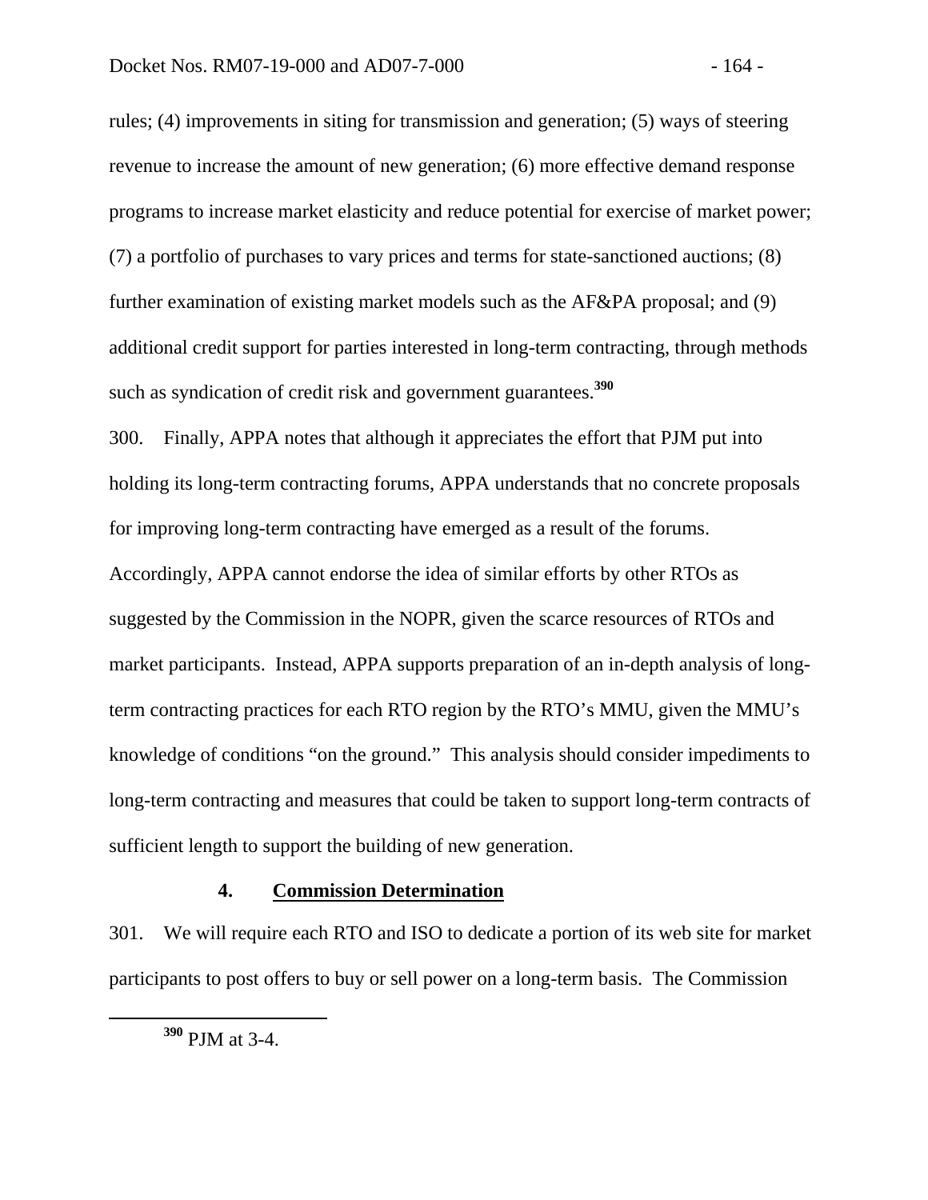rules; (4) improvements in siting for transmission and generation; (5) ways of steering revenue to increase the amount of new generation; (6) more effective demand response programs to increase market elasticity and reduce potential for exercise of market power; (7) a portfolio of purchases to vary prices and terms for state-sanctioned auctions; (8) further examination of existing market models such as the AF&PA proposal; and (9) additional credit support for parties interested in long-term contracting, through methods such as syndication of credit risk and government guarantees.[390]

300. Finally, APPA notes that although it appreciates the effort that PJM put into holding its long-term contracting forums, APPA understands that no concrete proposals for improving long-term contracting have emerged as a result of the forums. Accordingly, APPA cannot endorse the idea of similar efforts by other RTOs as suggested by the Commission in the NOPR, given the scarce resources of RTOs and market participants. Instead, APPA supports preparation of an in-depth analysis of long-term contracting practices for each RTO region by the RTO's MMU, given the MMU's knowledge of conditions "on the ground." This analysis should consider impediments to long-term contracting and measures that could be taken to support long-term contracts of sufficient length to support the building of new generation.

#### 4. **Commission Determination**

301. We will require each RTO and ISO to dedicate a portion of its web site for market participants to post offers to buy or sell power on a long-term basis. The Commission

---

[390] PJM at 3-4.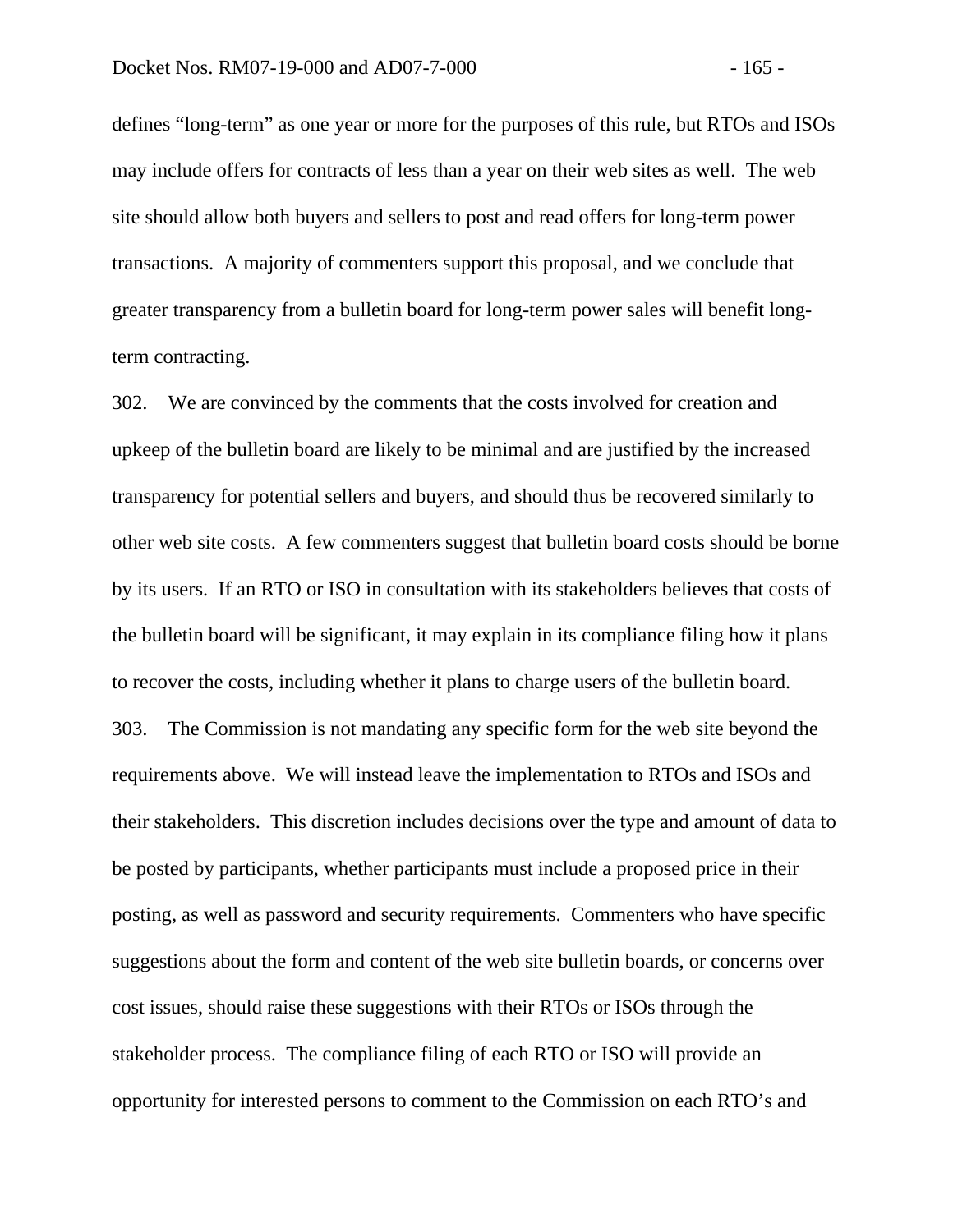defines "long-term" as one year or more for the purposes of this rule, but RTOs and ISOs may include offers for contracts of less than a year on their web sites as well. The web site should allow both buyers and sellers to post and read offers for long-term power transactions. A majority of commenters support this proposal, and we conclude that greater transparency from a bulletin board for long-term power sales will benefit long-term contracting.

302. We are convinced by the comments that the costs involved for creation and upkeep of the bulletin board are likely to be minimal and are justified by the increased transparency for potential sellers and buyers, and should thus be recovered similarly to other web site costs. A few commenters suggest that bulletin board costs should be borne by its users. If an RTO or ISO in consultation with its stakeholders believes that costs of the bulletin board will be significant, it may explain in its compliance filing how it plans to recover the costs, including whether it plans to charge users of the bulletin board.

303. The Commission is not mandating any specific form for the web site beyond the requirements above. We will instead leave the implementation to RTOs and ISOs and their stakeholders. This discretion includes decisions over the type and amount of data to be posted by participants, whether participants must include a proposed price in their posting, as well as password and security requirements. Commenters who have specific suggestions about the form and content of the web site bulletin boards, or concerns over cost issues, should raise these suggestions with their RTOs or ISOs through the stakeholder process. The compliance filing of each RTO or ISO will provide an opportunity for interested persons to comment to the Commission on each RTO's and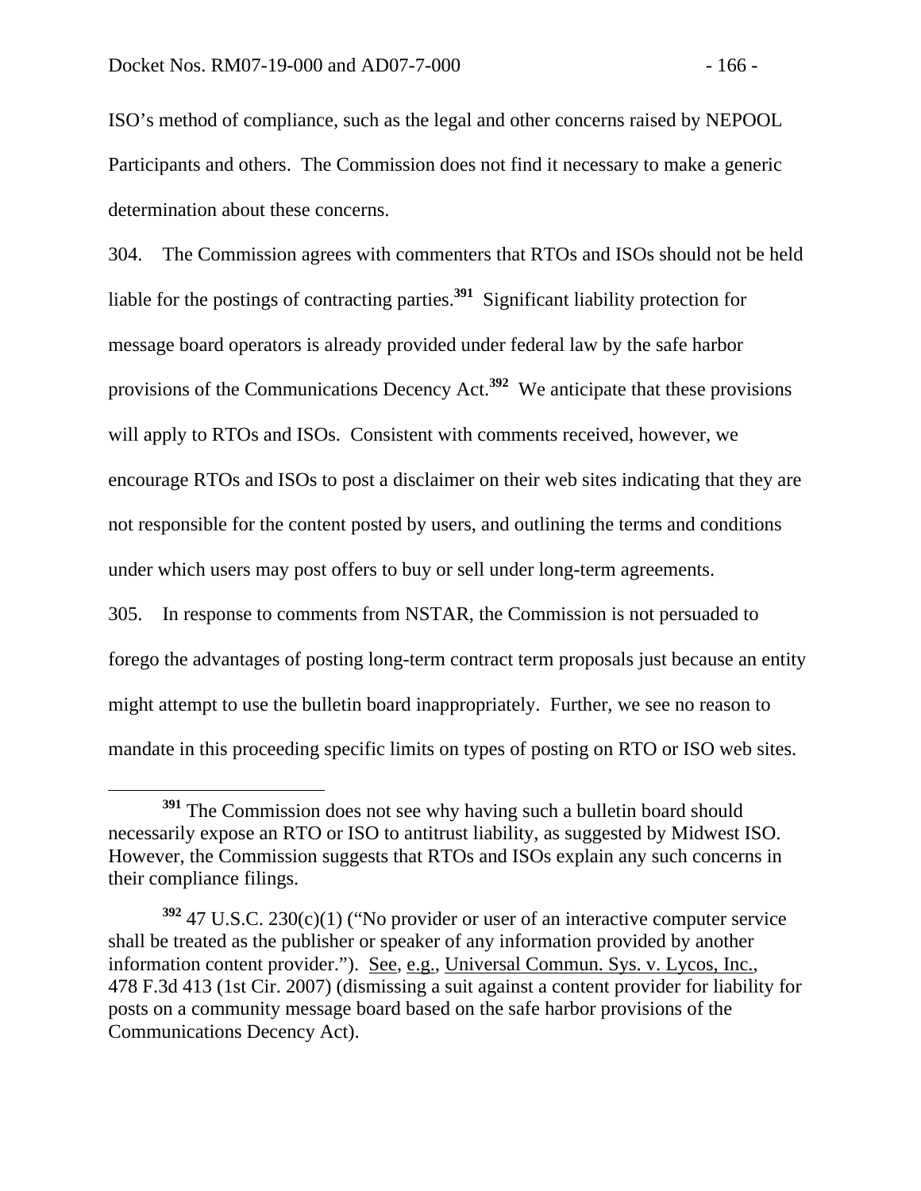ISO's method of compliance, such as the legal and other concerns raised by NEPOOL Participants and others. The Commission does not find it necessary to make a generic determination about these concerns.

304. The Commission agrees with commenters that RTOs and ISOs should not be held liable for the postings of contracting parties.[391] Significant liability protection for message board operators is already provided under federal law by the safe harbor provisions of the Communications Decency Act.[392] We anticipate that these provisions will apply to RTOs and ISOs. Consistent with comments received, however, we encourage RTOs and ISOs to post a disclaimer on their web sites indicating that they are not responsible for the content posted by users, and outlining the terms and conditions under which users may post offers to buy or sell under long-term agreements.

305. In response to comments from NSTAR, the Commission is not persuaded to forego the advantages of posting long-term contract term proposals just because an entity might attempt to use the bulletin board inappropriately. Further, we see no reason to mandate in this proceeding specific limits on types of posting on RTO or ISO web sites.

---

[391] The Commission does not see why having such a bulletin board should necessarily expose an RTO or ISO to antitrust liability, as suggested by Midwest ISO. However, the Commission suggests that RTOs and ISOs explain any such concerns in their compliance filings.

[392] 47 U.S.C. 230(c)(1) ("No provider or user of an interactive computer service shall be treated as the publisher or speaker of any information provided by another information content provider."). See, e.g., Universal Commun. Sys. v. Lycos, Inc., 478 F.3d 413 (1st Cir. 2007) (dismissing a suit against a content provider for liability for posts on a community message board based on the safe harbor provisions of the Communications Decency Act).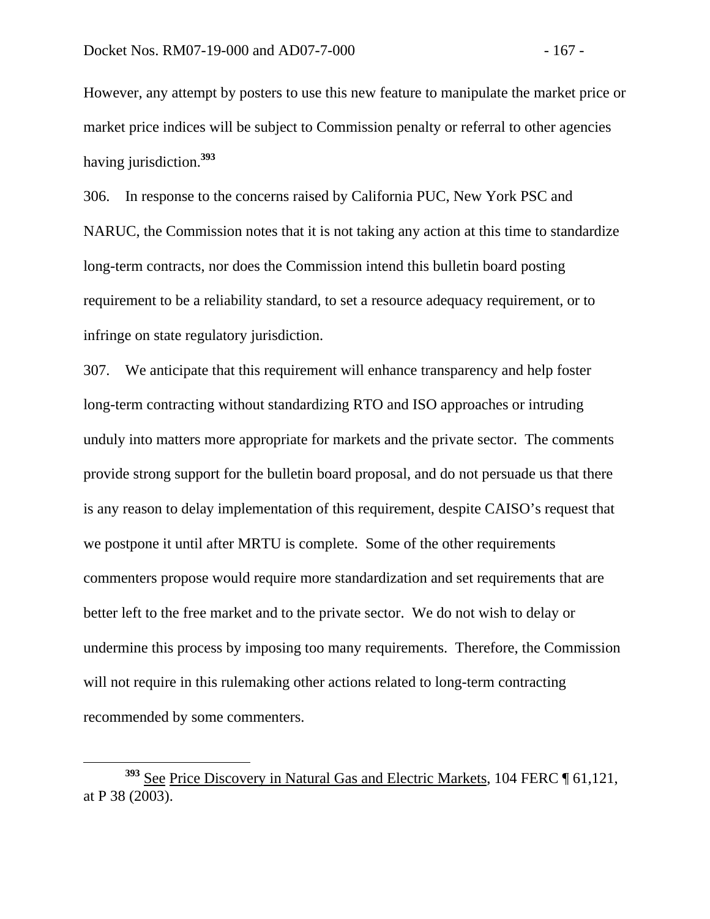However, any attempt by posters to use this new feature to manipulate the market price or market price indices will be subject to Commission penalty or referral to other agencies having jurisdiction.[393]

306. In response to the concerns raised by California PUC, New York PSC and NARUC, the Commission notes that it is not taking any action at this time to standardize long-term contracts, nor does the Commission intend this bulletin board posting requirement to be a reliability standard, to set a resource adequacy requirement, or to infringe on state regulatory jurisdiction.

307. We anticipate that this requirement will enhance transparency and help foster long-term contracting without standardizing RTO and ISO approaches or intruding unduly into matters more appropriate for markets and the private sector. The comments provide strong support for the bulletin board proposal, and do not persuade us that there is any reason to delay implementation of this requirement, despite CAISO's request that we postpone it until after MRTU is complete. Some of the other requirements commenters propose would require more standardization and set requirements that are better left to the free market and to the private sector. We do not wish to delay or undermine this process by imposing too many requirements. Therefore, the Commission will not require in this rulemaking other actions related to long-term contracting recommended by some commenters.

---

[393] See Price Discovery in Natural Gas and Electric Markets, 104 FERC ¶ 61,121, at P 38 (2003).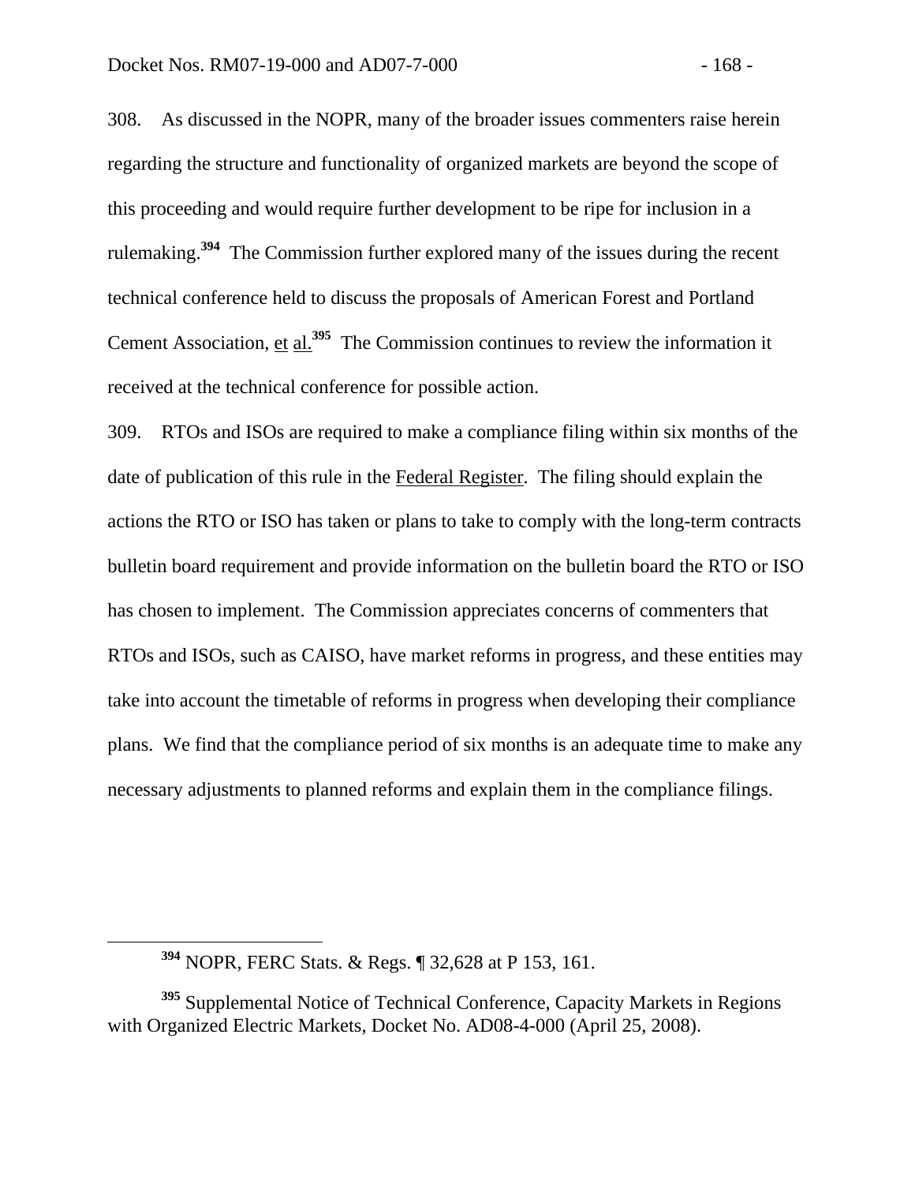308. As discussed in the NOPR, many of the broader issues commenters raise herein regarding the structure and functionality of organized markets are beyond the scope of this proceeding and would require further development to be ripe for inclusion in a rulemaking.[394] The Commission further explored many of the issues during the recent technical conference held to discuss the proposals of American Forest and Portland Cement Association, et al.[395] The Commission continues to review the information it received at the technical conference for possible action.

309. RTOs and ISOs are required to make a compliance filing within six months of the date of publication of this rule in the Federal Register. The filing should explain the actions the RTO or ISO has taken or plans to take to comply with the long-term contracts bulletin board requirement and provide information on the bulletin board the RTO or ISO has chosen to implement. The Commission appreciates concerns of commenters that RTOs and ISOs, such as CAISO, have market reforms in progress, and these entities may take into account the timetable of reforms in progress when developing their compliance plans. We find that the compliance period of six months is an adequate time to make any necessary adjustments to planned reforms and explain them in the compliance filings.

[394] NOPR, FERC Stats. & Regs. ¶ 32,628 at P 153, 161.

[395] Supplemental Notice of Technical Conference, Capacity Markets in Regions with Organized Electric Markets, Docket No. AD08-4-000 (April 25, 2008).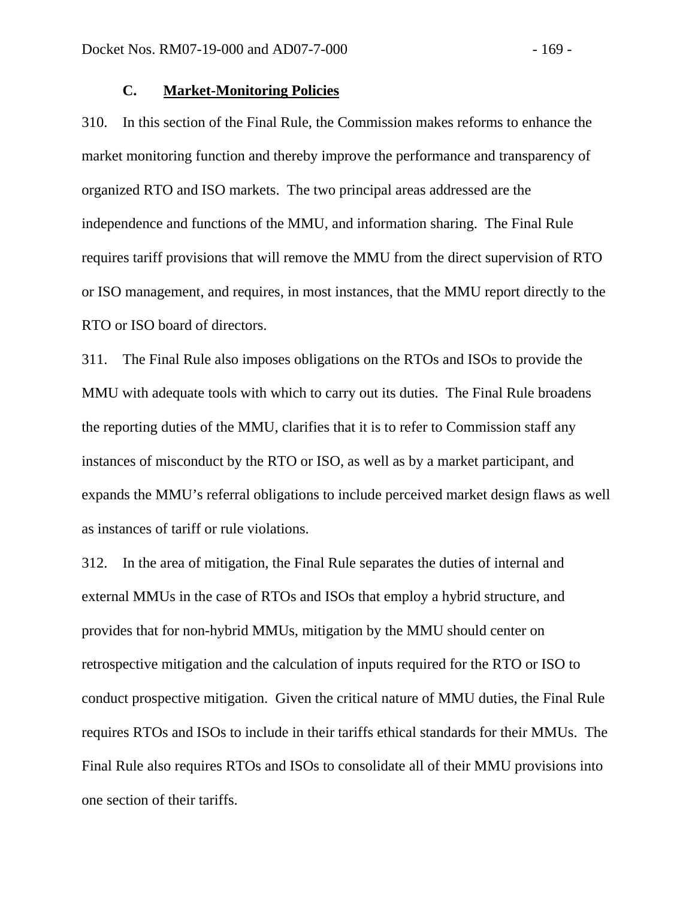### C. Market-Monitoring Policies

310. In this section of the Final Rule, the Commission makes reforms to enhance the market monitoring function and thereby improve the performance and transparency of organized RTO and ISO markets. The two principal areas addressed are the independence and functions of the MMU, and information sharing. The Final Rule requires tariff provisions that will remove the MMU from the direct supervision of RTO or ISO management, and requires, in most instances, that the MMU report directly to the RTO or ISO board of directors.

311. The Final Rule also imposes obligations on the RTOs and ISOs to provide the MMU with adequate tools with which to carry out its duties. The Final Rule broadens the reporting duties of the MMU, clarifies that it is to refer to Commission staff any instances of misconduct by the RTO or ISO, as well as by a market participant, and expands the MMU's referral obligations to include perceived market design flaws as well as instances of tariff or rule violations.

312. In the area of mitigation, the Final Rule separates the duties of internal and external MMUs in the case of RTOs and ISOs that employ a hybrid structure, and provides that for non-hybrid MMUs, mitigation by the MMU should center on retrospective mitigation and the calculation of inputs required for the RTO or ISO to conduct prospective mitigation. Given the critical nature of MMU duties, the Final Rule requires RTOs and ISOs to include in their tariffs ethical standards for their MMUs. The Final Rule also requires RTOs and ISOs to consolidate all of their MMU provisions into one section of their tariffs.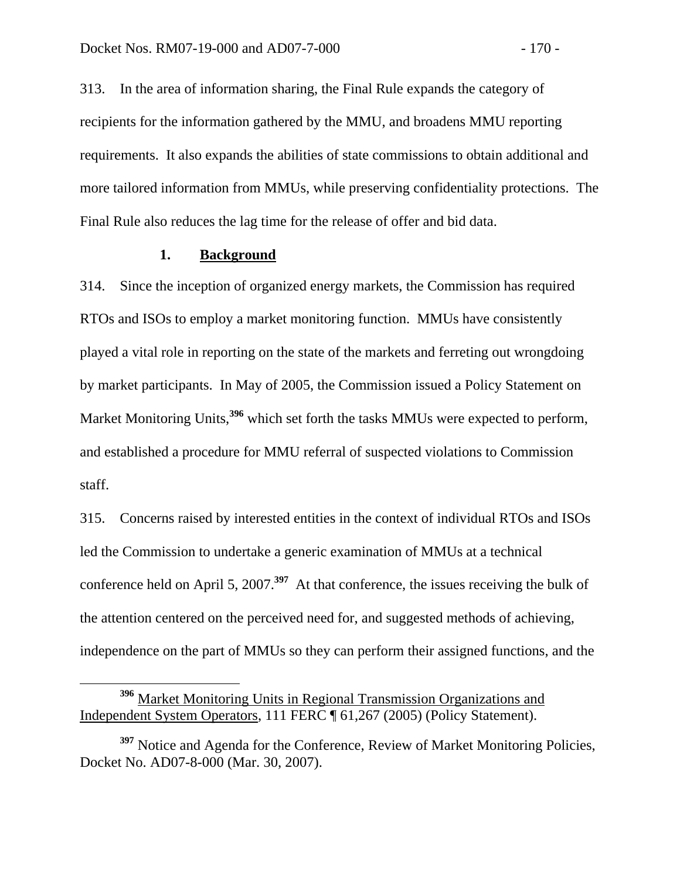313. In the area of information sharing, the Final Rule expands the category of recipients for the information gathered by the MMU, and broadens MMU reporting requirements. It also expands the abilities of state commissions to obtain additional and more tailored information from MMUs, while preserving confidentiality protections. The Final Rule also reduces the lag time for the release of offer and bid data.

### 1. Background

314. Since the inception of organized energy markets, the Commission has required RTOs and ISOs to employ a market monitoring function. MMUs have consistently played a vital role in reporting on the state of the markets and ferreting out wrongdoing by market participants. In May of 2005, the Commission issued a Policy Statement on Market Monitoring Units,[396] which set forth the tasks MMUs were expected to perform, and established a procedure for MMU referral of suspected violations to Commission staff.

315. Concerns raised by interested entities in the context of individual RTOs and ISOs led the Commission to undertake a generic examination of MMUs at a technical conference held on April 5, 2007.[397] At that conference, the issues receiving the bulk of the attention centered on the perceived need for, and suggested methods of achieving, independence on the part of MMUs so they can perform their assigned functions, and the

---

[396] Market Monitoring Units in Regional Transmission Organizations and Independent System Operators, 111 FERC ¶ 61,267 (2005) (Policy Statement).

[397] Notice and Agenda for the Conference, Review of Market Monitoring Policies, Docket No. AD07-8-000 (Mar. 30, 2007).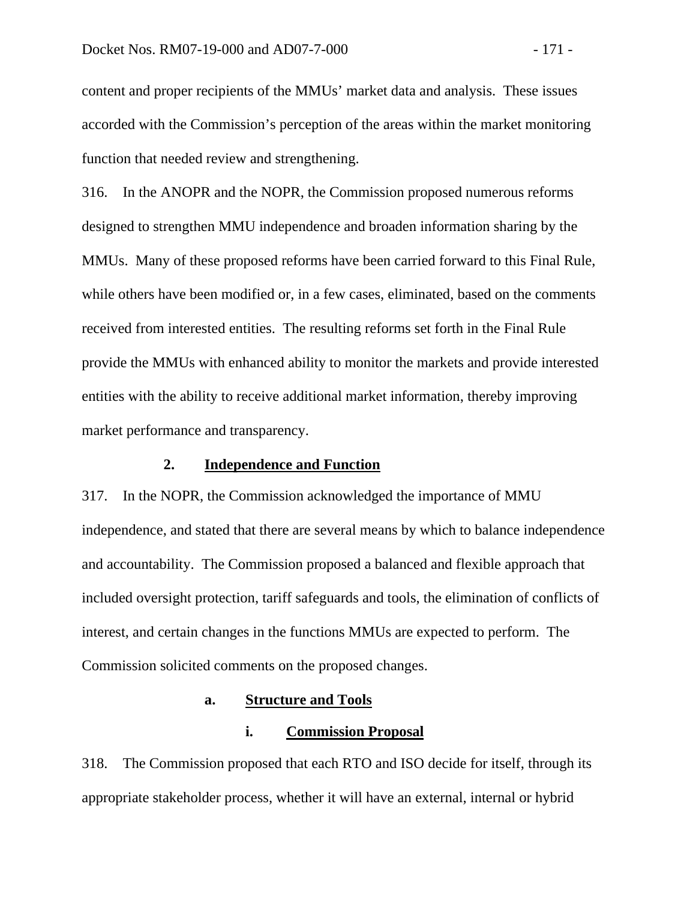content and proper recipients of the MMUs' market data and analysis. These issues accorded with the Commission's perception of the areas within the market monitoring function that needed review and strengthening.

316. In the ANOPR and the NOPR, the Commission proposed numerous reforms designed to strengthen MMU independence and broaden information sharing by the MMUs. Many of these proposed reforms have been carried forward to this Final Rule, while others have been modified or, in a few cases, eliminated, based on the comments received from interested entities. The resulting reforms set forth in the Final Rule provide the MMUs with enhanced ability to monitor the markets and provide interested entities with the ability to receive additional market information, thereby improving market performance and transparency.

## 2. Independence and Function

317. In the NOPR, the Commission acknowledged the importance of MMU independence, and stated that there are several means by which to balance independence and accountability. The Commission proposed a balanced and flexible approach that included oversight protection, tariff safeguards and tools, the elimination of conflicts of interest, and certain changes in the functions MMUs are expected to perform. The Commission solicited comments on the proposed changes.

### a. Structure and Tools

#### i. Commission Proposal

318. The Commission proposed that each RTO and ISO decide for itself, through its appropriate stakeholder process, whether it will have an external, internal or hybrid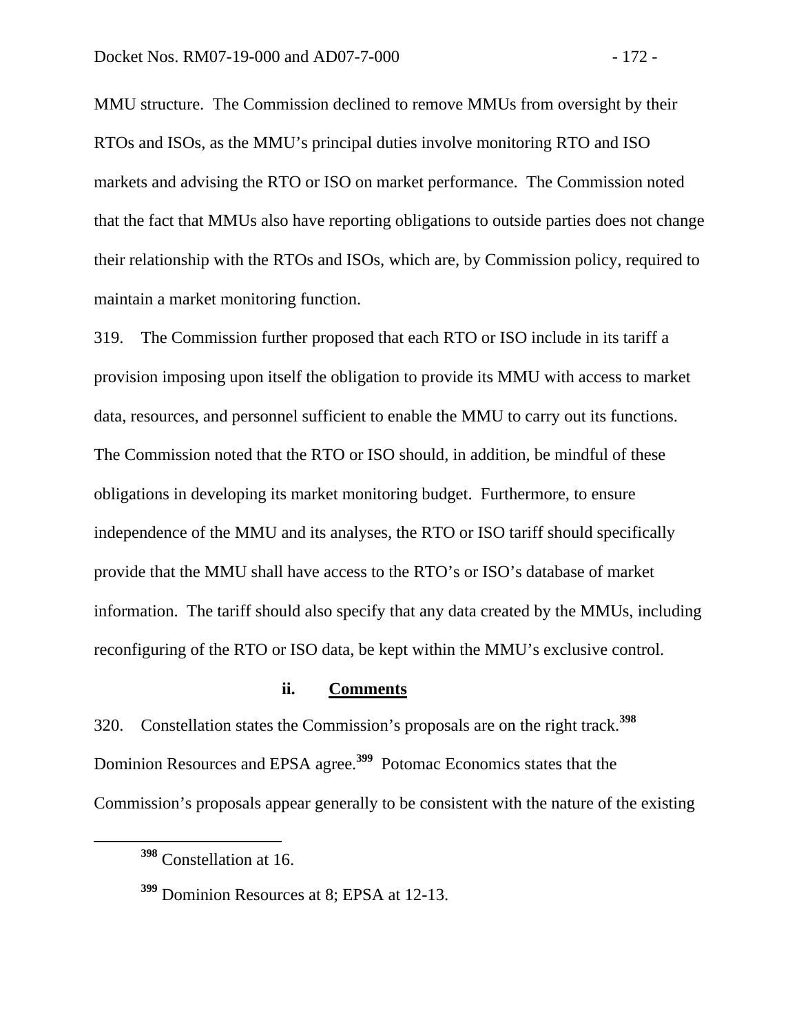MMU structure. The Commission declined to remove MMUs from oversight by their RTOs and ISOs, as the MMU's principal duties involve monitoring RTO and ISO markets and advising the RTO or ISO on market performance. The Commission noted that the fact that MMUs also have reporting obligations to outside parties does not change their relationship with the RTOs and ISOs, which are, by Commission policy, required to maintain a market monitoring function.

319. The Commission further proposed that each RTO or ISO include in its tariff a provision imposing upon itself the obligation to provide its MMU with access to market data, resources, and personnel sufficient to enable the MMU to carry out its functions. The Commission noted that the RTO or ISO should, in addition, be mindful of these obligations in developing its market monitoring budget. Furthermore, to ensure independence of the MMU and its analyses, the RTO or ISO tariff should specifically provide that the MMU shall have access to the RTO's or ISO's database of market information. The tariff should also specify that any data created by the MMUs, including reconfiguring of the RTO or ISO data, be kept within the MMU's exclusive control.

#### ii. Comments

320. Constellation states the Commission's proposals are on the right track.[398] Dominion Resources and EPSA agree.[399] Potomac Economics states that the Commission's proposals appear generally to be consistent with the nature of the existing

[398] Constellation at 16.

[399] Dominion Resources at 8; EPSA at 12-13.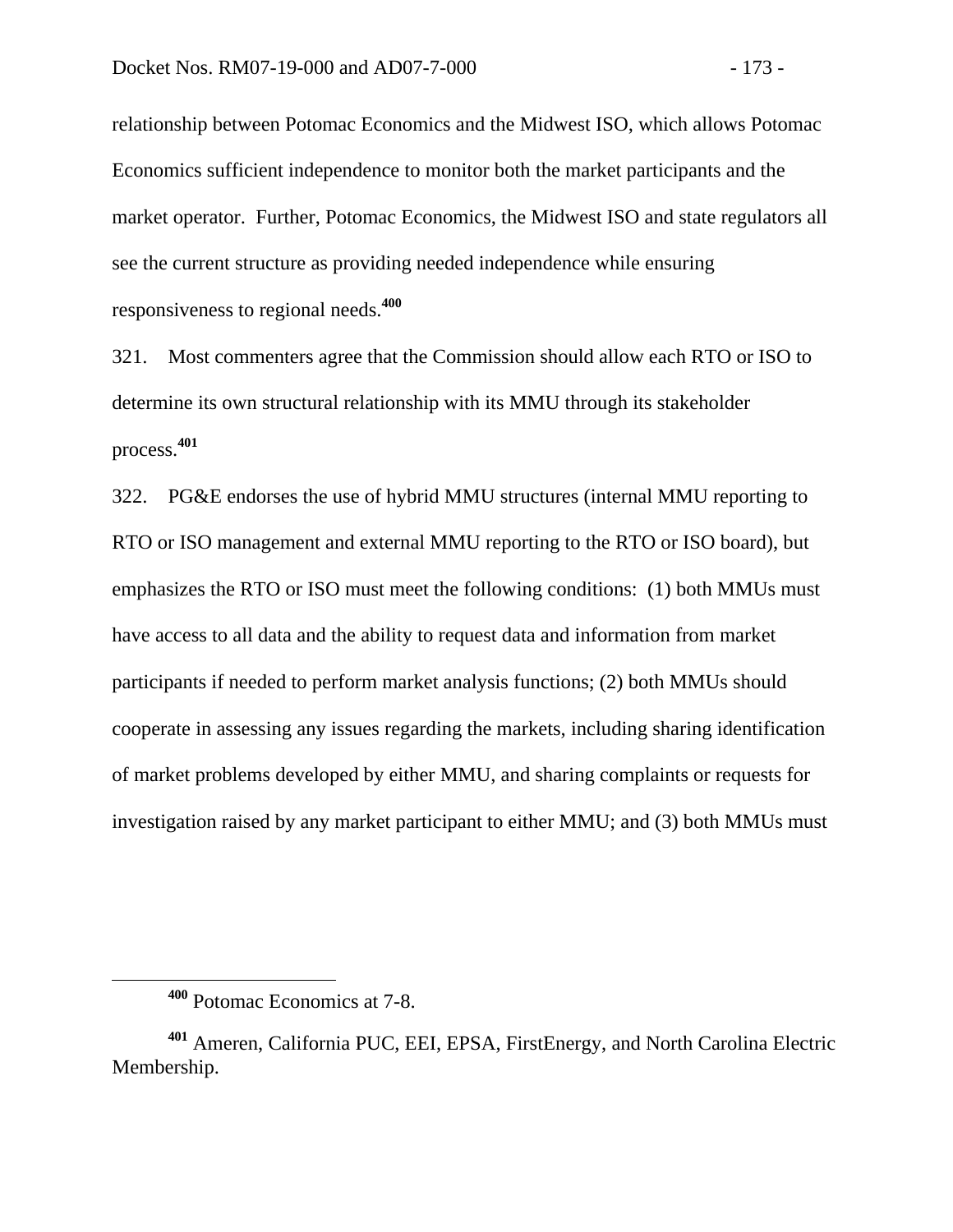relationship between Potomac Economics and the Midwest ISO, which allows Potomac Economics sufficient independence to monitor both the market participants and the market operator. Further, Potomac Economics, the Midwest ISO and state regulators all see the current structure as providing needed independence while ensuring responsiveness to regional needs.[400]

321. Most commenters agree that the Commission should allow each RTO or ISO to determine its own structural relationship with its MMU through its stakeholder process.[401]

322. PG&E endorses the use of hybrid MMU structures (internal MMU reporting to RTO or ISO management and external MMU reporting to the RTO or ISO board), but emphasizes the RTO or ISO must meet the following conditions: (1) both MMUs must have access to all data and the ability to request data and information from market participants if needed to perform market analysis functions; (2) both MMUs should cooperate in assessing any issues regarding the markets, including sharing identification of market problems developed by either MMU, and sharing complaints or requests for investigation raised by any market participant to either MMU; and (3) both MMUs must

---

[400] Potomac Economics at 7-8.

[401] Ameren, California PUC, EEI, EPSA, FirstEnergy, and North Carolina Electric Membership.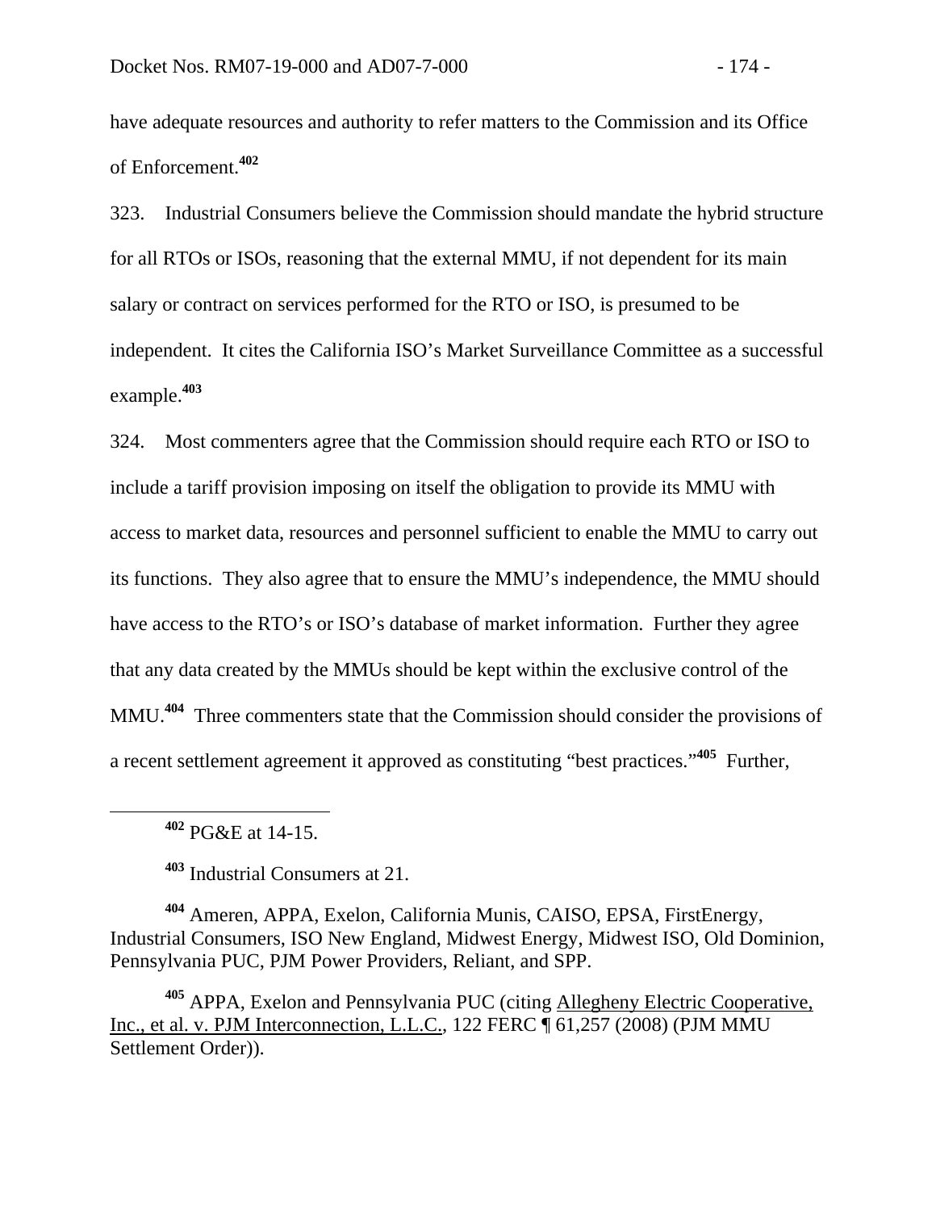have adequate resources and authority to refer matters to the Commission and its Office of Enforcement.[402]

323. Industrial Consumers believe the Commission should mandate the hybrid structure for all RTOs or ISOs, reasoning that the external MMU, if not dependent for its main salary or contract on services performed for the RTO or ISO, is presumed to be independent. It cites the California ISO's Market Surveillance Committee as a successful example.[403]

324. Most commenters agree that the Commission should require each RTO or ISO to include a tariff provision imposing on itself the obligation to provide its MMU with access to market data, resources and personnel sufficient to enable the MMU to carry out its functions. They also agree that to ensure the MMU's independence, the MMU should have access to the RTO's or ISO's database of market information. Further they agree that any data created by the MMUs should be kept within the exclusive control of the MMU.[404] Three commenters state that the Commission should consider the provisions of a recent settlement agreement it approved as constituting "best practices."[405] Further,

---

[402] PG&E at 14-15.

[403] Industrial Consumers at 21.

[404] Ameren, APPA, Exelon, California Munis, CAISO, EPSA, FirstEnergy, Industrial Consumers, ISO New England, Midwest Energy, Midwest ISO, Old Dominion, Pennsylvania PUC, PJM Power Providers, Reliant, and SPP.

[405] APPA, Exelon and Pennsylvania PUC (citing Allegheny Electric Cooperative, Inc., et al. v. PJM Interconnection, L.L.C., 122 FERC ¶ 61,257 (2008) (PJM MMU Settlement Order)).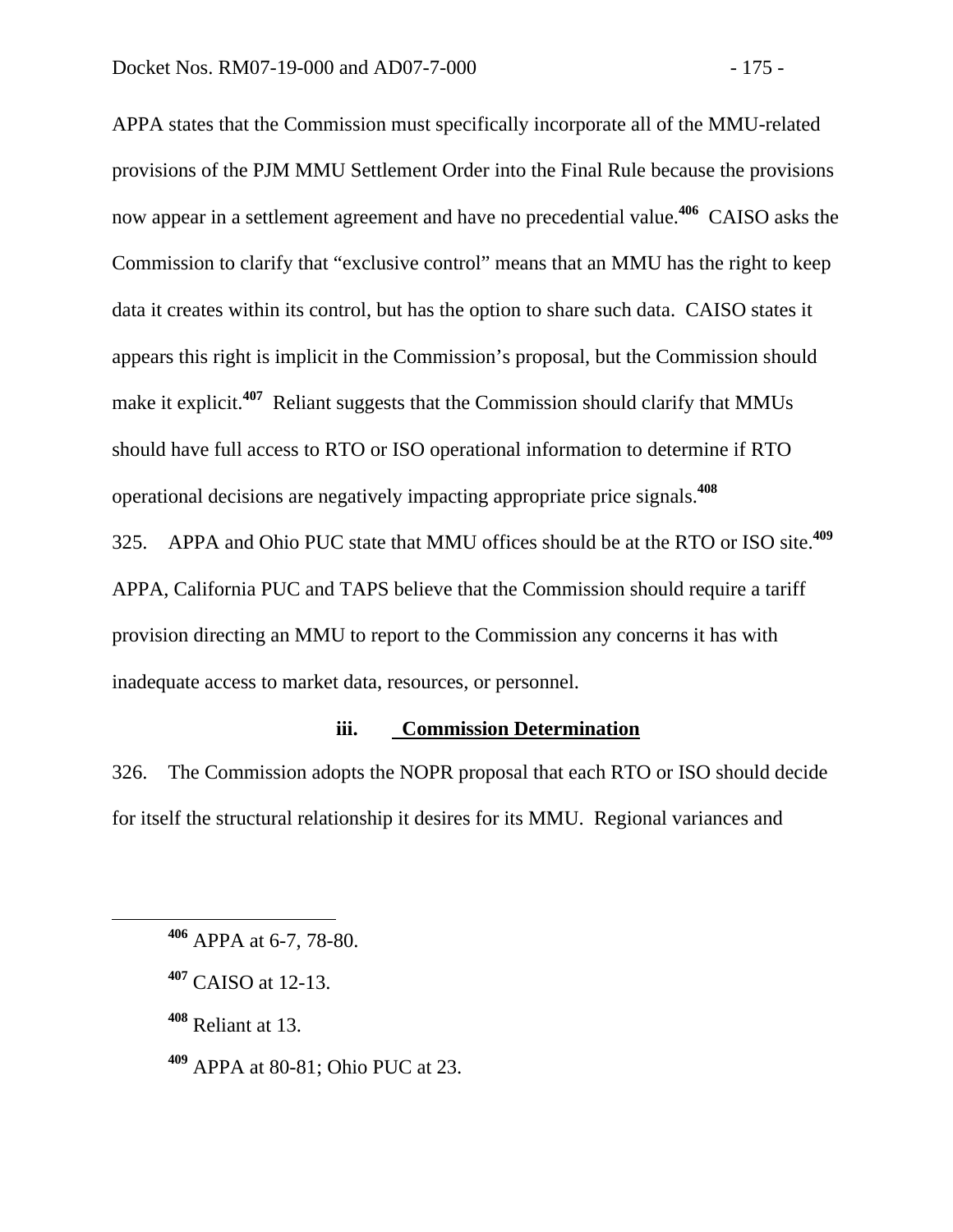APPA states that the Commission must specifically incorporate all of the MMU-related provisions of the PJM MMU Settlement Order into the Final Rule because the provisions now appear in a settlement agreement and have no precedential value.[406] CAISO asks the Commission to clarify that "exclusive control" means that an MMU has the right to keep data it creates within its control, but has the option to share such data. CAISO states it appears this right is implicit in the Commission's proposal, but the Commission should make it explicit.[407] Reliant suggests that the Commission should clarify that MMUs should have full access to RTO or ISO operational information to determine if RTO operational decisions are negatively impacting appropriate price signals.[408]

325. APPA and Ohio PUC state that MMU offices should be at the RTO or ISO site.[409] APPA, California PUC and TAPS believe that the Commission should require a tariff provision directing an MMU to report to the Commission any concerns it has with inadequate access to market data, resources, or personnel.

**iii. Commission Determination**

326. The Commission adopts the NOPR proposal that each RTO or ISO should decide for itself the structural relationship it desires for its MMU. Regional variances and

---

[406] APPA at 6-7, 78-80.

[407] CAISO at 12-13.

[408] Reliant at 13.

[409] APPA at 80-81; Ohio PUC at 23.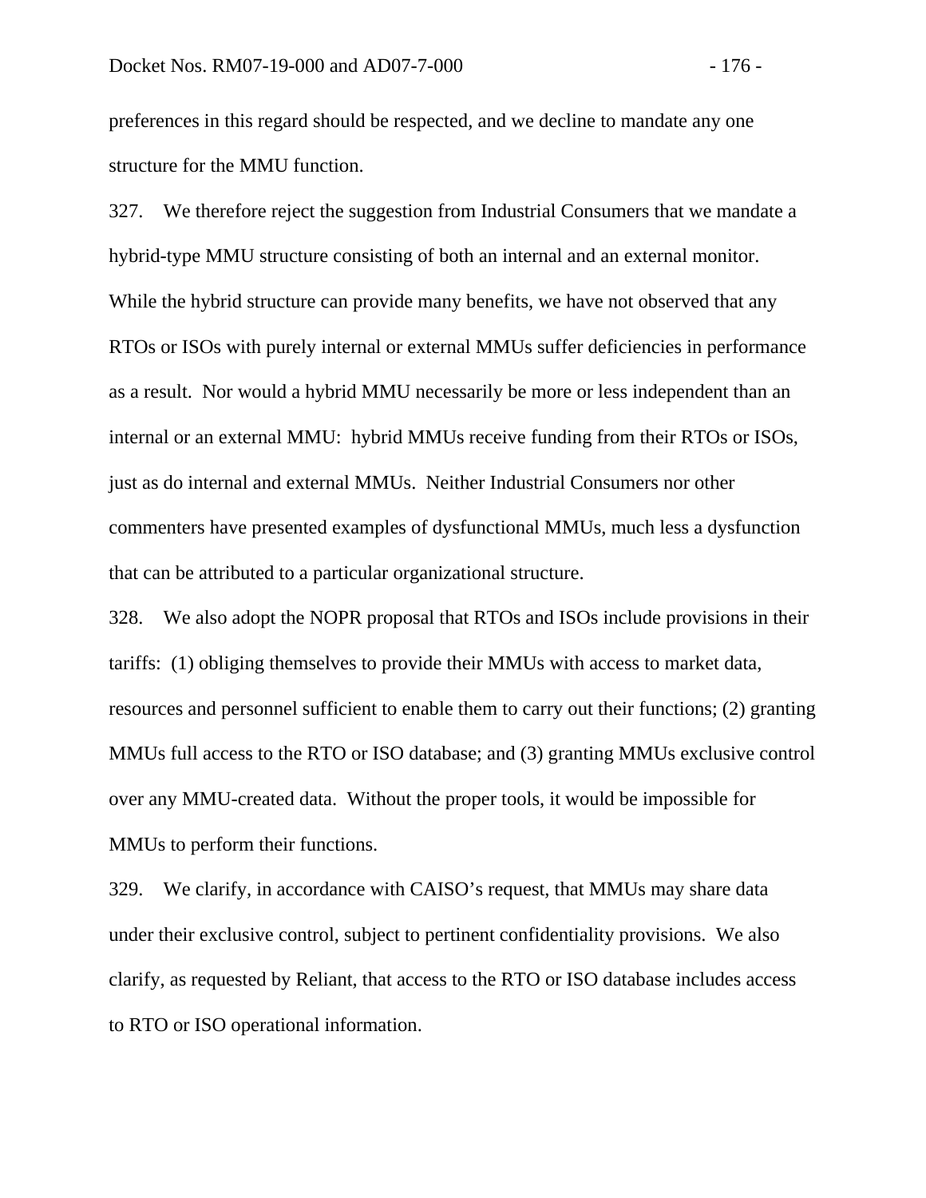preferences in this regard should be respected, and we decline to mandate any one structure for the MMU function.

327. We therefore reject the suggestion from Industrial Consumers that we mandate a hybrid-type MMU structure consisting of both an internal and an external monitor. While the hybrid structure can provide many benefits, we have not observed that any RTOs or ISOs with purely internal or external MMUs suffer deficiencies in performance as a result. Nor would a hybrid MMU necessarily be more or less independent than an internal or an external MMU: hybrid MMUs receive funding from their RTOs or ISOs, just as do internal and external MMUs. Neither Industrial Consumers nor other commenters have presented examples of dysfunctional MMUs, much less a dysfunction that can be attributed to a particular organizational structure.

328. We also adopt the NOPR proposal that RTOs and ISOs include provisions in their tariffs: (1) obliging themselves to provide their MMUs with access to market data, resources and personnel sufficient to enable them to carry out their functions; (2) granting MMUs full access to the RTO or ISO database; and (3) granting MMUs exclusive control over any MMU-created data. Without the proper tools, it would be impossible for MMUs to perform their functions.

329. We clarify, in accordance with CAISO's request, that MMUs may share data under their exclusive control, subject to pertinent confidentiality provisions. We also clarify, as requested by Reliant, that access to the RTO or ISO database includes access to RTO or ISO operational information.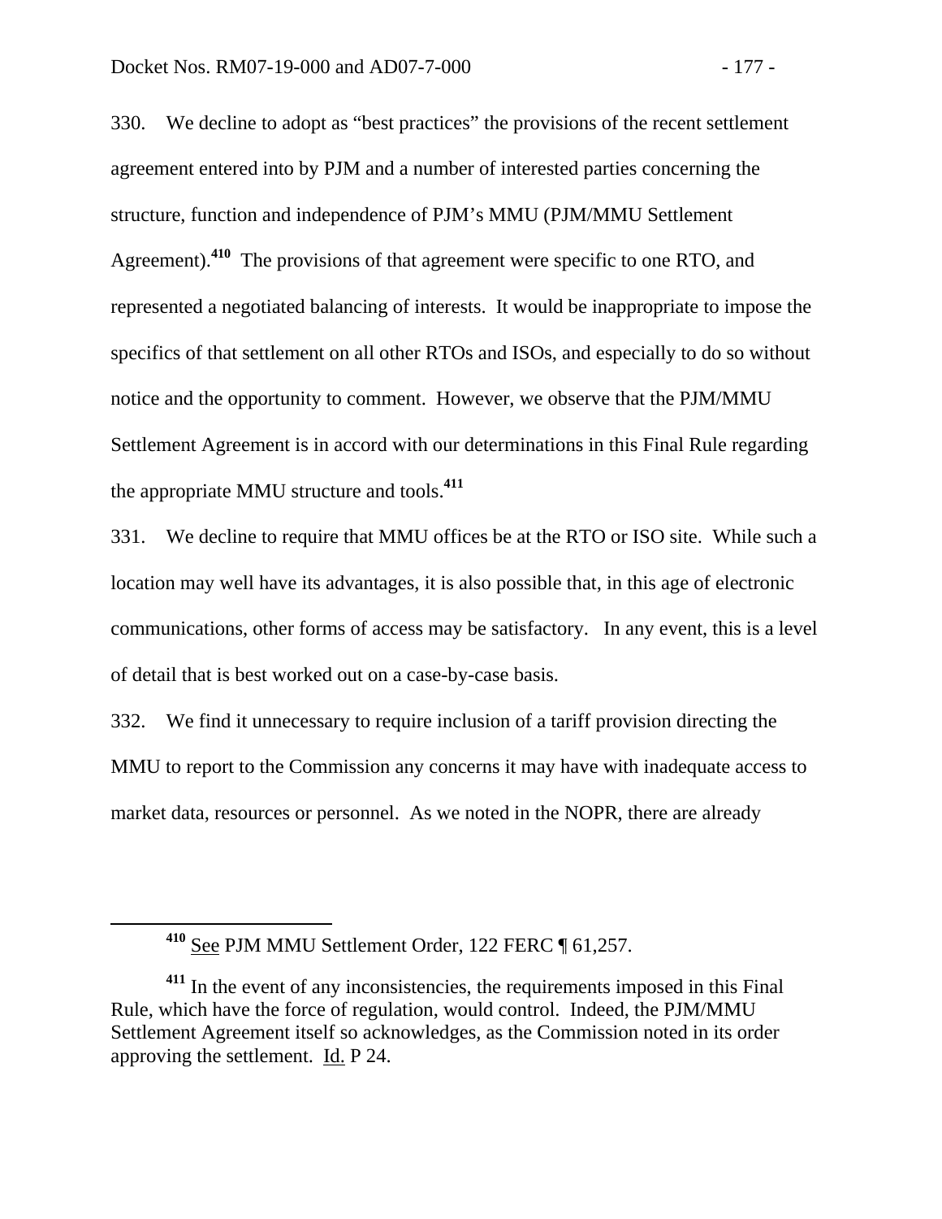330. We decline to adopt as "best practices" the provisions of the recent settlement agreement entered into by PJM and a number of interested parties concerning the structure, function and independence of PJM's MMU (PJM/MMU Settlement Agreement).[410] The provisions of that agreement were specific to one RTO, and represented a negotiated balancing of interests. It would be inappropriate to impose the specifics of that settlement on all other RTOs and ISOs, and especially to do so without notice and the opportunity to comment. However, we observe that the PJM/MMU Settlement Agreement is in accord with our determinations in this Final Rule regarding the appropriate MMU structure and tools.[411]

331. We decline to require that MMU offices be at the RTO or ISO site. While such a location may well have its advantages, it is also possible that, in this age of electronic communications, other forms of access may be satisfactory. In any event, this is a level of detail that is best worked out on a case-by-case basis.

332. We find it unnecessary to require inclusion of a tariff provision directing the MMU to report to the Commission any concerns it may have with inadequate access to market data, resources or personnel. As we noted in the NOPR, there are already

---

[410] See PJM MMU Settlement Order, 122 FERC ¶ 61,257.

[411] In the event of any inconsistencies, the requirements imposed in this Final Rule, which have the force of regulation, would control. Indeed, the PJM/MMU Settlement Agreement itself so acknowledges, as the Commission noted in its order approving the settlement. Id. P 24.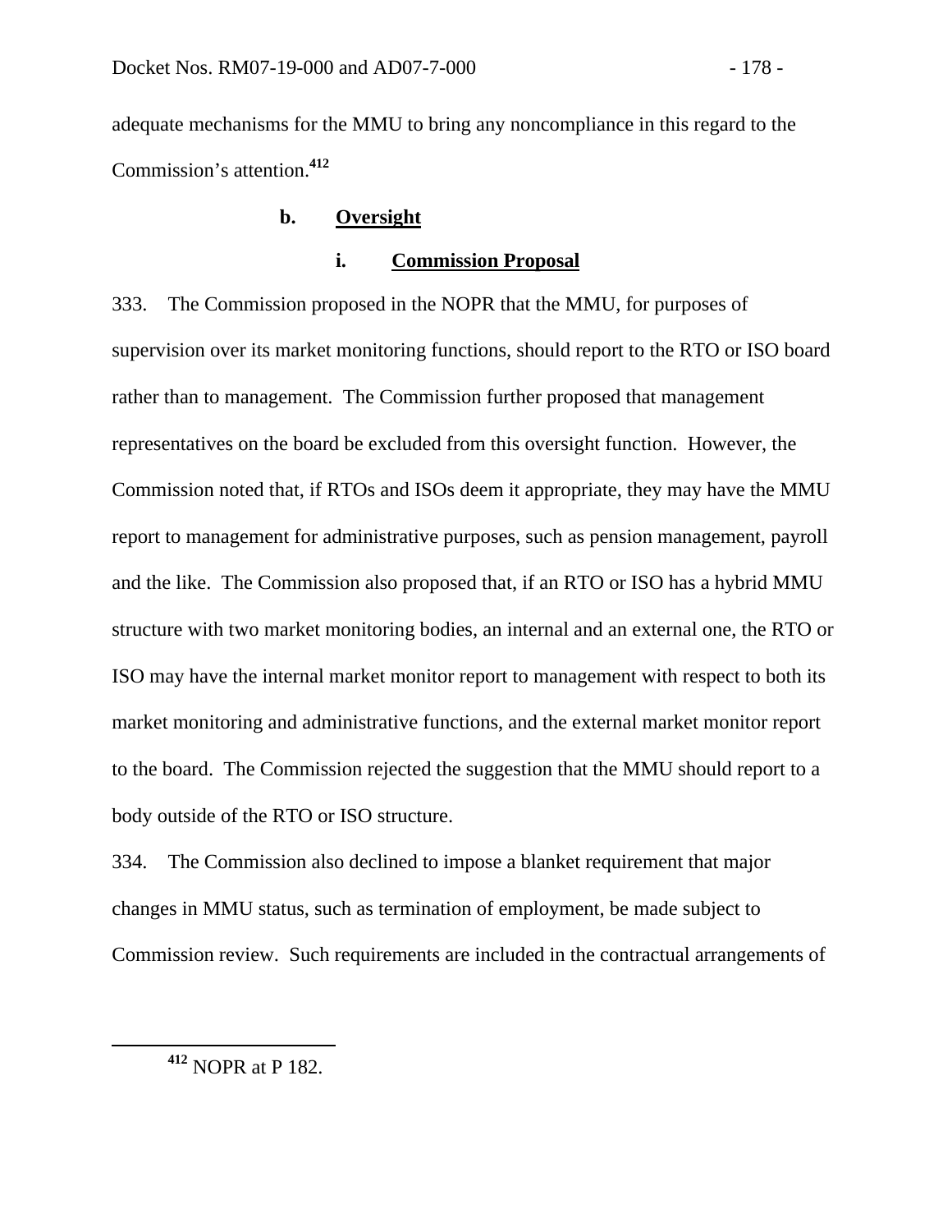adequate mechanisms for the MMU to bring any noncompliance in this regard to the Commission's attention.[412]

#### b. Oversight

##### i. Commission Proposal

333. The Commission proposed in the NOPR that the MMU, for purposes of supervision over its market monitoring functions, should report to the RTO or ISO board rather than to management. The Commission further proposed that management representatives on the board be excluded from this oversight function. However, the Commission noted that, if RTOs and ISOs deem it appropriate, they may have the MMU report to management for administrative purposes, such as pension management, payroll and the like. The Commission also proposed that, if an RTO or ISO has a hybrid MMU structure with two market monitoring bodies, an internal and an external one, the RTO or ISO may have the internal market monitor report to management with respect to both its market monitoring and administrative functions, and the external market monitor report to the board. The Commission rejected the suggestion that the MMU should report to a body outside of the RTO or ISO structure.

334. The Commission also declined to impose a blanket requirement that major changes in MMU status, such as termination of employment, be made subject to Commission review. Such requirements are included in the contractual arrangements of

---

[412] NOPR at P 182.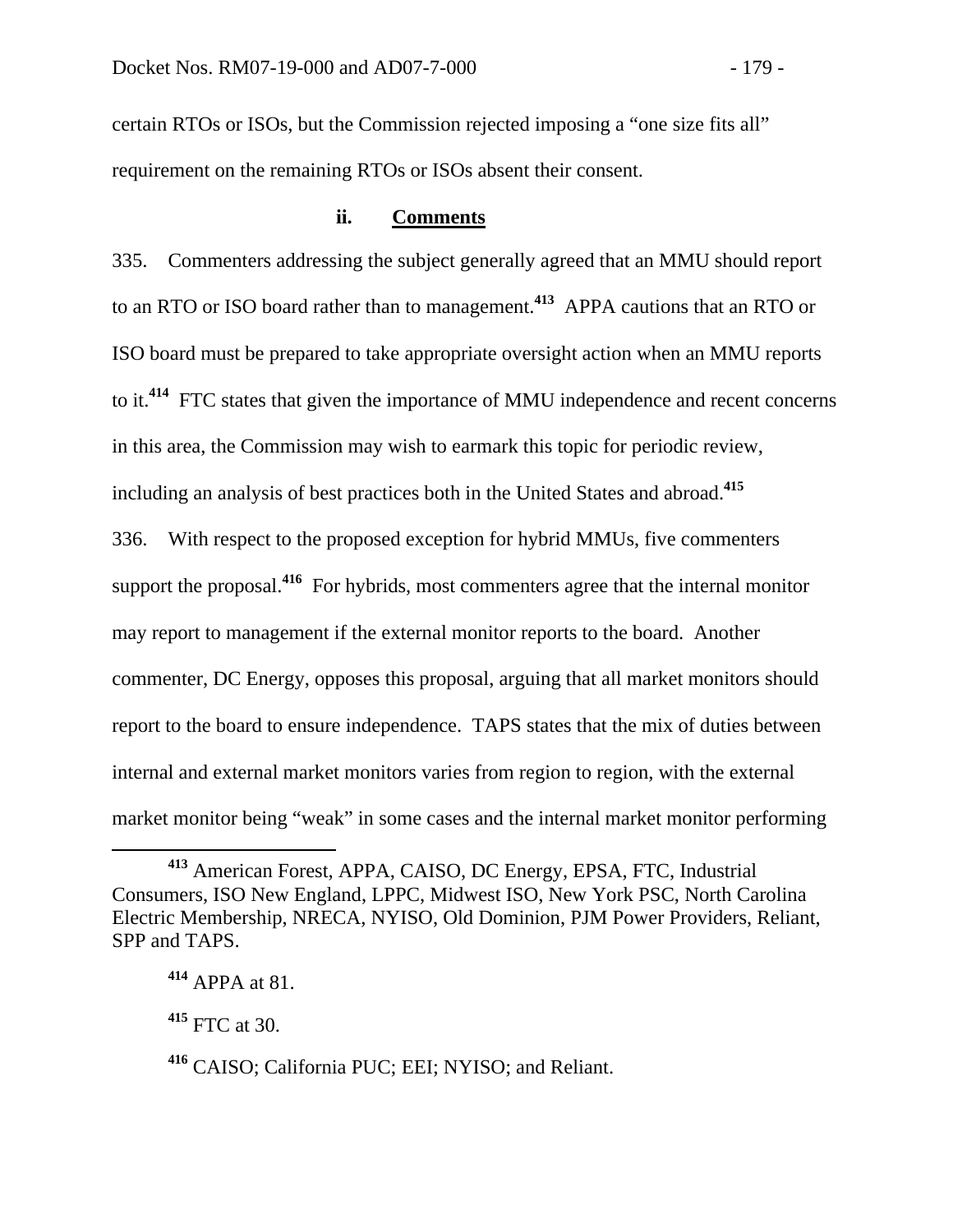certain RTOs or ISOs, but the Commission rejected imposing a "one size fits all" requirement on the remaining RTOs or ISOs absent their consent.

#### ii. Comments

335. Commenters addressing the subject generally agreed that an MMU should report to an RTO or ISO board rather than to management.[413] APPA cautions that an RTO or ISO board must be prepared to take appropriate oversight action when an MMU reports to it.[414] FTC states that given the importance of MMU independence and recent concerns in this area, the Commission may wish to earmark this topic for periodic review, including an analysis of best practices both in the United States and abroad.[415]

336. With respect to the proposed exception for hybrid MMUs, five commenters support the proposal.[416] For hybrids, most commenters agree that the internal monitor may report to management if the external monitor reports to the board. Another commenter, DC Energy, opposes this proposal, arguing that all market monitors should report to the board to ensure independence. TAPS states that the mix of duties between internal and external market monitors varies from region to region, with the external market monitor being "weak" in some cases and the internal market monitor performing

---

[413] American Forest, APPA, CAISO, DC Energy, EPSA, FTC, Industrial Consumers, ISO New England, LPPC, Midwest ISO, New York PSC, North Carolina Electric Membership, NRECA, NYISO, Old Dominion, PJM Power Providers, Reliant, SPP and TAPS.

[414] APPA at 81.

[415] FTC at 30.

[416] CAISO; California PUC; EEI; NYISO; and Reliant.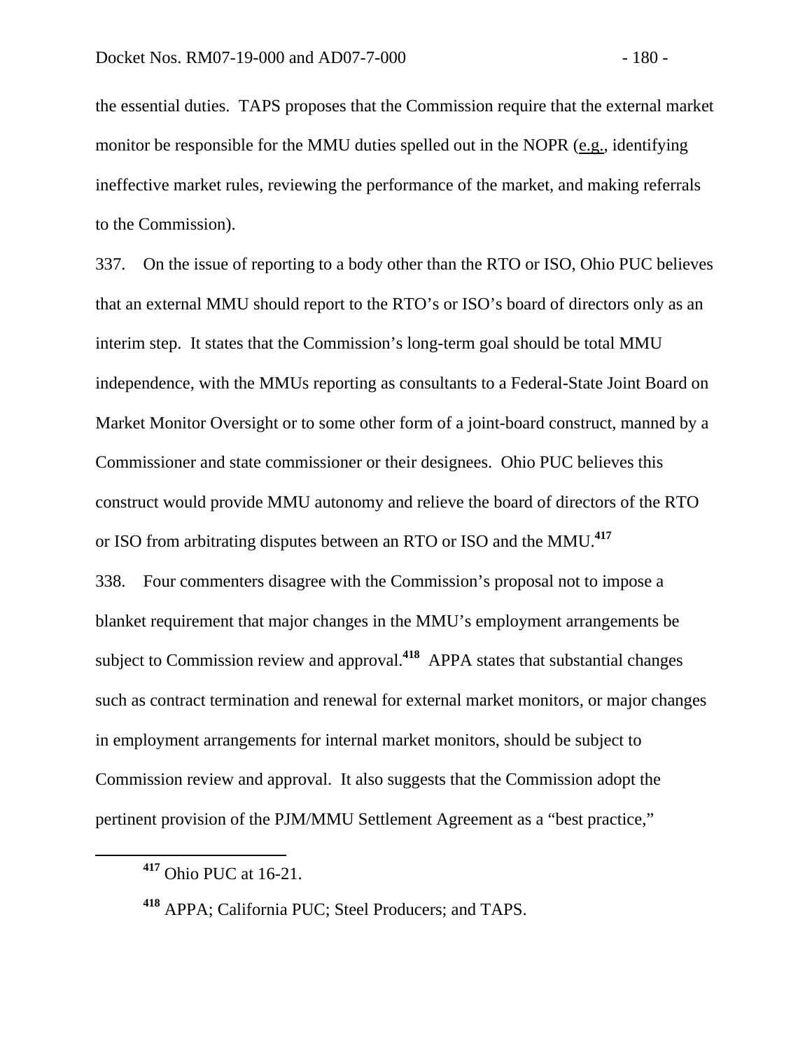the essential duties. TAPS proposes that the Commission require that the external market monitor be responsible for the MMU duties spelled out in the NOPR (e.g., identifying ineffective market rules, reviewing the performance of the market, and making referrals to the Commission).

337. On the issue of reporting to a body other than the RTO or ISO, Ohio PUC believes that an external MMU should report to the RTO's or ISO's board of directors only as an interim step. It states that the Commission's long-term goal should be total MMU independence, with the MMUs reporting as consultants to a Federal-State Joint Board on Market Monitor Oversight or to some other form of a joint-board construct, manned by a Commissioner and state commissioner or their designees. Ohio PUC believes this construct would provide MMU autonomy and relieve the board of directors of the RTO or ISO from arbitrating disputes between an RTO or ISO and the MMU.[417]

338. Four commenters disagree with the Commission's proposal not to impose a blanket requirement that major changes in the MMU's employment arrangements be subject to Commission review and approval.[418] APPA states that substantial changes such as contract termination and renewal for external market monitors, or major changes in employment arrangements for internal market monitors, should be subject to Commission review and approval. It also suggests that the Commission adopt the pertinent provision of the PJM/MMU Settlement Agreement as a "best practice,"

[417] Ohio PUC at 16-21.

[418] APPA; California PUC; Steel Producers; and TAPS.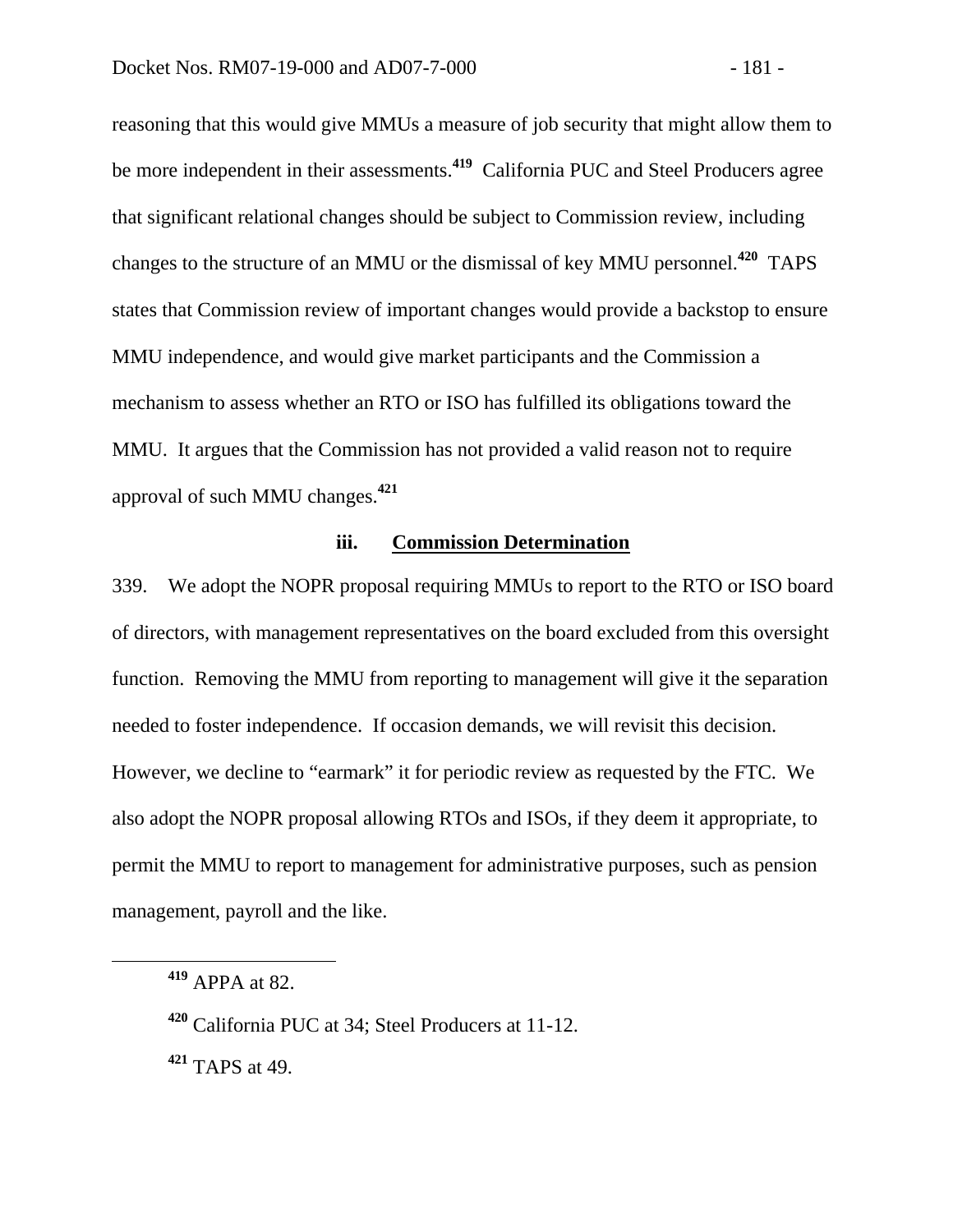reasoning that this would give MMUs a measure of job security that might allow them to be more independent in their assessments.[419] California PUC and Steel Producers agree that significant relational changes should be subject to Commission review, including changes to the structure of an MMU or the dismissal of key MMU personnel.[420] TAPS states that Commission review of important changes would provide a backstop to ensure MMU independence, and would give market participants and the Commission a mechanism to assess whether an RTO or ISO has fulfilled its obligations toward the MMU. It argues that the Commission has not provided a valid reason not to require approval of such MMU changes.[421]

#### iii. Commission Determination

339. We adopt the NOPR proposal requiring MMUs to report to the RTO or ISO board of directors, with management representatives on the board excluded from this oversight function. Removing the MMU from reporting to management will give it the separation needed to foster independence. If occasion demands, we will revisit this decision. However, we decline to "earmark" it for periodic review as requested by the FTC. We also adopt the NOPR proposal allowing RTOs and ISOs, if they deem it appropriate, to permit the MMU to report to management for administrative purposes, such as pension management, payroll and the like.

---

[419] APPA at 82.

[420] California PUC at 34; Steel Producers at 11-12.

[421] TAPS at 49.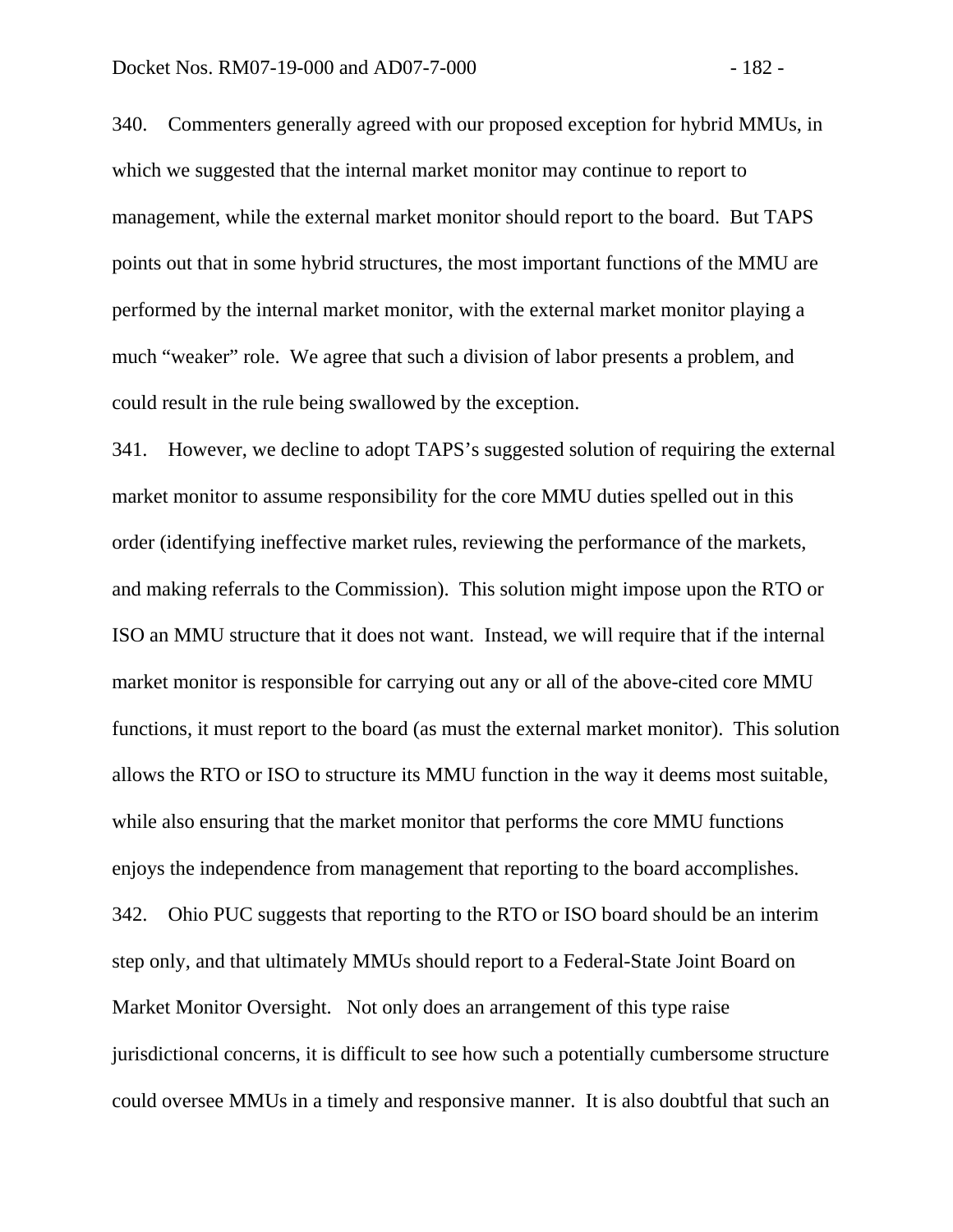340. Commenters generally agreed with our proposed exception for hybrid MMUs, in which we suggested that the internal market monitor may continue to report to management, while the external market monitor should report to the board. But TAPS points out that in some hybrid structures, the most important functions of the MMU are performed by the internal market monitor, with the external market monitor playing a much "weaker" role. We agree that such a division of labor presents a problem, and could result in the rule being swallowed by the exception.

341. However, we decline to adopt TAPS's suggested solution of requiring the external market monitor to assume responsibility for the core MMU duties spelled out in this order (identifying ineffective market rules, reviewing the performance of the markets, and making referrals to the Commission). This solution might impose upon the RTO or ISO an MMU structure that it does not want. Instead, we will require that if the internal market monitor is responsible for carrying out any or all of the above-cited core MMU functions, it must report to the board (as must the external market monitor). This solution allows the RTO or ISO to structure its MMU function in the way it deems most suitable, while also ensuring that the market monitor that performs the core MMU functions enjoys the independence from management that reporting to the board accomplishes.

342. Ohio PUC suggests that reporting to the RTO or ISO board should be an interim step only, and that ultimately MMUs should report to a Federal-State Joint Board on Market Monitor Oversight. Not only does an arrangement of this type raise jurisdictional concerns, it is difficult to see how such a potentially cumbersome structure could oversee MMUs in a timely and responsive manner. It is also doubtful that such an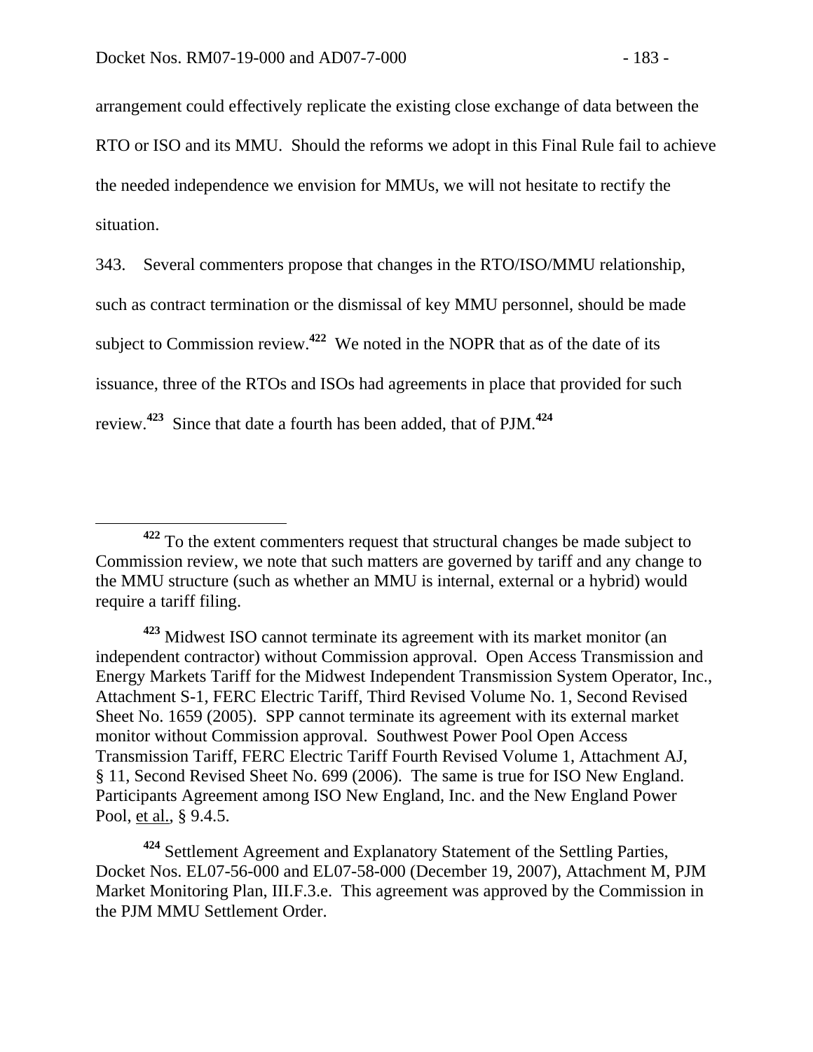arrangement could effectively replicate the existing close exchange of data between the RTO or ISO and its MMU. Should the reforms we adopt in this Final Rule fail to achieve the needed independence we envision for MMUs, we will not hesitate to rectify the situation.

343. Several commenters propose that changes in the RTO/ISO/MMU relationship, such as contract termination or the dismissal of key MMU personnel, should be made subject to Commission review.[422] We noted in the NOPR that as of the date of its issuance, three of the RTOs and ISOs had agreements in place that provided for such review.[423] Since that date a fourth has been added, that of PJM.[424]

---

[422] To the extent commenters request that structural changes be made subject to Commission review, we note that such matters are governed by tariff and any change to the MMU structure (such as whether an MMU is internal, external or a hybrid) would require a tariff filing.

[423] Midwest ISO cannot terminate its agreement with its market monitor (an independent contractor) without Commission approval. Open Access Transmission and Energy Markets Tariff for the Midwest Independent Transmission System Operator, Inc., Attachment S-1, FERC Electric Tariff, Third Revised Volume No. 1, Second Revised Sheet No. 1659 (2005). SPP cannot terminate its agreement with its external market monitor without Commission approval. Southwest Power Pool Open Access Transmission Tariff, FERC Electric Tariff Fourth Revised Volume 1, Attachment AJ, § 11, Second Revised Sheet No. 699 (2006). The same is true for ISO New England. Participants Agreement among ISO New England, Inc. and the New England Power Pool, et al., § 9.4.5.

[424] Settlement Agreement and Explanatory Statement of the Settling Parties, Docket Nos. EL07-56-000 and EL07-58-000 (December 19, 2007), Attachment M, PJM Market Monitoring Plan, III.F.3.e. This agreement was approved by the Commission in the PJM MMU Settlement Order.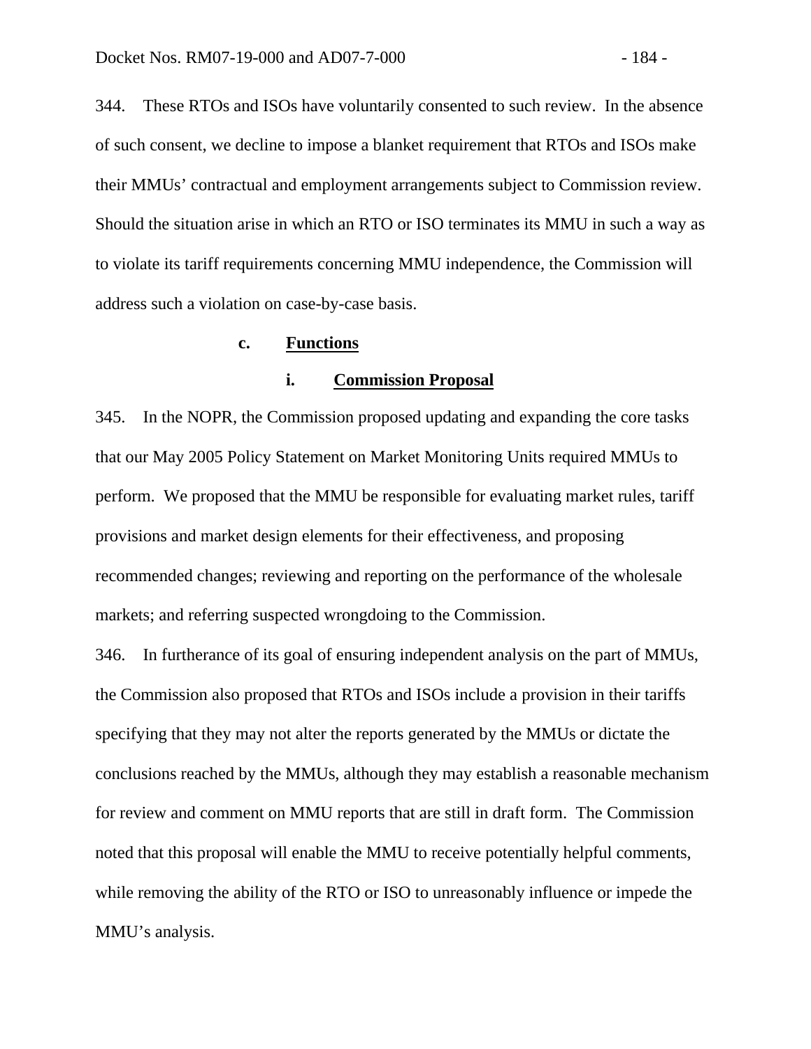344. These RTOs and ISOs have voluntarily consented to such review. In the absence of such consent, we decline to impose a blanket requirement that RTOs and ISOs make their MMUs' contractual and employment arrangements subject to Commission review. Should the situation arise in which an RTO or ISO terminates its MMU in such a way as to violate its tariff requirements concerning MMU independence, the Commission will address such a violation on case-by-case basis.

#### c. Functions

##### i. Commission Proposal

345. In the NOPR, the Commission proposed updating and expanding the core tasks that our May 2005 Policy Statement on Market Monitoring Units required MMUs to perform. We proposed that the MMU be responsible for evaluating market rules, tariff provisions and market design elements for their effectiveness, and proposing recommended changes; reviewing and reporting on the performance of the wholesale markets; and referring suspected wrongdoing to the Commission.

346. In furtherance of its goal of ensuring independent analysis on the part of MMUs, the Commission also proposed that RTOs and ISOs include a provision in their tariffs specifying that they may not alter the reports generated by the MMUs or dictate the conclusions reached by the MMUs, although they may establish a reasonable mechanism for review and comment on MMU reports that are still in draft form. The Commission noted that this proposal will enable the MMU to receive potentially helpful comments, while removing the ability of the RTO or ISO to unreasonably influence or impede the MMU's analysis.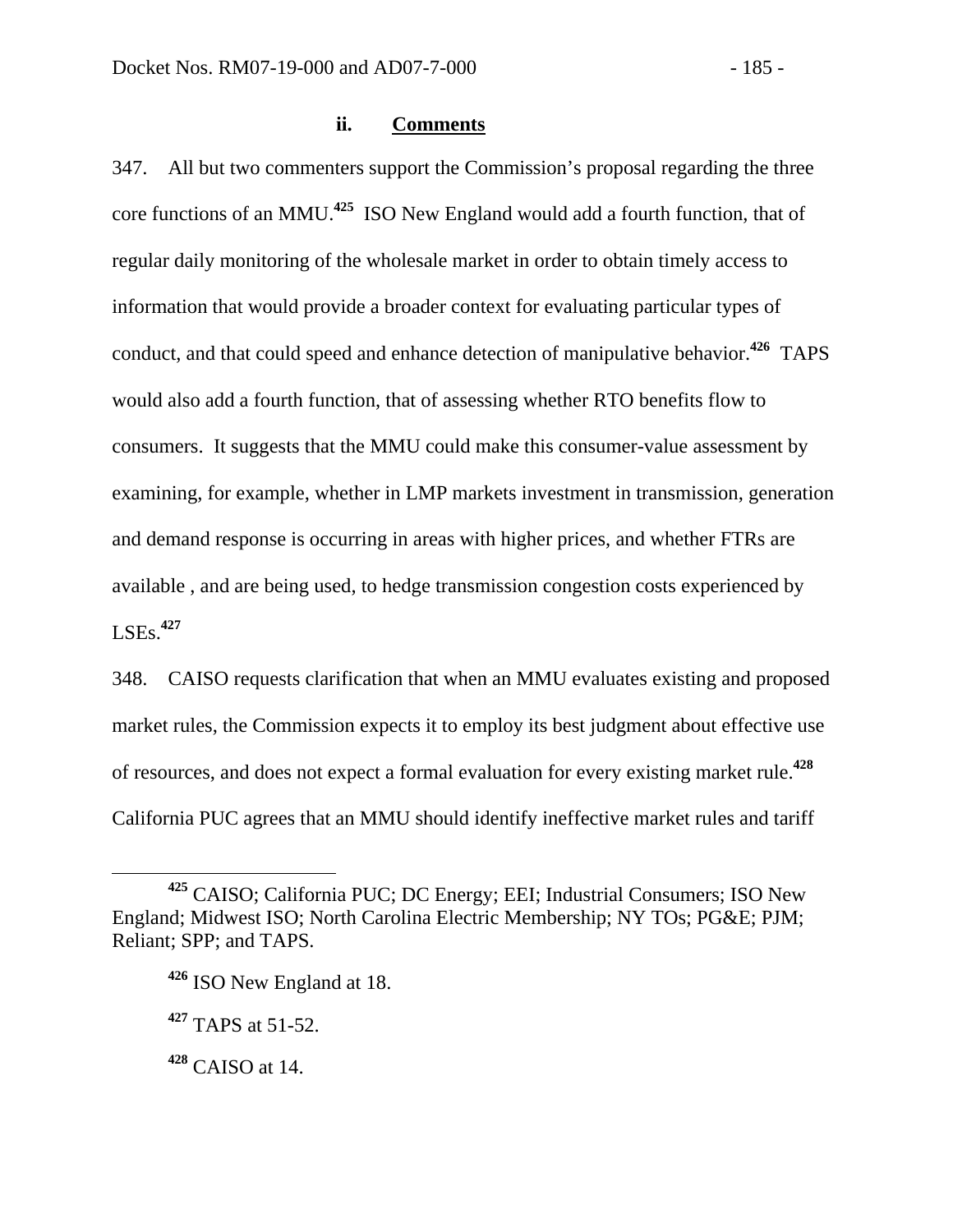### ii. Comments

347. All but two commenters support the Commission's proposal regarding the three core functions of an MMU.[425] ISO New England would add a fourth function, that of regular daily monitoring of the wholesale market in order to obtain timely access to information that would provide a broader context for evaluating particular types of conduct, and that could speed and enhance detection of manipulative behavior.[426] TAPS would also add a fourth function, that of assessing whether RTO benefits flow to consumers. It suggests that the MMU could make this consumer-value assessment by examining, for example, whether in LMP markets investment in transmission, generation and demand response is occurring in areas with higher prices, and whether FTRs are available , and are being used, to hedge transmission congestion costs experienced by LSEs.[427]

348. CAISO requests clarification that when an MMU evaluates existing and proposed market rules, the Commission expects it to employ its best judgment about effective use of resources, and does not expect a formal evaluation for every existing market rule.[428] California PUC agrees that an MMU should identify ineffective market rules and tariff

---

[425] CAISO; California PUC; DC Energy; EEI; Industrial Consumers; ISO New England; Midwest ISO; North Carolina Electric Membership; NY TOs; PG&E; PJM; Reliant; SPP; and TAPS.

[426] ISO New England at 18.

[427] TAPS at 51-52.

[428] CAISO at 14.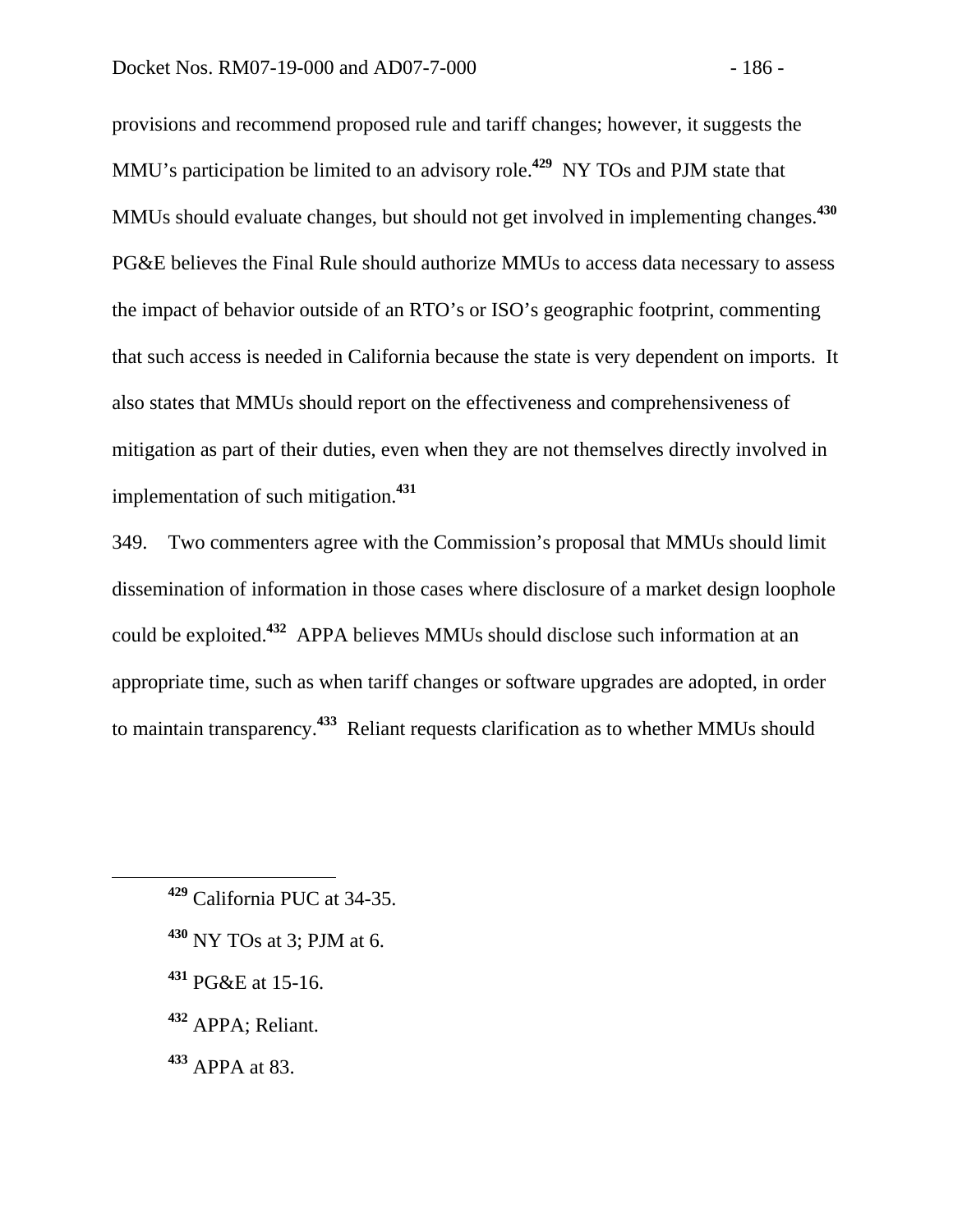provisions and recommend proposed rule and tariff changes; however, it suggests the MMU's participation be limited to an advisory role.[429] NY TOs and PJM state that MMUs should evaluate changes, but should not get involved in implementing changes.[430] PG&E believes the Final Rule should authorize MMUs to access data necessary to assess the impact of behavior outside of an RTO's or ISO's geographic footprint, commenting that such access is needed in California because the state is very dependent on imports. It also states that MMUs should report on the effectiveness and comprehensiveness of mitigation as part of their duties, even when they are not themselves directly involved in implementation of such mitigation.[431]

349. Two commenters agree with the Commission's proposal that MMUs should limit dissemination of information in those cases where disclosure of a market design loophole could be exploited.[432] APPA believes MMUs should disclose such information at an appropriate time, such as when tariff changes or software upgrades are adopted, in order to maintain transparency.[433] Reliant requests clarification as to whether MMUs should

---

[429] California PUC at 34-35.

[430] NY TOs at 3; PJM at 6.

[431] PG&E at 15-16.

[432] APPA; Reliant.

[433] APPA at 83.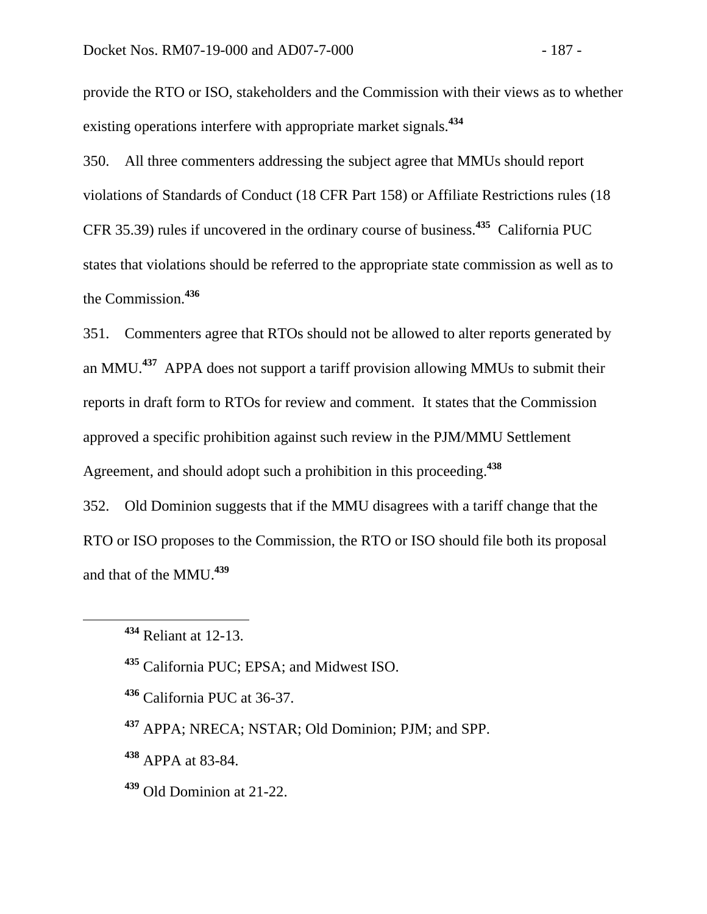provide the RTO or ISO, stakeholders and the Commission with their views as to whether existing operations interfere with appropriate market signals.[434]

350. All three commenters addressing the subject agree that MMUs should report violations of Standards of Conduct (18 CFR Part 158) or Affiliate Restrictions rules (18 CFR 35.39) rules if uncovered in the ordinary course of business.[435] California PUC states that violations should be referred to the appropriate state commission as well as to the Commission.[436]

351. Commenters agree that RTOs should not be allowed to alter reports generated by an MMU.[437] APPA does not support a tariff provision allowing MMUs to submit their reports in draft form to RTOs for review and comment. It states that the Commission approved a specific prohibition against such review in the PJM/MMU Settlement Agreement, and should adopt such a prohibition in this proceeding.[438]

352. Old Dominion suggests that if the MMU disagrees with a tariff change that the RTO or ISO proposes to the Commission, the RTO or ISO should file both its proposal and that of the MMU.[439]

---

[434] Reliant at 12-13.

[435] California PUC; EPSA; and Midwest ISO.

[436] California PUC at 36-37.

[437] APPA; NRECA; NSTAR; Old Dominion; PJM; and SPP.

[438] APPA at 83-84.

[439] Old Dominion at 21-22.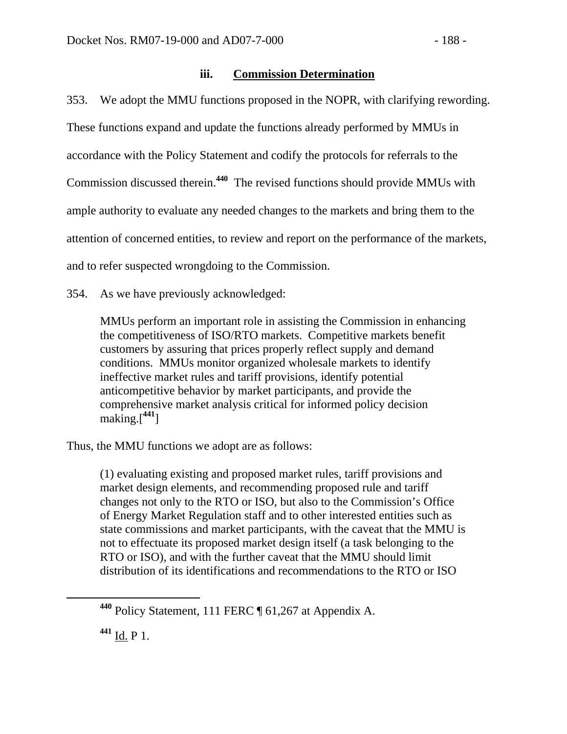### iii. Commission Determination

353. We adopt the MMU functions proposed in the NOPR, with clarifying rewording. These functions expand and update the functions already performed by MMUs in accordance with the Policy Statement and codify the protocols for referrals to the Commission discussed therein.[440] The revised functions should provide MMUs with ample authority to evaluate any needed changes to the markets and bring them to the attention of concerned entities, to review and report on the performance of the markets, and to refer suspected wrongdoing to the Commission.

354. As we have previously acknowledged:

> MMUs perform an important role in assisting the Commission in enhancing the competitiveness of ISO/RTO markets. Competitive markets benefit customers by assuring that prices properly reflect supply and demand conditions. MMUs monitor organized wholesale markets to identify ineffective market rules and tariff provisions, identify potential anticompetitive behavior by market participants, and provide the comprehensive market analysis critical for informed policy decision making.[[441]]

Thus, the MMU functions we adopt are as follows:

> (1) evaluating existing and proposed market rules, tariff provisions and market design elements, and recommending proposed rule and tariff changes not only to the RTO or ISO, but also to the Commission's Office of Energy Market Regulation staff and to other interested entities such as state commissions and market participants, with the caveat that the MMU is not to effectuate its proposed market design itself (a task belonging to the RTO or ISO), and with the further caveat that the MMU should limit distribution of its identifications and recommendations to the RTO or ISO

---

[440] Policy Statement, 111 FERC ¶ 61,267 at Appendix A.

[441] Id. P 1.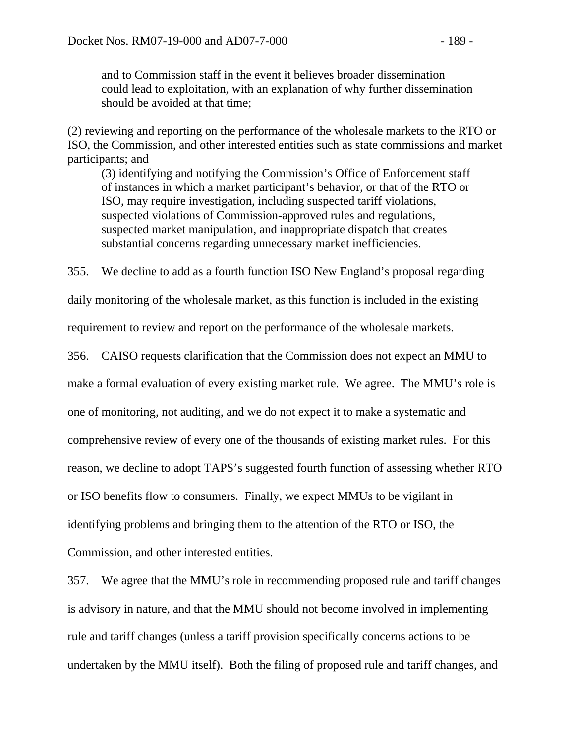> and to Commission staff in the event it believes broader dissemination could lead to exploitation, with an explanation of why further dissemination should be avoided at that time;

(2) reviewing and reporting on the performance of the wholesale markets to the RTO or ISO, the Commission, and other interested entities such as state commissions and market participants; and

> (3) identifying and notifying the Commission's Office of Enforcement staff of instances in which a market participant's behavior, or that of the RTO or ISO, may require investigation, including suspected tariff violations, suspected violations of Commission-approved rules and regulations, suspected market manipulation, and inappropriate dispatch that creates substantial concerns regarding unnecessary market inefficiencies.

355. We decline to add as a fourth function ISO New England's proposal regarding daily monitoring of the wholesale market, as this function is included in the existing requirement to review and report on the performance of the wholesale markets.

356. CAISO requests clarification that the Commission does not expect an MMU to make a formal evaluation of every existing market rule. We agree. The MMU's role is one of monitoring, not auditing, and we do not expect it to make a systematic and comprehensive review of every one of the thousands of existing market rules. For this reason, we decline to adopt TAPS's suggested fourth function of assessing whether RTO or ISO benefits flow to consumers. Finally, we expect MMUs to be vigilant in identifying problems and bringing them to the attention of the RTO or ISO, the Commission, and other interested entities.

357. We agree that the MMU's role in recommending proposed rule and tariff changes is advisory in nature, and that the MMU should not become involved in implementing rule and tariff changes (unless a tariff provision specifically concerns actions to be undertaken by the MMU itself). Both the filing of proposed rule and tariff changes, and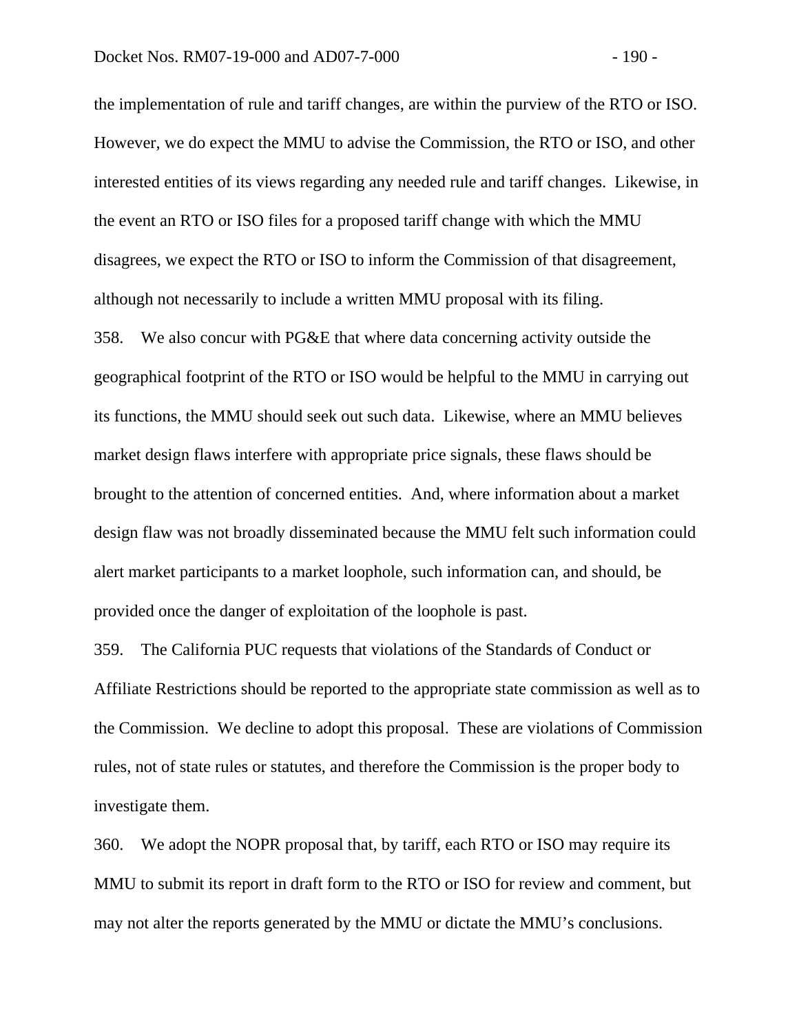the implementation of rule and tariff changes, are within the purview of the RTO or ISO. However, we do expect the MMU to advise the Commission, the RTO or ISO, and other interested entities of its views regarding any needed rule and tariff changes. Likewise, in the event an RTO or ISO files for a proposed tariff change with which the MMU disagrees, we expect the RTO or ISO to inform the Commission of that disagreement, although not necessarily to include a written MMU proposal with its filing.

358. We also concur with PG&E that where data concerning activity outside the geographical footprint of the RTO or ISO would be helpful to the MMU in carrying out its functions, the MMU should seek out such data. Likewise, where an MMU believes market design flaws interfere with appropriate price signals, these flaws should be brought to the attention of concerned entities. And, where information about a market design flaw was not broadly disseminated because the MMU felt such information could alert market participants to a market loophole, such information can, and should, be provided once the danger of exploitation of the loophole is past.

359. The California PUC requests that violations of the Standards of Conduct or Affiliate Restrictions should be reported to the appropriate state commission as well as to the Commission. We decline to adopt this proposal. These are violations of Commission rules, not of state rules or statutes, and therefore the Commission is the proper body to investigate them.

360. We adopt the NOPR proposal that, by tariff, each RTO or ISO may require its MMU to submit its report in draft form to the RTO or ISO for review and comment, but may not alter the reports generated by the MMU or dictate the MMU's conclusions.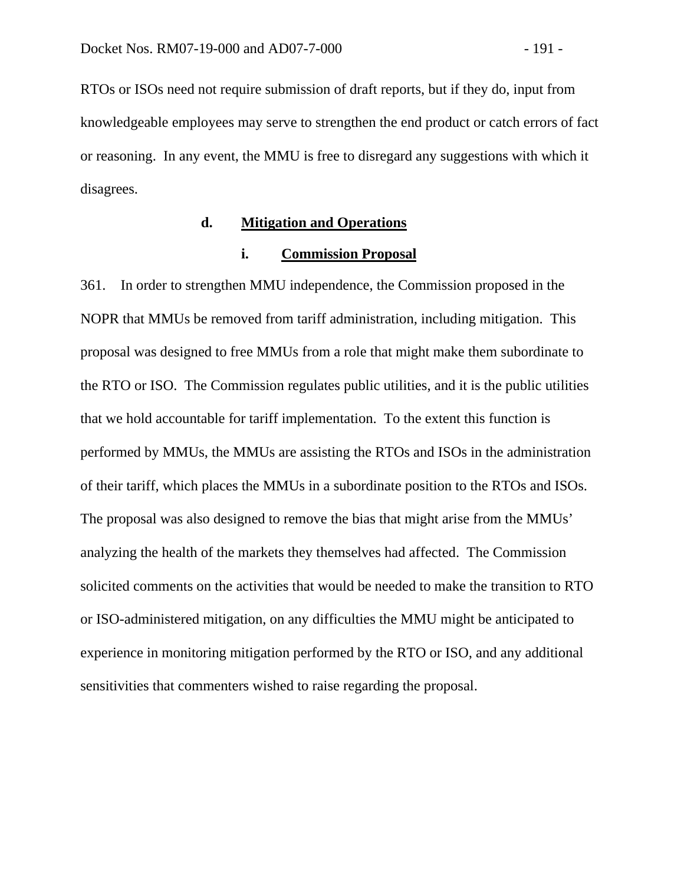RTOs or ISOs need not require submission of draft reports, but if they do, input from knowledgeable employees may serve to strengthen the end product or catch errors of fact or reasoning. In any event, the MMU is free to disregard any suggestions with which it disagrees.

#### d. Mitigation and Operations

##### i. Commission Proposal

361. In order to strengthen MMU independence, the Commission proposed in the NOPR that MMUs be removed from tariff administration, including mitigation. This proposal was designed to free MMUs from a role that might make them subordinate to the RTO or ISO. The Commission regulates public utilities, and it is the public utilities that we hold accountable for tariff implementation. To the extent this function is performed by MMUs, the MMUs are assisting the RTOs and ISOs in the administration of their tariff, which places the MMUs in a subordinate position to the RTOs and ISOs. The proposal was also designed to remove the bias that might arise from the MMUs' analyzing the health of the markets they themselves had affected. The Commission solicited comments on the activities that would be needed to make the transition to RTO or ISO-administered mitigation, on any difficulties the MMU might be anticipated to experience in monitoring mitigation performed by the RTO or ISO, and any additional sensitivities that commenters wished to raise regarding the proposal.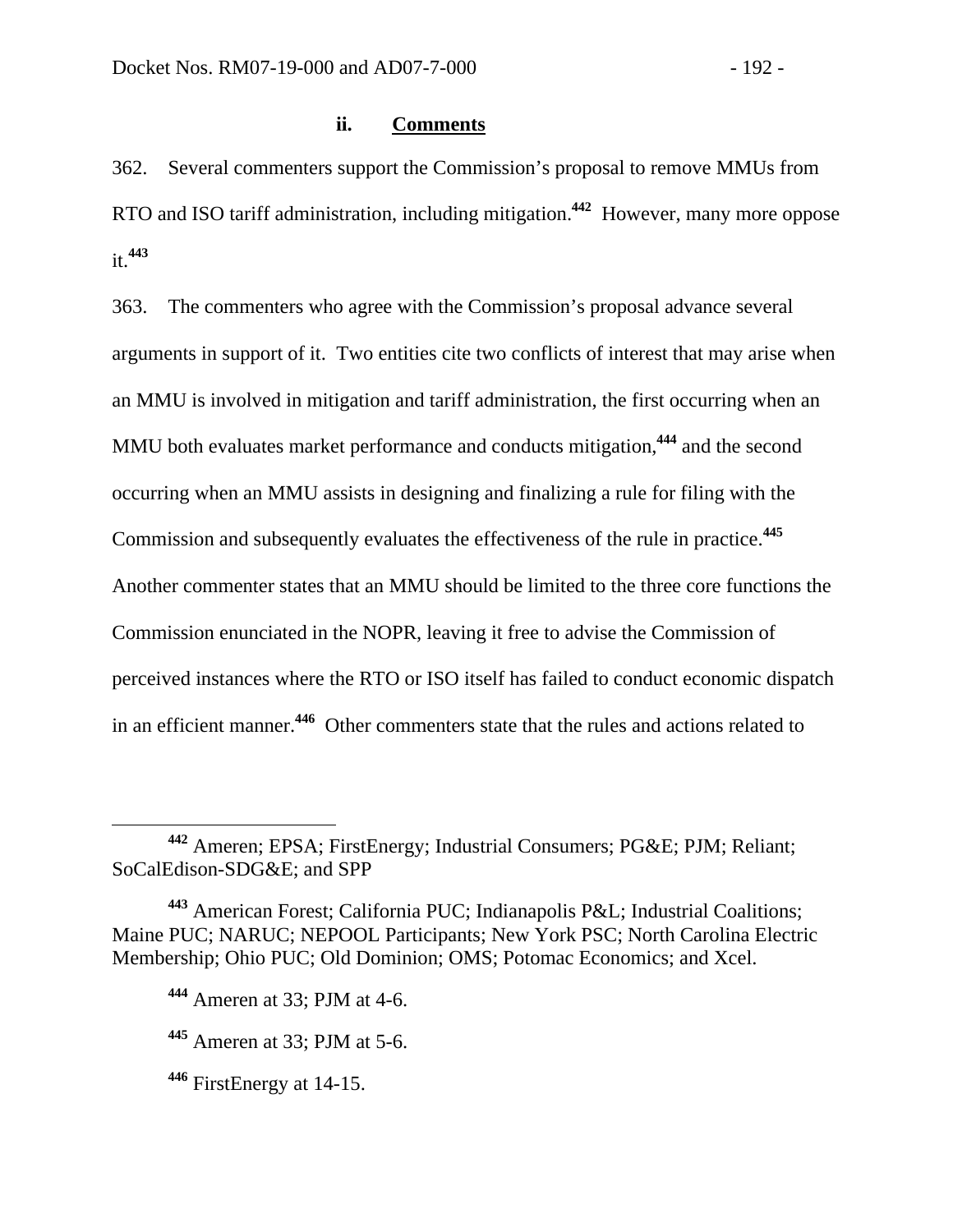### ii. Comments

362. Several commenters support the Commission's proposal to remove MMUs from RTO and ISO tariff administration, including mitigation.[442] However, many more oppose it.[443]

363. The commenters who agree with the Commission's proposal advance several arguments in support of it. Two entities cite two conflicts of interest that may arise when an MMU is involved in mitigation and tariff administration, the first occurring when an MMU both evaluates market performance and conducts mitigation,[444] and the second occurring when an MMU assists in designing and finalizing a rule for filing with the Commission and subsequently evaluates the effectiveness of the rule in practice.[445] Another commenter states that an MMU should be limited to the three core functions the Commission enunciated in the NOPR, leaving it free to advise the Commission of perceived instances where the RTO or ISO itself has failed to conduct economic dispatch in an efficient manner.[446] Other commenters state that the rules and actions related to

---

[442] Ameren; EPSA; FirstEnergy; Industrial Consumers; PG&E; PJM; Reliant; SoCalEdison-SDG&E; and SPP

[443] American Forest; California PUC; Indianapolis P&L; Industrial Coalitions; Maine PUC; NARUC; NEPOOL Participants; New York PSC; North Carolina Electric Membership; Ohio PUC; Old Dominion; OMS; Potomac Economics; and Xcel.

[444] Ameren at 33; PJM at 4-6.

[445] Ameren at 33; PJM at 5-6.

[446] FirstEnergy at 14-15.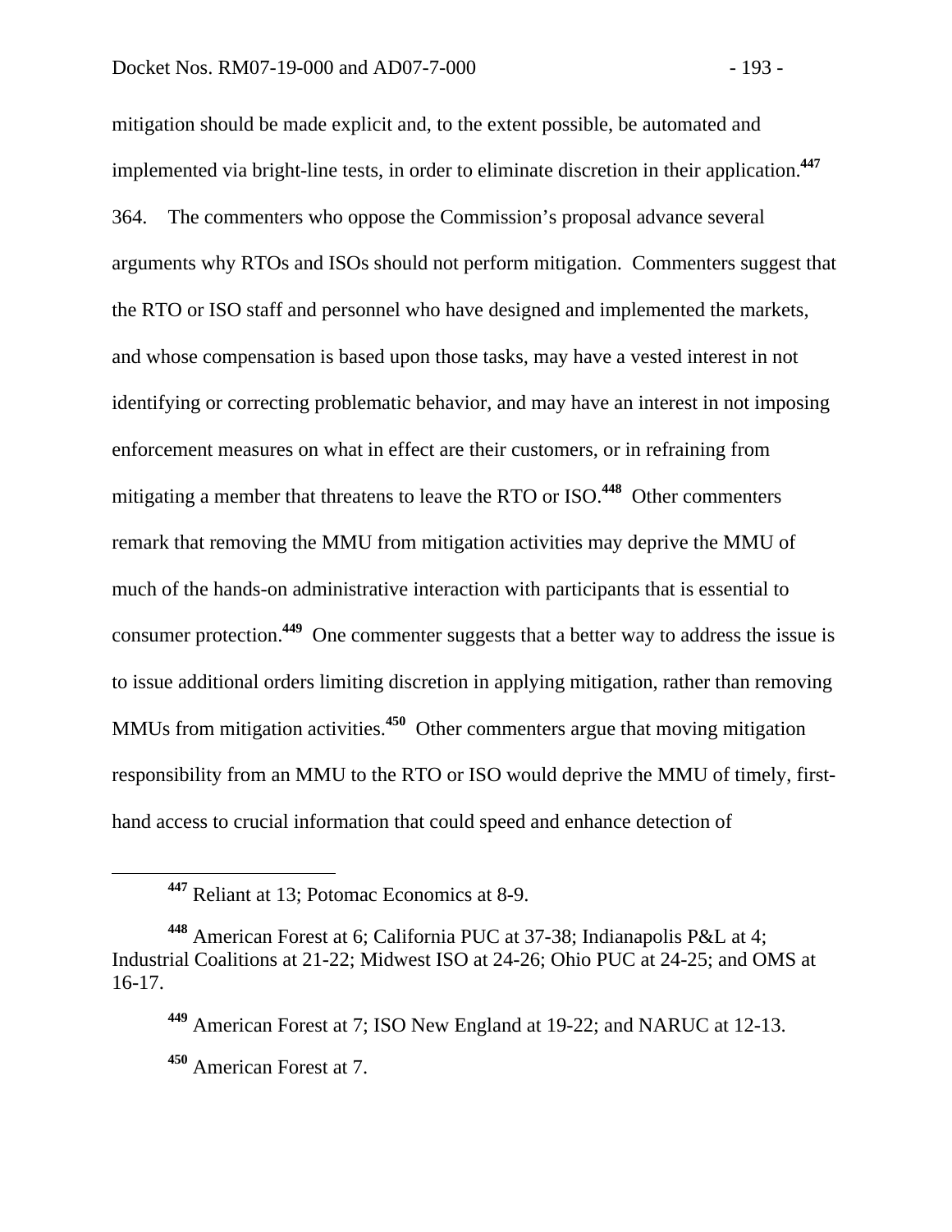mitigation should be made explicit and, to the extent possible, be automated and implemented via bright-line tests, in order to eliminate discretion in their application.[447]

364. The commenters who oppose the Commission's proposal advance several arguments why RTOs and ISOs should not perform mitigation. Commenters suggest that the RTO or ISO staff and personnel who have designed and implemented the markets, and whose compensation is based upon those tasks, may have a vested interest in not identifying or correcting problematic behavior, and may have an interest in not imposing enforcement measures on what in effect are their customers, or in refraining from mitigating a member that threatens to leave the RTO or ISO.[448] Other commenters remark that removing the MMU from mitigation activities may deprive the MMU of much of the hands-on administrative interaction with participants that is essential to consumer protection.[449] One commenter suggests that a better way to address the issue is to issue additional orders limiting discretion in applying mitigation, rather than removing MMUs from mitigation activities.[450] Other commenters argue that moving mitigation responsibility from an MMU to the RTO or ISO would deprive the MMU of timely, first-hand access to crucial information that could speed and enhance detection of

---

[447] Reliant at 13; Potomac Economics at 8-9.

[448] American Forest at 6; California PUC at 37-38; Indianapolis P&L at 4; Industrial Coalitions at 21-22; Midwest ISO at 24-26; Ohio PUC at 24-25; and OMS at 16-17.

[449] American Forest at 7; ISO New England at 19-22; and NARUC at 12-13.

[450] American Forest at 7.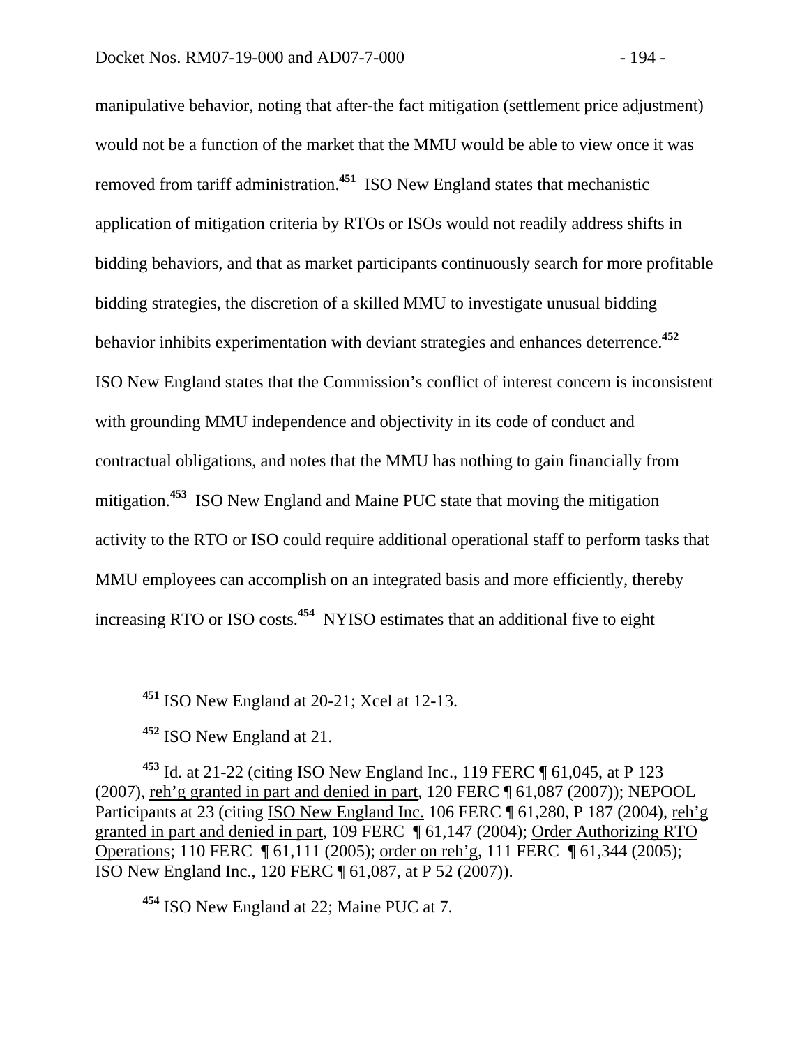manipulative behavior, noting that after-the fact mitigation (settlement price adjustment) would not be a function of the market that the MMU would be able to view once it was removed from tariff administration.[451] ISO New England states that mechanistic application of mitigation criteria by RTOs or ISOs would not readily address shifts in bidding behaviors, and that as market participants continuously search for more profitable bidding strategies, the discretion of a skilled MMU to investigate unusual bidding behavior inhibits experimentation with deviant strategies and enhances deterrence.[452] ISO New England states that the Commission's conflict of interest concern is inconsistent with grounding MMU independence and objectivity in its code of conduct and contractual obligations, and notes that the MMU has nothing to gain financially from mitigation.[453] ISO New England and Maine PUC state that moving the mitigation activity to the RTO or ISO could require additional operational staff to perform tasks that MMU employees can accomplish on an integrated basis and more efficiently, thereby increasing RTO or ISO costs.[454] NYISO estimates that an additional five to eight

---

[451] ISO New England at 20-21; Xcel at 12-13.

[452] ISO New England at 21.

[453] Id. at 21-22 (citing ISO New England Inc., 119 FERC ¶ 61,045, at P 123 (2007), reh'g granted in part and denied in part, 120 FERC ¶ 61,087 (2007)); NEPOOL Participants at 23 (citing ISO New England Inc. 106 FERC ¶ 61,280, P 187 (2004), reh'g granted in part and denied in part, 109 FERC ¶ 61,147 (2004); Order Authorizing RTO Operations; 110 FERC ¶ 61,111 (2005); order on reh'g, 111 FERC ¶ 61,344 (2005); ISO New England Inc., 120 FERC ¶ 61,087, at P 52 (2007)).

[454] ISO New England at 22; Maine PUC at 7.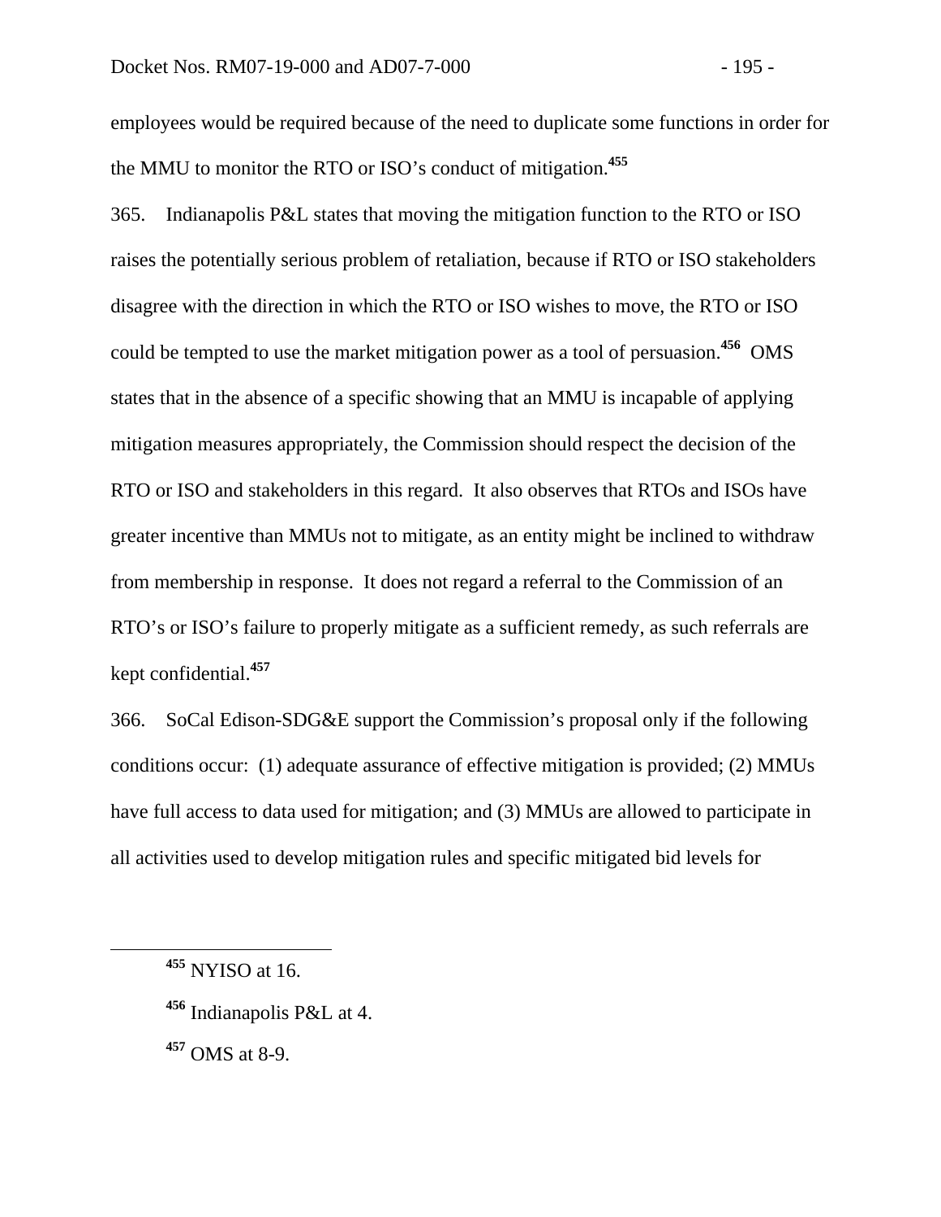employees would be required because of the need to duplicate some functions in order for the MMU to monitor the RTO or ISO's conduct of mitigation.[455]

365. Indianapolis P&L states that moving the mitigation function to the RTO or ISO raises the potentially serious problem of retaliation, because if RTO or ISO stakeholders disagree with the direction in which the RTO or ISO wishes to move, the RTO or ISO could be tempted to use the market mitigation power as a tool of persuasion.[456] OMS states that in the absence of a specific showing that an MMU is incapable of applying mitigation measures appropriately, the Commission should respect the decision of the RTO or ISO and stakeholders in this regard. It also observes that RTOs and ISOs have greater incentive than MMUs not to mitigate, as an entity might be inclined to withdraw from membership in response. It does not regard a referral to the Commission of an RTO's or ISO's failure to properly mitigate as a sufficient remedy, as such referrals are kept confidential.[457]

366. SoCal Edison-SDG&E support the Commission's proposal only if the following conditions occur: (1) adequate assurance of effective mitigation is provided; (2) MMUs have full access to data used for mitigation; and (3) MMUs are allowed to participate in all activities used to develop mitigation rules and specific mitigated bid levels for

---

[455] NYISO at 16.

[456] Indianapolis P&L at 4.

[457] OMS at 8-9.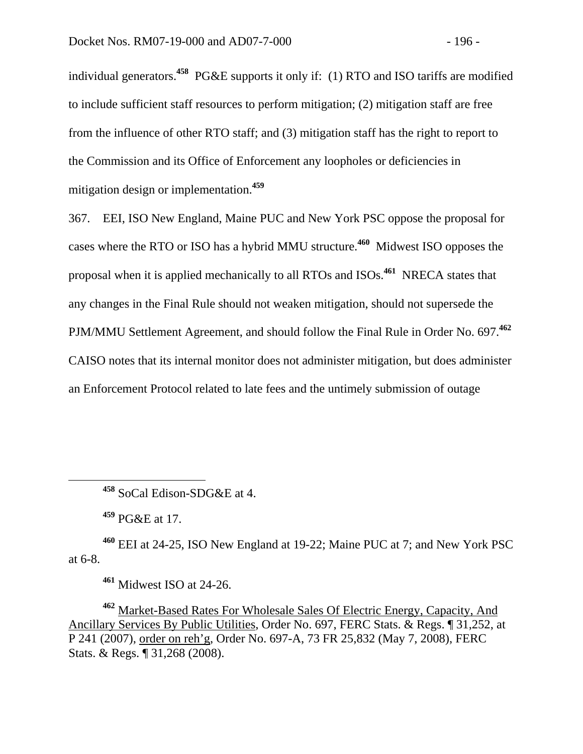individual generators.[458] PG&E supports it only if: (1) RTO and ISO tariffs are modified to include sufficient staff resources to perform mitigation; (2) mitigation staff are free from the influence of other RTO staff; and (3) mitigation staff has the right to report to the Commission and its Office of Enforcement any loopholes or deficiencies in mitigation design or implementation.[459]

367. EEI, ISO New England, Maine PUC and New York PSC oppose the proposal for cases where the RTO or ISO has a hybrid MMU structure.[460] Midwest ISO opposes the proposal when it is applied mechanically to all RTOs and ISOs.[461] NRECA states that any changes in the Final Rule should not weaken mitigation, should not supersede the PJM/MMU Settlement Agreement, and should follow the Final Rule in Order No. 697.[462] CAISO notes that its internal monitor does not administer mitigation, but does administer an Enforcement Protocol related to late fees and the untimely submission of outage

---

[458] SoCal Edison-SDG&E at 4.

[459] PG&E at 17.

[460] EEI at 24-25, ISO New England at 19-22; Maine PUC at 7; and New York PSC at 6-8.

[461] Midwest ISO at 24-26.

[462] Market-Based Rates For Wholesale Sales Of Electric Energy, Capacity, And Ancillary Services By Public Utilities, Order No. 697, FERC Stats. & Regs. ¶ 31,252, at P 241 (2007), order on reh'g, Order No. 697-A, 73 FR 25,832 (May 7, 2008), FERC Stats. & Regs. ¶ 31,268 (2008).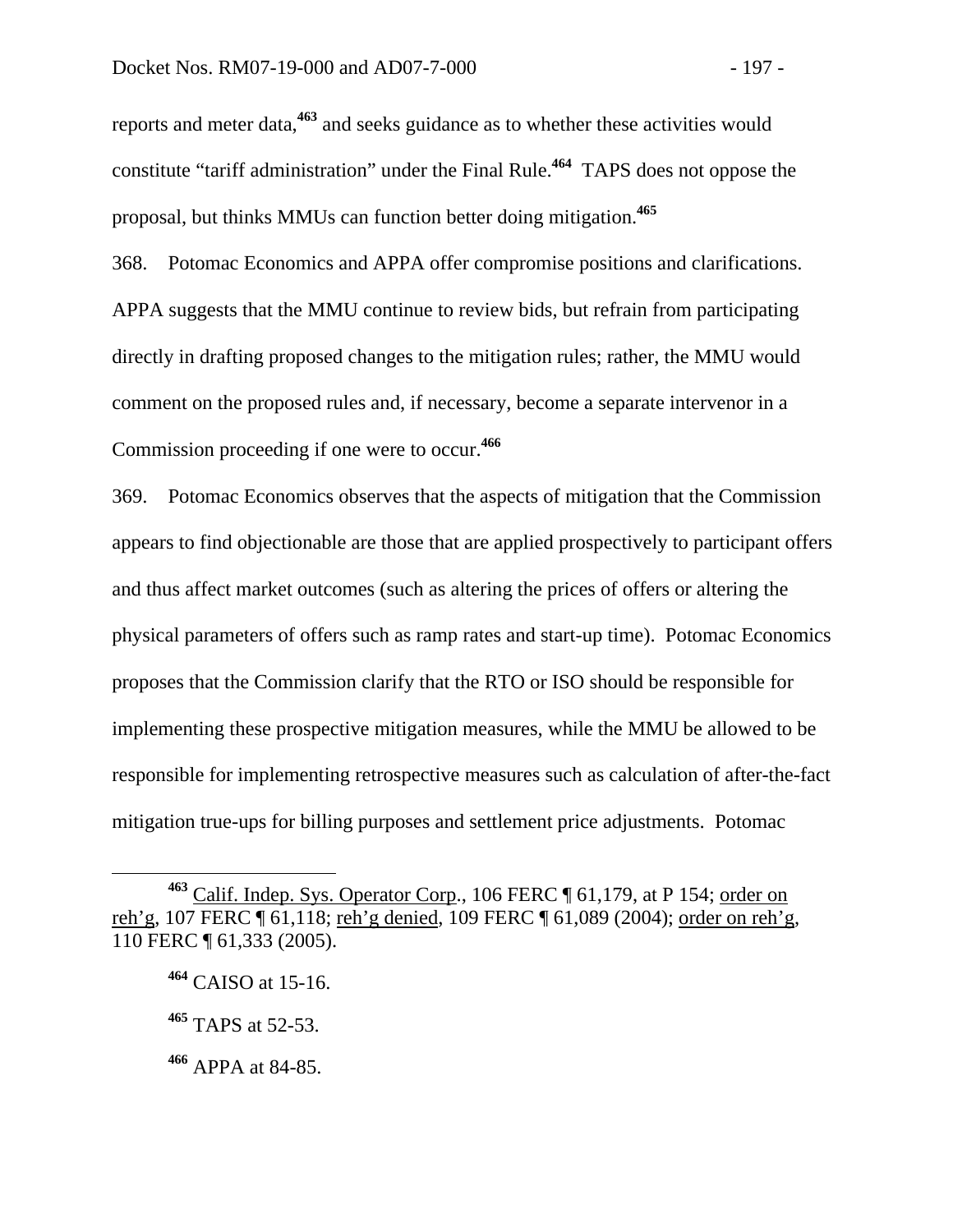reports and meter data,[463] and seeks guidance as to whether these activities would constitute "tariff administration" under the Final Rule.[464] TAPS does not oppose the proposal, but thinks MMUs can function better doing mitigation.[465]

368. Potomac Economics and APPA offer compromise positions and clarifications. APPA suggests that the MMU continue to review bids, but refrain from participating directly in drafting proposed changes to the mitigation rules; rather, the MMU would comment on the proposed rules and, if necessary, become a separate intervenor in a Commission proceeding if one were to occur.[466]

369. Potomac Economics observes that the aspects of mitigation that the Commission appears to find objectionable are those that are applied prospectively to participant offers and thus affect market outcomes (such as altering the prices of offers or altering the physical parameters of offers such as ramp rates and start-up time). Potomac Economics proposes that the Commission clarify that the RTO or ISO should be responsible for implementing these prospective mitigation measures, while the MMU be allowed to be responsible for implementing retrospective measures such as calculation of after-the-fact mitigation true-ups for billing purposes and settlement price adjustments. Potomac

---

[463] Calif. Indep. Sys. Operator Corp., 106 FERC ¶ 61,179, at P 154; order on reh'g, 107 FERC ¶ 61,118; reh'g denied, 109 FERC ¶ 61,089 (2004); order on reh'g, 110 FERC ¶ 61,333 (2005).

[464] CAISO at 15-16.

[465] TAPS at 52-53.

[466] APPA at 84-85.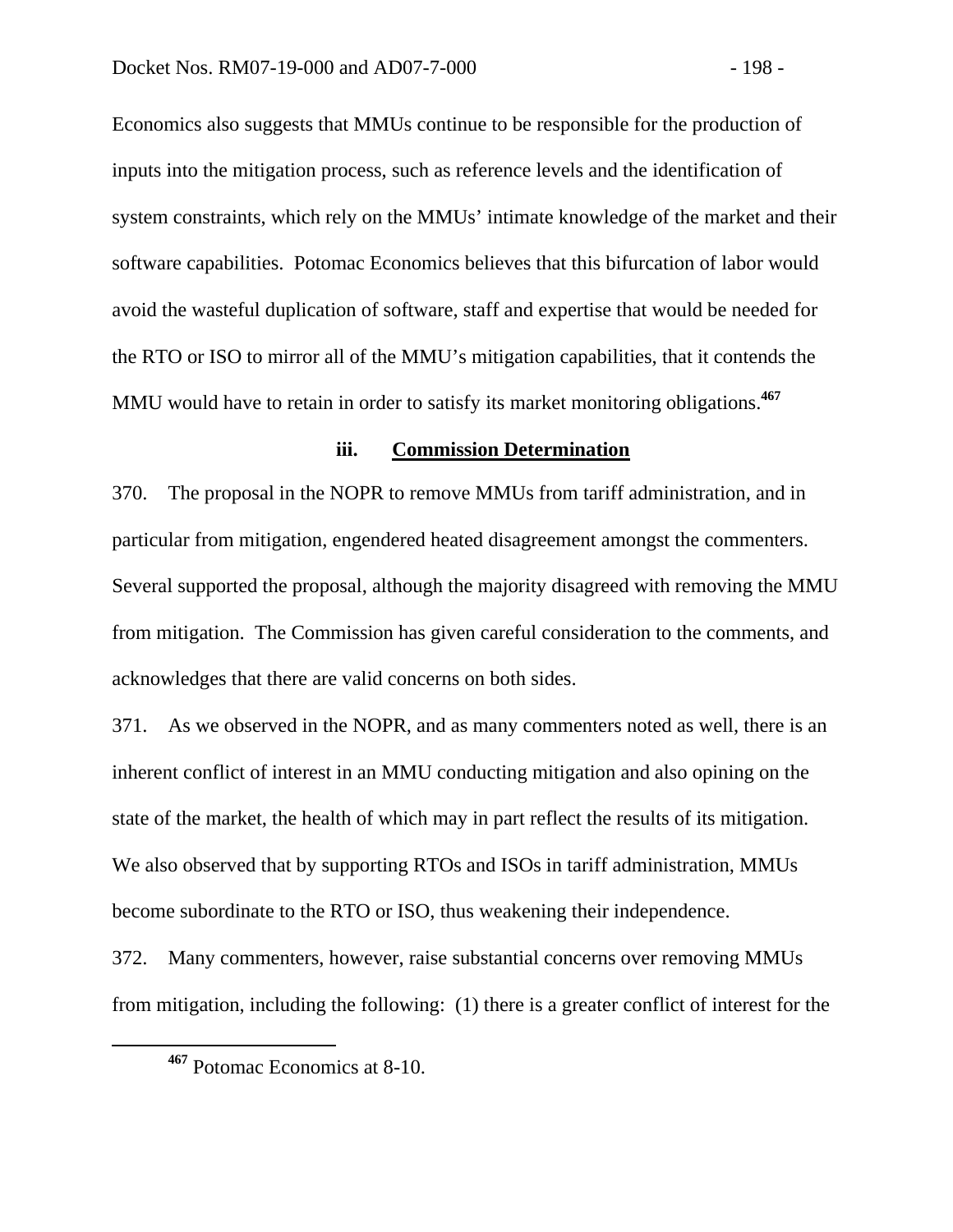Economics also suggests that MMUs continue to be responsible for the production of inputs into the mitigation process, such as reference levels and the identification of system constraints, which rely on the MMUs' intimate knowledge of the market and their software capabilities. Potomac Economics believes that this bifurcation of labor would avoid the wasteful duplication of software, staff and expertise that would be needed for the RTO or ISO to mirror all of the MMU's mitigation capabilities, that it contends the MMU would have to retain in order to satisfy its market monitoring obligations.[467]

#### iii. Commission Determination

370. The proposal in the NOPR to remove MMUs from tariff administration, and in particular from mitigation, engendered heated disagreement amongst the commenters. Several supported the proposal, although the majority disagreed with removing the MMU from mitigation. The Commission has given careful consideration to the comments, and acknowledges that there are valid concerns on both sides.

371. As we observed in the NOPR, and as many commenters noted as well, there is an inherent conflict of interest in an MMU conducting mitigation and also opining on the state of the market, the health of which may in part reflect the results of its mitigation. We also observed that by supporting RTOs and ISOs in tariff administration, MMUs become subordinate to the RTO or ISO, thus weakening their independence.

372. Many commenters, however, raise substantial concerns over removing MMUs from mitigation, including the following: (1) there is a greater conflict of interest for the

[467] Potomac Economics at 8-10.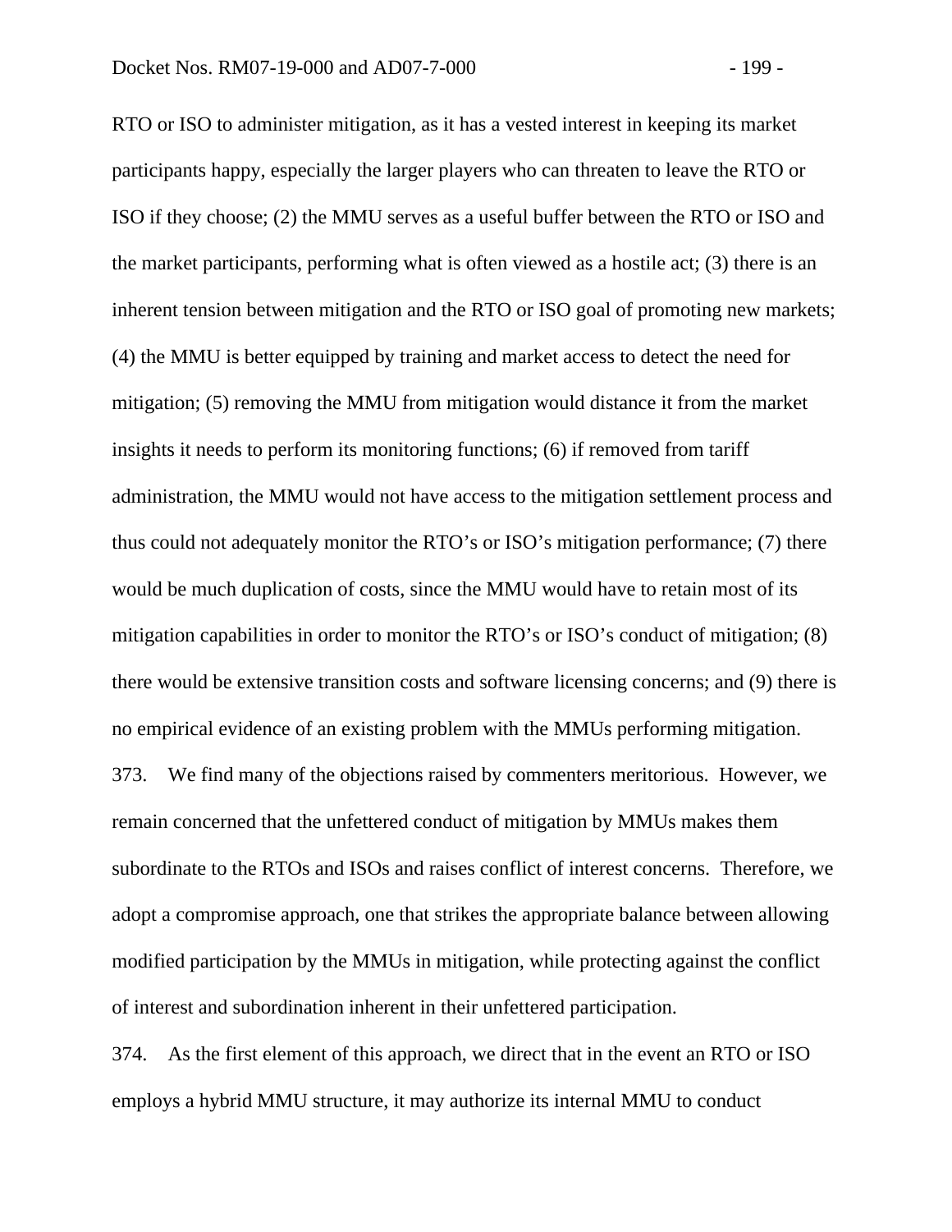RTO or ISO to administer mitigation, as it has a vested interest in keeping its market participants happy, especially the larger players who can threaten to leave the RTO or ISO if they choose; (2) the MMU serves as a useful buffer between the RTO or ISO and the market participants, performing what is often viewed as a hostile act; (3) there is an inherent tension between mitigation and the RTO or ISO goal of promoting new markets; (4) the MMU is better equipped by training and market access to detect the need for mitigation; (5) removing the MMU from mitigation would distance it from the market insights it needs to perform its monitoring functions; (6) if removed from tariff administration, the MMU would not have access to the mitigation settlement process and thus could not adequately monitor the RTO's or ISO's mitigation performance; (7) there would be much duplication of costs, since the MMU would have to retain most of its mitigation capabilities in order to monitor the RTO's or ISO's conduct of mitigation; (8) there would be extensive transition costs and software licensing concerns; and (9) there is no empirical evidence of an existing problem with the MMUs performing mitigation.

373. We find many of the objections raised by commenters meritorious. However, we remain concerned that the unfettered conduct of mitigation by MMUs makes them subordinate to the RTOs and ISOs and raises conflict of interest concerns. Therefore, we adopt a compromise approach, one that strikes the appropriate balance between allowing modified participation by the MMUs in mitigation, while protecting against the conflict of interest and subordination inherent in their unfettered participation.

374. As the first element of this approach, we direct that in the event an RTO or ISO employs a hybrid MMU structure, it may authorize its internal MMU to conduct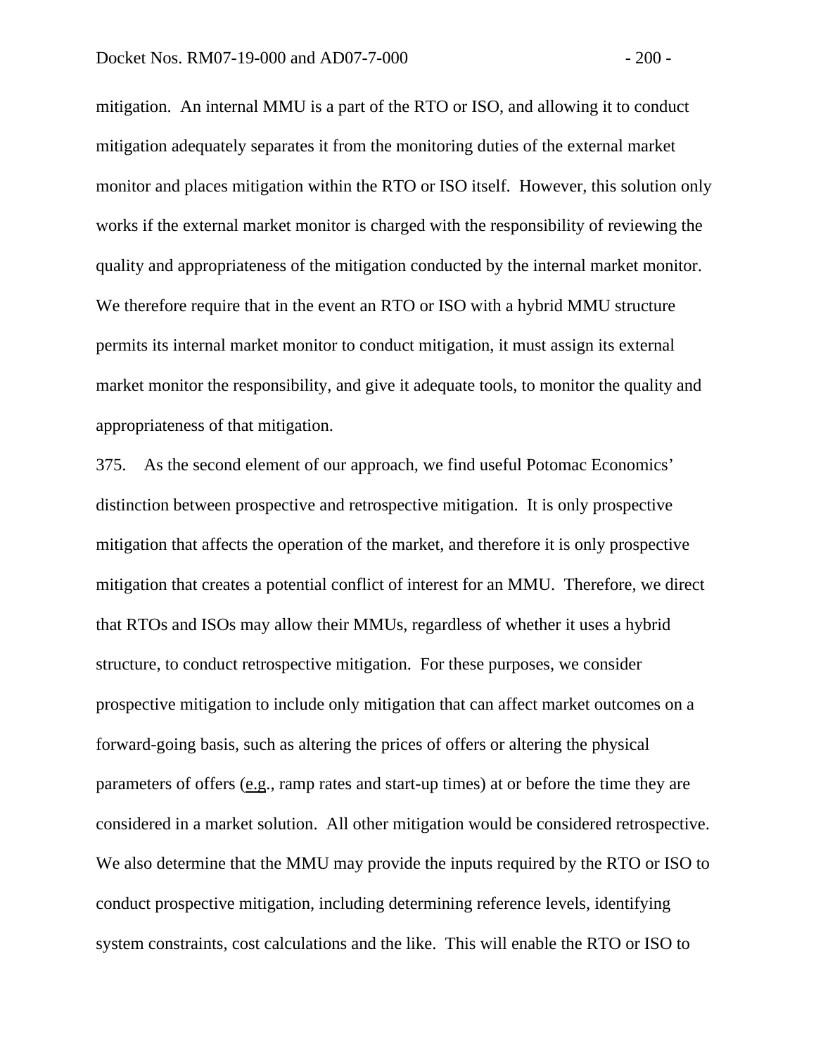mitigation. An internal MMU is a part of the RTO or ISO, and allowing it to conduct mitigation adequately separates it from the monitoring duties of the external market monitor and places mitigation within the RTO or ISO itself. However, this solution only works if the external market monitor is charged with the responsibility of reviewing the quality and appropriateness of the mitigation conducted by the internal market monitor. We therefore require that in the event an RTO or ISO with a hybrid MMU structure permits its internal market monitor to conduct mitigation, it must assign its external market monitor the responsibility, and give it adequate tools, to monitor the quality and appropriateness of that mitigation.

375. As the second element of our approach, we find useful Potomac Economics' distinction between prospective and retrospective mitigation. It is only prospective mitigation that affects the operation of the market, and therefore it is only prospective mitigation that creates a potential conflict of interest for an MMU. Therefore, we direct that RTOs and ISOs may allow their MMUs, regardless of whether it uses a hybrid structure, to conduct retrospective mitigation. For these purposes, we consider prospective mitigation to include only mitigation that can affect market outcomes on a forward-going basis, such as altering the prices of offers or altering the physical parameters of offers (e.g., ramp rates and start-up times) at or before the time they are considered in a market solution. All other mitigation would be considered retrospective. We also determine that the MMU may provide the inputs required by the RTO or ISO to conduct prospective mitigation, including determining reference levels, identifying system constraints, cost calculations and the like. This will enable the RTO or ISO to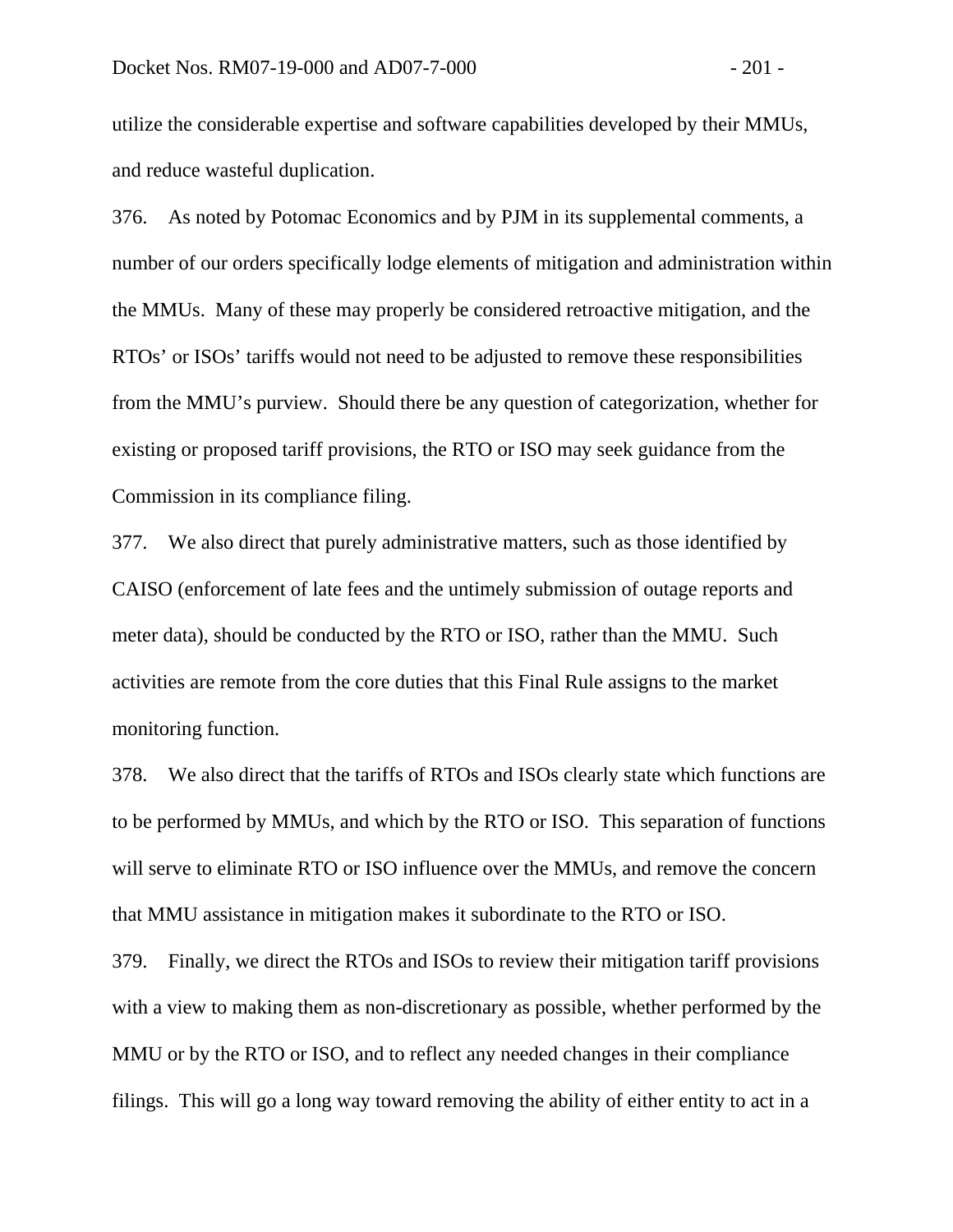utilize the considerable expertise and software capabilities developed by their MMUs, and reduce wasteful duplication.

376. As noted by Potomac Economics and by PJM in its supplemental comments, a number of our orders specifically lodge elements of mitigation and administration within the MMUs. Many of these may properly be considered retroactive mitigation, and the RTOs' or ISOs' tariffs would not need to be adjusted to remove these responsibilities from the MMU's purview. Should there be any question of categorization, whether for existing or proposed tariff provisions, the RTO or ISO may seek guidance from the Commission in its compliance filing.

377. We also direct that purely administrative matters, such as those identified by CAISO (enforcement of late fees and the untimely submission of outage reports and meter data), should be conducted by the RTO or ISO, rather than the MMU. Such activities are remote from the core duties that this Final Rule assigns to the market monitoring function.

378. We also direct that the tariffs of RTOs and ISOs clearly state which functions are to be performed by MMUs, and which by the RTO or ISO. This separation of functions will serve to eliminate RTO or ISO influence over the MMUs, and remove the concern that MMU assistance in mitigation makes it subordinate to the RTO or ISO.

379. Finally, we direct the RTOs and ISOs to review their mitigation tariff provisions with a view to making them as non-discretionary as possible, whether performed by the MMU or by the RTO or ISO, and to reflect any needed changes in their compliance filings. This will go a long way toward removing the ability of either entity to act in a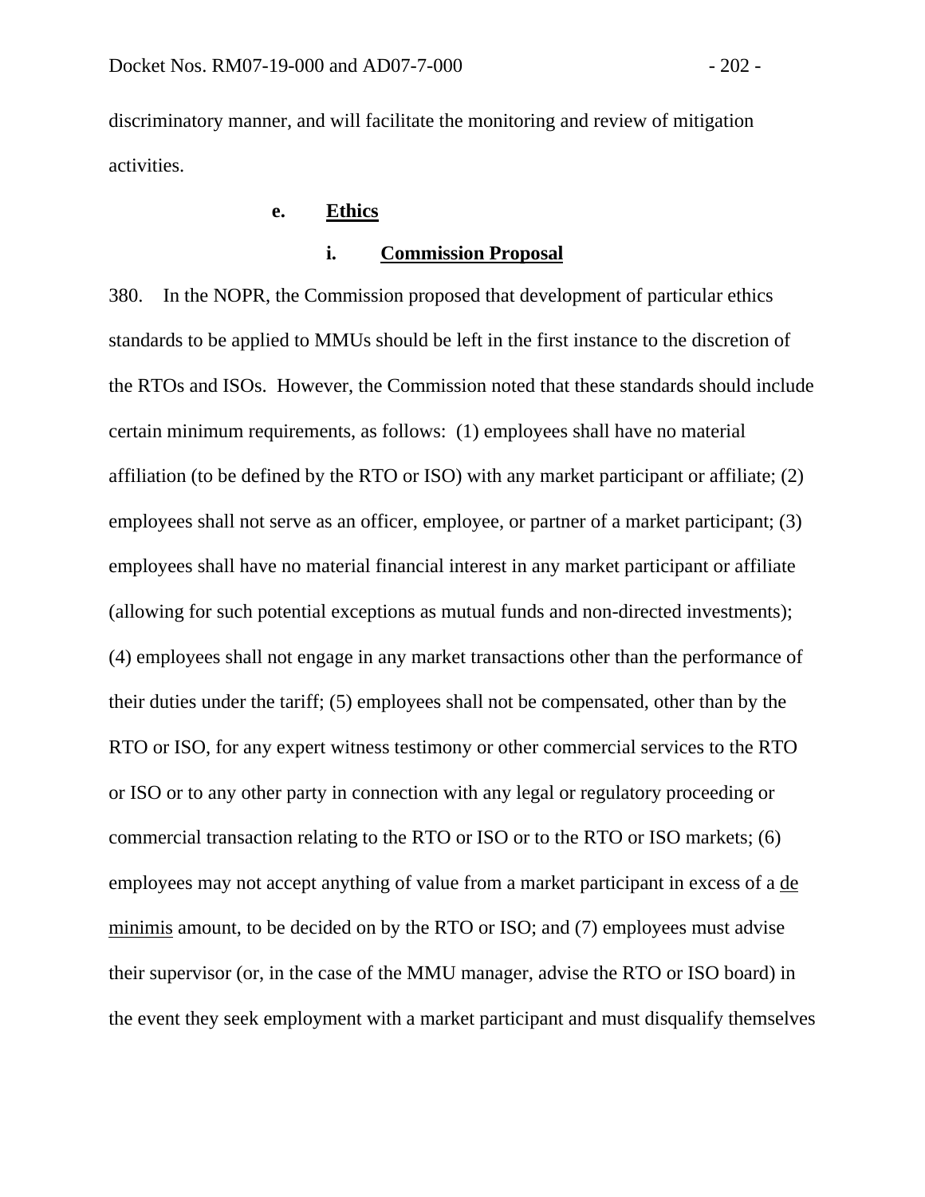discriminatory manner, and will facilitate the monitoring and review of mitigation activities.

#### e. **Ethics**

##### i. **Commission Proposal**

380. In the NOPR, the Commission proposed that development of particular ethics standards to be applied to MMUs should be left in the first instance to the discretion of the RTOs and ISOs. However, the Commission noted that these standards should include certain minimum requirements, as follows: (1) employees shall have no material affiliation (to be defined by the RTO or ISO) with any market participant or affiliate; (2) employees shall not serve as an officer, employee, or partner of a market participant; (3) employees shall have no material financial interest in any market participant or affiliate (allowing for such potential exceptions as mutual funds and non-directed investments); (4) employees shall not engage in any market transactions other than the performance of their duties under the tariff; (5) employees shall not be compensated, other than by the RTO or ISO, for any expert witness testimony or other commercial services to the RTO or ISO or to any other party in connection with any legal or regulatory proceeding or commercial transaction relating to the RTO or ISO or to the RTO or ISO markets; (6) employees may not accept anything of value from a market participant in excess of a de minimis amount, to be decided on by the RTO or ISO; and (7) employees must advise their supervisor (or, in the case of the MMU manager, advise the RTO or ISO board) in the event they seek employment with a market participant and must disqualify themselves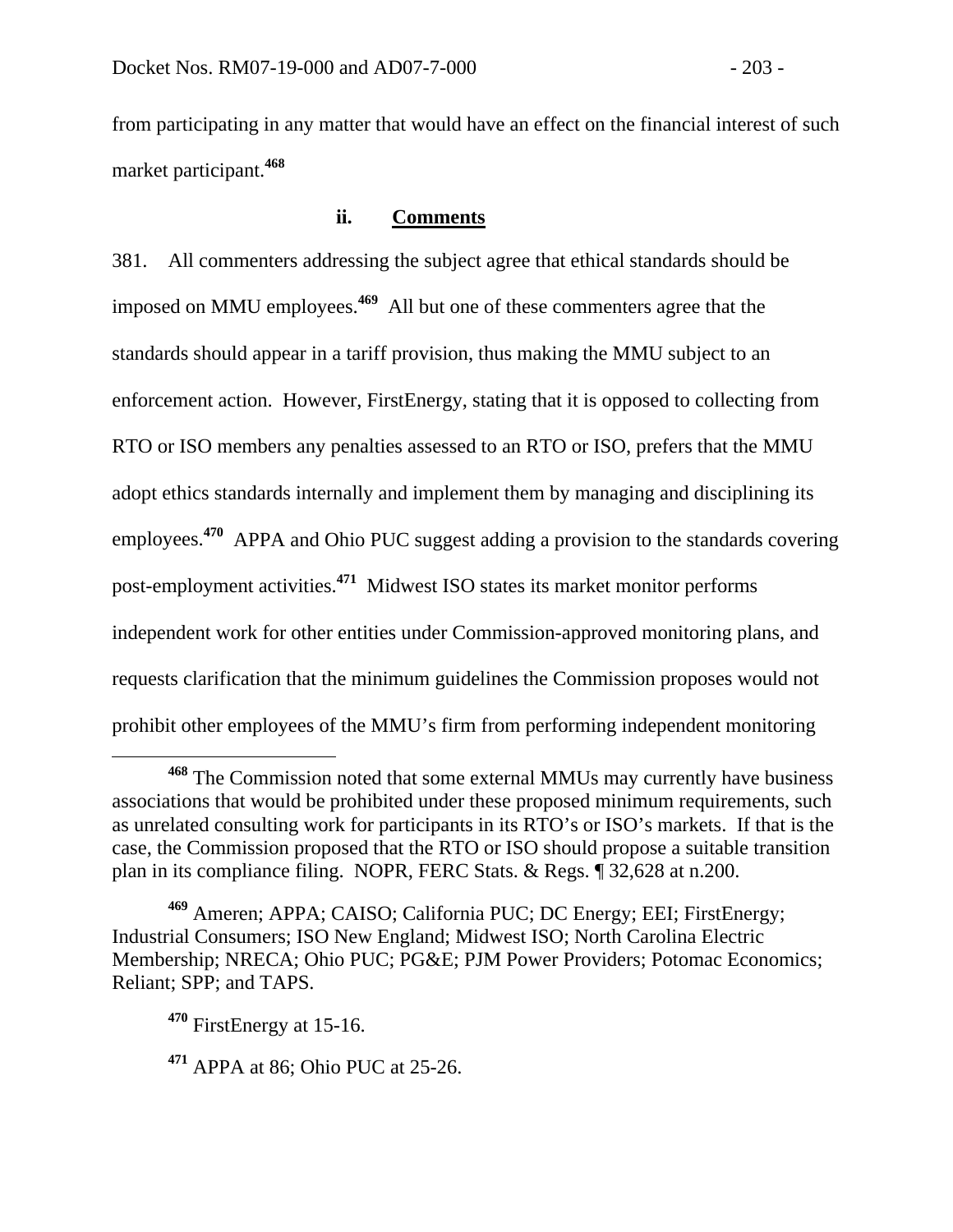from participating in any matter that would have an effect on the financial interest of such market participant.[468]

### ii. Comments

381. All commenters addressing the subject agree that ethical standards should be imposed on MMU employees.[469] All but one of these commenters agree that the standards should appear in a tariff provision, thus making the MMU subject to an enforcement action. However, FirstEnergy, stating that it is opposed to collecting from RTO or ISO members any penalties assessed to an RTO or ISO, prefers that the MMU adopt ethics standards internally and implement them by managing and disciplining its employees.[470] APPA and Ohio PUC suggest adding a provision to the standards covering post-employment activities.[471] Midwest ISO states its market monitor performs independent work for other entities under Commission-approved monitoring plans, and requests clarification that the minimum guidelines the Commission proposes would not prohibit other employees of the MMU's firm from performing independent monitoring

---

[468] The Commission noted that some external MMUs may currently have business associations that would be prohibited under these proposed minimum requirements, such as unrelated consulting work for participants in its RTO's or ISO's markets. If that is the case, the Commission proposed that the RTO or ISO should propose a suitable transition plan in its compliance filing. NOPR, FERC Stats. & Regs. ¶ 32,628 at n.200.

[469] Ameren; APPA; CAISO; California PUC; DC Energy; EEI; FirstEnergy; Industrial Consumers; ISO New England; Midwest ISO; North Carolina Electric Membership; NRECA; Ohio PUC; PG&E; PJM Power Providers; Potomac Economics; Reliant; SPP; and TAPS.

[470] FirstEnergy at 15-16.

[471] APPA at 86; Ohio PUC at 25-26.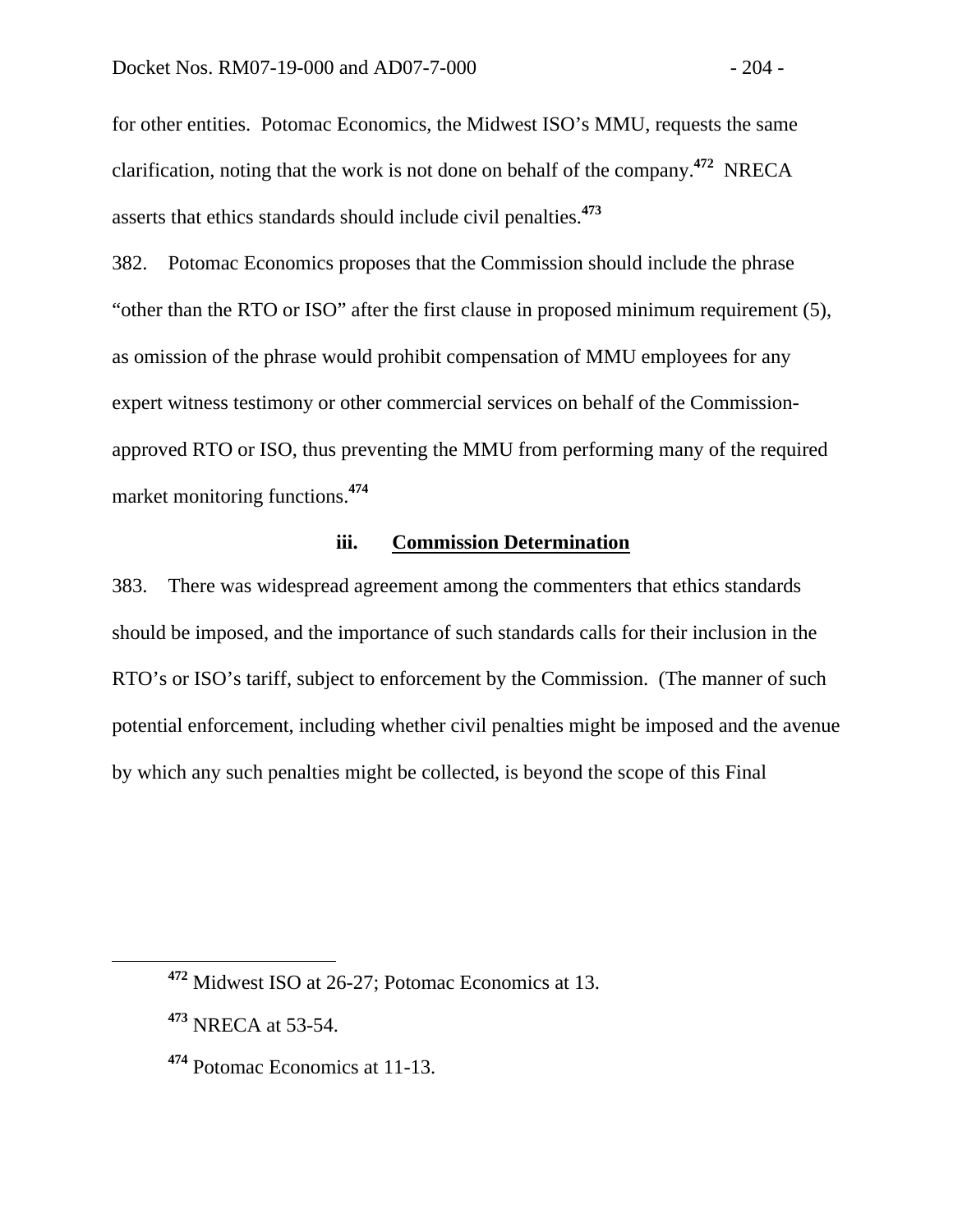for other entities. Potomac Economics, the Midwest ISO's MMU, requests the same clarification, noting that the work is not done on behalf of the company.[472] NRECA asserts that ethics standards should include civil penalties.[473]

382. Potomac Economics proposes that the Commission should include the phrase "other than the RTO or ISO" after the first clause in proposed minimum requirement (5), as omission of the phrase would prohibit compensation of MMU employees for any expert witness testimony or other commercial services on behalf of the Commission-approved RTO or ISO, thus preventing the MMU from performing many of the required market monitoring functions.[474]

#### iii. Commission Determination

383. There was widespread agreement among the commenters that ethics standards should be imposed, and the importance of such standards calls for their inclusion in the RTO's or ISO's tariff, subject to enforcement by the Commission. (The manner of such potential enforcement, including whether civil penalties might be imposed and the avenue by which any such penalties might be collected, is beyond the scope of this Final

---

[472] Midwest ISO at 26-27; Potomac Economics at 13.

[473] NRECA at 53-54.

[474] Potomac Economics at 11-13.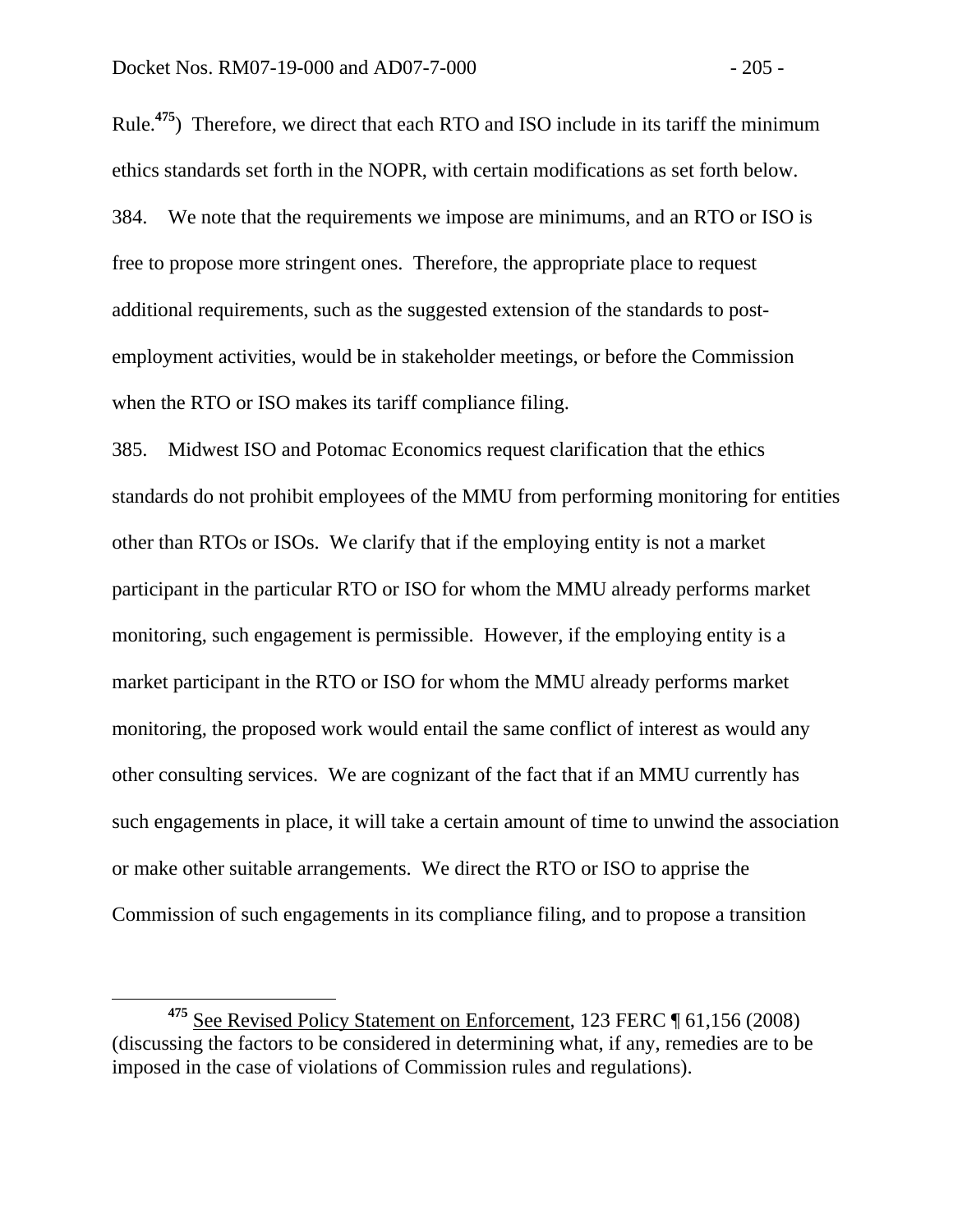Rule.[475]) Therefore, we direct that each RTO and ISO include in its tariff the minimum ethics standards set forth in the NOPR, with certain modifications as set forth below.

384. We note that the requirements we impose are minimums, and an RTO or ISO is free to propose more stringent ones. Therefore, the appropriate place to request additional requirements, such as the suggested extension of the standards to post-employment activities, would be in stakeholder meetings, or before the Commission when the RTO or ISO makes its tariff compliance filing.

385. Midwest ISO and Potomac Economics request clarification that the ethics standards do not prohibit employees of the MMU from performing monitoring for entities other than RTOs or ISOs. We clarify that if the employing entity is not a market participant in the particular RTO or ISO for whom the MMU already performs market monitoring, such engagement is permissible. However, if the employing entity is a market participant in the RTO or ISO for whom the MMU already performs market monitoring, the proposed work would entail the same conflict of interest as would any other consulting services. We are cognizant of the fact that if an MMU currently has such engagements in place, it will take a certain amount of time to unwind the association or make other suitable arrangements. We direct the RTO or ISO to apprise the Commission of such engagements in its compliance filing, and to propose a transition

[475] See Revised Policy Statement on Enforcement, 123 FERC ¶ 61,156 (2008) (discussing the factors to be considered in determining what, if any, remedies are to be imposed in the case of violations of Commission rules and regulations).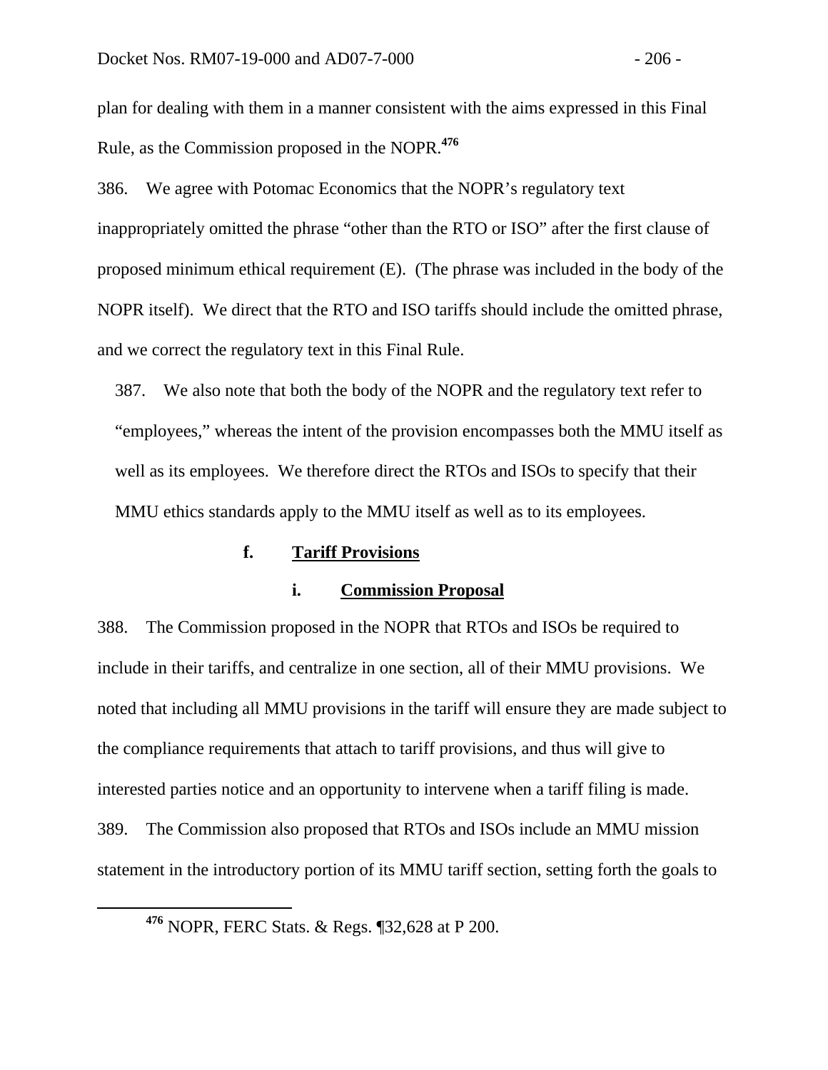plan for dealing with them in a manner consistent with the aims expressed in this Final Rule, as the Commission proposed in the NOPR.[476]

386. We agree with Potomac Economics that the NOPR's regulatory text inappropriately omitted the phrase "other than the RTO or ISO" after the first clause of proposed minimum ethical requirement (E). (The phrase was included in the body of the NOPR itself). We direct that the RTO and ISO tariffs should include the omitted phrase, and we correct the regulatory text in this Final Rule.

387. We also note that both the body of the NOPR and the regulatory text refer to "employees," whereas the intent of the provision encompasses both the MMU itself as well as its employees. We therefore direct the RTOs and ISOs to specify that their MMU ethics standards apply to the MMU itself as well as to its employees.

#### f. Tariff Provisions

##### i. Commission Proposal

388. The Commission proposed in the NOPR that RTOs and ISOs be required to include in their tariffs, and centralize in one section, all of their MMU provisions. We noted that including all MMU provisions in the tariff will ensure they are made subject to the compliance requirements that attach to tariff provisions, and thus will give to interested parties notice and an opportunity to intervene when a tariff filing is made.

389. The Commission also proposed that RTOs and ISOs include an MMU mission statement in the introductory portion of its MMU tariff section, setting forth the goals to

---

[476] NOPR, FERC Stats. & Regs. ¶32,628 at P 200.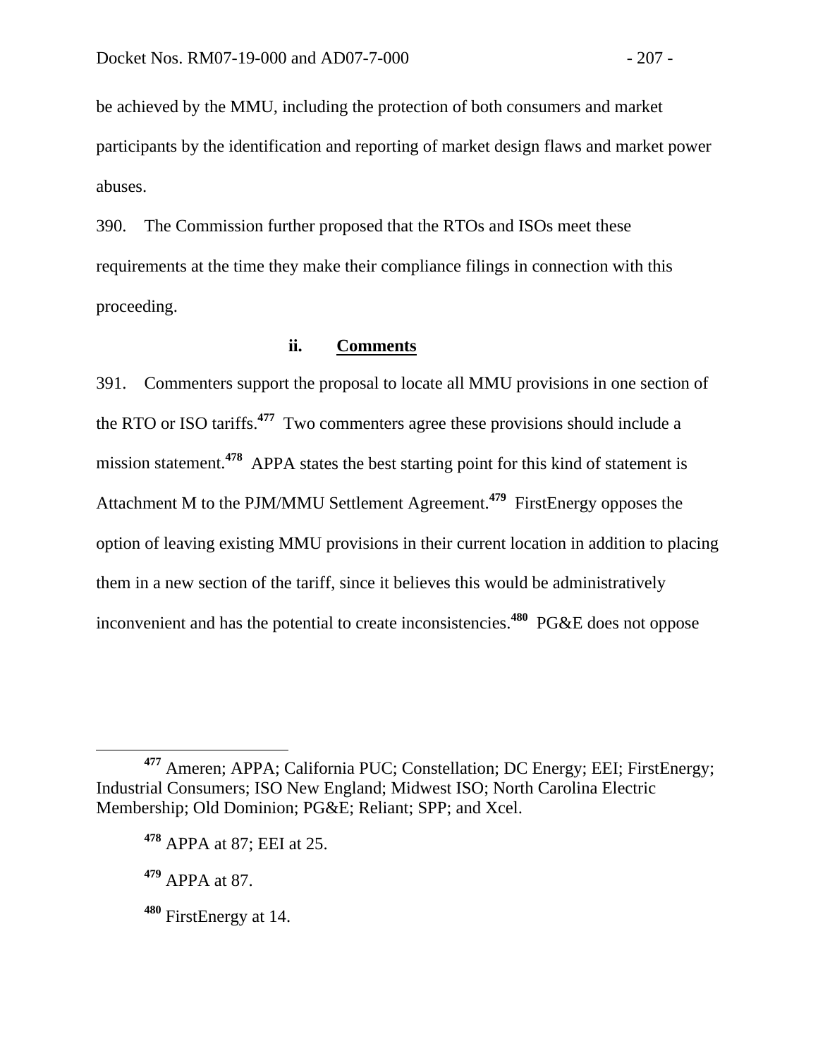be achieved by the MMU, including the protection of both consumers and market participants by the identification and reporting of market design flaws and market power abuses.

390. The Commission further proposed that the RTOs and ISOs meet these requirements at the time they make their compliance filings in connection with this proceeding.

### ii. Comments

391. Commenters support the proposal to locate all MMU provisions in one section of the RTO or ISO tariffs.[477] Two commenters agree these provisions should include a mission statement.[478] APPA states the best starting point for this kind of statement is Attachment M to the PJM/MMU Settlement Agreement.[479] FirstEnergy opposes the option of leaving existing MMU provisions in their current location in addition to placing them in a new section of the tariff, since it believes this would be administratively inconvenient and has the potential to create inconsistencies.[480] PG&E does not oppose

---

[477] Ameren; APPA; California PUC; Constellation; DC Energy; EEI; FirstEnergy; Industrial Consumers; ISO New England; Midwest ISO; North Carolina Electric Membership; Old Dominion; PG&E; Reliant; SPP; and Xcel.

[478] APPA at 87; EEI at 25.

[479] APPA at 87.

[480] FirstEnergy at 14.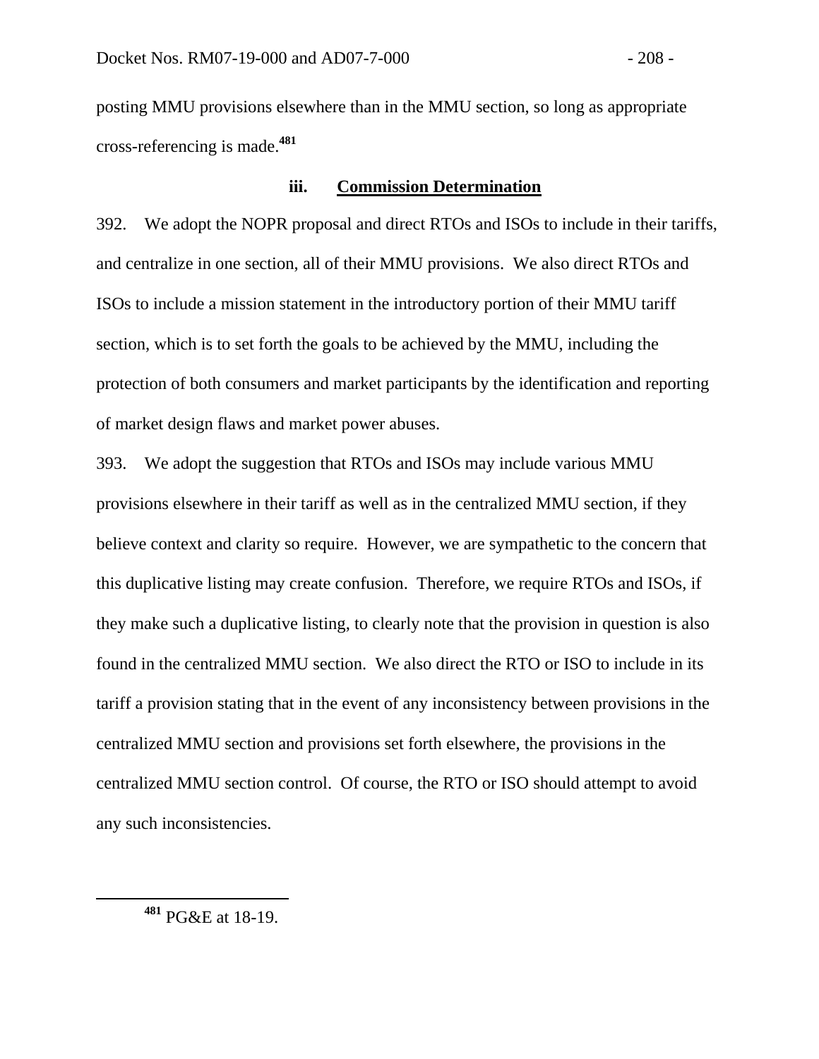posting MMU provisions elsewhere than in the MMU section, so long as appropriate cross-referencing is made.[481]

### iii. Commission Determination

392. We adopt the NOPR proposal and direct RTOs and ISOs to include in their tariffs, and centralize in one section, all of their MMU provisions. We also direct RTOs and ISOs to include a mission statement in the introductory portion of their MMU tariff section, which is to set forth the goals to be achieved by the MMU, including the protection of both consumers and market participants by the identification and reporting of market design flaws and market power abuses.

393. We adopt the suggestion that RTOs and ISOs may include various MMU provisions elsewhere in their tariff as well as in the centralized MMU section, if they believe context and clarity so require. However, we are sympathetic to the concern that this duplicative listing may create confusion. Therefore, we require RTOs and ISOs, if they make such a duplicative listing, to clearly note that the provision in question is also found in the centralized MMU section. We also direct the RTO or ISO to include in its tariff a provision stating that in the event of any inconsistency between provisions in the centralized MMU section and provisions set forth elsewhere, the provisions in the centralized MMU section control. Of course, the RTO or ISO should attempt to avoid any such inconsistencies.

---

[481] PG&E at 18-19.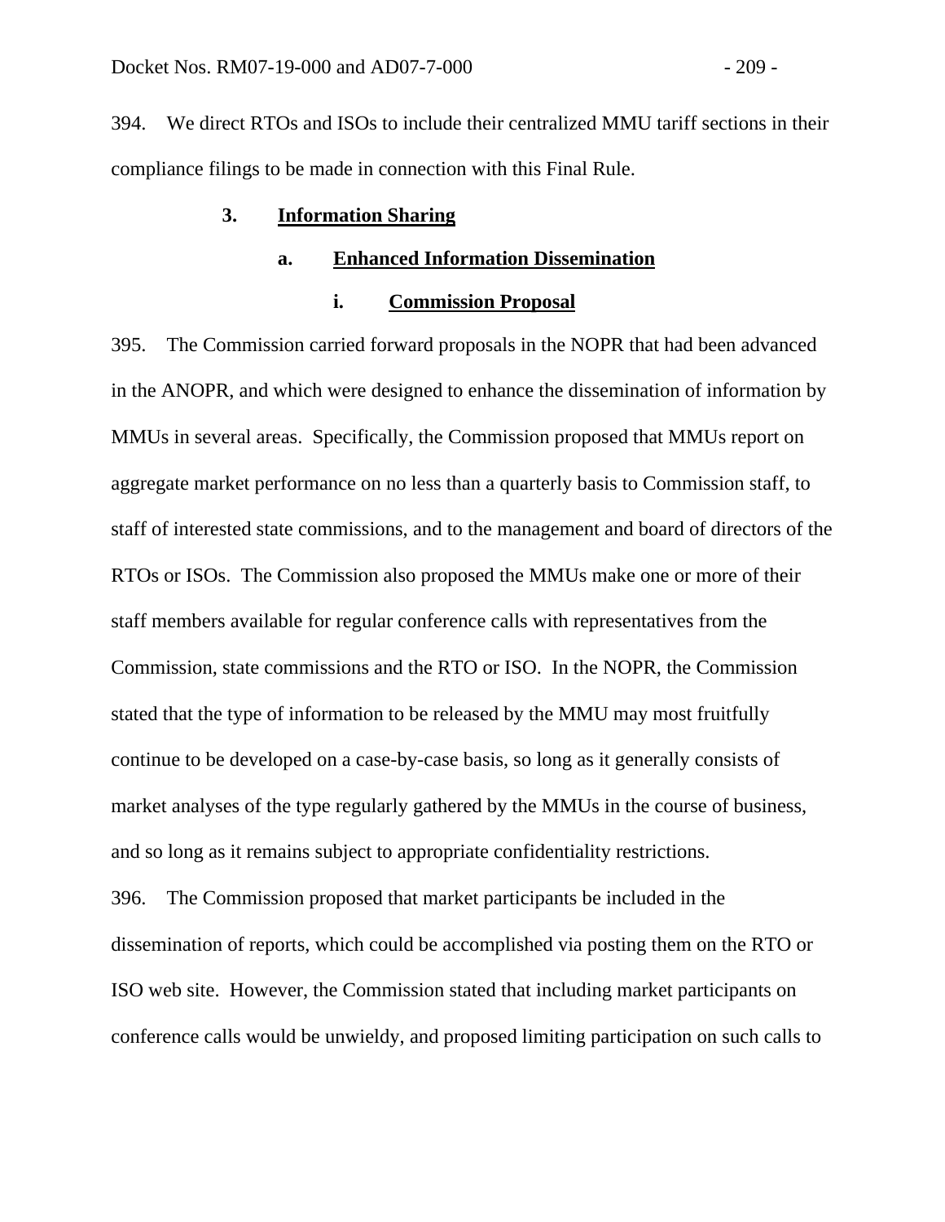394. We direct RTOs and ISOs to include their centralized MMU tariff sections in their compliance filings to be made in connection with this Final Rule.

### 3. Information Sharing

#### a. Enhanced Information Dissemination

##### i. Commission Proposal

395. The Commission carried forward proposals in the NOPR that had been advanced in the ANOPR, and which were designed to enhance the dissemination of information by MMUs in several areas. Specifically, the Commission proposed that MMUs report on aggregate market performance on no less than a quarterly basis to Commission staff, to staff of interested state commissions, and to the management and board of directors of the RTOs or ISOs. The Commission also proposed the MMUs make one or more of their staff members available for regular conference calls with representatives from the Commission, state commissions and the RTO or ISO. In the NOPR, the Commission stated that the type of information to be released by the MMU may most fruitfully continue to be developed on a case-by-case basis, so long as it generally consists of market analyses of the type regularly gathered by the MMUs in the course of business, and so long as it remains subject to appropriate confidentiality restrictions.

396. The Commission proposed that market participants be included in the dissemination of reports, which could be accomplished via posting them on the RTO or ISO web site. However, the Commission stated that including market participants on conference calls would be unwieldy, and proposed limiting participation on such calls to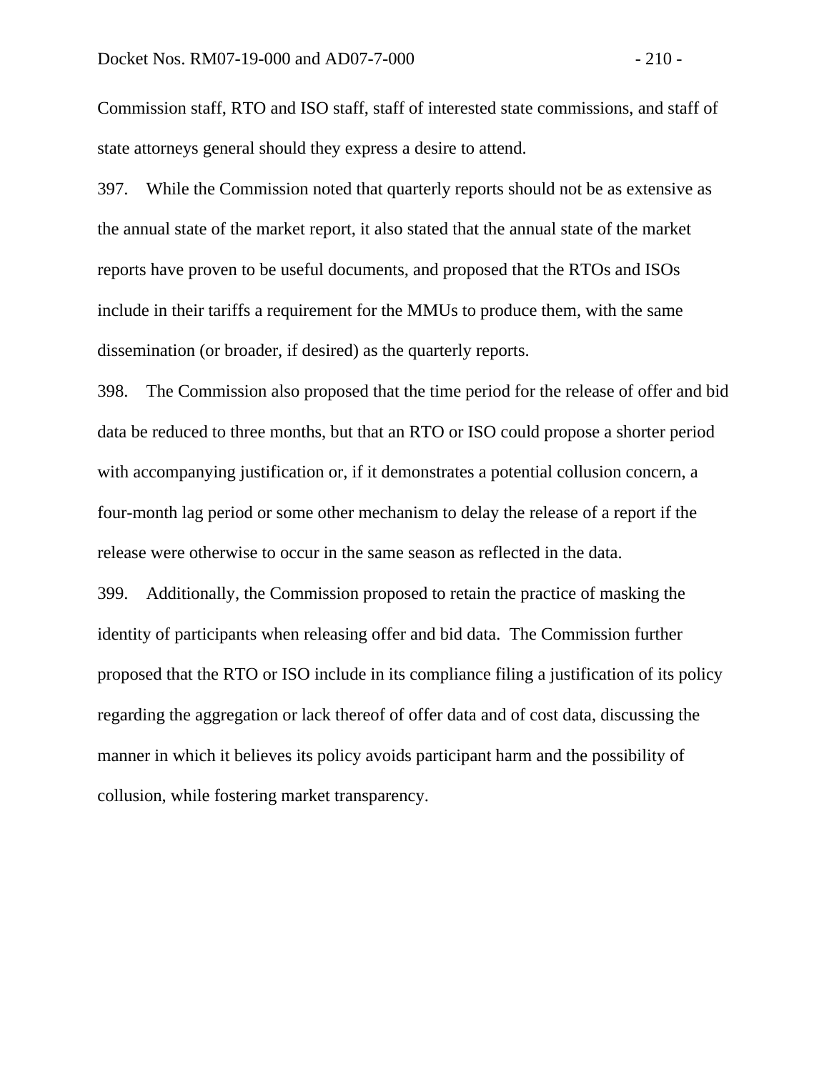Commission staff, RTO and ISO staff, staff of interested state commissions, and staff of state attorneys general should they express a desire to attend.

397. While the Commission noted that quarterly reports should not be as extensive as the annual state of the market report, it also stated that the annual state of the market reports have proven to be useful documents, and proposed that the RTOs and ISOs include in their tariffs a requirement for the MMUs to produce them, with the same dissemination (or broader, if desired) as the quarterly reports.

398. The Commission also proposed that the time period for the release of offer and bid data be reduced to three months, but that an RTO or ISO could propose a shorter period with accompanying justification or, if it demonstrates a potential collusion concern, a four-month lag period or some other mechanism to delay the release of a report if the release were otherwise to occur in the same season as reflected in the data.

399. Additionally, the Commission proposed to retain the practice of masking the identity of participants when releasing offer and bid data. The Commission further proposed that the RTO or ISO include in its compliance filing a justification of its policy regarding the aggregation or lack thereof of offer data and of cost data, discussing the manner in which it believes its policy avoids participant harm and the possibility of collusion, while fostering market transparency.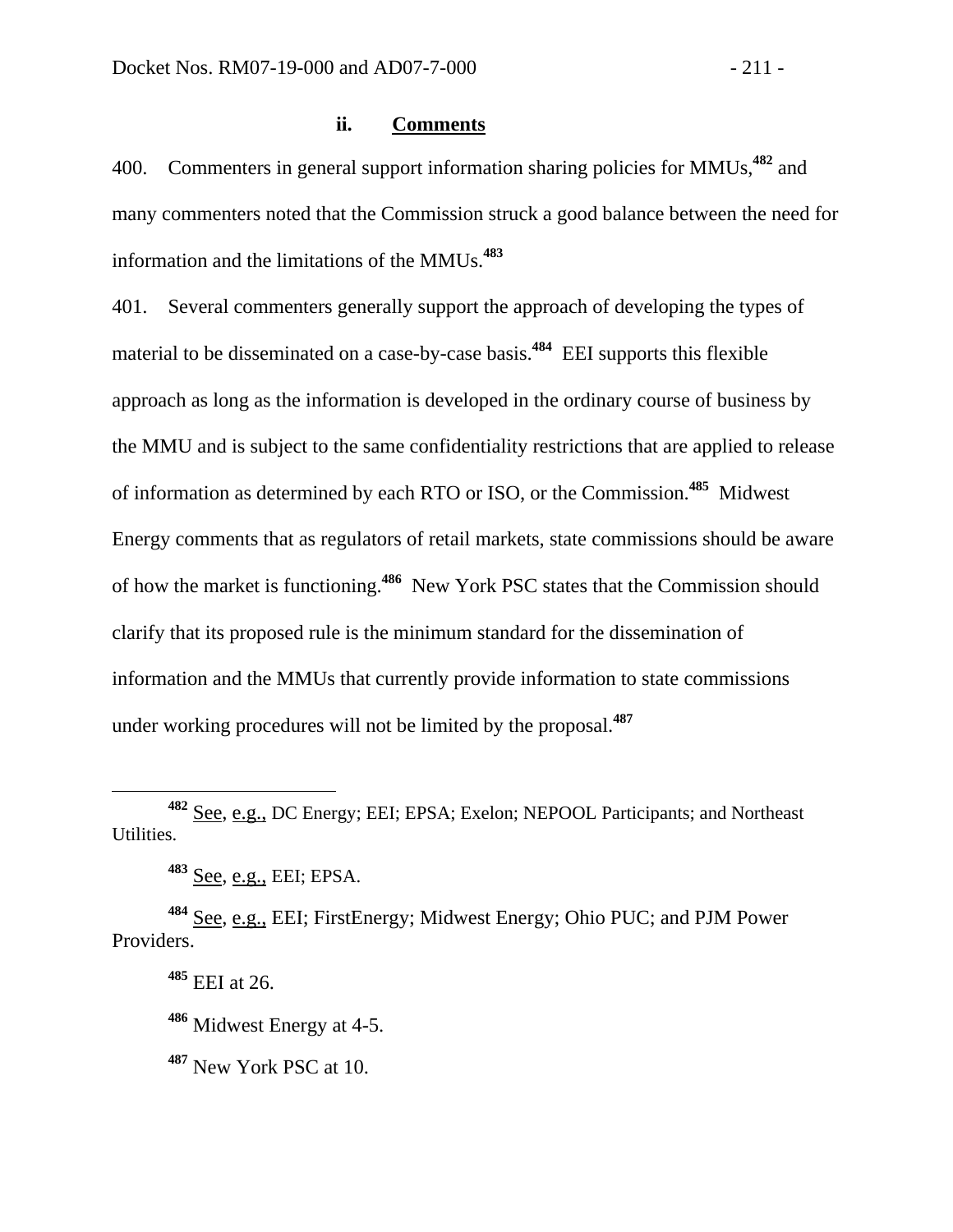#### ii. Comments

400. Commenters in general support information sharing policies for MMUs,[482] and many commenters noted that the Commission struck a good balance between the need for information and the limitations of the MMUs.[483]

401. Several commenters generally support the approach of developing the types of material to be disseminated on a case-by-case basis.[484] EEI supports this flexible approach as long as the information is developed in the ordinary course of business by the MMU and is subject to the same confidentiality restrictions that are applied to release of information as determined by each RTO or ISO, or the Commission.[485] Midwest Energy comments that as regulators of retail markets, state commissions should be aware of how the market is functioning.[486] New York PSC states that the Commission should clarify that its proposed rule is the minimum standard for the dissemination of information and the MMUs that currently provide information to state commissions under working procedures will not be limited by the proposal.[487]

---

[482] See, e.g., DC Energy; EEI; EPSA; Exelon; NEPOOL Participants; and Northeast Utilities.

[483] See, e.g., EEI; EPSA.

[484] See, e.g., EEI; FirstEnergy; Midwest Energy; Ohio PUC; and PJM Power Providers.

[485] EEI at 26.

[486] Midwest Energy at 4-5.

[487] New York PSC at 10.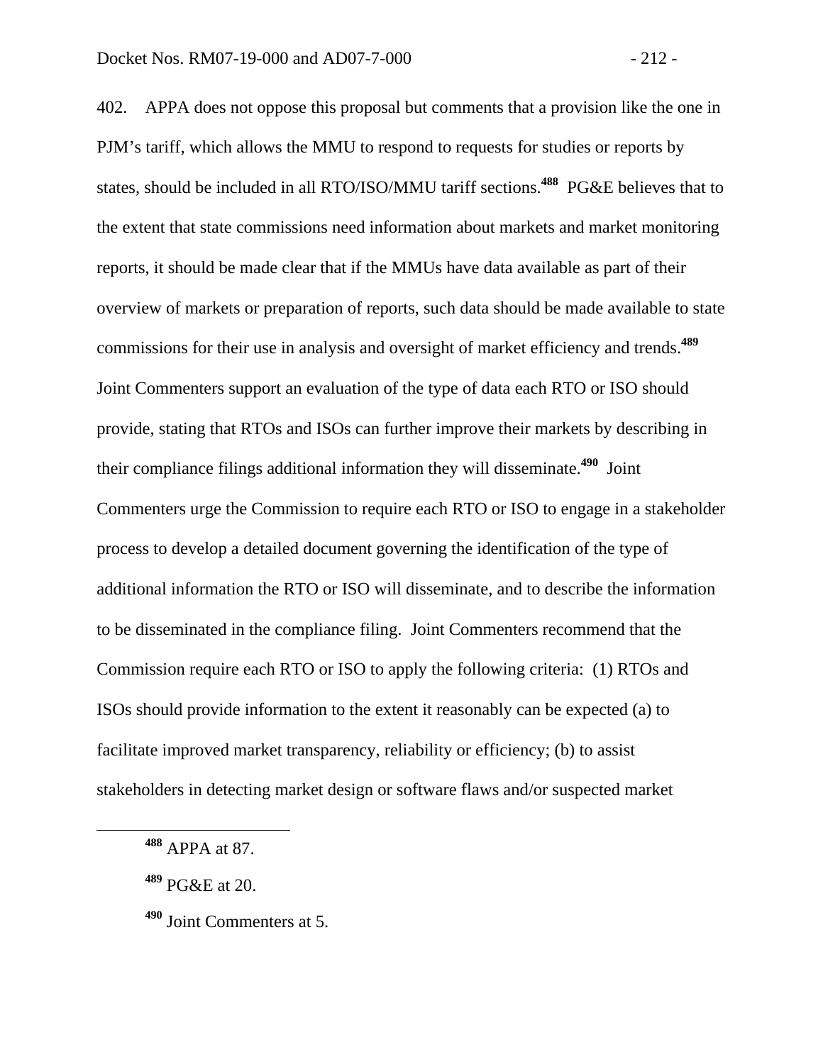402. APPA does not oppose this proposal but comments that a provision like the one in PJM's tariff, which allows the MMU to respond to requests for studies or reports by states, should be included in all RTO/ISO/MMU tariff sections.[488] PG&E believes that to the extent that state commissions need information about markets and market monitoring reports, it should be made clear that if the MMUs have data available as part of their overview of markets or preparation of reports, such data should be made available to state commissions for their use in analysis and oversight of market efficiency and trends.[489] Joint Commenters support an evaluation of the type of data each RTO or ISO should provide, stating that RTOs and ISOs can further improve their markets by describing in their compliance filings additional information they will disseminate.[490] Joint Commenters urge the Commission to require each RTO or ISO to engage in a stakeholder process to develop a detailed document governing the identification of the type of additional information the RTO or ISO will disseminate, and to describe the information to be disseminated in the compliance filing. Joint Commenters recommend that the Commission require each RTO or ISO to apply the following criteria: (1) RTOs and ISOs should provide information to the extent it reasonably can be expected (a) to facilitate improved market transparency, reliability or efficiency; (b) to assist stakeholders in detecting market design or software flaws and/or suspected market

---

[488] APPA at 87.

[489] PG&E at 20.

[490] Joint Commenters at 5.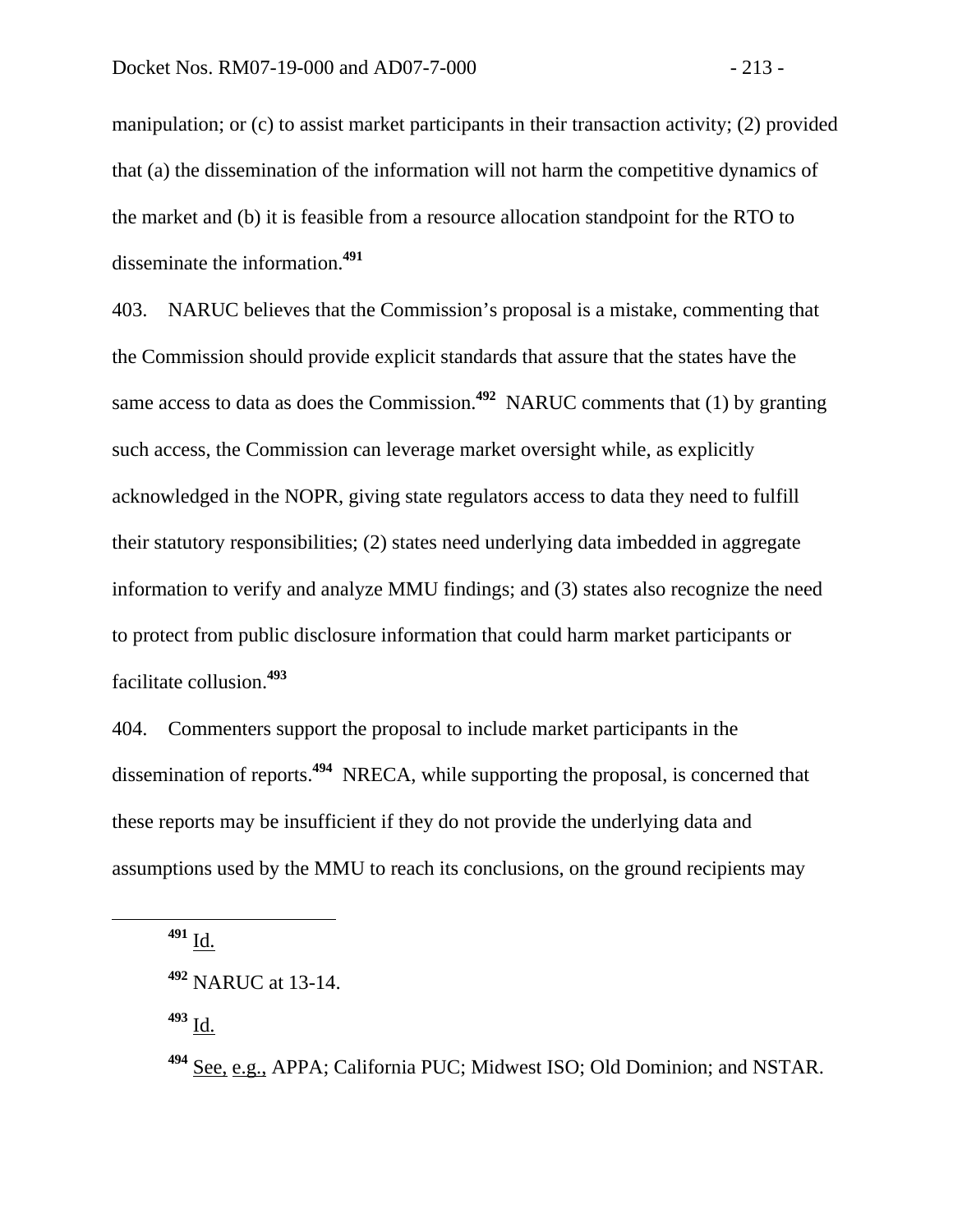manipulation; or (c) to assist market participants in their transaction activity; (2) provided that (a) the dissemination of the information will not harm the competitive dynamics of the market and (b) it is feasible from a resource allocation standpoint for the RTO to disseminate the information.[491]

403. NARUC believes that the Commission's proposal is a mistake, commenting that the Commission should provide explicit standards that assure that the states have the same access to data as does the Commission.[492] NARUC comments that (1) by granting such access, the Commission can leverage market oversight while, as explicitly acknowledged in the NOPR, giving state regulators access to data they need to fulfill their statutory responsibilities; (2) states need underlying data imbedded in aggregate information to verify and analyze MMU findings; and (3) states also recognize the need to protect from public disclosure information that could harm market participants or facilitate collusion.[493]

404. Commenters support the proposal to include market participants in the dissemination of reports.[494] NRECA, while supporting the proposal, is concerned that these reports may be insufficient if they do not provide the underlying data and assumptions used by the MMU to reach its conclusions, on the ground recipients may

---

[491] Id.

[492] NARUC at 13-14.

[493] Id.

[494] See, e.g., APPA; California PUC; Midwest ISO; Old Dominion; and NSTAR.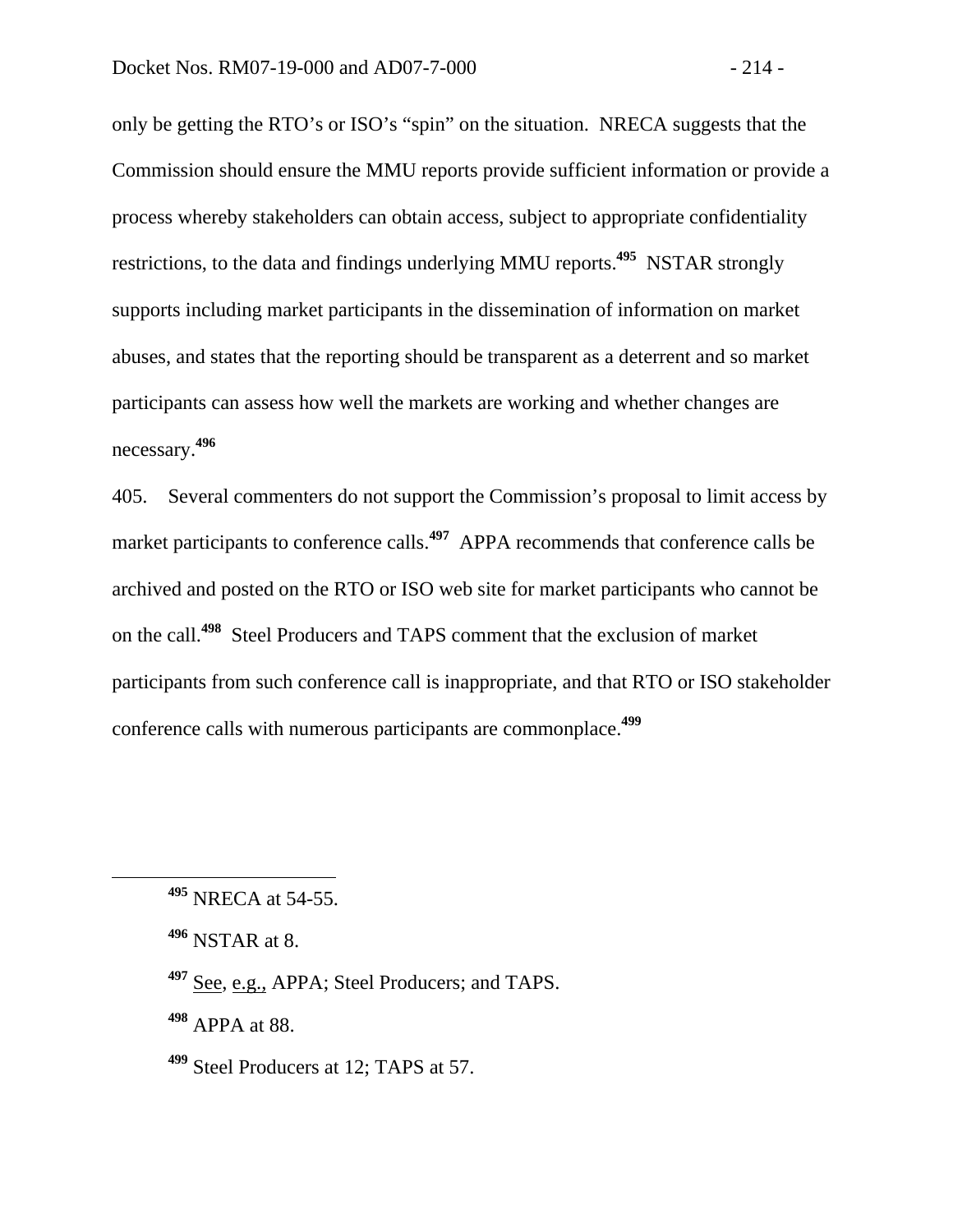only be getting the RTO's or ISO's "spin" on the situation. NRECA suggests that the Commission should ensure the MMU reports provide sufficient information or provide a process whereby stakeholders can obtain access, subject to appropriate confidentiality restrictions, to the data and findings underlying MMU reports.[495] NSTAR strongly supports including market participants in the dissemination of information on market abuses, and states that the reporting should be transparent as a deterrent and so market participants can assess how well the markets are working and whether changes are necessary.[496]

405. Several commenters do not support the Commission's proposal to limit access by market participants to conference calls.[497] APPA recommends that conference calls be archived and posted on the RTO or ISO web site for market participants who cannot be on the call.[498] Steel Producers and TAPS comment that the exclusion of market participants from such conference call is inappropriate, and that RTO or ISO stakeholder conference calls with numerous participants are commonplace.[499]

---

[495] NRECA at 54-55.

[496] NSTAR at 8.

[497] See, e.g., APPA; Steel Producers; and TAPS.

[498] APPA at 88.

[499] Steel Producers at 12; TAPS at 57.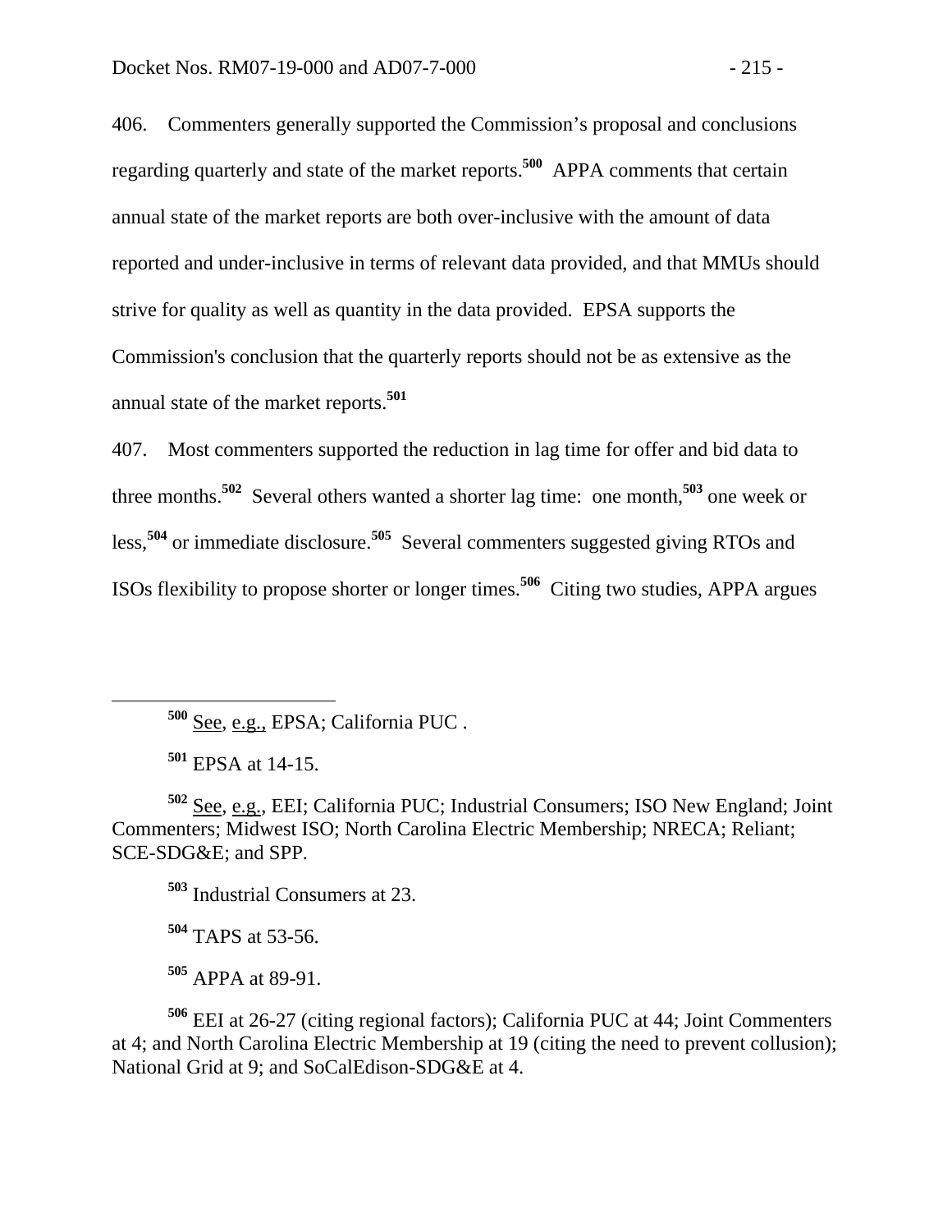406. Commenters generally supported the Commission's proposal and conclusions regarding quarterly and state of the market reports.[500] APPA comments that certain annual state of the market reports are both over-inclusive with the amount of data reported and under-inclusive in terms of relevant data provided, and that MMUs should strive for quality as well as quantity in the data provided. EPSA supports the Commission's conclusion that the quarterly reports should not be as extensive as the annual state of the market reports.[501]

407. Most commenters supported the reduction in lag time for offer and bid data to three months.[502] Several others wanted a shorter lag time: one month,[503] one week or less,[504] or immediate disclosure.[505] Several commenters suggested giving RTOs and ISOs flexibility to propose shorter or longer times.[506] Citing two studies, APPA argues

---

[500] See, e.g., EPSA; California PUC .

[501] EPSA at 14-15.

[502] See, e.g., EEI; California PUC; Industrial Consumers; ISO New England; Joint Commenters; Midwest ISO; North Carolina Electric Membership; NRECA; Reliant; SCE-SDG&E; and SPP.

[503] Industrial Consumers at 23.

[504] TAPS at 53-56.

[505] APPA at 89-91.

[506] EEI at 26-27 (citing regional factors); California PUC at 44; Joint Commenters at 4; and North Carolina Electric Membership at 19 (citing the need to prevent collusion); National Grid at 9; and SoCalEdison-SDG&E at 4.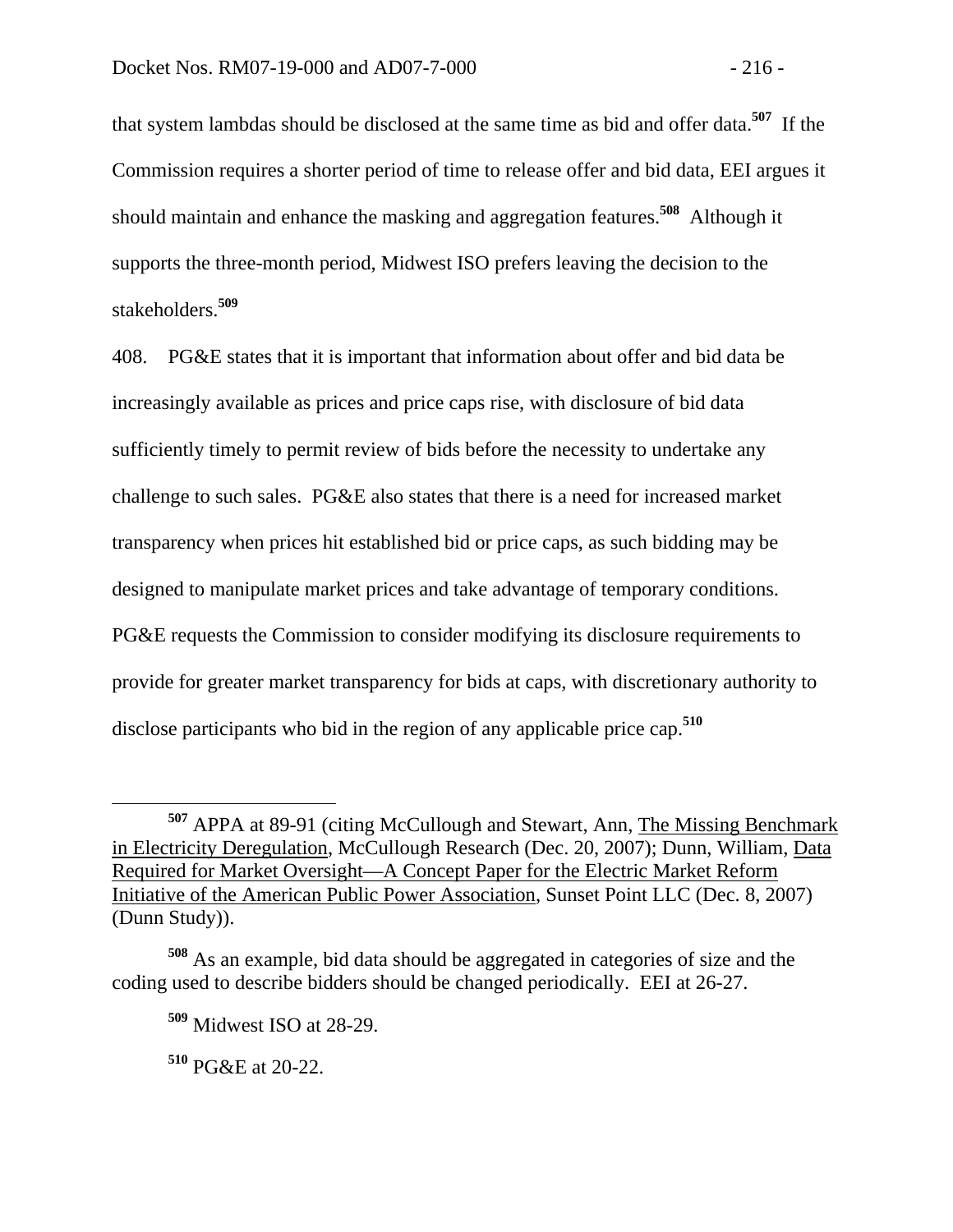that system lambdas should be disclosed at the same time as bid and offer data.[507] If the Commission requires a shorter period of time to release offer and bid data, EEI argues it should maintain and enhance the masking and aggregation features.[508] Although it supports the three-month period, Midwest ISO prefers leaving the decision to the stakeholders.[509]

408. PG&E states that it is important that information about offer and bid data be increasingly available as prices and price caps rise, with disclosure of bid data sufficiently timely to permit review of bids before the necessity to undertake any challenge to such sales. PG&E also states that there is a need for increased market transparency when prices hit established bid or price caps, as such bidding may be designed to manipulate market prices and take advantage of temporary conditions. PG&E requests the Commission to consider modifying its disclosure requirements to provide for greater market transparency for bids at caps, with discretionary authority to disclose participants who bid in the region of any applicable price cap.[510]

---

[507] APPA at 89-91 (citing McCullough and Stewart, Ann, The Missing Benchmark in Electricity Deregulation, McCullough Research (Dec. 20, 2007); Dunn, William, Data Required for Market Oversight—A Concept Paper for the Electric Market Reform Initiative of the American Public Power Association, Sunset Point LLC (Dec. 8, 2007) (Dunn Study)).

[508] As an example, bid data should be aggregated in categories of size and the coding used to describe bidders should be changed periodically. EEI at 26-27.

[509] Midwest ISO at 28-29.

[510] PG&E at 20-22.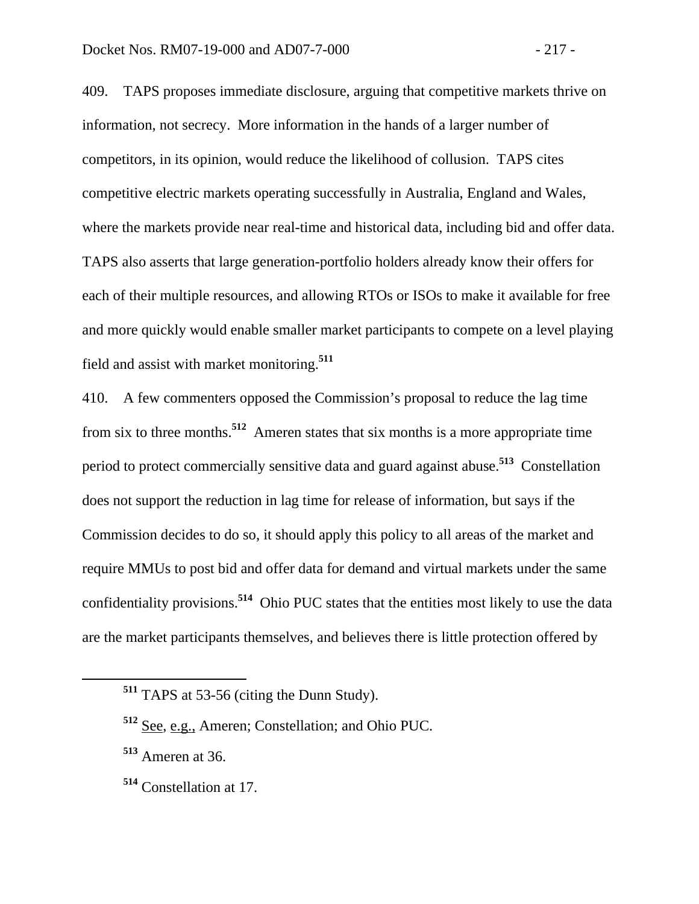409. TAPS proposes immediate disclosure, arguing that competitive markets thrive on information, not secrecy. More information in the hands of a larger number of competitors, in its opinion, would reduce the likelihood of collusion. TAPS cites competitive electric markets operating successfully in Australia, England and Wales, where the markets provide near real-time and historical data, including bid and offer data. TAPS also asserts that large generation-portfolio holders already know their offers for each of their multiple resources, and allowing RTOs or ISOs to make it available for free and more quickly would enable smaller market participants to compete on a level playing field and assist with market monitoring.[511]

410. A few commenters opposed the Commission's proposal to reduce the lag time from six to three months.[512] Ameren states that six months is a more appropriate time period to protect commercially sensitive data and guard against abuse.[513] Constellation does not support the reduction in lag time for release of information, but says if the Commission decides to do so, it should apply this policy to all areas of the market and require MMUs to post bid and offer data for demand and virtual markets under the same confidentiality provisions.[514] Ohio PUC states that the entities most likely to use the data are the market participants themselves, and believes there is little protection offered by

---

[511] TAPS at 53-56 (citing the Dunn Study).

[512] See, e.g., Ameren; Constellation; and Ohio PUC.

[513] Ameren at 36.

[514] Constellation at 17.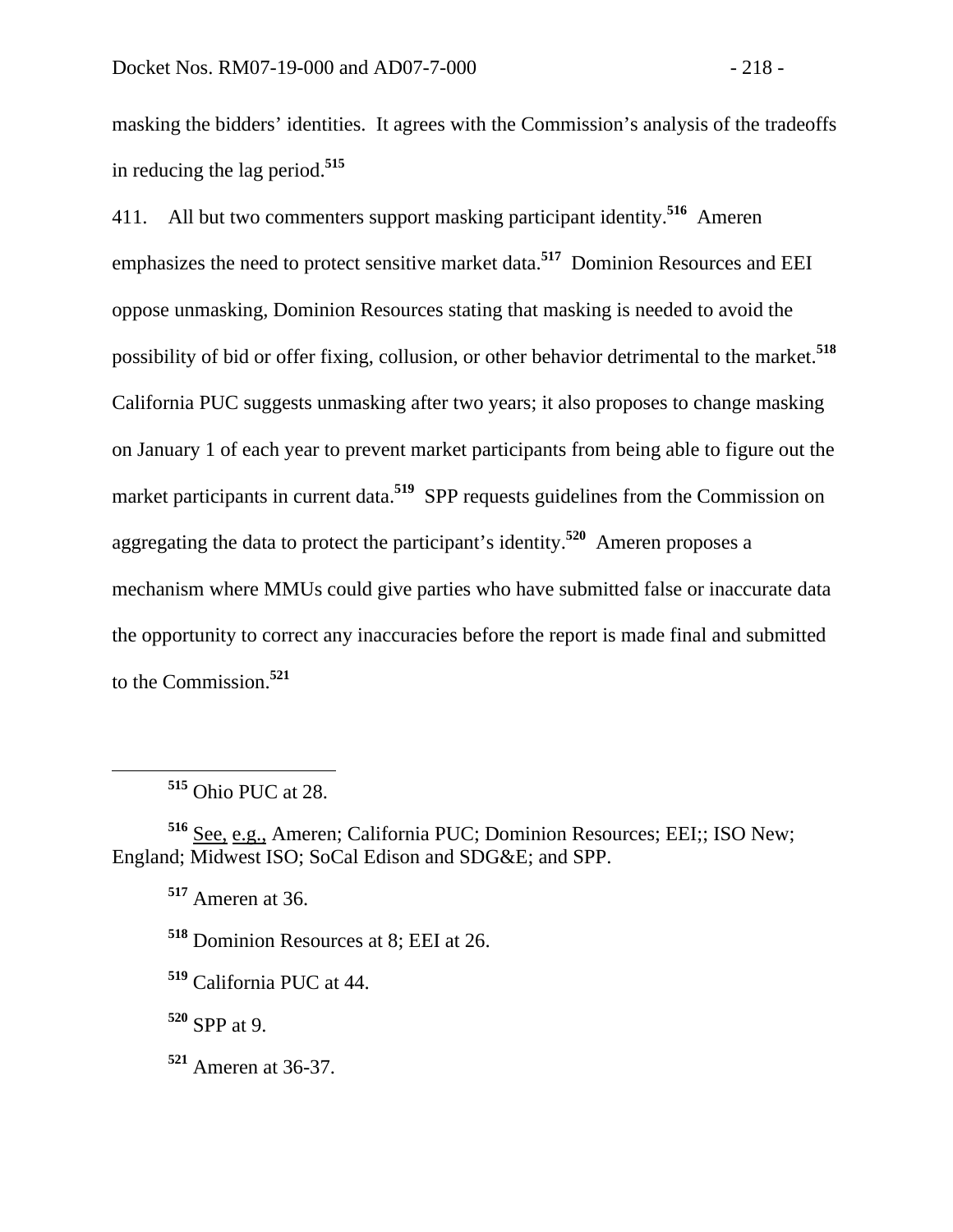masking the bidders' identities. It agrees with the Commission's analysis of the tradeoffs in reducing the lag period.[515]

411. All but two commenters support masking participant identity.[516] Ameren emphasizes the need to protect sensitive market data.[517] Dominion Resources and EEI oppose unmasking, Dominion Resources stating that masking is needed to avoid the possibility of bid or offer fixing, collusion, or other behavior detrimental to the market.[518] California PUC suggests unmasking after two years; it also proposes to change masking on January 1 of each year to prevent market participants from being able to figure out the market participants in current data.[519] SPP requests guidelines from the Commission on aggregating the data to protect the participant's identity.[520] Ameren proposes a mechanism where MMUs could give parties who have submitted false or inaccurate data the opportunity to correct any inaccuracies before the report is made final and submitted to the Commission.[521]

---

[515] Ohio PUC at 28.

[516] See, e.g., Ameren; California PUC; Dominion Resources; EEI;; ISO New; England; Midwest ISO; SoCal Edison and SDG&E; and SPP.

[517] Ameren at 36.

[518] Dominion Resources at 8; EEI at 26.

[519] California PUC at 44.

[520] SPP at 9.

[521] Ameren at 36-37.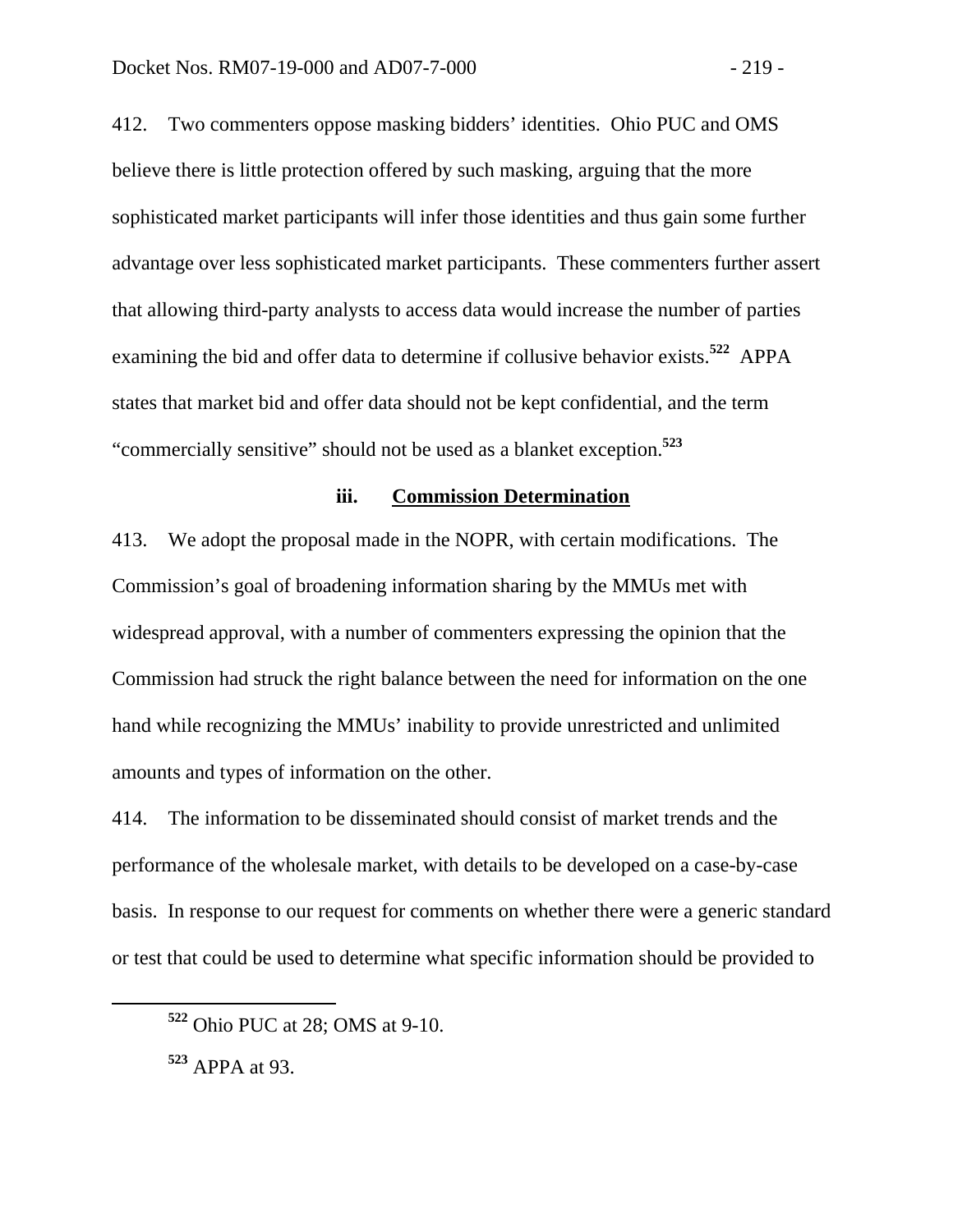412. Two commenters oppose masking bidders' identities. Ohio PUC and OMS believe there is little protection offered by such masking, arguing that the more sophisticated market participants will infer those identities and thus gain some further advantage over less sophisticated market participants. These commenters further assert that allowing third-party analysts to access data would increase the number of parties examining the bid and offer data to determine if collusive behavior exists.[522] APPA states that market bid and offer data should not be kept confidential, and the term "commercially sensitive" should not be used as a blanket exception.[523]

### iii. Commission Determination

413. We adopt the proposal made in the NOPR, with certain modifications. The Commission's goal of broadening information sharing by the MMUs met with widespread approval, with a number of commenters expressing the opinion that the Commission had struck the right balance between the need for information on the one hand while recognizing the MMUs' inability to provide unrestricted and unlimited amounts and types of information on the other.

414. The information to be disseminated should consist of market trends and the performance of the wholesale market, with details to be developed on a case-by-case basis. In response to our request for comments on whether there were a generic standard or test that could be used to determine what specific information should be provided to

---

[522] Ohio PUC at 28; OMS at 9-10.

[523] APPA at 93.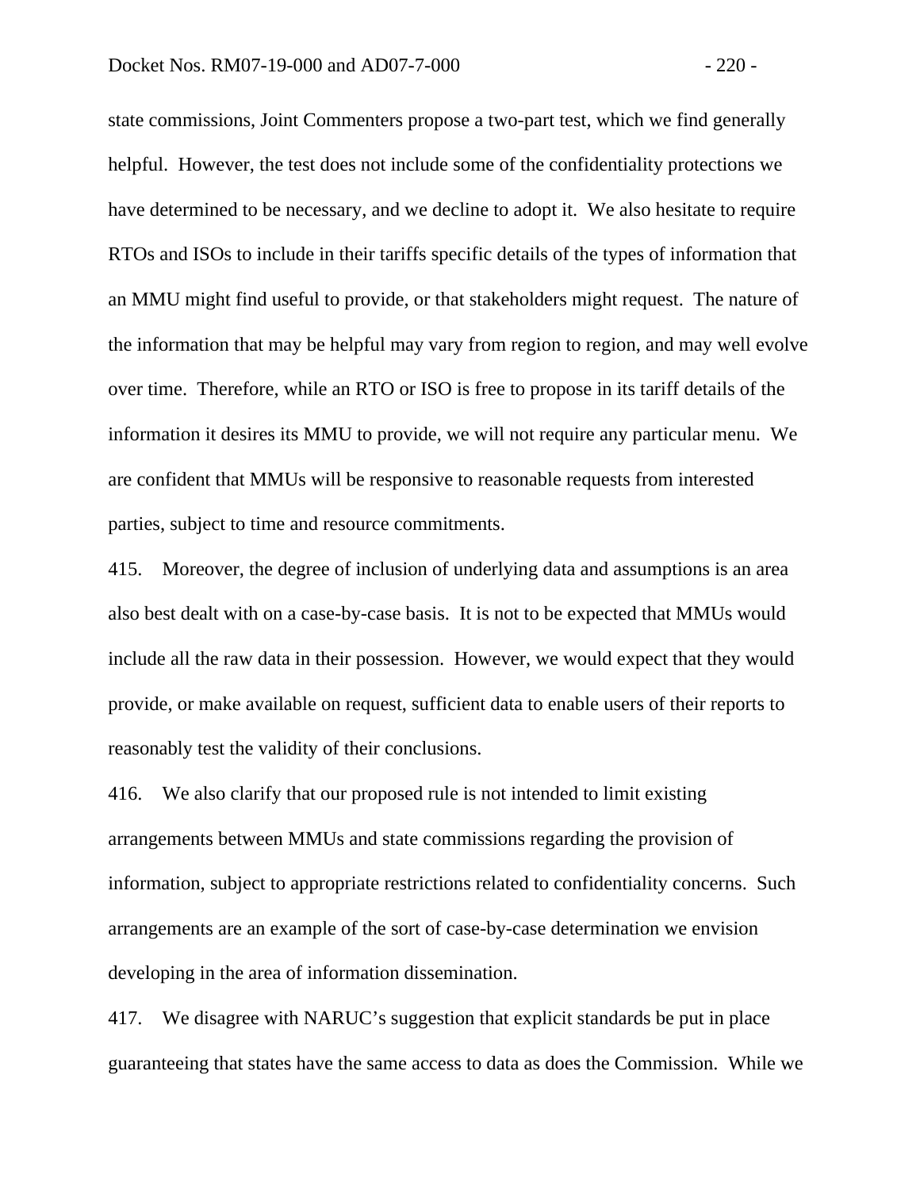state commissions, Joint Commenters propose a two-part test, which we find generally helpful. However, the test does not include some of the confidentiality protections we have determined to be necessary, and we decline to adopt it. We also hesitate to require RTOs and ISOs to include in their tariffs specific details of the types of information that an MMU might find useful to provide, or that stakeholders might request. The nature of the information that may be helpful may vary from region to region, and may well evolve over time. Therefore, while an RTO or ISO is free to propose in its tariff details of the information it desires its MMU to provide, we will not require any particular menu. We are confident that MMUs will be responsive to reasonable requests from interested parties, subject to time and resource commitments.

415. Moreover, the degree of inclusion of underlying data and assumptions is an area also best dealt with on a case-by-case basis. It is not to be expected that MMUs would include all the raw data in their possession. However, we would expect that they would provide, or make available on request, sufficient data to enable users of their reports to reasonably test the validity of their conclusions.

416. We also clarify that our proposed rule is not intended to limit existing arrangements between MMUs and state commissions regarding the provision of information, subject to appropriate restrictions related to confidentiality concerns. Such arrangements are an example of the sort of case-by-case determination we envision developing in the area of information dissemination.

417. We disagree with NARUC's suggestion that explicit standards be put in place guaranteeing that states have the same access to data as does the Commission. While we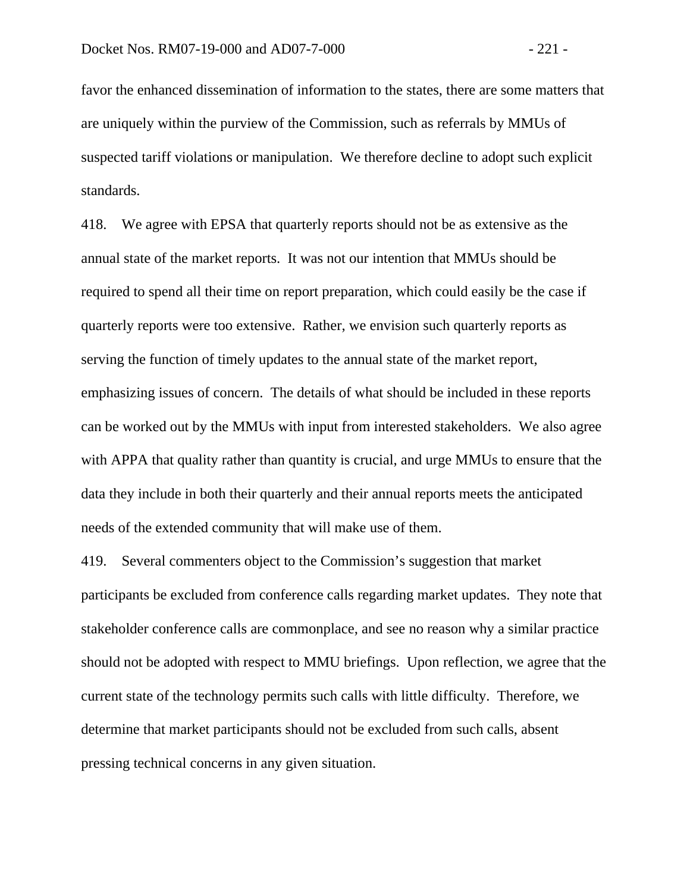favor the enhanced dissemination of information to the states, there are some matters that are uniquely within the purview of the Commission, such as referrals by MMUs of suspected tariff violations or manipulation. We therefore decline to adopt such explicit standards.

418. We agree with EPSA that quarterly reports should not be as extensive as the annual state of the market reports. It was not our intention that MMUs should be required to spend all their time on report preparation, which could easily be the case if quarterly reports were too extensive. Rather, we envision such quarterly reports as serving the function of timely updates to the annual state of the market report, emphasizing issues of concern. The details of what should be included in these reports can be worked out by the MMUs with input from interested stakeholders. We also agree with APPA that quality rather than quantity is crucial, and urge MMUs to ensure that the data they include in both their quarterly and their annual reports meets the anticipated needs of the extended community that will make use of them.

419. Several commenters object to the Commission's suggestion that market participants be excluded from conference calls regarding market updates. They note that stakeholder conference calls are commonplace, and see no reason why a similar practice should not be adopted with respect to MMU briefings. Upon reflection, we agree that the current state of the technology permits such calls with little difficulty. Therefore, we determine that market participants should not be excluded from such calls, absent pressing technical concerns in any given situation.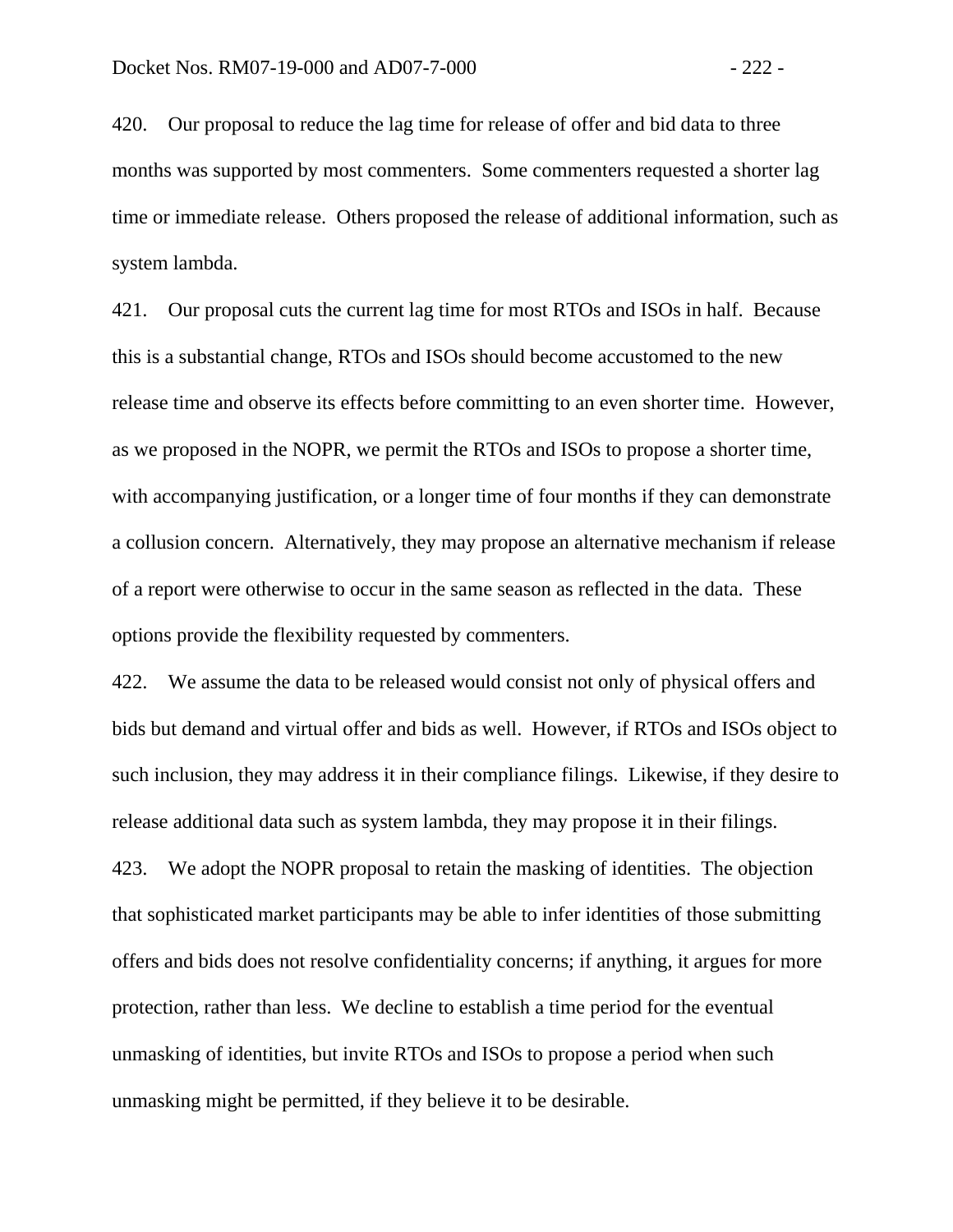420. Our proposal to reduce the lag time for release of offer and bid data to three months was supported by most commenters. Some commenters requested a shorter lag time or immediate release. Others proposed the release of additional information, such as system lambda.

421. Our proposal cuts the current lag time for most RTOs and ISOs in half. Because this is a substantial change, RTOs and ISOs should become accustomed to the new release time and observe its effects before committing to an even shorter time. However, as we proposed in the NOPR, we permit the RTOs and ISOs to propose a shorter time, with accompanying justification, or a longer time of four months if they can demonstrate a collusion concern. Alternatively, they may propose an alternative mechanism if release of a report were otherwise to occur in the same season as reflected in the data. These options provide the flexibility requested by commenters.

422. We assume the data to be released would consist not only of physical offers and bids but demand and virtual offer and bids as well. However, if RTOs and ISOs object to such inclusion, they may address it in their compliance filings. Likewise, if they desire to release additional data such as system lambda, they may propose it in their filings.

423. We adopt the NOPR proposal to retain the masking of identities. The objection that sophisticated market participants may be able to infer identities of those submitting offers and bids does not resolve confidentiality concerns; if anything, it argues for more protection, rather than less. We decline to establish a time period for the eventual unmasking of identities, but invite RTOs and ISOs to propose a period when such unmasking might be permitted, if they believe it to be desirable.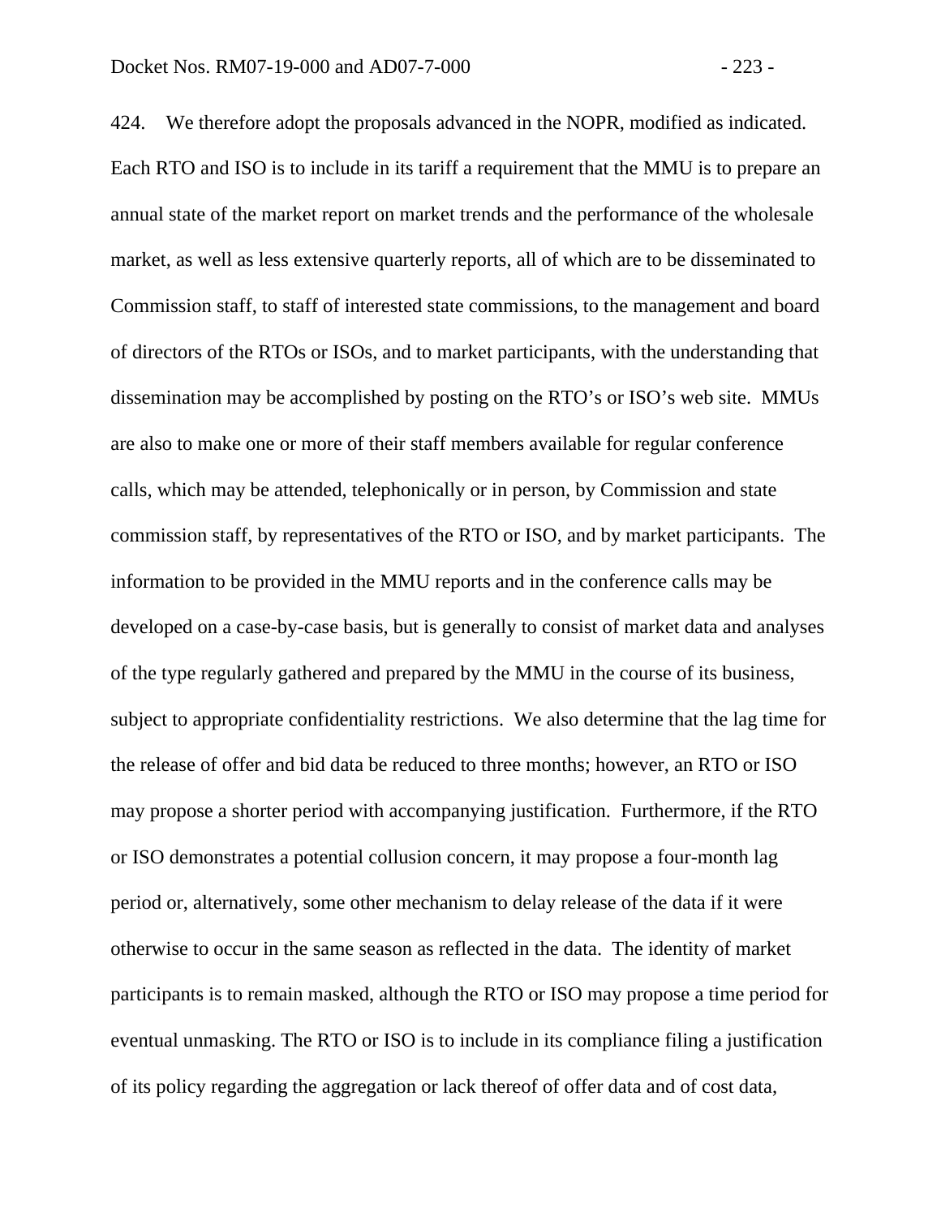424. We therefore adopt the proposals advanced in the NOPR, modified as indicated. Each RTO and ISO is to include in its tariff a requirement that the MMU is to prepare an annual state of the market report on market trends and the performance of the wholesale market, as well as less extensive quarterly reports, all of which are to be disseminated to Commission staff, to staff of interested state commissions, to the management and board of directors of the RTOs or ISOs, and to market participants, with the understanding that dissemination may be accomplished by posting on the RTO's or ISO's web site. MMUs are also to make one or more of their staff members available for regular conference calls, which may be attended, telephonically or in person, by Commission and state commission staff, by representatives of the RTO or ISO, and by market participants. The information to be provided in the MMU reports and in the conference calls may be developed on a case-by-case basis, but is generally to consist of market data and analyses of the type regularly gathered and prepared by the MMU in the course of its business, subject to appropriate confidentiality restrictions. We also determine that the lag time for the release of offer and bid data be reduced to three months; however, an RTO or ISO may propose a shorter period with accompanying justification. Furthermore, if the RTO or ISO demonstrates a potential collusion concern, it may propose a four-month lag period or, alternatively, some other mechanism to delay release of the data if it were otherwise to occur in the same season as reflected in the data. The identity of market participants is to remain masked, although the RTO or ISO may propose a time period for eventual unmasking. The RTO or ISO is to include in its compliance filing a justification of its policy regarding the aggregation or lack thereof of offer data and of cost data,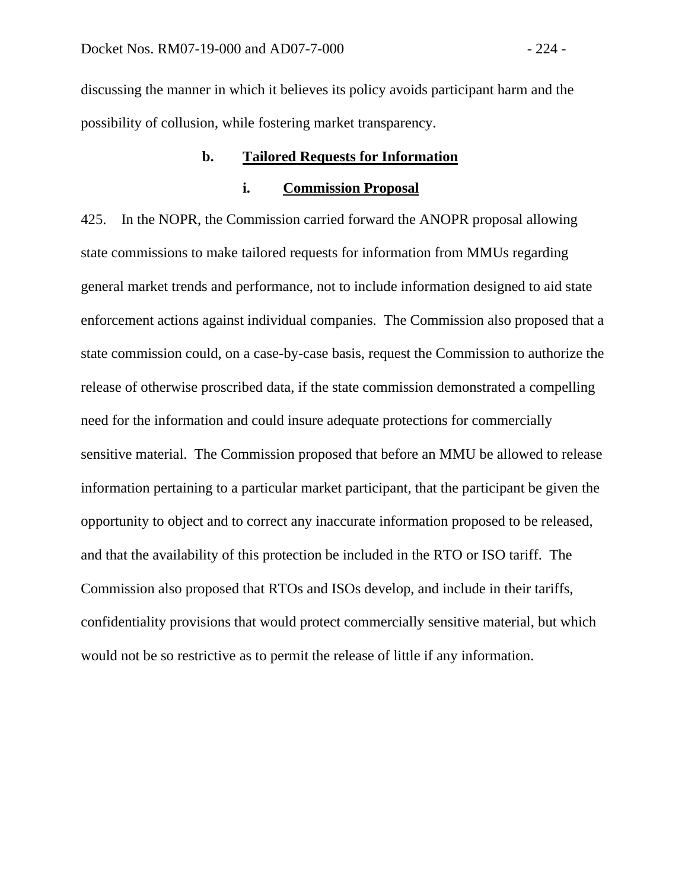discussing the manner in which it believes its policy avoids participant harm and the possibility of collusion, while fostering market transparency.

### b. <u>Tailored Requests for Information</u>

#### i. <u>Commission Proposal</u>

425. In the NOPR, the Commission carried forward the ANOPR proposal allowing state commissions to make tailored requests for information from MMUs regarding general market trends and performance, not to include information designed to aid state enforcement actions against individual companies. The Commission also proposed that a state commission could, on a case-by-case basis, request the Commission to authorize the release of otherwise proscribed data, if the state commission demonstrated a compelling need for the information and could insure adequate protections for commercially sensitive material. The Commission proposed that before an MMU be allowed to release information pertaining to a particular market participant, that the participant be given the opportunity to object and to correct any inaccurate information proposed to be released, and that the availability of this protection be included in the RTO or ISO tariff. The Commission also proposed that RTOs and ISOs develop, and include in their tariffs, confidentiality provisions that would protect commercially sensitive material, but which would not be so restrictive as to permit the release of little if any information.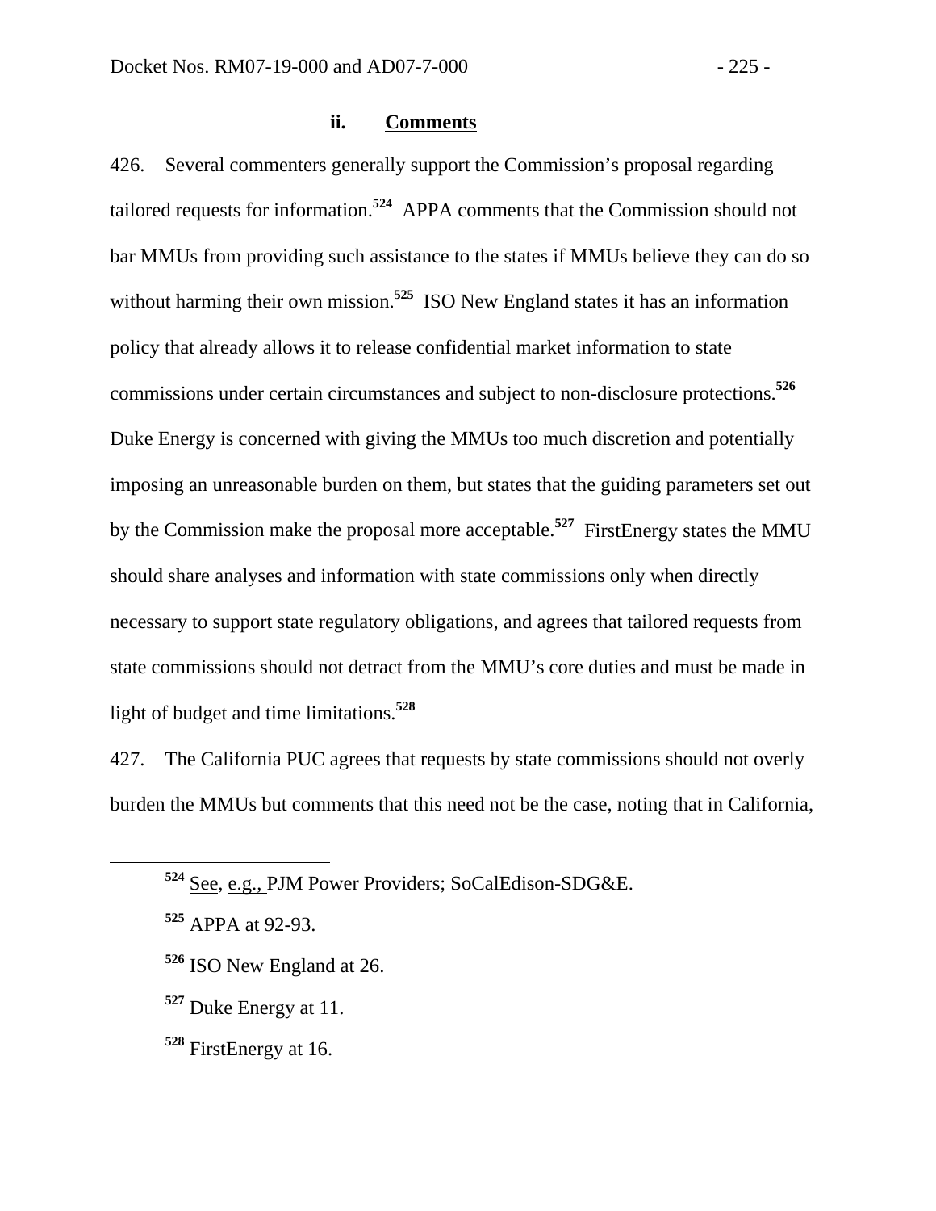### ii. Comments

426. Several commenters generally support the Commission's proposal regarding tailored requests for information.[524] APPA comments that the Commission should not bar MMUs from providing such assistance to the states if MMUs believe they can do so without harming their own mission.[525] ISO New England states it has an information policy that already allows it to release confidential market information to state commissions under certain circumstances and subject to non-disclosure protections.[526] Duke Energy is concerned with giving the MMUs too much discretion and potentially imposing an unreasonable burden on them, but states that the guiding parameters set out by the Commission make the proposal more acceptable.[527] FirstEnergy states the MMU should share analyses and information with state commissions only when directly necessary to support state regulatory obligations, and agrees that tailored requests from state commissions should not detract from the MMU's core duties and must be made in light of budget and time limitations.[528]

427. The California PUC agrees that requests by state commissions should not overly burden the MMUs but comments that this need not be the case, noting that in California,

---

[524] See, e.g., PJM Power Providers; SoCalEdison-SDG&E.

[525] APPA at 92-93.

[526] ISO New England at 26.

[527] Duke Energy at 11.

[528] FirstEnergy at 16.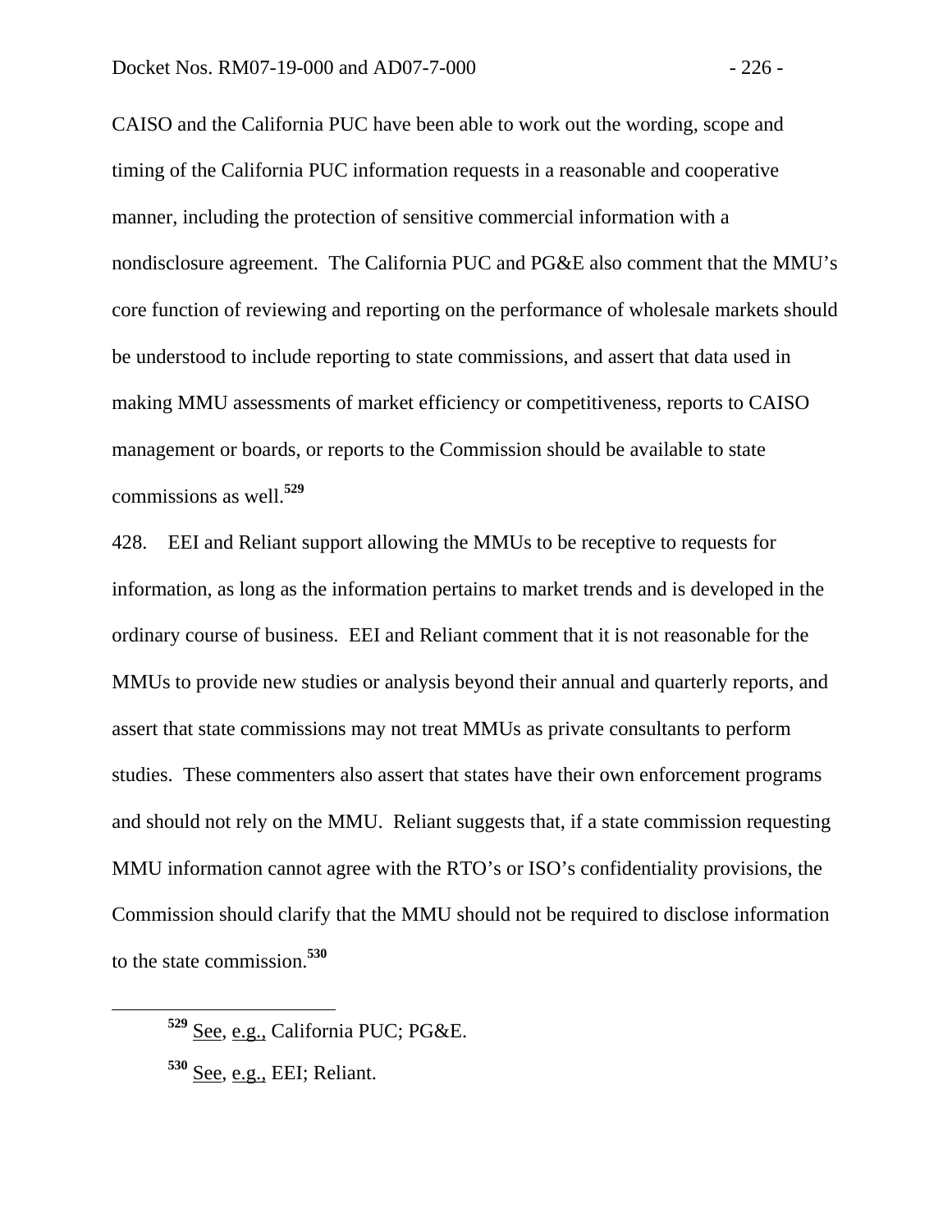CAISO and the California PUC have been able to work out the wording, scope and timing of the California PUC information requests in a reasonable and cooperative manner, including the protection of sensitive commercial information with a nondisclosure agreement. The California PUC and PG&E also comment that the MMU's core function of reviewing and reporting on the performance of wholesale markets should be understood to include reporting to state commissions, and assert that data used in making MMU assessments of market efficiency or competitiveness, reports to CAISO management or boards, or reports to the Commission should be available to state commissions as well.[529]

428. EEI and Reliant support allowing the MMUs to be receptive to requests for information, as long as the information pertains to market trends and is developed in the ordinary course of business. EEI and Reliant comment that it is not reasonable for the MMUs to provide new studies or analysis beyond their annual and quarterly reports, and assert that state commissions may not treat MMUs as private consultants to perform studies. These commenters also assert that states have their own enforcement programs and should not rely on the MMU. Reliant suggests that, if a state commission requesting MMU information cannot agree with the RTO's or ISO's confidentiality provisions, the Commission should clarify that the MMU should not be required to disclose information to the state commission.[530]

---

[529] See, e.g., California PUC; PG&E.

[530] See, e.g., EEI; Reliant.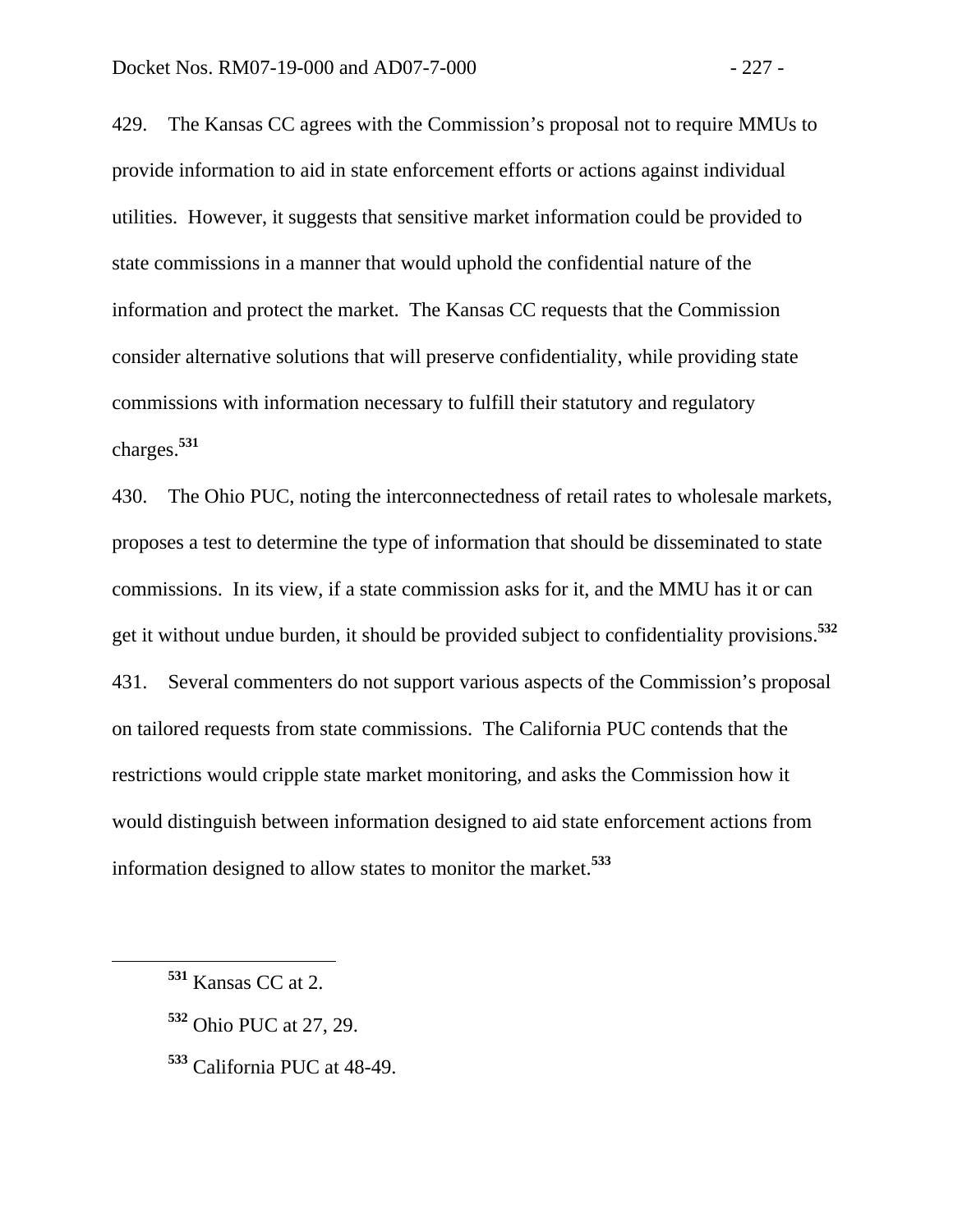429. The Kansas CC agrees with the Commission's proposal not to require MMUs to provide information to aid in state enforcement efforts or actions against individual utilities. However, it suggests that sensitive market information could be provided to state commissions in a manner that would uphold the confidential nature of the information and protect the market. The Kansas CC requests that the Commission consider alternative solutions that will preserve confidentiality, while providing state commissions with information necessary to fulfill their statutory and regulatory charges.[531]

430. The Ohio PUC, noting the interconnectedness of retail rates to wholesale markets, proposes a test to determine the type of information that should be disseminated to state commissions. In its view, if a state commission asks for it, and the MMU has it or can get it without undue burden, it should be provided subject to confidentiality provisions.[532]

431. Several commenters do not support various aspects of the Commission's proposal on tailored requests from state commissions. The California PUC contends that the restrictions would cripple state market monitoring, and asks the Commission how it would distinguish between information designed to aid state enforcement actions from information designed to allow states to monitor the market.[533]

---

[531] Kansas CC at 2.

[532] Ohio PUC at 27, 29.

[533] California PUC at 48-49.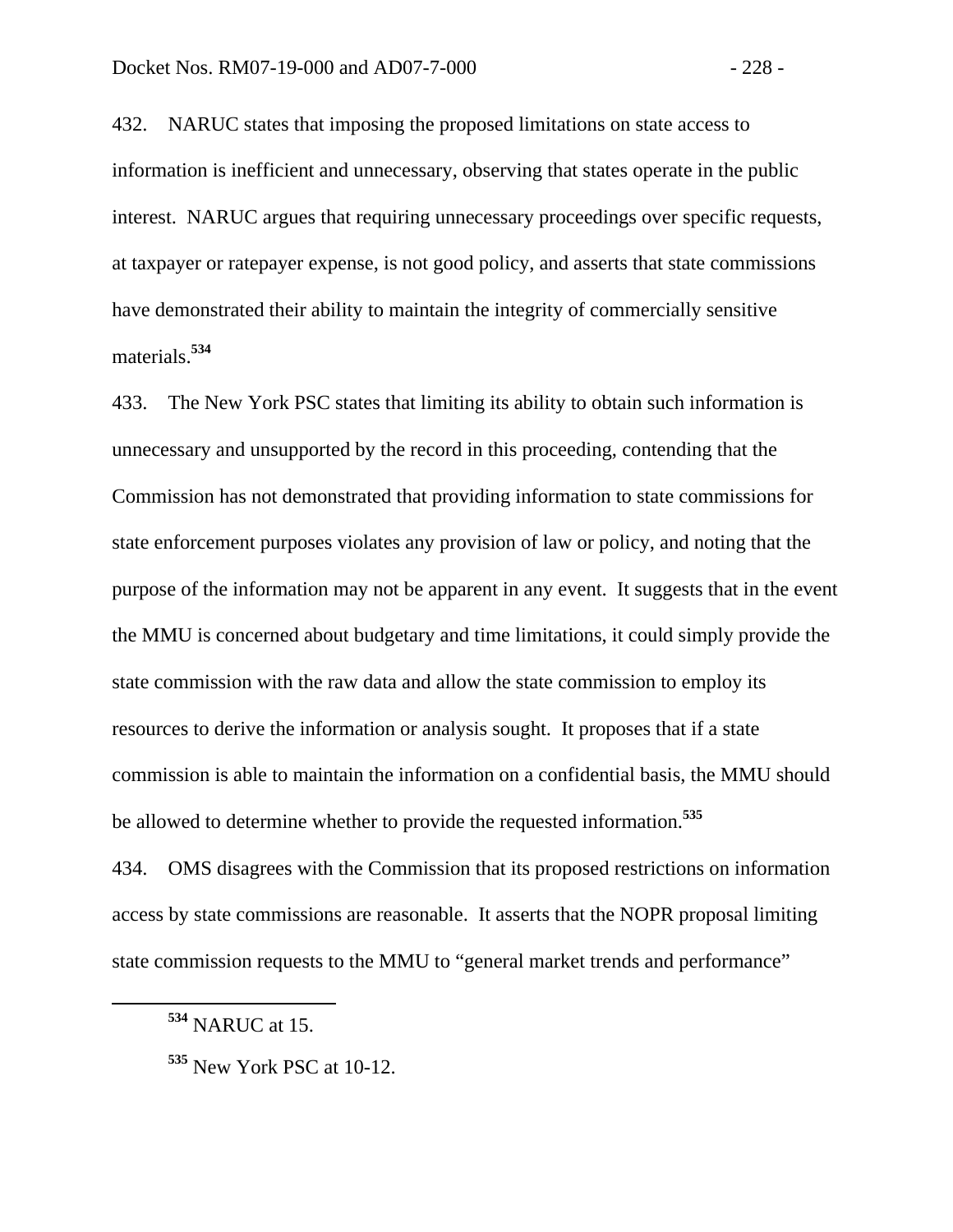432. NARUC states that imposing the proposed limitations on state access to information is inefficient and unnecessary, observing that states operate in the public interest. NARUC argues that requiring unnecessary proceedings over specific requests, at taxpayer or ratepayer expense, is not good policy, and asserts that state commissions have demonstrated their ability to maintain the integrity of commercially sensitive materials.[534]

433. The New York PSC states that limiting its ability to obtain such information is unnecessary and unsupported by the record in this proceeding, contending that the Commission has not demonstrated that providing information to state commissions for state enforcement purposes violates any provision of law or policy, and noting that the purpose of the information may not be apparent in any event. It suggests that in the event the MMU is concerned about budgetary and time limitations, it could simply provide the state commission with the raw data and allow the state commission to employ its resources to derive the information or analysis sought. It proposes that if a state commission is able to maintain the information on a confidential basis, the MMU should be allowed to determine whether to provide the requested information.[535]

434. OMS disagrees with the Commission that its proposed restrictions on information access by state commissions are reasonable. It asserts that the NOPR proposal limiting state commission requests to the MMU to "general market trends and performance"

---

[534] NARUC at 15.

[535] New York PSC at 10-12.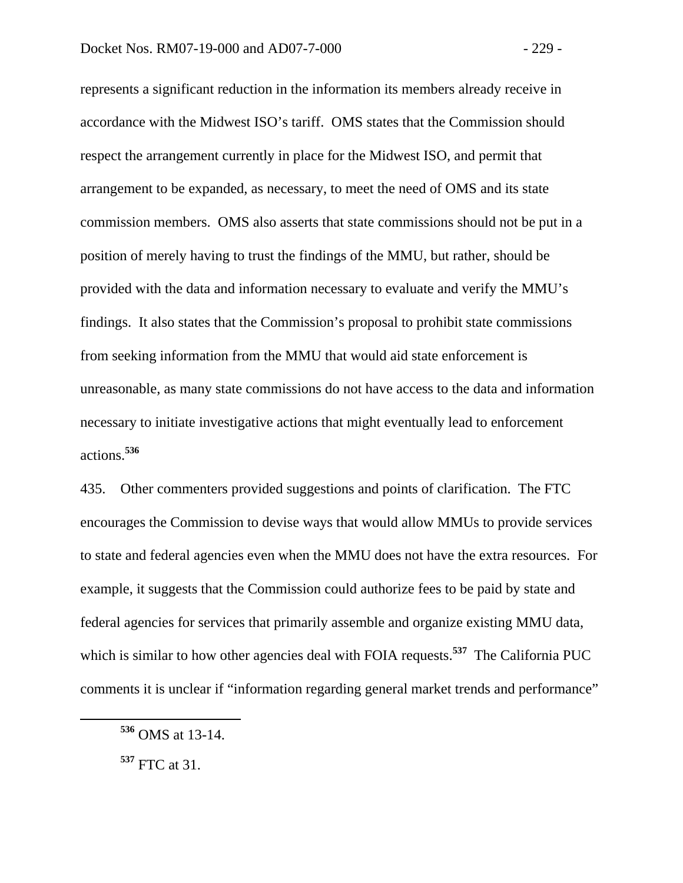represents a significant reduction in the information its members already receive in accordance with the Midwest ISO's tariff. OMS states that the Commission should respect the arrangement currently in place for the Midwest ISO, and permit that arrangement to be expanded, as necessary, to meet the need of OMS and its state commission members. OMS also asserts that state commissions should not be put in a position of merely having to trust the findings of the MMU, but rather, should be provided with the data and information necessary to evaluate and verify the MMU's findings. It also states that the Commission's proposal to prohibit state commissions from seeking information from the MMU that would aid state enforcement is unreasonable, as many state commissions do not have access to the data and information necessary to initiate investigative actions that might eventually lead to enforcement actions.[536]

435. Other commenters provided suggestions and points of clarification. The FTC encourages the Commission to devise ways that would allow MMUs to provide services to state and federal agencies even when the MMU does not have the extra resources. For example, it suggests that the Commission could authorize fees to be paid by state and federal agencies for services that primarily assemble and organize existing MMU data, which is similar to how other agencies deal with FOIA requests.[537] The California PUC comments it is unclear if "information regarding general market trends and performance"

[536] OMS at 13-14.

[537] FTC at 31.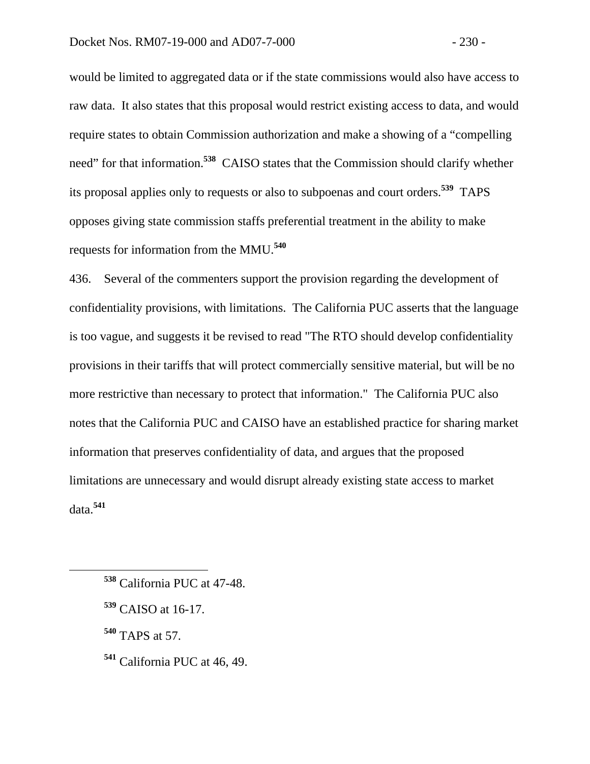would be limited to aggregated data or if the state commissions would also have access to raw data. It also states that this proposal would restrict existing access to data, and would require states to obtain Commission authorization and make a showing of a "compelling need" for that information.[538] CAISO states that the Commission should clarify whether its proposal applies only to requests or also to subpoenas and court orders.[539] TAPS opposes giving state commission staffs preferential treatment in the ability to make requests for information from the MMU.[540]

436. Several of the commenters support the provision regarding the development of confidentiality provisions, with limitations. The California PUC asserts that the language is too vague, and suggests it be revised to read "The RTO should develop confidentiality provisions in their tariffs that will protect commercially sensitive material, but will be no more restrictive than necessary to protect that information." The California PUC also notes that the California PUC and CAISO have an established practice for sharing market information that preserves confidentiality of data, and argues that the proposed limitations are unnecessary and would disrupt already existing state access to market data.[541]

---

[538] California PUC at 47-48.

[539] CAISO at 16-17.

[540] TAPS at 57.

[541] California PUC at 46, 49.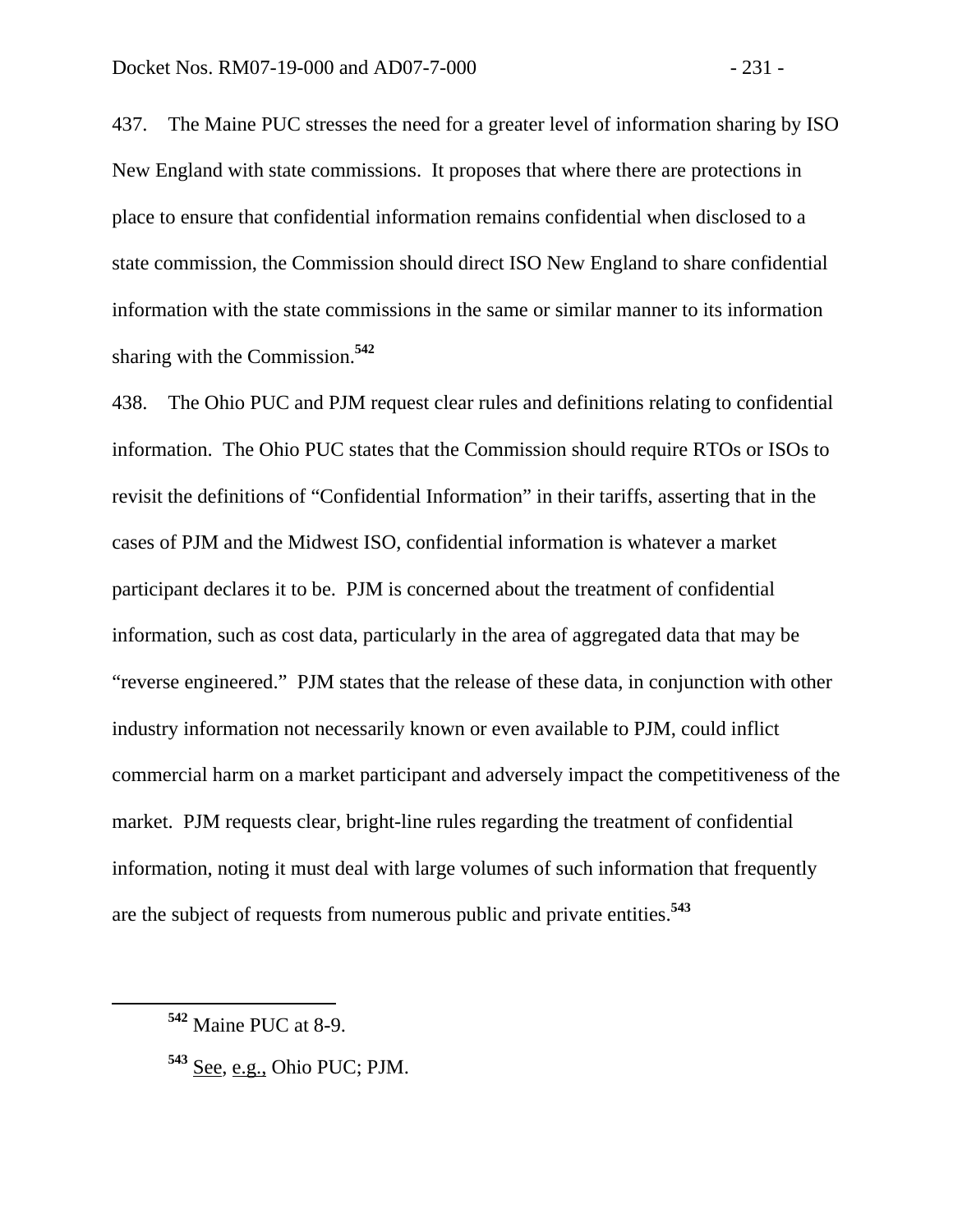437. The Maine PUC stresses the need for a greater level of information sharing by ISO New England with state commissions. It proposes that where there are protections in place to ensure that confidential information remains confidential when disclosed to a state commission, the Commission should direct ISO New England to share confidential information with the state commissions in the same or similar manner to its information sharing with the Commission.[542]

438. The Ohio PUC and PJM request clear rules and definitions relating to confidential information. The Ohio PUC states that the Commission should require RTOs or ISOs to revisit the definitions of "Confidential Information" in their tariffs, asserting that in the cases of PJM and the Midwest ISO, confidential information is whatever a market participant declares it to be. PJM is concerned about the treatment of confidential information, such as cost data, particularly in the area of aggregated data that may be "reverse engineered." PJM states that the release of these data, in conjunction with other industry information not necessarily known or even available to PJM, could inflict commercial harm on a market participant and adversely impact the competitiveness of the market. PJM requests clear, bright-line rules regarding the treatment of confidential information, noting it must deal with large volumes of such information that frequently are the subject of requests from numerous public and private entities.[543]

---

[542] Maine PUC at 8-9.

[543] See, e.g., Ohio PUC; PJM.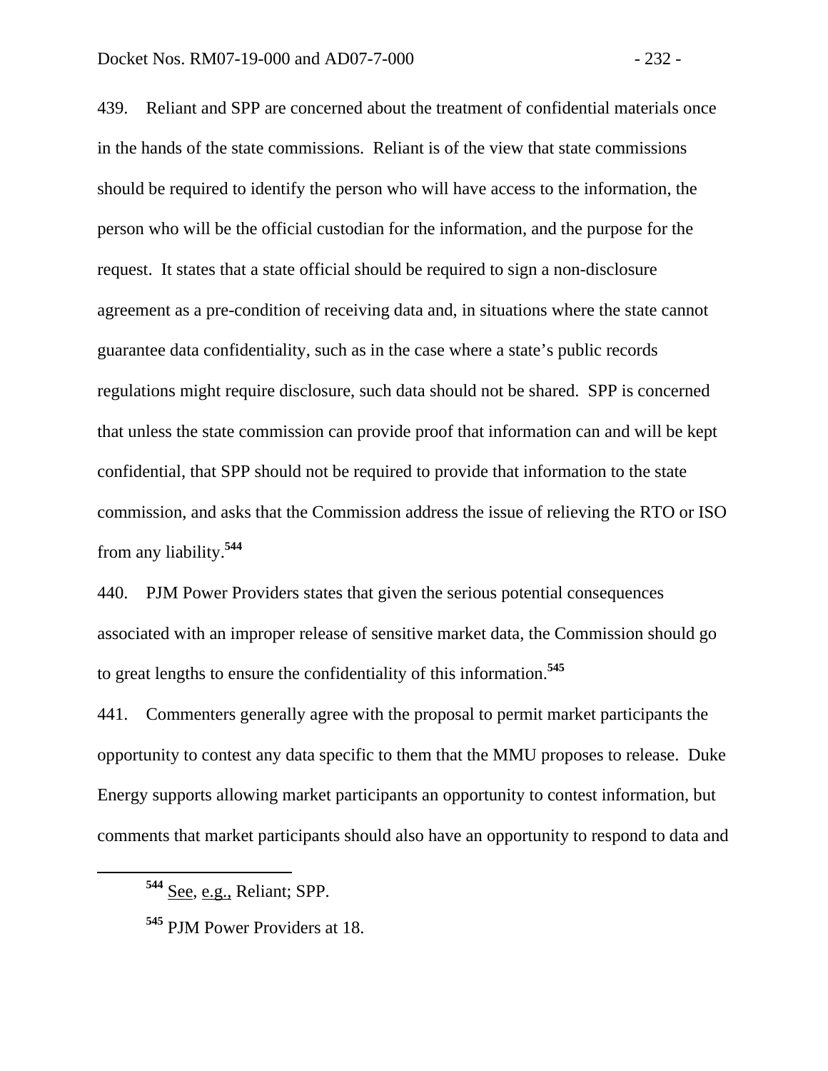439. Reliant and SPP are concerned about the treatment of confidential materials once in the hands of the state commissions. Reliant is of the view that state commissions should be required to identify the person who will have access to the information, the person who will be the official custodian for the information, and the purpose for the request. It states that a state official should be required to sign a non-disclosure agreement as a pre-condition of receiving data and, in situations where the state cannot guarantee data confidentiality, such as in the case where a state's public records regulations might require disclosure, such data should not be shared. SPP is concerned that unless the state commission can provide proof that information can and will be kept confidential, that SPP should not be required to provide that information to the state commission, and asks that the Commission address the issue of relieving the RTO or ISO from any liability.[544]

440. PJM Power Providers states that given the serious potential consequences associated with an improper release of sensitive market data, the Commission should go to great lengths to ensure the confidentiality of this information.[545]

441. Commenters generally agree with the proposal to permit market participants the opportunity to contest any data specific to them that the MMU proposes to release. Duke Energy supports allowing market participants an opportunity to contest information, but comments that market participants should also have an opportunity to respond to data and

[544] See, e.g., Reliant; SPP.

[545] PJM Power Providers at 18.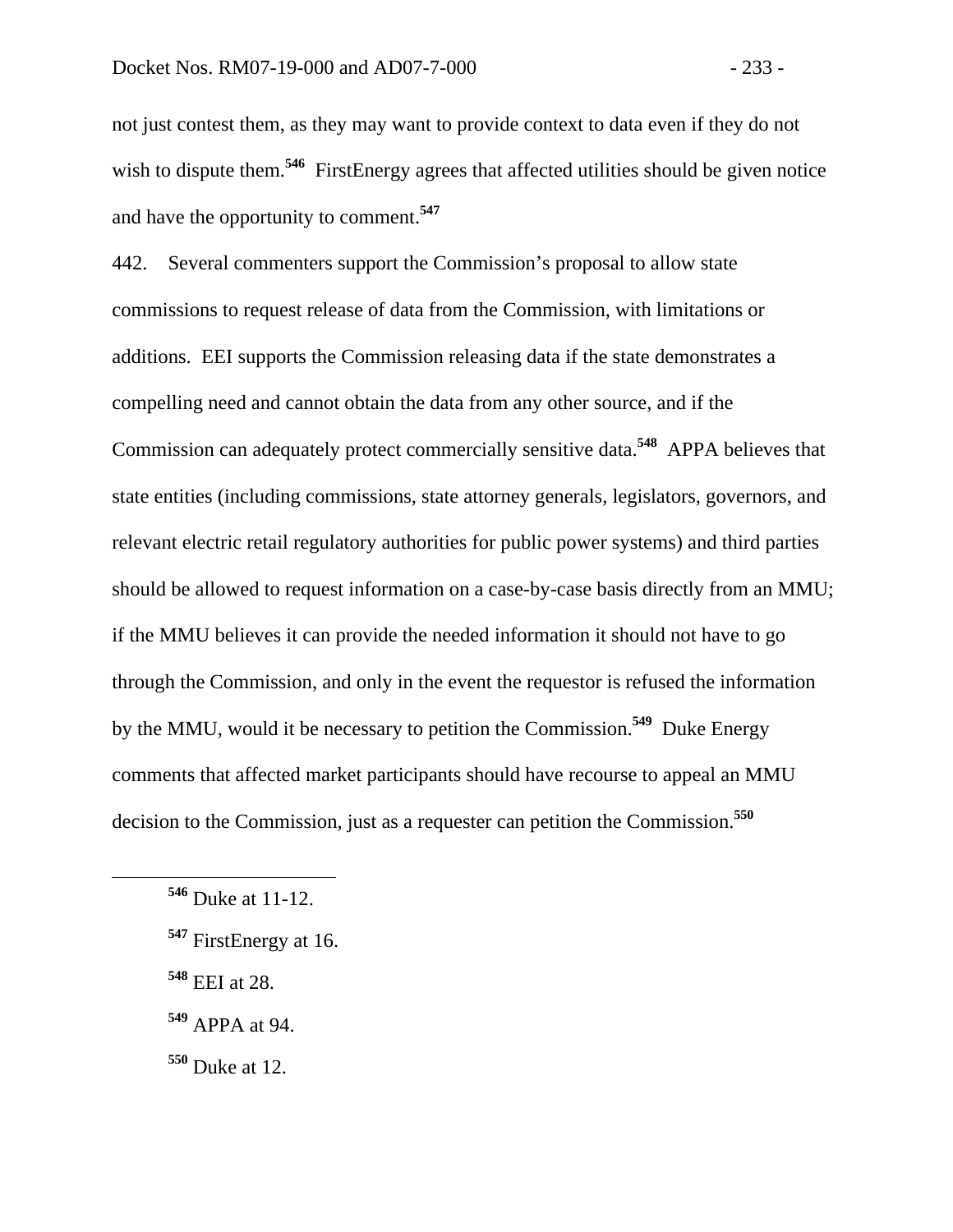not just contest them, as they may want to provide context to data even if they do not wish to dispute them.[546] FirstEnergy agrees that affected utilities should be given notice and have the opportunity to comment.[547]

442. Several commenters support the Commission's proposal to allow state commissions to request release of data from the Commission, with limitations or additions. EEI supports the Commission releasing data if the state demonstrates a compelling need and cannot obtain the data from any other source, and if the Commission can adequately protect commercially sensitive data.[548] APPA believes that state entities (including commissions, state attorney generals, legislators, governors, and relevant electric retail regulatory authorities for public power systems) and third parties should be allowed to request information on a case-by-case basis directly from an MMU; if the MMU believes it can provide the needed information it should not have to go through the Commission, and only in the event the requestor is refused the information by the MMU, would it be necessary to petition the Commission.[549] Duke Energy comments that affected market participants should have recourse to appeal an MMU decision to the Commission, just as a requester can petition the Commission.[550]

---

[546] Duke at 11-12.

[547] FirstEnergy at 16.

[548] EEI at 28.

[549] APPA at 94.

[550] Duke at 12.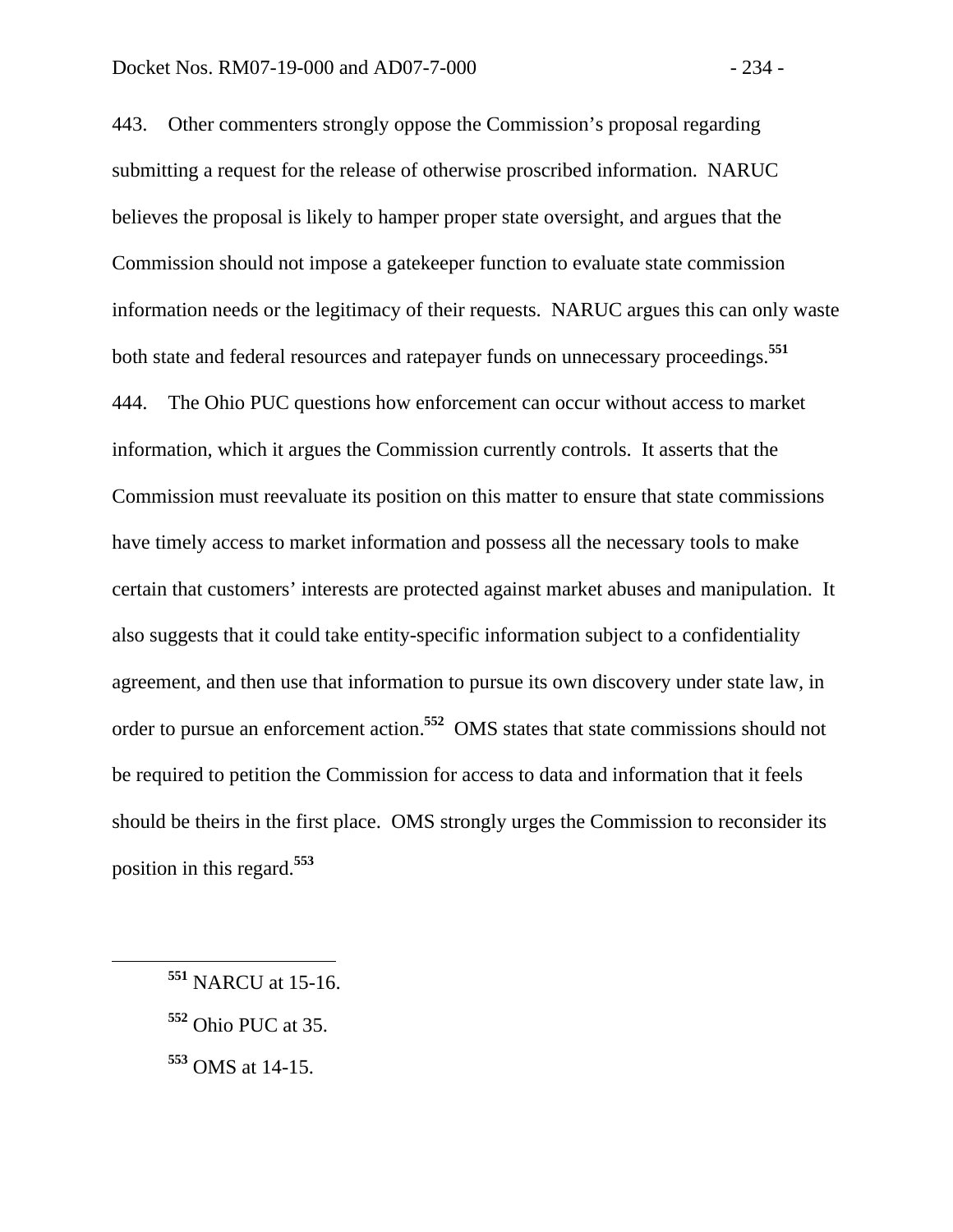443. Other commenters strongly oppose the Commission's proposal regarding submitting a request for the release of otherwise proscribed information. NARUC believes the proposal is likely to hamper proper state oversight, and argues that the Commission should not impose a gatekeeper function to evaluate state commission information needs or the legitimacy of their requests. NARUC argues this can only waste both state and federal resources and ratepayer funds on unnecessary proceedings.[551]

444. The Ohio PUC questions how enforcement can occur without access to market information, which it argues the Commission currently controls. It asserts that the Commission must reevaluate its position on this matter to ensure that state commissions have timely access to market information and possess all the necessary tools to make certain that customers' interests are protected against market abuses and manipulation. It also suggests that it could take entity-specific information subject to a confidentiality agreement, and then use that information to pursue its own discovery under state law, in order to pursue an enforcement action.[552] OMS states that state commissions should not be required to petition the Commission for access to data and information that it feels should be theirs in the first place. OMS strongly urges the Commission to reconsider its position in this regard.[553]

---

[551] NARCU at 15-16.

[552] Ohio PUC at 35.

[553] OMS at 14-15.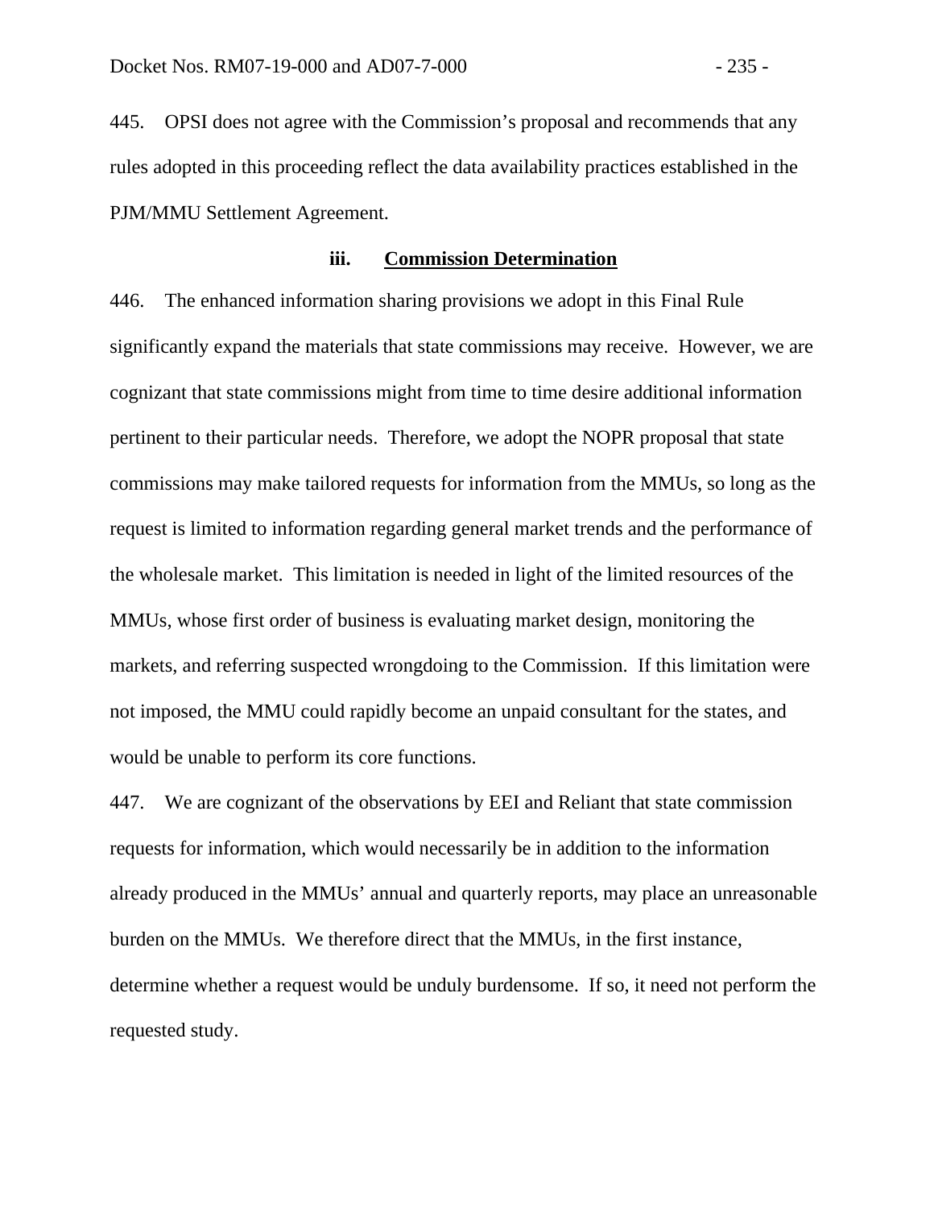445. OPSI does not agree with the Commission's proposal and recommends that any rules adopted in this proceeding reflect the data availability practices established in the PJM/MMU Settlement Agreement.

### iii. Commission Determination

446. The enhanced information sharing provisions we adopt in this Final Rule significantly expand the materials that state commissions may receive. However, we are cognizant that state commissions might from time to time desire additional information pertinent to their particular needs. Therefore, we adopt the NOPR proposal that state commissions may make tailored requests for information from the MMUs, so long as the request is limited to information regarding general market trends and the performance of the wholesale market. This limitation is needed in light of the limited resources of the MMUs, whose first order of business is evaluating market design, monitoring the markets, and referring suspected wrongdoing to the Commission. If this limitation were not imposed, the MMU could rapidly become an unpaid consultant for the states, and would be unable to perform its core functions.

447. We are cognizant of the observations by EEI and Reliant that state commission requests for information, which would necessarily be in addition to the information already produced in the MMUs' annual and quarterly reports, may place an unreasonable burden on the MMUs. We therefore direct that the MMUs, in the first instance, determine whether a request would be unduly burdensome. If so, it need not perform the requested study.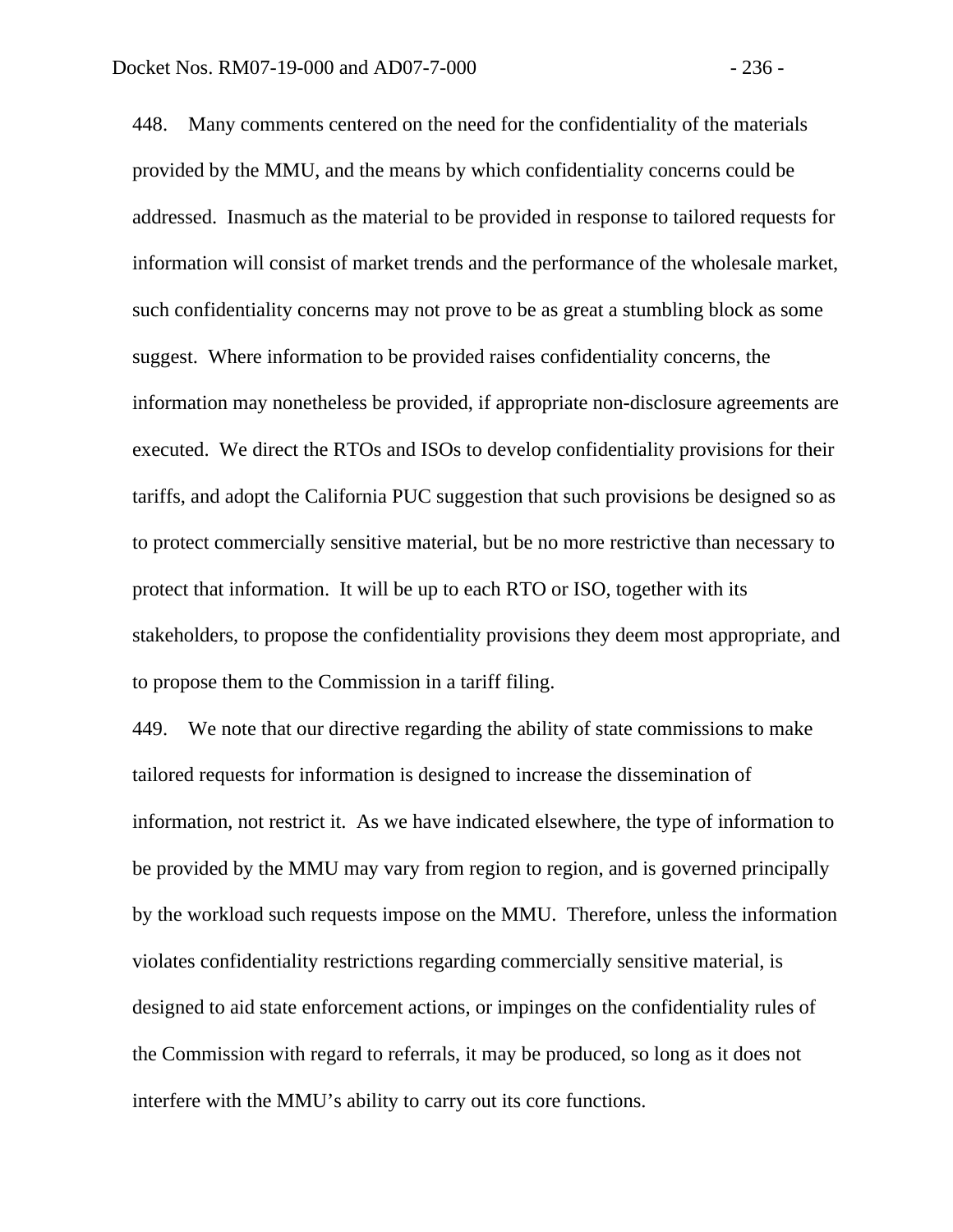448. Many comments centered on the need for the confidentiality of the materials provided by the MMU, and the means by which confidentiality concerns could be addressed. Inasmuch as the material to be provided in response to tailored requests for information will consist of market trends and the performance of the wholesale market, such confidentiality concerns may not prove to be as great a stumbling block as some suggest. Where information to be provided raises confidentiality concerns, the information may nonetheless be provided, if appropriate non-disclosure agreements are executed. We direct the RTOs and ISOs to develop confidentiality provisions for their tariffs, and adopt the California PUC suggestion that such provisions be designed so as to protect commercially sensitive material, but be no more restrictive than necessary to protect that information. It will be up to each RTO or ISO, together with its stakeholders, to propose the confidentiality provisions they deem most appropriate, and to propose them to the Commission in a tariff filing.

449. We note that our directive regarding the ability of state commissions to make tailored requests for information is designed to increase the dissemination of information, not restrict it. As we have indicated elsewhere, the type of information to be provided by the MMU may vary from region to region, and is governed principally by the workload such requests impose on the MMU. Therefore, unless the information violates confidentiality restrictions regarding commercially sensitive material, is designed to aid state enforcement actions, or impinges on the confidentiality rules of the Commission with regard to referrals, it may be produced, so long as it does not interfere with the MMU's ability to carry out its core functions.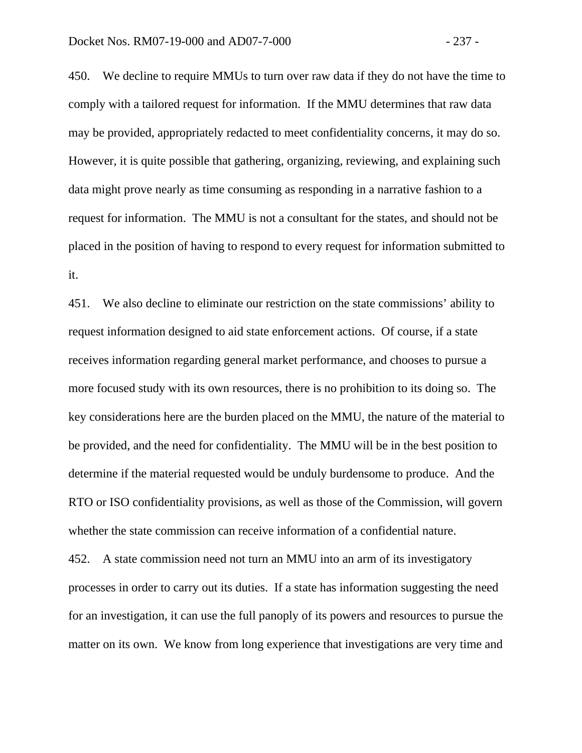450. We decline to require MMUs to turn over raw data if they do not have the time to comply with a tailored request for information. If the MMU determines that raw data may be provided, appropriately redacted to meet confidentiality concerns, it may do so. However, it is quite possible that gathering, organizing, reviewing, and explaining such data might prove nearly as time consuming as responding in a narrative fashion to a request for information. The MMU is not a consultant for the states, and should not be placed in the position of having to respond to every request for information submitted to it.

451. We also decline to eliminate our restriction on the state commissions' ability to request information designed to aid state enforcement actions. Of course, if a state receives information regarding general market performance, and chooses to pursue a more focused study with its own resources, there is no prohibition to its doing so. The key considerations here are the burden placed on the MMU, the nature of the material to be provided, and the need for confidentiality. The MMU will be in the best position to determine if the material requested would be unduly burdensome to produce. And the RTO or ISO confidentiality provisions, as well as those of the Commission, will govern whether the state commission can receive information of a confidential nature.

452. A state commission need not turn an MMU into an arm of its investigatory processes in order to carry out its duties. If a state has information suggesting the need for an investigation, it can use the full panoply of its powers and resources to pursue the matter on its own. We know from long experience that investigations are very time and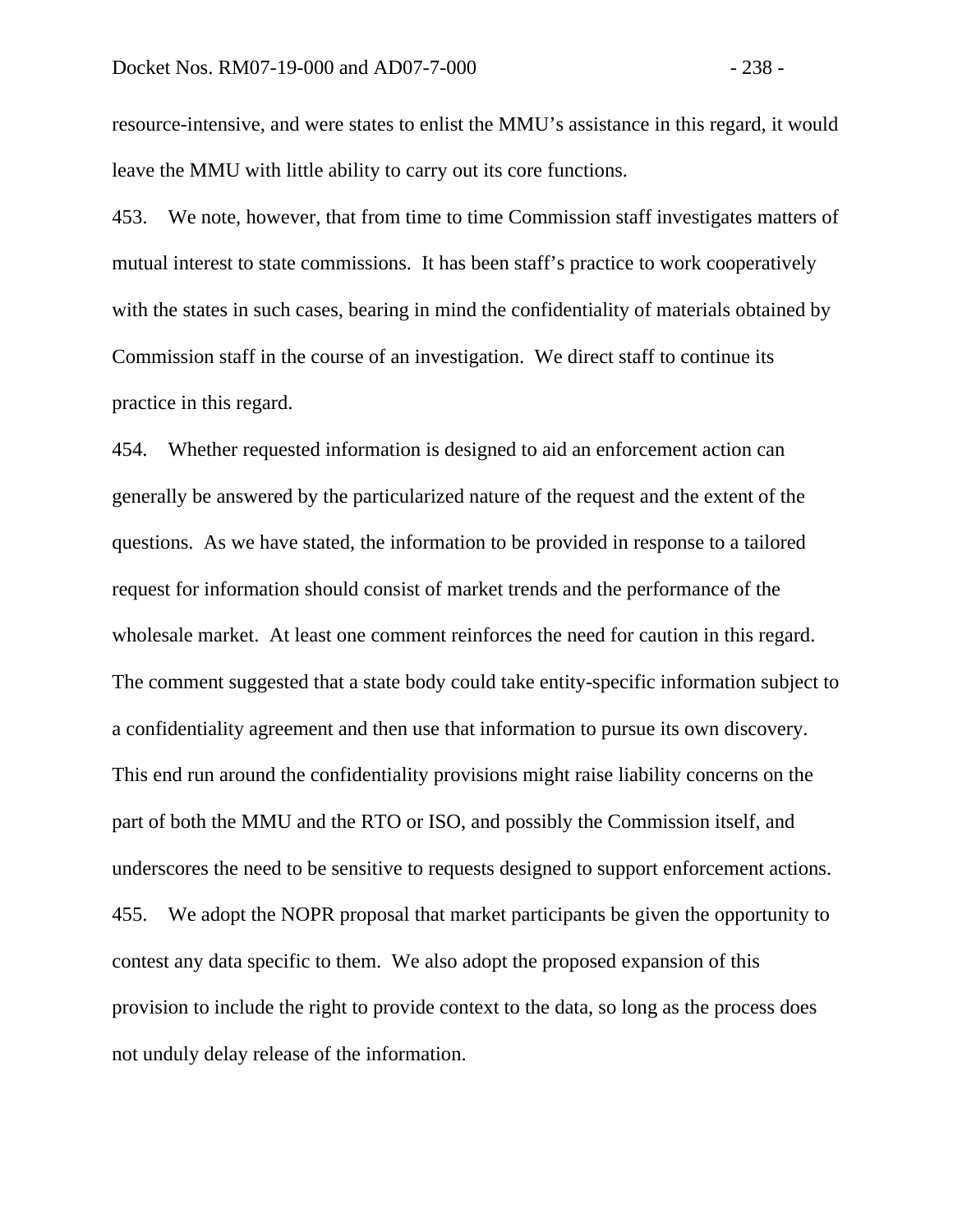resource-intensive, and were states to enlist the MMU's assistance in this regard, it would leave the MMU with little ability to carry out its core functions.

453. We note, however, that from time to time Commission staff investigates matters of mutual interest to state commissions. It has been staff's practice to work cooperatively with the states in such cases, bearing in mind the confidentiality of materials obtained by Commission staff in the course of an investigation. We direct staff to continue its practice in this regard.

454. Whether requested information is designed to aid an enforcement action can generally be answered by the particularized nature of the request and the extent of the questions. As we have stated, the information to be provided in response to a tailored request for information should consist of market trends and the performance of the wholesale market. At least one comment reinforces the need for caution in this regard. The comment suggested that a state body could take entity-specific information subject to a confidentiality agreement and then use that information to pursue its own discovery. This end run around the confidentiality provisions might raise liability concerns on the part of both the MMU and the RTO or ISO, and possibly the Commission itself, and underscores the need to be sensitive to requests designed to support enforcement actions.

455. We adopt the NOPR proposal that market participants be given the opportunity to contest any data specific to them. We also adopt the proposed expansion of this provision to include the right to provide context to the data, so long as the process does not unduly delay release of the information.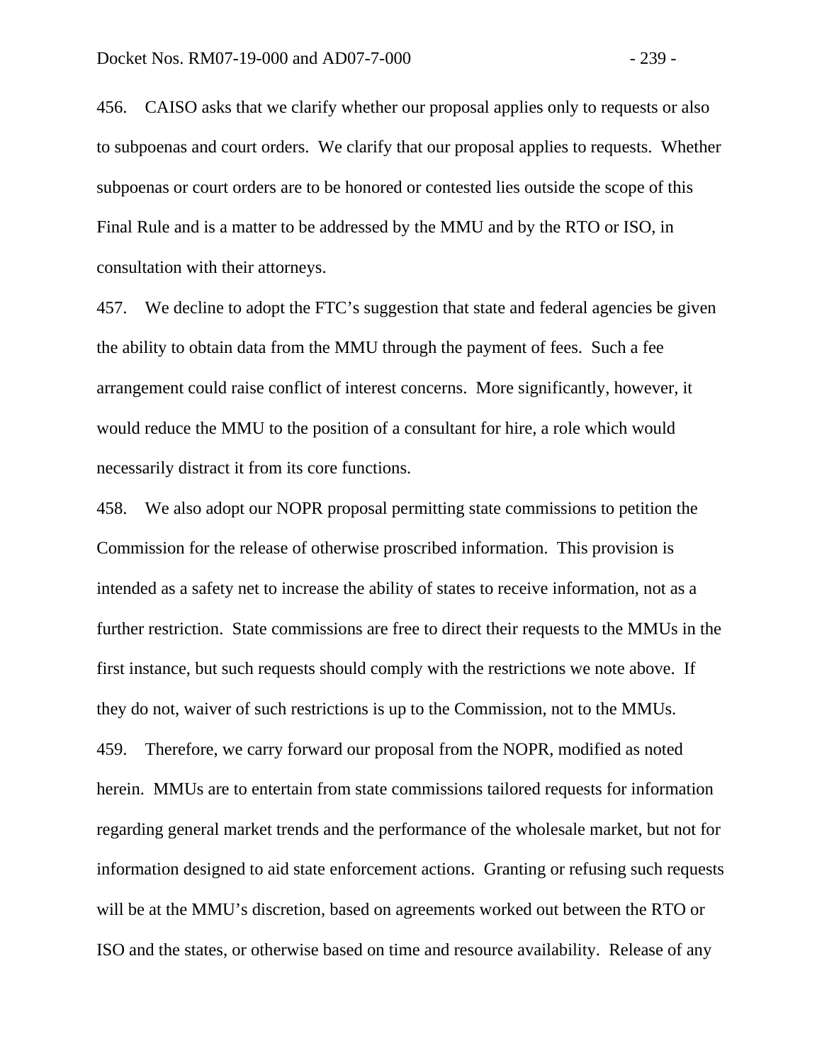456. CAISO asks that we clarify whether our proposal applies only to requests or also to subpoenas and court orders. We clarify that our proposal applies to requests. Whether subpoenas or court orders are to be honored or contested lies outside the scope of this Final Rule and is a matter to be addressed by the MMU and by the RTO or ISO, in consultation with their attorneys.

457. We decline to adopt the FTC's suggestion that state and federal agencies be given the ability to obtain data from the MMU through the payment of fees. Such a fee arrangement could raise conflict of interest concerns. More significantly, however, it would reduce the MMU to the position of a consultant for hire, a role which would necessarily distract it from its core functions.

458. We also adopt our NOPR proposal permitting state commissions to petition the Commission for the release of otherwise proscribed information. This provision is intended as a safety net to increase the ability of states to receive information, not as a further restriction. State commissions are free to direct their requests to the MMUs in the first instance, but such requests should comply with the restrictions we note above. If they do not, waiver of such restrictions is up to the Commission, not to the MMUs.

459. Therefore, we carry forward our proposal from the NOPR, modified as noted herein. MMUs are to entertain from state commissions tailored requests for information regarding general market trends and the performance of the wholesale market, but not for information designed to aid state enforcement actions. Granting or refusing such requests will be at the MMU's discretion, based on agreements worked out between the RTO or ISO and the states, or otherwise based on time and resource availability. Release of any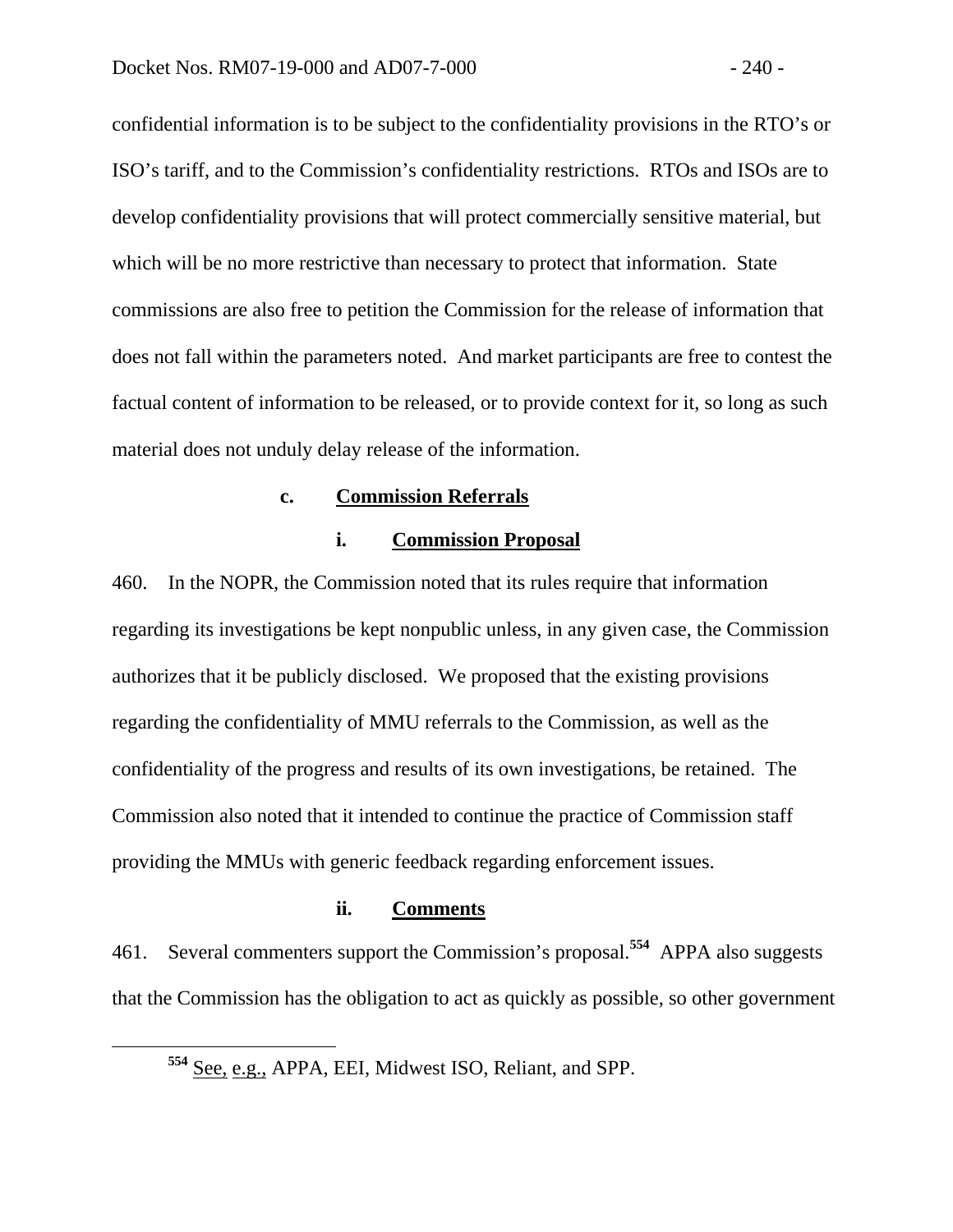confidential information is to be subject to the confidentiality provisions in the RTO's or ISO's tariff, and to the Commission's confidentiality restrictions. RTOs and ISOs are to develop confidentiality provisions that will protect commercially sensitive material, but which will be no more restrictive than necessary to protect that information. State commissions are also free to petition the Commission for the release of information that does not fall within the parameters noted. And market participants are free to contest the factual content of information to be released, or to provide context for it, so long as such material does not unduly delay release of the information.

### c. Commission Referrals

#### i. Commission Proposal

460. In the NOPR, the Commission noted that its rules require that information regarding its investigations be kept nonpublic unless, in any given case, the Commission authorizes that it be publicly disclosed. We proposed that the existing provisions regarding the confidentiality of MMU referrals to the Commission, as well as the confidentiality of the progress and results of its own investigations, be retained. The Commission also noted that it intended to continue the practice of Commission staff providing the MMUs with generic feedback regarding enforcement issues.

#### ii. Comments

461. Several commenters support the Commission's proposal.[554] APPA also suggests that the Commission has the obligation to act as quickly as possible, so other government

[554] See, e.g., APPA, EEI, Midwest ISO, Reliant, and SPP.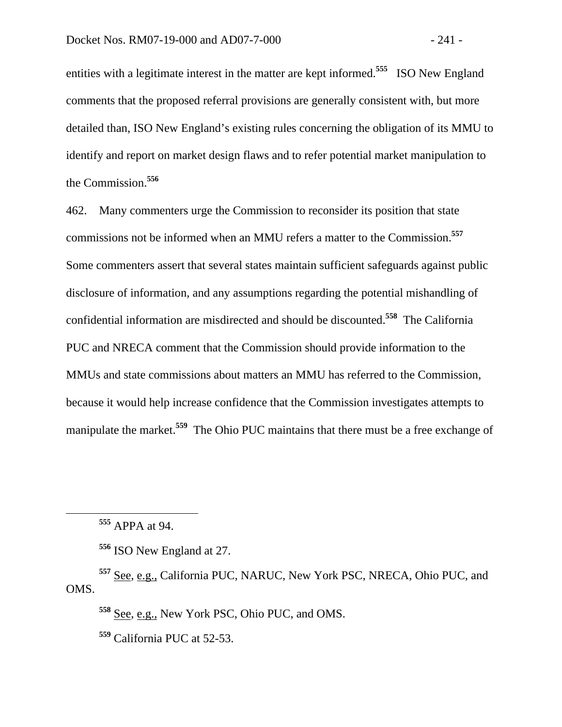entities with a legitimate interest in the matter are kept informed.[555] ISO New England comments that the proposed referral provisions are generally consistent with, but more detailed than, ISO New England's existing rules concerning the obligation of its MMU to identify and report on market design flaws and to refer potential market manipulation to the Commission.[556]

462. Many commenters urge the Commission to reconsider its position that state commissions not be informed when an MMU refers a matter to the Commission.[557] Some commenters assert that several states maintain sufficient safeguards against public disclosure of information, and any assumptions regarding the potential mishandling of confidential information are misdirected and should be discounted.[558] The California PUC and NRECA comment that the Commission should provide information to the MMUs and state commissions about matters an MMU has referred to the Commission, because it would help increase confidence that the Commission investigates attempts to manipulate the market.[559] The Ohio PUC maintains that there must be a free exchange of

---

[555] APPA at 94.

[556] ISO New England at 27.

[557] See, e.g., California PUC, NARUC, New York PSC, NRECA, Ohio PUC, and OMS.

[558] See, e.g., New York PSC, Ohio PUC, and OMS.

[559] California PUC at 52-53.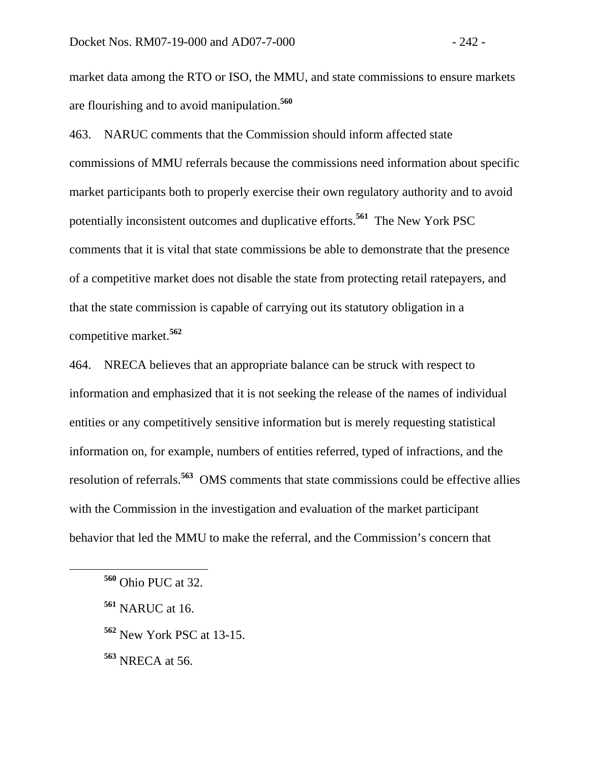market data among the RTO or ISO, the MMU, and state commissions to ensure markets are flourishing and to avoid manipulation.[560]

463. NARUC comments that the Commission should inform affected state commissions of MMU referrals because the commissions need information about specific market participants both to properly exercise their own regulatory authority and to avoid potentially inconsistent outcomes and duplicative efforts.[561] The New York PSC comments that it is vital that state commissions be able to demonstrate that the presence of a competitive market does not disable the state from protecting retail ratepayers, and that the state commission is capable of carrying out its statutory obligation in a competitive market.[562]

464. NRECA believes that an appropriate balance can be struck with respect to information and emphasized that it is not seeking the release of the names of individual entities or any competitively sensitive information but is merely requesting statistical information on, for example, numbers of entities referred, typed of infractions, and the resolution of referrals.[563] OMS comments that state commissions could be effective allies with the Commission in the investigation and evaluation of the market participant behavior that led the MMU to make the referral, and the Commission's concern that

---

[560] Ohio PUC at 32.

[561] NARUC at 16.

[562] New York PSC at 13-15.

[563] NRECA at 56.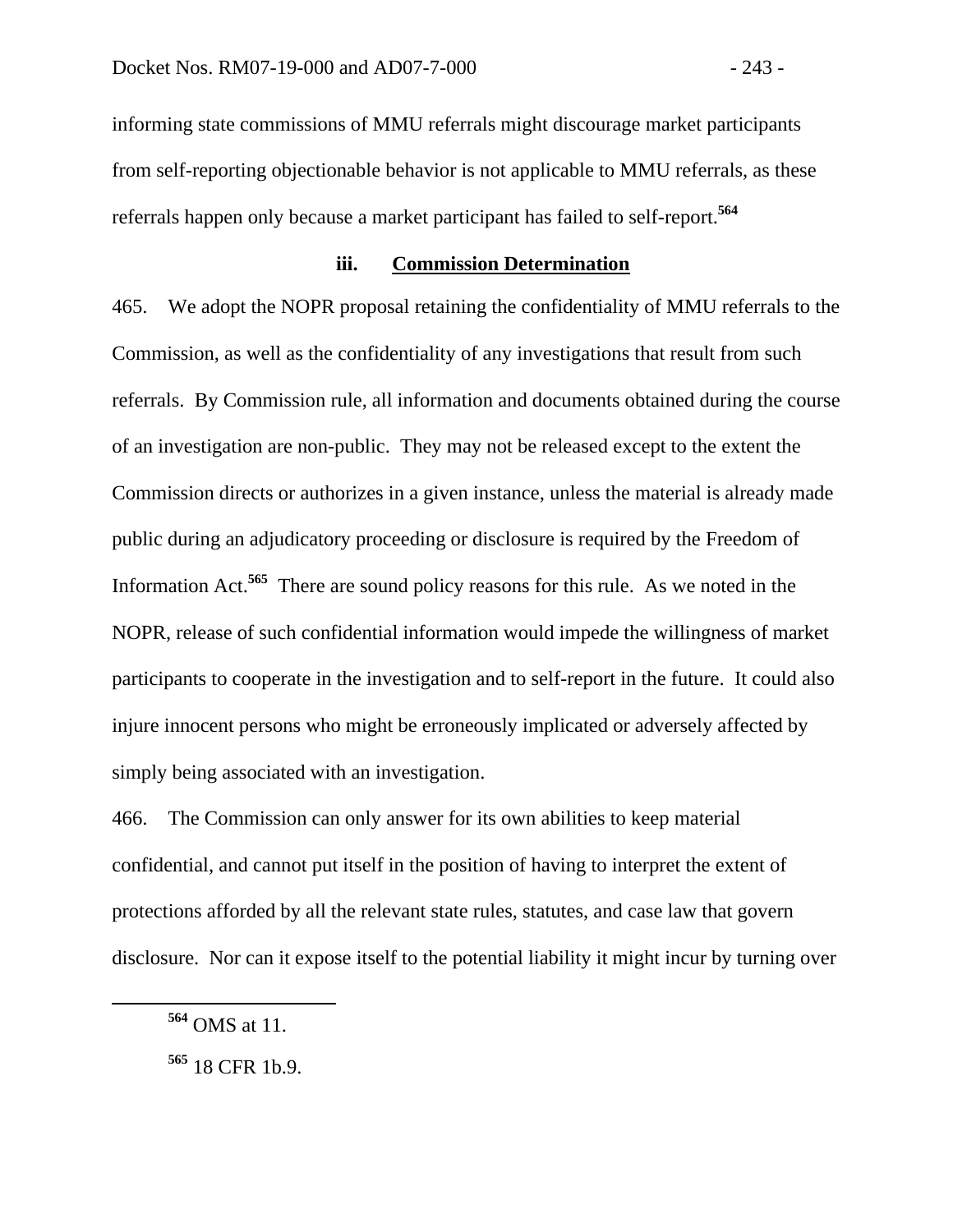informing state commissions of MMU referrals might discourage market participants from self-reporting objectionable behavior is not applicable to MMU referrals, as these referrals happen only because a market participant has failed to self-report.[564]

### iii. Commission Determination

465. We adopt the NOPR proposal retaining the confidentiality of MMU referrals to the Commission, as well as the confidentiality of any investigations that result from such referrals. By Commission rule, all information and documents obtained during the course of an investigation are non-public. They may not be released except to the extent the Commission directs or authorizes in a given instance, unless the material is already made public during an adjudicatory proceeding or disclosure is required by the Freedom of Information Act.[565] There are sound policy reasons for this rule. As we noted in the NOPR, release of such confidential information would impede the willingness of market participants to cooperate in the investigation and to self-report in the future. It could also injure innocent persons who might be erroneously implicated or adversely affected by simply being associated with an investigation.

466. The Commission can only answer for its own abilities to keep material confidential, and cannot put itself in the position of having to interpret the extent of protections afforded by all the relevant state rules, statutes, and case law that govern disclosure. Nor can it expose itself to the potential liability it might incur by turning over

---

[564] OMS at 11.

[565] 18 CFR 1b.9.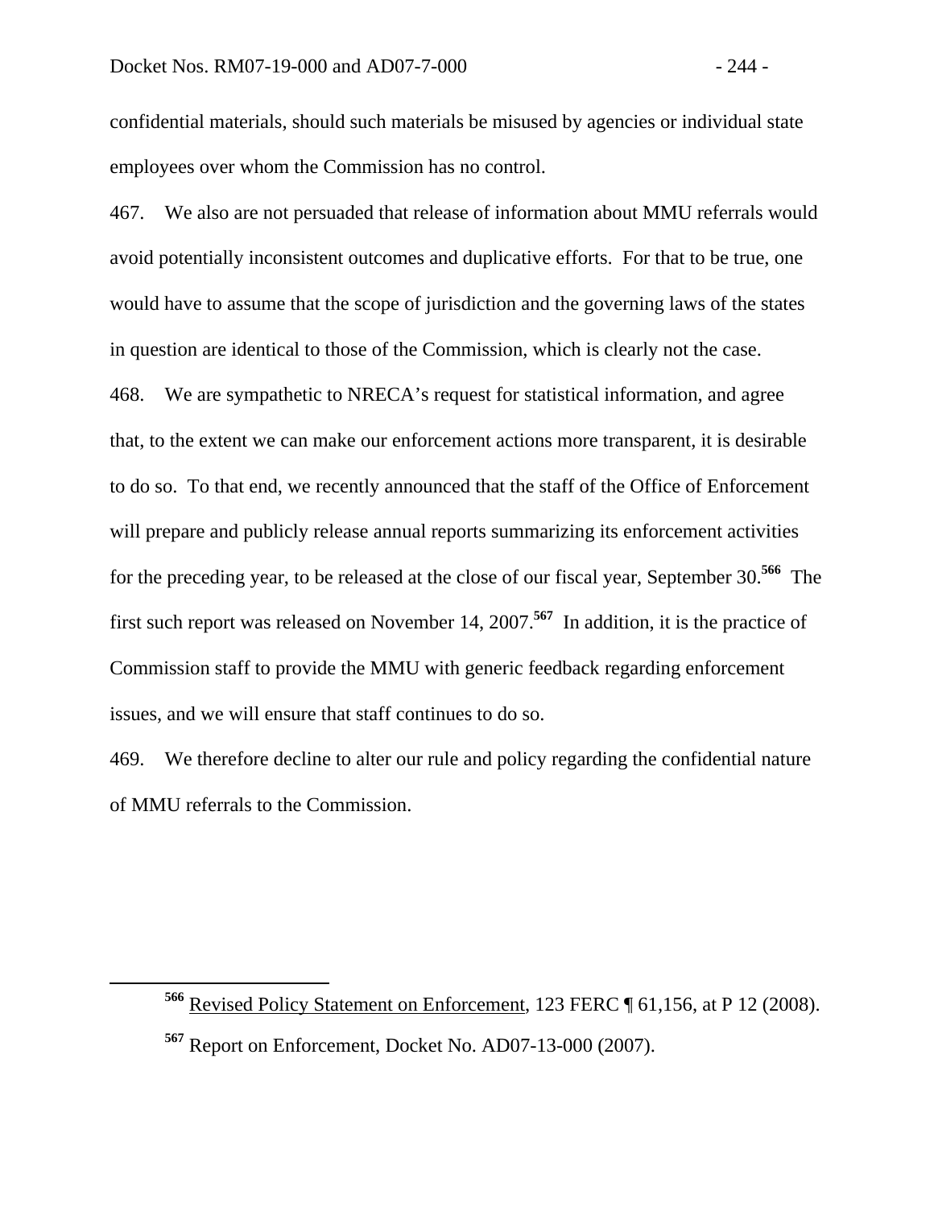confidential materials, should such materials be misused by agencies or individual state employees over whom the Commission has no control.

467. We also are not persuaded that release of information about MMU referrals would avoid potentially inconsistent outcomes and duplicative efforts. For that to be true, one would have to assume that the scope of jurisdiction and the governing laws of the states in question are identical to those of the Commission, which is clearly not the case.

468. We are sympathetic to NRECA's request for statistical information, and agree that, to the extent we can make our enforcement actions more transparent, it is desirable to do so. To that end, we recently announced that the staff of the Office of Enforcement will prepare and publicly release annual reports summarizing its enforcement activities for the preceding year, to be released at the close of our fiscal year, September 30.[566] The first such report was released on November 14, 2007.[567] In addition, it is the practice of Commission staff to provide the MMU with generic feedback regarding enforcement issues, and we will ensure that staff continues to do so.

469. We therefore decline to alter our rule and policy regarding the confidential nature of MMU referrals to the Commission.

---

[566] Revised Policy Statement on Enforcement, 123 FERC ¶ 61,156, at P 12 (2008).

[567] Report on Enforcement, Docket No. AD07-13-000 (2007).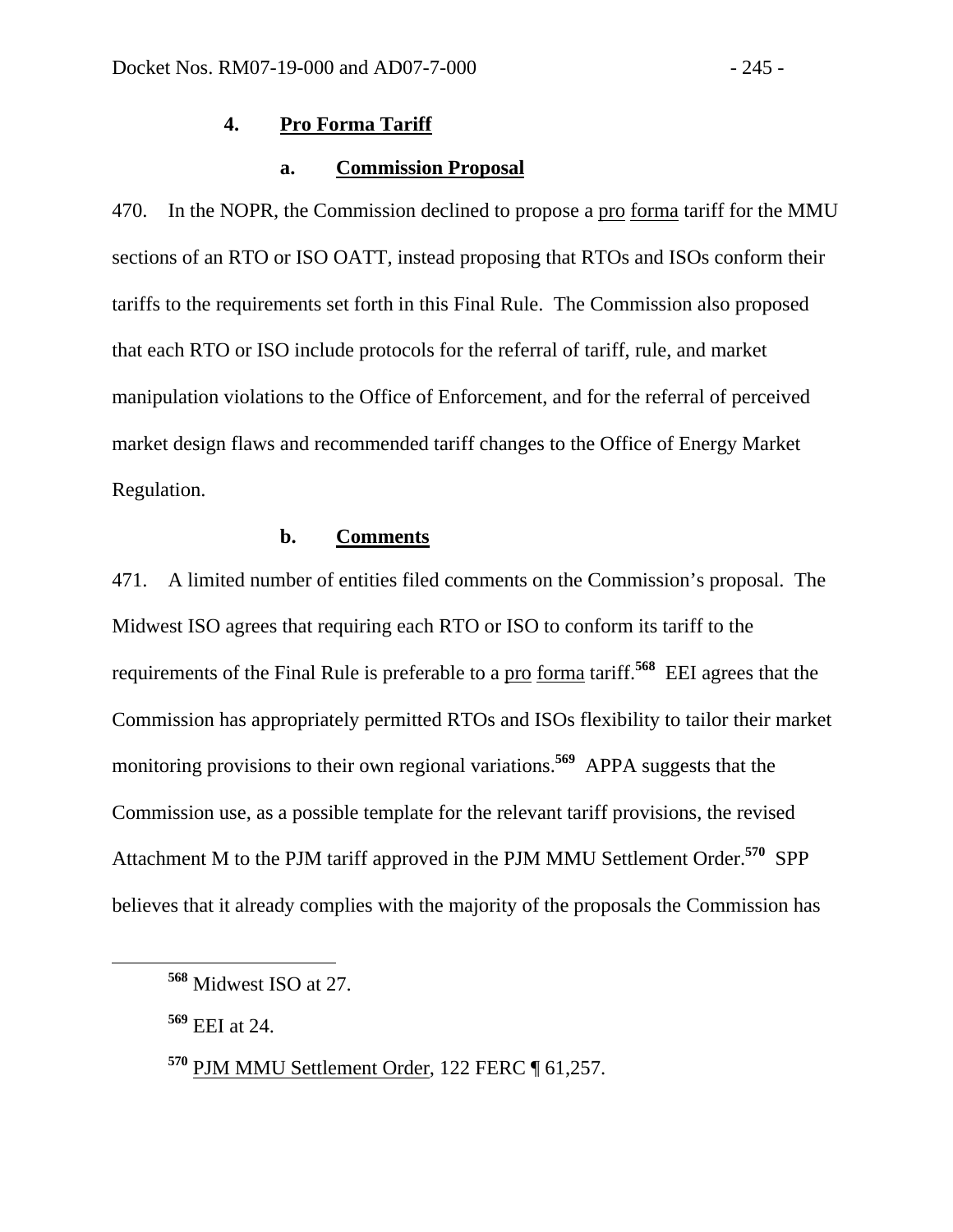### 4. Pro Forma Tariff

#### a. Commission Proposal

470. In the NOPR, the Commission declined to propose a pro forma tariff for the MMU sections of an RTO or ISO OATT, instead proposing that RTOs and ISOs conform their tariffs to the requirements set forth in this Final Rule. The Commission also proposed that each RTO or ISO include protocols for the referral of tariff, rule, and market manipulation violations to the Office of Enforcement, and for the referral of perceived market design flaws and recommended tariff changes to the Office of Energy Market Regulation.

#### b. Comments

471. A limited number of entities filed comments on the Commission's proposal. The Midwest ISO agrees that requiring each RTO or ISO to conform its tariff to the requirements of the Final Rule is preferable to a pro forma tariff.[568] EEI agrees that the Commission has appropriately permitted RTOs and ISOs flexibility to tailor their market monitoring provisions to their own regional variations.[569] APPA suggests that the Commission use, as a possible template for the relevant tariff provisions, the revised Attachment M to the PJM tariff approved in the PJM MMU Settlement Order.[570] SPP believes that it already complies with the majority of the proposals the Commission has

---

[568] Midwest ISO at 27.

[569] EEI at 24.

[570] PJM MMU Settlement Order, 122 FERC ¶ 61,257.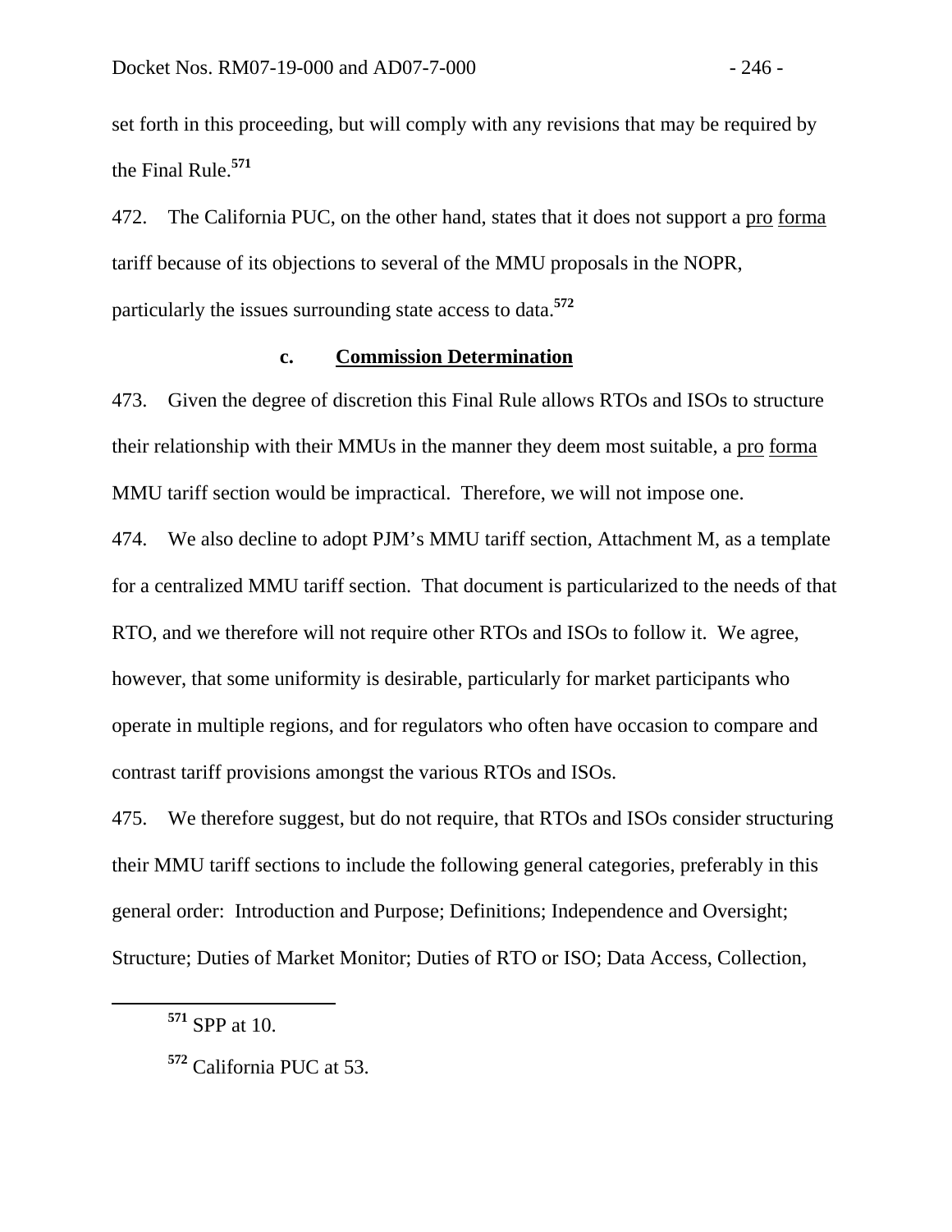set forth in this proceeding, but will comply with any revisions that may be required by the Final Rule.[571]

472. The California PUC, on the other hand, states that it does not support a pro forma tariff because of its objections to several of the MMU proposals in the NOPR, particularly the issues surrounding state access to data.[572]

### c. Commission Determination

473. Given the degree of discretion this Final Rule allows RTOs and ISOs to structure their relationship with their MMUs in the manner they deem most suitable, a pro forma MMU tariff section would be impractical. Therefore, we will not impose one.

474. We also decline to adopt PJM's MMU tariff section, Attachment M, as a template for a centralized MMU tariff section. That document is particularized to the needs of that RTO, and we therefore will not require other RTOs and ISOs to follow it. We agree, however, that some uniformity is desirable, particularly for market participants who operate in multiple regions, and for regulators who often have occasion to compare and contrast tariff provisions amongst the various RTOs and ISOs.

475. We therefore suggest, but do not require, that RTOs and ISOs consider structuring their MMU tariff sections to include the following general categories, preferably in this general order: Introduction and Purpose; Definitions; Independence and Oversight; Structure; Duties of Market Monitor; Duties of RTO or ISO; Data Access, Collection,

---

[571] SPP at 10.

[572] California PUC at 53.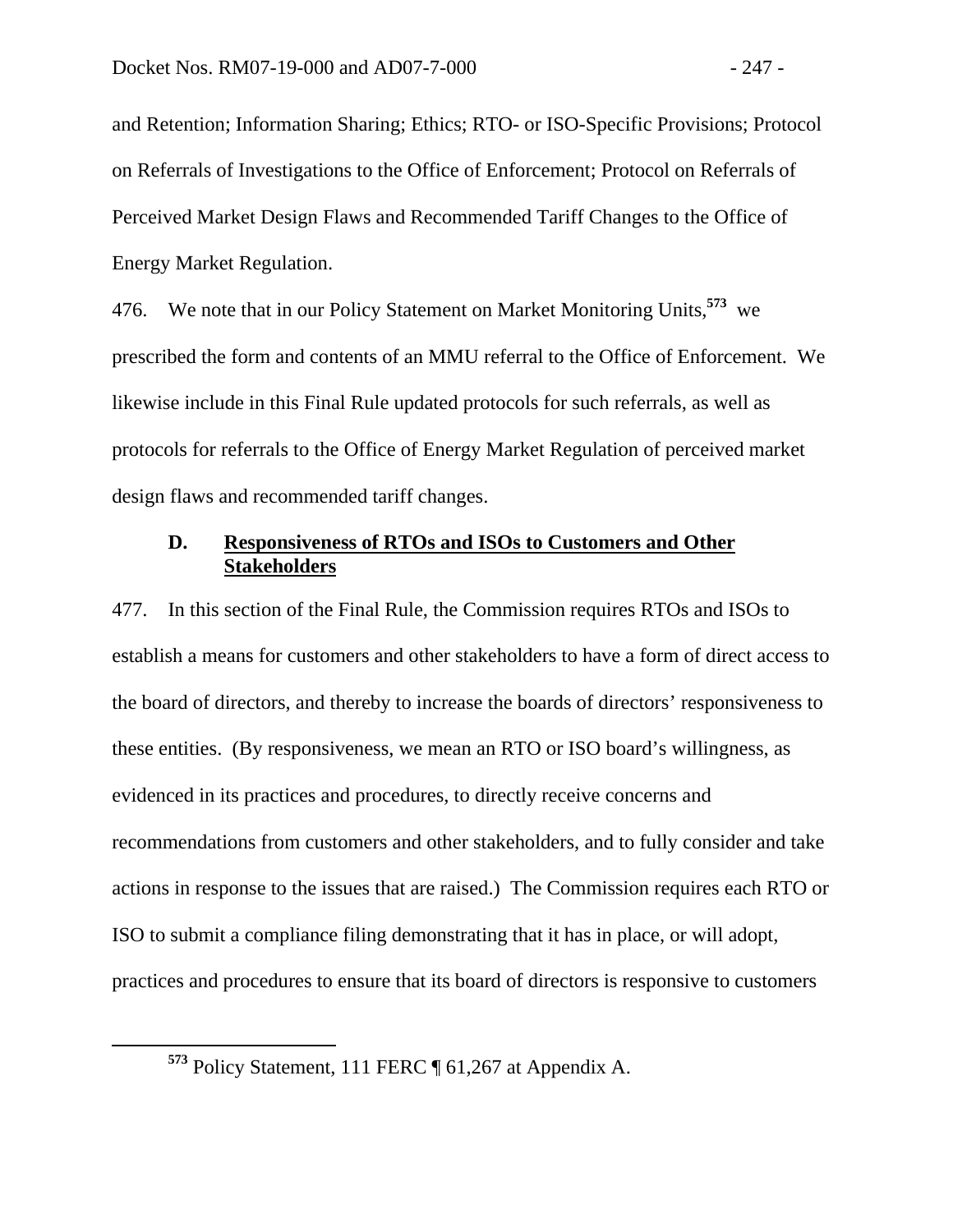and Retention; Information Sharing; Ethics; RTO- or ISO-Specific Provisions; Protocol on Referrals of Investigations to the Office of Enforcement; Protocol on Referrals of Perceived Market Design Flaws and Recommended Tariff Changes to the Office of Energy Market Regulation.

476. We note that in our Policy Statement on Market Monitoring Units,[573] we prescribed the form and contents of an MMU referral to the Office of Enforcement. We likewise include in this Final Rule updated protocols for such referrals, as well as protocols for referrals to the Office of Energy Market Regulation of perceived market design flaws and recommended tariff changes.

### D. Responsiveness of RTOs and ISOs to Customers and Other Stakeholders

477. In this section of the Final Rule, the Commission requires RTOs and ISOs to establish a means for customers and other stakeholders to have a form of direct access to the board of directors, and thereby to increase the boards of directors' responsiveness to these entities. (By responsiveness, we mean an RTO or ISO board's willingness, as evidenced in its practices and procedures, to directly receive concerns and recommendations from customers and other stakeholders, and to fully consider and take actions in response to the issues that are raised.) The Commission requires each RTO or ISO to submit a compliance filing demonstrating that it has in place, or will adopt, practices and procedures to ensure that its board of directors is responsive to customers

[573] Policy Statement, 111 FERC ¶ 61,267 at Appendix A.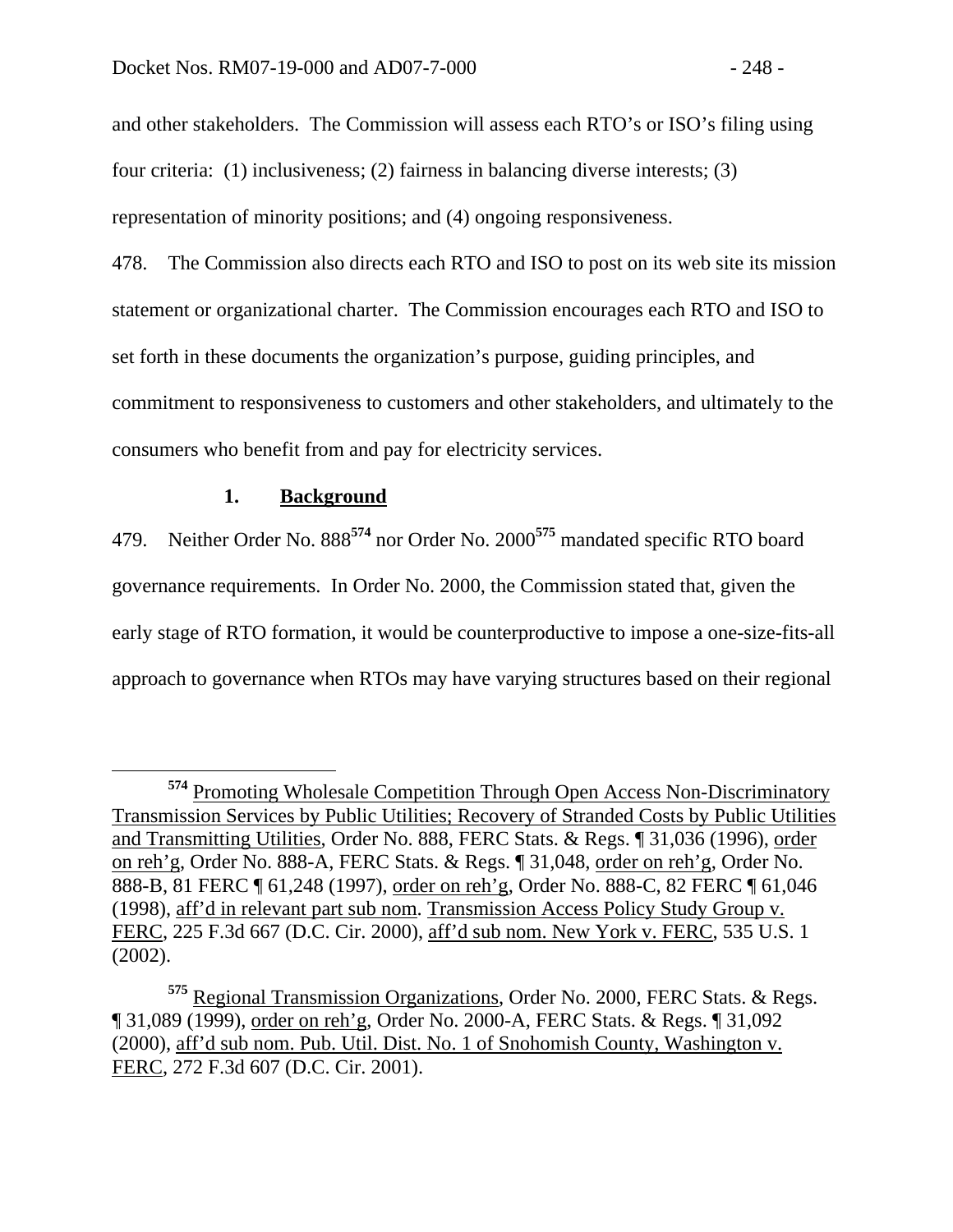and other stakeholders. The Commission will assess each RTO's or ISO's filing using four criteria: (1) inclusiveness; (2) fairness in balancing diverse interests; (3) representation of minority positions; and (4) ongoing responsiveness.

478. The Commission also directs each RTO and ISO to post on its web site its mission statement or organizational charter. The Commission encourages each RTO and ISO to set forth in these documents the organization's purpose, guiding principles, and commitment to responsiveness to customers and other stakeholders, and ultimately to the consumers who benefit from and pay for electricity services.

### 1. Background

479. Neither Order No. 888[574] nor Order No. 2000[575] mandated specific RTO board governance requirements. In Order No. 2000, the Commission stated that, given the early stage of RTO formation, it would be counterproductive to impose a one-size-fits-all approach to governance when RTOs may have varying structures based on their regional

---

[574] Promoting Wholesale Competition Through Open Access Non-Discriminatory Transmission Services by Public Utilities; Recovery of Stranded Costs by Public Utilities and Transmitting Utilities, Order No. 888, FERC Stats. & Regs. ¶ 31,036 (1996), order on reh'g, Order No. 888-A, FERC Stats. & Regs. ¶ 31,048, order on reh'g, Order No. 888-B, 81 FERC ¶ 61,248 (1997), order on reh'g, Order No. 888-C, 82 FERC ¶ 61,046 (1998), aff'd in relevant part sub nom. Transmission Access Policy Study Group v. FERC, 225 F.3d 667 (D.C. Cir. 2000), aff'd sub nom. New York v. FERC, 535 U.S. 1 (2002).

[575] Regional Transmission Organizations, Order No. 2000, FERC Stats. & Regs. ¶ 31,089 (1999), order on reh'g, Order No. 2000-A, FERC Stats. & Regs. ¶ 31,092 (2000), aff'd sub nom. Pub. Util. Dist. No. 1 of Snohomish County, Washington v. FERC, 272 F.3d 607 (D.C. Cir. 2001).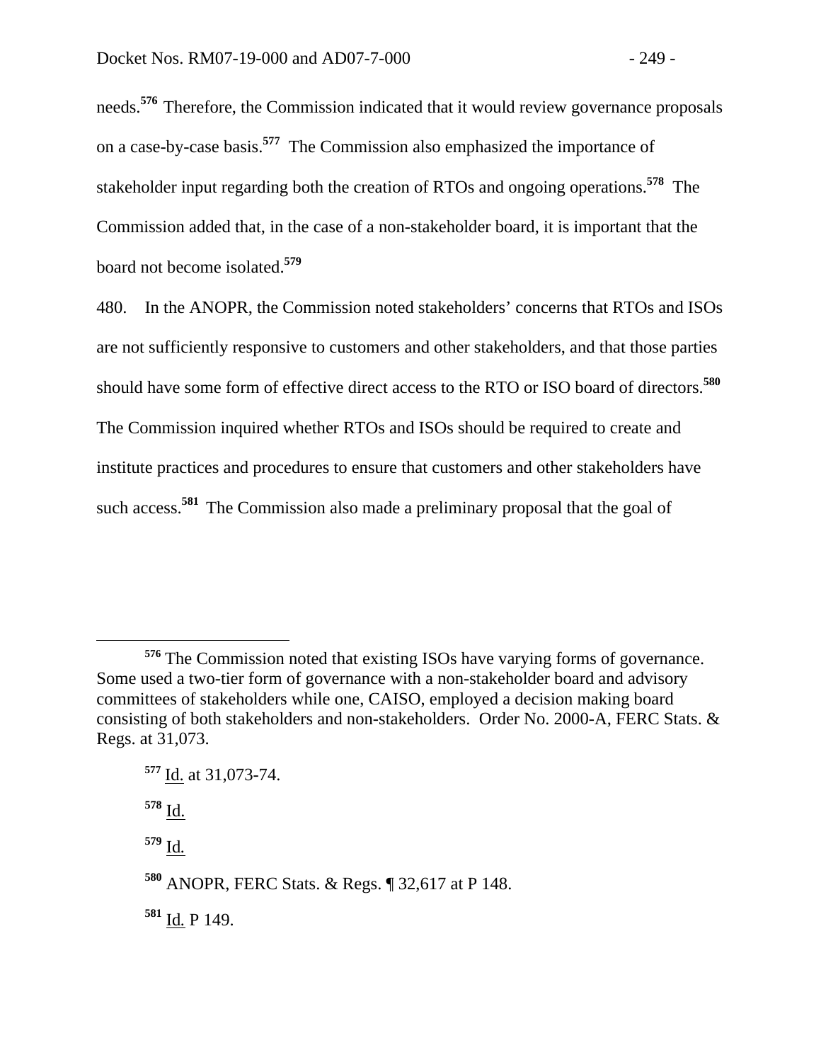needs.[576] Therefore, the Commission indicated that it would review governance proposals on a case-by-case basis.[577] The Commission also emphasized the importance of stakeholder input regarding both the creation of RTOs and ongoing operations.[578] The Commission added that, in the case of a non-stakeholder board, it is important that the board not become isolated.[579]

480. In the ANOPR, the Commission noted stakeholders' concerns that RTOs and ISOs are not sufficiently responsive to customers and other stakeholders, and that those parties should have some form of effective direct access to the RTO or ISO board of directors.[580] The Commission inquired whether RTOs and ISOs should be required to create and institute practices and procedures to ensure that customers and other stakeholders have such access.[581] The Commission also made a preliminary proposal that the goal of

---

[576] The Commission noted that existing ISOs have varying forms of governance. Some used a two-tier form of governance with a non-stakeholder board and advisory committees of stakeholders while one, CAISO, employed a decision making board consisting of both stakeholders and non-stakeholders. Order No. 2000-A, FERC Stats. & Regs. at 31,073.

[577] Id. at 31,073-74.

[578] Id.

[579] Id.

[580] ANOPR, FERC Stats. & Regs. ¶ 32,617 at P 148.

[581] Id. P 149.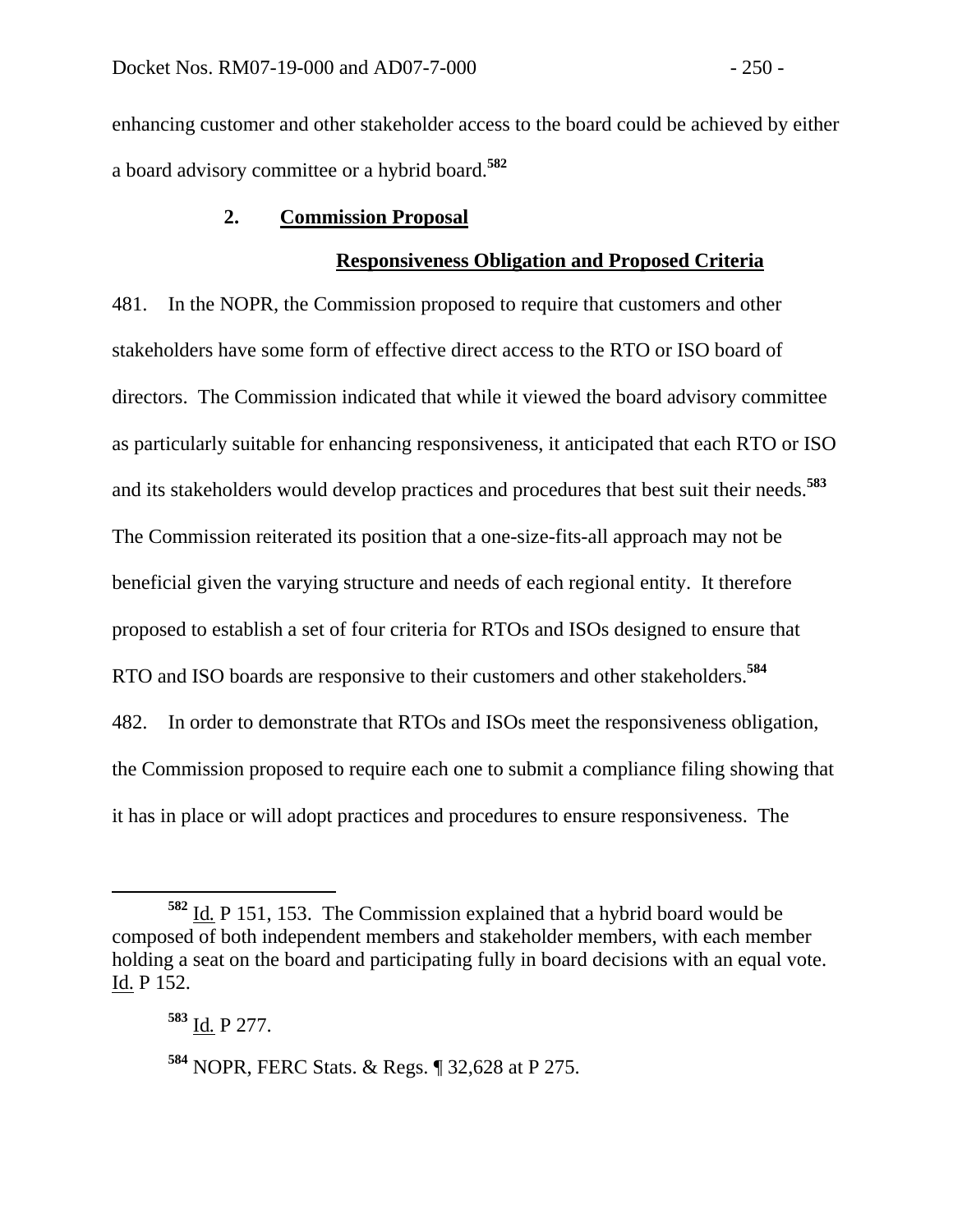enhancing customer and other stakeholder access to the board could be achieved by either a board advisory committee or a hybrid board.[582]

### 2. Commission Proposal

#### Responsiveness Obligation and Proposed Criteria

481. In the NOPR, the Commission proposed to require that customers and other stakeholders have some form of effective direct access to the RTO or ISO board of directors. The Commission indicated that while it viewed the board advisory committee as particularly suitable for enhancing responsiveness, it anticipated that each RTO or ISO and its stakeholders would develop practices and procedures that best suit their needs.[583] The Commission reiterated its position that a one-size-fits-all approach may not be beneficial given the varying structure and needs of each regional entity. It therefore proposed to establish a set of four criteria for RTOs and ISOs designed to ensure that RTO and ISO boards are responsive to their customers and other stakeholders.[584]

482. In order to demonstrate that RTOs and ISOs meet the responsiveness obligation, the Commission proposed to require each one to submit a compliance filing showing that it has in place or will adopt practices and procedures to ensure responsiveness. The

---

[582] Id. P 151, 153. The Commission explained that a hybrid board would be composed of both independent members and stakeholder members, with each member holding a seat on the board and participating fully in board decisions with an equal vote. Id. P 152.

[583] Id. P 277.

[584] NOPR, FERC Stats. & Regs. ¶ 32,628 at P 275.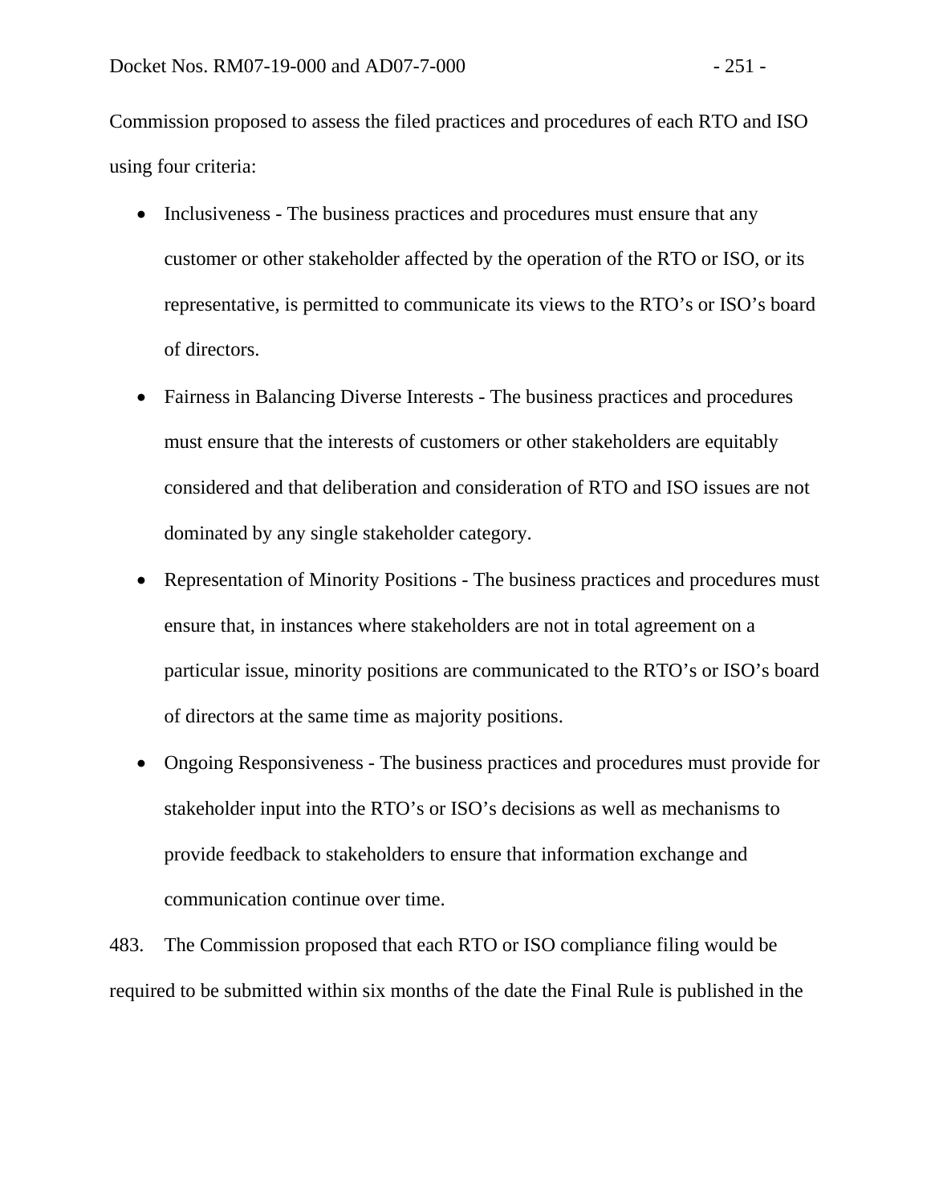Commission proposed to assess the filed practices and procedures of each RTO and ISO using four criteria:

- Inclusiveness - The business practices and procedures must ensure that any customer or other stakeholder affected by the operation of the RTO or ISO, or its representative, is permitted to communicate its views to the RTO's or ISO's board of directors.
- Fairness in Balancing Diverse Interests - The business practices and procedures must ensure that the interests of customers or other stakeholders are equitably considered and that deliberation and consideration of RTO and ISO issues are not dominated by any single stakeholder category.
- Representation of Minority Positions - The business practices and procedures must ensure that, in instances where stakeholders are not in total agreement on a particular issue, minority positions are communicated to the RTO's or ISO's board of directors at the same time as majority positions.
- Ongoing Responsiveness - The business practices and procedures must provide for stakeholder input into the RTO's or ISO's decisions as well as mechanisms to provide feedback to stakeholders to ensure that information exchange and communication continue over time.

483. The Commission proposed that each RTO or ISO compliance filing would be required to be submitted within six months of the date the Final Rule is published in the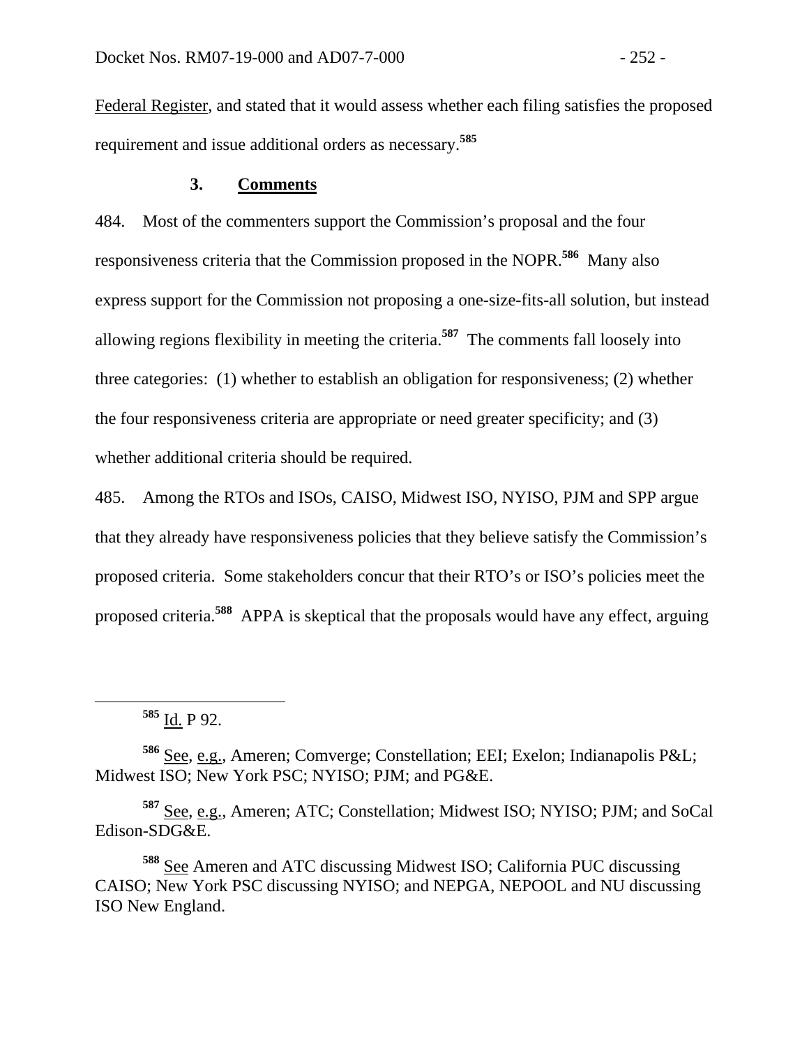Federal Register, and stated that it would assess whether each filing satisfies the proposed requirement and issue additional orders as necessary.[585]

### 3. Comments

484. Most of the commenters support the Commission's proposal and the four responsiveness criteria that the Commission proposed in the NOPR.[586] Many also express support for the Commission not proposing a one-size-fits-all solution, but instead allowing regions flexibility in meeting the criteria.[587] The comments fall loosely into three categories: (1) whether to establish an obligation for responsiveness; (2) whether the four responsiveness criteria are appropriate or need greater specificity; and (3) whether additional criteria should be required.

485. Among the RTOs and ISOs, CAISO, Midwest ISO, NYISO, PJM and SPP argue that they already have responsiveness policies that they believe satisfy the Commission's proposed criteria. Some stakeholders concur that their RTO's or ISO's policies meet the proposed criteria.[588] APPA is skeptical that the proposals would have any effect, arguing

---

[585] Id. P 92.

[586] See, e.g., Ameren; Comverge; Constellation; EEI; Exelon; Indianapolis P&L; Midwest ISO; New York PSC; NYISO; PJM; and PG&E.

[587] See, e.g., Ameren; ATC; Constellation; Midwest ISO; NYISO; PJM; and SoCal Edison-SDG&E.

[588] See Ameren and ATC discussing Midwest ISO; California PUC discussing CAISO; New York PSC discussing NYISO; and NEPGA, NEPOOL and NU discussing ISO New England.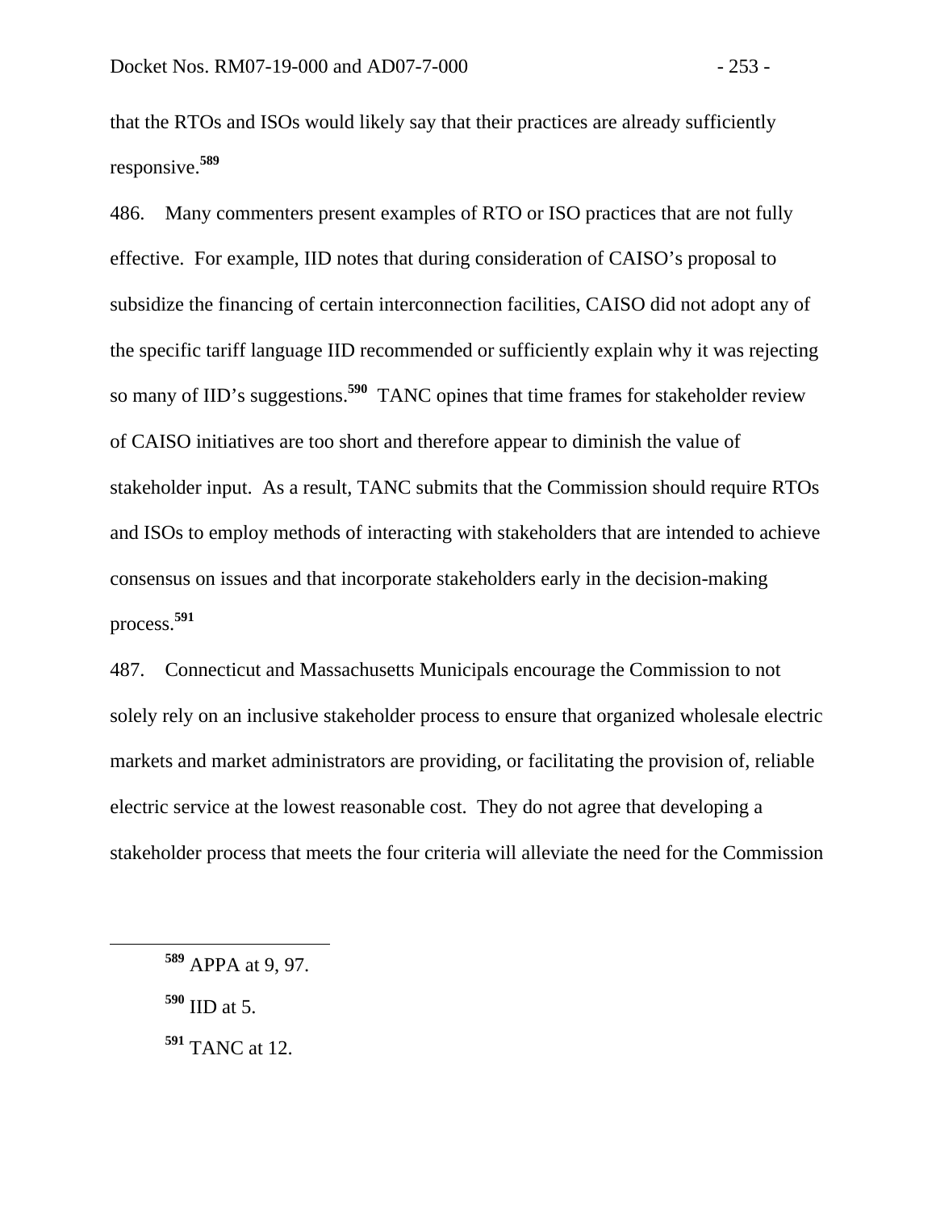that the RTOs and ISOs would likely say that their practices are already sufficiently responsive.[589]

486. Many commenters present examples of RTO or ISO practices that are not fully effective. For example, IID notes that during consideration of CAISO's proposal to subsidize the financing of certain interconnection facilities, CAISO did not adopt any of the specific tariff language IID recommended or sufficiently explain why it was rejecting so many of IID's suggestions.[590] TANC opines that time frames for stakeholder review of CAISO initiatives are too short and therefore appear to diminish the value of stakeholder input. As a result, TANC submits that the Commission should require RTOs and ISOs to employ methods of interacting with stakeholders that are intended to achieve consensus on issues and that incorporate stakeholders early in the decision-making process.[591]

487. Connecticut and Massachusetts Municipals encourage the Commission to not solely rely on an inclusive stakeholder process to ensure that organized wholesale electric markets and market administrators are providing, or facilitating the provision of, reliable electric service at the lowest reasonable cost. They do not agree that developing a stakeholder process that meets the four criteria will alleviate the need for the Commission

---

[589] APPA at 9, 97.

[590] IID at 5.

[591] TANC at 12.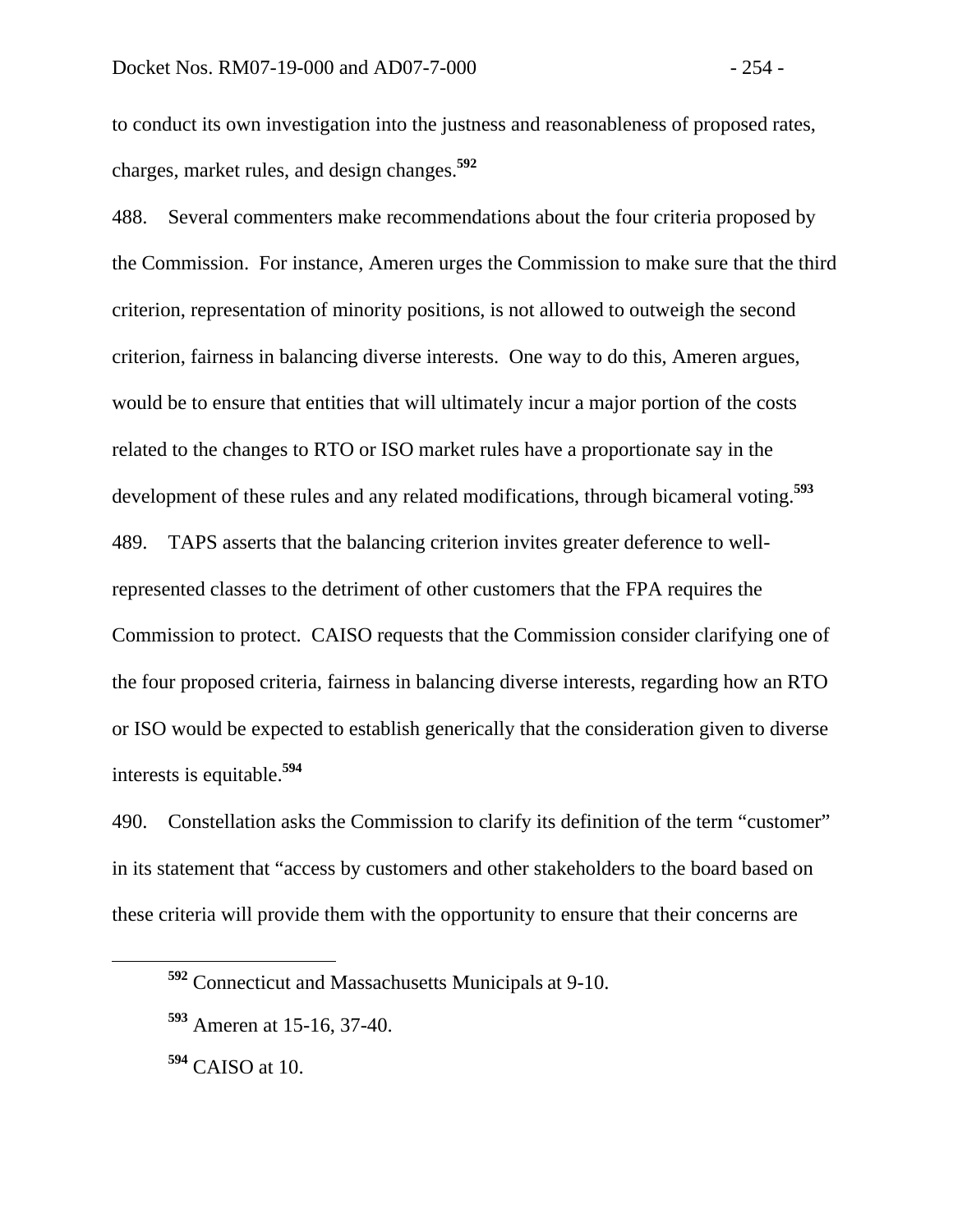to conduct its own investigation into the justness and reasonableness of proposed rates, charges, market rules, and design changes.[592]

488. Several commenters make recommendations about the four criteria proposed by the Commission. For instance, Ameren urges the Commission to make sure that the third criterion, representation of minority positions, is not allowed to outweigh the second criterion, fairness in balancing diverse interests. One way to do this, Ameren argues, would be to ensure that entities that will ultimately incur a major portion of the costs related to the changes to RTO or ISO market rules have a proportionate say in the development of these rules and any related modifications, through bicameral voting.[593]

489. TAPS asserts that the balancing criterion invites greater deference to well-represented classes to the detriment of other customers that the FPA requires the Commission to protect. CAISO requests that the Commission consider clarifying one of the four proposed criteria, fairness in balancing diverse interests, regarding how an RTO or ISO would be expected to establish generically that the consideration given to diverse interests is equitable.[594]

490. Constellation asks the Commission to clarify its definition of the term "customer" in its statement that "access by customers and other stakeholders to the board based on these criteria will provide them with the opportunity to ensure that their concerns are

[592] Connecticut and Massachusetts Municipals at 9-10.

[593] Ameren at 15-16, 37-40.

[594] CAISO at 10.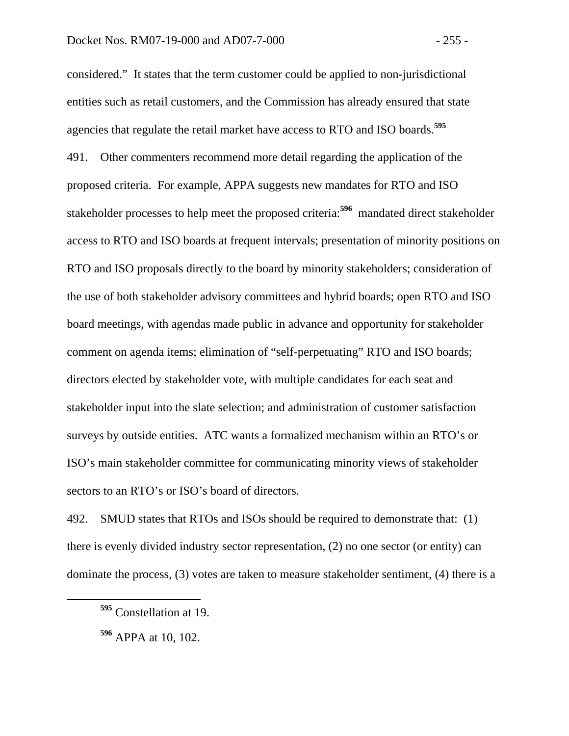considered." It states that the term customer could be applied to non-jurisdictional entities such as retail customers, and the Commission has already ensured that state agencies that regulate the retail market have access to RTO and ISO boards.[595]

491. Other commenters recommend more detail regarding the application of the proposed criteria. For example, APPA suggests new mandates for RTO and ISO stakeholder processes to help meet the proposed criteria:[596] mandated direct stakeholder access to RTO and ISO boards at frequent intervals; presentation of minority positions on RTO and ISO proposals directly to the board by minority stakeholders; consideration of the use of both stakeholder advisory committees and hybrid boards; open RTO and ISO board meetings, with agendas made public in advance and opportunity for stakeholder comment on agenda items; elimination of "self-perpetuating" RTO and ISO boards; directors elected by stakeholder vote, with multiple candidates for each seat and stakeholder input into the slate selection; and administration of customer satisfaction surveys by outside entities. ATC wants a formalized mechanism within an RTO's or ISO's main stakeholder committee for communicating minority views of stakeholder sectors to an RTO's or ISO's board of directors.

492. SMUD states that RTOs and ISOs should be required to demonstrate that: (1) there is evenly divided industry sector representation, (2) no one sector (or entity) can dominate the process, (3) votes are taken to measure stakeholder sentiment, (4) there is a

[595] Constellation at 19.

[596] APPA at 10, 102.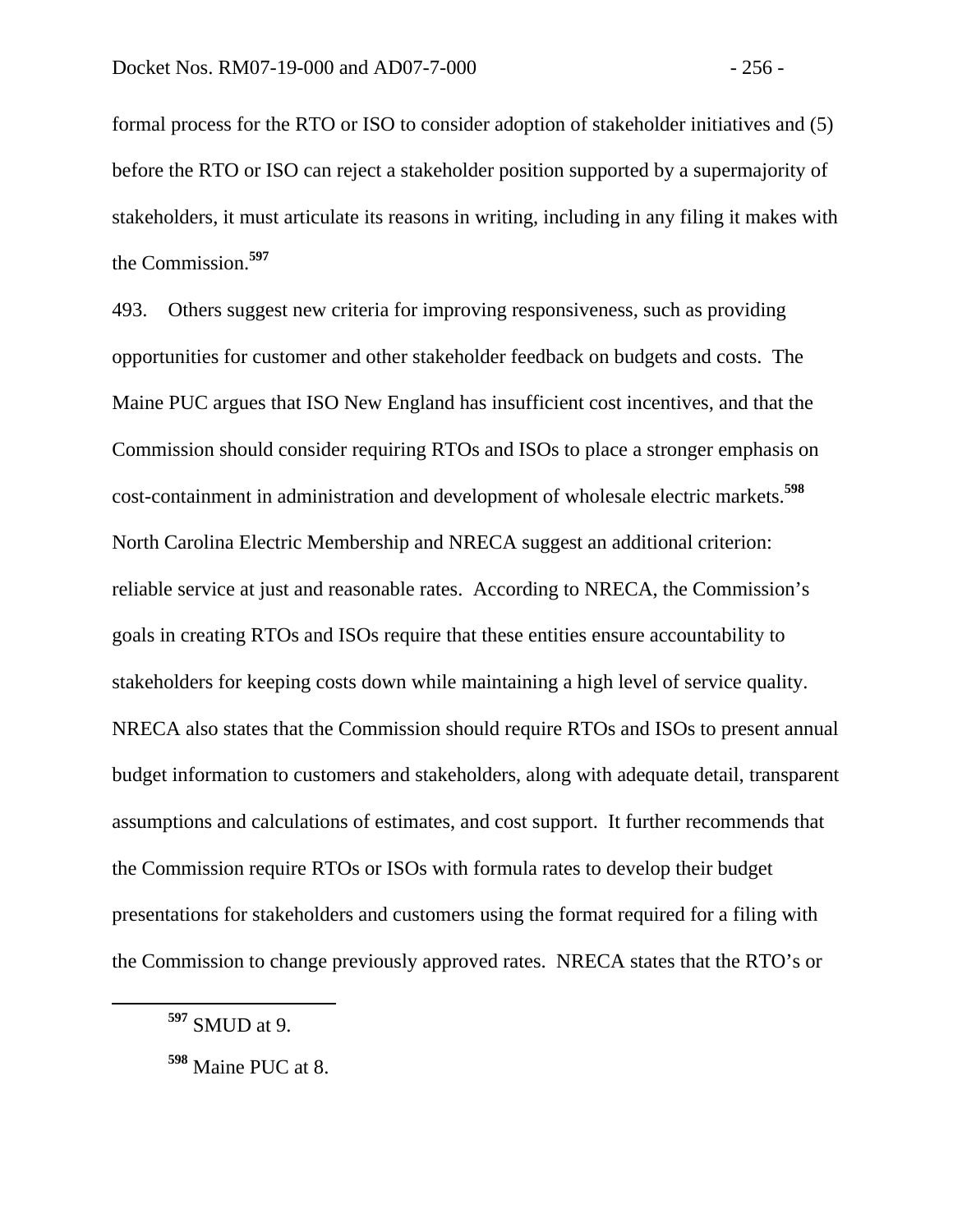formal process for the RTO or ISO to consider adoption of stakeholder initiatives and (5) before the RTO or ISO can reject a stakeholder position supported by a supermajority of stakeholders, it must articulate its reasons in writing, including in any filing it makes with the Commission.[597]

493. Others suggest new criteria for improving responsiveness, such as providing opportunities for customer and other stakeholder feedback on budgets and costs. The Maine PUC argues that ISO New England has insufficient cost incentives, and that the Commission should consider requiring RTOs and ISOs to place a stronger emphasis on cost-containment in administration and development of wholesale electric markets.[598] North Carolina Electric Membership and NRECA suggest an additional criterion: reliable service at just and reasonable rates. According to NRECA, the Commission's goals in creating RTOs and ISOs require that these entities ensure accountability to stakeholders for keeping costs down while maintaining a high level of service quality. NRECA also states that the Commission should require RTOs and ISOs to present annual budget information to customers and stakeholders, along with adequate detail, transparent assumptions and calculations of estimates, and cost support. It further recommends that the Commission require RTOs or ISOs with formula rates to develop their budget presentations for stakeholders and customers using the format required for a filing with the Commission to change previously approved rates. NRECA states that the RTO's or

[597] SMUD at 9.

[598] Maine PUC at 8.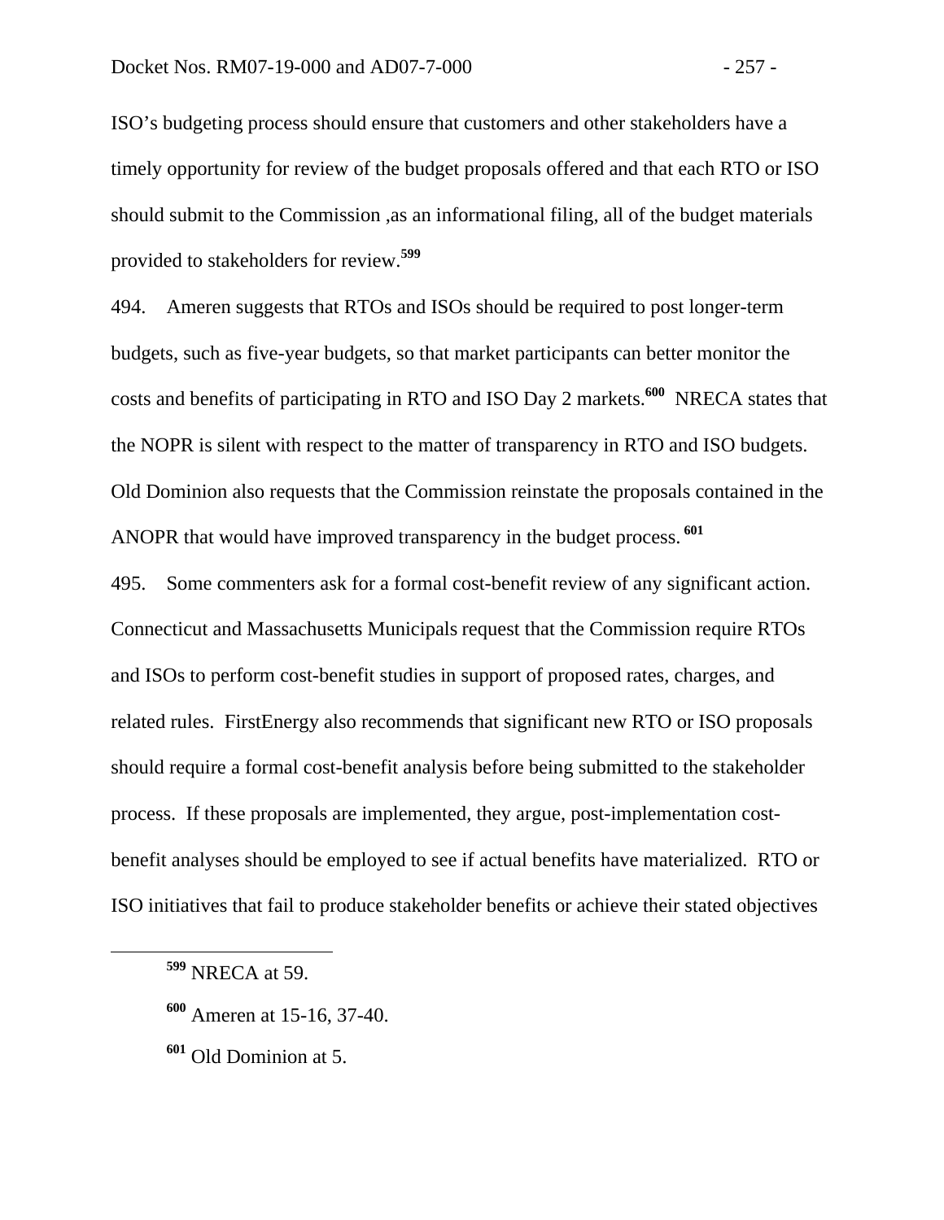ISO's budgeting process should ensure that customers and other stakeholders have a timely opportunity for review of the budget proposals offered and that each RTO or ISO should submit to the Commission ,as an informational filing, all of the budget materials provided to stakeholders for review.[599]

494. Ameren suggests that RTOs and ISOs should be required to post longer-term budgets, such as five-year budgets, so that market participants can better monitor the costs and benefits of participating in RTO and ISO Day 2 markets.[600] NRECA states that the NOPR is silent with respect to the matter of transparency in RTO and ISO budgets. Old Dominion also requests that the Commission reinstate the proposals contained in the ANOPR that would have improved transparency in the budget process.[601]

495. Some commenters ask for a formal cost-benefit review of any significant action. Connecticut and Massachusetts Municipals request that the Commission require RTOs and ISOs to perform cost-benefit studies in support of proposed rates, charges, and related rules. FirstEnergy also recommends that significant new RTO or ISO proposals should require a formal cost-benefit analysis before being submitted to the stakeholder process. If these proposals are implemented, they argue, post-implementation cost-benefit analyses should be employed to see if actual benefits have materialized. RTO or ISO initiatives that fail to produce stakeholder benefits or achieve their stated objectives

[599] NRECA at 59.

[600] Ameren at 15-16, 37-40.

[601] Old Dominion at 5.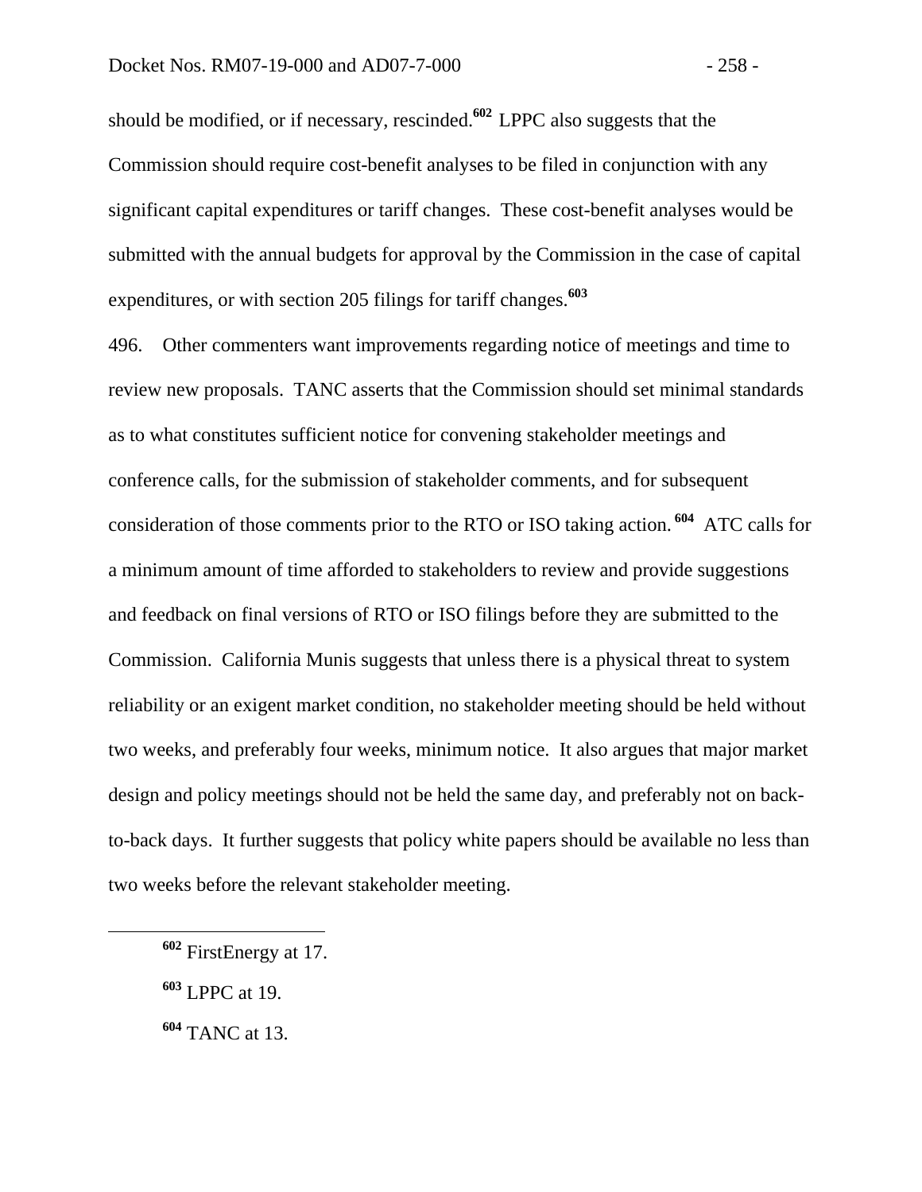should be modified, or if necessary, rescinded.[602] LPPC also suggests that the Commission should require cost-benefit analyses to be filed in conjunction with any significant capital expenditures or tariff changes. These cost-benefit analyses would be submitted with the annual budgets for approval by the Commission in the case of capital expenditures, or with section 205 filings for tariff changes.[603]

496. Other commenters want improvements regarding notice of meetings and time to review new proposals. TANC asserts that the Commission should set minimal standards as to what constitutes sufficient notice for convening stakeholder meetings and conference calls, for the submission of stakeholder comments, and for subsequent consideration of those comments prior to the RTO or ISO taking action.[604] ATC calls for a minimum amount of time afforded to stakeholders to review and provide suggestions and feedback on final versions of RTO or ISO filings before they are submitted to the Commission. California Munis suggests that unless there is a physical threat to system reliability or an exigent market condition, no stakeholder meeting should be held without two weeks, and preferably four weeks, minimum notice. It also argues that major market design and policy meetings should not be held the same day, and preferably not on back-to-back days. It further suggests that policy white papers should be available no less than two weeks before the relevant stakeholder meeting.

---

[602] FirstEnergy at 17.

[603] LPPC at 19.

[604] TANC at 13.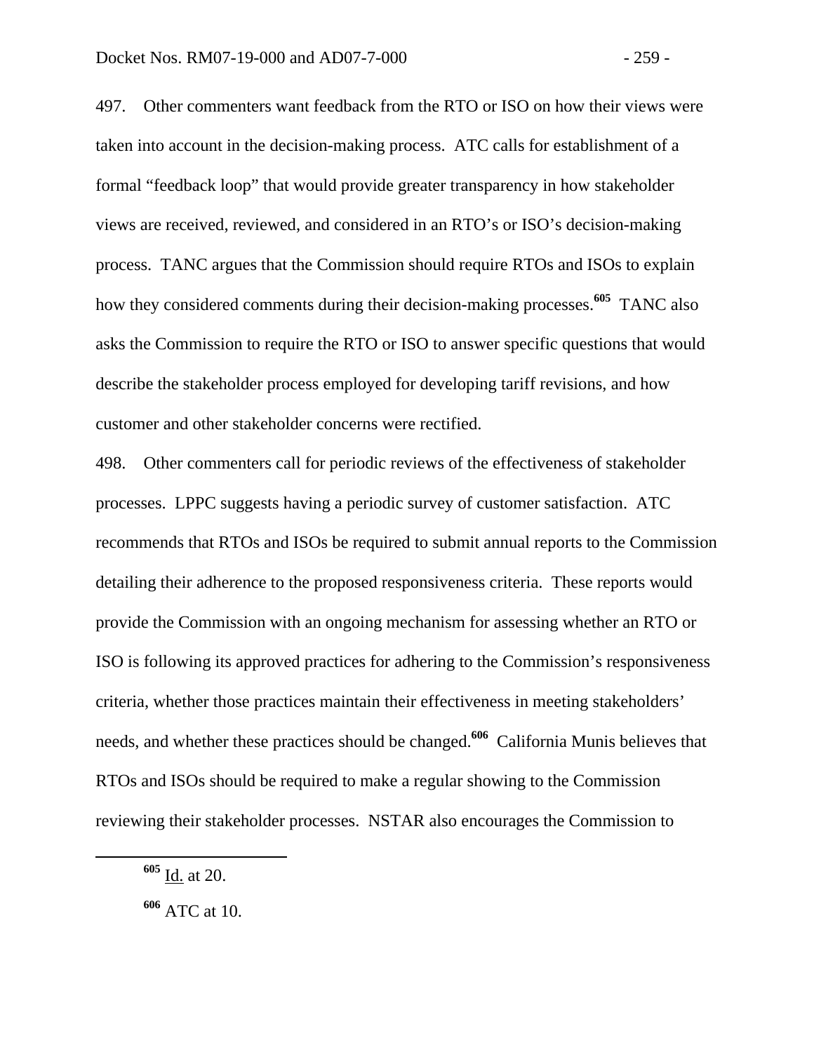497. Other commenters want feedback from the RTO or ISO on how their views were taken into account in the decision-making process. ATC calls for establishment of a formal "feedback loop" that would provide greater transparency in how stakeholder views are received, reviewed, and considered in an RTO's or ISO's decision-making process. TANC argues that the Commission should require RTOs and ISOs to explain how they considered comments during their decision-making processes.[605] TANC also asks the Commission to require the RTO or ISO to answer specific questions that would describe the stakeholder process employed for developing tariff revisions, and how customer and other stakeholder concerns were rectified.

498. Other commenters call for periodic reviews of the effectiveness of stakeholder processes. LPPC suggests having a periodic survey of customer satisfaction. ATC recommends that RTOs and ISOs be required to submit annual reports to the Commission detailing their adherence to the proposed responsiveness criteria. These reports would provide the Commission with an ongoing mechanism for assessing whether an RTO or ISO is following its approved practices for adhering to the Commission's responsiveness criteria, whether those practices maintain their effectiveness in meeting stakeholders' needs, and whether these practices should be changed.[606] California Munis believes that RTOs and ISOs should be required to make a regular showing to the Commission reviewing their stakeholder processes. NSTAR also encourages the Commission to

---

[605] Id. at 20.

[606] ATC at 10.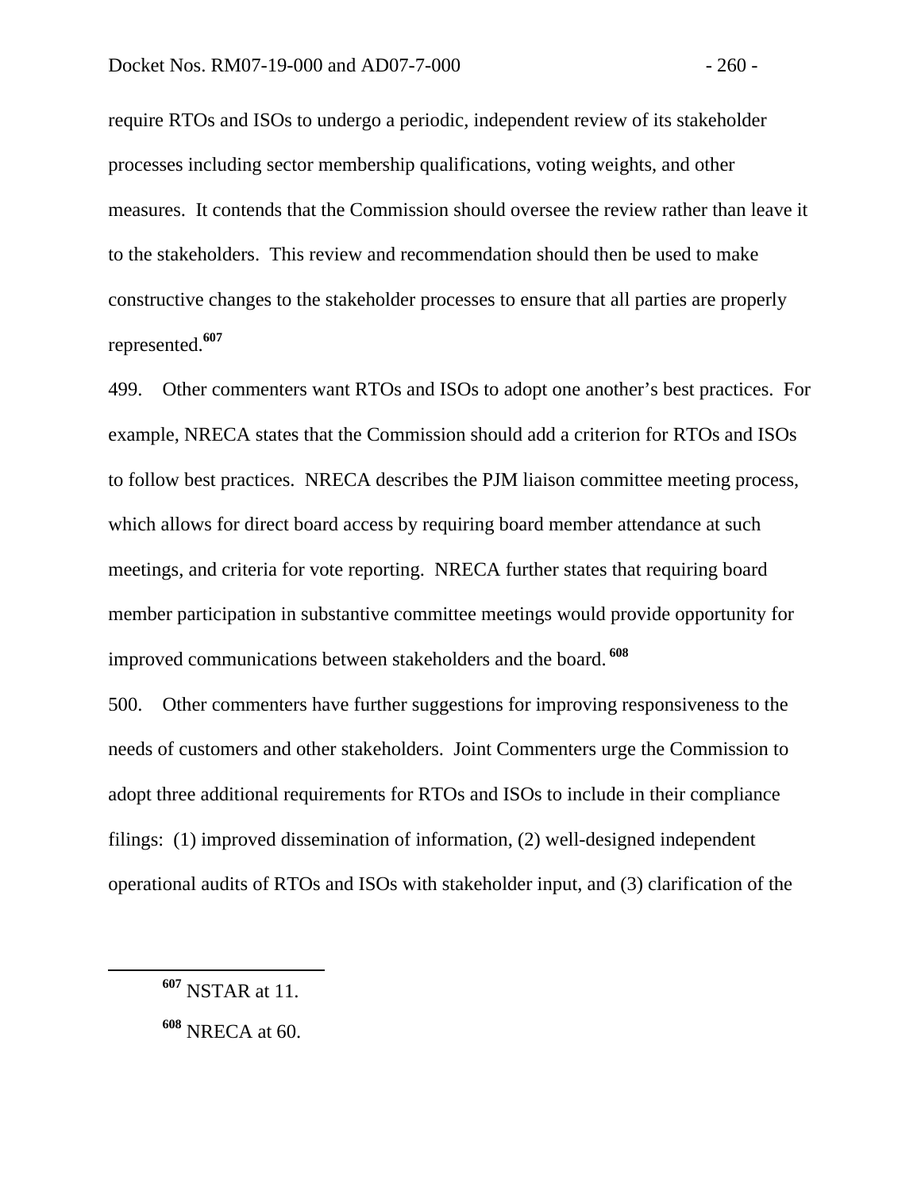require RTOs and ISOs to undergo a periodic, independent review of its stakeholder processes including sector membership qualifications, voting weights, and other measures. It contends that the Commission should oversee the review rather than leave it to the stakeholders. This review and recommendation should then be used to make constructive changes to the stakeholder processes to ensure that all parties are properly represented.[607]

499. Other commenters want RTOs and ISOs to adopt one another's best practices. For example, NRECA states that the Commission should add a criterion for RTOs and ISOs to follow best practices. NRECA describes the PJM liaison committee meeting process, which allows for direct board access by requiring board member attendance at such meetings, and criteria for vote reporting. NRECA further states that requiring board member participation in substantive committee meetings would provide opportunity for improved communications between stakeholders and the board.[608]

500. Other commenters have further suggestions for improving responsiveness to the needs of customers and other stakeholders. Joint Commenters urge the Commission to adopt three additional requirements for RTOs and ISOs to include in their compliance filings: (1) improved dissemination of information, (2) well-designed independent operational audits of RTOs and ISOs with stakeholder input, and (3) clarification of the

---

[607] NSTAR at 11.

[608] NRECA at 60.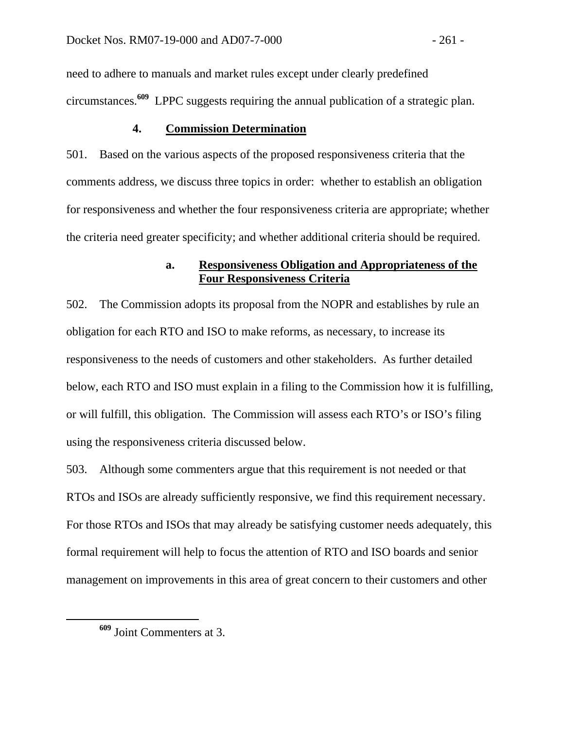need to adhere to manuals and market rules except under clearly predefined circumstances.[609] LPPC suggests requiring the annual publication of a strategic plan.

### 4. Commission Determination

501. Based on the various aspects of the proposed responsiveness criteria that the comments address, we discuss three topics in order: whether to establish an obligation for responsiveness and whether the four responsiveness criteria are appropriate; whether the criteria need greater specificity; and whether additional criteria should be required.

#### a. Responsiveness Obligation and Appropriateness of the Four Responsiveness Criteria

502. The Commission adopts its proposal from the NOPR and establishes by rule an obligation for each RTO and ISO to make reforms, as necessary, to increase its responsiveness to the needs of customers and other stakeholders. As further detailed below, each RTO and ISO must explain in a filing to the Commission how it is fulfilling, or will fulfill, this obligation. The Commission will assess each RTO's or ISO's filing using the responsiveness criteria discussed below.

503. Although some commenters argue that this requirement is not needed or that RTOs and ISOs are already sufficiently responsive, we find this requirement necessary. For those RTOs and ISOs that may already be satisfying customer needs adequately, this formal requirement will help to focus the attention of RTO and ISO boards and senior management on improvements in this area of great concern to their customers and other

---

[609] Joint Commenters at 3.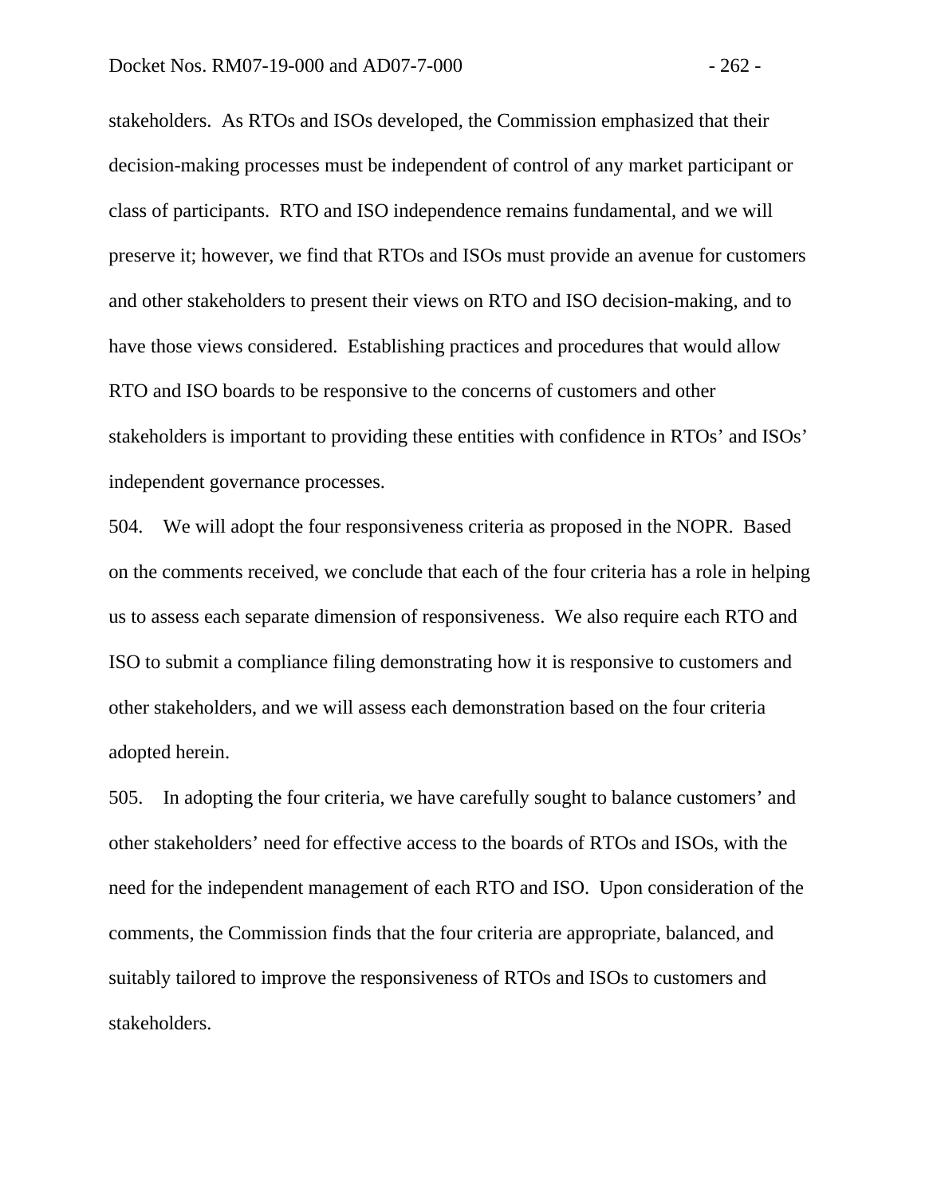stakeholders. As RTOs and ISOs developed, the Commission emphasized that their decision-making processes must be independent of control of any market participant or class of participants. RTO and ISO independence remains fundamental, and we will preserve it; however, we find that RTOs and ISOs must provide an avenue for customers and other stakeholders to present their views on RTO and ISO decision-making, and to have those views considered. Establishing practices and procedures that would allow RTO and ISO boards to be responsive to the concerns of customers and other stakeholders is important to providing these entities with confidence in RTOs' and ISOs' independent governance processes.

504. We will adopt the four responsiveness criteria as proposed in the NOPR. Based on the comments received, we conclude that each of the four criteria has a role in helping us to assess each separate dimension of responsiveness. We also require each RTO and ISO to submit a compliance filing demonstrating how it is responsive to customers and other stakeholders, and we will assess each demonstration based on the four criteria adopted herein.

505. In adopting the four criteria, we have carefully sought to balance customers' and other stakeholders' need for effective access to the boards of RTOs and ISOs, with the need for the independent management of each RTO and ISO. Upon consideration of the comments, the Commission finds that the four criteria are appropriate, balanced, and suitably tailored to improve the responsiveness of RTOs and ISOs to customers and stakeholders.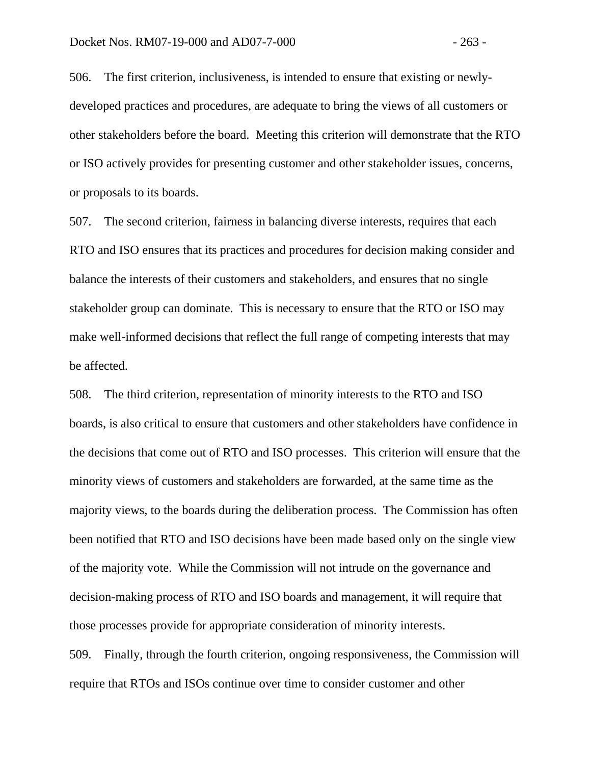506. The first criterion, inclusiveness, is intended to ensure that existing or newly-developed practices and procedures, are adequate to bring the views of all customers or other stakeholders before the board. Meeting this criterion will demonstrate that the RTO or ISO actively provides for presenting customer and other stakeholder issues, concerns, or proposals to its boards.

507. The second criterion, fairness in balancing diverse interests, requires that each RTO and ISO ensures that its practices and procedures for decision making consider and balance the interests of their customers and stakeholders, and ensures that no single stakeholder group can dominate. This is necessary to ensure that the RTO or ISO may make well-informed decisions that reflect the full range of competing interests that may be affected.

508. The third criterion, representation of minority interests to the RTO and ISO boards, is also critical to ensure that customers and other stakeholders have confidence in the decisions that come out of RTO and ISO processes. This criterion will ensure that the minority views of customers and stakeholders are forwarded, at the same time as the majority views, to the boards during the deliberation process. The Commission has often been notified that RTO and ISO decisions have been made based only on the single view of the majority vote. While the Commission will not intrude on the governance and decision-making process of RTO and ISO boards and management, it will require that those processes provide for appropriate consideration of minority interests.

509. Finally, through the fourth criterion, ongoing responsiveness, the Commission will require that RTOs and ISOs continue over time to consider customer and other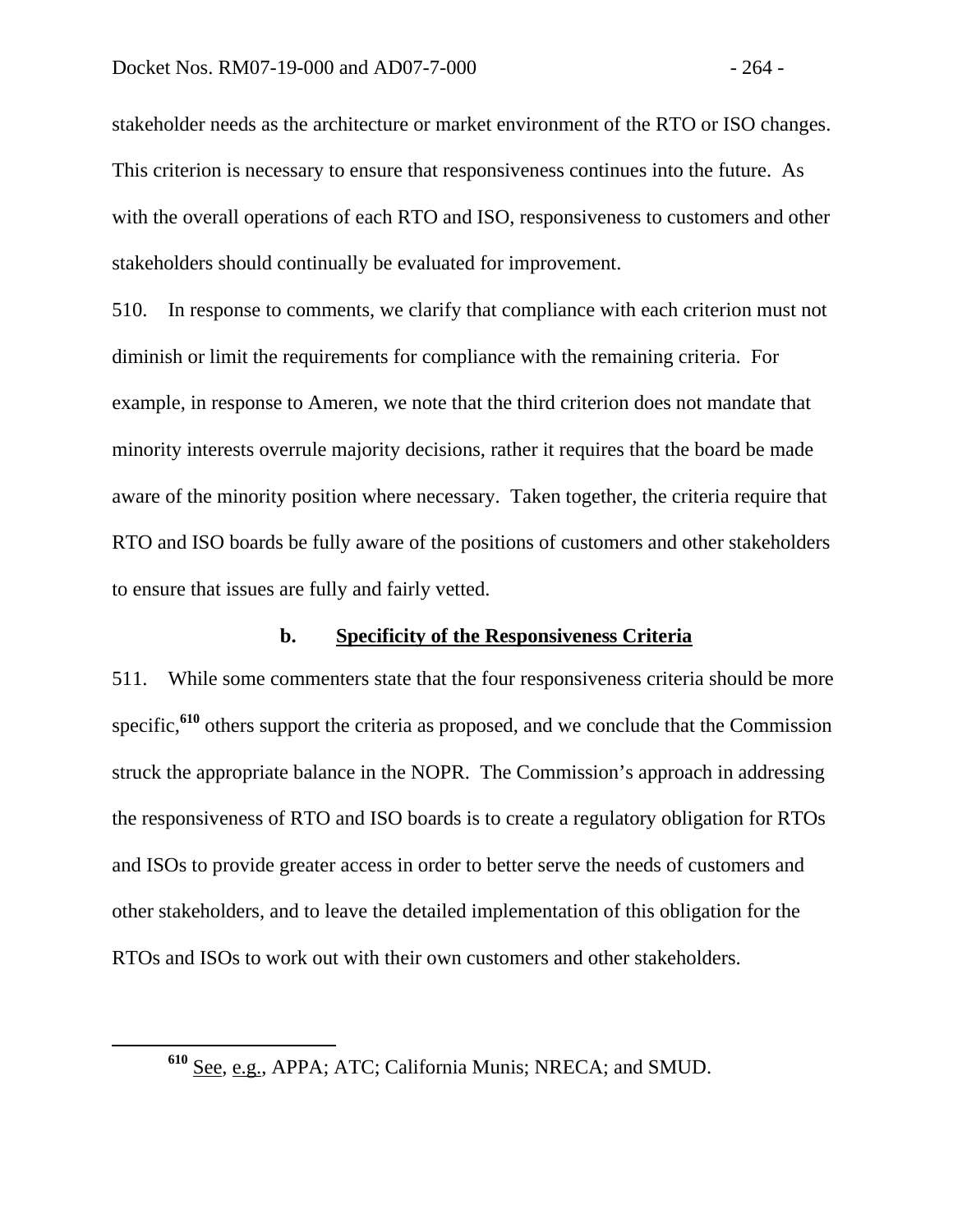stakeholder needs as the architecture or market environment of the RTO or ISO changes. This criterion is necessary to ensure that responsiveness continues into the future. As with the overall operations of each RTO and ISO, responsiveness to customers and other stakeholders should continually be evaluated for improvement.

510. In response to comments, we clarify that compliance with each criterion must not diminish or limit the requirements for compliance with the remaining criteria. For example, in response to Ameren, we note that the third criterion does not mandate that minority interests overrule majority decisions, rather it requires that the board be made aware of the minority position where necessary. Taken together, the criteria require that RTO and ISO boards be fully aware of the positions of customers and other stakeholders to ensure that issues are fully and fairly vetted.

### b. Specificity of the Responsiveness Criteria

511. While some commenters state that the four responsiveness criteria should be more specific,[610] others support the criteria as proposed, and we conclude that the Commission struck the appropriate balance in the NOPR. The Commission's approach in addressing the responsiveness of RTO and ISO boards is to create a regulatory obligation for RTOs and ISOs to provide greater access in order to better serve the needs of customers and other stakeholders, and to leave the detailed implementation of this obligation for the RTOs and ISOs to work out with their own customers and other stakeholders.

---

[610] See, e.g., APPA; ATC; California Munis; NRECA; and SMUD.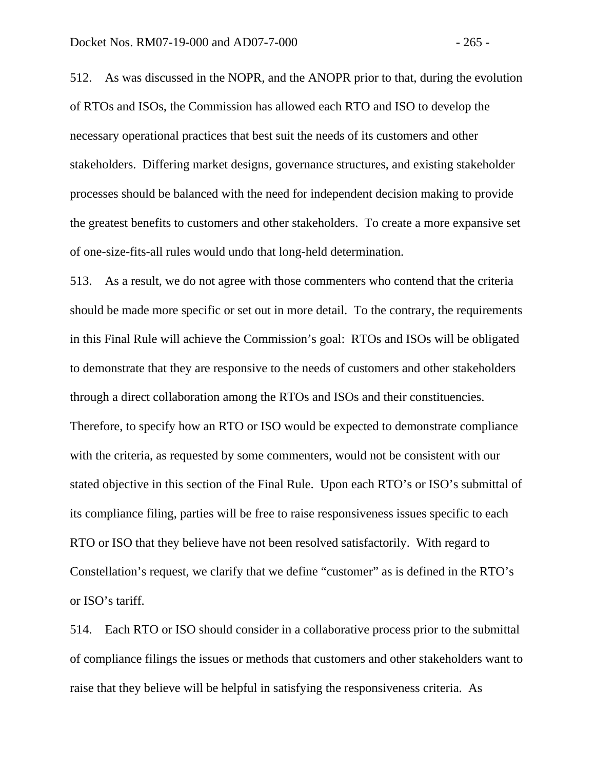512. As was discussed in the NOPR, and the ANOPR prior to that, during the evolution of RTOs and ISOs, the Commission has allowed each RTO and ISO to develop the necessary operational practices that best suit the needs of its customers and other stakeholders. Differing market designs, governance structures, and existing stakeholder processes should be balanced with the need for independent decision making to provide the greatest benefits to customers and other stakeholders. To create a more expansive set of one-size-fits-all rules would undo that long-held determination.

513. As a result, we do not agree with those commenters who contend that the criteria should be made more specific or set out in more detail. To the contrary, the requirements in this Final Rule will achieve the Commission's goal: RTOs and ISOs will be obligated to demonstrate that they are responsive to the needs of customers and other stakeholders through a direct collaboration among the RTOs and ISOs and their constituencies. Therefore, to specify how an RTO or ISO would be expected to demonstrate compliance with the criteria, as requested by some commenters, would not be consistent with our stated objective in this section of the Final Rule. Upon each RTO's or ISO's submittal of its compliance filing, parties will be free to raise responsiveness issues specific to each RTO or ISO that they believe have not been resolved satisfactorily. With regard to Constellation's request, we clarify that we define "customer" as is defined in the RTO's or ISO's tariff.

514. Each RTO or ISO should consider in a collaborative process prior to the submittal of compliance filings the issues or methods that customers and other stakeholders want to raise that they believe will be helpful in satisfying the responsiveness criteria. As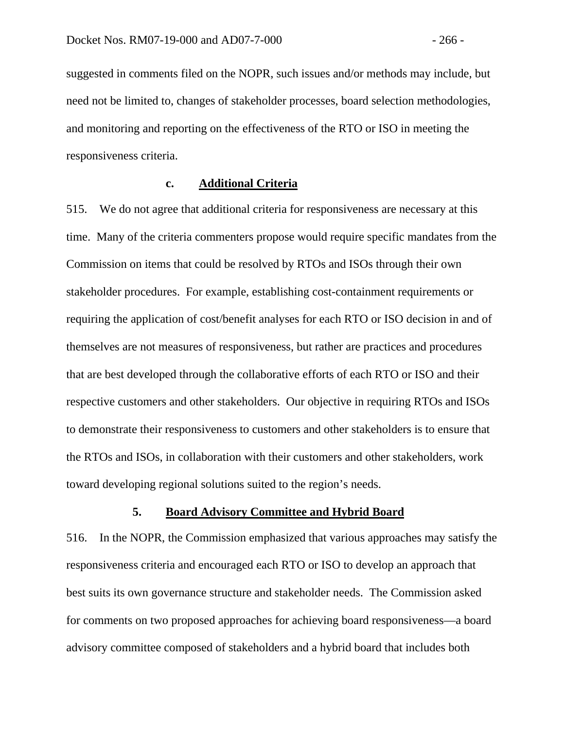suggested in comments filed on the NOPR, such issues and/or methods may include, but need not be limited to, changes of stakeholder processes, board selection methodologies, and monitoring and reporting on the effectiveness of the RTO or ISO in meeting the responsiveness criteria.

#### c. Additional Criteria

515. We do not agree that additional criteria for responsiveness are necessary at this time. Many of the criteria commenters propose would require specific mandates from the Commission on items that could be resolved by RTOs and ISOs through their own stakeholder procedures. For example, establishing cost-containment requirements or requiring the application of cost/benefit analyses for each RTO or ISO decision in and of themselves are not measures of responsiveness, but rather are practices and procedures that are best developed through the collaborative efforts of each RTO or ISO and their respective customers and other stakeholders. Our objective in requiring RTOs and ISOs to demonstrate their responsiveness to customers and other stakeholders is to ensure that the RTOs and ISOs, in collaboration with their customers and other stakeholders, work toward developing regional solutions suited to the region's needs.

### 5. Board Advisory Committee and Hybrid Board

516. In the NOPR, the Commission emphasized that various approaches may satisfy the responsiveness criteria and encouraged each RTO or ISO to develop an approach that best suits its own governance structure and stakeholder needs. The Commission asked for comments on two proposed approaches for achieving board responsiveness—a board advisory committee composed of stakeholders and a hybrid board that includes both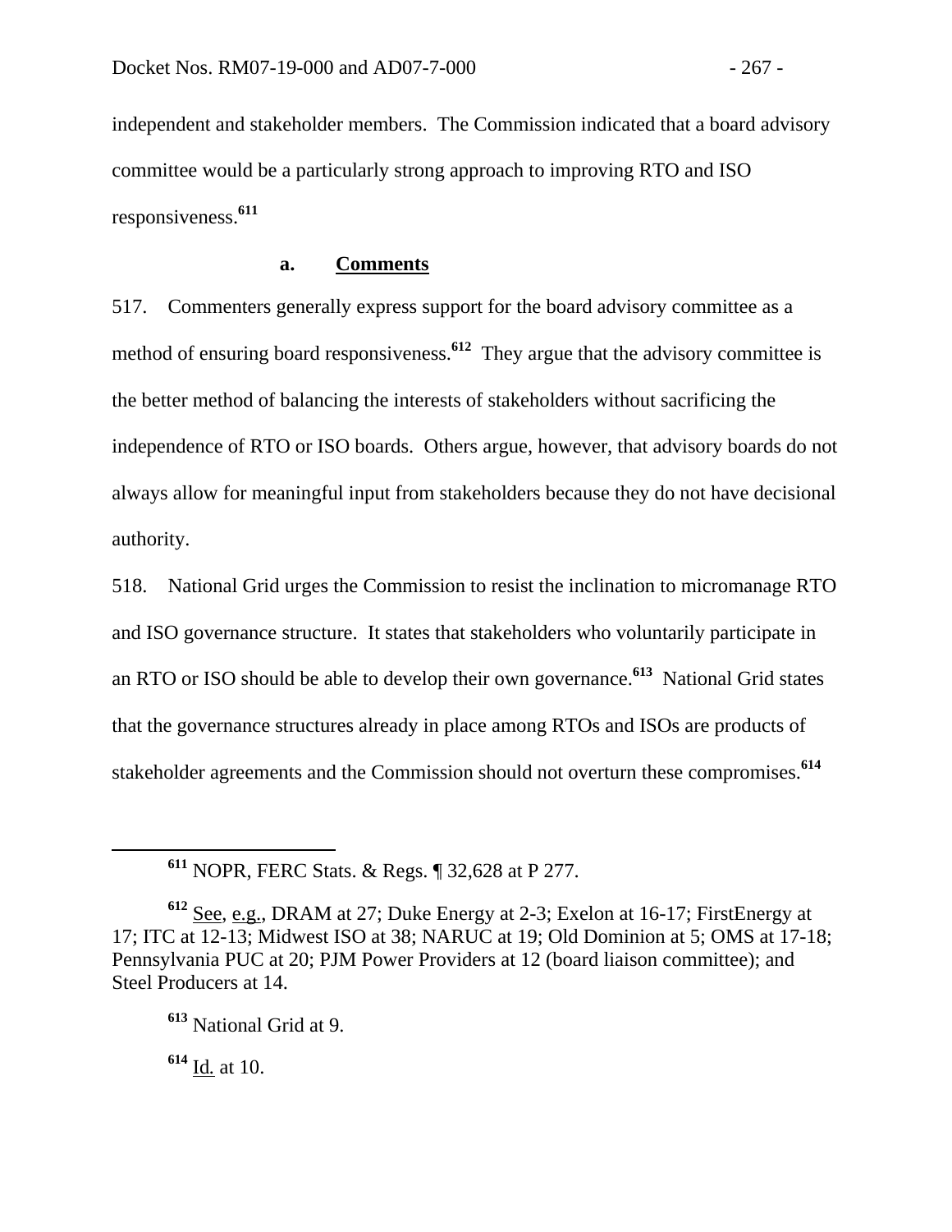independent and stakeholder members. The Commission indicated that a board advisory committee would be a particularly strong approach to improving RTO and ISO responsiveness.[611]

#### a. Comments

517. Commenters generally express support for the board advisory committee as a method of ensuring board responsiveness.[612] They argue that the advisory committee is the better method of balancing the interests of stakeholders without sacrificing the independence of RTO or ISO boards. Others argue, however, that advisory boards do not always allow for meaningful input from stakeholders because they do not have decisional authority.

518. National Grid urges the Commission to resist the inclination to micromanage RTO and ISO governance structure. It states that stakeholders who voluntarily participate in an RTO or ISO should be able to develop their own governance.[613] National Grid states that the governance structures already in place among RTOs and ISOs are products of stakeholder agreements and the Commission should not overturn these compromises.[614]

---

[611] NOPR, FERC Stats. & Regs. ¶ 32,628 at P 277.

[612] See, e.g., DRAM at 27; Duke Energy at 2-3; Exelon at 16-17; FirstEnergy at 17; ITC at 12-13; Midwest ISO at 38; NARUC at 19; Old Dominion at 5; OMS at 17-18; Pennsylvania PUC at 20; PJM Power Providers at 12 (board liaison committee); and Steel Producers at 14.

[613] National Grid at 9.

[614] Id. at 10.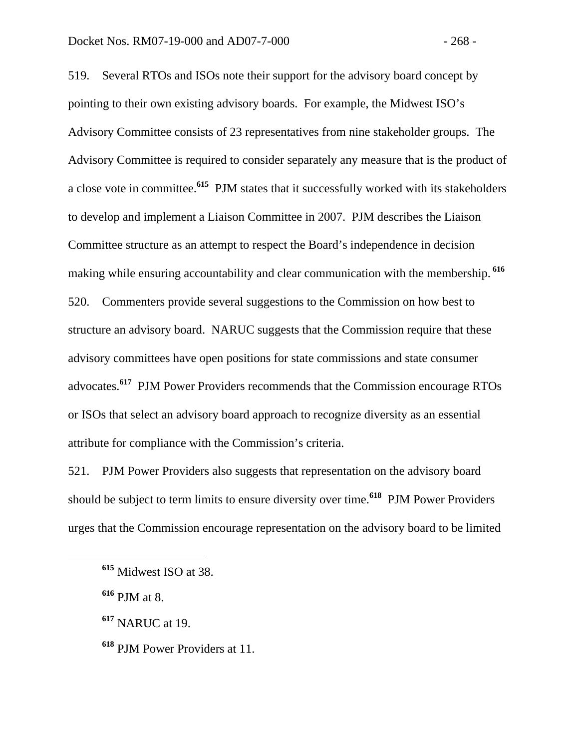519. Several RTOs and ISOs note their support for the advisory board concept by pointing to their own existing advisory boards. For example, the Midwest ISO's Advisory Committee consists of 23 representatives from nine stakeholder groups. The Advisory Committee is required to consider separately any measure that is the product of a close vote in committee.[615] PJM states that it successfully worked with its stakeholders to develop and implement a Liaison Committee in 2007. PJM describes the Liaison Committee structure as an attempt to respect the Board's independence in decision making while ensuring accountability and clear communication with the membership.[616]

520. Commenters provide several suggestions to the Commission on how best to structure an advisory board. NARUC suggests that the Commission require that these advisory committees have open positions for state commissions and state consumer advocates.[617] PJM Power Providers recommends that the Commission encourage RTOs or ISOs that select an advisory board approach to recognize diversity as an essential attribute for compliance with the Commission's criteria.

521. PJM Power Providers also suggests that representation on the advisory board should be subject to term limits to ensure diversity over time.[618] PJM Power Providers urges that the Commission encourage representation on the advisory board to be limited

---

[615] Midwest ISO at 38.

[616] PJM at 8.

[617] NARUC at 19.

[618] PJM Power Providers at 11.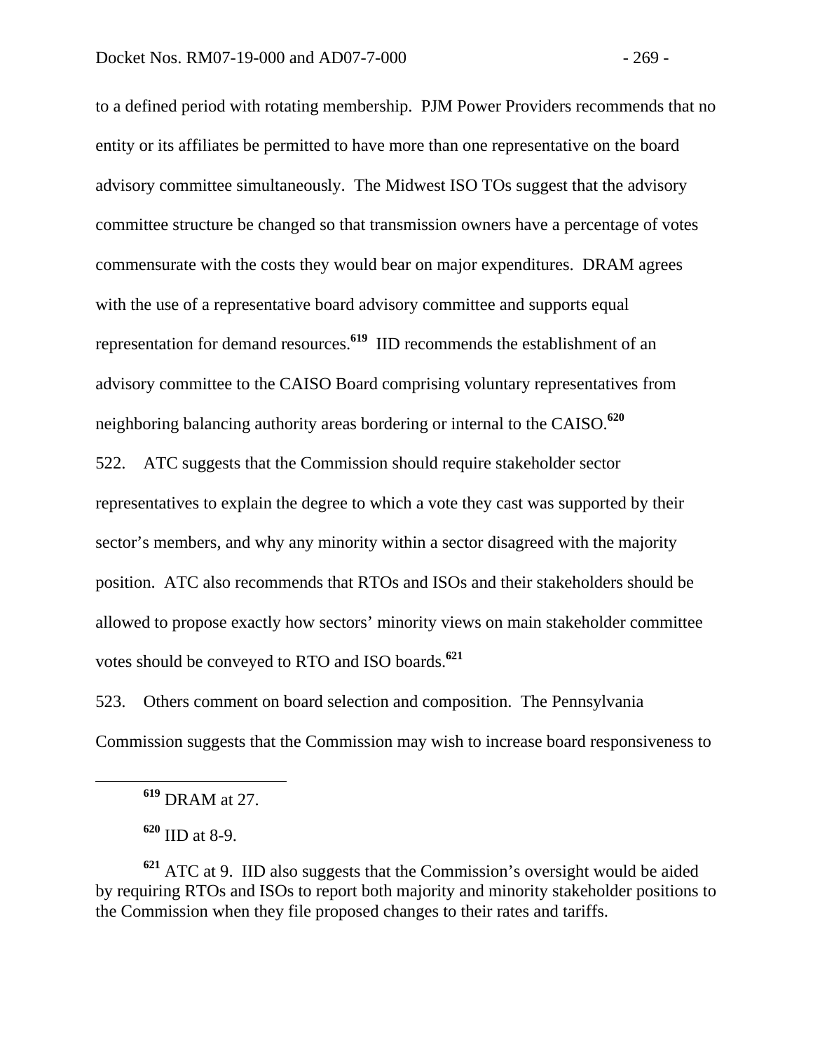to a defined period with rotating membership. PJM Power Providers recommends that no entity or its affiliates be permitted to have more than one representative on the board advisory committee simultaneously. The Midwest ISO TOs suggest that the advisory committee structure be changed so that transmission owners have a percentage of votes commensurate with the costs they would bear on major expenditures. DRAM agrees with the use of a representative board advisory committee and supports equal representation for demand resources.[619] IID recommends the establishment of an advisory committee to the CAISO Board comprising voluntary representatives from neighboring balancing authority areas bordering or internal to the CAISO.[620]

522. ATC suggests that the Commission should require stakeholder sector representatives to explain the degree to which a vote they cast was supported by their sector's members, and why any minority within a sector disagreed with the majority position. ATC also recommends that RTOs and ISOs and their stakeholders should be allowed to propose exactly how sectors' minority views on main stakeholder committee votes should be conveyed to RTO and ISO boards.[621]

523. Others comment on board selection and composition. The Pennsylvania Commission suggests that the Commission may wish to increase board responsiveness to

---

[619] DRAM at 27.

[620] IID at 8-9.

[621] ATC at 9. IID also suggests that the Commission's oversight would be aided by requiring RTOs and ISOs to report both majority and minority stakeholder positions to the Commission when they file proposed changes to their rates and tariffs.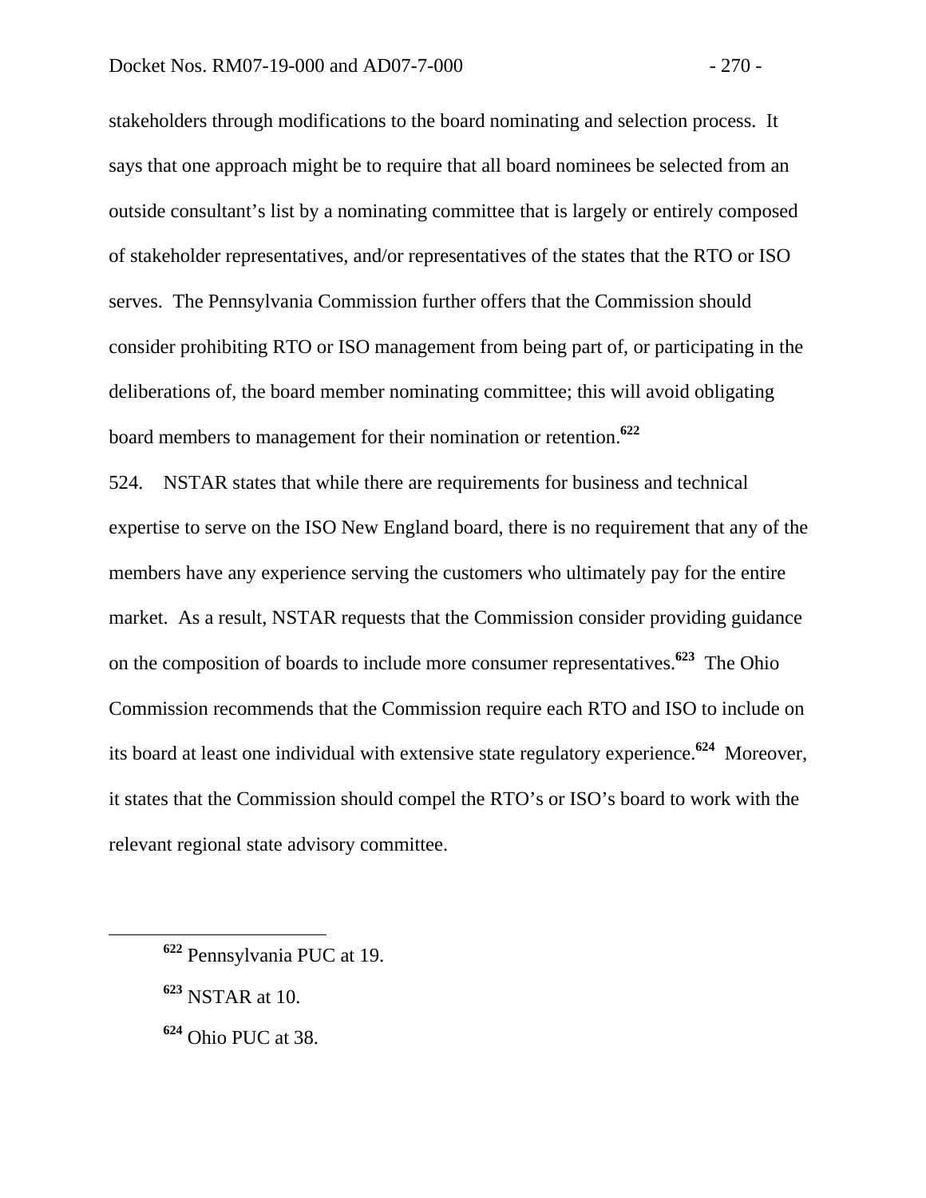stakeholders through modifications to the board nominating and selection process. It says that one approach might be to require that all board nominees be selected from an outside consultant's list by a nominating committee that is largely or entirely composed of stakeholder representatives, and/or representatives of the states that the RTO or ISO serves. The Pennsylvania Commission further offers that the Commission should consider prohibiting RTO or ISO management from being part of, or participating in the deliberations of, the board member nominating committee; this will avoid obligating board members to management for their nomination or retention.[622]

524. NSTAR states that while there are requirements for business and technical expertise to serve on the ISO New England board, there is no requirement that any of the members have any experience serving the customers who ultimately pay for the entire market. As a result, NSTAR requests that the Commission consider providing guidance on the composition of boards to include more consumer representatives.[623] The Ohio Commission recommends that the Commission require each RTO and ISO to include on its board at least one individual with extensive state regulatory experience.[624] Moreover, it states that the Commission should compel the RTO's or ISO's board to work with the relevant regional state advisory committee.

---

[622] Pennsylvania PUC at 19.

[623] NSTAR at 10.

[624] Ohio PUC at 38.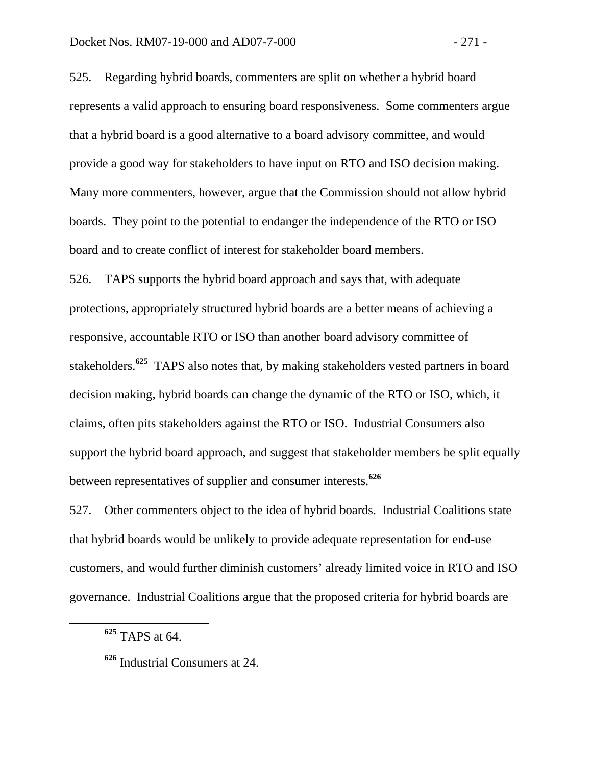525. Regarding hybrid boards, commenters are split on whether a hybrid board represents a valid approach to ensuring board responsiveness. Some commenters argue that a hybrid board is a good alternative to a board advisory committee, and would provide a good way for stakeholders to have input on RTO and ISO decision making. Many more commenters, however, argue that the Commission should not allow hybrid boards. They point to the potential to endanger the independence of the RTO or ISO board and to create conflict of interest for stakeholder board members.

526. TAPS supports the hybrid board approach and says that, with adequate protections, appropriately structured hybrid boards are a better means of achieving a responsive, accountable RTO or ISO than another board advisory committee of stakeholders.[625] TAPS also notes that, by making stakeholders vested partners in board decision making, hybrid boards can change the dynamic of the RTO or ISO, which, it claims, often pits stakeholders against the RTO or ISO. Industrial Consumers also support the hybrid board approach, and suggest that stakeholder members be split equally between representatives of supplier and consumer interests.[626]

527. Other commenters object to the idea of hybrid boards. Industrial Coalitions state that hybrid boards would be unlikely to provide adequate representation for end-use customers, and would further diminish customers' already limited voice in RTO and ISO governance. Industrial Coalitions argue that the proposed criteria for hybrid boards are

[625] TAPS at 64.

[626] Industrial Consumers at 24.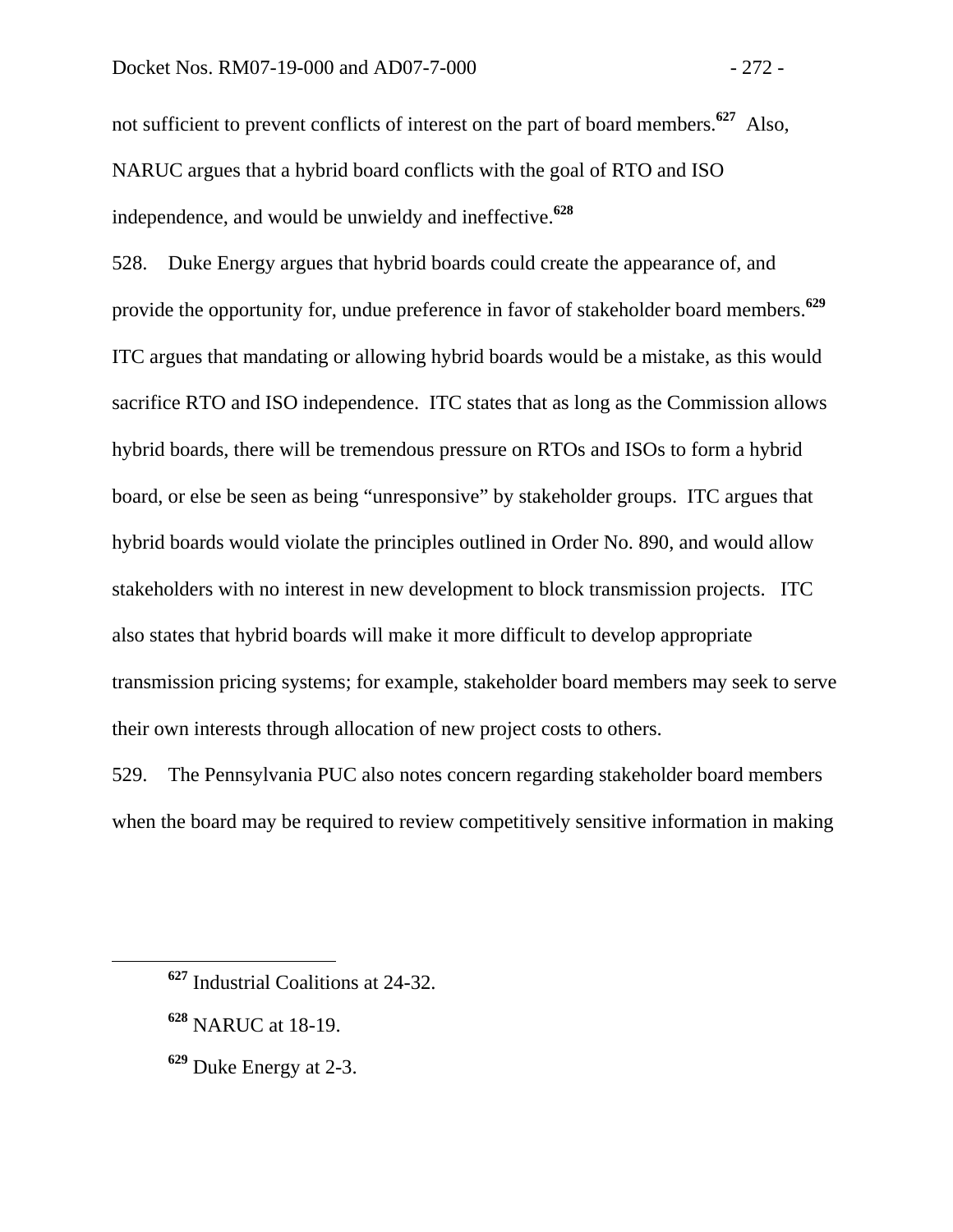not sufficient to prevent conflicts of interest on the part of board members.[627] Also, NARUC argues that a hybrid board conflicts with the goal of RTO and ISO independence, and would be unwieldy and ineffective.[628]

528. Duke Energy argues that hybrid boards could create the appearance of, and provide the opportunity for, undue preference in favor of stakeholder board members.[629] ITC argues that mandating or allowing hybrid boards would be a mistake, as this would sacrifice RTO and ISO independence. ITC states that as long as the Commission allows hybrid boards, there will be tremendous pressure on RTOs and ISOs to form a hybrid board, or else be seen as being "unresponsive" by stakeholder groups. ITC argues that hybrid boards would violate the principles outlined in Order No. 890, and would allow stakeholders with no interest in new development to block transmission projects. ITC also states that hybrid boards will make it more difficult to develop appropriate transmission pricing systems; for example, stakeholder board members may seek to serve their own interests through allocation of new project costs to others.

529. The Pennsylvania PUC also notes concern regarding stakeholder board members when the board may be required to review competitively sensitive information in making

---

[627] Industrial Coalitions at 24-32.

[628] NARUC at 18-19.

[629] Duke Energy at 2-3.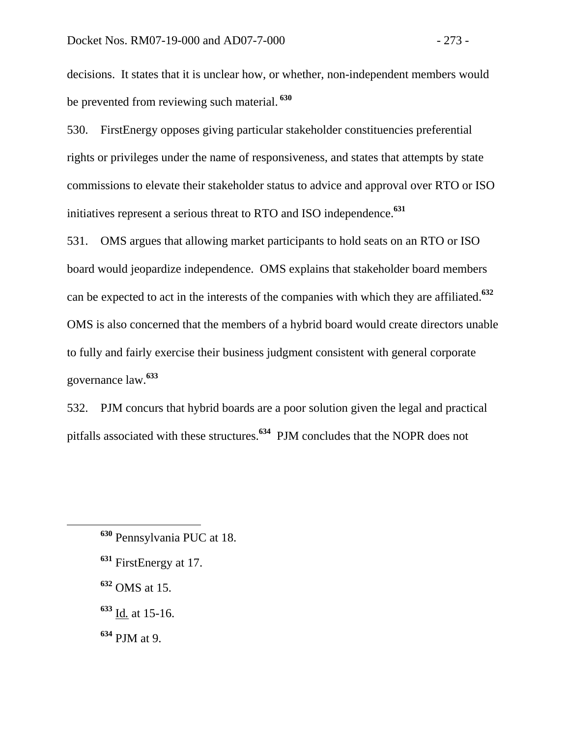decisions. It states that it is unclear how, or whether, non-independent members would be prevented from reviewing such material. [630]

530. FirstEnergy opposes giving particular stakeholder constituencies preferential rights or privileges under the name of responsiveness, and states that attempts by state commissions to elevate their stakeholder status to advice and approval over RTO or ISO initiatives represent a serious threat to RTO and ISO independence.[631]

531. OMS argues that allowing market participants to hold seats on an RTO or ISO board would jeopardize independence. OMS explains that stakeholder board members can be expected to act in the interests of the companies with which they are affiliated.[632] OMS is also concerned that the members of a hybrid board would create directors unable to fully and fairly exercise their business judgment consistent with general corporate governance law.[633]

532. PJM concurs that hybrid boards are a poor solution given the legal and practical pitfalls associated with these structures.[634] PJM concludes that the NOPR does not

---

[630] Pennsylvania PUC at 18.

[631] FirstEnergy at 17.

[632] OMS at 15.

[633] Id. at 15-16.

[634] PJM at 9.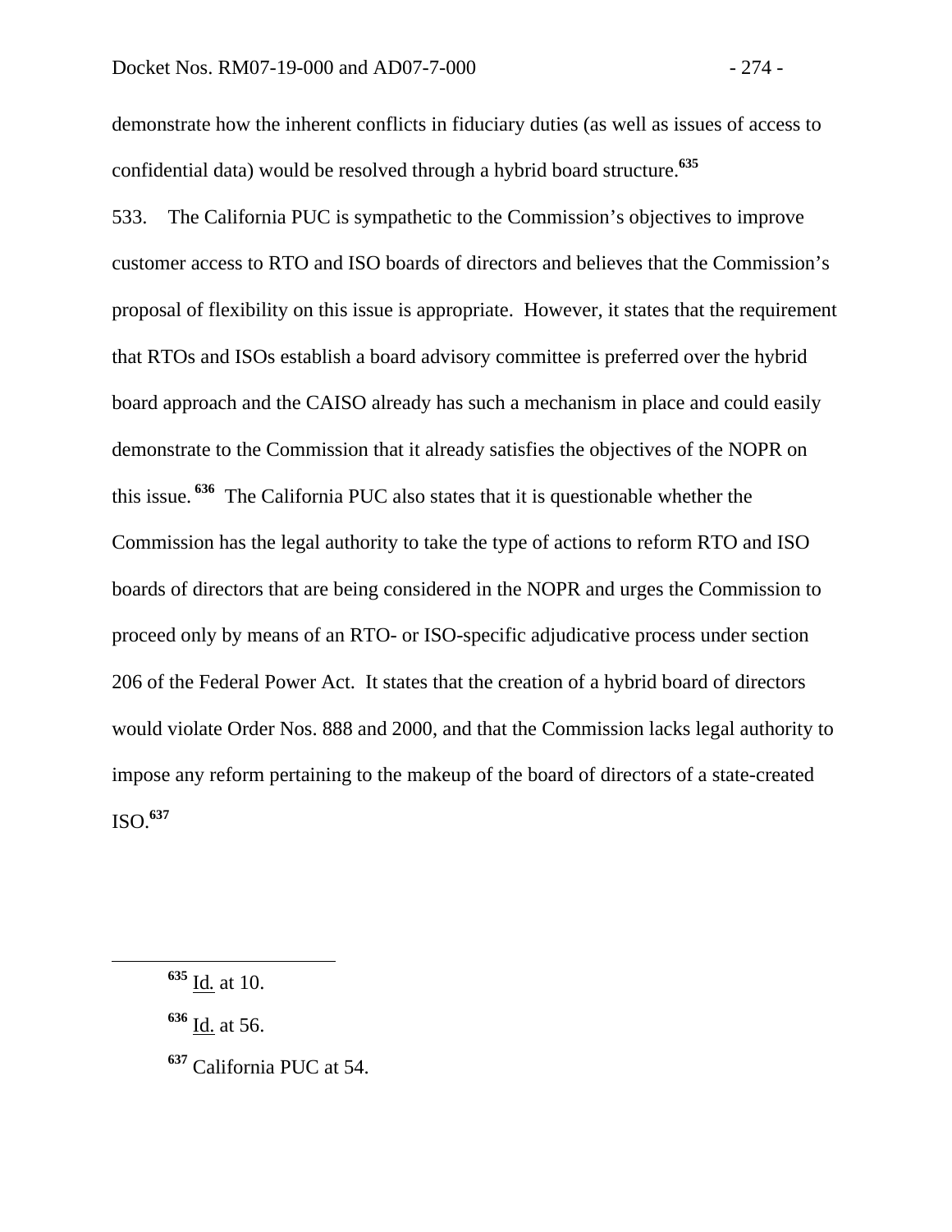demonstrate how the inherent conflicts in fiduciary duties (as well as issues of access to confidential data) would be resolved through a hybrid board structure.[635]

533. The California PUC is sympathetic to the Commission's objectives to improve customer access to RTO and ISO boards of directors and believes that the Commission's proposal of flexibility on this issue is appropriate. However, it states that the requirement that RTOs and ISOs establish a board advisory committee is preferred over the hybrid board approach and the CAISO already has such a mechanism in place and could easily demonstrate to the Commission that it already satisfies the objectives of the NOPR on this issue.[636] The California PUC also states that it is questionable whether the Commission has the legal authority to take the type of actions to reform RTO and ISO boards of directors that are being considered in the NOPR and urges the Commission to proceed only by means of an RTO- or ISO-specific adjudicative process under section 206 of the Federal Power Act. It states that the creation of a hybrid board of directors would violate Order Nos. 888 and 2000, and that the Commission lacks legal authority to impose any reform pertaining to the makeup of the board of directors of a state-created ISO.[637]

---

[635] Id. at 10.

[636] Id. at 56.

[637] California PUC at 54.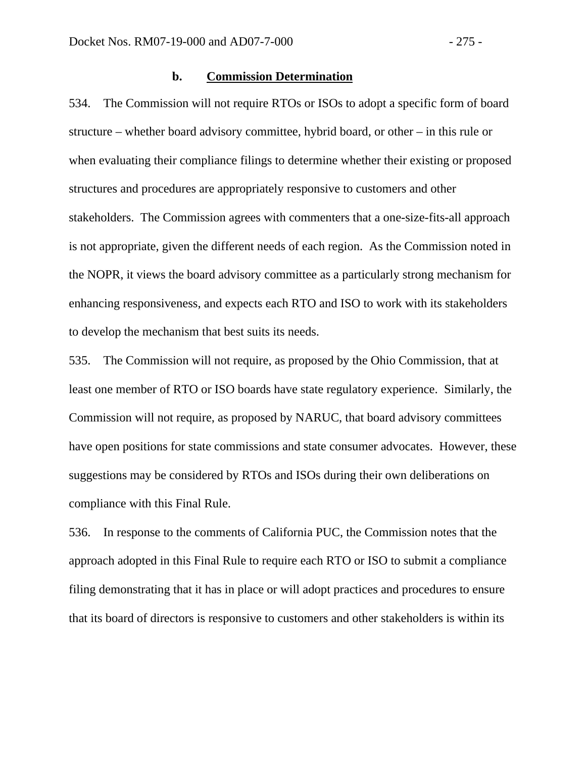### b. **Commission Determination**

534. The Commission will not require RTOs or ISOs to adopt a specific form of board structure – whether board advisory committee, hybrid board, or other – in this rule or when evaluating their compliance filings to determine whether their existing or proposed structures and procedures are appropriately responsive to customers and other stakeholders. The Commission agrees with commenters that a one-size-fits-all approach is not appropriate, given the different needs of each region. As the Commission noted in the NOPR, it views the board advisory committee as a particularly strong mechanism for enhancing responsiveness, and expects each RTO and ISO to work with its stakeholders to develop the mechanism that best suits its needs.

535. The Commission will not require, as proposed by the Ohio Commission, that at least one member of RTO or ISO boards have state regulatory experience. Similarly, the Commission will not require, as proposed by NARUC, that board advisory committees have open positions for state commissions and state consumer advocates. However, these suggestions may be considered by RTOs and ISOs during their own deliberations on compliance with this Final Rule.

536. In response to the comments of California PUC, the Commission notes that the approach adopted in this Final Rule to require each RTO or ISO to submit a compliance filing demonstrating that it has in place or will adopt practices and procedures to ensure that its board of directors is responsive to customers and other stakeholders is within its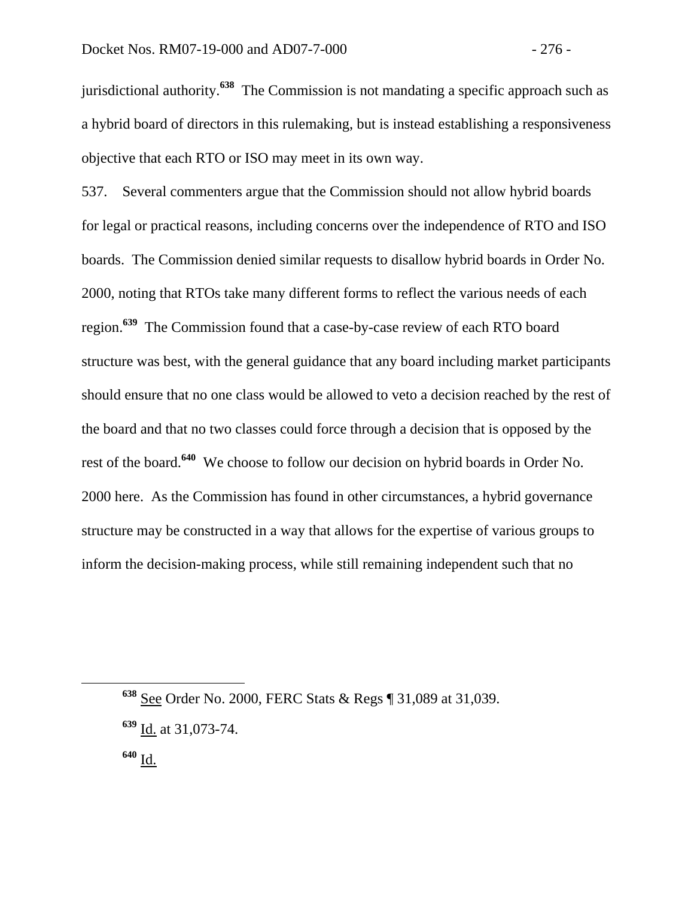jurisdictional authority.[638] The Commission is not mandating a specific approach such as a hybrid board of directors in this rulemaking, but is instead establishing a responsiveness objective that each RTO or ISO may meet in its own way.

537. Several commenters argue that the Commission should not allow hybrid boards for legal or practical reasons, including concerns over the independence of RTO and ISO boards. The Commission denied similar requests to disallow hybrid boards in Order No. 2000, noting that RTOs take many different forms to reflect the various needs of each region.[639] The Commission found that a case-by-case review of each RTO board structure was best, with the general guidance that any board including market participants should ensure that no one class would be allowed to veto a decision reached by the rest of the board and that no two classes could force through a decision that is opposed by the rest of the board.[640] We choose to follow our decision on hybrid boards in Order No. 2000 here. As the Commission has found in other circumstances, a hybrid governance structure may be constructed in a way that allows for the expertise of various groups to inform the decision-making process, while still remaining independent such that no

---

[638] See Order No. 2000, FERC Stats & Regs ¶ 31,089 at 31,039.

[639] Id. at 31,073-74.

[640] Id.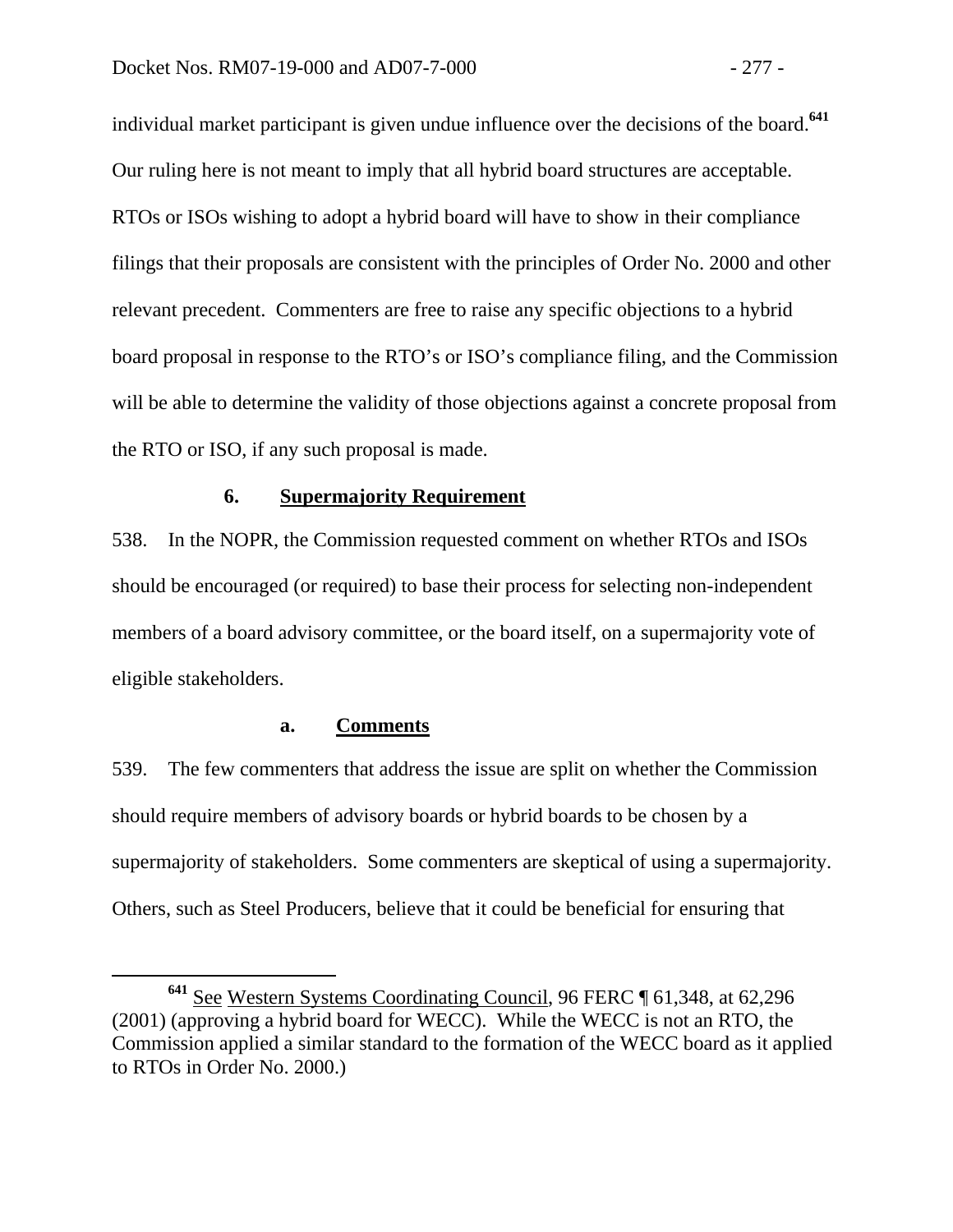individual market participant is given undue influence over the decisions of the board.[641] Our ruling here is not meant to imply that all hybrid board structures are acceptable. RTOs or ISOs wishing to adopt a hybrid board will have to show in their compliance filings that their proposals are consistent with the principles of Order No. 2000 and other relevant precedent. Commenters are free to raise any specific objections to a hybrid board proposal in response to the RTO's or ISO's compliance filing, and the Commission will be able to determine the validity of those objections against a concrete proposal from the RTO or ISO, if any such proposal is made.

### 6. Supermajority Requirement

538. In the NOPR, the Commission requested comment on whether RTOs and ISOs should be encouraged (or required) to base their process for selecting non-independent members of a board advisory committee, or the board itself, on a supermajority vote of eligible stakeholders.

#### a. Comments

539. The few commenters that address the issue are split on whether the Commission should require members of advisory boards or hybrid boards to be chosen by a supermajority of stakeholders. Some commenters are skeptical of using a supermajority. Others, such as Steel Producers, believe that it could be beneficial for ensuring that

---

[641] See Western Systems Coordinating Council, 96 FERC ¶ 61,348, at 62,296 (2001) (approving a hybrid board for WECC). While the WECC is not an RTO, the Commission applied a similar standard to the formation of the WECC board as it applied to RTOs in Order No. 2000.)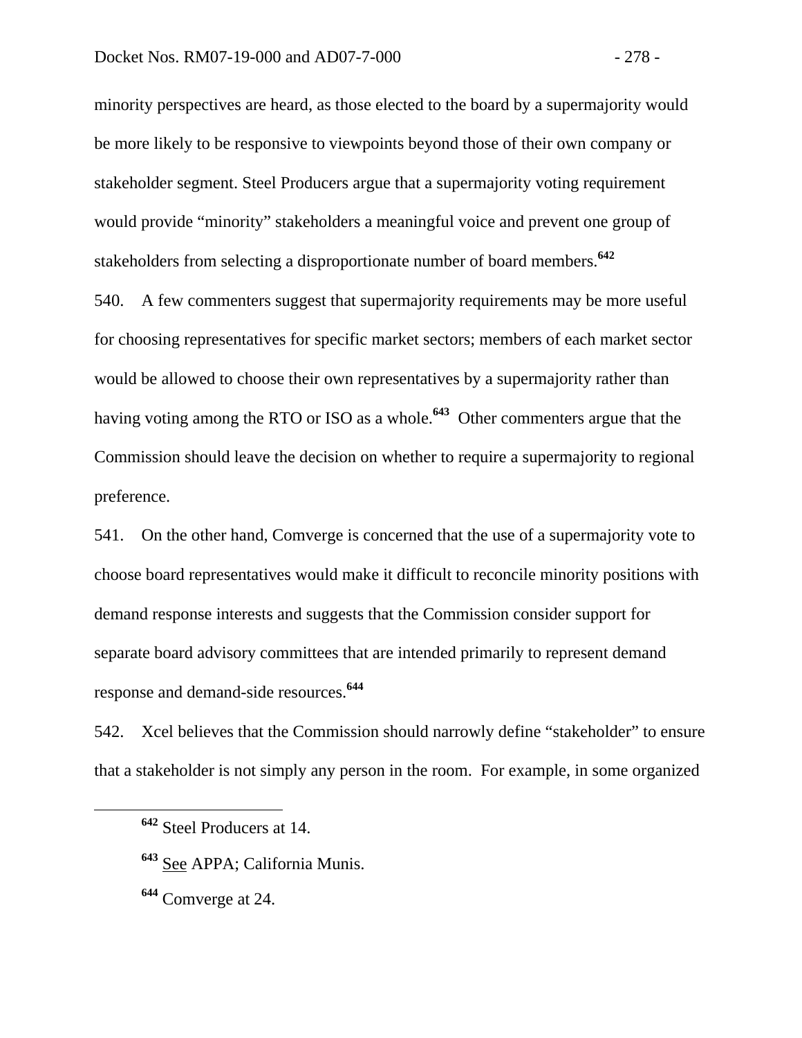minority perspectives are heard, as those elected to the board by a supermajority would be more likely to be responsive to viewpoints beyond those of their own company or stakeholder segment. Steel Producers argue that a supermajority voting requirement would provide "minority" stakeholders a meaningful voice and prevent one group of stakeholders from selecting a disproportionate number of board members.[642]

540. A few commenters suggest that supermajority requirements may be more useful for choosing representatives for specific market sectors; members of each market sector would be allowed to choose their own representatives by a supermajority rather than having voting among the RTO or ISO as a whole.[643] Other commenters argue that the Commission should leave the decision on whether to require a supermajority to regional preference.

541. On the other hand, Comverge is concerned that the use of a supermajority vote to choose board representatives would make it difficult to reconcile minority positions with demand response interests and suggests that the Commission consider support for separate board advisory committees that are intended primarily to represent demand response and demand-side resources.[644]

542. Xcel believes that the Commission should narrowly define "stakeholder" to ensure that a stakeholder is not simply any person in the room. For example, in some organized

---

[642] Steel Producers at 14.

[643] See APPA; California Munis.

[644] Comverge at 24.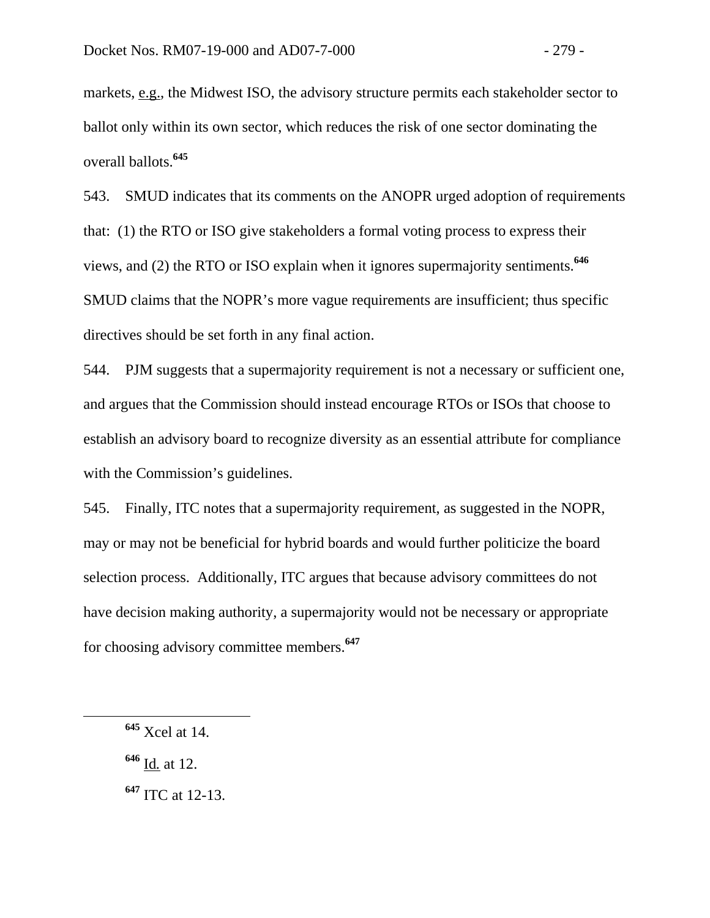markets, e.g., the Midwest ISO, the advisory structure permits each stakeholder sector to ballot only within its own sector, which reduces the risk of one sector dominating the overall ballots.[645]

543. SMUD indicates that its comments on the ANOPR urged adoption of requirements that: (1) the RTO or ISO give stakeholders a formal voting process to express their views, and (2) the RTO or ISO explain when it ignores supermajority sentiments.[646] SMUD claims that the NOPR's more vague requirements are insufficient; thus specific directives should be set forth in any final action.

544. PJM suggests that a supermajority requirement is not a necessary or sufficient one, and argues that the Commission should instead encourage RTOs or ISOs that choose to establish an advisory board to recognize diversity as an essential attribute for compliance with the Commission's guidelines.

545. Finally, ITC notes that a supermajority requirement, as suggested in the NOPR, may or may not be beneficial for hybrid boards and would further politicize the board selection process. Additionally, ITC argues that because advisory committees do not have decision making authority, a supermajority would not be necessary or appropriate for choosing advisory committee members.[647]

---

[645] Xcel at 14.

[646] Id. at 12.

[647] ITC at 12-13.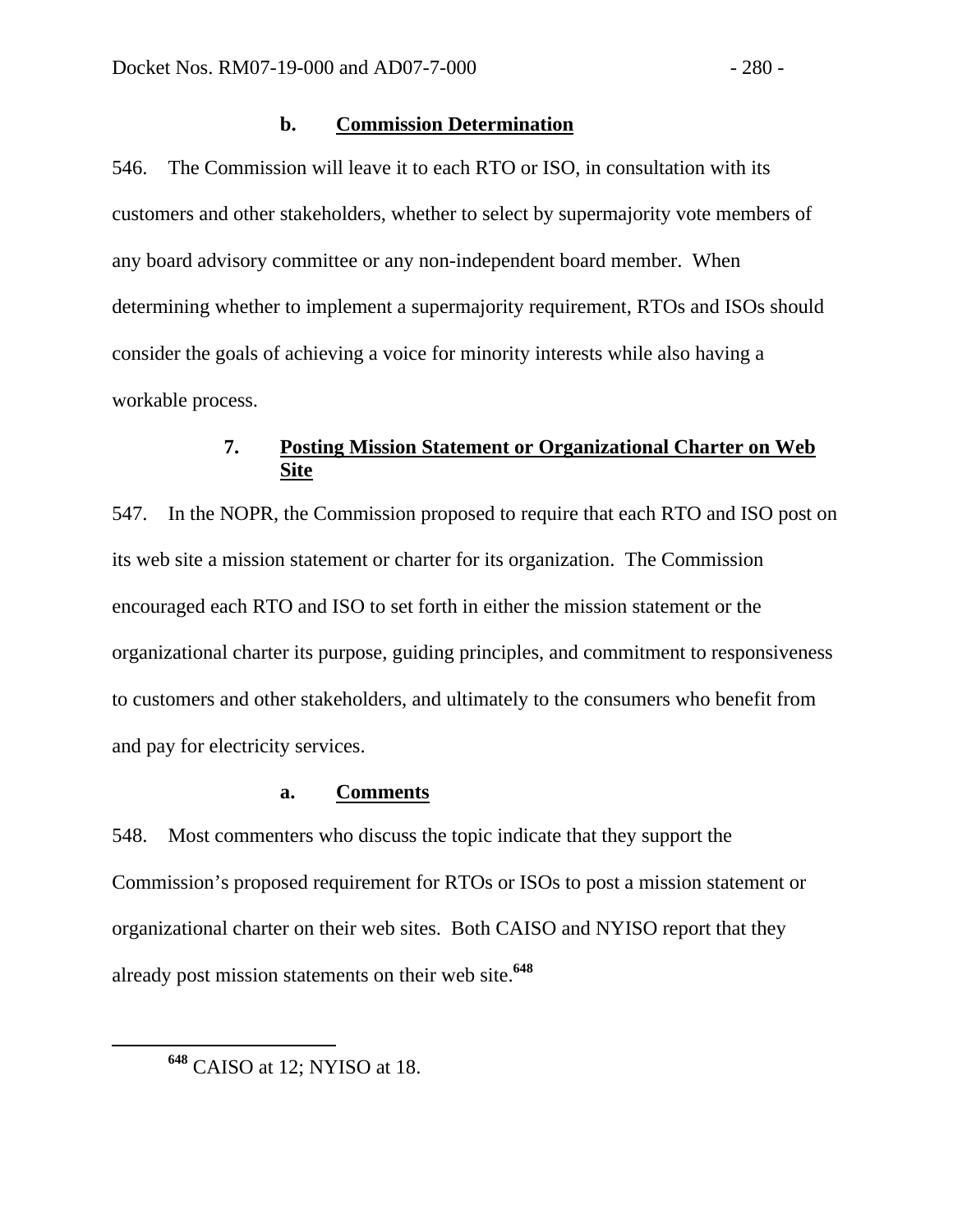#### b. Commission Determination

546. The Commission will leave it to each RTO or ISO, in consultation with its customers and other stakeholders, whether to select by supermajority vote members of any board advisory committee or any non-independent board member. When determining whether to implement a supermajority requirement, RTOs and ISOs should consider the goals of achieving a voice for minority interests while also having a workable process.

### 7. Posting Mission Statement or Organizational Charter on Web Site

547. In the NOPR, the Commission proposed to require that each RTO and ISO post on its web site a mission statement or charter for its organization. The Commission encouraged each RTO and ISO to set forth in either the mission statement or the organizational charter its purpose, guiding principles, and commitment to responsiveness to customers and other stakeholders, and ultimately to the consumers who benefit from and pay for electricity services.

#### a. Comments

548. Most commenters who discuss the topic indicate that they support the Commission's proposed requirement for RTOs or ISOs to post a mission statement or organizational charter on their web sites. Both CAISO and NYISO report that they already post mission statements on their web site.[648]

[648] CAISO at 12; NYISO at 18.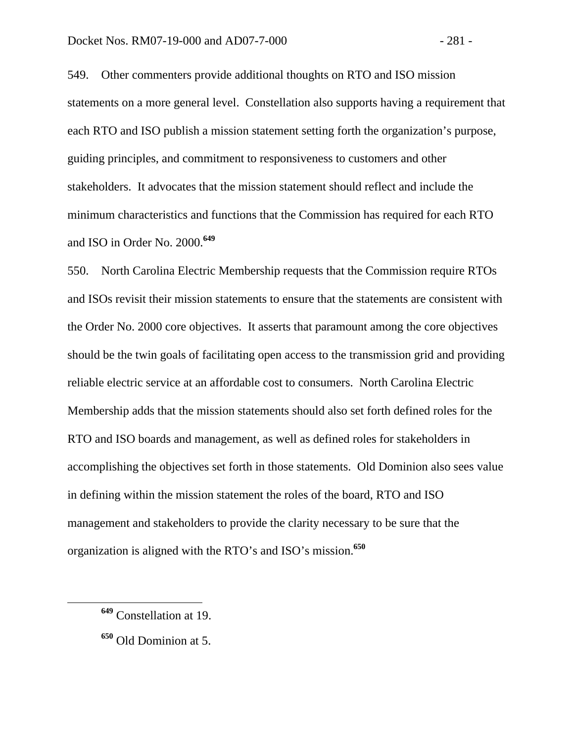549. Other commenters provide additional thoughts on RTO and ISO mission statements on a more general level. Constellation also supports having a requirement that each RTO and ISO publish a mission statement setting forth the organization's purpose, guiding principles, and commitment to responsiveness to customers and other stakeholders. It advocates that the mission statement should reflect and include the minimum characteristics and functions that the Commission has required for each RTO and ISO in Order No. 2000.[649]

550. North Carolina Electric Membership requests that the Commission require RTOs and ISOs revisit their mission statements to ensure that the statements are consistent with the Order No. 2000 core objectives. It asserts that paramount among the core objectives should be the twin goals of facilitating open access to the transmission grid and providing reliable electric service at an affordable cost to consumers. North Carolina Electric Membership adds that the mission statements should also set forth defined roles for the RTO and ISO boards and management, as well as defined roles for stakeholders in accomplishing the objectives set forth in those statements. Old Dominion also sees value in defining within the mission statement the roles of the board, RTO and ISO management and stakeholders to provide the clarity necessary to be sure that the organization is aligned with the RTO's and ISO's mission.[650]

---

[649] Constellation at 19.

[650] Old Dominion at 5.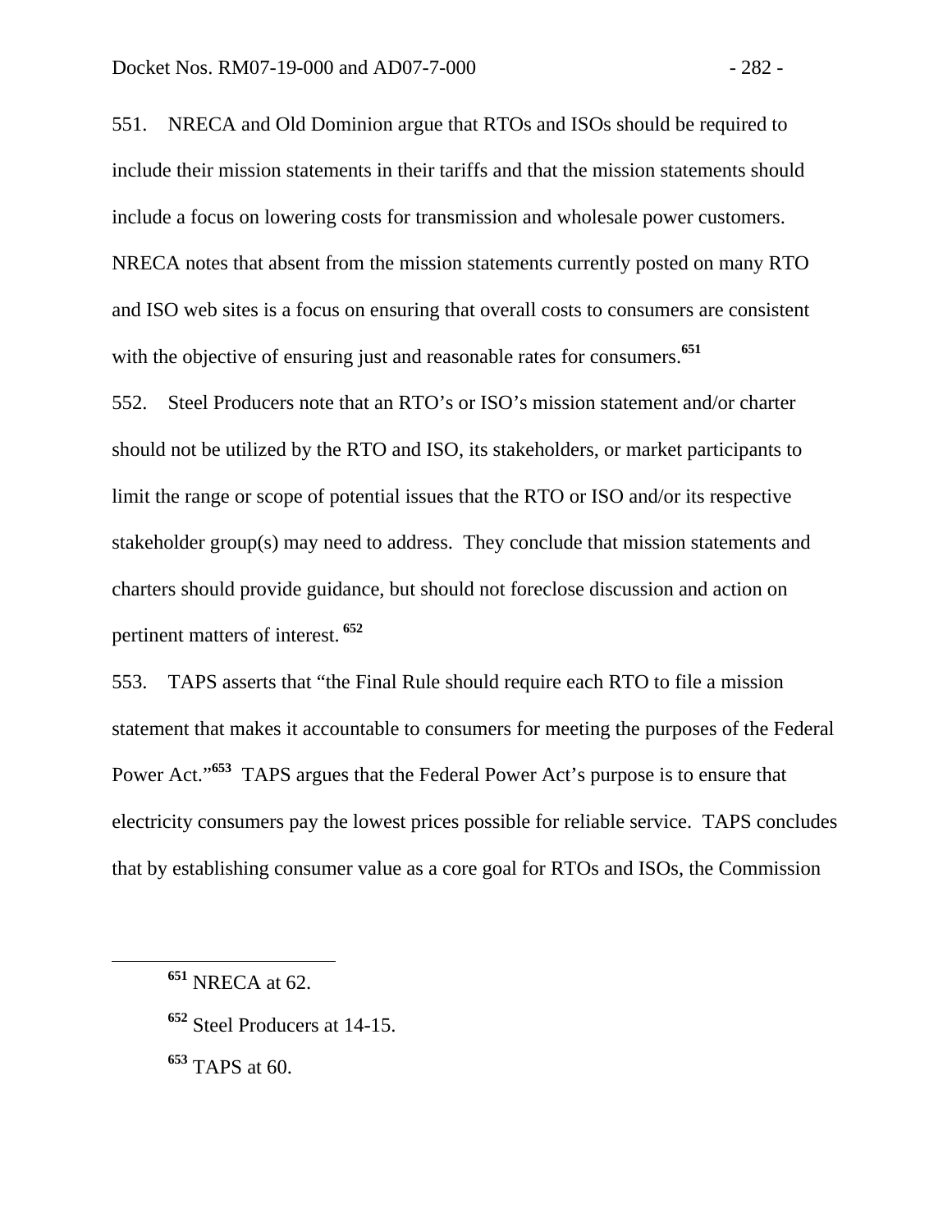551. NRECA and Old Dominion argue that RTOs and ISOs should be required to include their mission statements in their tariffs and that the mission statements should include a focus on lowering costs for transmission and wholesale power customers. NRECA notes that absent from the mission statements currently posted on many RTO and ISO web sites is a focus on ensuring that overall costs to consumers are consistent with the objective of ensuring just and reasonable rates for consumers.[651]

552. Steel Producers note that an RTO's or ISO's mission statement and/or charter should not be utilized by the RTO and ISO, its stakeholders, or market participants to limit the range or scope of potential issues that the RTO or ISO and/or its respective stakeholder group(s) may need to address. They conclude that mission statements and charters should provide guidance, but should not foreclose discussion and action on pertinent matters of interest.[652]

553. TAPS asserts that "the Final Rule should require each RTO to file a mission statement that makes it accountable to consumers for meeting the purposes of the Federal Power Act."[653] TAPS argues that the Federal Power Act's purpose is to ensure that electricity consumers pay the lowest prices possible for reliable service. TAPS concludes that by establishing consumer value as a core goal for RTOs and ISOs, the Commission

---

[651] NRECA at 62.

[652] Steel Producers at 14-15.

[653] TAPS at 60.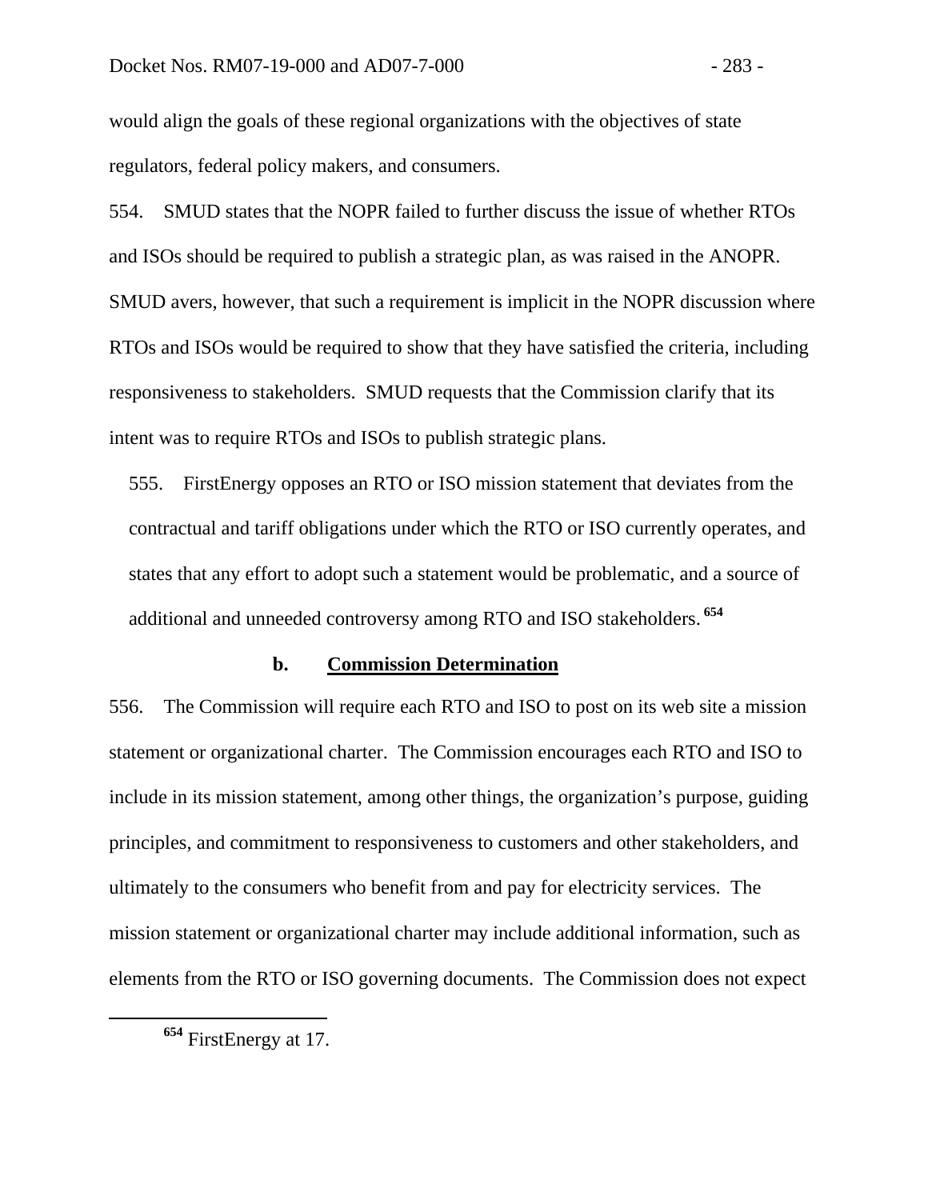would align the goals of these regional organizations with the objectives of state regulators, federal policy makers, and consumers.

554. SMUD states that the NOPR failed to further discuss the issue of whether RTOs and ISOs should be required to publish a strategic plan, as was raised in the ANOPR. SMUD avers, however, that such a requirement is implicit in the NOPR discussion where RTOs and ISOs would be required to show that they have satisfied the criteria, including responsiveness to stakeholders. SMUD requests that the Commission clarify that its intent was to require RTOs and ISOs to publish strategic plans.

555. FirstEnergy opposes an RTO or ISO mission statement that deviates from the contractual and tariff obligations under which the RTO or ISO currently operates, and states that any effort to adopt such a statement would be problematic, and a source of additional and unneeded controversy among RTO and ISO stakeholders.[654]

#### b. Commission Determination

556. The Commission will require each RTO and ISO to post on its web site a mission statement or organizational charter. The Commission encourages each RTO and ISO to include in its mission statement, among other things, the organization's purpose, guiding principles, and commitment to responsiveness to customers and other stakeholders, and ultimately to the consumers who benefit from and pay for electricity services. The mission statement or organizational charter may include additional information, such as elements from the RTO or ISO governing documents. The Commission does not expect

---

[654] FirstEnergy at 17.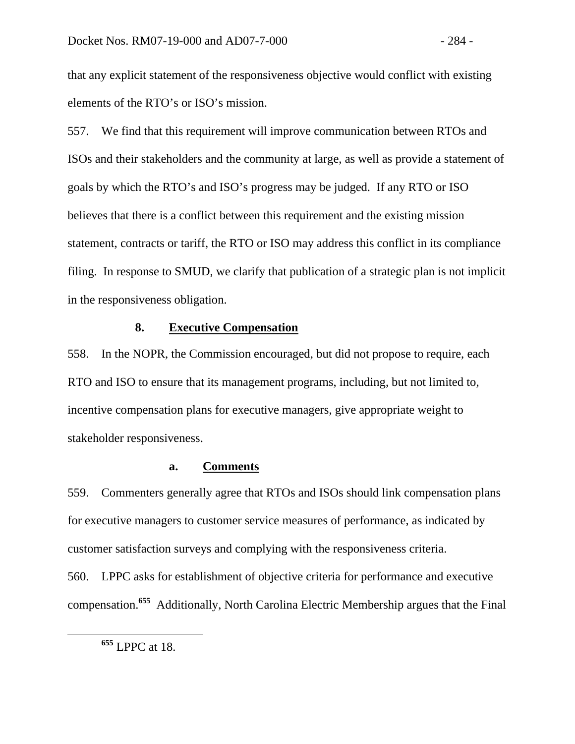that any explicit statement of the responsiveness objective would conflict with existing elements of the RTO's or ISO's mission.

557. We find that this requirement will improve communication between RTOs and ISOs and their stakeholders and the community at large, as well as provide a statement of goals by which the RTO's and ISO's progress may be judged. If any RTO or ISO believes that there is a conflict between this requirement and the existing mission statement, contracts or tariff, the RTO or ISO may address this conflict in its compliance filing. In response to SMUD, we clarify that publication of a strategic plan is not implicit in the responsiveness obligation.

### 8. Executive Compensation

558. In the NOPR, the Commission encouraged, but did not propose to require, each RTO and ISO to ensure that its management programs, including, but not limited to, incentive compensation plans for executive managers, give appropriate weight to stakeholder responsiveness.

#### a. Comments

559. Commenters generally agree that RTOs and ISOs should link compensation plans for executive managers to customer service measures of performance, as indicated by customer satisfaction surveys and complying with the responsiveness criteria.

560. LPPC asks for establishment of objective criteria for performance and executive compensation.[655] Additionally, North Carolina Electric Membership argues that the Final

[655] LPPC at 18.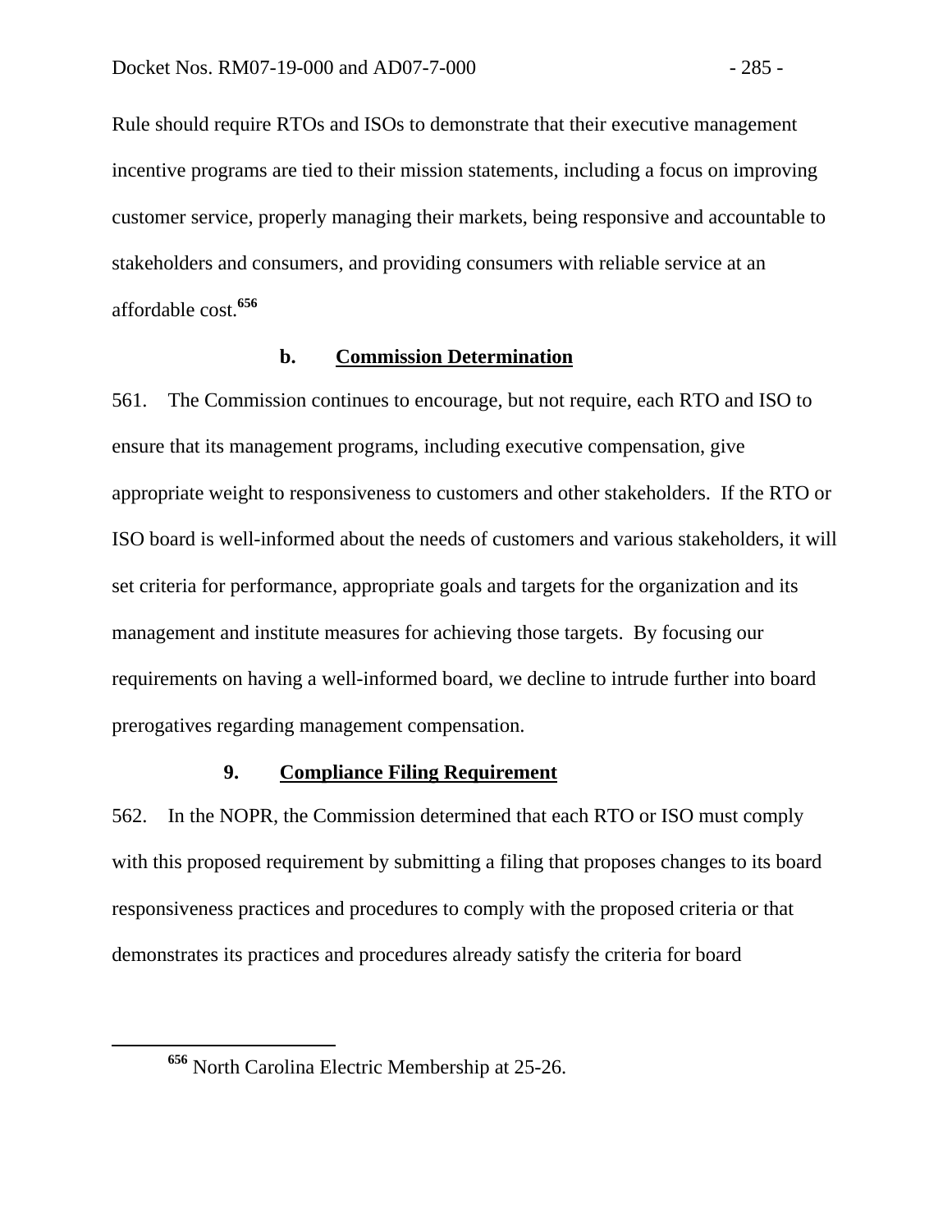Rule should require RTOs and ISOs to demonstrate that their executive management incentive programs are tied to their mission statements, including a focus on improving customer service, properly managing their markets, being responsive and accountable to stakeholders and consumers, and providing consumers with reliable service at an affordable cost.[656]

#### b. Commission Determination

561. The Commission continues to encourage, but not require, each RTO and ISO to ensure that its management programs, including executive compensation, give appropriate weight to responsiveness to customers and other stakeholders. If the RTO or ISO board is well-informed about the needs of customers and various stakeholders, it will set criteria for performance, appropriate goals and targets for the organization and its management and institute measures for achieving those targets. By focusing our requirements on having a well-informed board, we decline to intrude further into board prerogatives regarding management compensation.

### 9. Compliance Filing Requirement

562. In the NOPR, the Commission determined that each RTO or ISO must comply with this proposed requirement by submitting a filing that proposes changes to its board responsiveness practices and procedures to comply with the proposed criteria or that demonstrates its practices and procedures already satisfy the criteria for board

---

[656] North Carolina Electric Membership at 25-26.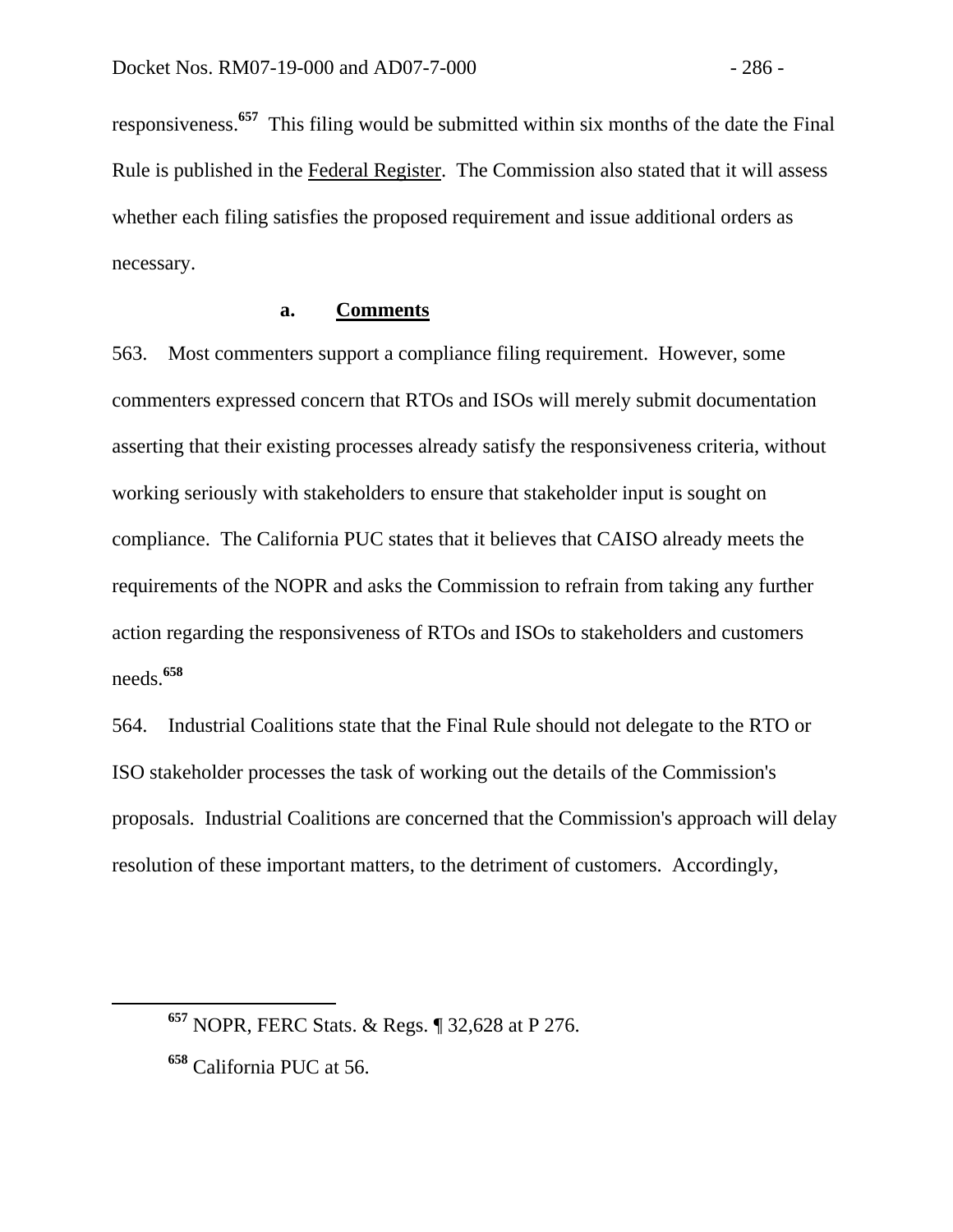responsiveness.[657] This filing would be submitted within six months of the date the Final Rule is published in the Federal Register. The Commission also stated that it will assess whether each filing satisfies the proposed requirement and issue additional orders as necessary.

#### a. Comments

563. Most commenters support a compliance filing requirement. However, some commenters expressed concern that RTOs and ISOs will merely submit documentation asserting that their existing processes already satisfy the responsiveness criteria, without working seriously with stakeholders to ensure that stakeholder input is sought on compliance. The California PUC states that it believes that CAISO already meets the requirements of the NOPR and asks the Commission to refrain from taking any further action regarding the responsiveness of RTOs and ISOs to stakeholders and customers needs.[658]

564. Industrial Coalitions state that the Final Rule should not delegate to the RTO or ISO stakeholder processes the task of working out the details of the Commission's proposals. Industrial Coalitions are concerned that the Commission's approach will delay resolution of these important matters, to the detriment of customers. Accordingly,

---

[657] NOPR, FERC Stats. & Regs. ¶ 32,628 at P 276.

[658] California PUC at 56.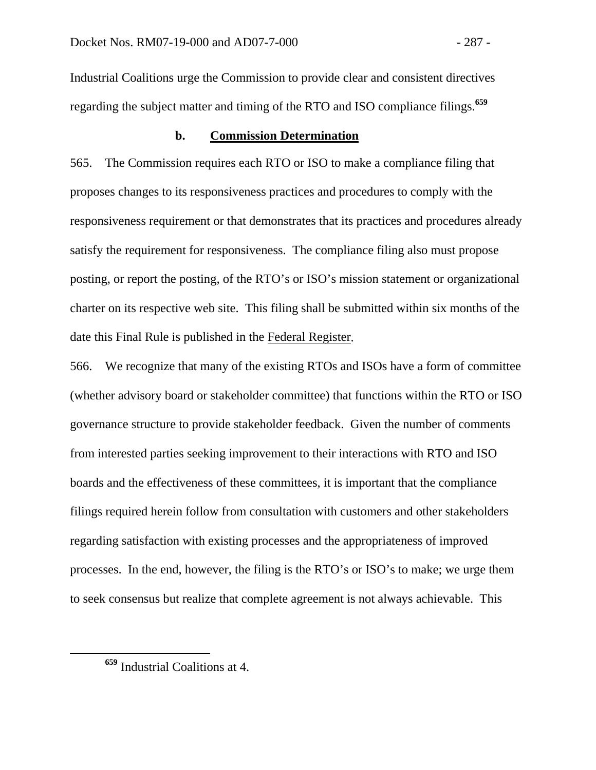Industrial Coalitions urge the Commission to provide clear and consistent directives regarding the subject matter and timing of the RTO and ISO compliance filings.[659]

### b. Commission Determination

565. The Commission requires each RTO or ISO to make a compliance filing that proposes changes to its responsiveness practices and procedures to comply with the responsiveness requirement or that demonstrates that its practices and procedures already satisfy the requirement for responsiveness. The compliance filing also must propose posting, or report the posting, of the RTO's or ISO's mission statement or organizational charter on its respective web site. This filing shall be submitted within six months of the date this Final Rule is published in the Federal Register.

566. We recognize that many of the existing RTOs and ISOs have a form of committee (whether advisory board or stakeholder committee) that functions within the RTO or ISO governance structure to provide stakeholder feedback. Given the number of comments from interested parties seeking improvement to their interactions with RTO and ISO boards and the effectiveness of these committees, it is important that the compliance filings required herein follow from consultation with customers and other stakeholders regarding satisfaction with existing processes and the appropriateness of improved processes. In the end, however, the filing is the RTO's or ISO's to make; we urge them to seek consensus but realize that complete agreement is not always achievable. This

[659] Industrial Coalitions at 4.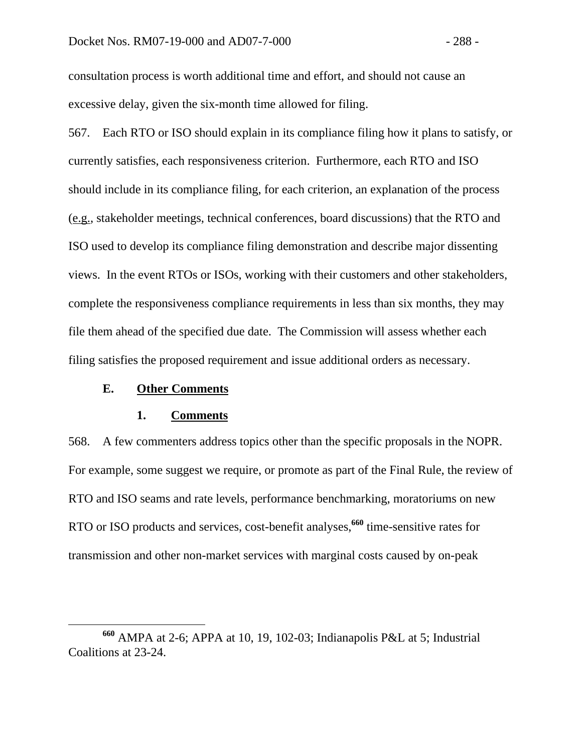consultation process is worth additional time and effort, and should not cause an excessive delay, given the six-month time allowed for filing.

567. Each RTO or ISO should explain in its compliance filing how it plans to satisfy, or currently satisfies, each responsiveness criterion. Furthermore, each RTO and ISO should include in its compliance filing, for each criterion, an explanation of the process (e.g., stakeholder meetings, technical conferences, board discussions) that the RTO and ISO used to develop its compliance filing demonstration and describe major dissenting views. In the event RTOs or ISOs, working with their customers and other stakeholders, complete the responsiveness compliance requirements in less than six months, they may file them ahead of the specified due date. The Commission will assess whether each filing satisfies the proposed requirement and issue additional orders as necessary.

### E. Other Comments

#### 1. Comments

568. A few commenters address topics other than the specific proposals in the NOPR. For example, some suggest we require, or promote as part of the Final Rule, the review of RTO and ISO seams and rate levels, performance benchmarking, moratoriums on new RTO or ISO products and services, cost-benefit analyses,[660] time-sensitive rates for transmission and other non-market services with marginal costs caused by on-peak

---

[660] AMPA at 2-6; APPA at 10, 19, 102-03; Indianapolis P&L at 5; Industrial Coalitions at 23-24.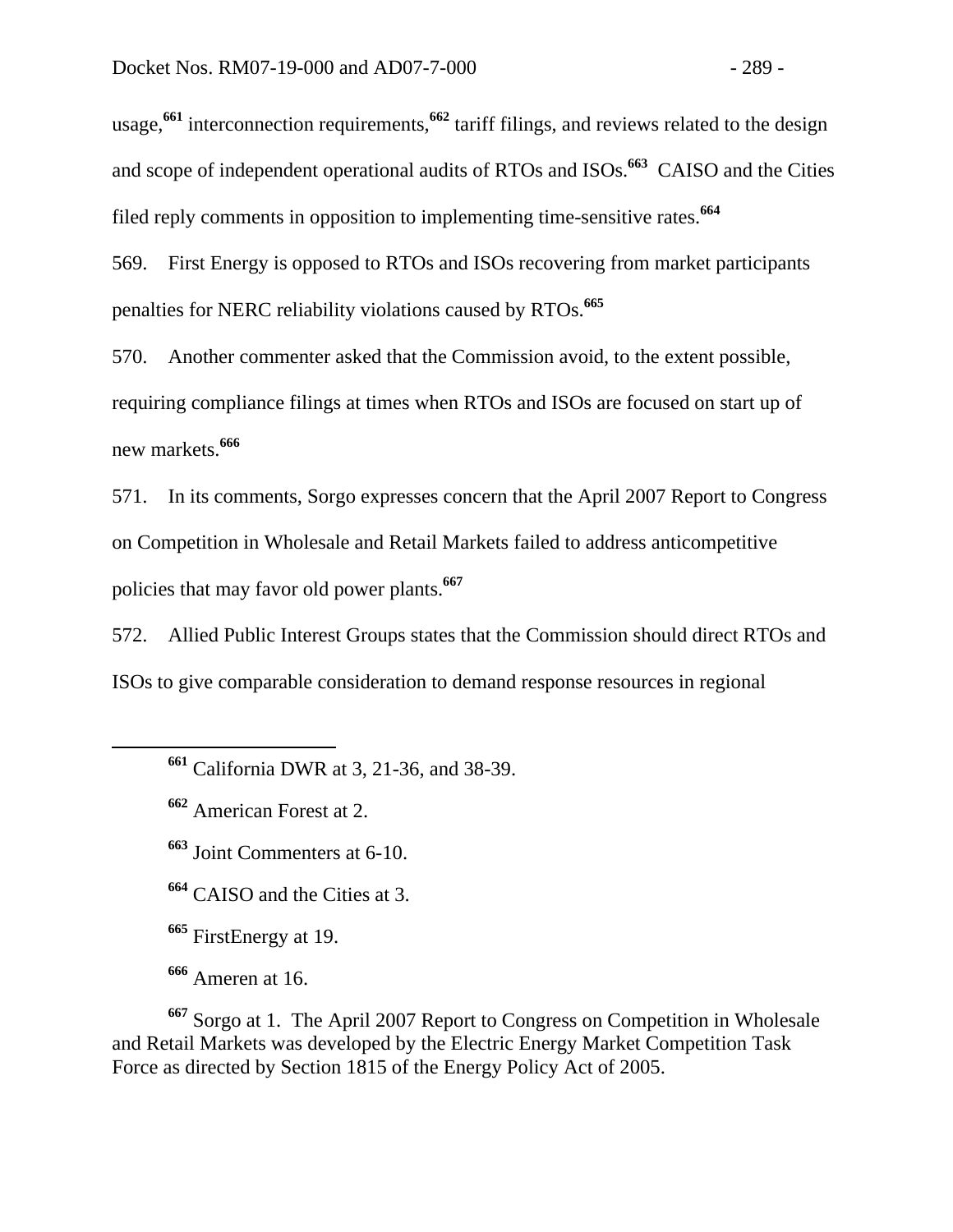usage,[661] interconnection requirements,[662] tariff filings, and reviews related to the design and scope of independent operational audits of RTOs and ISOs.[663] CAISO and the Cities filed reply comments in opposition to implementing time-sensitive rates.[664]

569. First Energy is opposed to RTOs and ISOs recovering from market participants penalties for NERC reliability violations caused by RTOs.[665]

570. Another commenter asked that the Commission avoid, to the extent possible, requiring compliance filings at times when RTOs and ISOs are focused on start up of new markets.[666]

571. In its comments, Sorgo expresses concern that the April 2007 Report to Congress on Competition in Wholesale and Retail Markets failed to address anticompetitive policies that may favor old power plants.[667]

572. Allied Public Interest Groups states that the Commission should direct RTOs and ISOs to give comparable consideration to demand response resources in regional

---

[661] California DWR at 3, 21-36, and 38-39.

[662] American Forest at 2.

[663] Joint Commenters at 6-10.

[664] CAISO and the Cities at 3.

[665] FirstEnergy at 19.

[666] Ameren at 16.

[667] Sorgo at 1. The April 2007 Report to Congress on Competition in Wholesale and Retail Markets was developed by the Electric Energy Market Competition Task Force as directed by Section 1815 of the Energy Policy Act of 2005.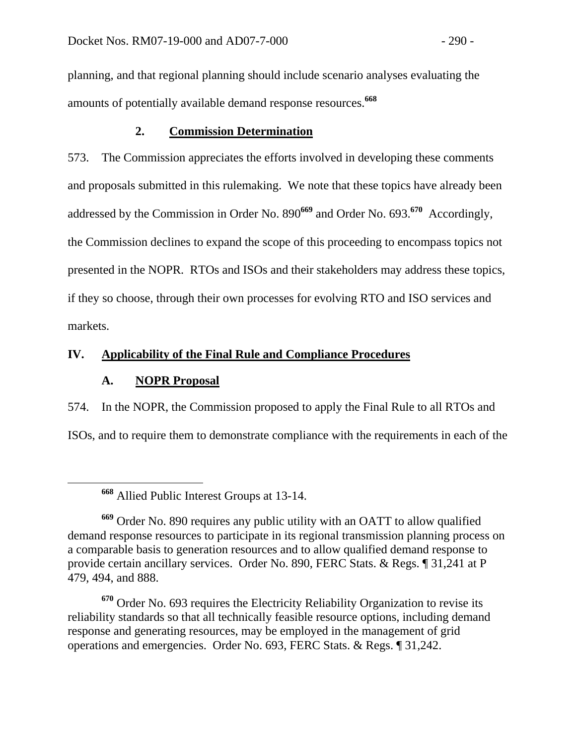planning, and that regional planning should include scenario analyses evaluating the amounts of potentially available demand response resources.[668]

### 2. Commission Determination

573. The Commission appreciates the efforts involved in developing these comments and proposals submitted in this rulemaking. We note that these topics have already been addressed by the Commission in Order No. 890[669] and Order No. 693.[670] Accordingly, the Commission declines to expand the scope of this proceeding to encompass topics not presented in the NOPR. RTOs and ISOs and their stakeholders may address these topics, if they so choose, through their own processes for evolving RTO and ISO services and markets.

## IV. Applicability of the Final Rule and Compliance Procedures

### A. NOPR Proposal

574. In the NOPR, the Commission proposed to apply the Final Rule to all RTOs and ISOs, and to require them to demonstrate compliance with the requirements in each of the

---

[668] Allied Public Interest Groups at 13-14.

[669] Order No. 890 requires any public utility with an OATT to allow qualified demand response resources to participate in its regional transmission planning process on a comparable basis to generation resources and to allow qualified demand response to provide certain ancillary services. Order No. 890, FERC Stats. & Regs. ¶ 31,241 at P 479, 494, and 888.

[670] Order No. 693 requires the Electricity Reliability Organization to revise its reliability standards so that all technically feasible resource options, including demand response and generating resources, may be employed in the management of grid operations and emergencies. Order No. 693, FERC Stats. & Regs. ¶ 31,242.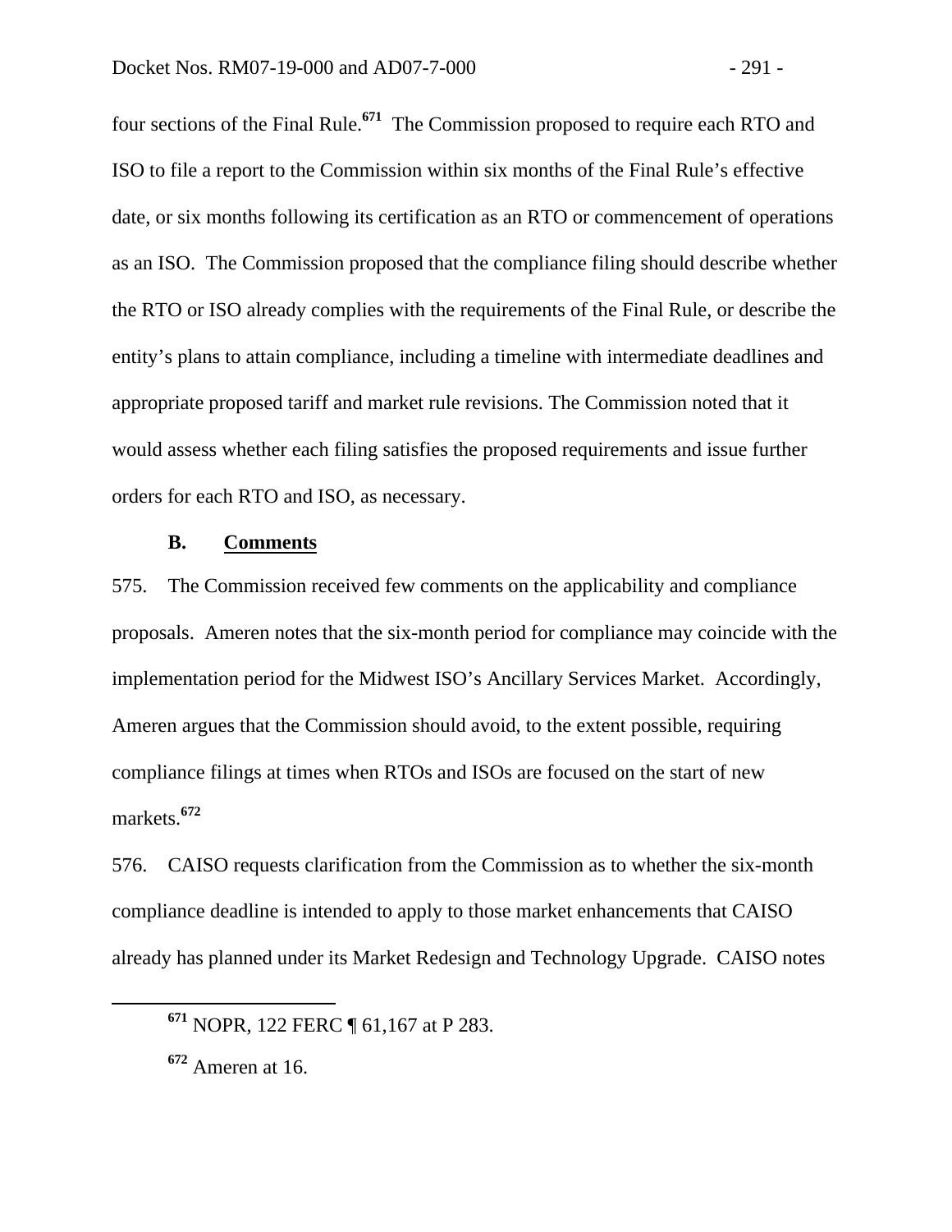four sections of the Final Rule.[671] The Commission proposed to require each RTO and ISO to file a report to the Commission within six months of the Final Rule's effective date, or six months following its certification as an RTO or commencement of operations as an ISO. The Commission proposed that the compliance filing should describe whether the RTO or ISO already complies with the requirements of the Final Rule, or describe the entity's plans to attain compliance, including a timeline with intermediate deadlines and appropriate proposed tariff and market rule revisions. The Commission noted that it would assess whether each filing satisfies the proposed requirements and issue further orders for each RTO and ISO, as necessary.

### B. Comments

575. The Commission received few comments on the applicability and compliance proposals. Ameren notes that the six-month period for compliance may coincide with the implementation period for the Midwest ISO's Ancillary Services Market. Accordingly, Ameren argues that the Commission should avoid, to the extent possible, requiring compliance filings at times when RTOs and ISOs are focused on the start of new markets.[672]

576. CAISO requests clarification from the Commission as to whether the six-month compliance deadline is intended to apply to those market enhancements that CAISO already has planned under its Market Redesign and Technology Upgrade. CAISO notes

---

[671] NOPR, 122 FERC ¶ 61,167 at P 283.

[672] Ameren at 16.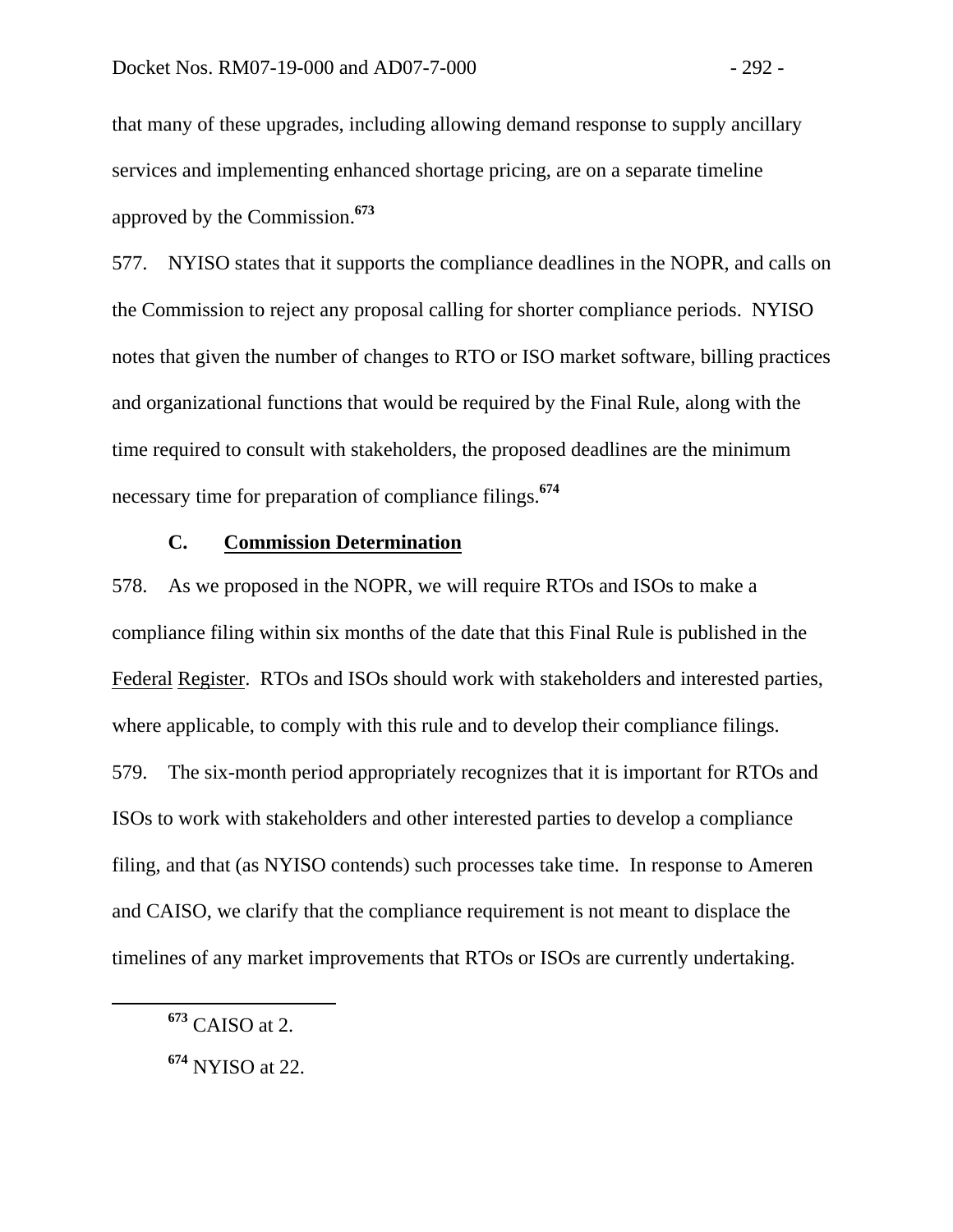that many of these upgrades, including allowing demand response to supply ancillary services and implementing enhanced shortage pricing, are on a separate timeline approved by the Commission.[673]

577. NYISO states that it supports the compliance deadlines in the NOPR, and calls on the Commission to reject any proposal calling for shorter compliance periods. NYISO notes that given the number of changes to RTO or ISO market software, billing practices and organizational functions that would be required by the Final Rule, along with the time required to consult with stakeholders, the proposed deadlines are the minimum necessary time for preparation of compliance filings.[674]

### C. Commission Determination

578. As we proposed in the NOPR, we will require RTOs and ISOs to make a compliance filing within six months of the date that this Final Rule is published in the Federal Register. RTOs and ISOs should work with stakeholders and interested parties, where applicable, to comply with this rule and to develop their compliance filings.

579. The six-month period appropriately recognizes that it is important for RTOs and ISOs to work with stakeholders and other interested parties to develop a compliance filing, and that (as NYISO contends) such processes take time. In response to Ameren and CAISO, we clarify that the compliance requirement is not meant to displace the timelines of any market improvements that RTOs or ISOs are currently undertaking.

---

[673] CAISO at 2.

[674] NYISO at 22.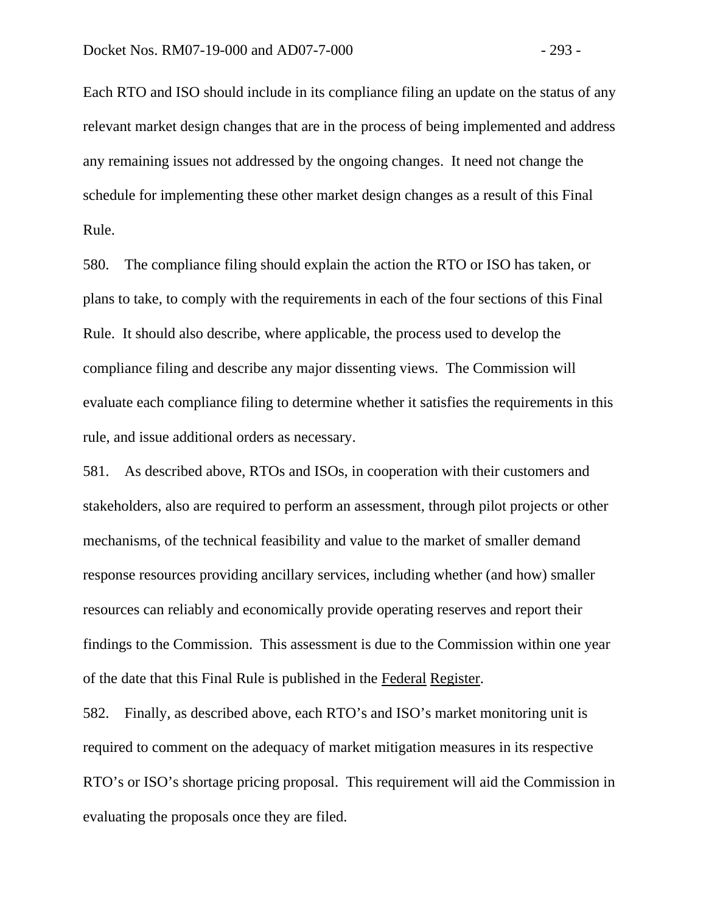Each RTO and ISO should include in its compliance filing an update on the status of any relevant market design changes that are in the process of being implemented and address any remaining issues not addressed by the ongoing changes. It need not change the schedule for implementing these other market design changes as a result of this Final Rule.

580. The compliance filing should explain the action the RTO or ISO has taken, or plans to take, to comply with the requirements in each of the four sections of this Final Rule. It should also describe, where applicable, the process used to develop the compliance filing and describe any major dissenting views. The Commission will evaluate each compliance filing to determine whether it satisfies the requirements in this rule, and issue additional orders as necessary.

581. As described above, RTOs and ISOs, in cooperation with their customers and stakeholders, also are required to perform an assessment, through pilot projects or other mechanisms, of the technical feasibility and value to the market of smaller demand response resources providing ancillary services, including whether (and how) smaller resources can reliably and economically provide operating reserves and report their findings to the Commission. This assessment is due to the Commission within one year of the date that this Final Rule is published in the Federal Register.

582. Finally, as described above, each RTO's and ISO's market monitoring unit is required to comment on the adequacy of market mitigation measures in its respective RTO's or ISO's shortage pricing proposal. This requirement will aid the Commission in evaluating the proposals once they are filed.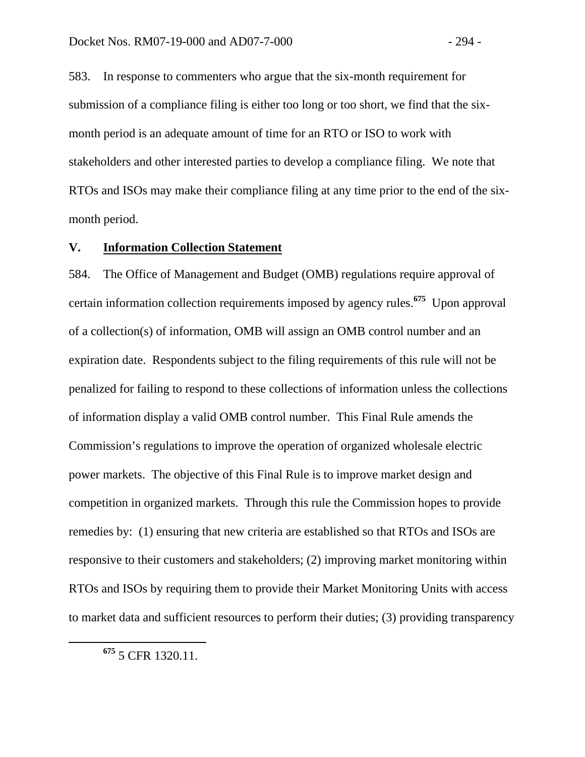583. In response to commenters who argue that the six-month requirement for submission of a compliance filing is either too long or too short, we find that the six-month period is an adequate amount of time for an RTO or ISO to work with stakeholders and other interested parties to develop a compliance filing. We note that RTOs and ISOs may make their compliance filing at any time prior to the end of the six-month period.

## V. Information Collection Statement

584. The Office of Management and Budget (OMB) regulations require approval of certain information collection requirements imposed by agency rules.[675] Upon approval of a collection(s) of information, OMB will assign an OMB control number and an expiration date. Respondents subject to the filing requirements of this rule will not be penalized for failing to respond to these collections of information unless the collections of information display a valid OMB control number. This Final Rule amends the Commission's regulations to improve the operation of organized wholesale electric power markets. The objective of this Final Rule is to improve market design and competition in organized markets. Through this rule the Commission hopes to provide remedies by: (1) ensuring that new criteria are established so that RTOs and ISOs are responsive to their customers and stakeholders; (2) improving market monitoring within RTOs and ISOs by requiring them to provide their Market Monitoring Units with access to market data and sufficient resources to perform their duties; (3) providing transparency

[675] 5 CFR 1320.11.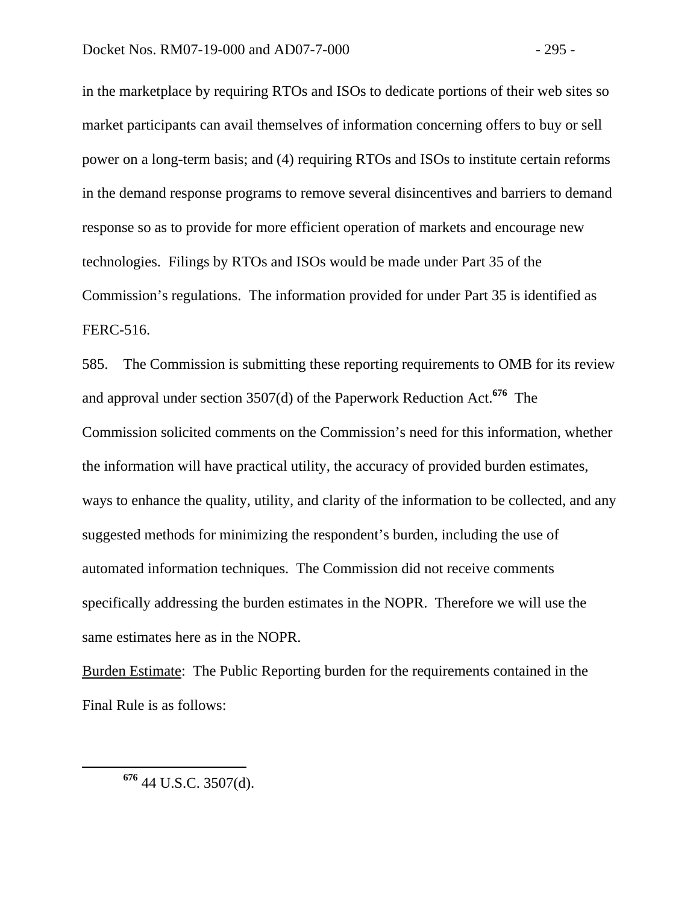in the marketplace by requiring RTOs and ISOs to dedicate portions of their web sites so market participants can avail themselves of information concerning offers to buy or sell power on a long-term basis; and (4) requiring RTOs and ISOs to institute certain reforms in the demand response programs to remove several disincentives and barriers to demand response so as to provide for more efficient operation of markets and encourage new technologies. Filings by RTOs and ISOs would be made under Part 35 of the Commission's regulations. The information provided for under Part 35 is identified as FERC-516.

585. The Commission is submitting these reporting requirements to OMB for its review and approval under section 3507(d) of the Paperwork Reduction Act.[676] The Commission solicited comments on the Commission's need for this information, whether the information will have practical utility, the accuracy of provided burden estimates, ways to enhance the quality, utility, and clarity of the information to be collected, and any suggested methods for minimizing the respondent's burden, including the use of automated information techniques. The Commission did not receive comments specifically addressing the burden estimates in the NOPR. Therefore we will use the same estimates here as in the NOPR.

Burden Estimate: The Public Reporting burden for the requirements contained in the Final Rule is as follows:

[676] 44 U.S.C. 3507(d).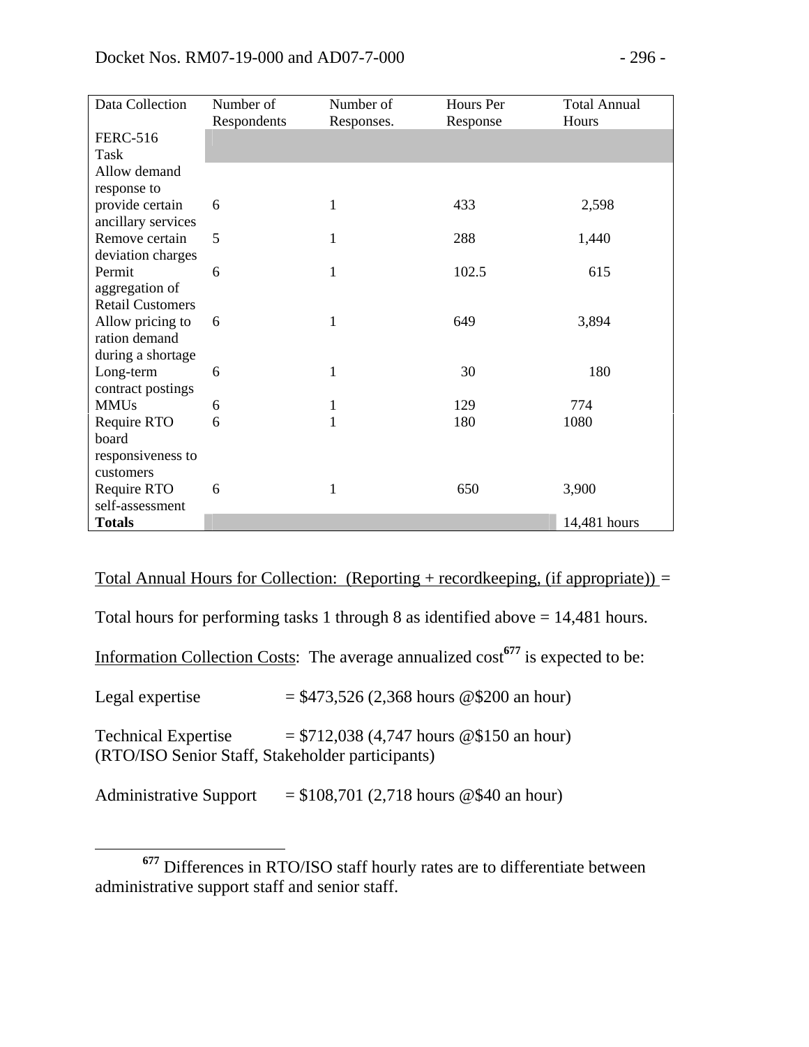| Data Collection | Number of Respondents | Number of Responses. | Hours Per Response | Total Annual Hours |
|---|---|---|---|---|
| FERC-516 Task | | | | |
| Allow demand response to provide certain ancillary services | 6 | 1 | 433 | 2,598 |
| Remove certain deviation charges | 5 | 1 | 288 | 1,440 |
| Permit aggregation of Retail Customers | 6 | 1 | 102.5 | 615 |
| Allow pricing to ration demand during a shortage | 6 | 1 | 649 | 3,894 |
| Long-term contract postings | 6 | 1 | 30 | 180 |
| MMUs | 6 | 1 | 129 | 774 |
| Require RTO board responsiveness to customers | 6 | 1 | 180 | 1080 |
| Require RTO self-assessment | 6 | 1 | 650 | 3,900 |
| **Totals** | | | | 14,481 hours |

Total Annual Hours for Collection: (Reporting + recordkeeping, (if appropriate)) =

Total hours for performing tasks 1 through 8 as identified above = 14,481 hours.

Information Collection Costs: The average annualized cost[677] is expected to be:

Legal expertise = $473,526 (2,368 hours @$200 an hour)

Technical Expertise = $712,038 (4,747 hours @$150 an hour)
(RTO/ISO Senior Staff, Stakeholder participants)

Administrative Support = $108,701 (2,718 hours @$40 an hour)

[677] Differences in RTO/ISO staff hourly rates are to differentiate between administrative support staff and senior staff.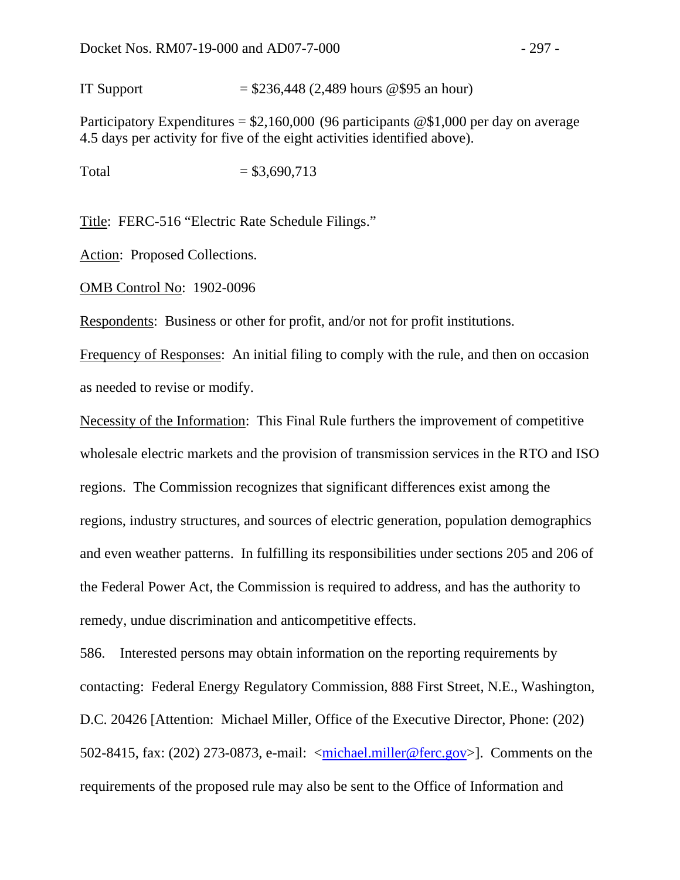IT Support = $236,448 (2,489 hours @$95 an hour)

Participatory Expenditures = $2,160,000 (96 participants @$1,000 per day on average 4.5 days per activity for five of the eight activities identified above).

Total = $3,690,713

Title: FERC-516 "Electric Rate Schedule Filings."

Action: Proposed Collections.

OMB Control No: 1902-0096

Respondents: Business or other for profit, and/or not for profit institutions.

Frequency of Responses: An initial filing to comply with the rule, and then on occasion as needed to revise or modify.

Necessity of the Information: This Final Rule furthers the improvement of competitive wholesale electric markets and the provision of transmission services in the RTO and ISO regions. The Commission recognizes that significant differences exist among the regions, industry structures, and sources of electric generation, population demographics and even weather patterns. In fulfilling its responsibilities under sections 205 and 206 of the Federal Power Act, the Commission is required to address, and has the authority to remedy, undue discrimination and anticompetitive effects.

586. Interested persons may obtain information on the reporting requirements by contacting: Federal Energy Regulatory Commission, 888 First Street, N.E., Washington, D.C. 20426 [Attention: Michael Miller, Office of the Executive Director, Phone: (202) 502-8415, fax: (202) 273-0873, e-mail: <michael.miller@ferc.gov>]. Comments on the requirements of the proposed rule may also be sent to the Office of Information and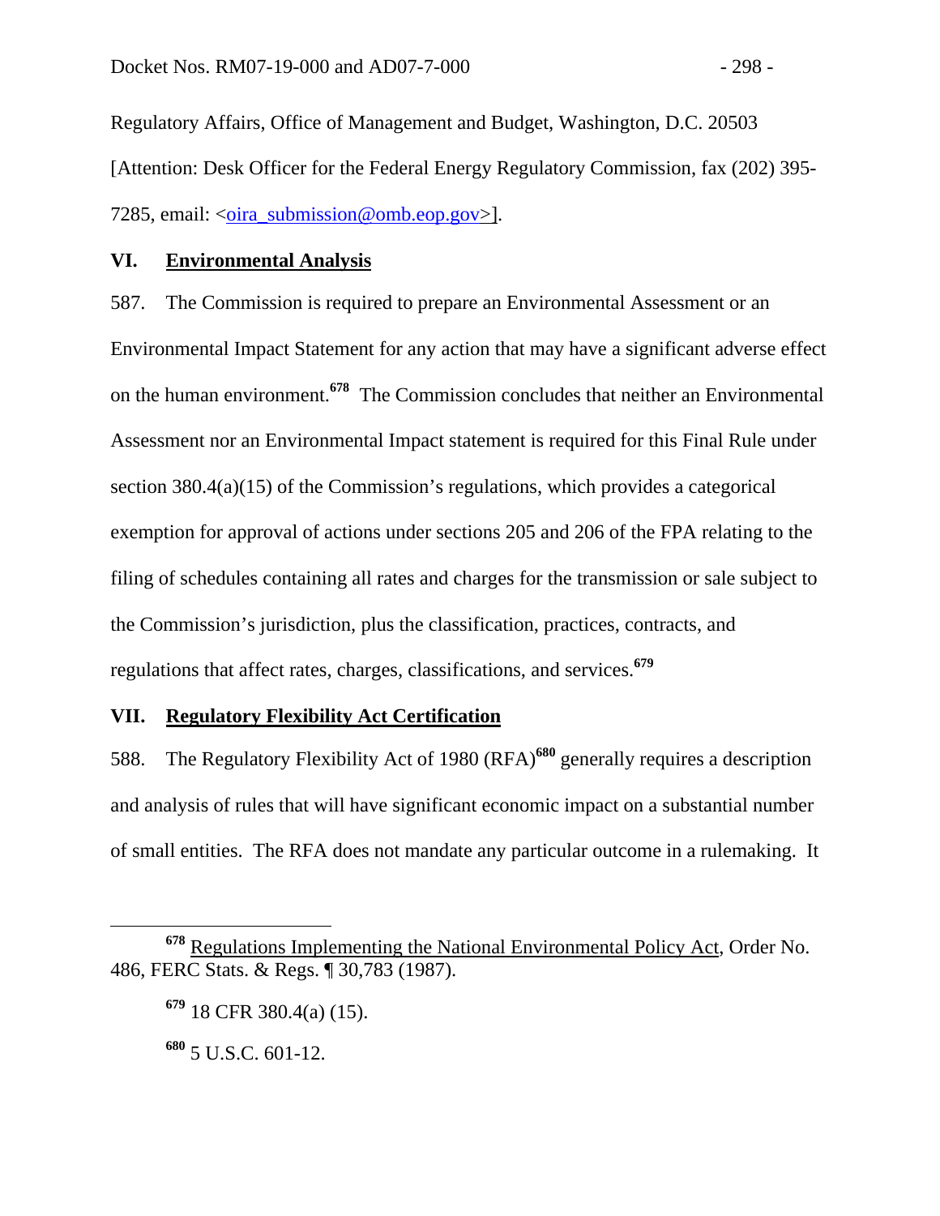Regulatory Affairs, Office of Management and Budget, Washington, D.C. 20503 [Attention: Desk Officer for the Federal Energy Regulatory Commission, fax (202) 395-7285, email: <oira_submission@omb.eop.gov>].

## VI. Environmental Analysis

587. The Commission is required to prepare an Environmental Assessment or an Environmental Impact Statement for any action that may have a significant adverse effect on the human environment.[678] The Commission concludes that neither an Environmental Assessment nor an Environmental Impact statement is required for this Final Rule under section 380.4(a)(15) of the Commission's regulations, which provides a categorical exemption for approval of actions under sections 205 and 206 of the FPA relating to the filing of schedules containing all rates and charges for the transmission or sale subject to the Commission's jurisdiction, plus the classification, practices, contracts, and regulations that affect rates, charges, classifications, and services.[679]

## VII. Regulatory Flexibility Act Certification

588. The Regulatory Flexibility Act of 1980 (RFA)[680] generally requires a description and analysis of rules that will have significant economic impact on a substantial number of small entities. The RFA does not mandate any particular outcome in a rulemaking. It

---

[678] Regulations Implementing the National Environmental Policy Act, Order No. 486, FERC Stats. & Regs. ¶ 30,783 (1987).

[679] 18 CFR 380.4(a) (15).

[680] 5 U.S.C. 601-12.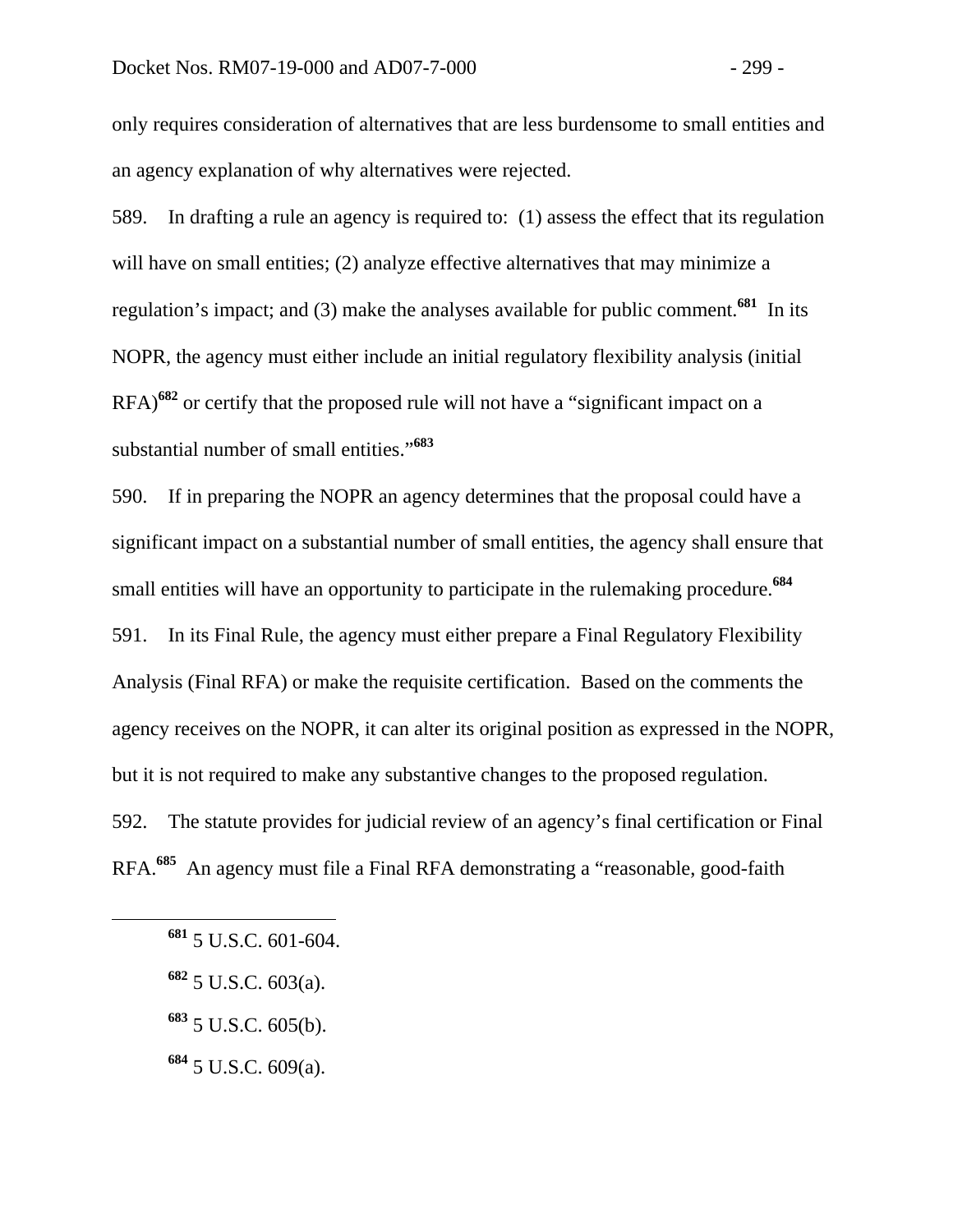only requires consideration of alternatives that are less burdensome to small entities and an agency explanation of why alternatives were rejected.

589. In drafting a rule an agency is required to: (1) assess the effect that its regulation will have on small entities; (2) analyze effective alternatives that may minimize a regulation's impact; and (3) make the analyses available for public comment.[681] In its NOPR, the agency must either include an initial regulatory flexibility analysis (initial RFA)[682] or certify that the proposed rule will not have a "significant impact on a substantial number of small entities."[683]

590. If in preparing the NOPR an agency determines that the proposal could have a significant impact on a substantial number of small entities, the agency shall ensure that small entities will have an opportunity to participate in the rulemaking procedure.[684]

591. In its Final Rule, the agency must either prepare a Final Regulatory Flexibility Analysis (Final RFA) or make the requisite certification. Based on the comments the agency receives on the NOPR, it can alter its original position as expressed in the NOPR, but it is not required to make any substantive changes to the proposed regulation.

592. The statute provides for judicial review of an agency's final certification or Final RFA.[685] An agency must file a Final RFA demonstrating a "reasonable, good-faith

---

[681] 5 U.S.C. 601-604.

[682] 5 U.S.C. 603(a).

[683] 5 U.S.C. 605(b).

[684] 5 U.S.C. 609(a).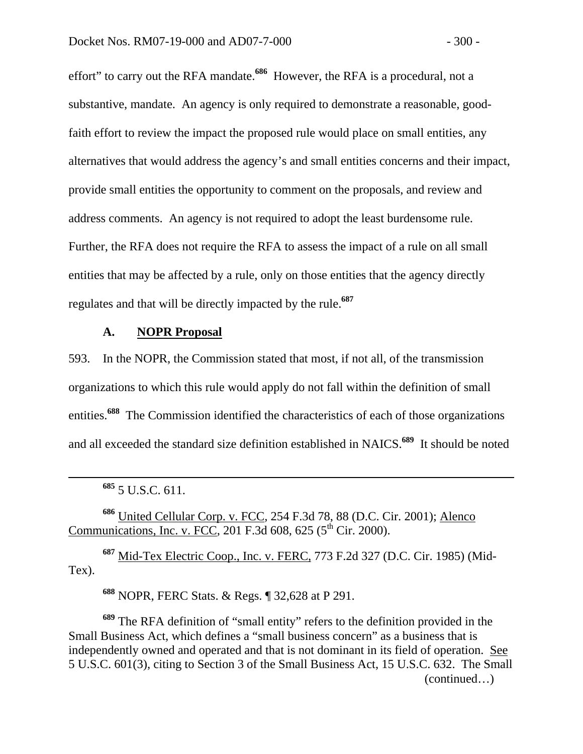effort" to carry out the RFA mandate.[686] However, the RFA is a procedural, not a substantive, mandate. An agency is only required to demonstrate a reasonable, good-faith effort to review the impact the proposed rule would place on small entities, any alternatives that would address the agency's and small entities concerns and their impact, provide small entities the opportunity to comment on the proposals, and review and address comments. An agency is not required to adopt the least burdensome rule. Further, the RFA does not require the RFA to assess the impact of a rule on all small entities that may be affected by a rule, only on those entities that the agency directly regulates and that will be directly impacted by the rule.[687]

### A. NOPR Proposal

593. In the NOPR, the Commission stated that most, if not all, of the transmission organizations to which this rule would apply do not fall within the definition of small entities.[688] The Commission identified the characteristics of each of those organizations and all exceeded the standard size definition established in NAICS.[689] It should be noted

---

[685] 5 U.S.C. 611.

[686] United Cellular Corp. v. FCC, 254 F.3d 78, 88 (D.C. Cir. 2001); Alenco Communications, Inc. v. FCC, 201 F.3d 608, 625 (5th Cir. 2000).

[687] Mid-Tex Electric Coop., Inc. v. FERC, 773 F.2d 327 (D.C. Cir. 1985) (Mid-Tex).

[688] NOPR, FERC Stats. & Regs. ¶ 32,628 at P 291.

[689] The RFA definition of "small entity" refers to the definition provided in the Small Business Act, which defines a "small business concern" as a business that is independently owned and operated and that is not dominant in its field of operation. See 5 U.S.C. 601(3), citing to Section 3 of the Small Business Act, 15 U.S.C. 632. The Small (continued…)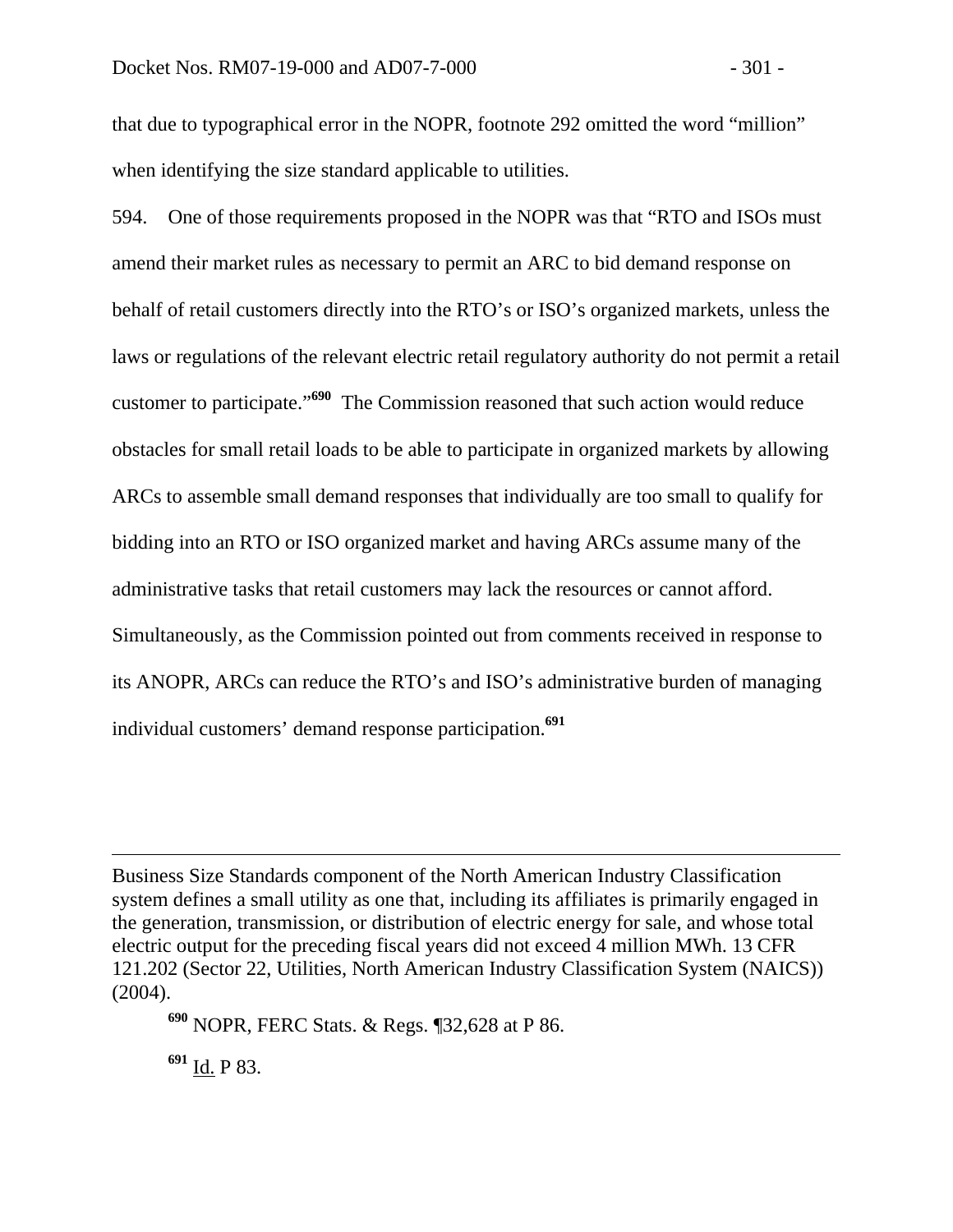that due to typographical error in the NOPR, footnote 292 omitted the word "million" when identifying the size standard applicable to utilities.

594. One of those requirements proposed in the NOPR was that "RTO and ISOs must amend their market rules as necessary to permit an ARC to bid demand response on behalf of retail customers directly into the RTO's or ISO's organized markets, unless the laws or regulations of the relevant electric retail regulatory authority do not permit a retail customer to participate."[690] The Commission reasoned that such action would reduce obstacles for small retail loads to be able to participate in organized markets by allowing ARCs to assemble small demand responses that individually are too small to qualify for bidding into an RTO or ISO organized market and having ARCs assume many of the administrative tasks that retail customers may lack the resources or cannot afford. Simultaneously, as the Commission pointed out from comments received in response to its ANOPR, ARCs can reduce the RTO's and ISO's administrative burden of managing individual customers' demand response participation.[691]

---

Business Size Standards component of the North American Industry Classification system defines a small utility as one that, including its affiliates is primarily engaged in the generation, transmission, or distribution of electric energy for sale, and whose total electric output for the preceding fiscal years did not exceed 4 million MWh. 13 CFR 121.202 (Sector 22, Utilities, North American Industry Classification System (NAICS)) (2004).

[690] NOPR, FERC Stats. & Regs. ¶32,628 at P 86.

[691] Id. P 83.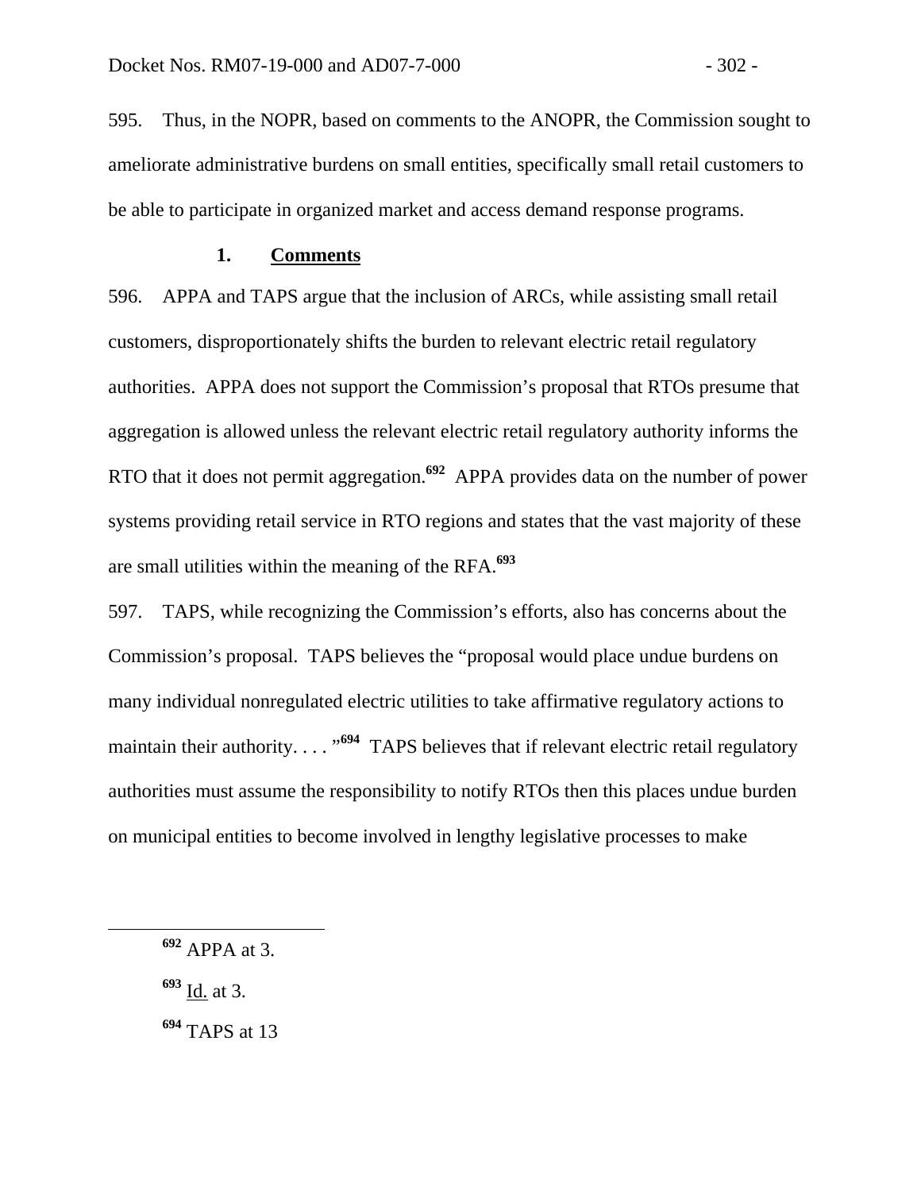595. Thus, in the NOPR, based on comments to the ANOPR, the Commission sought to ameliorate administrative burdens on small entities, specifically small retail customers to be able to participate in organized market and access demand response programs.

### 1. Comments

596. APPA and TAPS argue that the inclusion of ARCs, while assisting small retail customers, disproportionately shifts the burden to relevant electric retail regulatory authorities. APPA does not support the Commission's proposal that RTOs presume that aggregation is allowed unless the relevant electric retail regulatory authority informs the RTO that it does not permit aggregation.[692] APPA provides data on the number of power systems providing retail service in RTO regions and states that the vast majority of these are small utilities within the meaning of the RFA.[693]

597. TAPS, while recognizing the Commission's efforts, also has concerns about the Commission's proposal. TAPS believes the "proposal would place undue burdens on many individual nonregulated electric utilities to take affirmative regulatory actions to maintain their authority. . . . "[694] TAPS believes that if relevant electric retail regulatory authorities must assume the responsibility to notify RTOs then this places undue burden on municipal entities to become involved in lengthy legislative processes to make

---

[692] APPA at 3.

[693] Id. at 3.

[694] TAPS at 13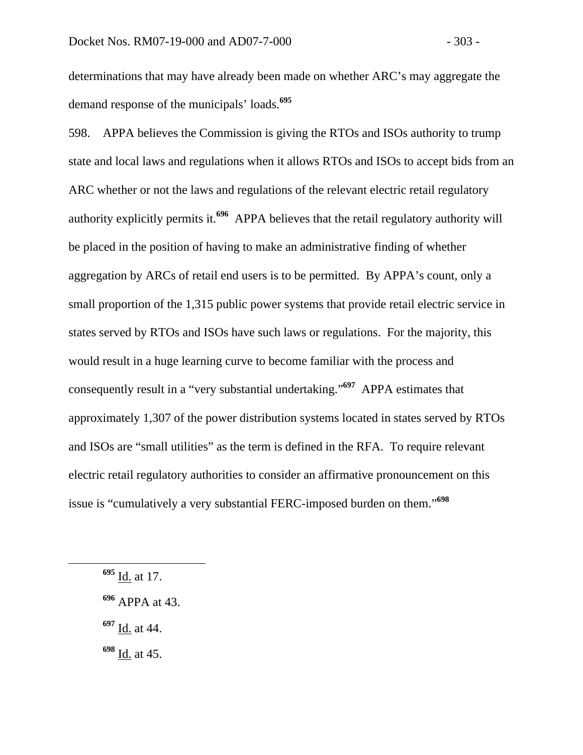determinations that may have already been made on whether ARC's may aggregate the demand response of the municipals' loads.[695]

598. APPA believes the Commission is giving the RTOs and ISOs authority to trump state and local laws and regulations when it allows RTOs and ISOs to accept bids from an ARC whether or not the laws and regulations of the relevant electric retail regulatory authority explicitly permits it.[696] APPA believes that the retail regulatory authority will be placed in the position of having to make an administrative finding of whether aggregation by ARCs of retail end users is to be permitted. By APPA's count, only a small proportion of the 1,315 public power systems that provide retail electric service in states served by RTOs and ISOs have such laws or regulations. For the majority, this would result in a huge learning curve to become familiar with the process and consequently result in a "very substantial undertaking."[697] APPA estimates that approximately 1,307 of the power distribution systems located in states served by RTOs and ISOs are "small utilities" as the term is defined in the RFA. To require relevant electric retail regulatory authorities to consider an affirmative pronouncement on this issue is "cumulatively a very substantial FERC-imposed burden on them."[698]

---

[695] Id. at 17.

[696] APPA at 43.

[697] Id. at 44.

[698] Id. at 45.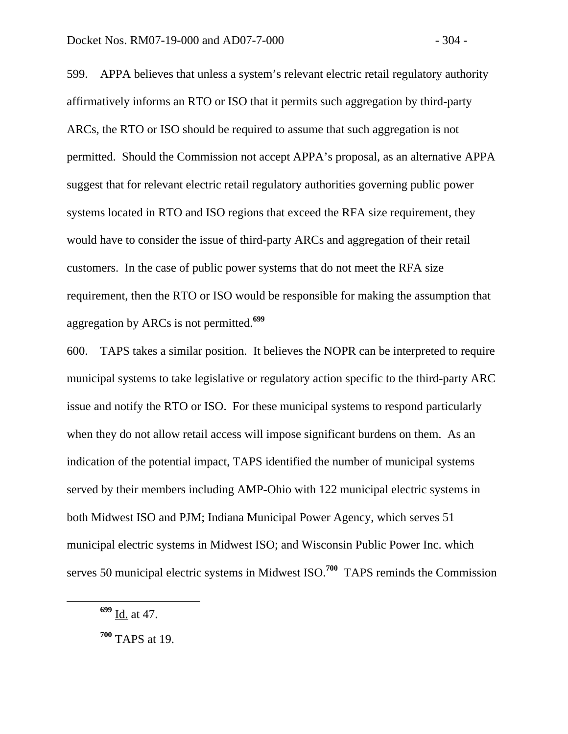599. APPA believes that unless a system's relevant electric retail regulatory authority affirmatively informs an RTO or ISO that it permits such aggregation by third-party ARCs, the RTO or ISO should be required to assume that such aggregation is not permitted. Should the Commission not accept APPA's proposal, as an alternative APPA suggest that for relevant electric retail regulatory authorities governing public power systems located in RTO and ISO regions that exceed the RFA size requirement, they would have to consider the issue of third-party ARCs and aggregation of their retail customers. In the case of public power systems that do not meet the RFA size requirement, then the RTO or ISO would be responsible for making the assumption that aggregation by ARCs is not permitted.[699]

600. TAPS takes a similar position. It believes the NOPR can be interpreted to require municipal systems to take legislative or regulatory action specific to the third-party ARC issue and notify the RTO or ISO. For these municipal systems to respond particularly when they do not allow retail access will impose significant burdens on them. As an indication of the potential impact, TAPS identified the number of municipal systems served by their members including AMP-Ohio with 122 municipal electric systems in both Midwest ISO and PJM; Indiana Municipal Power Agency, which serves 51 municipal electric systems in Midwest ISO; and Wisconsin Public Power Inc. which serves 50 municipal electric systems in Midwest ISO.[700] TAPS reminds the Commission

---

[699] Id. at 47.

[700] TAPS at 19.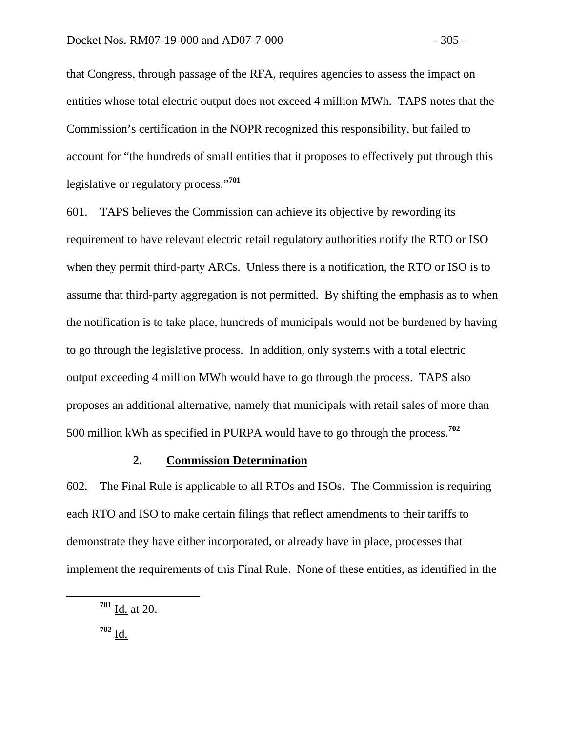that Congress, through passage of the RFA, requires agencies to assess the impact on entities whose total electric output does not exceed 4 million MWh. TAPS notes that the Commission's certification in the NOPR recognized this responsibility, but failed to account for "the hundreds of small entities that it proposes to effectively put through this legislative or regulatory process."[701]

601. TAPS believes the Commission can achieve its objective by rewording its requirement to have relevant electric retail regulatory authorities notify the RTO or ISO when they permit third-party ARCs. Unless there is a notification, the RTO or ISO is to assume that third-party aggregation is not permitted. By shifting the emphasis as to when the notification is to take place, hundreds of municipals would not be burdened by having to go through the legislative process. In addition, only systems with a total electric output exceeding 4 million MWh would have to go through the process. TAPS also proposes an additional alternative, namely that municipals with retail sales of more than 500 million kWh as specified in PURPA would have to go through the process.[702]

### 2. Commission Determination

602. The Final Rule is applicable to all RTOs and ISOs. The Commission is requiring each RTO and ISO to make certain filings that reflect amendments to their tariffs to demonstrate they have either incorporated, or already have in place, processes that implement the requirements of this Final Rule. None of these entities, as identified in the

---

[701] Id. at 20.

[702] Id.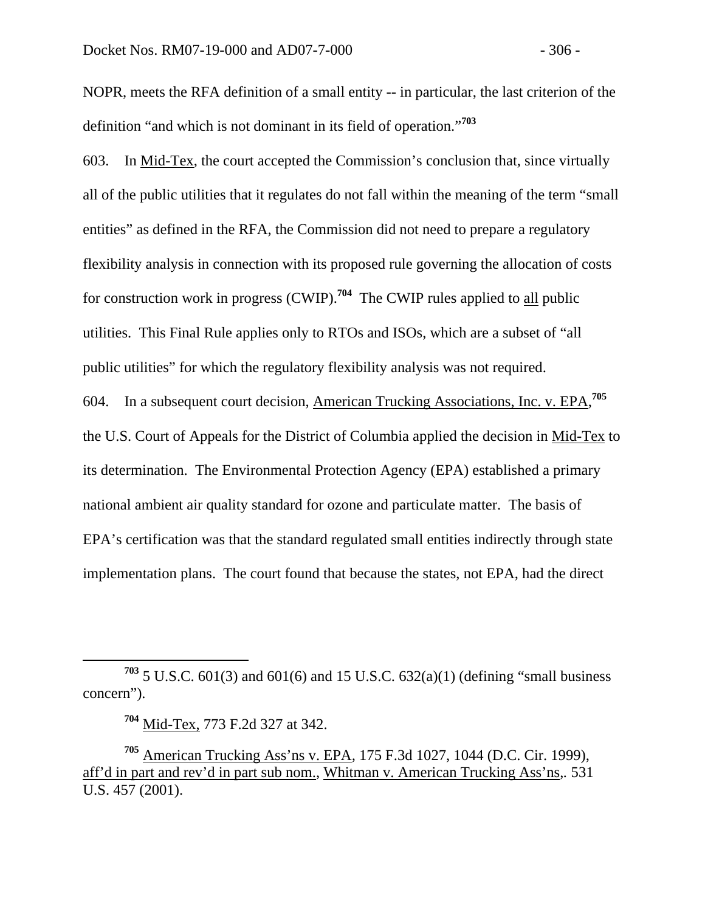NOPR, meets the RFA definition of a small entity -- in particular, the last criterion of the definition "and which is not dominant in its field of operation."[703]

603. In Mid-Tex, the court accepted the Commission's conclusion that, since virtually all of the public utilities that it regulates do not fall within the meaning of the term "small entities" as defined in the RFA, the Commission did not need to prepare a regulatory flexibility analysis in connection with its proposed rule governing the allocation of costs for construction work in progress (CWIP).[704] The CWIP rules applied to all public utilities. This Final Rule applies only to RTOs and ISOs, which are a subset of "all public utilities" for which the regulatory flexibility analysis was not required.

604. In a subsequent court decision, American Trucking Associations, Inc. v. EPA,[705] the U.S. Court of Appeals for the District of Columbia applied the decision in Mid-Tex to its determination. The Environmental Protection Agency (EPA) established a primary national ambient air quality standard for ozone and particulate matter. The basis of EPA's certification was that the standard regulated small entities indirectly through state implementation plans. The court found that because the states, not EPA, had the direct

---

[703] 5 U.S.C. 601(3) and 601(6) and 15 U.S.C. 632(a)(1) (defining "small business concern").

[704] Mid-Tex, 773 F.2d 327 at 342.

[705] American Trucking Ass'ns v. EPA, 175 F.3d 1027, 1044 (D.C. Cir. 1999), aff'd in part and rev'd in part sub nom., Whitman v. American Trucking Ass'ns,. 531 U.S. 457 (2001).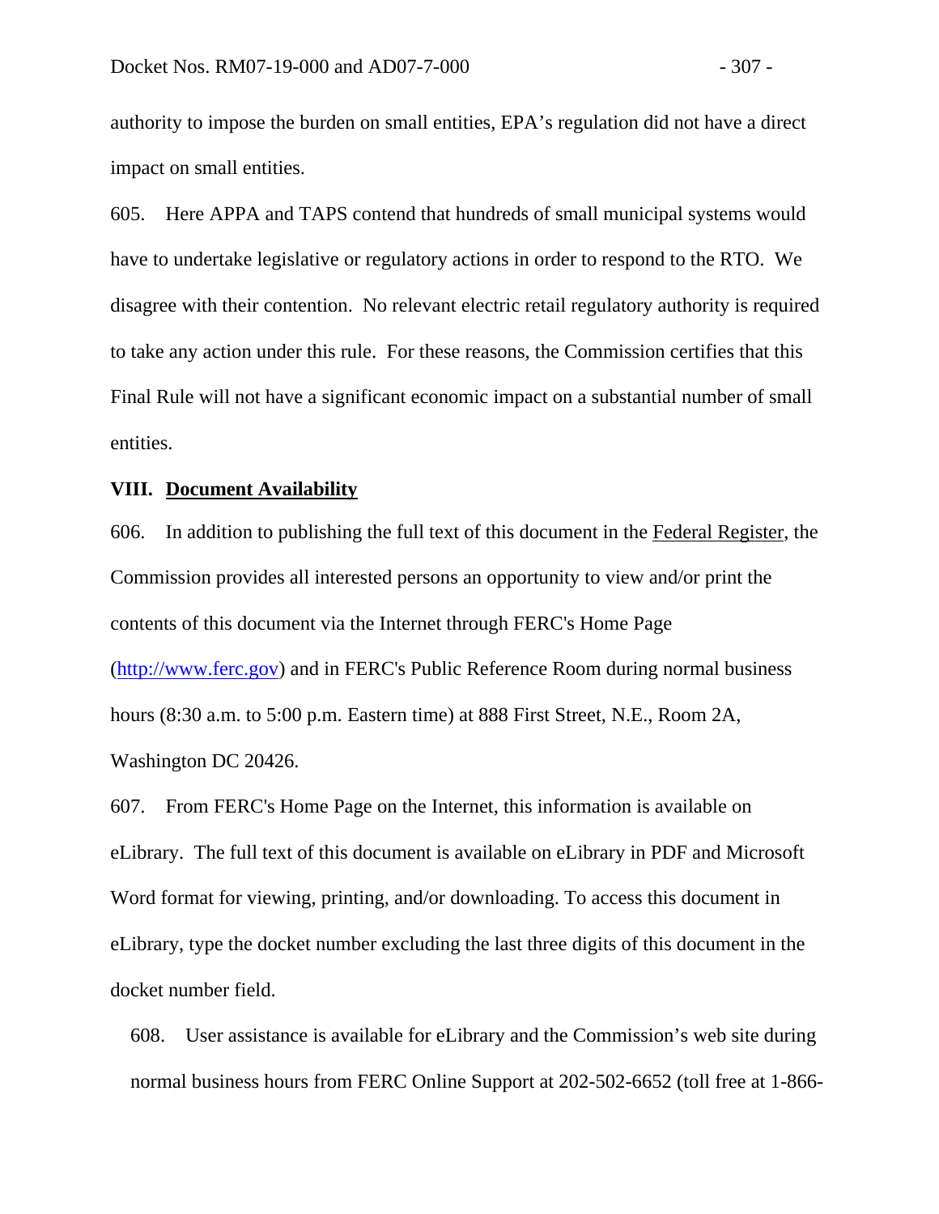authority to impose the burden on small entities, EPA's regulation did not have a direct impact on small entities.

605. Here APPA and TAPS contend that hundreds of small municipal systems would have to undertake legislative or regulatory actions in order to respond to the RTO. We disagree with their contention. No relevant electric retail regulatory authority is required to take any action under this rule. For these reasons, the Commission certifies that this Final Rule will not have a significant economic impact on a substantial number of small entities.

## VIII. Document Availability

606. In addition to publishing the full text of this document in the Federal Register, the Commission provides all interested persons an opportunity to view and/or print the contents of this document via the Internet through FERC's Home Page (http://www.ferc.gov) and in FERC's Public Reference Room during normal business hours (8:30 a.m. to 5:00 p.m. Eastern time) at 888 First Street, N.E., Room 2A, Washington DC 20426.

607. From FERC's Home Page on the Internet, this information is available on eLibrary. The full text of this document is available on eLibrary in PDF and Microsoft Word format for viewing, printing, and/or downloading. To access this document in eLibrary, type the docket number excluding the last three digits of this document in the docket number field.

608. User assistance is available for eLibrary and the Commission's web site during normal business hours from FERC Online Support at 202-502-6652 (toll free at 1-866-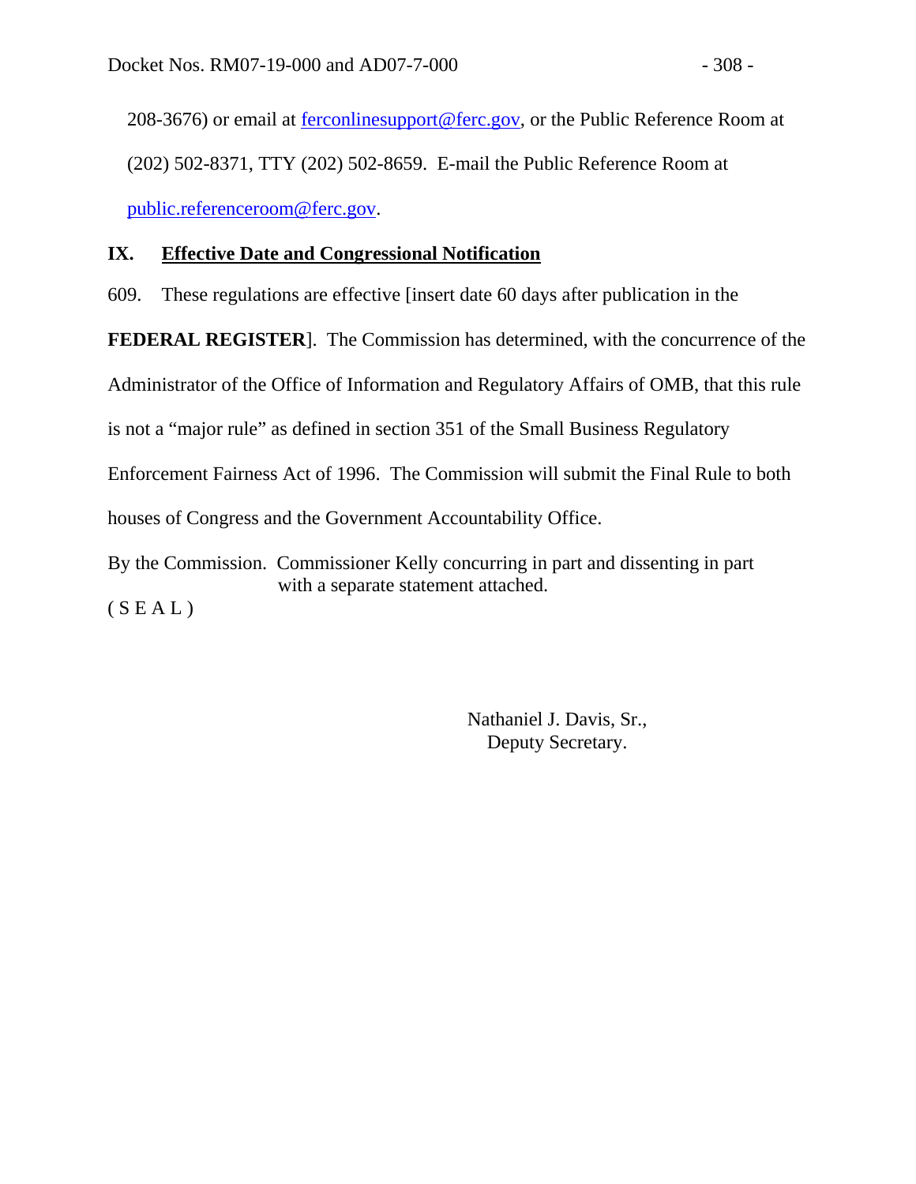208-3676) or email at ferconlinesupport@ferc.gov, or the Public Reference Room at (202) 502-8371, TTY (202) 502-8659. E-mail the Public Reference Room at public.referenceroom@ferc.gov.

## IX. Effective Date and Congressional Notification

609. These regulations are effective [insert date 60 days after publication in the **FEDERAL REGISTER**]. The Commission has determined, with the concurrence of the Administrator of the Office of Information and Regulatory Affairs of OMB, that this rule is not a "major rule" as defined in section 351 of the Small Business Regulatory Enforcement Fairness Act of 1996. The Commission will submit the Final Rule to both houses of Congress and the Government Accountability Office.

By the Commission. Commissioner Kelly concurring in part and dissenting in part with a separate statement attached.

( S E A L )

Nathaniel J. Davis, Sr.,
Deputy Secretary.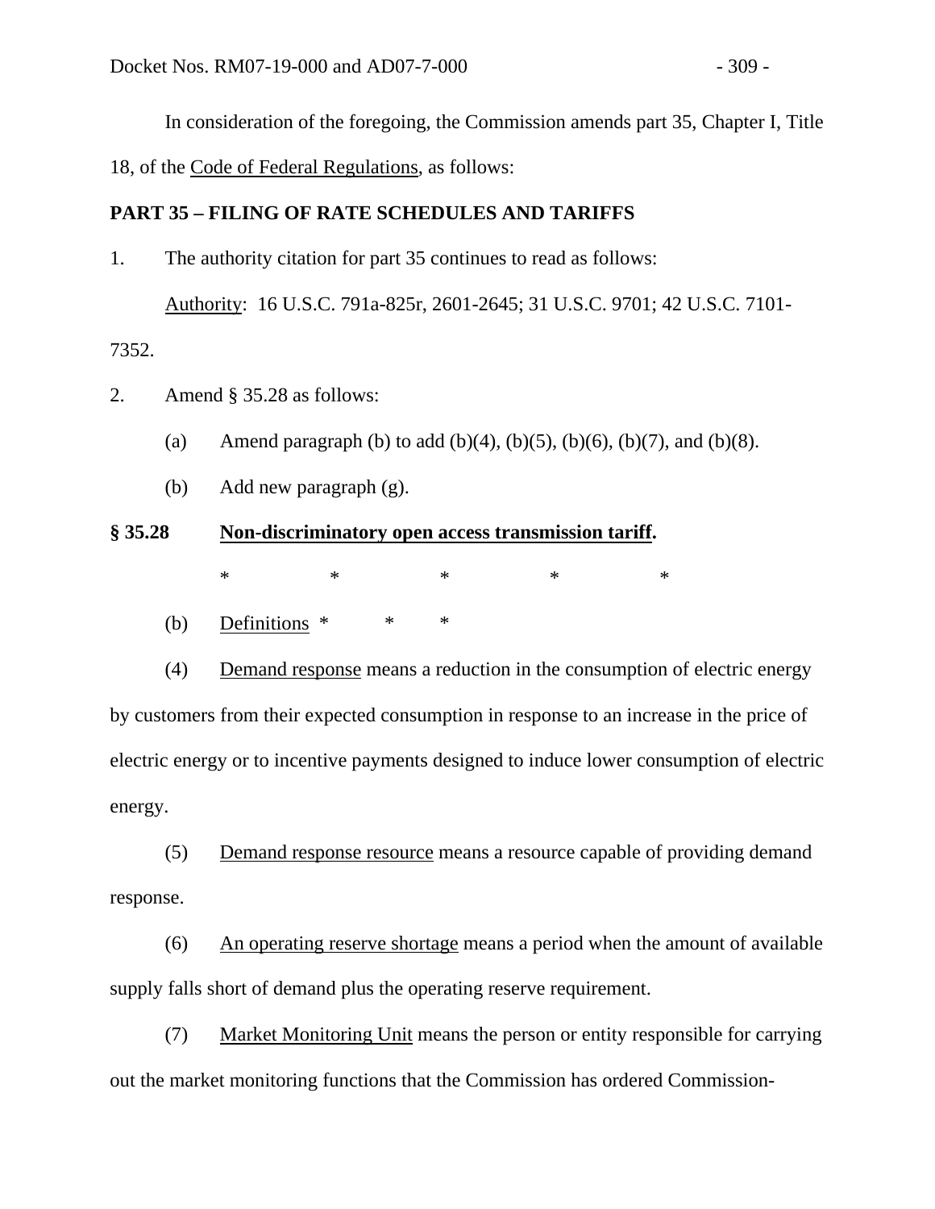In consideration of the foregoing, the Commission amends part 35, Chapter I, Title 18, of the Code of Federal Regulations, as follows:

**PART 35 – FILING OF RATE SCHEDULES AND TARIFFS**

1. The authority citation for part 35 continues to read as follows:

   Authority: 16 U.S.C. 791a-825r, 2601-2645; 31 U.S.C. 9701; 42 U.S.C. 7101-7352.

2. Amend § 35.28 as follows:

   (a) Amend paragraph (b) to add (b)(4), (b)(5), (b)(6), (b)(7), and (b)(8).

   (b) Add new paragraph (g).

**§ 35.28 Non-discriminatory open access transmission tariff.**

\* \* \* \* \*

(b) Definitions \* \* \*

(4) Demand response means a reduction in the consumption of electric energy by customers from their expected consumption in response to an increase in the price of electric energy or to incentive payments designed to induce lower consumption of electric energy.

(5) Demand response resource means a resource capable of providing demand response.

(6) An operating reserve shortage means a period when the amount of available supply falls short of demand plus the operating reserve requirement.

(7) Market Monitoring Unit means the person or entity responsible for carrying out the market monitoring functions that the Commission has ordered Commission-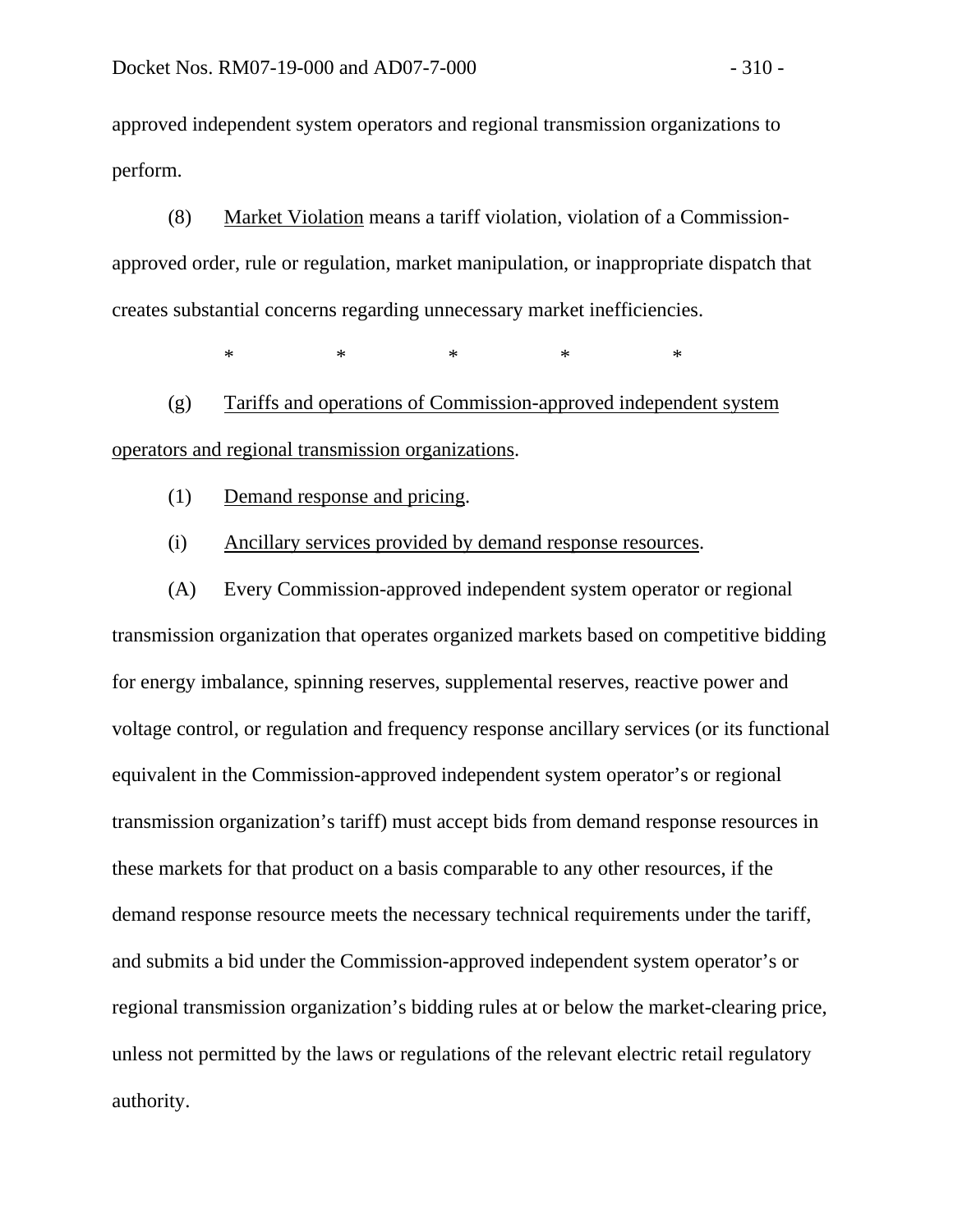approved independent system operators and regional transmission organizations to perform.

(8) Market Violation means a tariff violation, violation of a Commission-approved order, rule or regulation, market manipulation, or inappropriate dispatch that creates substantial concerns regarding unnecessary market inefficiencies.

\* \* \* \* \*

(g) Tariffs and operations of Commission-approved independent system operators and regional transmission organizations.

(1) Demand response and pricing.

(i) Ancillary services provided by demand response resources.

(A) Every Commission-approved independent system operator or regional transmission organization that operates organized markets based on competitive bidding for energy imbalance, spinning reserves, supplemental reserves, reactive power and voltage control, or regulation and frequency response ancillary services (or its functional equivalent in the Commission-approved independent system operator's or regional transmission organization's tariff) must accept bids from demand response resources in these markets for that product on a basis comparable to any other resources, if the demand response resource meets the necessary technical requirements under the tariff, and submits a bid under the Commission-approved independent system operator's or regional transmission organization's bidding rules at or below the market-clearing price, unless not permitted by the laws or regulations of the relevant electric retail regulatory authority.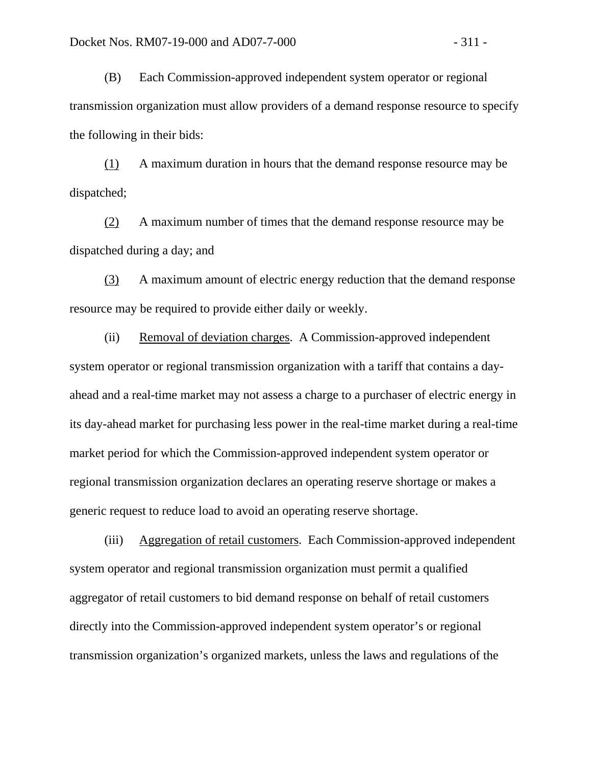(B) Each Commission-approved independent system operator or regional transmission organization must allow providers of a demand response resource to specify the following in their bids:

(1) A maximum duration in hours that the demand response resource may be dispatched;

(2) A maximum number of times that the demand response resource may be dispatched during a day; and

(3) A maximum amount of electric energy reduction that the demand response resource may be required to provide either daily or weekly.

(ii) Removal of deviation charges. A Commission-approved independent system operator or regional transmission organization with a tariff that contains a day-ahead and a real-time market may not assess a charge to a purchaser of electric energy in its day-ahead market for purchasing less power in the real-time market during a real-time market period for which the Commission-approved independent system operator or regional transmission organization declares an operating reserve shortage or makes a generic request to reduce load to avoid an operating reserve shortage.

(iii) Aggregation of retail customers. Each Commission-approved independent system operator and regional transmission organization must permit a qualified aggregator of retail customers to bid demand response on behalf of retail customers directly into the Commission-approved independent system operator's or regional transmission organization's organized markets, unless the laws and regulations of the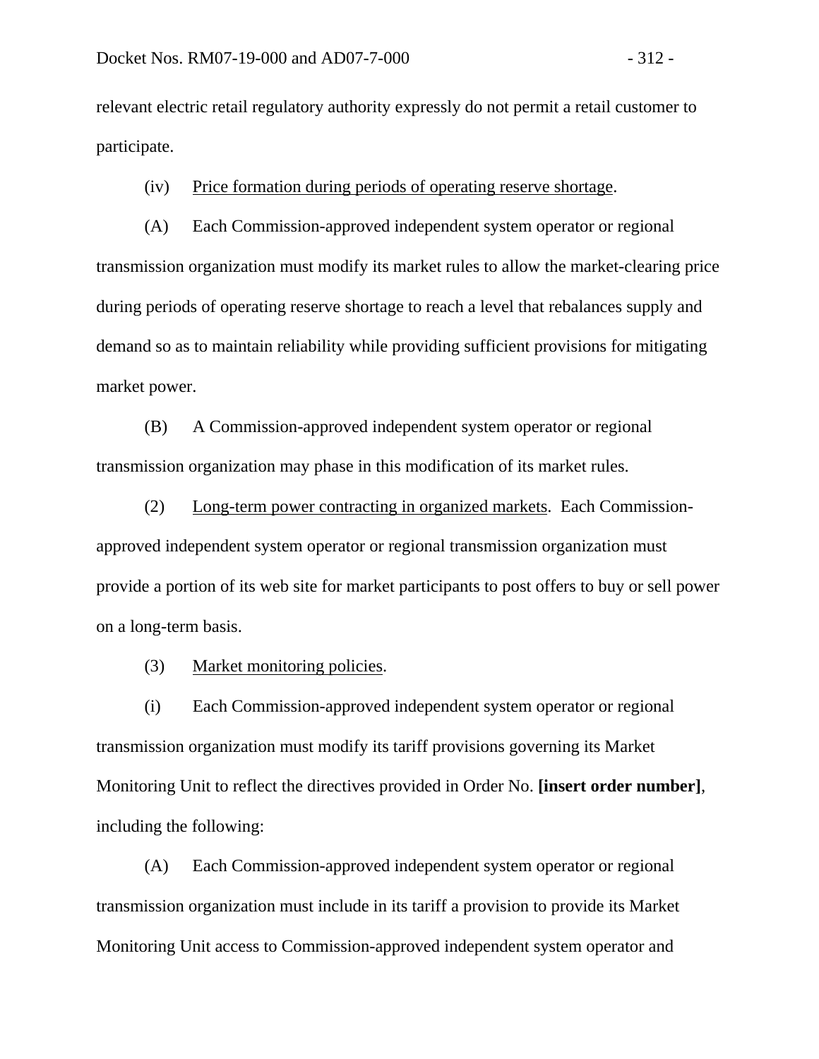relevant electric retail regulatory authority expressly do not permit a retail customer to participate.

(iv) Price formation during periods of operating reserve shortage.

(A) Each Commission-approved independent system operator or regional transmission organization must modify its market rules to allow the market-clearing price during periods of operating reserve shortage to reach a level that rebalances supply and demand so as to maintain reliability while providing sufficient provisions for mitigating market power.

(B) A Commission-approved independent system operator or regional transmission organization may phase in this modification of its market rules.

(2) Long-term power contracting in organized markets. Each Commission-approved independent system operator or regional transmission organization must provide a portion of its web site for market participants to post offers to buy or sell power on a long-term basis.

(3) Market monitoring policies.

(i) Each Commission-approved independent system operator or regional transmission organization must modify its tariff provisions governing its Market Monitoring Unit to reflect the directives provided in Order No. **[insert order number]**, including the following:

(A) Each Commission-approved independent system operator or regional transmission organization must include in its tariff a provision to provide its Market Monitoring Unit access to Commission-approved independent system operator and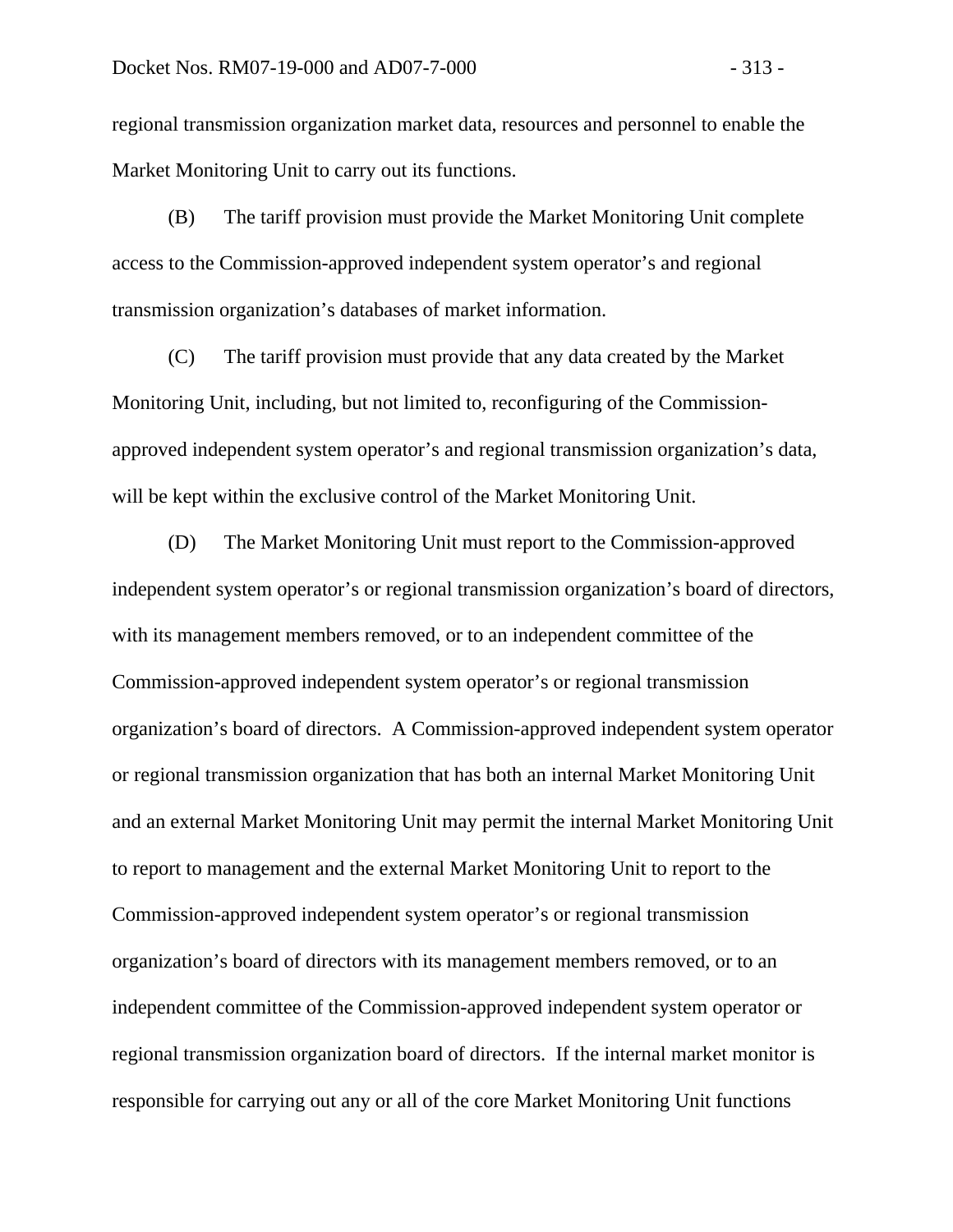regional transmission organization market data, resources and personnel to enable the Market Monitoring Unit to carry out its functions.

(B) The tariff provision must provide the Market Monitoring Unit complete access to the Commission-approved independent system operator's and regional transmission organization's databases of market information.

(C) The tariff provision must provide that any data created by the Market Monitoring Unit, including, but not limited to, reconfiguring of the Commission-approved independent system operator's and regional transmission organization's data, will be kept within the exclusive control of the Market Monitoring Unit.

(D) The Market Monitoring Unit must report to the Commission-approved independent system operator's or regional transmission organization's board of directors, with its management members removed, or to an independent committee of the Commission-approved independent system operator's or regional transmission organization's board of directors. A Commission-approved independent system operator or regional transmission organization that has both an internal Market Monitoring Unit and an external Market Monitoring Unit may permit the internal Market Monitoring Unit to report to management and the external Market Monitoring Unit to report to the Commission-approved independent system operator's or regional transmission organization's board of directors with its management members removed, or to an independent committee of the Commission-approved independent system operator or regional transmission organization board of directors. If the internal market monitor is responsible for carrying out any or all of the core Market Monitoring Unit functions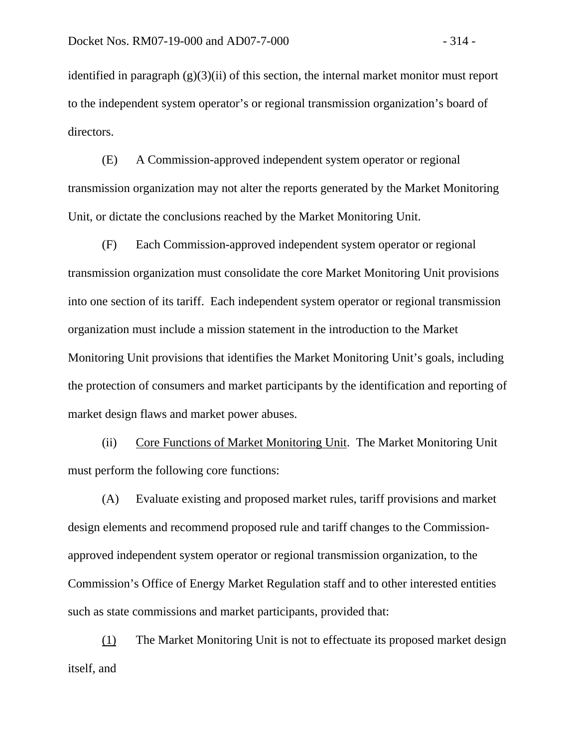identified in paragraph (g)(3)(ii) of this section, the internal market monitor must report to the independent system operator's or regional transmission organization's board of directors.

(E) A Commission-approved independent system operator or regional transmission organization may not alter the reports generated by the Market Monitoring Unit, or dictate the conclusions reached by the Market Monitoring Unit.

(F) Each Commission-approved independent system operator or regional transmission organization must consolidate the core Market Monitoring Unit provisions into one section of its tariff. Each independent system operator or regional transmission organization must include a mission statement in the introduction to the Market Monitoring Unit provisions that identifies the Market Monitoring Unit's goals, including the protection of consumers and market participants by the identification and reporting of market design flaws and market power abuses.

(ii) Core Functions of Market Monitoring Unit. The Market Monitoring Unit must perform the following core functions:

(A) Evaluate existing and proposed market rules, tariff provisions and market design elements and recommend proposed rule and tariff changes to the Commission-approved independent system operator or regional transmission organization, to the Commission's Office of Energy Market Regulation staff and to other interested entities such as state commissions and market participants, provided that:

(1) The Market Monitoring Unit is not to effectuate its proposed market design itself, and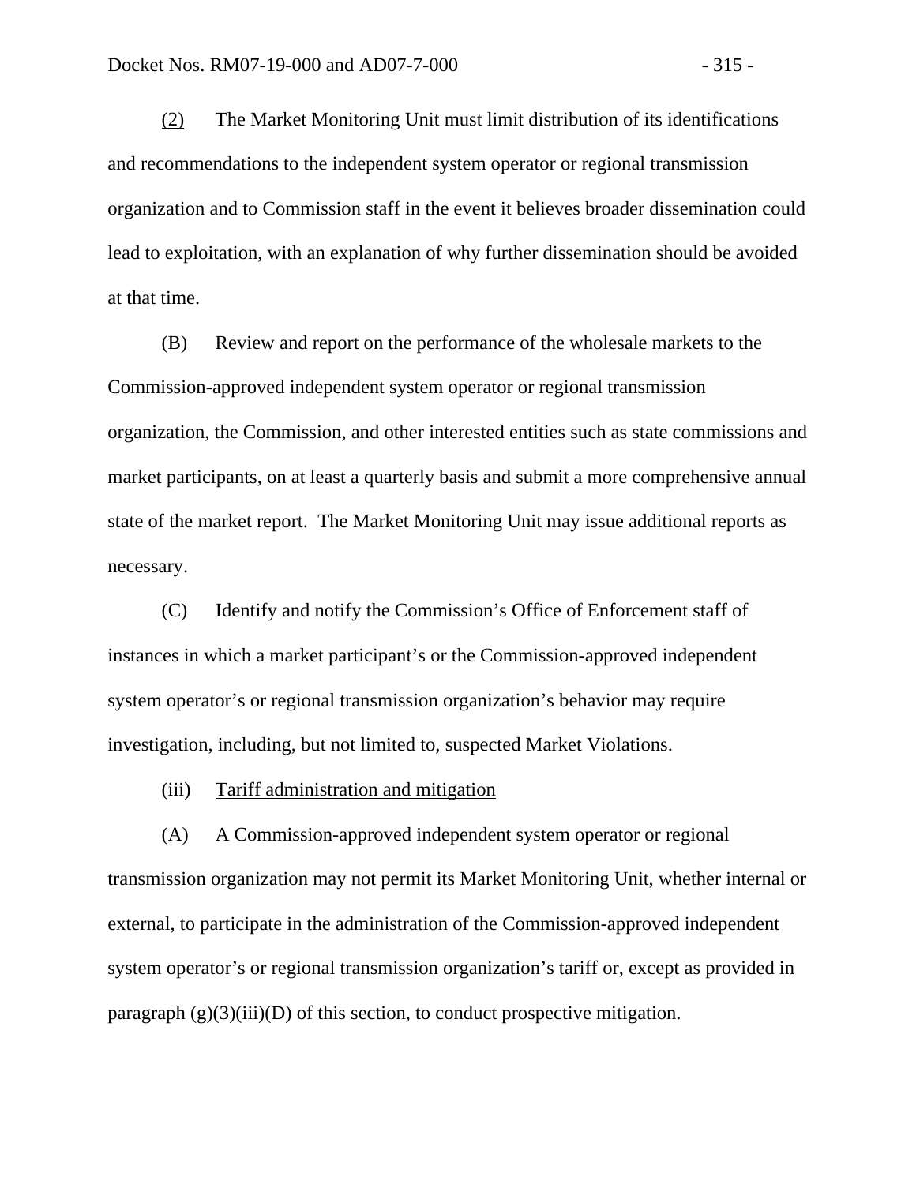(2) The Market Monitoring Unit must limit distribution of its identifications and recommendations to the independent system operator or regional transmission organization and to Commission staff in the event it believes broader dissemination could lead to exploitation, with an explanation of why further dissemination should be avoided at that time.

(B) Review and report on the performance of the wholesale markets to the Commission-approved independent system operator or regional transmission organization, the Commission, and other interested entities such as state commissions and market participants, on at least a quarterly basis and submit a more comprehensive annual state of the market report. The Market Monitoring Unit may issue additional reports as necessary.

(C) Identify and notify the Commission's Office of Enforcement staff of instances in which a market participant's or the Commission-approved independent system operator's or regional transmission organization's behavior may require investigation, including, but not limited to, suspected Market Violations.

(iii) Tariff administration and mitigation

(A) A Commission-approved independent system operator or regional transmission organization may not permit its Market Monitoring Unit, whether internal or external, to participate in the administration of the Commission-approved independent system operator's or regional transmission organization's tariff or, except as provided in paragraph (g)(3)(iii)(D) of this section, to conduct prospective mitigation.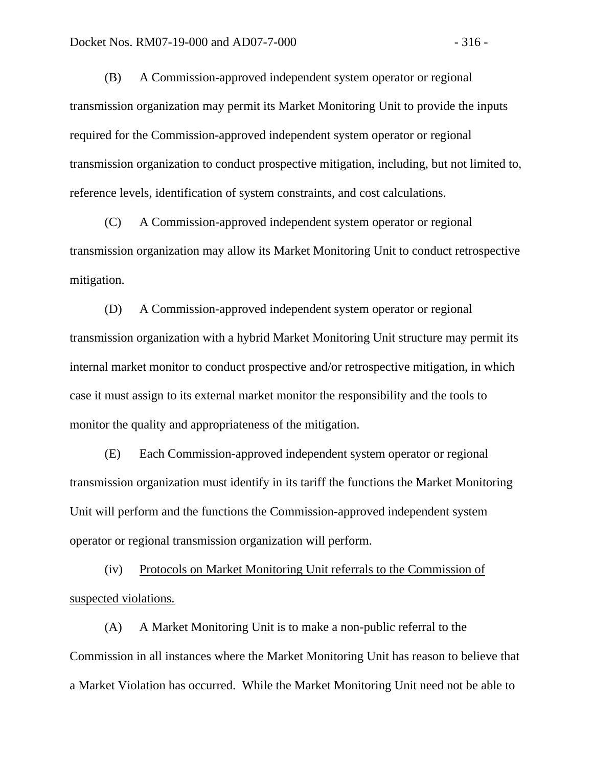(B) A Commission-approved independent system operator or regional transmission organization may permit its Market Monitoring Unit to provide the inputs required for the Commission-approved independent system operator or regional transmission organization to conduct prospective mitigation, including, but not limited to, reference levels, identification of system constraints, and cost calculations.

(C) A Commission-approved independent system operator or regional transmission organization may allow its Market Monitoring Unit to conduct retrospective mitigation.

(D) A Commission-approved independent system operator or regional transmission organization with a hybrid Market Monitoring Unit structure may permit its internal market monitor to conduct prospective and/or retrospective mitigation, in which case it must assign to its external market monitor the responsibility and the tools to monitor the quality and appropriateness of the mitigation.

(E) Each Commission-approved independent system operator or regional transmission organization must identify in its tariff the functions the Market Monitoring Unit will perform and the functions the Commission-approved independent system operator or regional transmission organization will perform.

(iv) Protocols on Market Monitoring Unit referrals to the Commission of suspected violations.

(A) A Market Monitoring Unit is to make a non-public referral to the Commission in all instances where the Market Monitoring Unit has reason to believe that a Market Violation has occurred. While the Market Monitoring Unit need not be able to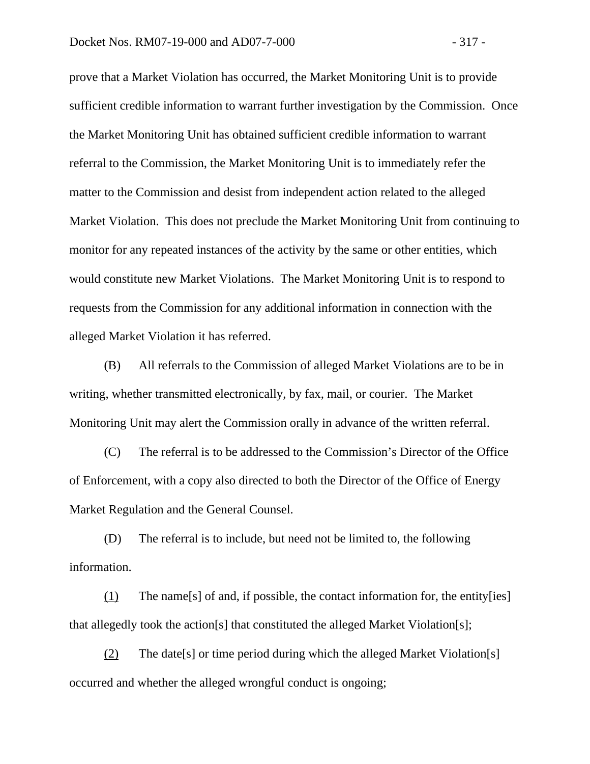prove that a Market Violation has occurred, the Market Monitoring Unit is to provide sufficient credible information to warrant further investigation by the Commission. Once the Market Monitoring Unit has obtained sufficient credible information to warrant referral to the Commission, the Market Monitoring Unit is to immediately refer the matter to the Commission and desist from independent action related to the alleged Market Violation. This does not preclude the Market Monitoring Unit from continuing to monitor for any repeated instances of the activity by the same or other entities, which would constitute new Market Violations. The Market Monitoring Unit is to respond to requests from the Commission for any additional information in connection with the alleged Market Violation it has referred.

(B) All referrals to the Commission of alleged Market Violations are to be in writing, whether transmitted electronically, by fax, mail, or courier. The Market Monitoring Unit may alert the Commission orally in advance of the written referral.

(C) The referral is to be addressed to the Commission's Director of the Office of Enforcement, with a copy also directed to both the Director of the Office of Energy Market Regulation and the General Counsel.

(D) The referral is to include, but need not be limited to, the following information.

(1) The name[s] of and, if possible, the contact information for, the entity[ies] that allegedly took the action[s] that constituted the alleged Market Violation[s];

(2) The date[s] or time period during which the alleged Market Violation[s] occurred and whether the alleged wrongful conduct is ongoing;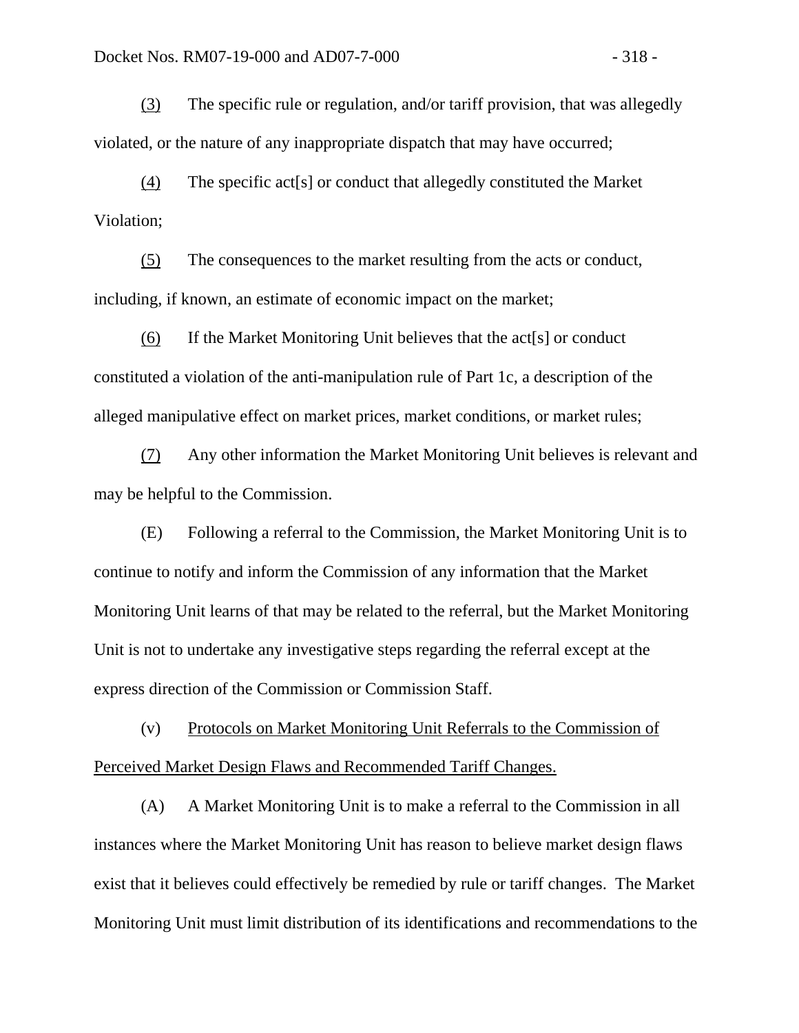<u>(3)</u> The specific rule or regulation, and/or tariff provision, that was allegedly violated, or the nature of any inappropriate dispatch that may have occurred;

<u>(4)</u> The specific act[s] or conduct that allegedly constituted the Market Violation;

<u>(5)</u> The consequences to the market resulting from the acts or conduct, including, if known, an estimate of economic impact on the market;

<u>(6)</u> If the Market Monitoring Unit believes that the act[s] or conduct constituted a violation of the anti-manipulation rule of Part 1c, a description of the alleged manipulative effect on market prices, market conditions, or market rules;

<u>(7)</u> Any other information the Market Monitoring Unit believes is relevant and may be helpful to the Commission.

(E) Following a referral to the Commission, the Market Monitoring Unit is to continue to notify and inform the Commission of any information that the Market Monitoring Unit learns of that may be related to the referral, but the Market Monitoring Unit is not to undertake any investigative steps regarding the referral except at the express direction of the Commission or Commission Staff.

(v) <u>Protocols on Market Monitoring Unit Referrals to the Commission of Perceived Market Design Flaws and Recommended Tariff Changes.</u>

(A) A Market Monitoring Unit is to make a referral to the Commission in all instances where the Market Monitoring Unit has reason to believe market design flaws exist that it believes could effectively be remedied by rule or tariff changes. The Market Monitoring Unit must limit distribution of its identifications and recommendations to the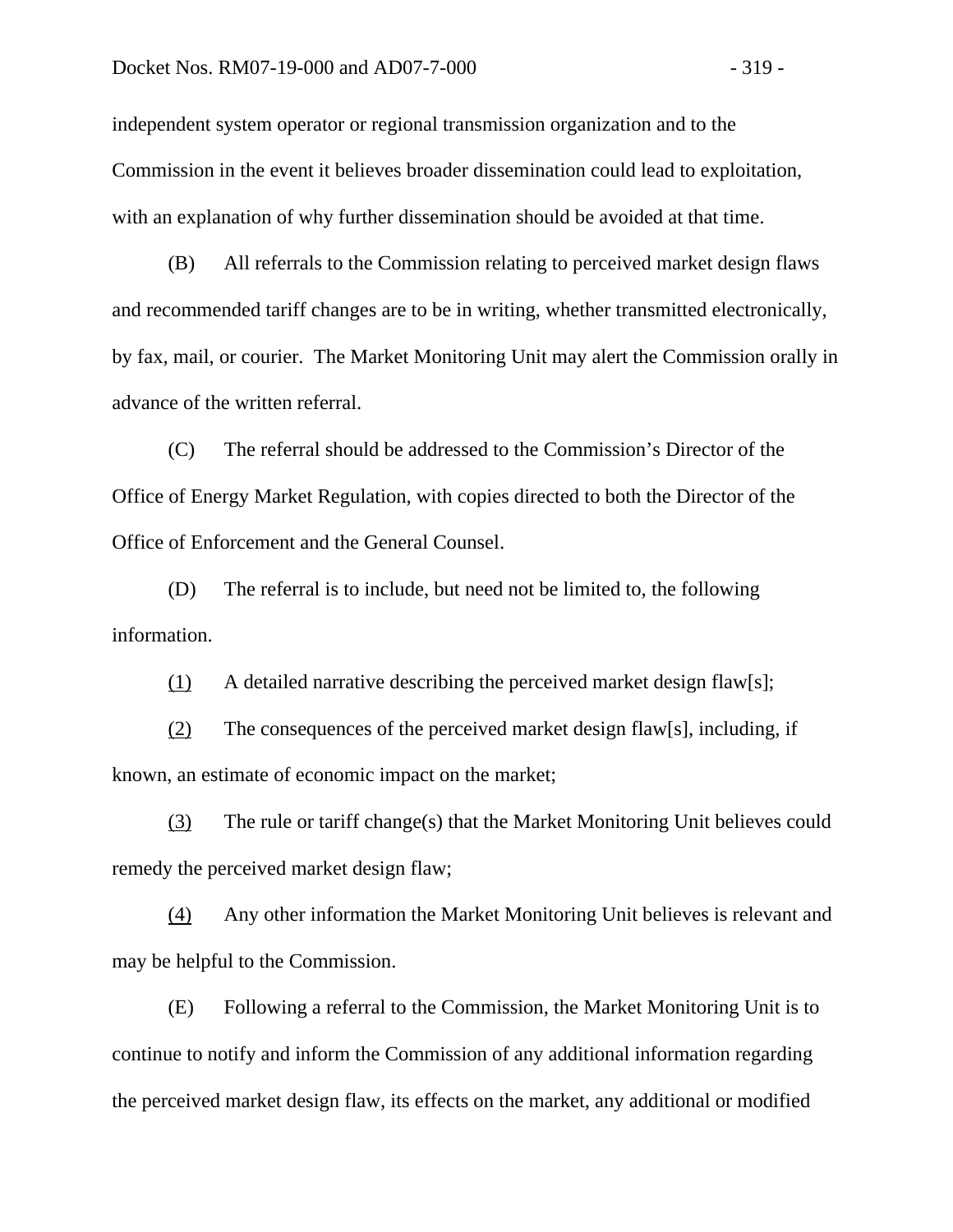independent system operator or regional transmission organization and to the Commission in the event it believes broader dissemination could lead to exploitation, with an explanation of why further dissemination should be avoided at that time.

(B) All referrals to the Commission relating to perceived market design flaws and recommended tariff changes are to be in writing, whether transmitted electronically, by fax, mail, or courier. The Market Monitoring Unit may alert the Commission orally in advance of the written referral.

(C) The referral should be addressed to the Commission's Director of the Office of Energy Market Regulation, with copies directed to both the Director of the Office of Enforcement and the General Counsel.

(D) The referral is to include, but need not be limited to, the following information.

(1) A detailed narrative describing the perceived market design flaw[s];

(2) The consequences of the perceived market design flaw[s], including, if known, an estimate of economic impact on the market;

(3) The rule or tariff change(s) that the Market Monitoring Unit believes could remedy the perceived market design flaw;

(4) Any other information the Market Monitoring Unit believes is relevant and may be helpful to the Commission.

(E) Following a referral to the Commission, the Market Monitoring Unit is to continue to notify and inform the Commission of any additional information regarding the perceived market design flaw, its effects on the market, any additional or modified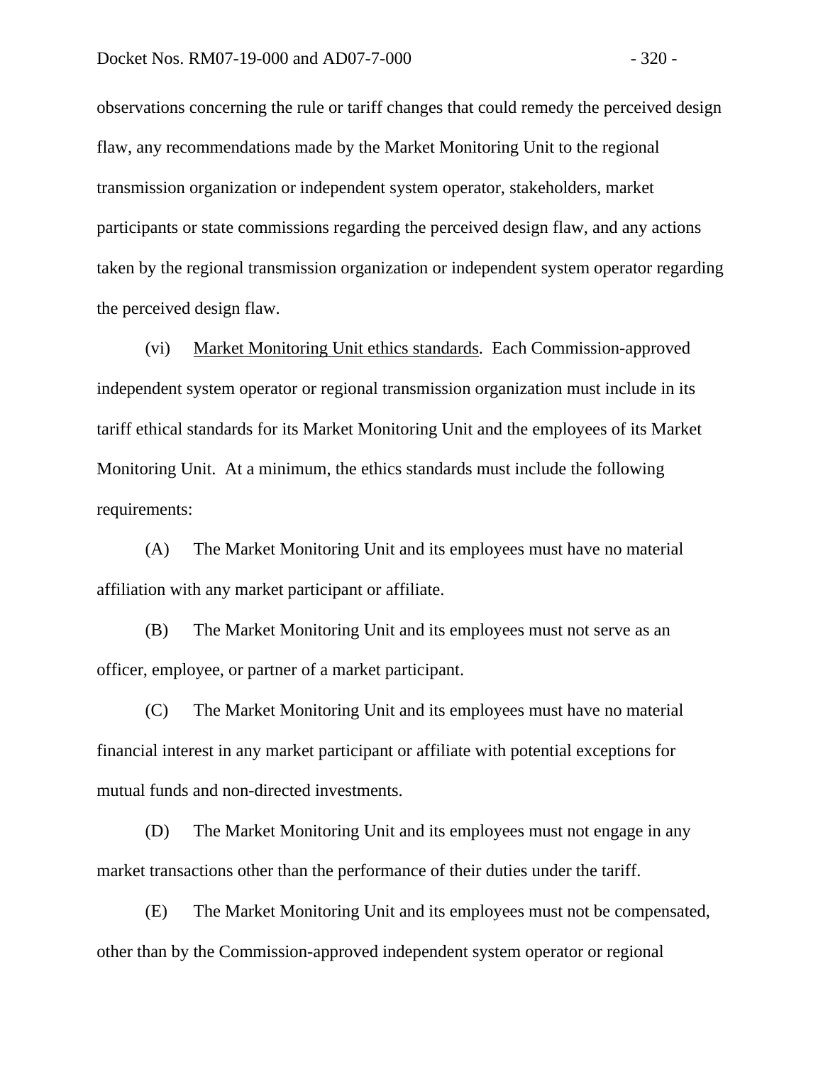observations concerning the rule or tariff changes that could remedy the perceived design flaw, any recommendations made by the Market Monitoring Unit to the regional transmission organization or independent system operator, stakeholders, market participants or state commissions regarding the perceived design flaw, and any actions taken by the regional transmission organization or independent system operator regarding the perceived design flaw.

(vi) Market Monitoring Unit ethics standards. Each Commission-approved independent system operator or regional transmission organization must include in its tariff ethical standards for its Market Monitoring Unit and the employees of its Market Monitoring Unit. At a minimum, the ethics standards must include the following requirements:

(A) The Market Monitoring Unit and its employees must have no material affiliation with any market participant or affiliate.

(B) The Market Monitoring Unit and its employees must not serve as an officer, employee, or partner of a market participant.

(C) The Market Monitoring Unit and its employees must have no material financial interest in any market participant or affiliate with potential exceptions for mutual funds and non-directed investments.

(D) The Market Monitoring Unit and its employees must not engage in any market transactions other than the performance of their duties under the tariff.

(E) The Market Monitoring Unit and its employees must not be compensated, other than by the Commission-approved independent system operator or regional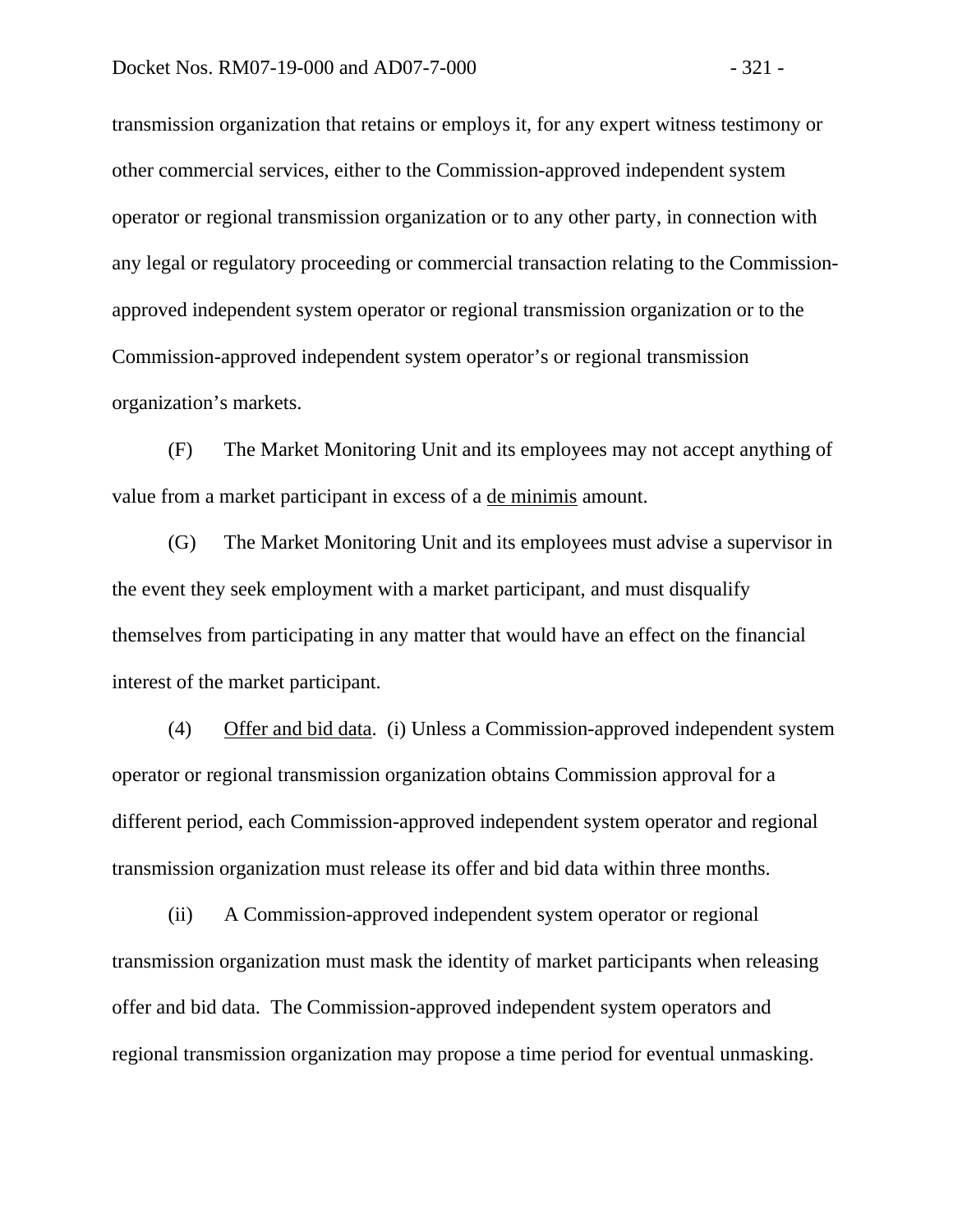transmission organization that retains or employs it, for any expert witness testimony or other commercial services, either to the Commission-approved independent system operator or regional transmission organization or to any other party, in connection with any legal or regulatory proceeding or commercial transaction relating to the Commission-approved independent system operator or regional transmission organization or to the Commission-approved independent system operator's or regional transmission organization's markets.

(F) The Market Monitoring Unit and its employees may not accept anything of value from a market participant in excess of a de minimis amount.

(G) The Market Monitoring Unit and its employees must advise a supervisor in the event they seek employment with a market participant, and must disqualify themselves from participating in any matter that would have an effect on the financial interest of the market participant.

(4) Offer and bid data. (i) Unless a Commission-approved independent system operator or regional transmission organization obtains Commission approval for a different period, each Commission-approved independent system operator and regional transmission organization must release its offer and bid data within three months.

(ii) A Commission-approved independent system operator or regional transmission organization must mask the identity of market participants when releasing offer and bid data. The Commission-approved independent system operators and regional transmission organization may propose a time period for eventual unmasking.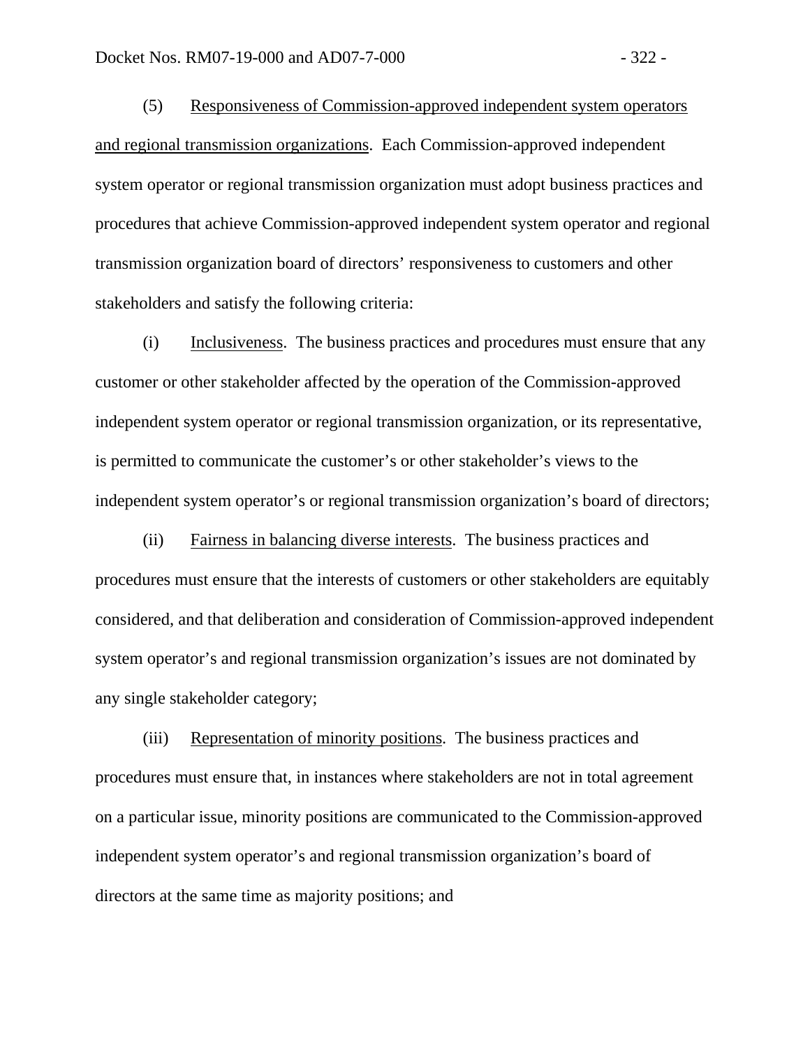(5) Responsiveness of Commission-approved independent system operators and regional transmission organizations. Each Commission-approved independent system operator or regional transmission organization must adopt business practices and procedures that achieve Commission-approved independent system operator and regional transmission organization board of directors' responsiveness to customers and other stakeholders and satisfy the following criteria:

(i) Inclusiveness. The business practices and procedures must ensure that any customer or other stakeholder affected by the operation of the Commission-approved independent system operator or regional transmission organization, or its representative, is permitted to communicate the customer's or other stakeholder's views to the independent system operator's or regional transmission organization's board of directors;

(ii) Fairness in balancing diverse interests. The business practices and procedures must ensure that the interests of customers or other stakeholders are equitably considered, and that deliberation and consideration of Commission-approved independent system operator's and regional transmission organization's issues are not dominated by any single stakeholder category;

(iii) Representation of minority positions. The business practices and procedures must ensure that, in instances where stakeholders are not in total agreement on a particular issue, minority positions are communicated to the Commission-approved independent system operator's and regional transmission organization's board of directors at the same time as majority positions; and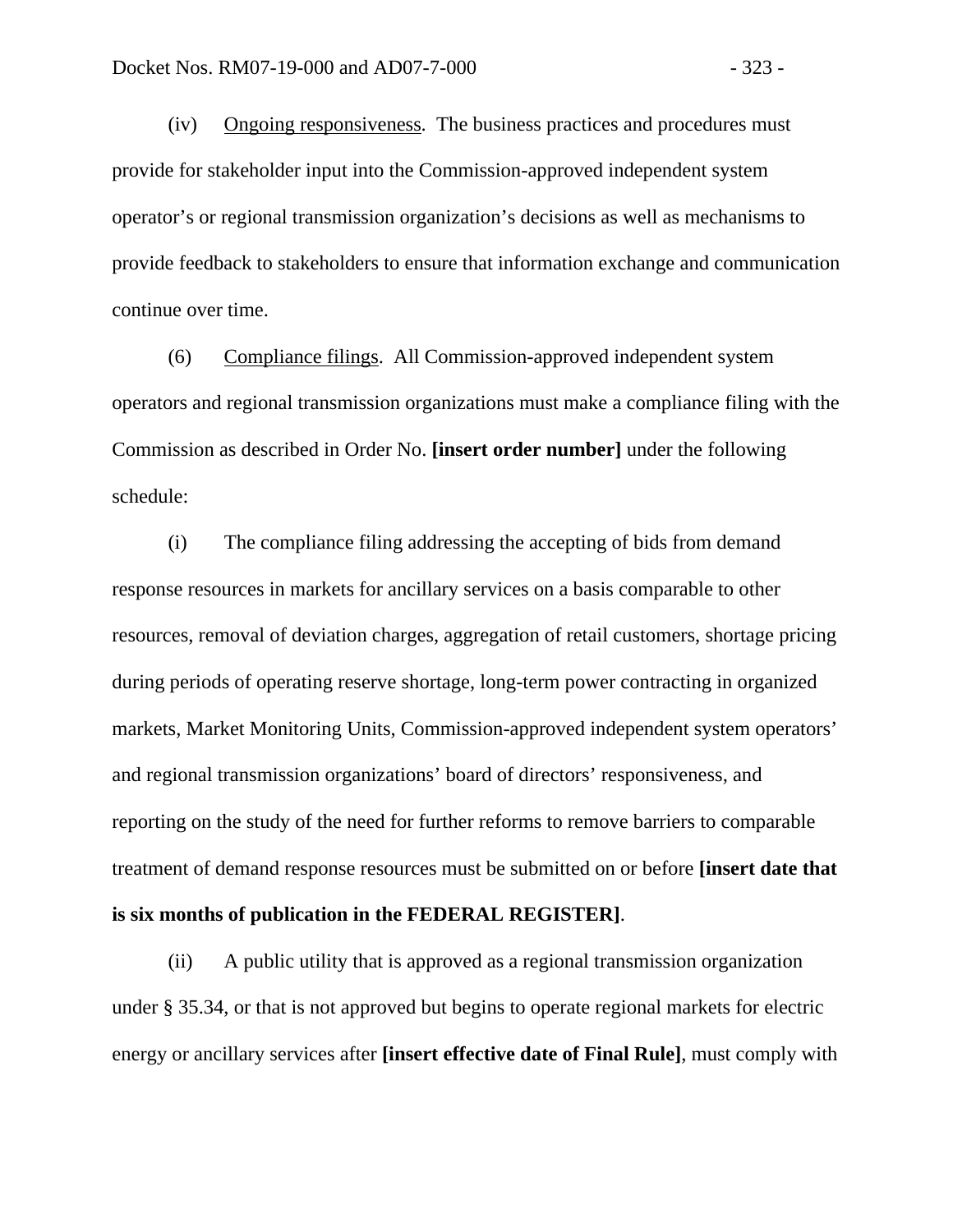(iv) Ongoing responsiveness. The business practices and procedures must provide for stakeholder input into the Commission-approved independent system operator's or regional transmission organization's decisions as well as mechanisms to provide feedback to stakeholders to ensure that information exchange and communication continue over time.

(6) Compliance filings. All Commission-approved independent system operators and regional transmission organizations must make a compliance filing with the Commission as described in Order No. **[insert order number]** under the following schedule:

(i) The compliance filing addressing the accepting of bids from demand response resources in markets for ancillary services on a basis comparable to other resources, removal of deviation charges, aggregation of retail customers, shortage pricing during periods of operating reserve shortage, long-term power contracting in organized markets, Market Monitoring Units, Commission-approved independent system operators' and regional transmission organizations' board of directors' responsiveness, and reporting on the study of the need for further reforms to remove barriers to comparable treatment of demand response resources must be submitted on or before **[insert date that is six months of publication in the FEDERAL REGISTER]**.

(ii) A public utility that is approved as a regional transmission organization under § 35.34, or that is not approved but begins to operate regional markets for electric energy or ancillary services after **[insert effective date of Final Rule]**, must comply with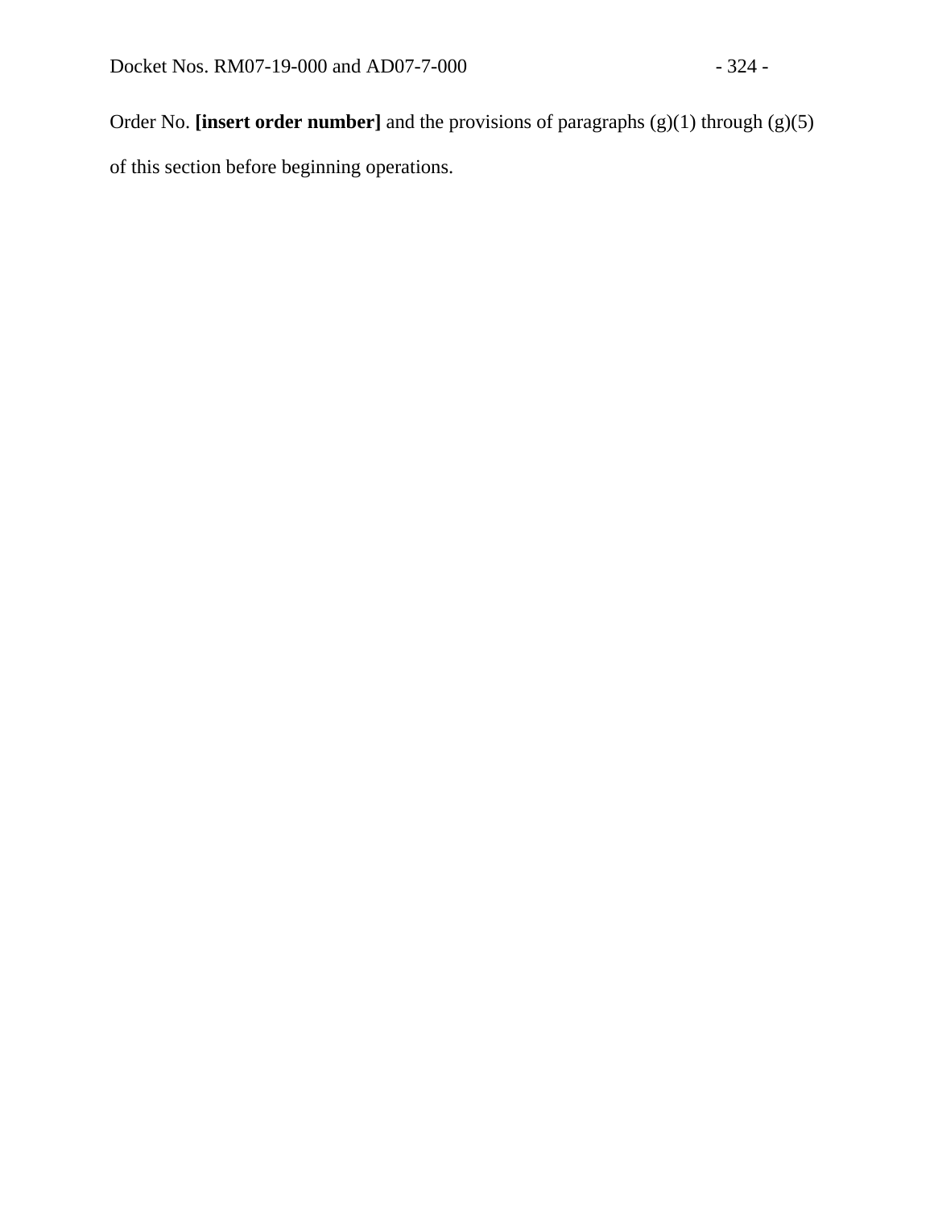Order No. **[insert order number]** and the provisions of paragraphs (g)(1) through (g)(5) of this section before beginning operations.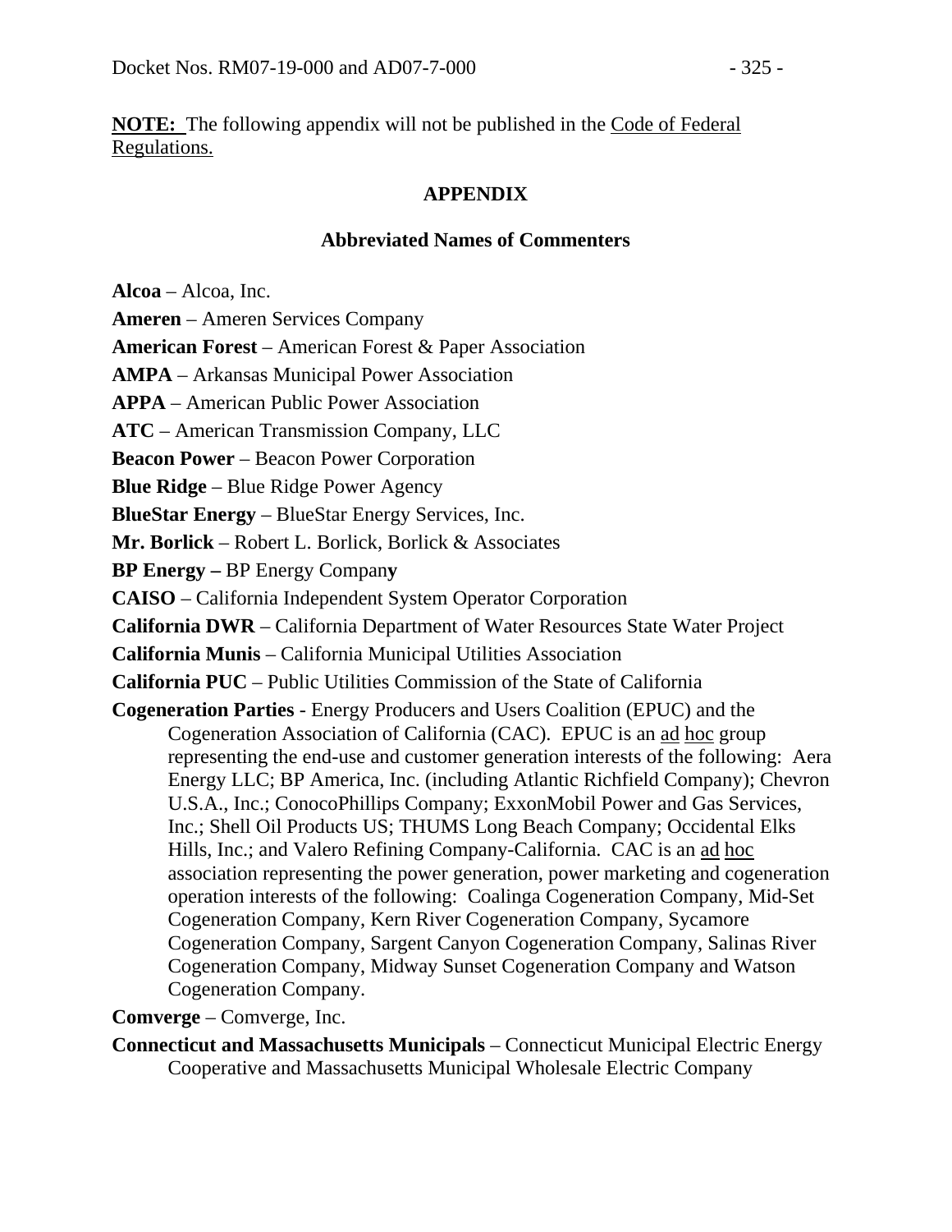**NOTE:** The following appendix will not be published in the Code of Federal Regulations.

**APPENDIX**

**Abbreviated Names of Commenters**

**Alcoa** – Alcoa, Inc.

**Ameren** – Ameren Services Company

**American Forest** – American Forest & Paper Association

**AMPA** – Arkansas Municipal Power Association

**APPA** – American Public Power Association

**ATC** – American Transmission Company, LLC

**Beacon Power** – Beacon Power Corporation

**Blue Ridge** – Blue Ridge Power Agency

**BlueStar Energy** – BlueStar Energy Services, Inc.

**Mr. Borlick** – Robert L. Borlick, Borlick & Associates

**BP Energy –** BP Energy Company

**CAISO** – California Independent System Operator Corporation

**California DWR** – California Department of Water Resources State Water Project

**California Munis** – California Municipal Utilities Association

**California PUC** – Public Utilities Commission of the State of California

**Cogeneration Parties** - Energy Producers and Users Coalition (EPUC) and the Cogeneration Association of California (CAC). EPUC is an ad hoc group representing the end-use and customer generation interests of the following: Aera Energy LLC; BP America, Inc. (including Atlantic Richfield Company); Chevron U.S.A., Inc.; ConocoPhillips Company; ExxonMobil Power and Gas Services, Inc.; Shell Oil Products US; THUMS Long Beach Company; Occidental Elks Hills, Inc.; and Valero Refining Company-California. CAC is an ad hoc association representing the power generation, power marketing and cogeneration operation interests of the following: Coalinga Cogeneration Company, Mid-Set Cogeneration Company, Kern River Cogeneration Company, Sycamore Cogeneration Company, Sargent Canyon Cogeneration Company, Salinas River Cogeneration Company, Midway Sunset Cogeneration Company and Watson Cogeneration Company.

**Comverge** – Comverge, Inc.

**Connecticut and Massachusetts Municipals** – Connecticut Municipal Electric Energy Cooperative and Massachusetts Municipal Wholesale Electric Company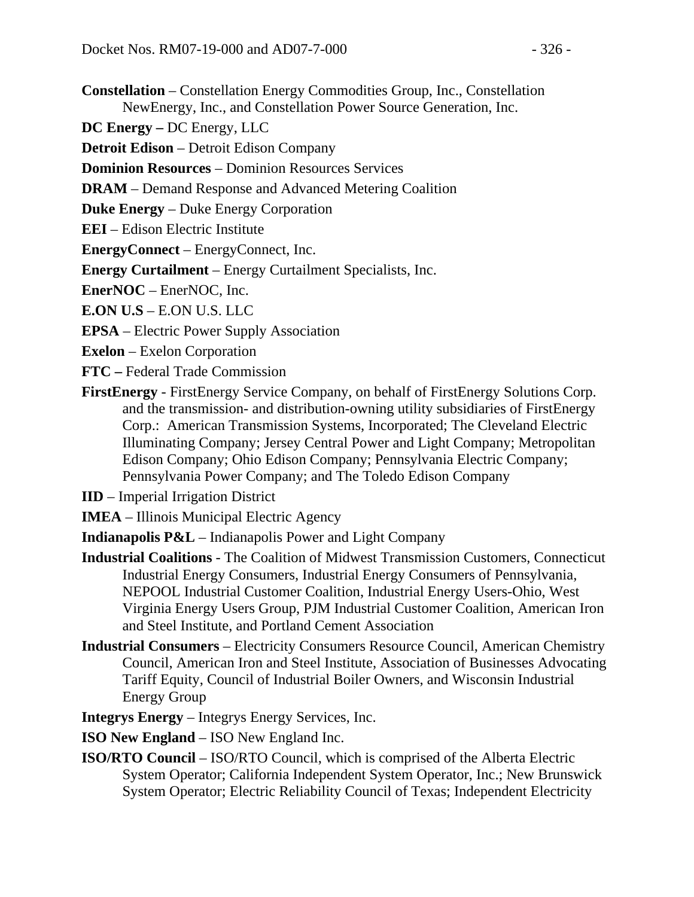**Constellation** – Constellation Energy Commodities Group, Inc., Constellation NewEnergy, Inc., and Constellation Power Source Generation, Inc.

**DC Energy –** DC Energy, LLC

**Detroit Edison** – Detroit Edison Company

**Dominion Resources** – Dominion Resources Services

**DRAM** – Demand Response and Advanced Metering Coalition

**Duke Energy** – Duke Energy Corporation

**EEI** – Edison Electric Institute

**EnergyConnect** – EnergyConnect, Inc.

**Energy Curtailment** – Energy Curtailment Specialists, Inc.

**EnerNOC** – EnerNOC, Inc.

**E.ON U.S** – E.ON U.S. LLC

**EPSA** – Electric Power Supply Association

**Exelon** – Exelon Corporation

**FTC –** Federal Trade Commission

**FirstEnergy** - FirstEnergy Service Company, on behalf of FirstEnergy Solutions Corp. and the transmission- and distribution-owning utility subsidiaries of FirstEnergy Corp.: American Transmission Systems, Incorporated; The Cleveland Electric Illuminating Company; Jersey Central Power and Light Company; Metropolitan Edison Company; Ohio Edison Company; Pennsylvania Electric Company; Pennsylvania Power Company; and The Toledo Edison Company

**IID** – Imperial Irrigation District

**IMEA** – Illinois Municipal Electric Agency

**Indianapolis P&L** – Indianapolis Power and Light Company

**Industrial Coalitions** - The Coalition of Midwest Transmission Customers, Connecticut Industrial Energy Consumers, Industrial Energy Consumers of Pennsylvania, NEPOOL Industrial Customer Coalition, Industrial Energy Users-Ohio, West Virginia Energy Users Group, PJM Industrial Customer Coalition, American Iron and Steel Institute, and Portland Cement Association

**Industrial Consumers** – Electricity Consumers Resource Council, American Chemistry Council, American Iron and Steel Institute, Association of Businesses Advocating Tariff Equity, Council of Industrial Boiler Owners, and Wisconsin Industrial Energy Group

**Integrys Energy** – Integrys Energy Services, Inc.

**ISO New England** – ISO New England Inc.

**ISO/RTO Council** – ISO/RTO Council, which is comprised of the Alberta Electric System Operator; California Independent System Operator, Inc.; New Brunswick System Operator; Electric Reliability Council of Texas; Independent Electricity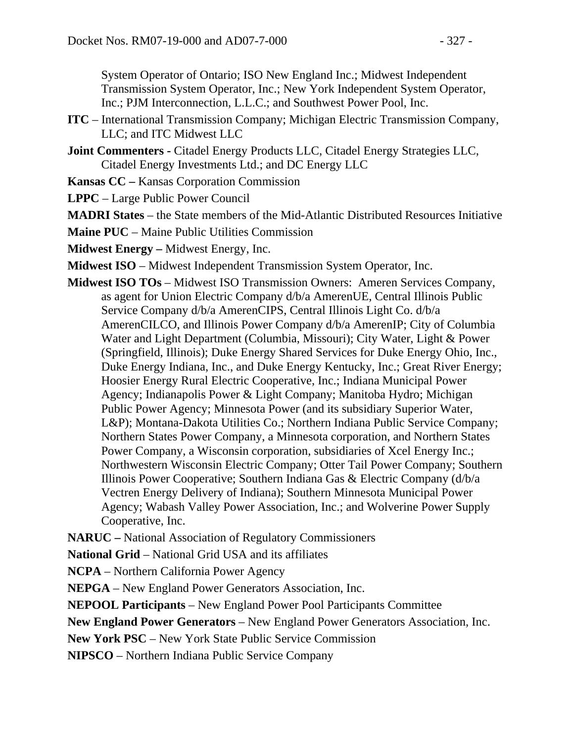System Operator of Ontario; ISO New England Inc.; Midwest Independent Transmission System Operator, Inc.; New York Independent System Operator, Inc.; PJM Interconnection, L.L.C.; and Southwest Power Pool, Inc.

**ITC** – International Transmission Company; Michigan Electric Transmission Company, LLC; and ITC Midwest LLC

**Joint Commenters -** Citadel Energy Products LLC, Citadel Energy Strategies LLC, Citadel Energy Investments Ltd.; and DC Energy LLC

**Kansas CC –** Kansas Corporation Commission

**LPPC** – Large Public Power Council

**MADRI States** – the State members of the Mid-Atlantic Distributed Resources Initiative

**Maine PUC** – Maine Public Utilities Commission

**Midwest Energy –** Midwest Energy, Inc.

**Midwest ISO** – Midwest Independent Transmission System Operator, Inc.

**Midwest ISO TOs** – Midwest ISO Transmission Owners: Ameren Services Company, as agent for Union Electric Company d/b/a AmerenUE, Central Illinois Public Service Company d/b/a AmerenCIPS, Central Illinois Light Co. d/b/a AmerenCILCO, and Illinois Power Company d/b/a AmerenIP; City of Columbia Water and Light Department (Columbia, Missouri); City Water, Light & Power (Springfield, Illinois); Duke Energy Shared Services for Duke Energy Ohio, Inc., Duke Energy Indiana, Inc., and Duke Energy Kentucky, Inc.; Great River Energy; Hoosier Energy Rural Electric Cooperative, Inc.; Indiana Municipal Power Agency; Indianapolis Power & Light Company; Manitoba Hydro; Michigan Public Power Agency; Minnesota Power (and its subsidiary Superior Water, L&P); Montana-Dakota Utilities Co.; Northern Indiana Public Service Company; Northern States Power Company, a Minnesota corporation, and Northern States Power Company, a Wisconsin corporation, subsidiaries of Xcel Energy Inc.; Northwestern Wisconsin Electric Company; Otter Tail Power Company; Southern Illinois Power Cooperative; Southern Indiana Gas & Electric Company (d/b/a Vectren Energy Delivery of Indiana); Southern Minnesota Municipal Power Agency; Wabash Valley Power Association, Inc.; and Wolverine Power Supply Cooperative, Inc.

**NARUC –** National Association of Regulatory Commissioners

**National Grid** – National Grid USA and its affiliates

**NCPA** – Northern California Power Agency

**NEPGA** – New England Power Generators Association, Inc.

**NEPOOL Participants** – New England Power Pool Participants Committee

**New England Power Generators** – New England Power Generators Association, Inc.

**New York PSC** – New York State Public Service Commission

**NIPSCO** – Northern Indiana Public Service Company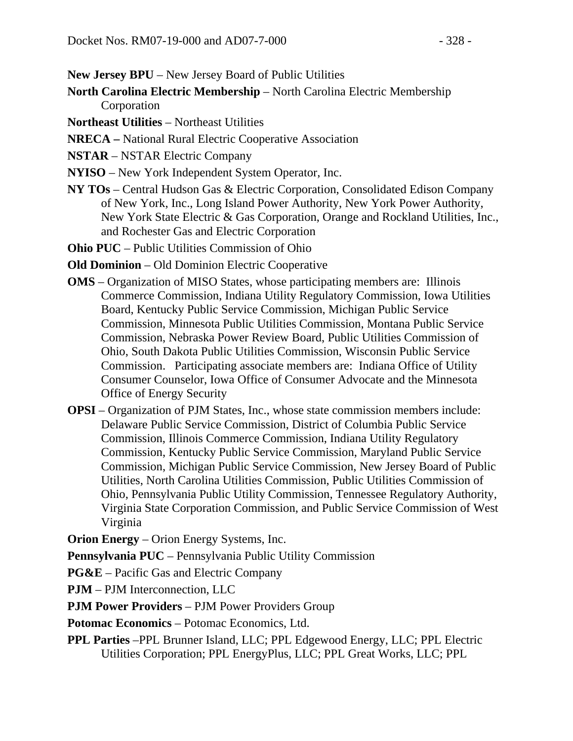**New Jersey BPU** – New Jersey Board of Public Utilities

**North Carolina Electric Membership** – North Carolina Electric Membership Corporation

**Northeast Utilities** – Northeast Utilities

**NRECA –** National Rural Electric Cooperative Association

**NSTAR** – NSTAR Electric Company

**NYISO** – New York Independent System Operator, Inc.

**NY TOs** – Central Hudson Gas & Electric Corporation, Consolidated Edison Company of New York, Inc., Long Island Power Authority, New York Power Authority, New York State Electric & Gas Corporation, Orange and Rockland Utilities, Inc., and Rochester Gas and Electric Corporation

**Ohio PUC** – Public Utilities Commission of Ohio

**Old Dominion** – Old Dominion Electric Cooperative

**OMS** – Organization of MISO States, whose participating members are: Illinois Commerce Commission, Indiana Utility Regulatory Commission, Iowa Utilities Board, Kentucky Public Service Commission, Michigan Public Service Commission, Minnesota Public Utilities Commission, Montana Public Service Commission, Nebraska Power Review Board, Public Utilities Commission of Ohio, South Dakota Public Utilities Commission, Wisconsin Public Service Commission. Participating associate members are: Indiana Office of Utility Consumer Counselor, Iowa Office of Consumer Advocate and the Minnesota Office of Energy Security

**OPSI** – Organization of PJM States, Inc., whose state commission members include: Delaware Public Service Commission, District of Columbia Public Service Commission, Illinois Commerce Commission, Indiana Utility Regulatory Commission, Kentucky Public Service Commission, Maryland Public Service Commission, Michigan Public Service Commission, New Jersey Board of Public Utilities, North Carolina Utilities Commission, Public Utilities Commission of Ohio, Pennsylvania Public Utility Commission, Tennessee Regulatory Authority, Virginia State Corporation Commission, and Public Service Commission of West Virginia

**Orion Energy** – Orion Energy Systems, Inc.

**Pennsylvania PUC** – Pennsylvania Public Utility Commission

**PG&E** – Pacific Gas and Electric Company

**PJM** – PJM Interconnection, LLC

**PJM Power Providers** – PJM Power Providers Group

**Potomac Economics** – Potomac Economics, Ltd.

**PPL Parties** –PPL Brunner Island, LLC; PPL Edgewood Energy, LLC; PPL Electric Utilities Corporation; PPL EnergyPlus, LLC; PPL Great Works, LLC; PPL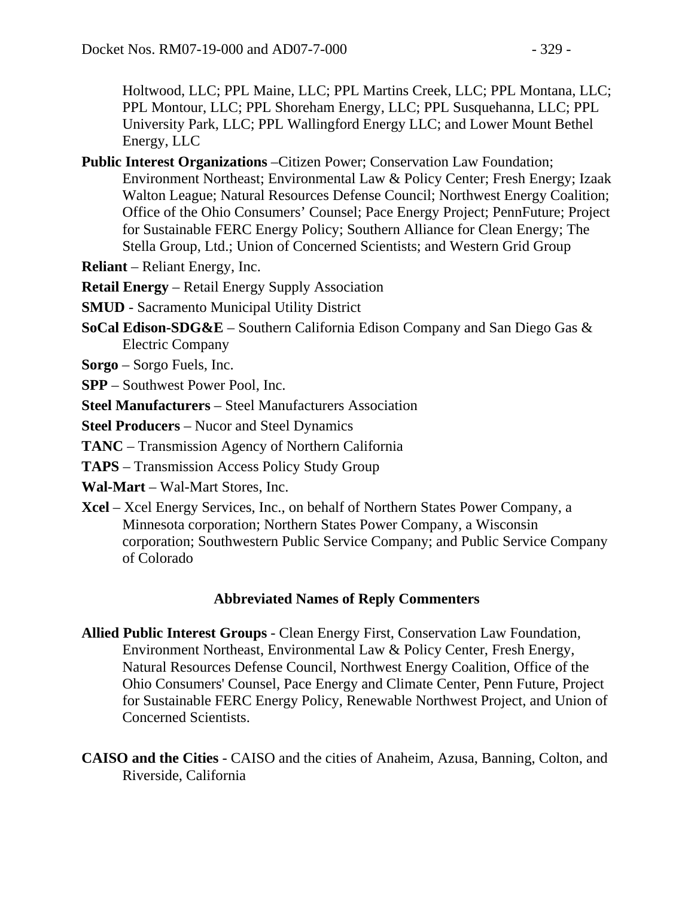Holtwood, LLC; PPL Maine, LLC; PPL Martins Creek, LLC; PPL Montana, LLC; PPL Montour, LLC; PPL Shoreham Energy, LLC; PPL Susquehanna, LLC; PPL University Park, LLC; PPL Wallingford Energy LLC; and Lower Mount Bethel Energy, LLC

**Public Interest Organizations** –Citizen Power; Conservation Law Foundation; Environment Northeast; Environmental Law & Policy Center; Fresh Energy; Izaak Walton League; Natural Resources Defense Council; Northwest Energy Coalition; Office of the Ohio Consumers' Counsel; Pace Energy Project; PennFuture; Project for Sustainable FERC Energy Policy; Southern Alliance for Clean Energy; The Stella Group, Ltd.; Union of Concerned Scientists; and Western Grid Group

**Reliant** – Reliant Energy, Inc.

**Retail Energy** – Retail Energy Supply Association

**SMUD** - Sacramento Municipal Utility District

**SoCal Edison-SDG&E** – Southern California Edison Company and San Diego Gas & Electric Company

**Sorgo** – Sorgo Fuels, Inc.

**SPP** – Southwest Power Pool, Inc.

**Steel Manufacturers** – Steel Manufacturers Association

**Steel Producers** – Nucor and Steel Dynamics

**TANC** – Transmission Agency of Northern California

**TAPS** – Transmission Access Policy Study Group

**Wal-Mart** – Wal-Mart Stores, Inc.

**Xcel** – Xcel Energy Services, Inc., on behalf of Northern States Power Company, a Minnesota corporation; Northern States Power Company, a Wisconsin corporation; Southwestern Public Service Company; and Public Service Company of Colorado

## Abbreviated Names of Reply Commenters

**Allied Public Interest Groups** - Clean Energy First, Conservation Law Foundation, Environment Northeast, Environmental Law & Policy Center, Fresh Energy, Natural Resources Defense Council, Northwest Energy Coalition, Office of the Ohio Consumers' Counsel, Pace Energy and Climate Center, Penn Future, Project for Sustainable FERC Energy Policy, Renewable Northwest Project, and Union of Concerned Scientists.

**CAISO and the Cities** - CAISO and the cities of Anaheim, Azusa, Banning, Colton, and Riverside, California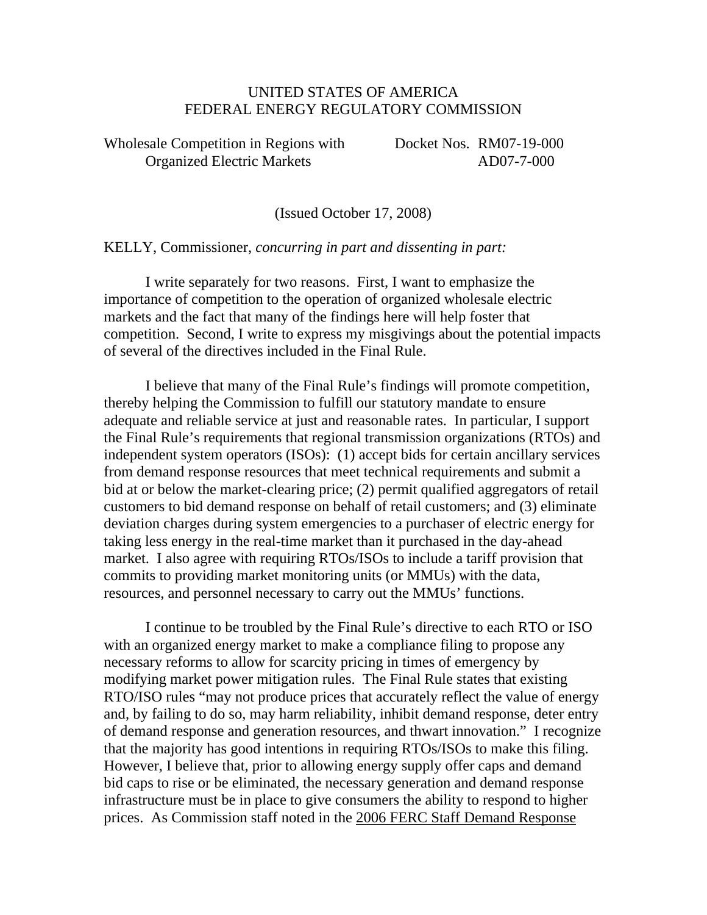UNITED STATES OF AMERICA
FEDERAL ENERGY REGULATORY COMMISSION

Wholesale Competition in Regions with Organized Electric Markets

Docket Nos. RM07-19-000
AD07-7-000

(Issued October 17, 2008)

KELLY, Commissioner, *concurring in part and dissenting in part:*

I write separately for two reasons. First, I want to emphasize the importance of competition to the operation of organized wholesale electric markets and the fact that many of the findings here will help foster that competition. Second, I write to express my misgivings about the potential impacts of several of the directives included in the Final Rule.

I believe that many of the Final Rule's findings will promote competition, thereby helping the Commission to fulfill our statutory mandate to ensure adequate and reliable service at just and reasonable rates. In particular, I support the Final Rule's requirements that regional transmission organizations (RTOs) and independent system operators (ISOs): (1) accept bids for certain ancillary services from demand response resources that meet technical requirements and submit a bid at or below the market-clearing price; (2) permit qualified aggregators of retail customers to bid demand response on behalf of retail customers; and (3) eliminate deviation charges during system emergencies to a purchaser of electric energy for taking less energy in the real-time market than it purchased in the day-ahead market. I also agree with requiring RTOs/ISOs to include a tariff provision that commits to providing market monitoring units (or MMUs) with the data, resources, and personnel necessary to carry out the MMUs' functions.

I continue to be troubled by the Final Rule's directive to each RTO or ISO with an organized energy market to make a compliance filing to propose any necessary reforms to allow for scarcity pricing in times of emergency by modifying market power mitigation rules. The Final Rule states that existing RTO/ISO rules "may not produce prices that accurately reflect the value of energy and, by failing to do so, may harm reliability, inhibit demand response, deter entry of demand response and generation resources, and thwart innovation." I recognize that the majority has good intentions in requiring RTOs/ISOs to make this filing. However, I believe that, prior to allowing energy supply offer caps and demand bid caps to rise or be eliminated, the necessary generation and demand response infrastructure must be in place to give consumers the ability to respond to higher prices. As Commission staff noted in the 2006 FERC Staff Demand Response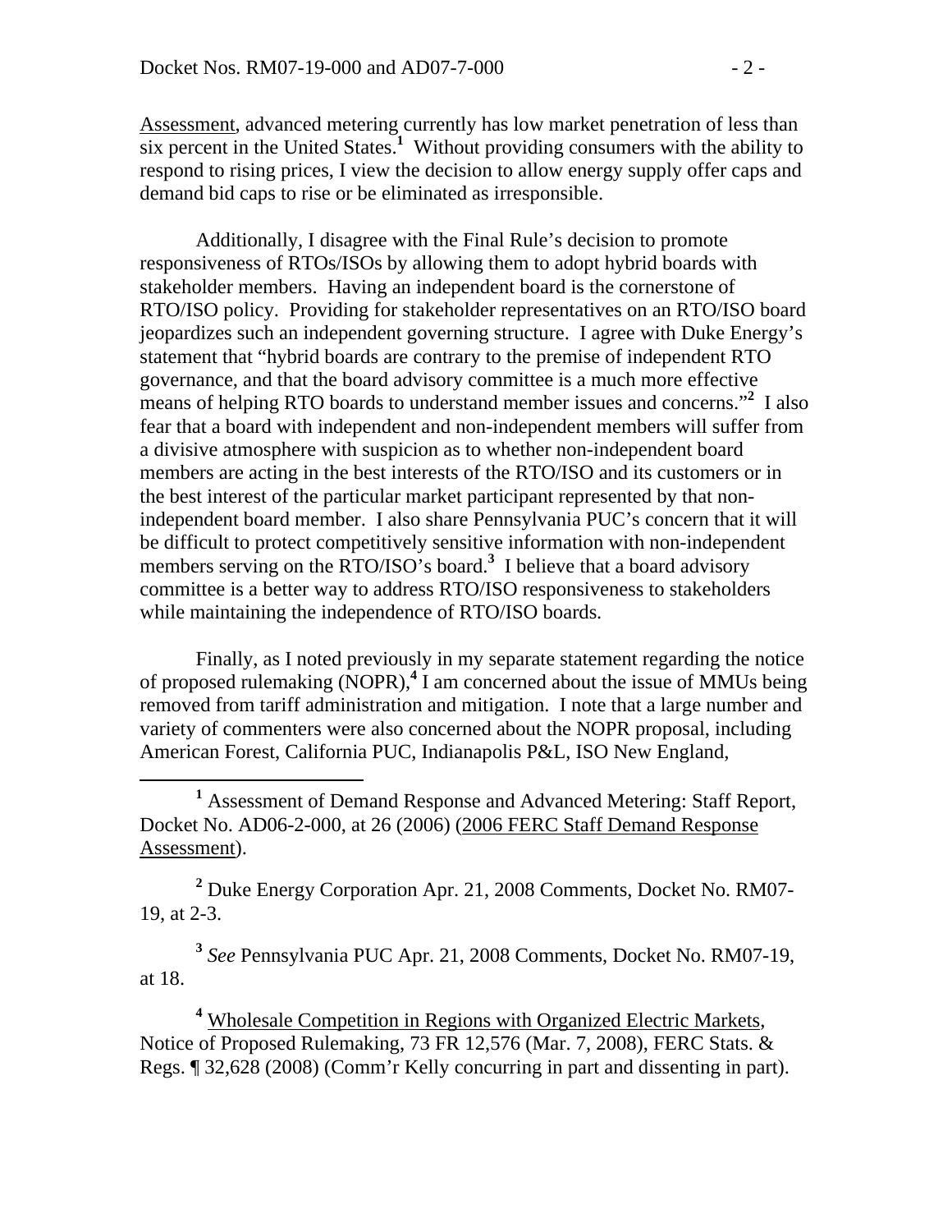Assessment, advanced metering currently has low market penetration of less than six percent in the United States.[1] Without providing consumers with the ability to respond to rising prices, I view the decision to allow energy supply offer caps and demand bid caps to rise or be eliminated as irresponsible.

Additionally, I disagree with the Final Rule's decision to promote responsiveness of RTOs/ISOs by allowing them to adopt hybrid boards with stakeholder members. Having an independent board is the cornerstone of RTO/ISO policy. Providing for stakeholder representatives on an RTO/ISO board jeopardizes such an independent governing structure. I agree with Duke Energy's statement that "hybrid boards are contrary to the premise of independent RTO governance, and that the board advisory committee is a much more effective means of helping RTO boards to understand member issues and concerns."[2] I also fear that a board with independent and non-independent members will suffer from a divisive atmosphere with suspicion as to whether non-independent board members are acting in the best interests of the RTO/ISO and its customers or in the best interest of the particular market participant represented by that non-independent board member. I also share Pennsylvania PUC's concern that it will be difficult to protect competitively sensitive information with non-independent members serving on the RTO/ISO's board.[3] I believe that a board advisory committee is a better way to address RTO/ISO responsiveness to stakeholders while maintaining the independence of RTO/ISO boards.

Finally, as I noted previously in my separate statement regarding the notice of proposed rulemaking (NOPR),[4] I am concerned about the issue of MMUs being removed from tariff administration and mitigation. I note that a large number and variety of commenters were also concerned about the NOPR proposal, including American Forest, California PUC, Indianapolis P&L, ISO New England,

---

[1] Assessment of Demand Response and Advanced Metering: Staff Report, Docket No. AD06-2-000, at 26 (2006) (2006 FERC Staff Demand Response Assessment).

[2] Duke Energy Corporation Apr. 21, 2008 Comments, Docket No. RM07-19, at 2-3.

[3] *See* Pennsylvania PUC Apr. 21, 2008 Comments, Docket No. RM07-19, at 18.

[4] Wholesale Competition in Regions with Organized Electric Markets, Notice of Proposed Rulemaking, 73 FR 12,576 (Mar. 7, 2008), FERC Stats. & Regs. ¶ 32,628 (2008) (Comm'r Kelly concurring in part and dissenting in part).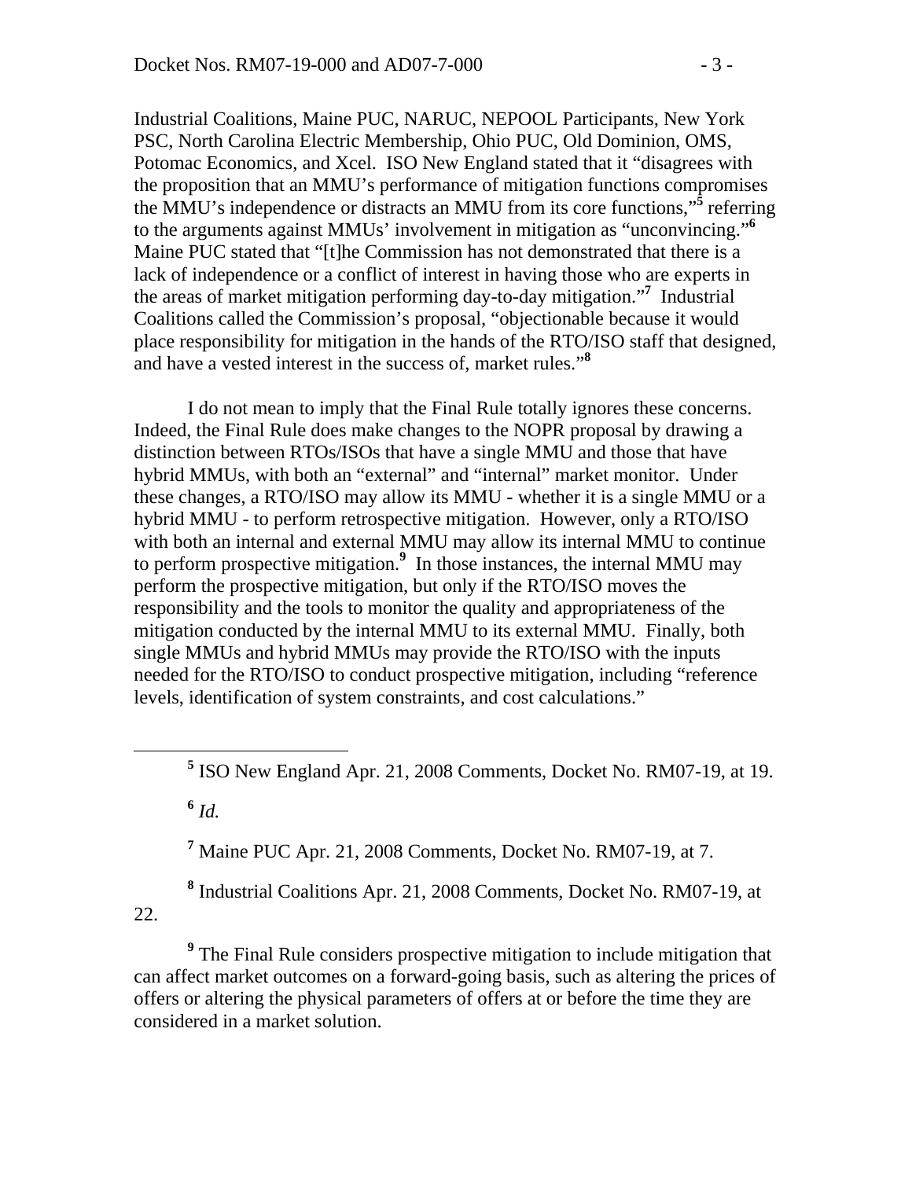Industrial Coalitions, Maine PUC, NARUC, NEPOOL Participants, New York PSC, North Carolina Electric Membership, Ohio PUC, Old Dominion, OMS, Potomac Economics, and Xcel. ISO New England stated that it "disagrees with the proposition that an MMU's performance of mitigation functions compromises the MMU's independence or distracts an MMU from its core functions,"[5] referring to the arguments against MMUs' involvement in mitigation as "unconvincing."[6] Maine PUC stated that "[t]he Commission has not demonstrated that there is a lack of independence or a conflict of interest in having those who are experts in the areas of market mitigation performing day-to-day mitigation."[7] Industrial Coalitions called the Commission's proposal, "objectionable because it would place responsibility for mitigation in the hands of the RTO/ISO staff that designed, and have a vested interest in the success of, market rules."[8]

I do not mean to imply that the Final Rule totally ignores these concerns. Indeed, the Final Rule does make changes to the NOPR proposal by drawing a distinction between RTOs/ISOs that have a single MMU and those that have hybrid MMUs, with both an "external" and "internal" market monitor. Under these changes, a RTO/ISO may allow its MMU - whether it is a single MMU or a hybrid MMU - to perform retrospective mitigation. However, only a RTO/ISO with both an internal and external MMU may allow its internal MMU to continue to perform prospective mitigation.[9] In those instances, the internal MMU may perform the prospective mitigation, but only if the RTO/ISO moves the responsibility and the tools to monitor the quality and appropriateness of the mitigation conducted by the internal MMU to its external MMU. Finally, both single MMUs and hybrid MMUs may provide the RTO/ISO with the inputs needed for the RTO/ISO to conduct prospective mitigation, including "reference levels, identification of system constraints, and cost calculations."

---

[5] ISO New England Apr. 21, 2008 Comments, Docket No. RM07-19, at 19.

[6] *Id.*

[7] Maine PUC Apr. 21, 2008 Comments, Docket No. RM07-19, at 7.

[8] Industrial Coalitions Apr. 21, 2008 Comments, Docket No. RM07-19, at 22.

[9] The Final Rule considers prospective mitigation to include mitigation that can affect market outcomes on a forward-going basis, such as altering the prices of offers or altering the physical parameters of offers at or before the time they are considered in a market solution.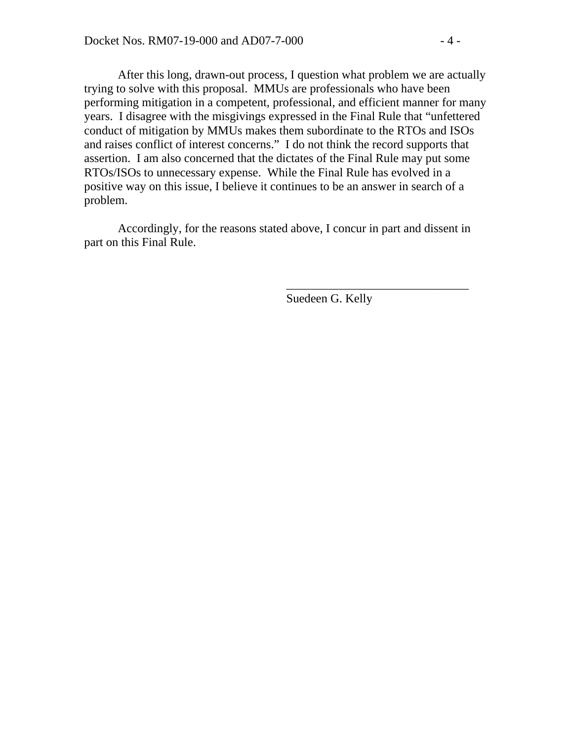After this long, drawn-out process, I question what problem we are actually trying to solve with this proposal. MMUs are professionals who have been performing mitigation in a competent, professional, and efficient manner for many years. I disagree with the misgivings expressed in the Final Rule that "unfettered conduct of mitigation by MMUs makes them subordinate to the RTOs and ISOs and raises conflict of interest concerns." I do not think the record supports that assertion. I am also concerned that the dictates of the Final Rule may put some RTOs/ISOs to unnecessary expense. While the Final Rule has evolved in a positive way on this issue, I believe it continues to be an answer in search of a problem.

Accordingly, for the reasons stated above, I concur in part and dissent in part on this Final Rule.

______________________________
Suedeen G. Kelly